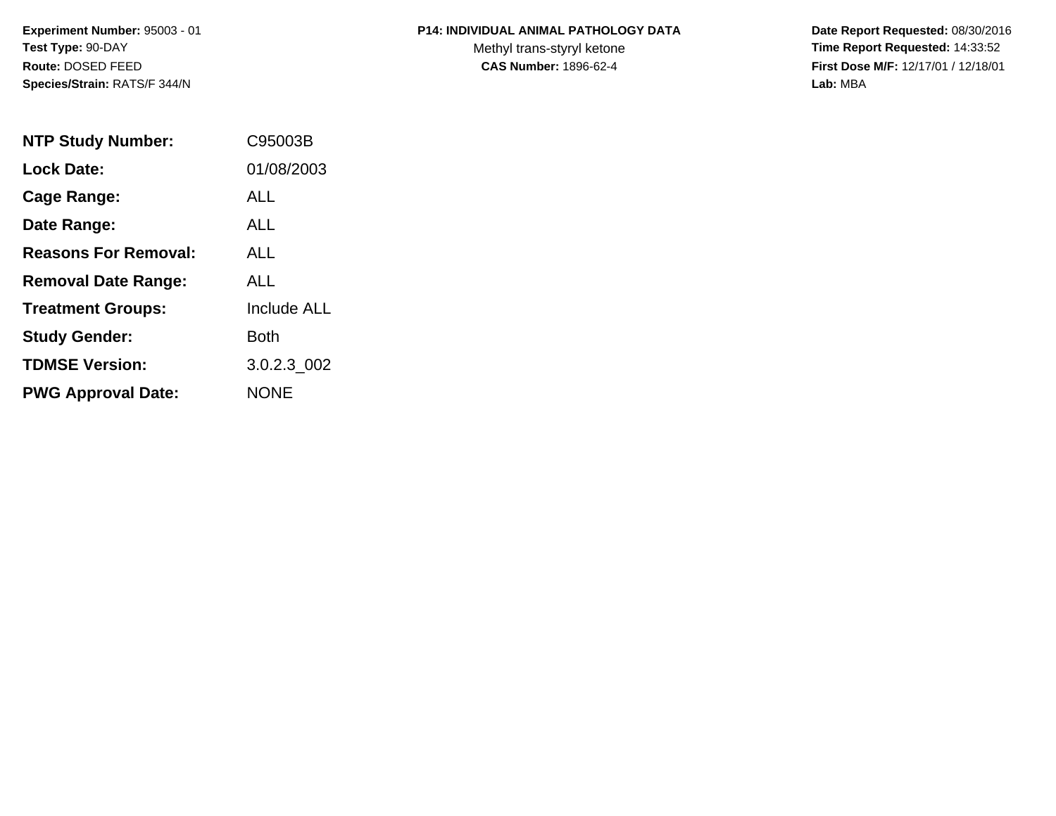**Experiment Number:** 95003 - 01
**Test Type:** 90-DAY
**Route:** DOSED FEED
**Species/Strain:** RATS/F 344/N

**P14: INDIVIDUAL ANIMAL PATHOLOGY DATA**
Methyl trans-styryl ketone
**CAS Number:** 1896-62-4

**Date Report Requested:** 08/30/2016
**Time Report Requested:** 14:33:52
**First Dose M/F:** 12/17/01 / 12/18/01
**Lab:** MBA

| | |
|---|---|
| **NTP Study Number:** | C95003B |
| **Lock Date:** | 01/08/2003 |
| **Cage Range:** | ALL |
| **Date Range:** | ALL |
| **Reasons For Removal:** | ALL |
| **Removal Date Range:** | ALL |
| **Treatment Groups:** | Include ALL |
| **Study Gender:** | Both |
| **TDMSE Version:** | 3.0.2.3_002 |
| **PWG Approval Date:** | NONE |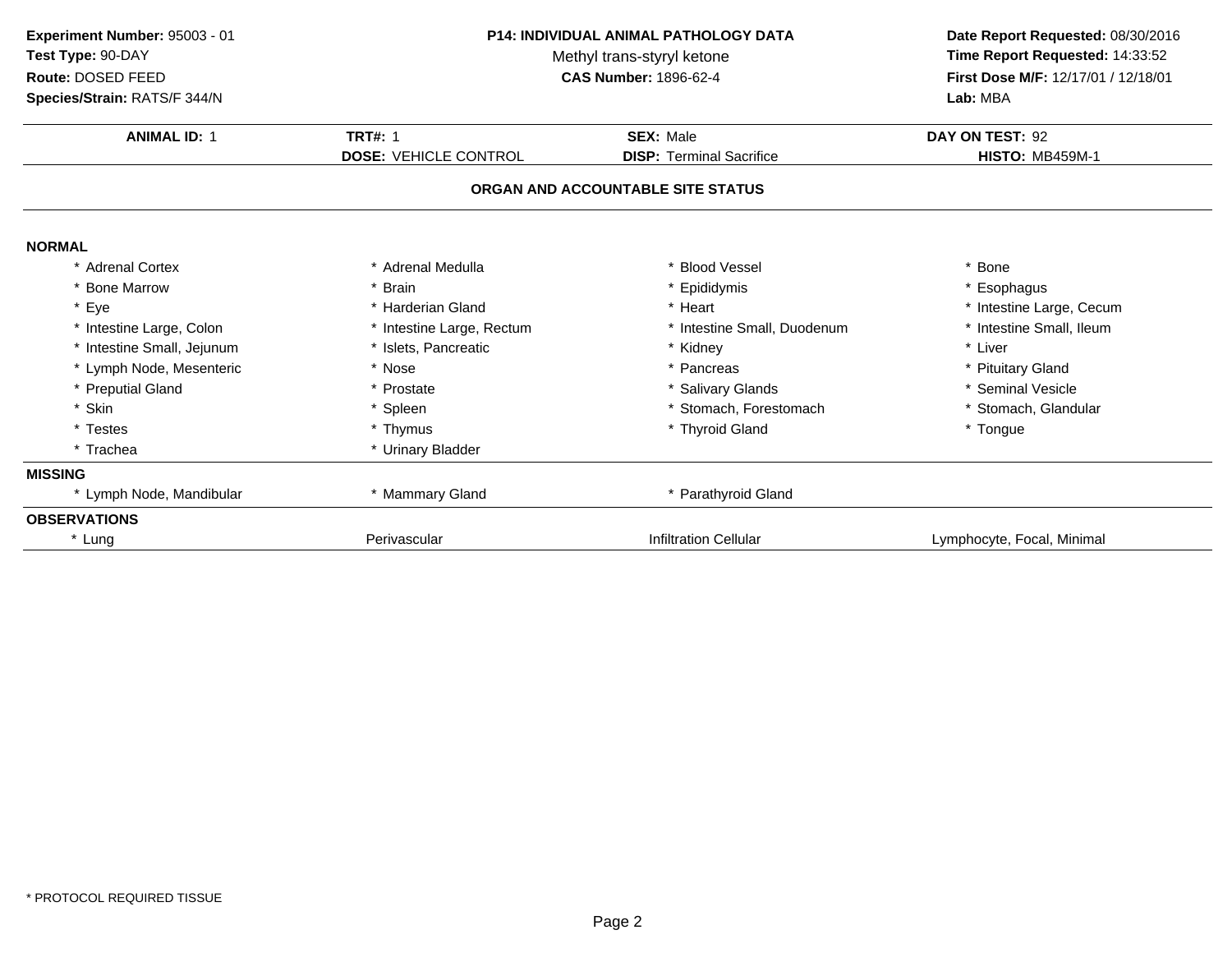**Experiment Number:** 95003 - 01
**Test Type:** 90-DAY
**Route:** DOSED FEED
**Species/Strain:** RATS/F 344/N

**P14: INDIVIDUAL ANIMAL PATHOLOGY DATA**
Methyl trans-styryl ketone
**CAS Number:** 1896-62-4

**Date Report Requested:** 08/30/2016
**Time Report Requested:** 14:33:52
**First Dose M/F:** 12/17/01 / 12/18/01
**Lab:** MBA

| **ANIMAL ID:** 1 | **TRT#:** 1 | **SEX:** Male | **DAY ON TEST:** 92 |
|---|---|---|---|
| | **DOSE:** VEHICLE CONTROL | **DISP:** Terminal Sacrifice | **HISTO:** MB459M-1 |

## ORGAN AND ACCOUNTABLE SITE STATUS

**NORMAL**

| | | | |
|---|---|---|---|
| * Adrenal Cortex | * Adrenal Medulla | * Blood Vessel | * Bone |
| * Bone Marrow | * Brain | * Epididymis | * Esophagus |
| * Eye | * Harderian Gland | * Heart | * Intestine Large, Cecum |
| * Intestine Large, Colon | * Intestine Large, Rectum | * Intestine Small, Duodenum | * Intestine Small, Ileum |
| * Intestine Small, Jejunum | * Islets, Pancreatic | * Kidney | * Liver |
| * Lymph Node, Mesenteric | * Nose | * Pancreas | * Pituitary Gland |
| * Preputial Gland | * Prostate | * Salivary Glands | * Seminal Vesicle |
| * Skin | * Spleen | * Stomach, Forestomach | * Stomach, Glandular |
| * Testes | * Thymus | * Thyroid Gland | * Tongue |
| * Trachea | * Urinary Bladder | | |

**MISSING**

| | | | |
|---|---|---|---|
| * Lymph Node, Mandibular | * Mammary Gland | * Parathyroid Gland | |

**OBSERVATIONS**

| | | | |
|---|---|---|---|
| * Lung | Perivascular | Infiltration Cellular | Lymphocyte, Focal, Minimal |

* PROTOCOL REQUIRED TISSUE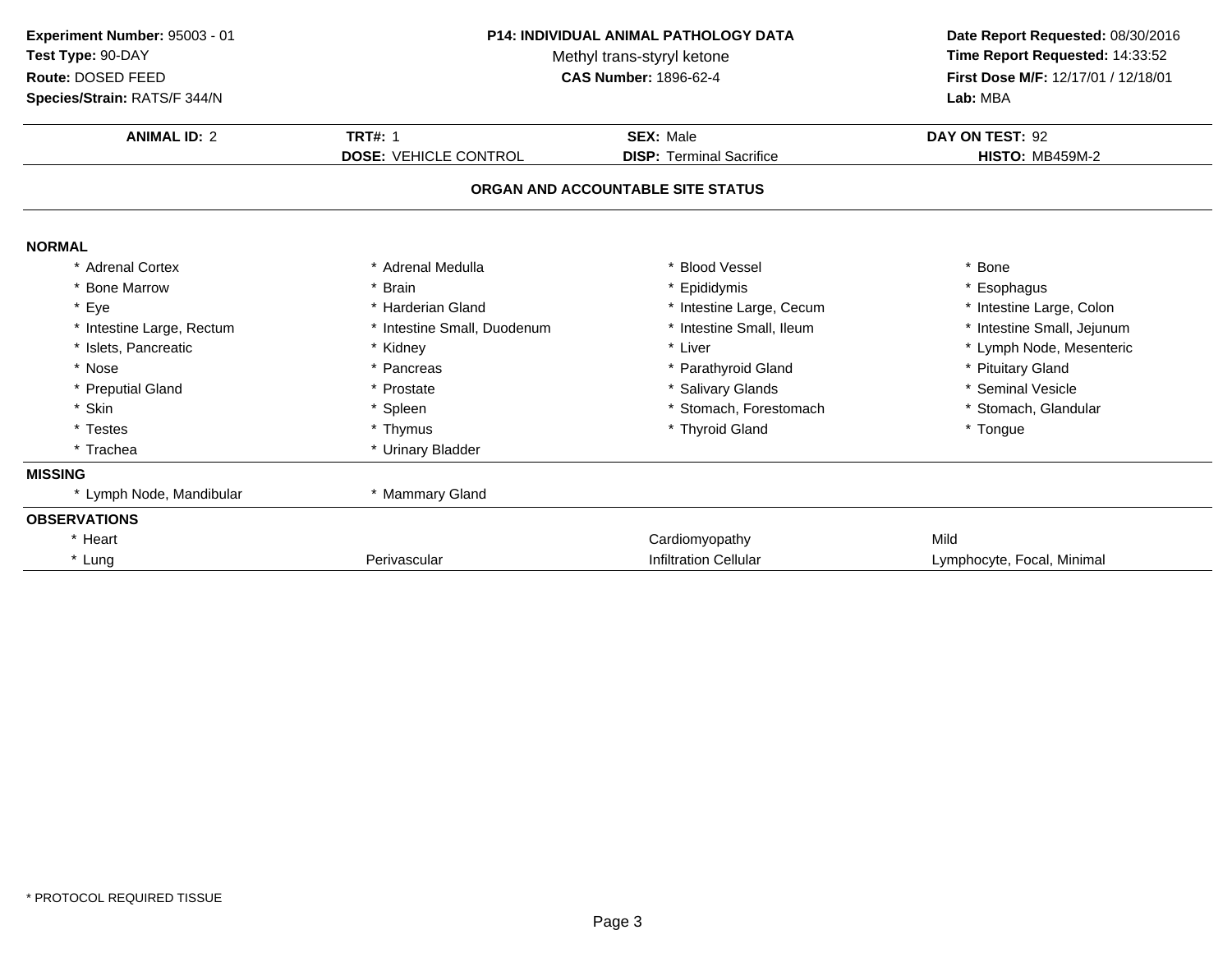**Experiment Number:** 95003 - 01
**Test Type:** 90-DAY
**Route:** DOSED FEED
**Species/Strain:** RATS/F 344/N

**P14: INDIVIDUAL ANIMAL PATHOLOGY DATA**
Methyl trans-styryl ketone
**CAS Number:** 1896-62-4

**Date Report Requested:** 08/30/2016
**Time Report Requested:** 14:33:52
**First Dose M/F:** 12/17/01 / 12/18/01
**Lab:** MBA

| **ANIMAL ID:** 2 | **TRT#:** 1 | **SEX:** Male | **DAY ON TEST:** 92 |
|---|---|---|---|
| | **DOSE:** VEHICLE CONTROL | **DISP:** Terminal Sacrifice | **HISTO:** MB459M-2 |

## ORGAN AND ACCOUNTABLE SITE STATUS

**NORMAL**

| | | | |
|---|---|---|---|
| * Adrenal Cortex | * Adrenal Medulla | * Blood Vessel | * Bone |
| * Bone Marrow | * Brain | * Epididymis | * Esophagus |
| * Eye | * Harderian Gland | * Intestine Large, Cecum | * Intestine Large, Colon |
| * Intestine Large, Rectum | * Intestine Small, Duodenum | * Intestine Small, Ileum | * Intestine Small, Jejunum |
| * Islets, Pancreatic | * Kidney | * Liver | * Lymph Node, Mesenteric |
| * Nose | * Pancreas | * Parathyroid Gland | * Pituitary Gland |
| * Preputial Gland | * Prostate | * Salivary Glands | * Seminal Vesicle |
| * Skin | * Spleen | * Stomach, Forestomach | * Stomach, Glandular |
| * Testes | * Thymus | * Thyroid Gland | * Tongue |
| * Trachea | * Urinary Bladder | | |

**MISSING**

| | |
|---|---|
| * Lymph Node, Mandibular | * Mammary Gland |

**OBSERVATIONS**

| | | | |
|---|---|---|---|
| * Heart | | Cardiomyopathy | Mild |
| * Lung | Perivascular | Infiltration Cellular | Lymphocyte, Focal, Minimal |

* PROTOCOL REQUIRED TISSUE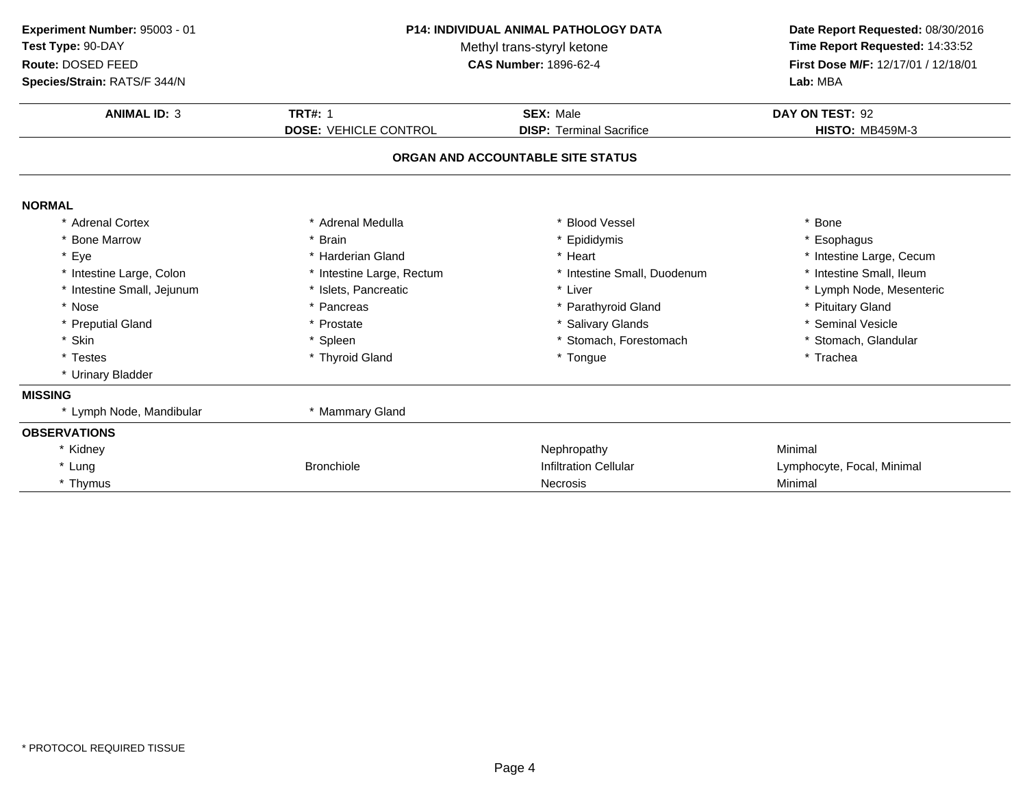**Experiment Number:** 95003 - 01
**Test Type:** 90-DAY
**Route:** DOSED FEED
**Species/Strain:** RATS/F 344/N

**P14: INDIVIDUAL ANIMAL PATHOLOGY DATA**
Methyl trans-styryl ketone
**CAS Number:** 1896-62-4

**Date Report Requested:** 08/30/2016
**Time Report Requested:** 14:33:52
**First Dose M/F:** 12/17/01 / 12/18/01
**Lab:** MBA

| **ANIMAL ID:** 3 | **TRT#:** 1 | **SEX:** Male | **DAY ON TEST:** 92 |
|---|---|---|---|
| | **DOSE:** VEHICLE CONTROL | **DISP:** Terminal Sacrifice | **HISTO:** MB459M-3 |

## ORGAN AND ACCOUNTABLE SITE STATUS

**NORMAL**

| | | | |
|---|---|---|---|
| * Adrenal Cortex | * Adrenal Medulla | * Blood Vessel | * Bone |
| * Bone Marrow | * Brain | * Epididymis | * Esophagus |
| * Eye | * Harderian Gland | * Heart | * Intestine Large, Cecum |
| * Intestine Large, Colon | * Intestine Large, Rectum | * Intestine Small, Duodenum | * Intestine Small, Ileum |
| * Intestine Small, Jejunum | * Islets, Pancreatic | * Liver | * Lymph Node, Mesenteric |
| * Nose | * Pancreas | * Parathyroid Gland | * Pituitary Gland |
| * Preputial Gland | * Prostate | * Salivary Glands | * Seminal Vesicle |
| * Skin | * Spleen | * Stomach, Forestomach | * Stomach, Glandular |
| * Testes | * Thyroid Gland | * Tongue | * Trachea |
| * Urinary Bladder | | | |

**MISSING**

| | |
|---|---|
| * Lymph Node, Mandibular | * Mammary Gland |

**OBSERVATIONS**

| | | | |
|---|---|---|---|
| * Kidney | | Nephropathy | Minimal |
| * Lung | Bronchiole | Infiltration Cellular | Lymphocyte, Focal, Minimal |
| * Thymus | | Necrosis | Minimal |

* PROTOCOL REQUIRED TISSUE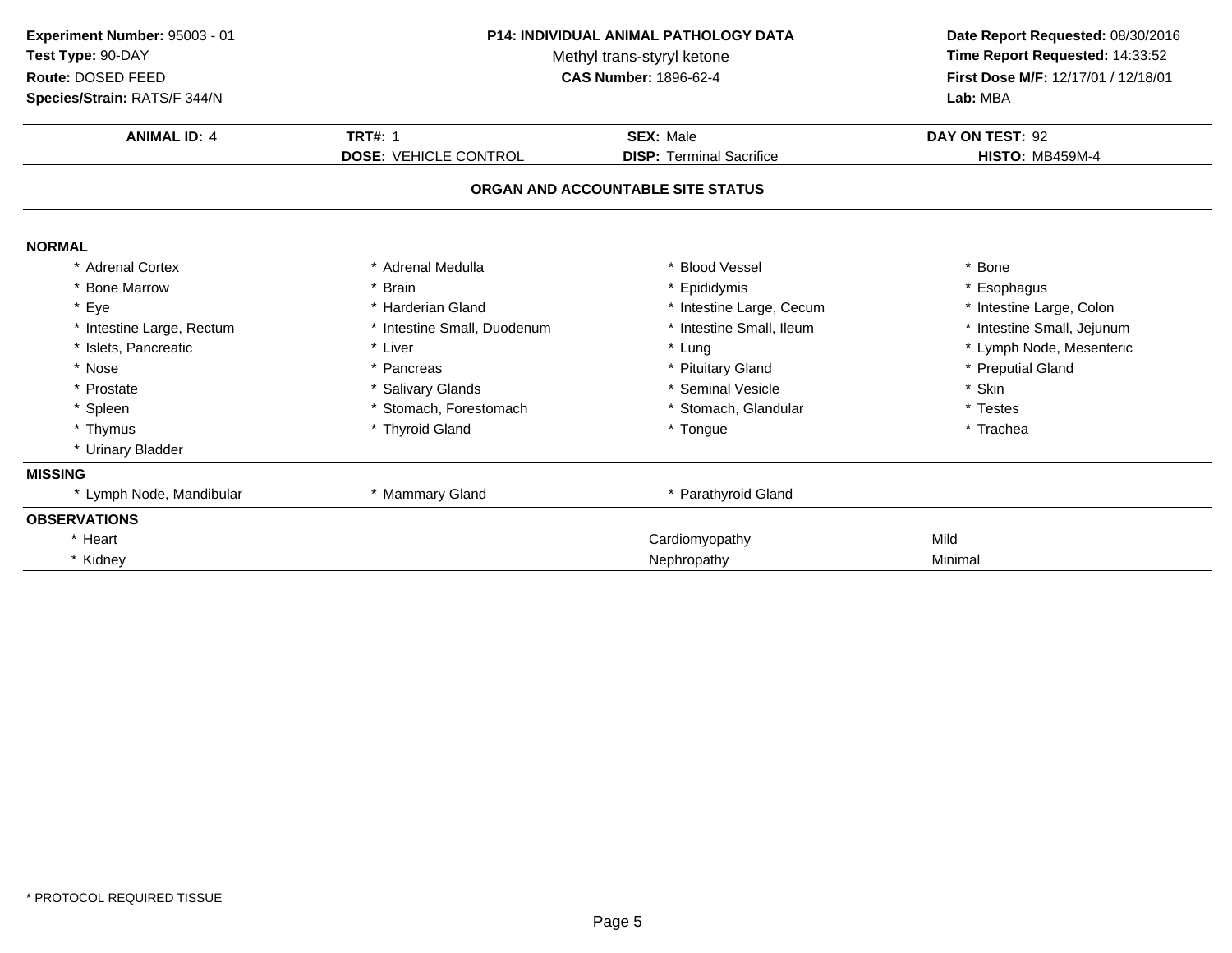**Experiment Number:** 95003 - 01
**Test Type:** 90-DAY
**Route:** DOSED FEED
**Species/Strain:** RATS/F 344/N

**P14: INDIVIDUAL ANIMAL PATHOLOGY DATA**
Methyl trans-styryl ketone
**CAS Number:** 1896-62-4

**Date Report Requested:** 08/30/2016
**Time Report Requested:** 14:33:52
**First Dose M/F:** 12/17/01 / 12/18/01
**Lab:** MBA

| **ANIMAL ID:** 4 | **TRT#:** 1 | **SEX:** Male | **DAY ON TEST:** 92 |
|---|---|---|---|
| | **DOSE:** VEHICLE CONTROL | **DISP:** Terminal Sacrifice | **HISTO:** MB459M-4 |

## ORGAN AND ACCOUNTABLE SITE STATUS

**NORMAL**

| | | | |
|---|---|---|---|
| * Adrenal Cortex | * Adrenal Medulla | * Blood Vessel | * Bone |
| * Bone Marrow | * Brain | * Epididymis | * Esophagus |
| * Eye | * Harderian Gland | * Intestine Large, Cecum | * Intestine Large, Colon |
| * Intestine Large, Rectum | * Intestine Small, Duodenum | * Intestine Small, Ileum | * Intestine Small, Jejunum |
| * Islets, Pancreatic | * Liver | * Lung | * Lymph Node, Mesenteric |
| * Nose | * Pancreas | * Pituitary Gland | * Preputial Gland |
| * Prostate | * Salivary Glands | * Seminal Vesicle | * Skin |
| * Spleen | * Stomach, Forestomach | * Stomach, Glandular | * Testes |
| * Thymus | * Thyroid Gland | * Tongue | * Trachea |
| * Urinary Bladder | | | |

**MISSING**

| | | |
|---|---|---|
| * Lymph Node, Mandibular | * Mammary Gland | * Parathyroid Gland |

**OBSERVATIONS**

| | | |
|---|---|---|
| * Heart | Cardiomyopathy | Mild |
| * Kidney | Nephropathy | Minimal |

\* PROTOCOL REQUIRED TISSUE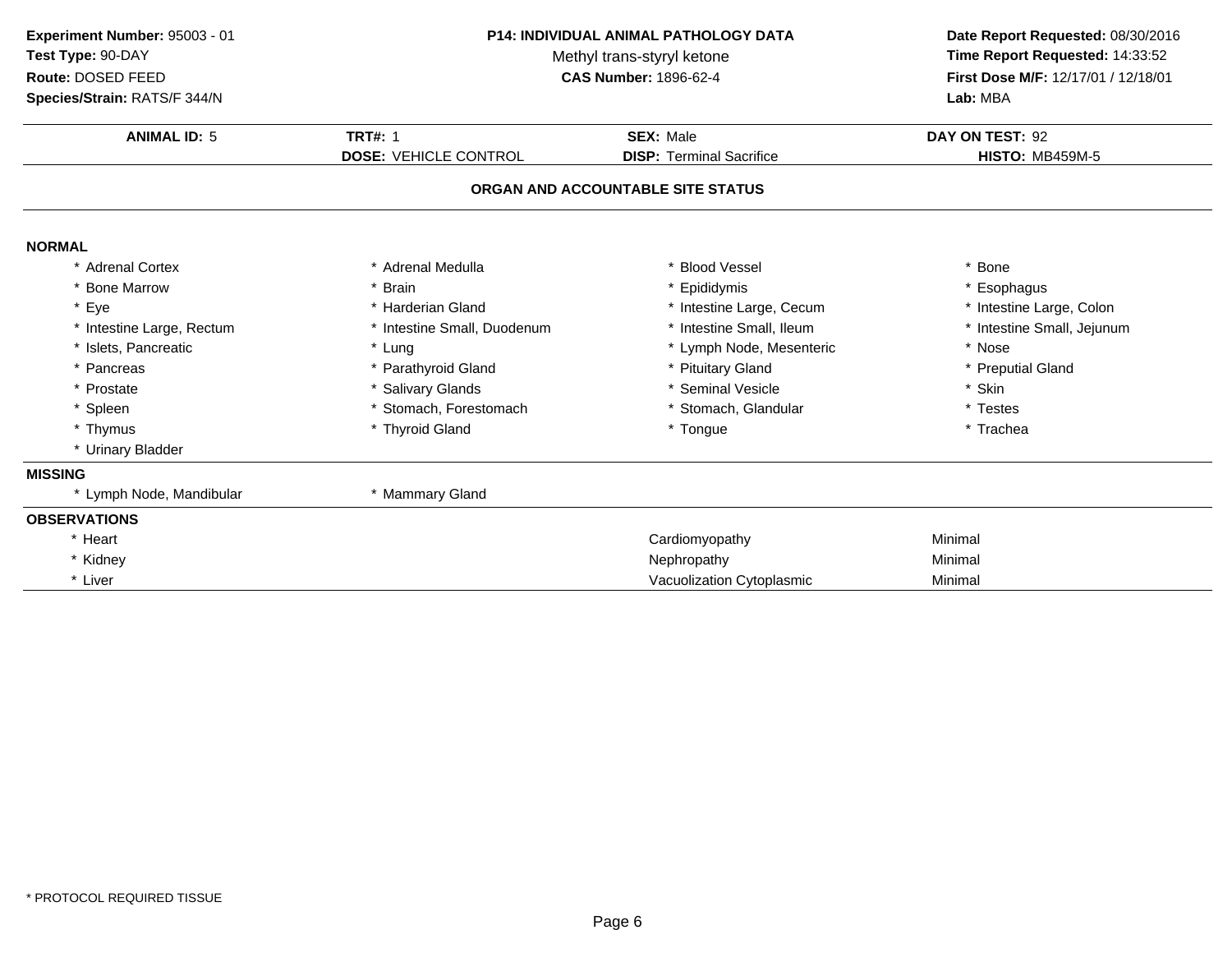**Experiment Number:** 95003 - 01
**Test Type:** 90-DAY
**Route:** DOSED FEED
**Species/Strain:** RATS/F 344/N

**P14: INDIVIDUAL ANIMAL PATHOLOGY DATA**
Methyl trans-styryl ketone
**CAS Number:** 1896-62-4

**Date Report Requested:** 08/30/2016
**Time Report Requested:** 14:33:52
**First Dose M/F:** 12/17/01 / 12/18/01
**Lab:** MBA

| **ANIMAL ID:** 5 | **TRT#:** 1 | **SEX:** Male | **DAY ON TEST:** 92 |
|---|---|---|---|
| | **DOSE:** VEHICLE CONTROL | **DISP:** Terminal Sacrifice | **HISTO:** MB459M-5 |

## ORGAN AND ACCOUNTABLE SITE STATUS

**NORMAL**

| | | | |
|---|---|---|---|
| * Adrenal Cortex | * Adrenal Medulla | * Blood Vessel | * Bone |
| * Bone Marrow | * Brain | * Epididymis | * Esophagus |
| * Eye | * Harderian Gland | * Intestine Large, Cecum | * Intestine Large, Colon |
| * Intestine Large, Rectum | * Intestine Small, Duodenum | * Intestine Small, Ileum | * Intestine Small, Jejunum |
| * Islets, Pancreatic | * Lung | * Lymph Node, Mesenteric | * Nose |
| * Pancreas | * Parathyroid Gland | * Pituitary Gland | * Preputial Gland |
| * Prostate | * Salivary Glands | * Seminal Vesicle | * Skin |
| * Spleen | * Stomach, Forestomach | * Stomach, Glandular | * Testes |
| * Thymus | * Thyroid Gland | * Tongue | * Trachea |
| * Urinary Bladder | | | |

**MISSING**

| | |
|---|---|
| * Lymph Node, Mandibular | * Mammary Gland |

**OBSERVATIONS**

| | | |
|---|---|---|
| * Heart | Cardiomyopathy | Minimal |
| * Kidney | Nephropathy | Minimal |
| * Liver | Vacuolization Cytoplasmic | Minimal |

\* PROTOCOL REQUIRED TISSUE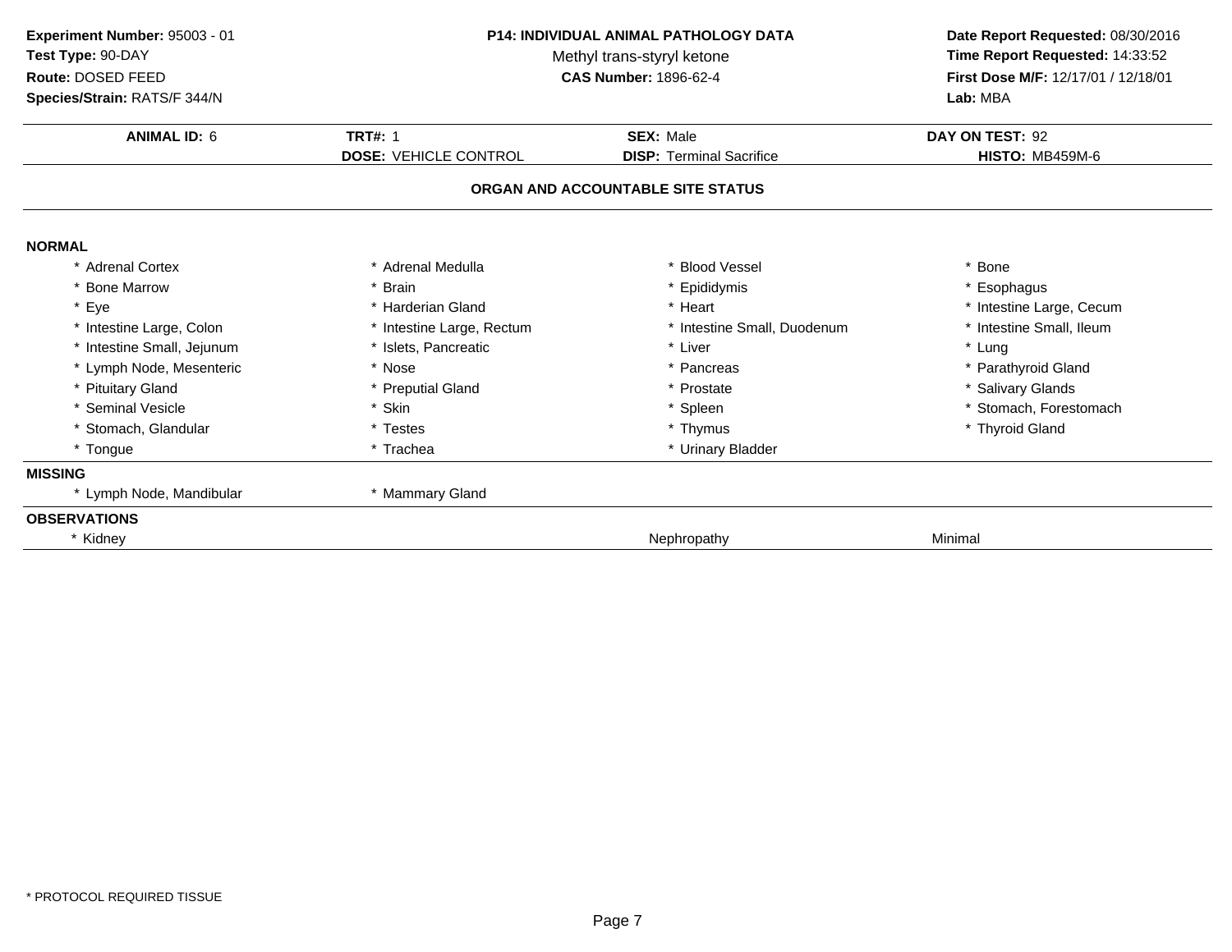**Experiment Number:** 95003 - 01
**Test Type:** 90-DAY
**Route:** DOSED FEED
**Species/Strain:** RATS/F 344/N

**P14: INDIVIDUAL ANIMAL PATHOLOGY DATA**
Methyl trans-styryl ketone
**CAS Number:** 1896-62-4

**Date Report Requested:** 08/30/2016
**Time Report Requested:** 14:33:52
**First Dose M/F:** 12/17/01 / 12/18/01
**Lab:** MBA

| **ANIMAL ID:** 6 | **TRT#:** 1 | **SEX:** Male | **DAY ON TEST:** 92 |
|---|---|---|---|
| | **DOSE:** VEHICLE CONTROL | **DISP:** Terminal Sacrifice | **HISTO:** MB459M-6 |

## ORGAN AND ACCOUNTABLE SITE STATUS

**NORMAL**

| | | | |
|---|---|---|---|
| * Adrenal Cortex | * Adrenal Medulla | * Blood Vessel | * Bone |
| * Bone Marrow | * Brain | * Epididymis | * Esophagus |
| * Eye | * Harderian Gland | * Heart | * Intestine Large, Cecum |
| * Intestine Large, Colon | * Intestine Large, Rectum | * Intestine Small, Duodenum | * Intestine Small, Ileum |
| * Intestine Small, Jejunum | * Islets, Pancreatic | * Liver | * Lung |
| * Lymph Node, Mesenteric | * Nose | * Pancreas | * Parathyroid Gland |
| * Pituitary Gland | * Preputial Gland | * Prostate | * Salivary Glands |
| * Seminal Vesicle | * Skin | * Spleen | * Stomach, Forestomach |
| * Stomach, Glandular | * Testes | * Thymus | * Thyroid Gland |
| * Tongue | * Trachea | * Urinary Bladder | |

**MISSING**

| | |
|---|---|
| * Lymph Node, Mandibular | * Mammary Gland |

**OBSERVATIONS**

| | | |
|---|---|---|
| * Kidney | Nephropathy | Minimal |

* PROTOCOL REQUIRED TISSUE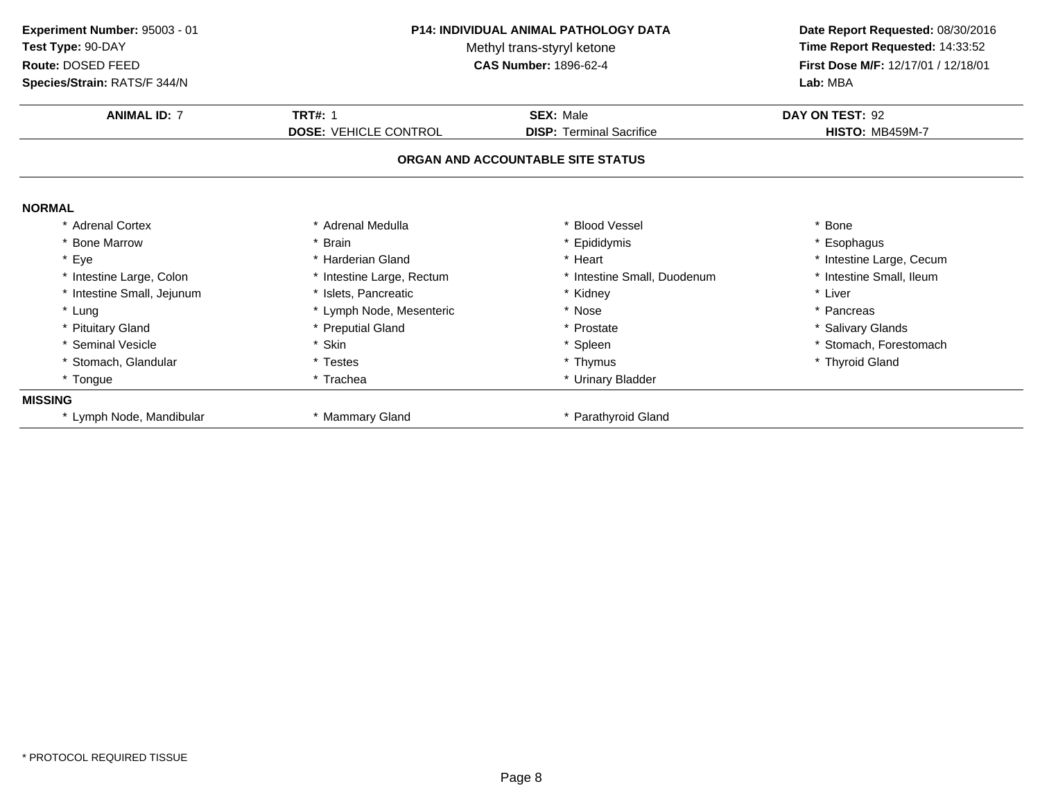**Experiment Number:** 95003 - 01
**Test Type:** 90-DAY
**Route:** DOSED FEED
**Species/Strain:** RATS/F 344/N

**P14: INDIVIDUAL ANIMAL PATHOLOGY DATA**
Methyl trans-styryl ketone
**CAS Number:** 1896-62-4

**Date Report Requested:** 08/30/2016
**Time Report Requested:** 14:33:52
**First Dose M/F:** 12/17/01 / 12/18/01
**Lab:** MBA

| **ANIMAL ID:** 7 | **TRT#:** 1 | **SEX:** Male | **DAY ON TEST:** 92 |
|---|---|---|---|
| | **DOSE:** VEHICLE CONTROL | **DISP:** Terminal Sacrifice | **HISTO:** MB459M-7 |

### ORGAN AND ACCOUNTABLE SITE STATUS

**NORMAL**

| | | | |
|---|---|---|---|
| * Adrenal Cortex | * Adrenal Medulla | * Blood Vessel | * Bone |
| * Bone Marrow | * Brain | * Epididymis | * Esophagus |
| * Eye | * Harderian Gland | * Heart | * Intestine Large, Cecum |
| * Intestine Large, Colon | * Intestine Large, Rectum | * Intestine Small, Duodenum | * Intestine Small, Ileum |
| * Intestine Small, Jejunum | * Islets, Pancreatic | * Kidney | * Liver |
| * Lung | * Lymph Node, Mesenteric | * Nose | * Pancreas |
| * Pituitary Gland | * Preputial Gland | * Prostate | * Salivary Glands |
| * Seminal Vesicle | * Skin | * Spleen | * Stomach, Forestomach |
| * Stomach, Glandular | * Testes | * Thymus | * Thyroid Gland |
| * Tongue | * Trachea | * Urinary Bladder | |

**MISSING**

| | | |
|---|---|---|
| * Lymph Node, Mandibular | * Mammary Gland | * Parathyroid Gland |

* PROTOCOL REQUIRED TISSUE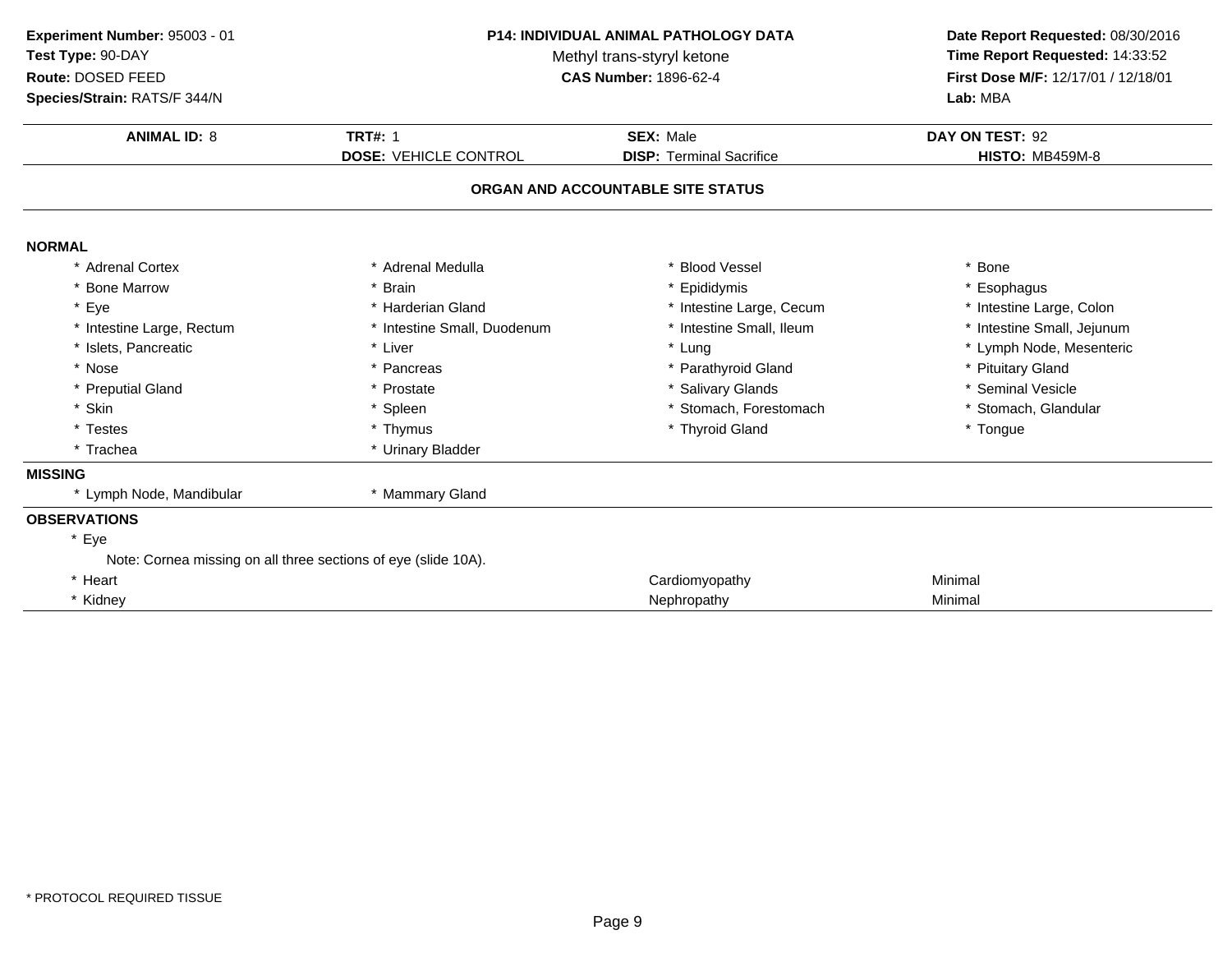**Experiment Number:** 95003 - 01
**Test Type:** 90-DAY
**Route:** DOSED FEED
**Species/Strain:** RATS/F 344/N

**P14: INDIVIDUAL ANIMAL PATHOLOGY DATA**
Methyl trans-styryl ketone
**CAS Number:** 1896-62-4

**Date Report Requested:** 08/30/2016
**Time Report Requested:** 14:33:52
**First Dose M/F:** 12/17/01 / 12/18/01
**Lab:** MBA

| **ANIMAL ID:** 8 | **TRT#:** 1 | **SEX:** Male | **DAY ON TEST:** 92 |
|---|---|---|---|
| | **DOSE:** VEHICLE CONTROL | **DISP:** Terminal Sacrifice | **HISTO:** MB459M-8 |

## ORGAN AND ACCOUNTABLE SITE STATUS

**NORMAL**

| | | | |
|---|---|---|---|
| * Adrenal Cortex | * Adrenal Medulla | * Blood Vessel | * Bone |
| * Bone Marrow | * Brain | * Epididymis | * Esophagus |
| * Eye | * Harderian Gland | * Intestine Large, Cecum | * Intestine Large, Colon |
| * Intestine Large, Rectum | * Intestine Small, Duodenum | * Intestine Small, Ileum | * Intestine Small, Jejunum |
| * Islets, Pancreatic | * Liver | * Lung | * Lymph Node, Mesenteric |
| * Nose | * Pancreas | * Parathyroid Gland | * Pituitary Gland |
| * Preputial Gland | * Prostate | * Salivary Glands | * Seminal Vesicle |
| * Skin | * Spleen | * Stomach, Forestomach | * Stomach, Glandular |
| * Testes | * Thymus | * Thyroid Gland | * Tongue |
| * Trachea | * Urinary Bladder | | |

**MISSING**

| | |
|---|---|
| * Lymph Node, Mandibular | * Mammary Gland |

**OBSERVATIONS**

* Eye
  Note: Cornea missing on all three sections of eye (slide 10A).

| | | |
|---|---|---|
| * Heart | Cardiomyopathy | Minimal |
| * Kidney | Nephropathy | Minimal |

\* PROTOCOL REQUIRED TISSUE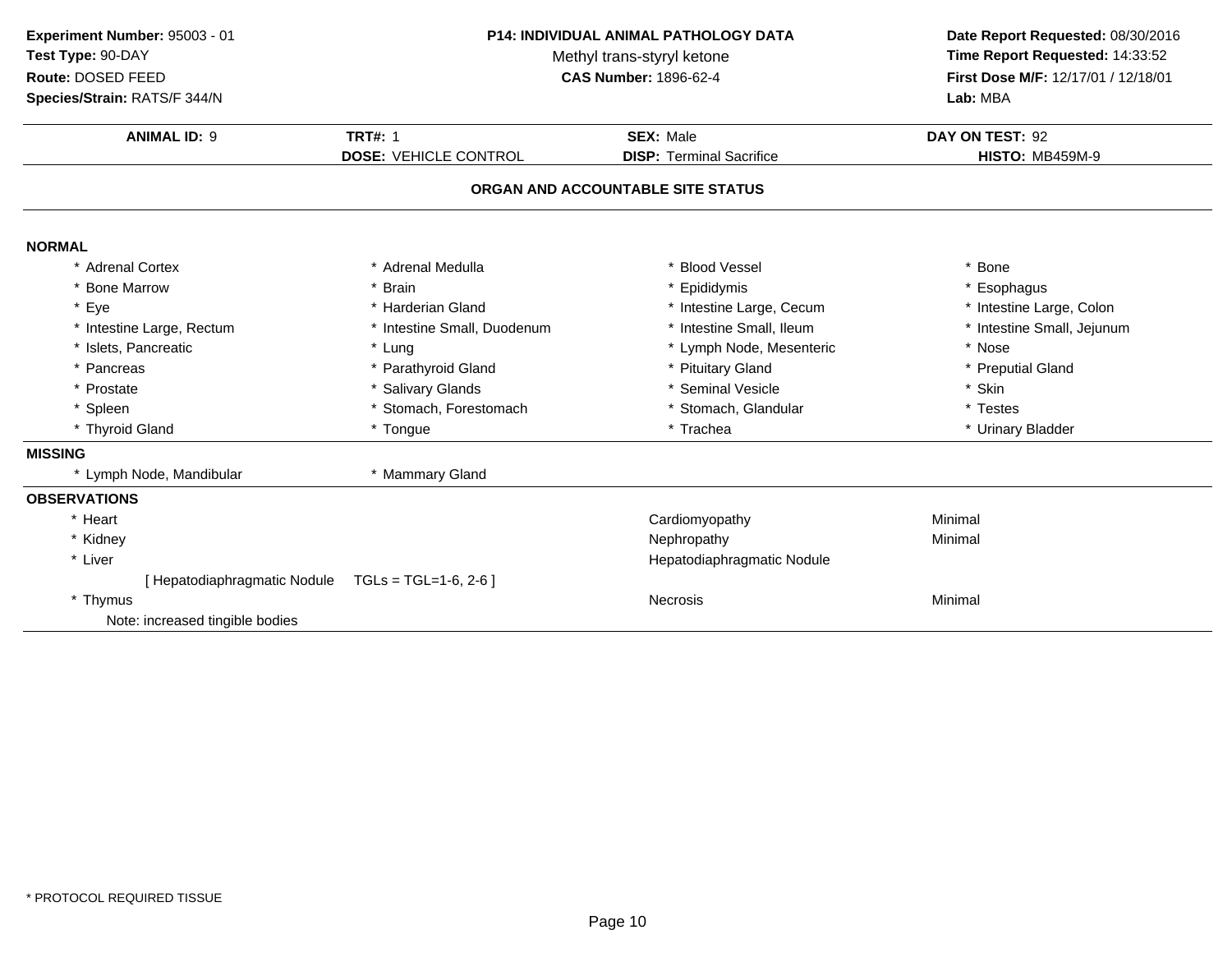**Experiment Number:** 95003 - 01
**Test Type:** 90-DAY
**Route:** DOSED FEED
**Species/Strain:** RATS/F 344/N

**P14: INDIVIDUAL ANIMAL PATHOLOGY DATA**
Methyl trans-styryl ketone
**CAS Number:** 1896-62-4

**Date Report Requested:** 08/30/2016
**Time Report Requested:** 14:33:52
**First Dose M/F:** 12/17/01 / 12/18/01
**Lab:** MBA

| **ANIMAL ID:** 9 | **TRT#:** 1 | **SEX:** Male | **DAY ON TEST:** 92 |
|---|---|---|---|
| | **DOSE:** VEHICLE CONTROL | **DISP:** Terminal Sacrifice | **HISTO:** MB459M-9 |

## ORGAN AND ACCOUNTABLE SITE STATUS

**NORMAL**

| | | | |
|---|---|---|---|
| * Adrenal Cortex | * Adrenal Medulla | * Blood Vessel | * Bone |
| * Bone Marrow | * Brain | * Epididymis | * Esophagus |
| * Eye | * Harderian Gland | * Intestine Large, Cecum | * Intestine Large, Colon |
| * Intestine Large, Rectum | * Intestine Small, Duodenum | * Intestine Small, Ileum | * Intestine Small, Jejunum |
| * Islets, Pancreatic | * Lung | * Lymph Node, Mesenteric | * Nose |
| * Pancreas | * Parathyroid Gland | * Pituitary Gland | * Preputial Gland |
| * Prostate | * Salivary Glands | * Seminal Vesicle | * Skin |
| * Spleen | * Stomach, Forestomach | * Stomach, Glandular | * Testes |
| * Thyroid Gland | * Tongue | * Trachea | * Urinary Bladder |

**MISSING**

| | |
|---|---|
| * Lymph Node, Mandibular | * Mammary Gland |

**OBSERVATIONS**

| | | |
|---|---|---|
| * Heart | Cardiomyopathy | Minimal |
| * Kidney | Nephropathy | Minimal |
| * Liver | Hepatodiaphragmatic Nodule | |
| [ Hepatodiaphragmatic Nodule TGLs = TGL=1-6, 2-6 ] | | |
| * Thymus | Necrosis | Minimal |
| Note: increased tingible bodies | | |

* PROTOCOL REQUIRED TISSUE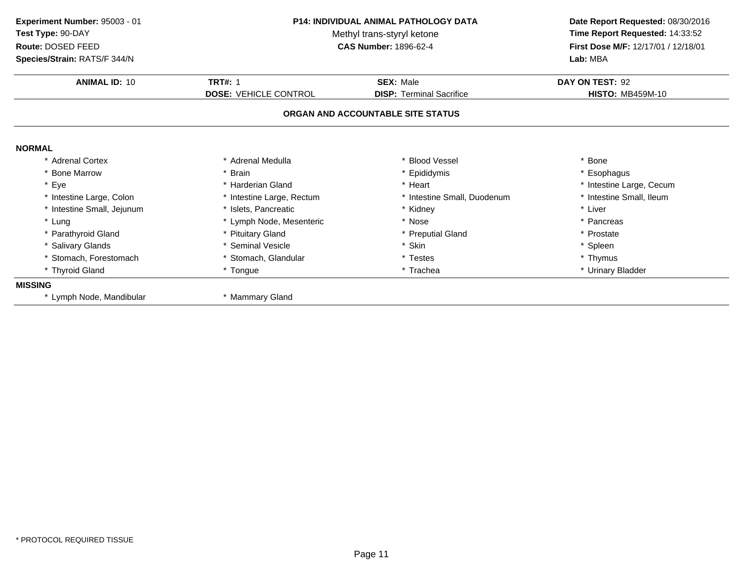**Experiment Number:** 95003 - 01
**Test Type:** 90-DAY
**Route:** DOSED FEED
**Species/Strain:** RATS/F 344/N

**P14: INDIVIDUAL ANIMAL PATHOLOGY DATA**
Methyl trans-styryl ketone
**CAS Number:** 1896-62-4

**Date Report Requested:** 08/30/2016
**Time Report Requested:** 14:33:52
**First Dose M/F:** 12/17/01 / 12/18/01
**Lab:** MBA

| **ANIMAL ID:** 10 | **TRT#:** 1 | **SEX:** Male | **DAY ON TEST:** 92 |
|---|---|---|---|
| | **DOSE:** VEHICLE CONTROL | **DISP:** Terminal Sacrifice | **HISTO:** MB459M-10 |

## ORGAN AND ACCOUNTABLE SITE STATUS

**NORMAL**

| | | | |
|---|---|---|---|
| * Adrenal Cortex | * Adrenal Medulla | * Blood Vessel | * Bone |
| * Bone Marrow | * Brain | * Epididymis | * Esophagus |
| * Eye | * Harderian Gland | * Heart | * Intestine Large, Cecum |
| * Intestine Large, Colon | * Intestine Large, Rectum | * Intestine Small, Duodenum | * Intestine Small, Ileum |
| * Intestine Small, Jejunum | * Islets, Pancreatic | * Kidney | * Liver |
| * Lung | * Lymph Node, Mesenteric | * Nose | * Pancreas |
| * Parathyroid Gland | * Pituitary Gland | * Preputial Gland | * Prostate |
| * Salivary Glands | * Seminal Vesicle | * Skin | * Spleen |
| * Stomach, Forestomach | * Stomach, Glandular | * Testes | * Thymus |
| * Thyroid Gland | * Tongue | * Trachea | * Urinary Bladder |

**MISSING**

| | |
|---|---|
| * Lymph Node, Mandibular | * Mammary Gland |

* PROTOCOL REQUIRED TISSUE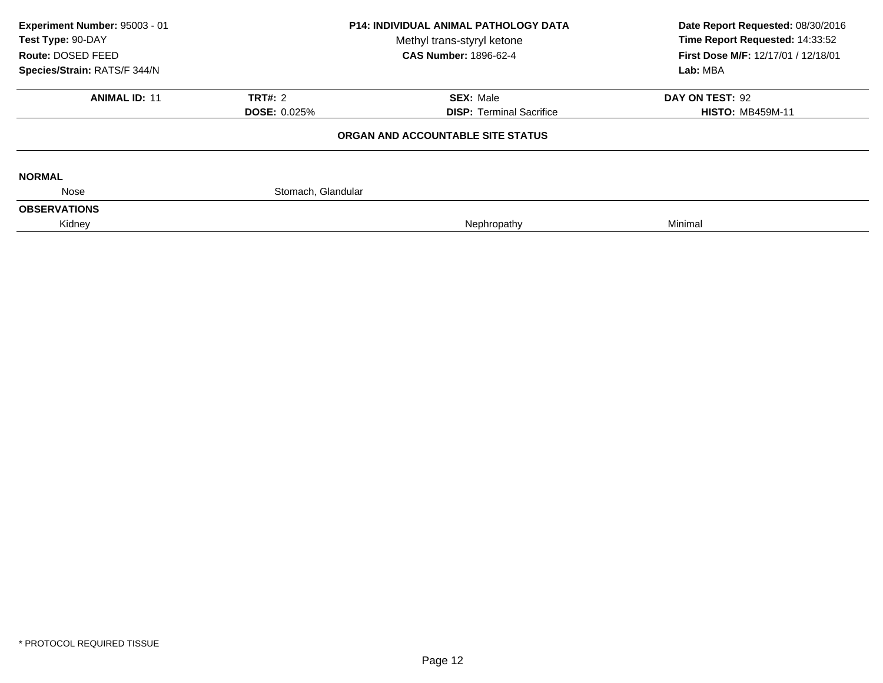**Experiment Number:** 95003 - 01
**Test Type:** 90-DAY
**Route:** DOSED FEED
**Species/Strain:** RATS/F 344/N

**P14: INDIVIDUAL ANIMAL PATHOLOGY DATA**
Methyl trans-styryl ketone
**CAS Number:** 1896-62-4

**Date Report Requested:** 08/30/2016
**Time Report Requested:** 14:33:52
**First Dose M/F:** 12/17/01 / 12/18/01
**Lab:** MBA

| **ANIMAL ID:** 11 | **TRT#:** 2 | **SEX:** Male | **DAY ON TEST:** 92 |
|---|---|---|---|
| | **DOSE:** 0.025% | **DISP:** Terminal Sacrifice | **HISTO:** MB459M-11 |

**ORGAN AND ACCOUNTABLE SITE STATUS**

**NORMAL**

| | | | |
|---|---|---|---|
| Nose | Stomach, Glandular | | |

**OBSERVATIONS**

| | | | |
|---|---|---|---|
| Kidney | | Nephropathy | Minimal |

* PROTOCOL REQUIRED TISSUE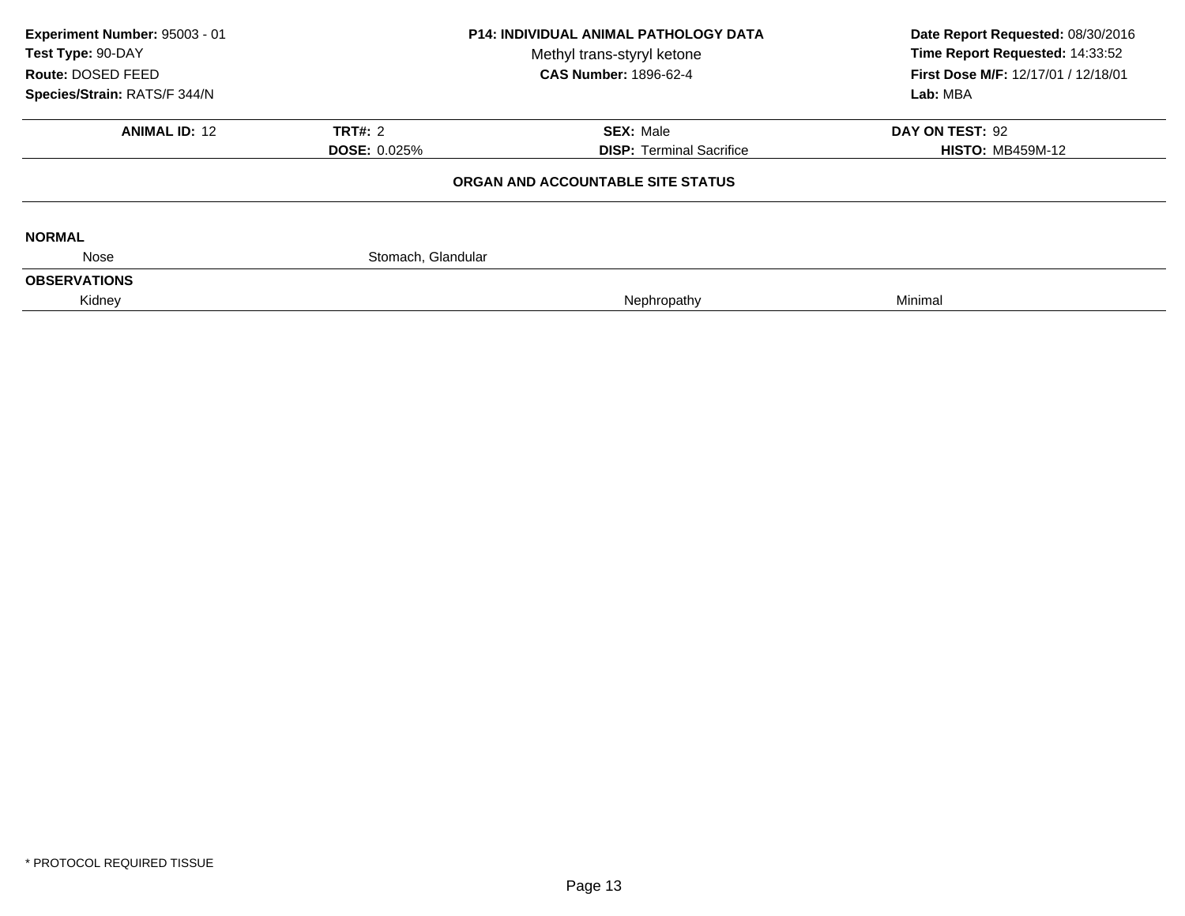**Experiment Number:** 95003 - 01
**Test Type:** 90-DAY
**Route:** DOSED FEED
**Species/Strain:** RATS/F 344/N

**P14: INDIVIDUAL ANIMAL PATHOLOGY DATA**
Methyl trans-styryl ketone
**CAS Number:** 1896-62-4

**Date Report Requested:** 08/30/2016
**Time Report Requested:** 14:33:52
**First Dose M/F:** 12/17/01 / 12/18/01
**Lab:** MBA

| **ANIMAL ID:** 12 | **TRT#:** 2 | **SEX:** Male | **DAY ON TEST:** 92 |
|---|---|---|---|
| | **DOSE:** 0.025% | **DISP:** Terminal Sacrifice | **HISTO:** MB459M-12 |

### ORGAN AND ACCOUNTABLE SITE STATUS

**NORMAL**

| | | | |
|---|---|---|---|
| Nose | Stomach, Glandular | | |

**OBSERVATIONS**

| | | | |
|---|---|---|---|
| Kidney | | Nephropathy | Minimal |

* PROTOCOL REQUIRED TISSUE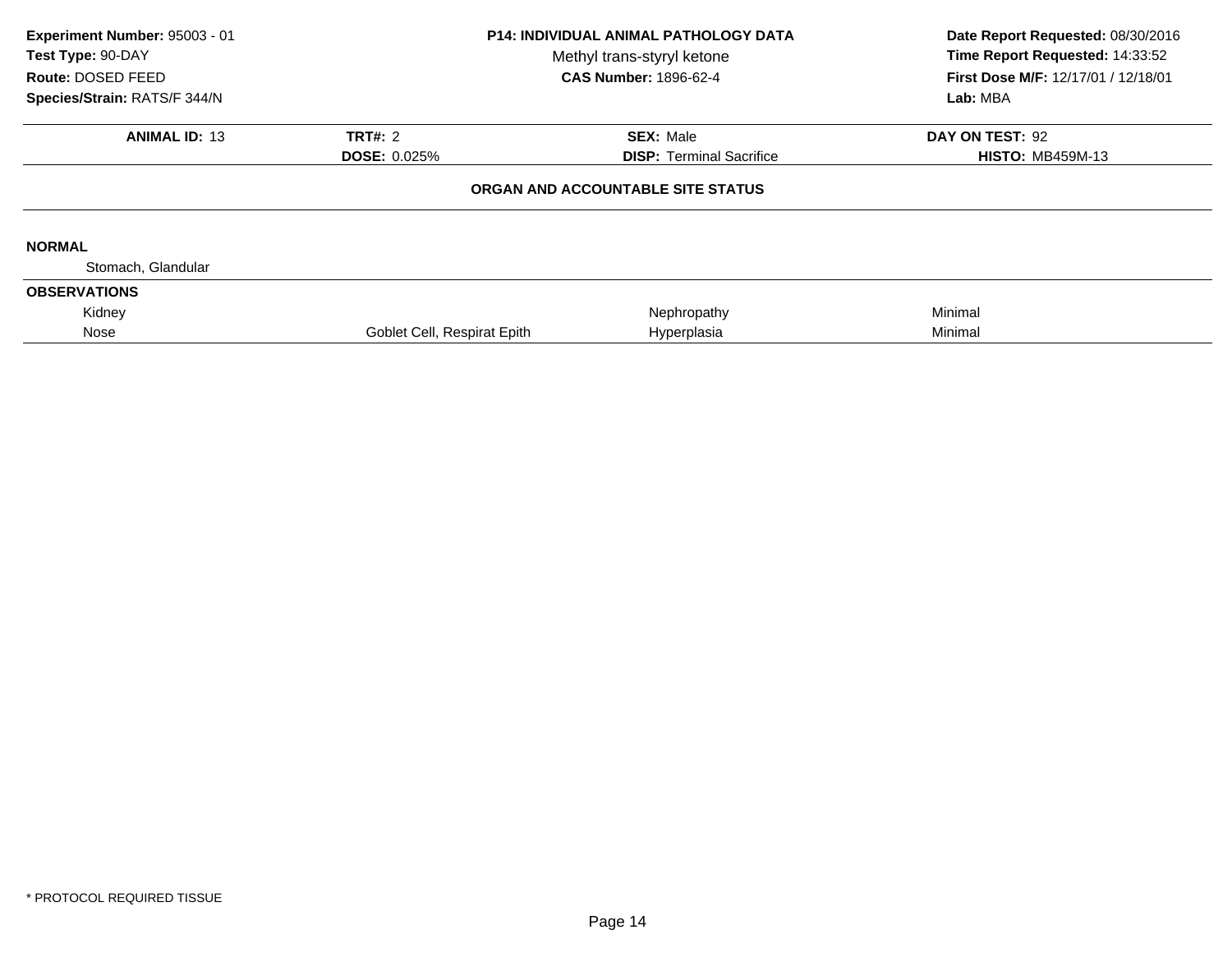**Experiment Number:** 95003 - 01
**Test Type:** 90-DAY
**Route:** DOSED FEED
**Species/Strain:** RATS/F 344/N

**P14: INDIVIDUAL ANIMAL PATHOLOGY DATA**
Methyl trans-styryl ketone
**CAS Number:** 1896-62-4

**Date Report Requested:** 08/30/2016
**Time Report Requested:** 14:33:52
**First Dose M/F:** 12/17/01 / 12/18/01
**Lab:** MBA

| **ANIMAL ID:** 13 | **TRT#:** 2 | **SEX:** Male | **DAY ON TEST:** 92 |
|---|---|---|---|
| | **DOSE:** 0.025% | **DISP:** Terminal Sacrifice | **HISTO:** MB459M-13 |

**ORGAN AND ACCOUNTABLE SITE STATUS**

**NORMAL**

Stomach, Glandular

**OBSERVATIONS**

| Organ | Site | Observation | Severity |
|---|---|---|---|
| Kidney | | Nephropathy | Minimal |
| Nose | Goblet Cell, Respirat Epith | Hyperplasia | Minimal |

* PROTOCOL REQUIRED TISSUE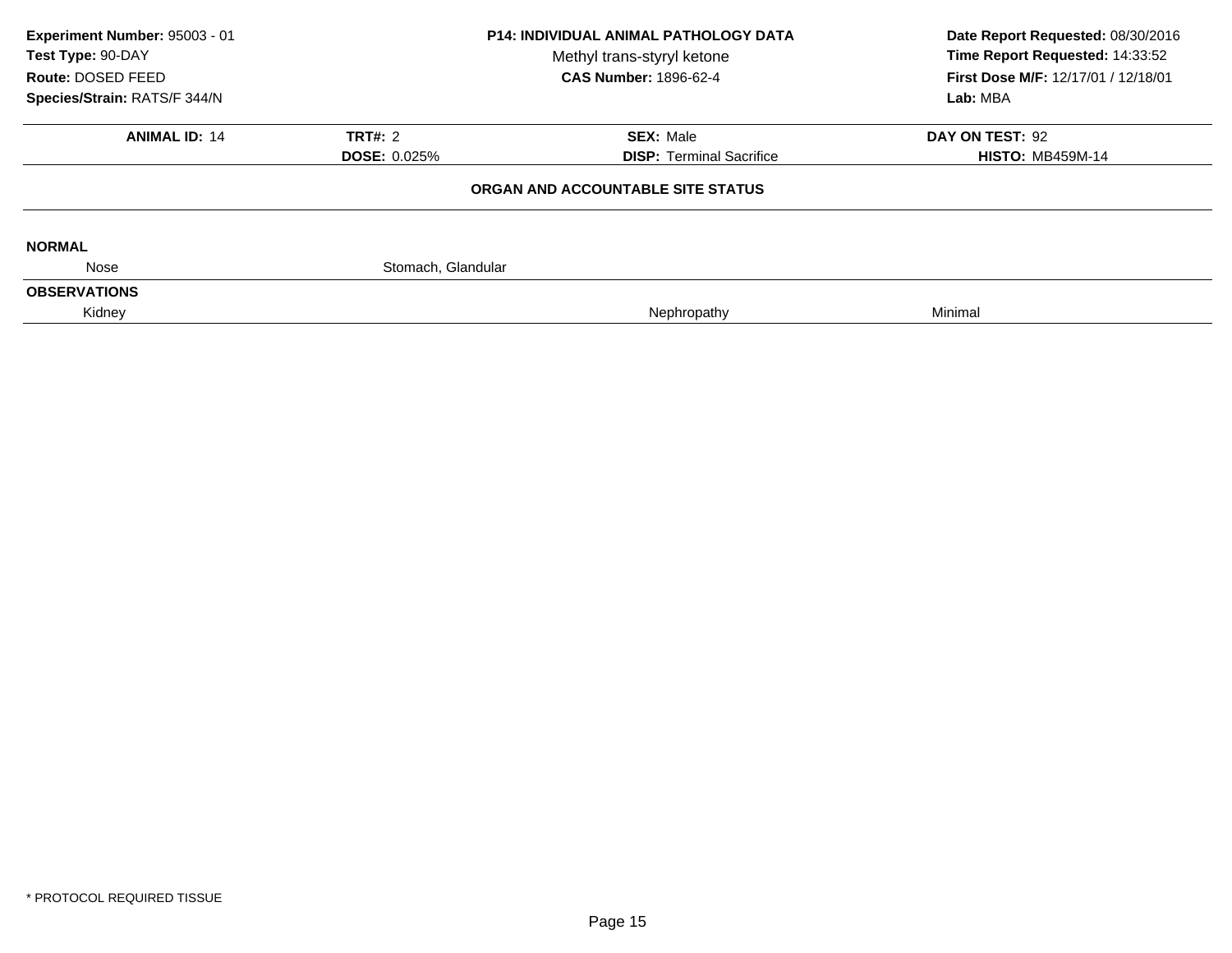**Experiment Number:** 95003 - 01
**Test Type:** 90-DAY
**Route:** DOSED FEED
**Species/Strain:** RATS/F 344/N

**P14: INDIVIDUAL ANIMAL PATHOLOGY DATA**
Methyl trans-styryl ketone
**CAS Number:** 1896-62-4

**Date Report Requested:** 08/30/2016
**Time Report Requested:** 14:33:52
**First Dose M/F:** 12/17/01 / 12/18/01
**Lab:** MBA

| **ANIMAL ID:** 14 | **TRT#:** 2 | **SEX:** Male | **DAY ON TEST:** 92 |
|---|---|---|---|
| | **DOSE:** 0.025% | **DISP:** Terminal Sacrifice | **HISTO:** MB459M-14 |

**ORGAN AND ACCOUNTABLE SITE STATUS**

**NORMAL**

| | |
|---|---|
| Nose | Stomach, Glandular |

**OBSERVATIONS**

| | | |
|---|---|---|
| Kidney | Nephropathy | Minimal |

* PROTOCOL REQUIRED TISSUE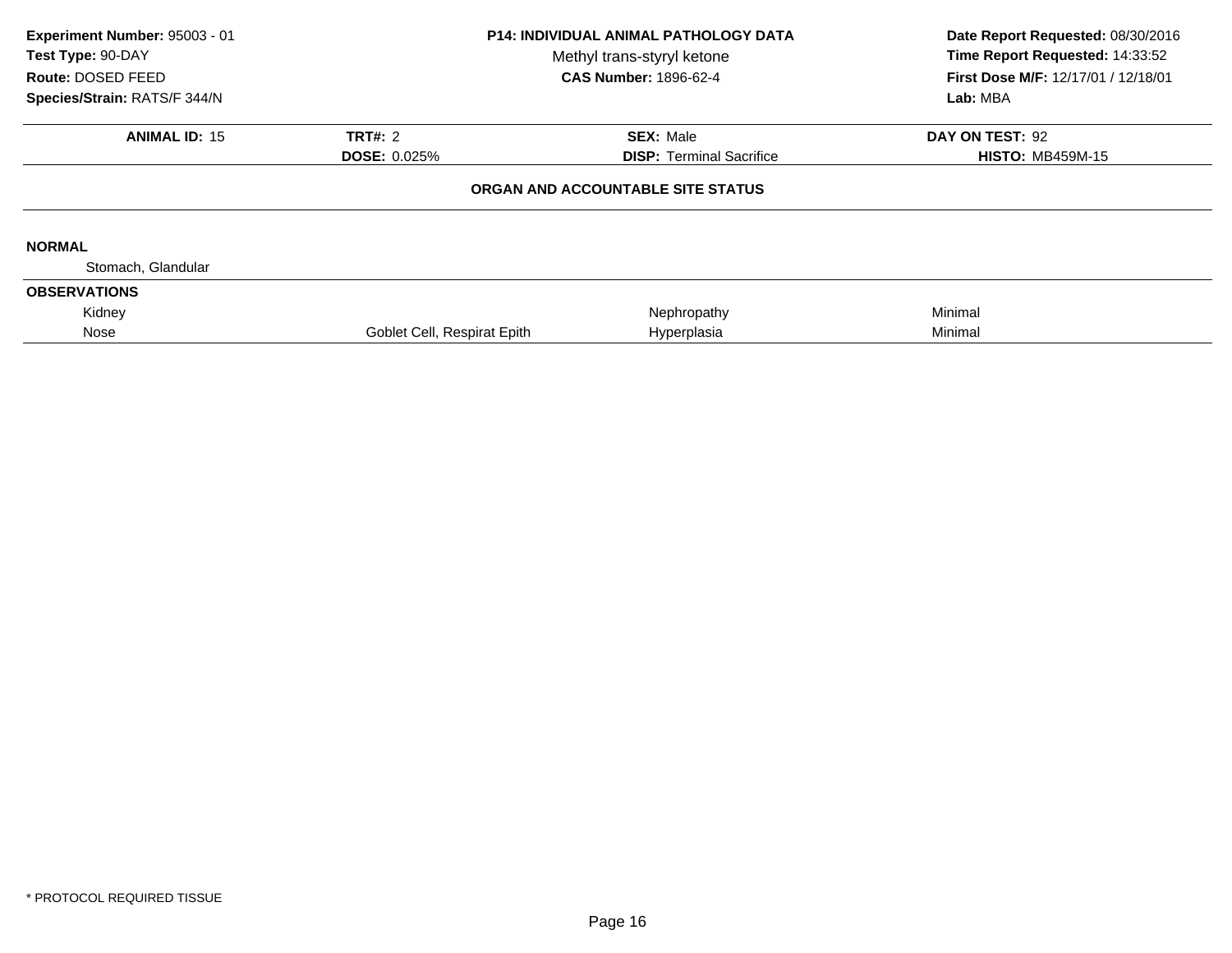**Experiment Number:** 95003 - 01
**Test Type:** 90-DAY
**Route:** DOSED FEED
**Species/Strain:** RATS/F 344/N

**P14: INDIVIDUAL ANIMAL PATHOLOGY DATA**
Methyl trans-styryl ketone
**CAS Number:** 1896-62-4

**Date Report Requested:** 08/30/2016
**Time Report Requested:** 14:33:52
**First Dose M/F:** 12/17/01 / 12/18/01
**Lab:** MBA

| **ANIMAL ID:** 15 | **TRT#:** 2 | **SEX:** Male | **DAY ON TEST:** 92 |
|---|---|---|---|
| | **DOSE:** 0.025% | **DISP:** Terminal Sacrifice | **HISTO:** MB459M-15 |

**ORGAN AND ACCOUNTABLE SITE STATUS**

**NORMAL**

Stomach, Glandular

**OBSERVATIONS**

| Organ | Site | Observation | Severity |
|---|---|---|---|
| Kidney | | Nephropathy | Minimal |
| Nose | Goblet Cell, Respirat Epith | Hyperplasia | Minimal |

* PROTOCOL REQUIRED TISSUE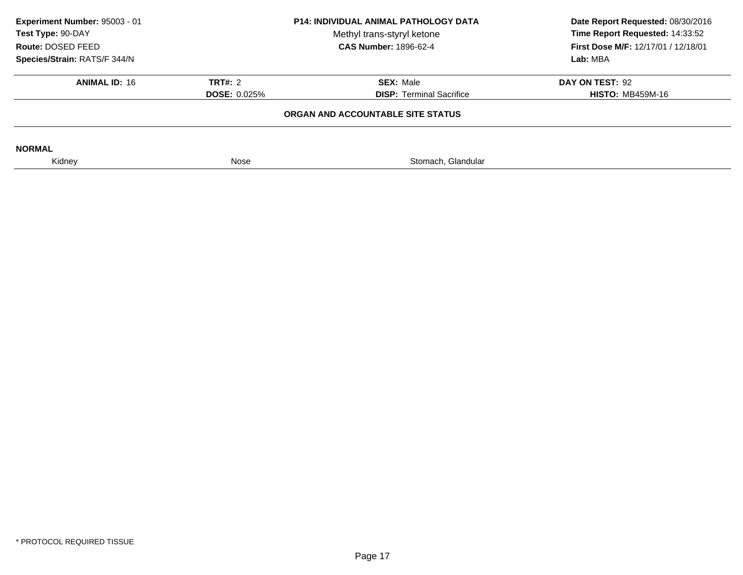**Experiment Number:** 95003 - 01
**Test Type:** 90-DAY
**Route:** DOSED FEED
**Species/Strain:** RATS/F 344/N

**P14: INDIVIDUAL ANIMAL PATHOLOGY DATA**
Methyl trans-styryl ketone
**CAS Number:** 1896-62-4

**Date Report Requested:** 08/30/2016
**Time Report Requested:** 14:33:52
**First Dose M/F:** 12/17/01 / 12/18/01
**Lab:** MBA

| **ANIMAL ID:** 16 | **TRT#:** 2 | **SEX:** Male | **DAY ON TEST:** 92 |
|---|---|---|---|
| | **DOSE:** 0.025% | **DISP:** Terminal Sacrifice | **HISTO:** MB459M-16 |

**ORGAN AND ACCOUNTABLE SITE STATUS**

**NORMAL**

| Kidney | Nose | Stomach, Glandular |
|---|---|---|

\* PROTOCOL REQUIRED TISSUE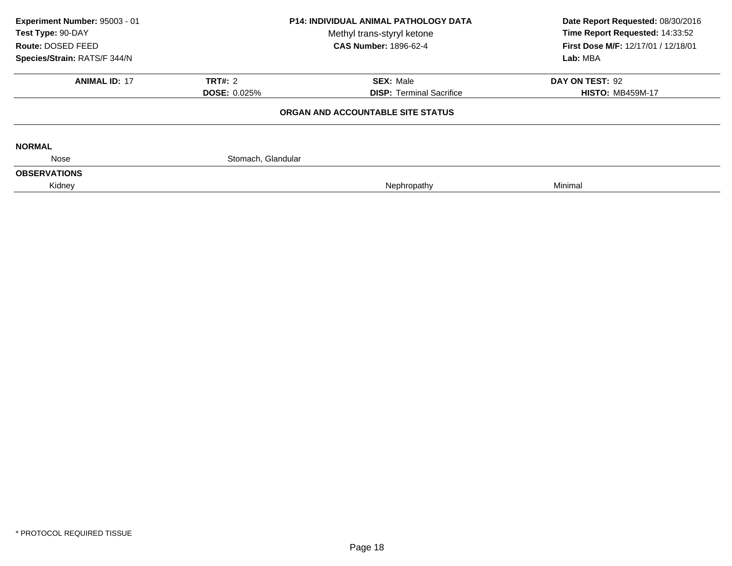**Experiment Number:** 95003 - 01
**Test Type:** 90-DAY
**Route:** DOSED FEED
**Species/Strain:** RATS/F 344/N

**P14: INDIVIDUAL ANIMAL PATHOLOGY DATA**
Methyl trans-styryl ketone
**CAS Number:** 1896-62-4

**Date Report Requested:** 08/30/2016
**Time Report Requested:** 14:33:52
**First Dose M/F:** 12/17/01 / 12/18/01
**Lab:** MBA

| **ANIMAL ID:** 17 | **TRT#:** 2 | **SEX:** Male | **DAY ON TEST:** 92 |
|---|---|---|---|
| | **DOSE:** 0.025% | **DISP:** Terminal Sacrifice | **HISTO:** MB459M-17 |

**ORGAN AND ACCOUNTABLE SITE STATUS**

**NORMAL**

| Nose | Stomach, Glandular | | |
|---|---|---|---|

**OBSERVATIONS**

| Kidney | | Nephropathy | Minimal |
|---|---|---|---|

* PROTOCOL REQUIRED TISSUE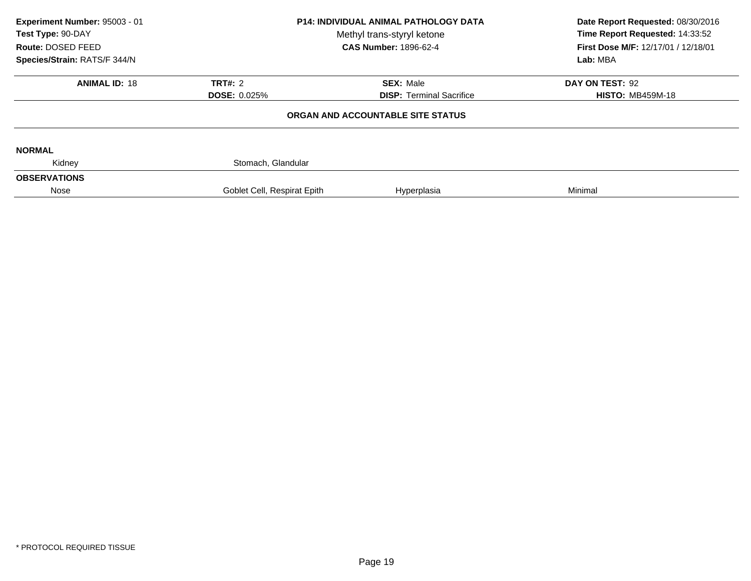**Experiment Number:** 95003 - 01
**Test Type:** 90-DAY
**Route:** DOSED FEED
**Species/Strain:** RATS/F 344/N

**P14: INDIVIDUAL ANIMAL PATHOLOGY DATA**
Methyl trans-styryl ketone
**CAS Number:** 1896-62-4

**Date Report Requested:** 08/30/2016
**Time Report Requested:** 14:33:52
**First Dose M/F:** 12/17/01 / 12/18/01
**Lab:** MBA

| **ANIMAL ID:** 18 | **TRT#:** 2 | **SEX:** Male | **DAY ON TEST:** 92 |
|---|---|---|---|
| | **DOSE:** 0.025% | **DISP:** Terminal Sacrifice | **HISTO:** MB459M-18 |

**ORGAN AND ACCOUNTABLE SITE STATUS**

**NORMAL**

| Kidney | Stomach, Glandular | | |
|---|---|---|---|

**OBSERVATIONS**

| Nose | Goblet Cell, Respirat Epith | Hyperplasia | Minimal |
|---|---|---|---|

* PROTOCOL REQUIRED TISSUE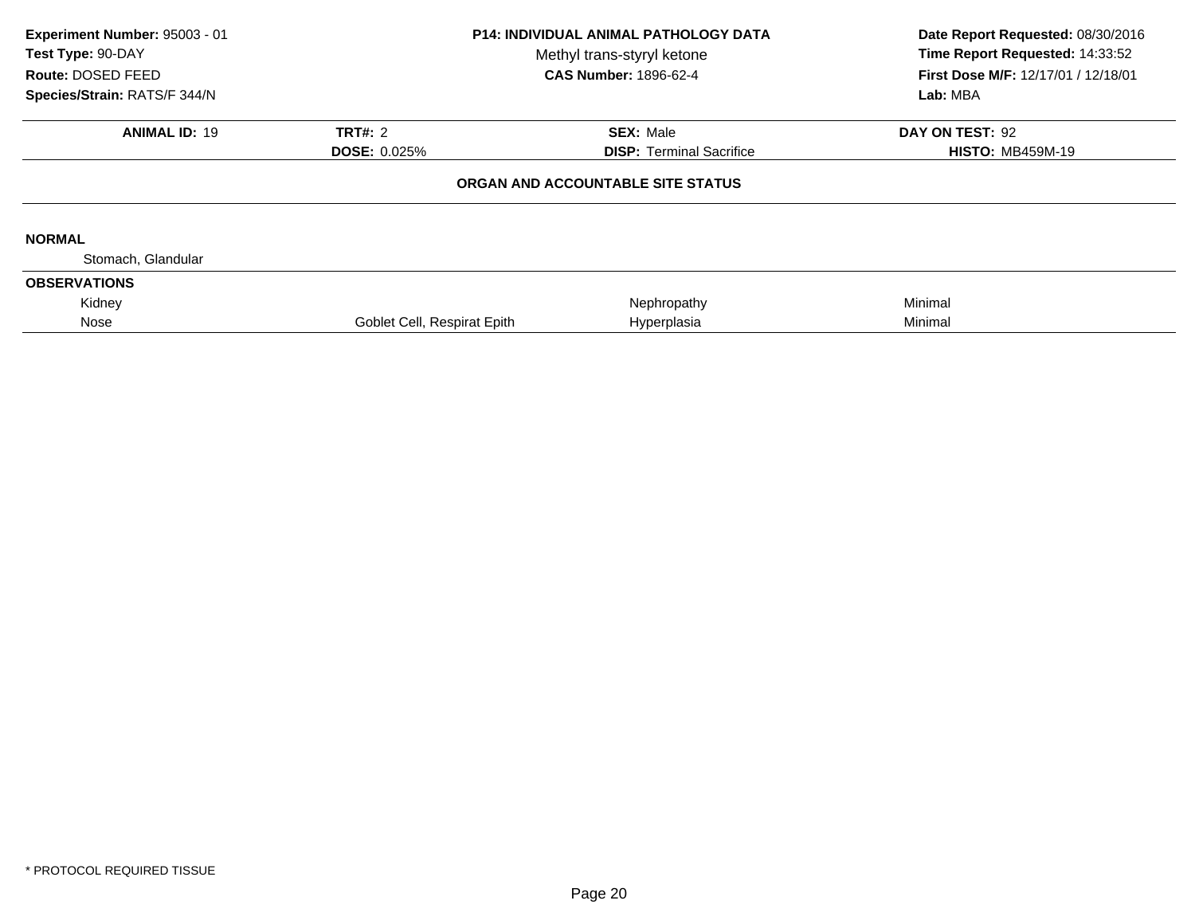**Experiment Number:** 95003 - 01
**Test Type:** 90-DAY
**Route:** DOSED FEED
**Species/Strain:** RATS/F 344/N

**P14: INDIVIDUAL ANIMAL PATHOLOGY DATA**
Methyl trans-styryl ketone
**CAS Number:** 1896-62-4

**Date Report Requested:** 08/30/2016
**Time Report Requested:** 14:33:52
**First Dose M/F:** 12/17/01 / 12/18/01
**Lab:** MBA

| **ANIMAL ID:** 19 | **TRT#:** 2 | **SEX:** Male | **DAY ON TEST:** 92 |
|---|---|---|---|
| | **DOSE:** 0.025% | **DISP:** Terminal Sacrifice | **HISTO:** MB459M-19 |

**ORGAN AND ACCOUNTABLE SITE STATUS**

**NORMAL**

Stomach, Glandular

**OBSERVATIONS**

| | | | |
|---|---|---|---|
| Kidney | | Nephropathy | Minimal |
| Nose | Goblet Cell, Respirat Epith | Hyperplasia | Minimal |

\* PROTOCOL REQUIRED TISSUE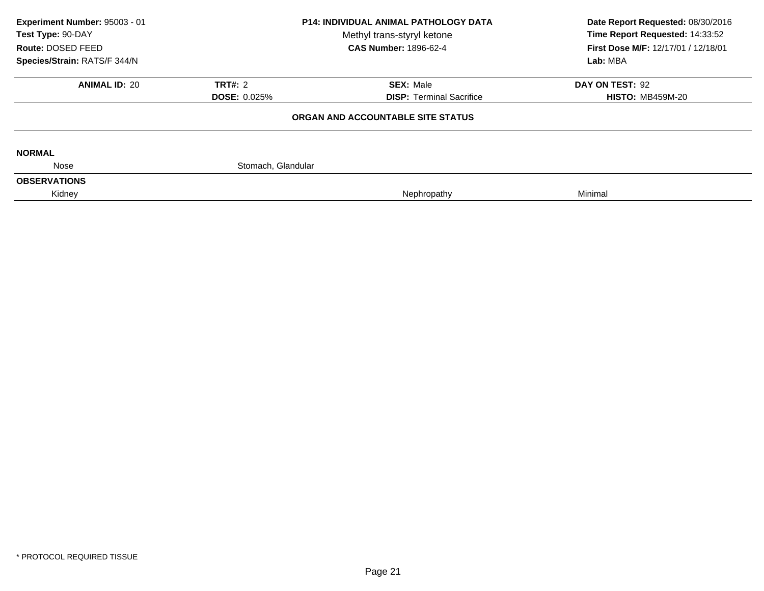**Experiment Number:** 95003 - 01
**Test Type:** 90-DAY
**Route:** DOSED FEED
**Species/Strain:** RATS/F 344/N

**P14: INDIVIDUAL ANIMAL PATHOLOGY DATA**
Methyl trans-styryl ketone
**CAS Number:** 1896-62-4

**Date Report Requested:** 08/30/2016
**Time Report Requested:** 14:33:52
**First Dose M/F:** 12/17/01 / 12/18/01
**Lab:** MBA

| **ANIMAL ID:** 20 | **TRT#:** 2 | **SEX:** Male | **DAY ON TEST:** 92 |
|---|---|---|---|
| | **DOSE:** 0.025% | **DISP:** Terminal Sacrifice | **HISTO:** MB459M-20 |

**ORGAN AND ACCOUNTABLE SITE STATUS**

**NORMAL**

| | | | |
|---|---|---|---|
| Nose | Stomach, Glandular | | |

**OBSERVATIONS**

| | | | |
|---|---|---|---|
| Kidney | | Nephropathy | Minimal |

\* PROTOCOL REQUIRED TISSUE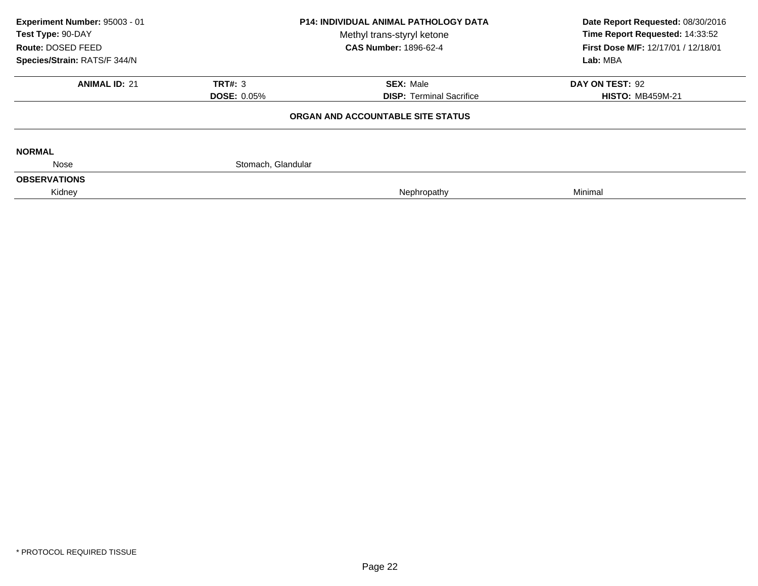**Experiment Number:** 95003 - 01
**Test Type:** 90-DAY
**Route:** DOSED FEED
**Species/Strain:** RATS/F 344/N

**P14: INDIVIDUAL ANIMAL PATHOLOGY DATA**
Methyl trans-styryl ketone
**CAS Number:** 1896-62-4

**Date Report Requested:** 08/30/2016
**Time Report Requested:** 14:33:52
**First Dose M/F:** 12/17/01 / 12/18/01
**Lab:** MBA

| **ANIMAL ID:** 21 | **TRT#:** 3 | **SEX:** Male | **DAY ON TEST:** 92 |
|---|---|---|---|
| | **DOSE:** 0.05% | **DISP:** Terminal Sacrifice | **HISTO:** MB459M-21 |

**ORGAN AND ACCOUNTABLE SITE STATUS**

**NORMAL**

| | | | |
|---|---|---|---|
| Nose | Stomach, Glandular | | |

**OBSERVATIONS**

| | | | |
|---|---|---|---|
| Kidney | | Nephropathy | Minimal |

\* PROTOCOL REQUIRED TISSUE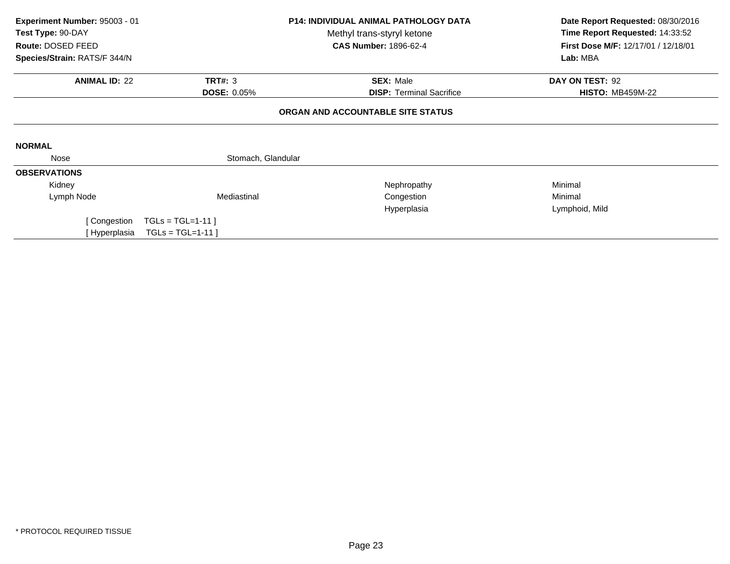**Experiment Number:** 95003 - 01
**Test Type:** 90-DAY
**Route:** DOSED FEED
**Species/Strain:** RATS/F 344/N

**P14: INDIVIDUAL ANIMAL PATHOLOGY DATA**
Methyl trans-styryl ketone
**CAS Number:** 1896-62-4

**Date Report Requested:** 08/30/2016
**Time Report Requested:** 14:33:52
**First Dose M/F:** 12/17/01 / 12/18/01
**Lab:** MBA

| **ANIMAL ID:** 22 | **TRT#:** 3 | **SEX:** Male | **DAY ON TEST:** 92 |
|---|---|---|---|
| | **DOSE:** 0.05% | **DISP:** Terminal Sacrifice | **HISTO:** MB459M-22 |

**ORGAN AND ACCOUNTABLE SITE STATUS**

**NORMAL**

| | |
|---|---|
| Nose | Stomach, Glandular |

**OBSERVATIONS**

| Organ | Site | Observation | Qualifier |
|---|---|---|---|
| Kidney | | Nephropathy | Minimal |
| Lymph Node | Mediastinal | Congestion | Minimal |
| | | Hyperplasia | Lymphoid, Mild |

[ Congestion TGLs = TGL=1-11 ]
[ Hyperplasia TGLs = TGL=1-11 ]

* PROTOCOL REQUIRED TISSUE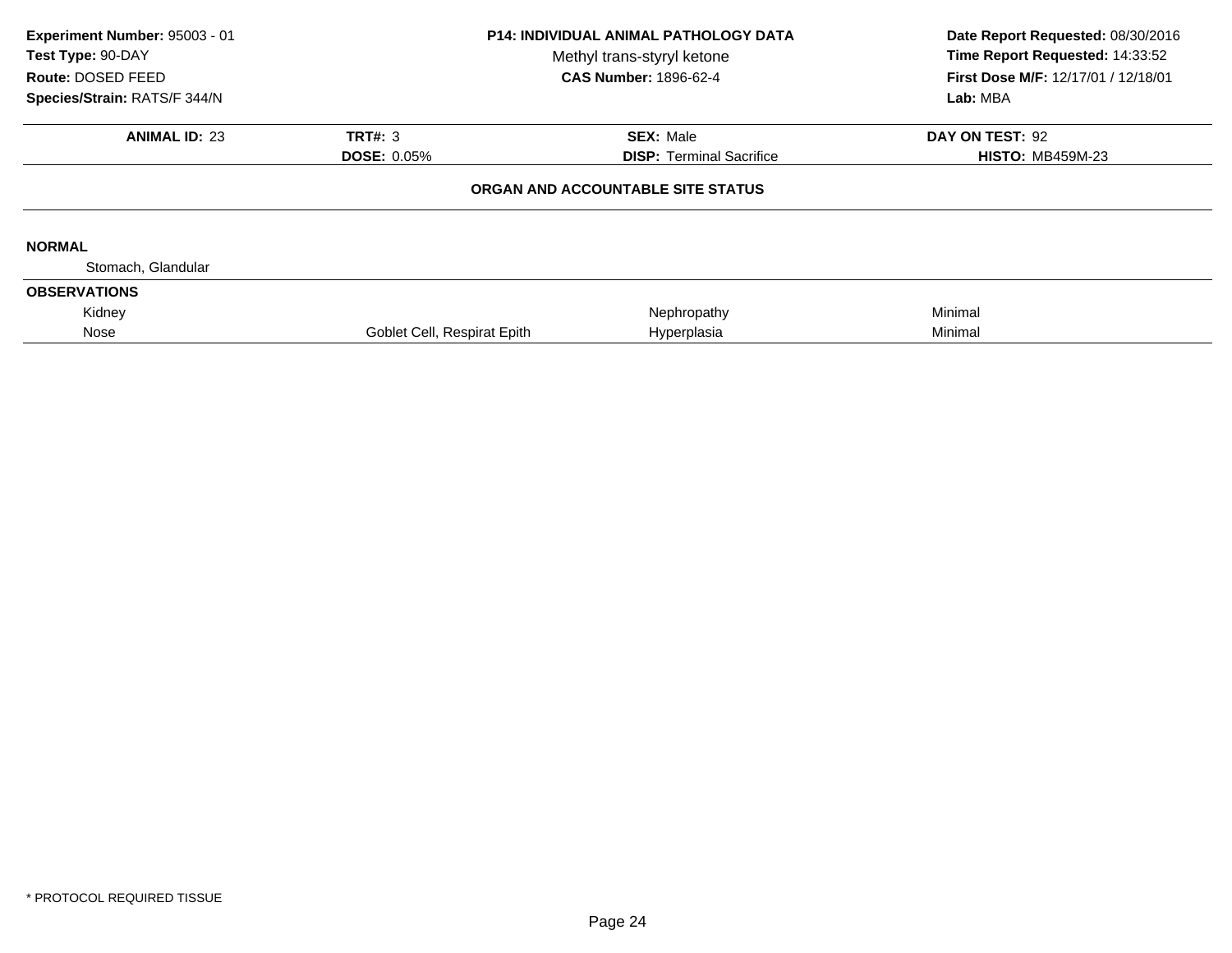**Experiment Number:** 95003 - 01
**Test Type:** 90-DAY
**Route:** DOSED FEED
**Species/Strain:** RATS/F 344/N

**P14: INDIVIDUAL ANIMAL PATHOLOGY DATA**
Methyl trans-styryl ketone
**CAS Number:** 1896-62-4

**Date Report Requested:** 08/30/2016
**Time Report Requested:** 14:33:52
**First Dose M/F:** 12/17/01 / 12/18/01
**Lab:** MBA

| **ANIMAL ID:** 23 | **TRT#:** 3 | **SEX:** Male | **DAY ON TEST:** 92 |
|---|---|---|---|
| | **DOSE:** 0.05% | **DISP:** Terminal Sacrifice | **HISTO:** MB459M-23 |

**ORGAN AND ACCOUNTABLE SITE STATUS**

**NORMAL**

Stomach, Glandular

**OBSERVATIONS**

| | | | |
|---|---|---|---|
| Kidney | | Nephropathy | Minimal |
| Nose | Goblet Cell, Respirat Epith | Hyperplasia | Minimal |

\* PROTOCOL REQUIRED TISSUE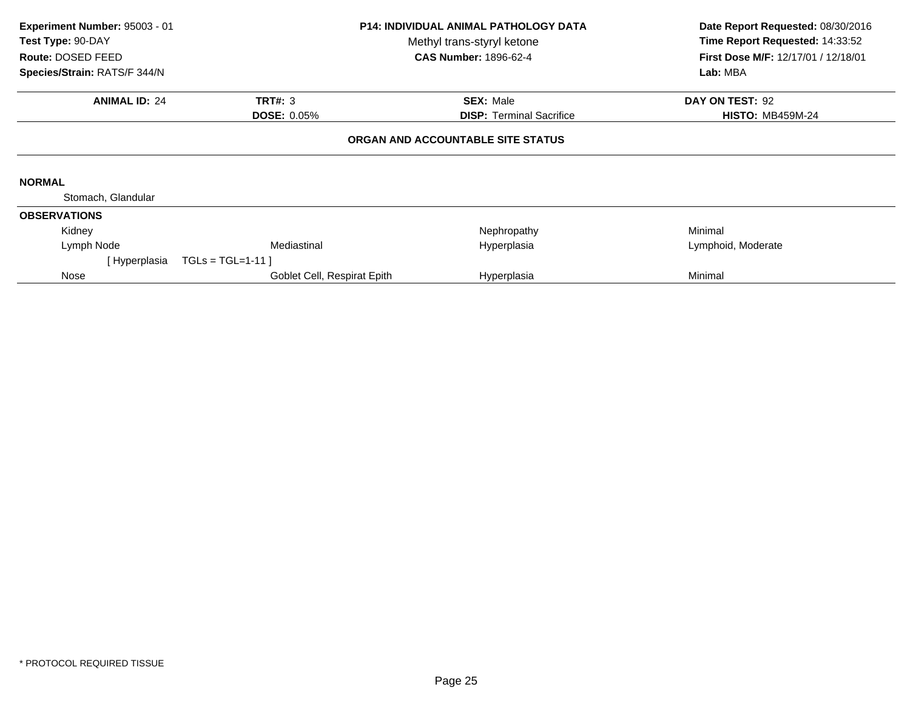**Experiment Number:** 95003 - 01
**Test Type:** 90-DAY
**Route:** DOSED FEED
**Species/Strain:** RATS/F 344/N

**P14: INDIVIDUAL ANIMAL PATHOLOGY DATA**
Methyl trans-styryl ketone
**CAS Number:** 1896-62-4

**Date Report Requested:** 08/30/2016
**Time Report Requested:** 14:33:52
**First Dose M/F:** 12/17/01 / 12/18/01
**Lab:** MBA

| **ANIMAL ID:** 24 | **TRT#:** 3 | **SEX:** Male | **DAY ON TEST:** 92 |
|---|---|---|---|
| | **DOSE:** 0.05% | **DISP:** Terminal Sacrifice | **HISTO:** MB459M-24 |

**ORGAN AND ACCOUNTABLE SITE STATUS**

**NORMAL**

Stomach, Glandular

**OBSERVATIONS**

| | | | |
|---|---|---|---|
| Kidney | | Nephropathy | Minimal |
| Lymph Node | Mediastinal | Hyperplasia | Lymphoid, Moderate |
| [ Hyperplasia TGLs = TGL=1-11 ] | | | |
| Nose | Goblet Cell, Respirat Epith | Hyperplasia | Minimal |

* PROTOCOL REQUIRED TISSUE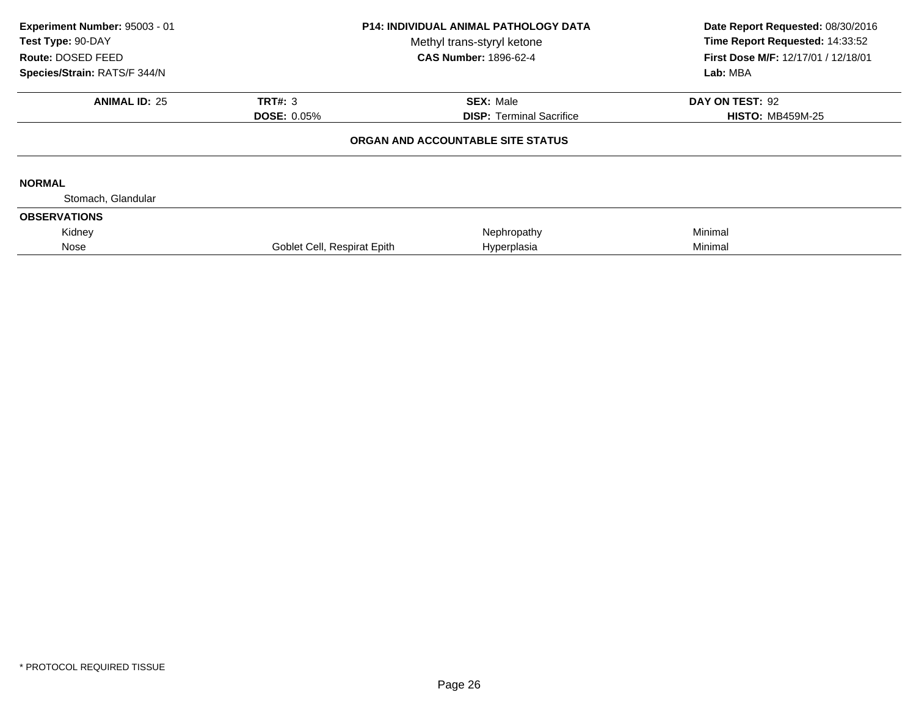**Experiment Number:** 95003 - 01
**Test Type:** 90-DAY
**Route:** DOSED FEED
**Species/Strain:** RATS/F 344/N

**P14: INDIVIDUAL ANIMAL PATHOLOGY DATA**
Methyl trans-styryl ketone
**CAS Number:** 1896-62-4

**Date Report Requested:** 08/30/2016
**Time Report Requested:** 14:33:52
**First Dose M/F:** 12/17/01 / 12/18/01
**Lab:** MBA

| **ANIMAL ID:** 25 | **TRT#:** 3 | **SEX:** Male | **DAY ON TEST:** 92 |
|---|---|---|---|
| | **DOSE:** 0.05% | **DISP:** Terminal Sacrifice | **HISTO:** MB459M-25 |

**ORGAN AND ACCOUNTABLE SITE STATUS**

**NORMAL**

Stomach, Glandular

**OBSERVATIONS**

| | | | |
|---|---|---|---|
| Kidney | | Nephropathy | Minimal |
| Nose | Goblet Cell, Respirat Epith | Hyperplasia | Minimal |

\* PROTOCOL REQUIRED TISSUE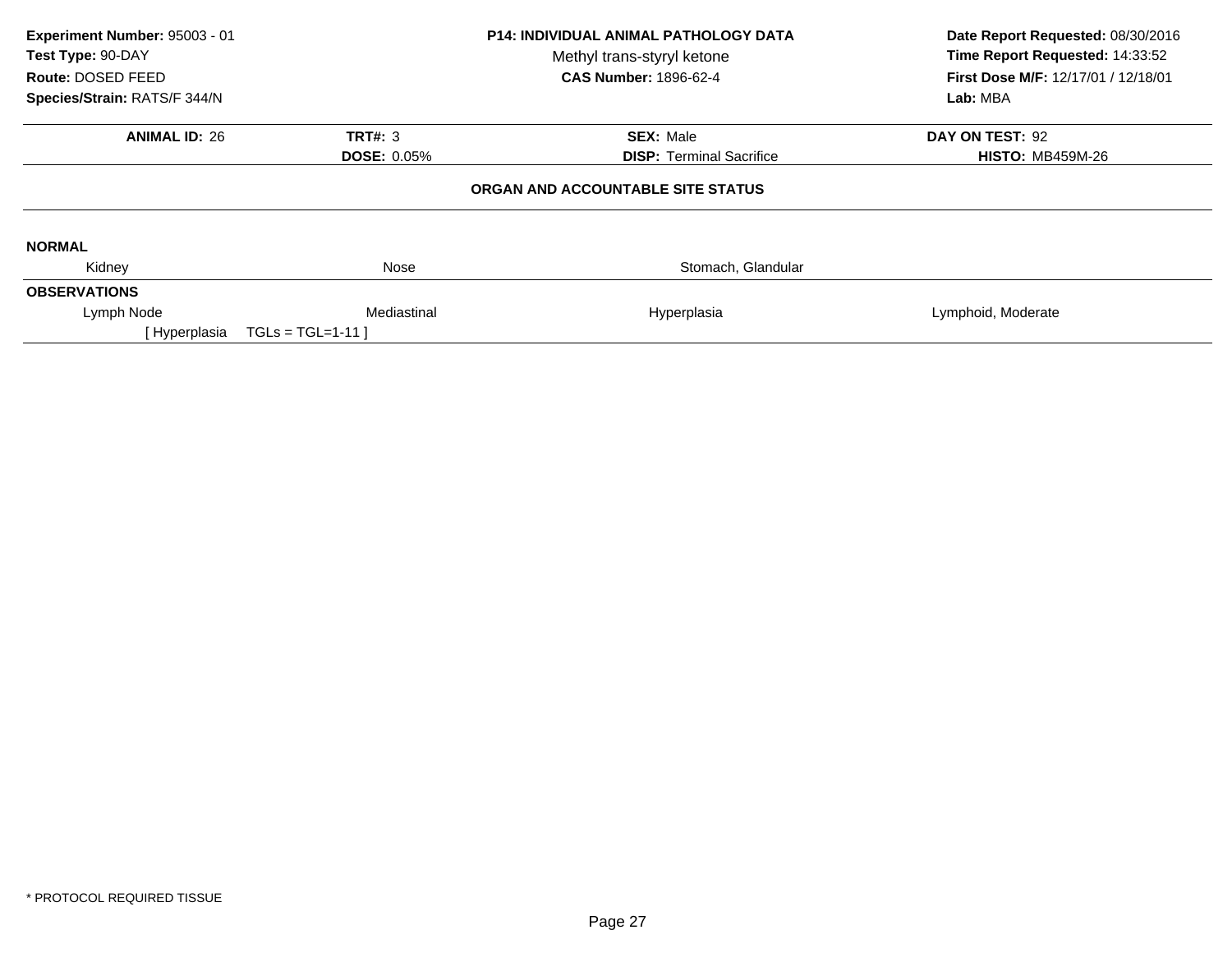**Experiment Number:** 95003 - 01
**Test Type:** 90-DAY
**Route:** DOSED FEED
**Species/Strain:** RATS/F 344/N

**P14: INDIVIDUAL ANIMAL PATHOLOGY DATA**
Methyl trans-styryl ketone
**CAS Number:** 1896-62-4

**Date Report Requested:** 08/30/2016
**Time Report Requested:** 14:33:52
**First Dose M/F:** 12/17/01 / 12/18/01
**Lab:** MBA

| **ANIMAL ID:** 26 | **TRT#:** 3 | **SEX:** Male | **DAY ON TEST:** 92 |
|---|---|---|---|
| | **DOSE:** 0.05% | **DISP:** Terminal Sacrifice | **HISTO:** MB459M-26 |

## ORGAN AND ACCOUNTABLE SITE STATUS

**NORMAL**

| Kidney | Nose | Stomach, Glandular | |
|---|---|---|---|

**OBSERVATIONS**

| Lymph Node | Mediastinal | Hyperplasia | Lymphoid, Moderate |
|---|---|---|---|
| [ Hyperplasia TGLs = TGL=1-11 ] | | | |

* PROTOCOL REQUIRED TISSUE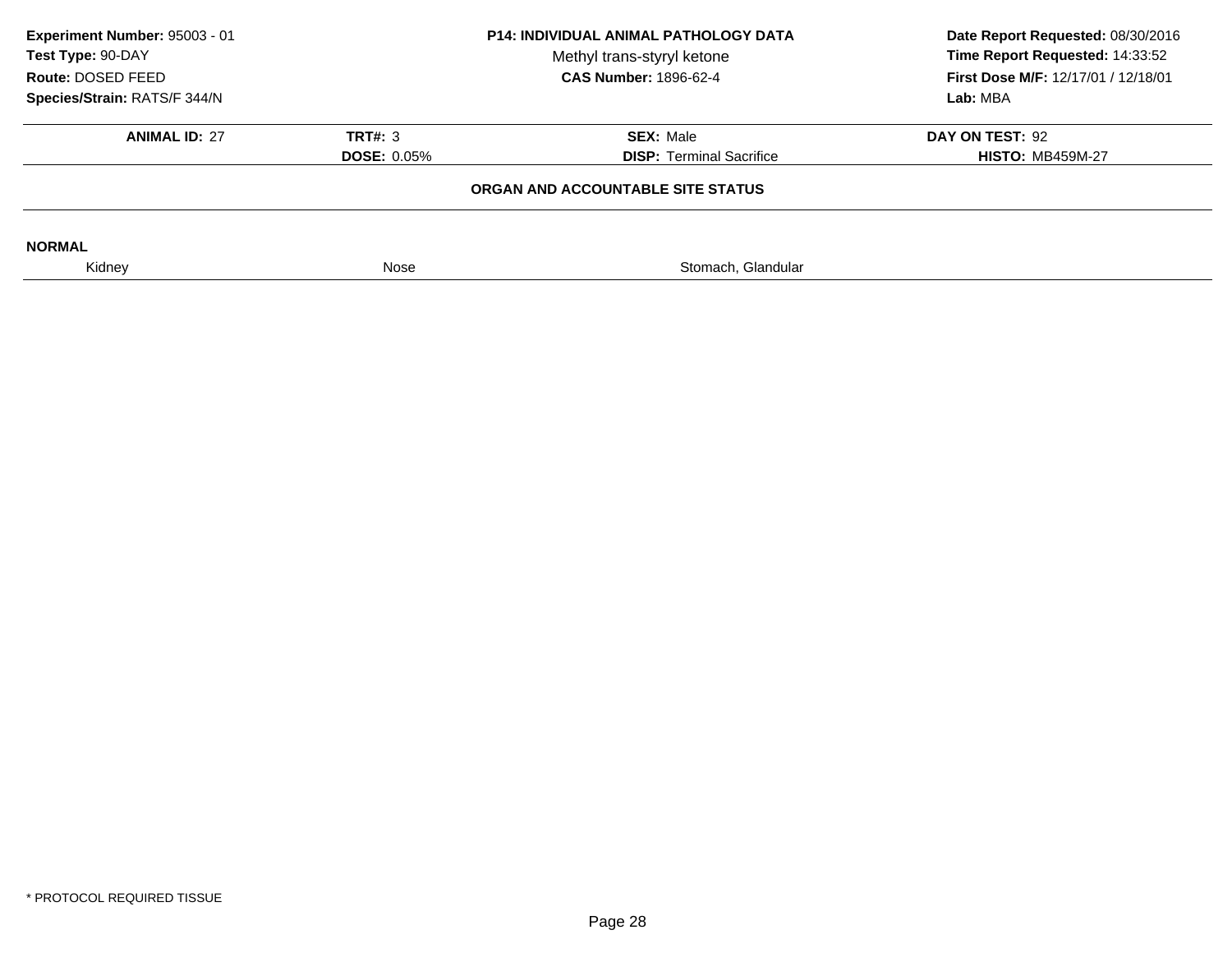**Experiment Number:** 95003 - 01
**Test Type:** 90-DAY
**Route:** DOSED FEED
**Species/Strain:** RATS/F 344/N

**P14: INDIVIDUAL ANIMAL PATHOLOGY DATA**
Methyl trans-styryl ketone
**CAS Number:** 1896-62-4

**Date Report Requested:** 08/30/2016
**Time Report Requested:** 14:33:52
**First Dose M/F:** 12/17/01 / 12/18/01
**Lab:** MBA

| **ANIMAL ID:** 27 | **TRT#:** 3 | **SEX:** Male | **DAY ON TEST:** 92 |
|---|---|---|---|
| | **DOSE:** 0.05% | **DISP:** Terminal Sacrifice | **HISTO:** MB459M-27 |

## ORGAN AND ACCOUNTABLE SITE STATUS

**NORMAL**

| Kidney | Nose | Stomach, Glandular |
|---|---|---|

* PROTOCOL REQUIRED TISSUE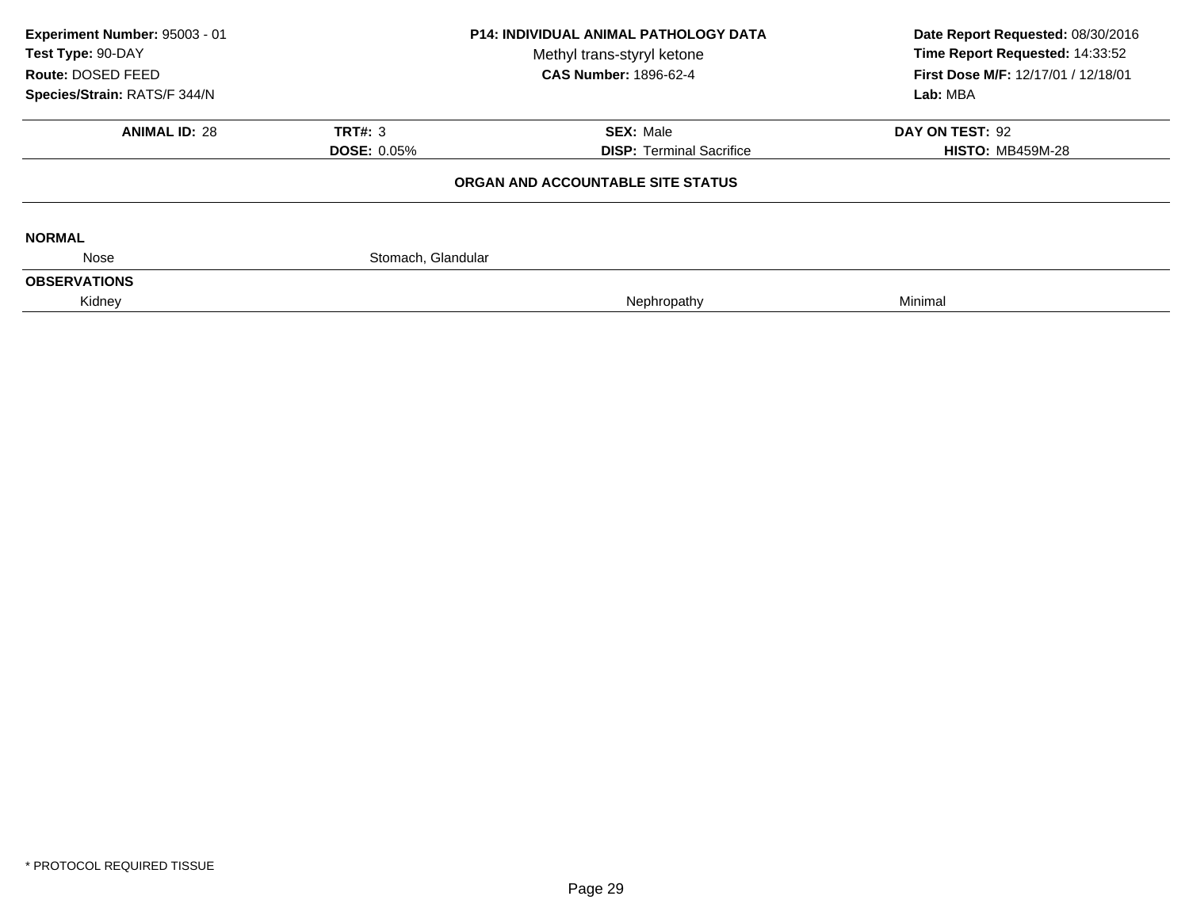**Experiment Number:** 95003 - 01
**Test Type:** 90-DAY
**Route:** DOSED FEED
**Species/Strain:** RATS/F 344/N

**P14: INDIVIDUAL ANIMAL PATHOLOGY DATA**
Methyl trans-styryl ketone
**CAS Number:** 1896-62-4

**Date Report Requested:** 08/30/2016
**Time Report Requested:** 14:33:52
**First Dose M/F:** 12/17/01 / 12/18/01
**Lab:** MBA

| **ANIMAL ID:** 28 | **TRT#:** 3 | **SEX:** Male | **DAY ON TEST:** 92 |
|---|---|---|---|
| | **DOSE:** 0.05% | **DISP:** Terminal Sacrifice | **HISTO:** MB459M-28 |

**ORGAN AND ACCOUNTABLE SITE STATUS**

**NORMAL**

| | | | |
|---|---|---|---|
| Nose | Stomach, Glandular | | |

**OBSERVATIONS**

| | | | |
|---|---|---|---|
| Kidney | | Nephropathy | Minimal |

* PROTOCOL REQUIRED TISSUE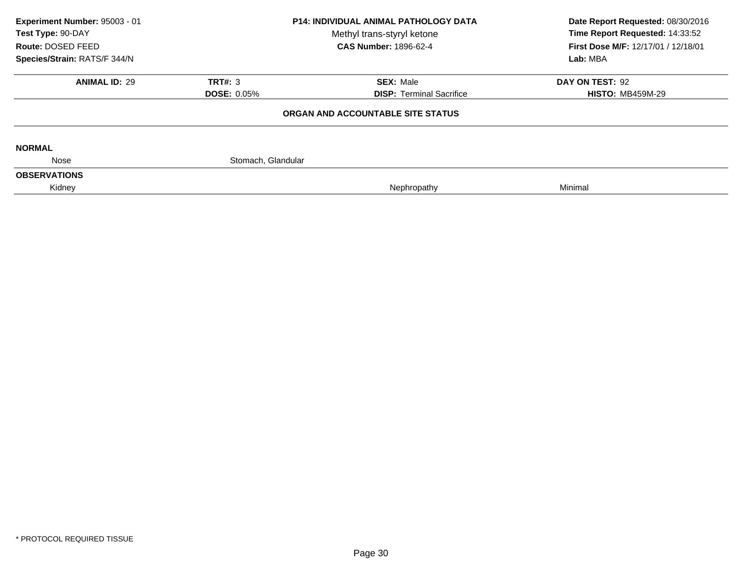**Experiment Number:** 95003 - 01
**Test Type:** 90-DAY
**Route:** DOSED FEED
**Species/Strain:** RATS/F 344/N

**P14: INDIVIDUAL ANIMAL PATHOLOGY DATA**
Methyl trans-styryl ketone
**CAS Number:** 1896-62-4

**Date Report Requested:** 08/30/2016
**Time Report Requested:** 14:33:52
**First Dose M/F:** 12/17/01 / 12/18/01
**Lab:** MBA

| **ANIMAL ID:** 29 | **TRT#:** 3 | **SEX:** Male | **DAY ON TEST:** 92 |
|---|---|---|---|
| | **DOSE:** 0.05% | **DISP:** Terminal Sacrifice | **HISTO:** MB459M-29 |

**ORGAN AND ACCOUNTABLE SITE STATUS**

**NORMAL**

| Nose | Stomach, Glandular | | |
|---|---|---|---|

**OBSERVATIONS**

| Kidney | | Nephropathy | Minimal |
|---|---|---|---|

* PROTOCOL REQUIRED TISSUE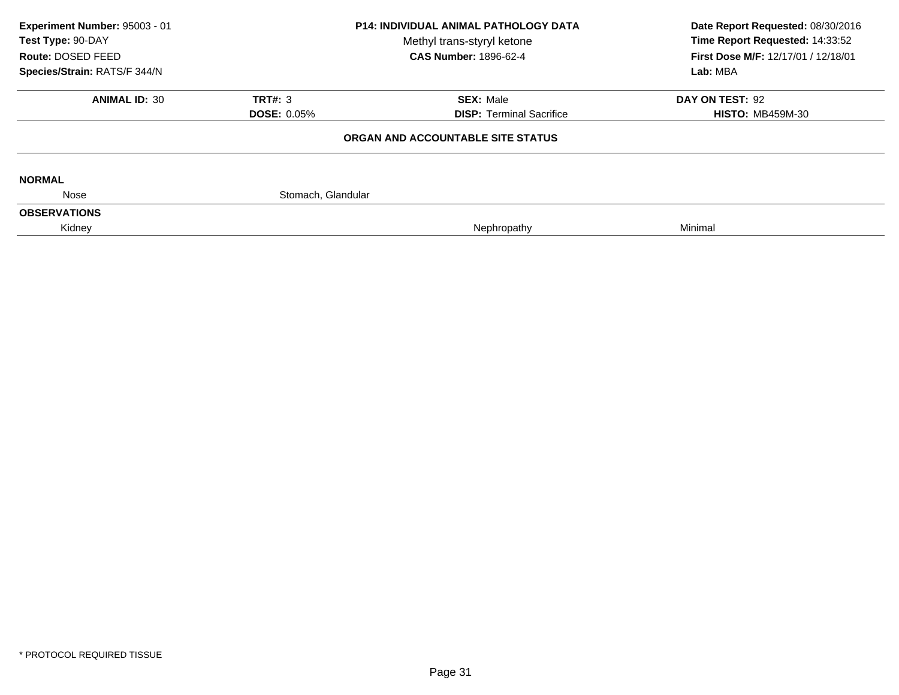**Experiment Number:** 95003 - 01
**Test Type:** 90-DAY
**Route:** DOSED FEED
**Species/Strain:** RATS/F 344/N

**P14: INDIVIDUAL ANIMAL PATHOLOGY DATA**
Methyl trans-styryl ketone
**CAS Number:** 1896-62-4

**Date Report Requested:** 08/30/2016
**Time Report Requested:** 14:33:52
**First Dose M/F:** 12/17/01 / 12/18/01
**Lab:** MBA

| **ANIMAL ID:** 30 | **TRT#:** 3 | **SEX:** Male | **DAY ON TEST:** 92 |
|---|---|---|---|
| | **DOSE:** 0.05% | **DISP:** Terminal Sacrifice | **HISTO:** MB459M-30 |

**ORGAN AND ACCOUNTABLE SITE STATUS**

**NORMAL**

| | | | |
|---|---|---|---|
| Nose | Stomach, Glandular | | |

**OBSERVATIONS**

| | | | |
|---|---|---|---|
| Kidney | | Nephropathy | Minimal |

\* PROTOCOL REQUIRED TISSUE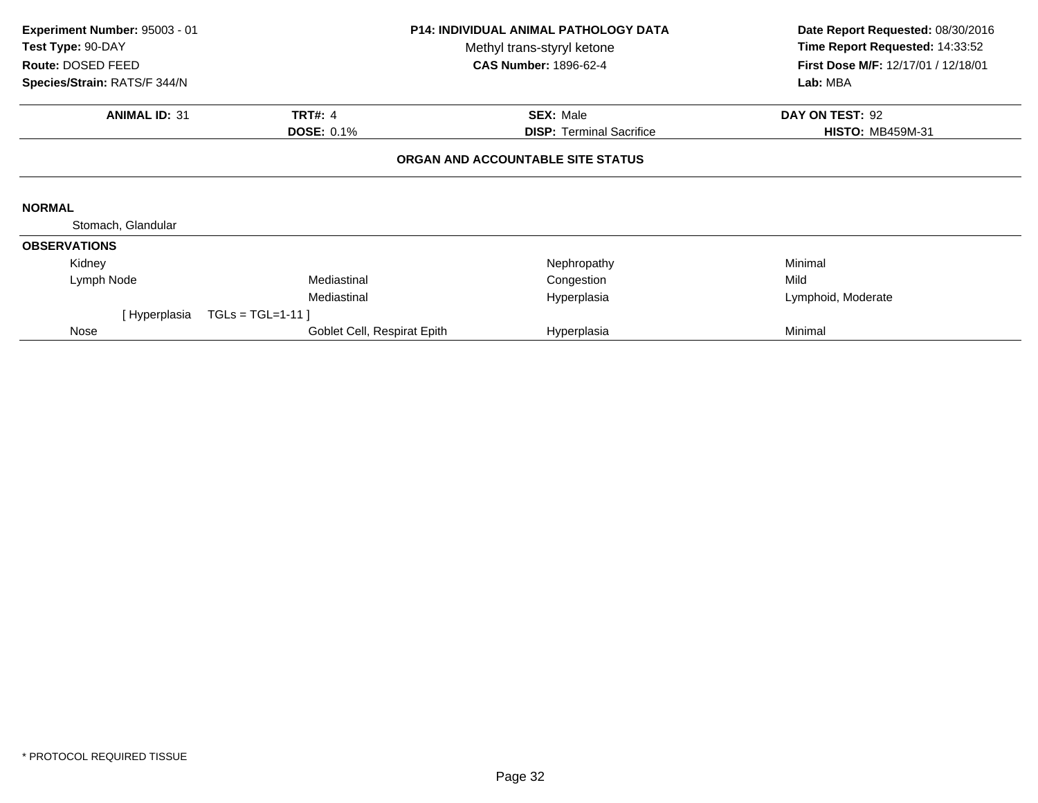**Experiment Number:** 95003 - 01
**Test Type:** 90-DAY
**Route:** DOSED FEED
**Species/Strain:** RATS/F 344/N

**P14: INDIVIDUAL ANIMAL PATHOLOGY DATA**
Methyl trans-styryl ketone
**CAS Number:** 1896-62-4

**Date Report Requested:** 08/30/2016
**Time Report Requested:** 14:33:52
**First Dose M/F:** 12/17/01 / 12/18/01
**Lab:** MBA

| **ANIMAL ID:** 31 | **TRT#:** 4 | **SEX:** Male | **DAY ON TEST:** 92 |
|---|---|---|---|
| | **DOSE:** 0.1% | **DISP:** Terminal Sacrifice | **HISTO:** MB459M-31 |

**ORGAN AND ACCOUNTABLE SITE STATUS**

**NORMAL**

Stomach, Glandular

**OBSERVATIONS**

| Organ | Site | Finding | Severity/Qualifier |
|---|---|---|---|
| Kidney | | Nephropathy | Minimal |
| Lymph Node | Mediastinal | Congestion | Mild |
| | Mediastinal | Hyperplasia | Lymphoid, Moderate |
| [ Hyperplasia TGLs = TGL=1-11 ] | | | |
| Nose | Goblet Cell, Respirat Epith | Hyperplasia | Minimal |

* PROTOCOL REQUIRED TISSUE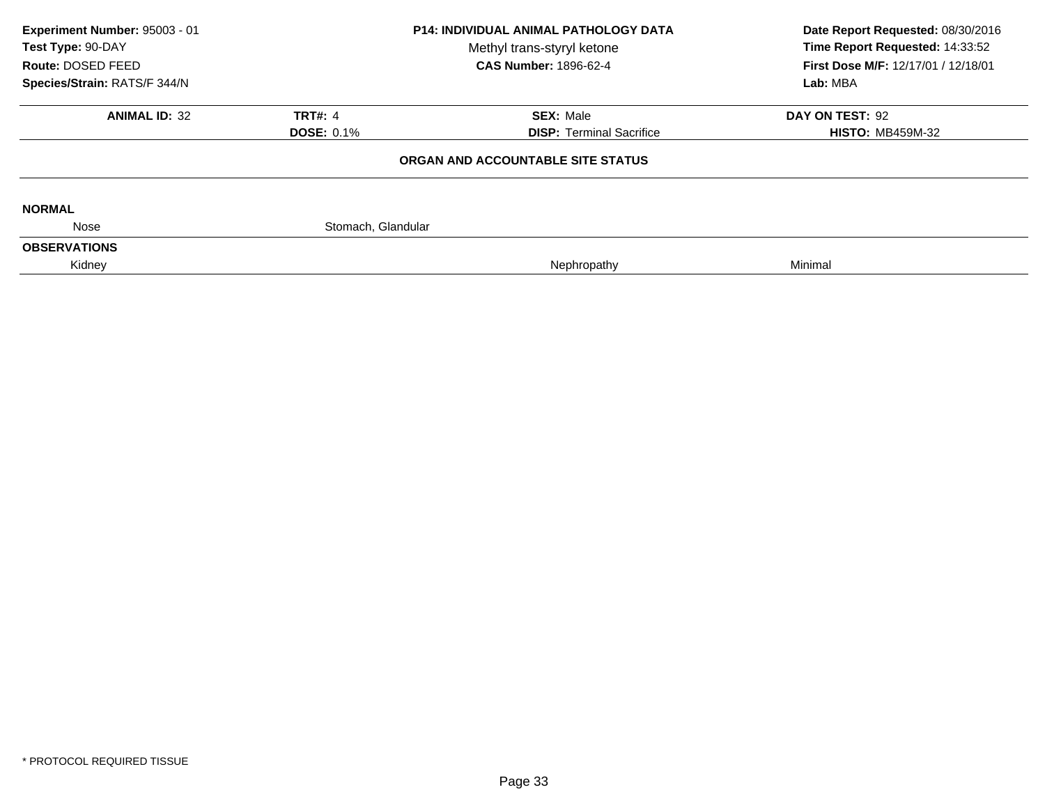**Experiment Number:** 95003 - 01
**Test Type:** 90-DAY
**Route:** DOSED FEED
**Species/Strain:** RATS/F 344/N

**P14: INDIVIDUAL ANIMAL PATHOLOGY DATA**
Methyl trans-styryl ketone
**CAS Number:** 1896-62-4

**Date Report Requested:** 08/30/2016
**Time Report Requested:** 14:33:52
**First Dose M/F:** 12/17/01 / 12/18/01
**Lab:** MBA

| **ANIMAL ID:** 32 | **TRT#:** 4 | **SEX:** Male | **DAY ON TEST:** 92 |
|---|---|---|---|
| | **DOSE:** 0.1% | **DISP:** Terminal Sacrifice | **HISTO:** MB459M-32 |

## ORGAN AND ACCOUNTABLE SITE STATUS

**NORMAL**

| | | | |
|---|---|---|---|
| Nose | Stomach, Glandular | | |

**OBSERVATIONS**

| | | | |
|---|---|---|---|
| Kidney | | Nephropathy | Minimal |

* PROTOCOL REQUIRED TISSUE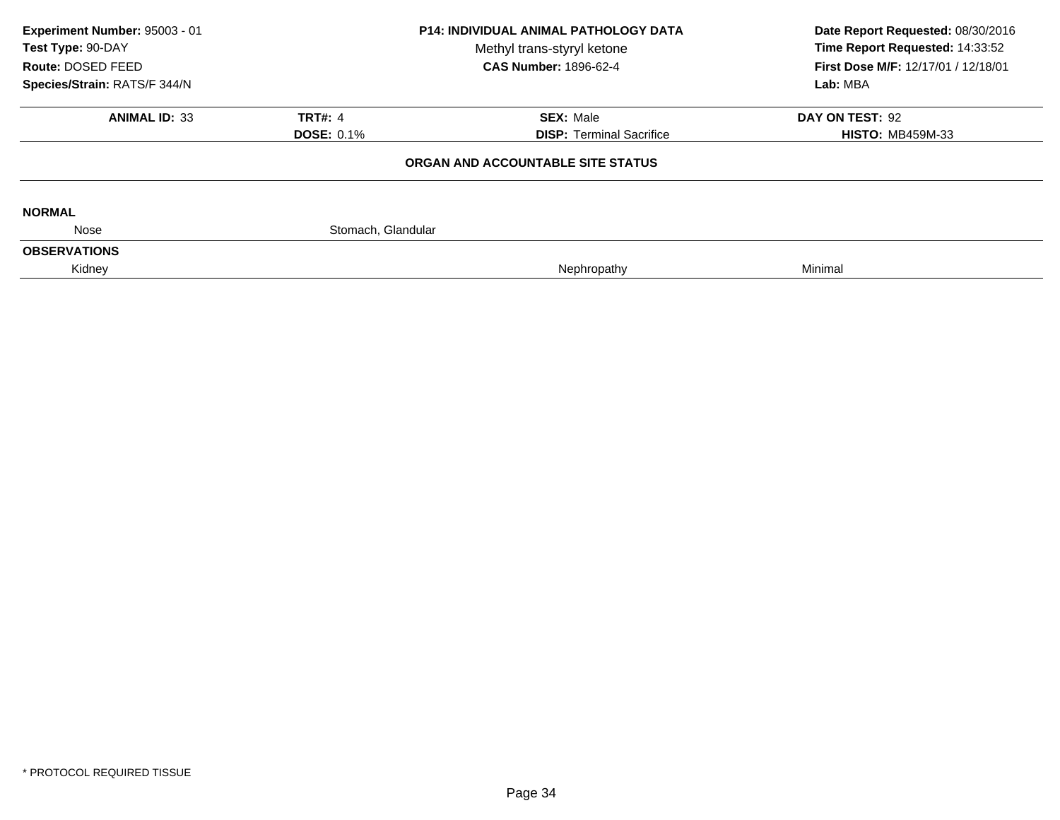**Experiment Number:** 95003 - 01
**Test Type:** 90-DAY
**Route:** DOSED FEED
**Species/Strain:** RATS/F 344/N

**P14: INDIVIDUAL ANIMAL PATHOLOGY DATA**
Methyl trans-styryl ketone
**CAS Number:** 1896-62-4

**Date Report Requested:** 08/30/2016
**Time Report Requested:** 14:33:52
**First Dose M/F:** 12/17/01 / 12/18/01
**Lab:** MBA

| **ANIMAL ID:** 33 | **TRT#:** 4 | **SEX:** Male | **DAY ON TEST:** 92 |
|---|---|---|---|
| | **DOSE:** 0.1% | **DISP:** Terminal Sacrifice | **HISTO:** MB459M-33 |

**ORGAN AND ACCOUNTABLE SITE STATUS**

**NORMAL**

| | | | |
|---|---|---|---|
| Nose | Stomach, Glandular | | |

**OBSERVATIONS**

| | | | |
|---|---|---|---|
| Kidney | | Nephropathy | Minimal |

\* PROTOCOL REQUIRED TISSUE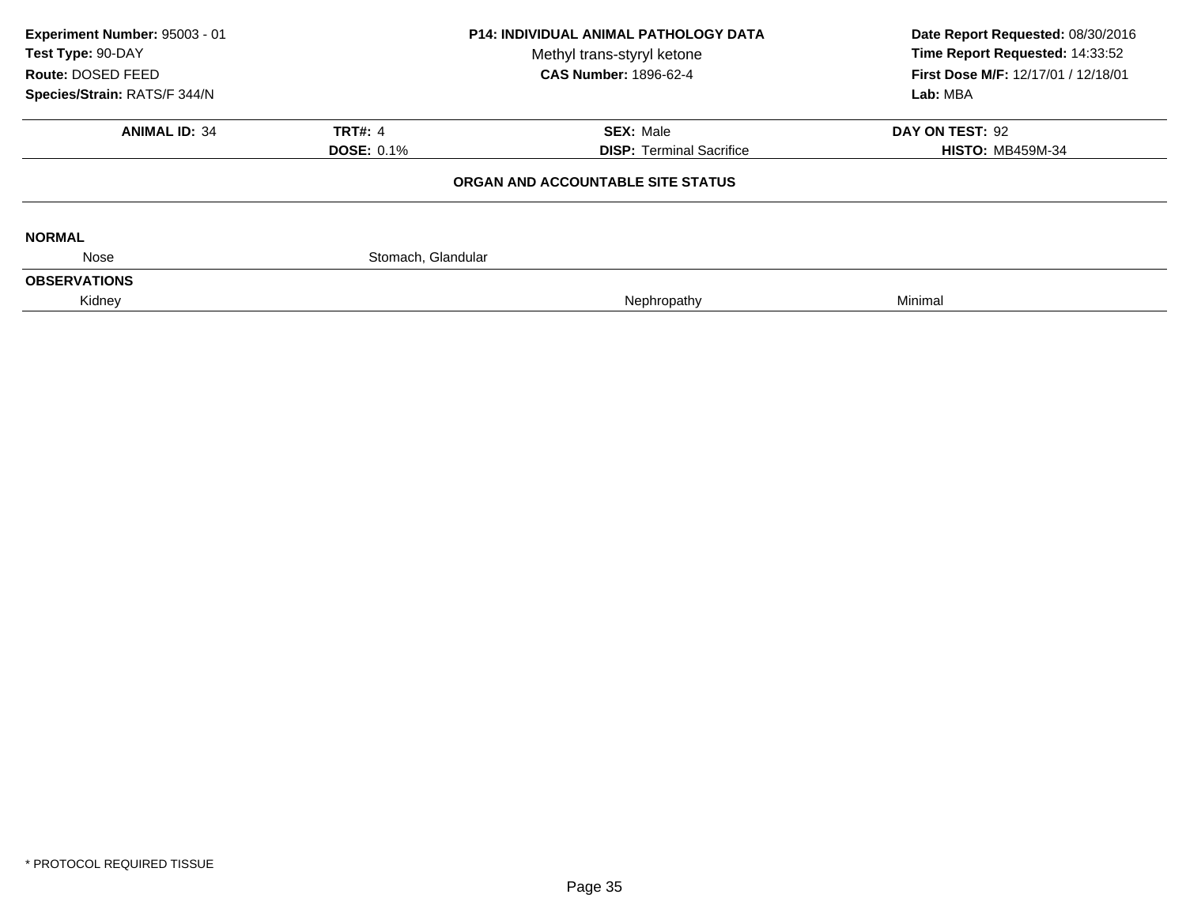**Experiment Number:** 95003 - 01
**Test Type:** 90-DAY
**Route:** DOSED FEED
**Species/Strain:** RATS/F 344/N

**P14: INDIVIDUAL ANIMAL PATHOLOGY DATA**
Methyl trans-styryl ketone
**CAS Number:** 1896-62-4

**Date Report Requested:** 08/30/2016
**Time Report Requested:** 14:33:52
**First Dose M/F:** 12/17/01 / 12/18/01
**Lab:** MBA

| **ANIMAL ID:** 34 | **TRT#:** 4 | **SEX:** Male | **DAY ON TEST:** 92 |
|---|---|---|---|
| | **DOSE:** 0.1% | **DISP:** Terminal Sacrifice | **HISTO:** MB459M-34 |

**ORGAN AND ACCOUNTABLE SITE STATUS**

**NORMAL**

| Nose | Stomach, Glandular | | |
|---|---|---|---|

**OBSERVATIONS**

| Kidney | | Nephropathy | Minimal |
|---|---|---|---|

\* PROTOCOL REQUIRED TISSUE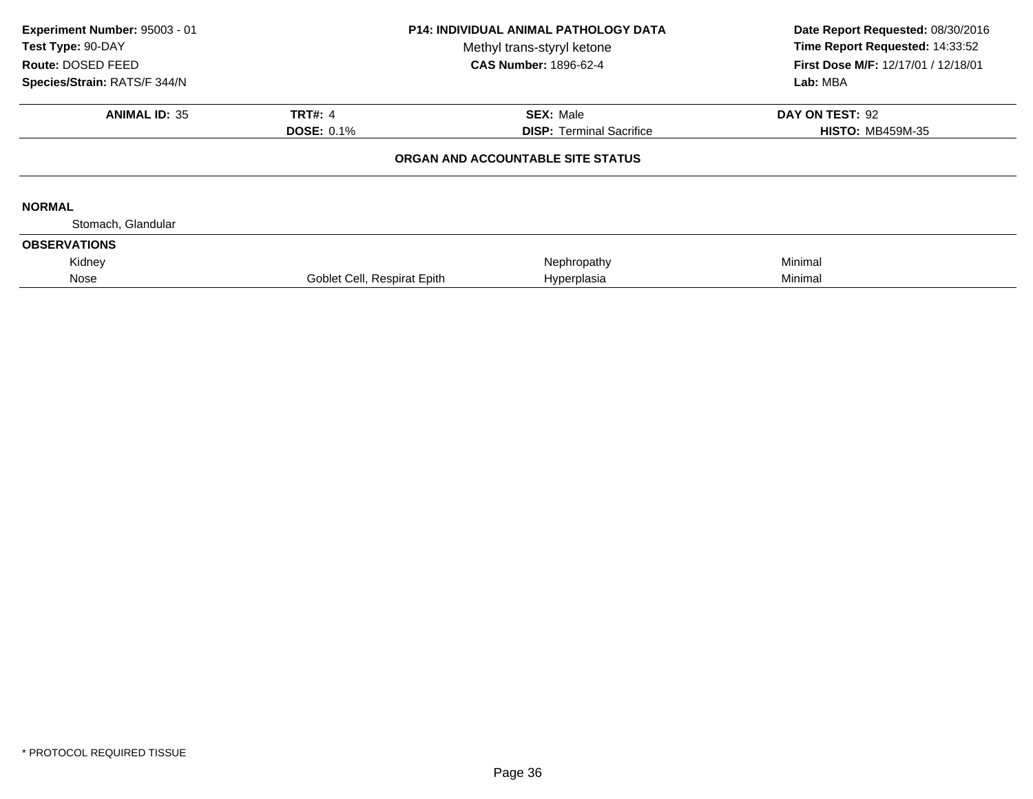**Experiment Number:** 95003 - 01
**Test Type:** 90-DAY
**Route:** DOSED FEED
**Species/Strain:** RATS/F 344/N

**P14: INDIVIDUAL ANIMAL PATHOLOGY DATA**
Methyl trans-styryl ketone
**CAS Number:** 1896-62-4

**Date Report Requested:** 08/30/2016
**Time Report Requested:** 14:33:52
**First Dose M/F:** 12/17/01 / 12/18/01
**Lab:** MBA

| **ANIMAL ID:** 35 | **TRT#:** 4 | **SEX:** Male | **DAY ON TEST:** 92 |
|---|---|---|---|
| | **DOSE:** 0.1% | **DISP:** Terminal Sacrifice | **HISTO:** MB459M-35 |

**ORGAN AND ACCOUNTABLE SITE STATUS**

**NORMAL**

Stomach, Glandular

**OBSERVATIONS**

| Organ | Site | Finding | Severity |
|---|---|---|---|
| Kidney | | Nephropathy | Minimal |
| Nose | Goblet Cell, Respirat Epith | Hyperplasia | Minimal |

* PROTOCOL REQUIRED TISSUE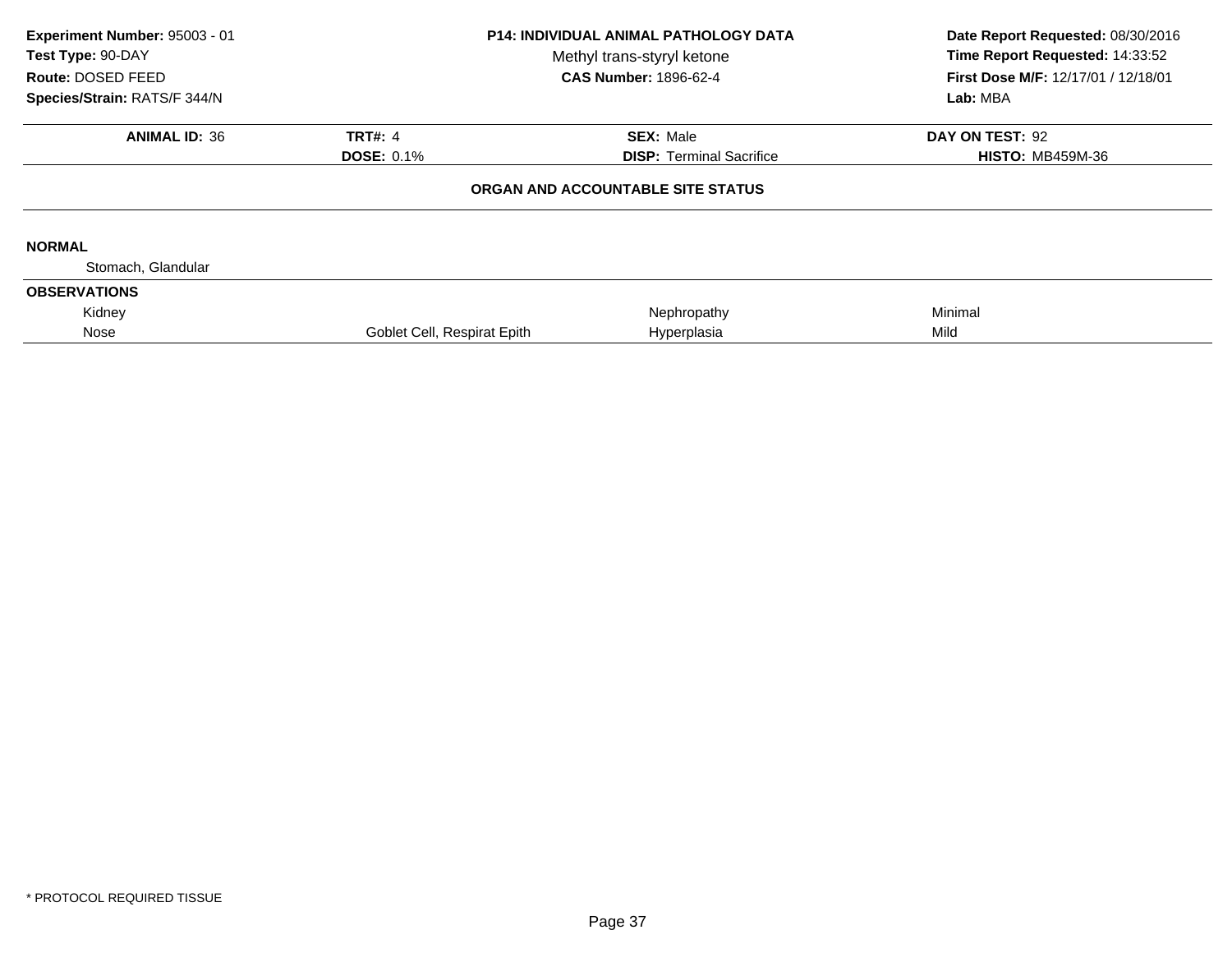**Experiment Number:** 95003 - 01
**Test Type:** 90-DAY
**Route:** DOSED FEED
**Species/Strain:** RATS/F 344/N

**P14: INDIVIDUAL ANIMAL PATHOLOGY DATA**
Methyl trans-styryl ketone
**CAS Number:** 1896-62-4

**Date Report Requested:** 08/30/2016
**Time Report Requested:** 14:33:52
**First Dose M/F:** 12/17/01 / 12/18/01
**Lab:** MBA

| **ANIMAL ID:** 36 | **TRT#:** 4 | **SEX:** Male | **DAY ON TEST:** 92 |
|---|---|---|---|
| | **DOSE:** 0.1% | **DISP:** Terminal Sacrifice | **HISTO:** MB459M-36 |

**ORGAN AND ACCOUNTABLE SITE STATUS**

**NORMAL**

Stomach, Glandular

**OBSERVATIONS**

| | | | |
|---|---|---|---|
| Kidney | | Nephropathy | Minimal |
| Nose | Goblet Cell, Respirat Epith | Hyperplasia | Mild |

\* PROTOCOL REQUIRED TISSUE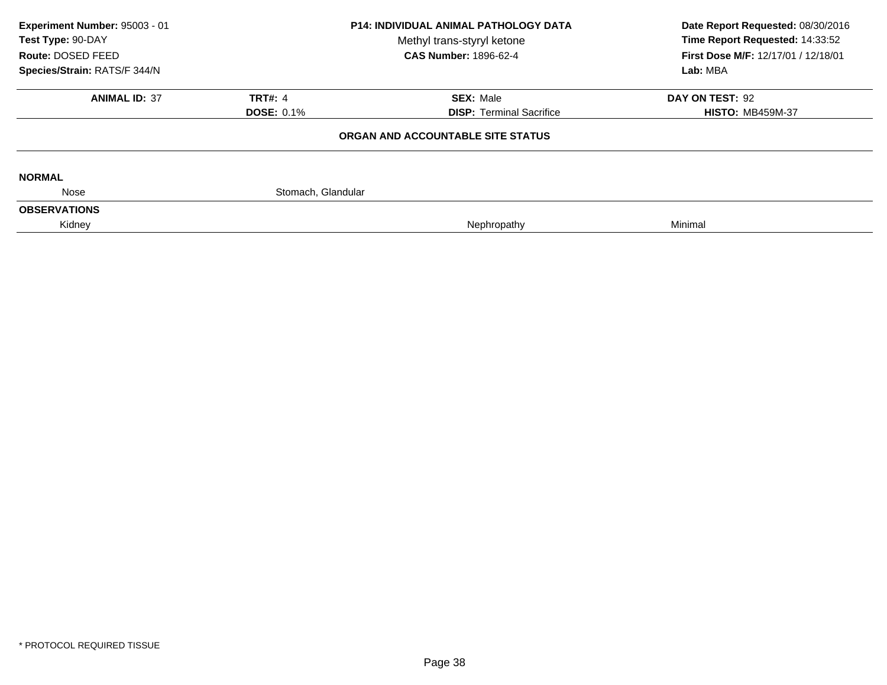**Experiment Number:** 95003 - 01
**Test Type:** 90-DAY
**Route:** DOSED FEED
**Species/Strain:** RATS/F 344/N

**P14: INDIVIDUAL ANIMAL PATHOLOGY DATA**
Methyl trans-styryl ketone
**CAS Number:** 1896-62-4

**Date Report Requested:** 08/30/2016
**Time Report Requested:** 14:33:52
**First Dose M/F:** 12/17/01 / 12/18/01
**Lab:** MBA

| **ANIMAL ID:** 37 | **TRT#:** 4 | **SEX:** Male | **DAY ON TEST:** 92 |
|---|---|---|---|
| | **DOSE:** 0.1% | **DISP:** Terminal Sacrifice | **HISTO:** MB459M-37 |

**ORGAN AND ACCOUNTABLE SITE STATUS**

**NORMAL**

| Nose | Stomach, Glandular | | |
|---|---|---|---|

**OBSERVATIONS**

| Kidney | | Nephropathy | Minimal |
|---|---|---|---|

* PROTOCOL REQUIRED TISSUE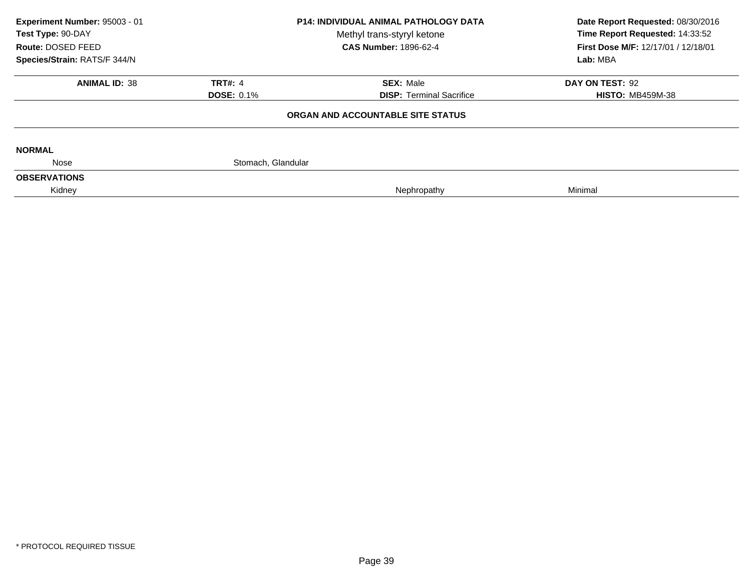**Experiment Number:** 95003 - 01
**Test Type:** 90-DAY
**Route:** DOSED FEED
**Species/Strain:** RATS/F 344/N

**P14: INDIVIDUAL ANIMAL PATHOLOGY DATA**
Methyl trans-styryl ketone
**CAS Number:** 1896-62-4

**Date Report Requested:** 08/30/2016
**Time Report Requested:** 14:33:52
**First Dose M/F:** 12/17/01 / 12/18/01
**Lab:** MBA

| **ANIMAL ID:** 38 | **TRT#:** 4 | **SEX:** Male | **DAY ON TEST:** 92 |
|---|---|---|---|
| | **DOSE:** 0.1% | **DISP:** Terminal Sacrifice | **HISTO:** MB459M-38 |

**ORGAN AND ACCOUNTABLE SITE STATUS**

**NORMAL**

| | |
|---|---|
| Nose | Stomach, Glandular |

**OBSERVATIONS**

| | | |
|---|---|---|
| Kidney | Nephropathy | Minimal |

* PROTOCOL REQUIRED TISSUE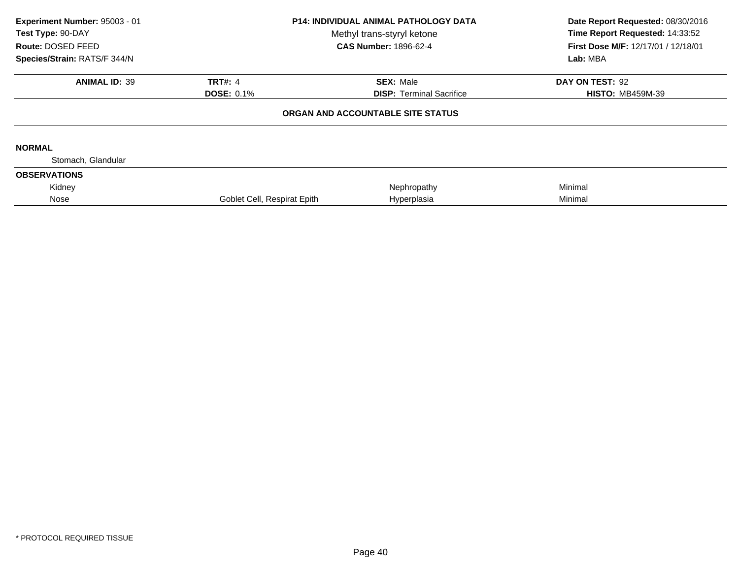**Experiment Number:** 95003 - 01
**Test Type:** 90-DAY
**Route:** DOSED FEED
**Species/Strain:** RATS/F 344/N

**P14: INDIVIDUAL ANIMAL PATHOLOGY DATA**
Methyl trans-styryl ketone
**CAS Number:** 1896-62-4

**Date Report Requested:** 08/30/2016
**Time Report Requested:** 14:33:52
**First Dose M/F:** 12/17/01 / 12/18/01
**Lab:** MBA

| **ANIMAL ID:** 39 | **TRT#:** 4 | **SEX:** Male | **DAY ON TEST:** 92 |
|---|---|---|---|
| | **DOSE:** 0.1% | **DISP:** Terminal Sacrifice | **HISTO:** MB459M-39 |

**ORGAN AND ACCOUNTABLE SITE STATUS**

**NORMAL**

Stomach, Glandular

**OBSERVATIONS**

| | | | |
|---|---|---|---|
| Kidney | | Nephropathy | Minimal |
| Nose | Goblet Cell, Respirat Epith | Hyperplasia | Minimal |

* PROTOCOL REQUIRED TISSUE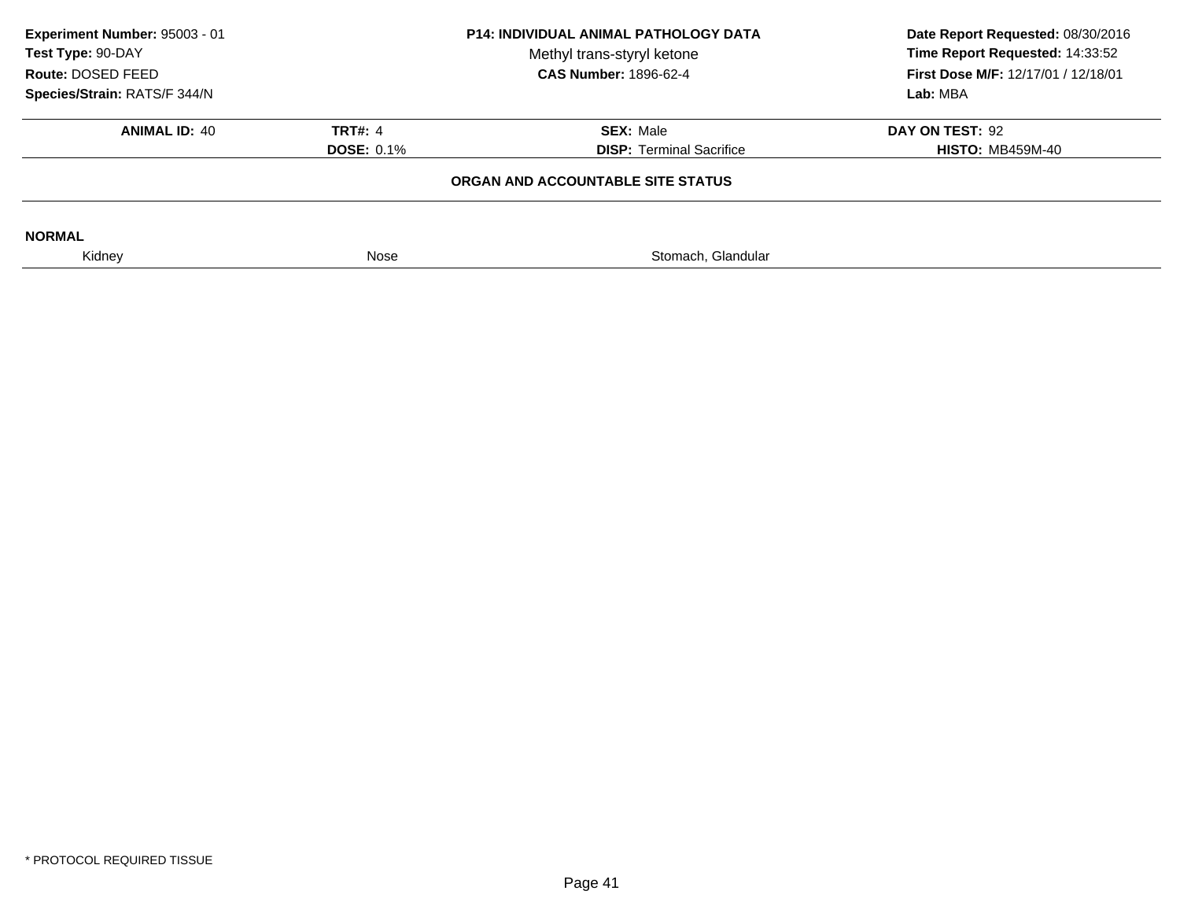**Experiment Number:** 95003 - 01
**Test Type:** 90-DAY
**Route:** DOSED FEED
**Species/Strain:** RATS/F 344/N

**P14: INDIVIDUAL ANIMAL PATHOLOGY DATA**
Methyl trans-styryl ketone
**CAS Number:** 1896-62-4

**Date Report Requested:** 08/30/2016
**Time Report Requested:** 14:33:52
**First Dose M/F:** 12/17/01 / 12/18/01
**Lab:** MBA

| **ANIMAL ID:** 40 | **TRT#:** 4 | **SEX:** Male | **DAY ON TEST:** 92 |
|---|---|---|---|
| | **DOSE:** 0.1% | **DISP:** Terminal Sacrifice | **HISTO:** MB459M-40 |

**ORGAN AND ACCOUNTABLE SITE STATUS**

**NORMAL**

| Kidney | Nose | Stomach, Glandular |
|---|---|---|

* PROTOCOL REQUIRED TISSUE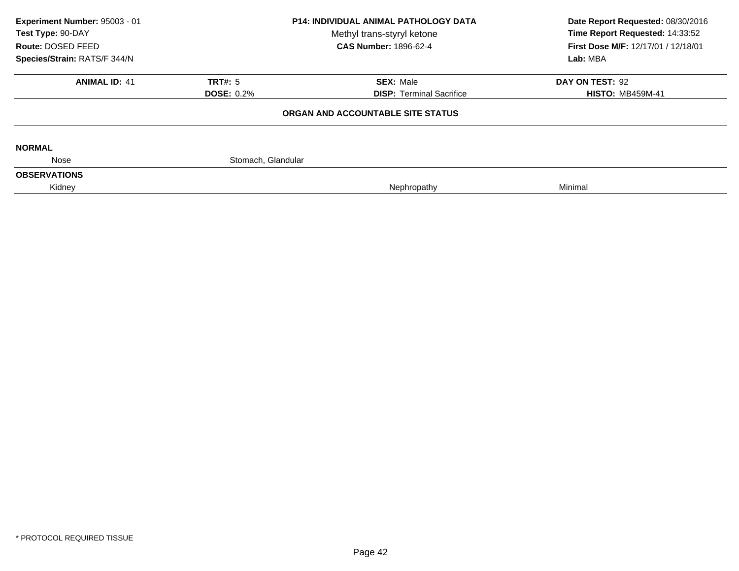**Experiment Number:** 95003 - 01
**Test Type:** 90-DAY
**Route:** DOSED FEED
**Species/Strain:** RATS/F 344/N

**P14: INDIVIDUAL ANIMAL PATHOLOGY DATA**
Methyl trans-styryl ketone
**CAS Number:** 1896-62-4

**Date Report Requested:** 08/30/2016
**Time Report Requested:** 14:33:52
**First Dose M/F:** 12/17/01 / 12/18/01
**Lab:** MBA

| **ANIMAL ID:** 41 | **TRT#:** 5 | **SEX:** Male | **DAY ON TEST:** 92 |
|---|---|---|---|
| | **DOSE:** 0.2% | **DISP:** Terminal Sacrifice | **HISTO:** MB459M-41 |

**ORGAN AND ACCOUNTABLE SITE STATUS**

**NORMAL**

| | | | |
|---|---|---|---|
| Nose | Stomach, Glandular | | |

**OBSERVATIONS**

| | | | |
|---|---|---|---|
| Kidney | | Nephropathy | Minimal |

\* PROTOCOL REQUIRED TISSUE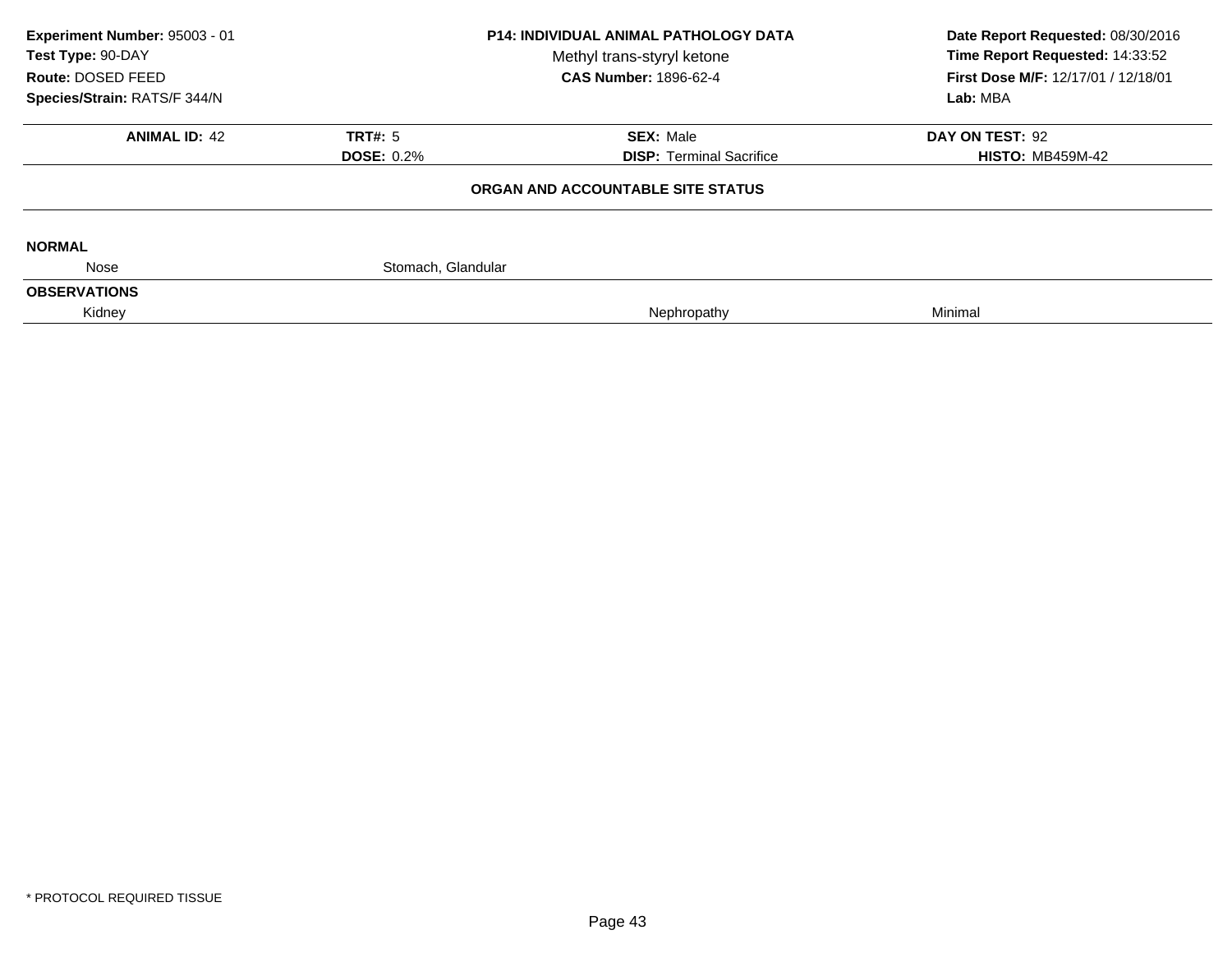**Experiment Number:** 95003 - 01
**Test Type:** 90-DAY
**Route:** DOSED FEED
**Species/Strain:** RATS/F 344/N

**P14: INDIVIDUAL ANIMAL PATHOLOGY DATA**
Methyl trans-styryl ketone
**CAS Number:** 1896-62-4

**Date Report Requested:** 08/30/2016
**Time Report Requested:** 14:33:52
**First Dose M/F:** 12/17/01 / 12/18/01
**Lab:** MBA

| **ANIMAL ID:** 42 | **TRT#:** 5 | **SEX:** Male | **DAY ON TEST:** 92 |
|---|---|---|---|
| | **DOSE:** 0.2% | **DISP:** Terminal Sacrifice | **HISTO:** MB459M-42 |

**ORGAN AND ACCOUNTABLE SITE STATUS**

**NORMAL**

| Nose | Stomach, Glandular | | |
|---|---|---|---|

**OBSERVATIONS**

| Kidney | | Nephropathy | Minimal |
|---|---|---|---|

* PROTOCOL REQUIRED TISSUE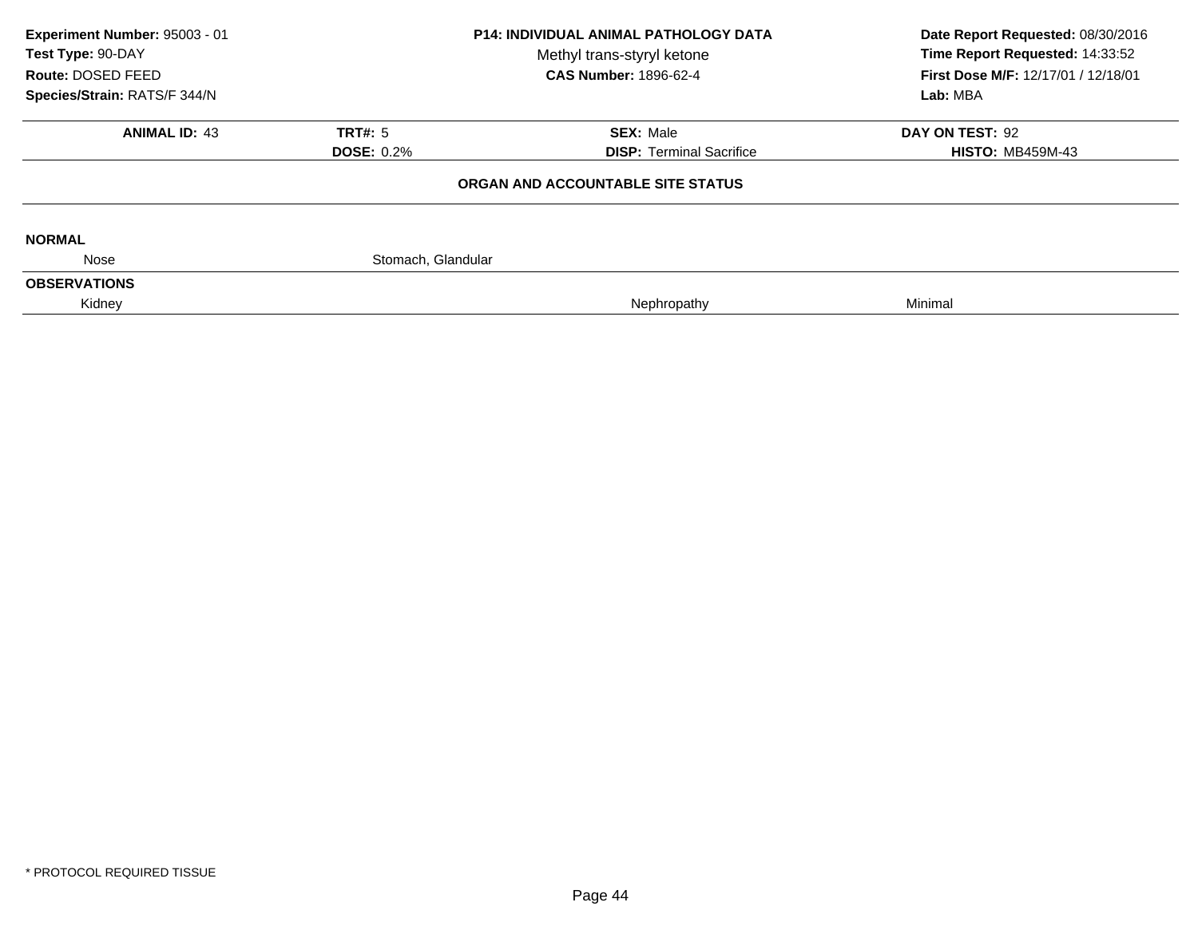**Experiment Number:** 95003 - 01
**Test Type:** 90-DAY
**Route:** DOSED FEED
**Species/Strain:** RATS/F 344/N

**P14: INDIVIDUAL ANIMAL PATHOLOGY DATA**
Methyl trans-styryl ketone
**CAS Number:** 1896-62-4

**Date Report Requested:** 08/30/2016
**Time Report Requested:** 14:33:52
**First Dose M/F:** 12/17/01 / 12/18/01
**Lab:** MBA

| **ANIMAL ID:** 43 | **TRT#:** 5 | **SEX:** Male | **DAY ON TEST:** 92 |
|---|---|---|---|
| | **DOSE:** 0.2% | **DISP:** Terminal Sacrifice | **HISTO:** MB459M-43 |

**ORGAN AND ACCOUNTABLE SITE STATUS**

**NORMAL**

| | | | |
|---|---|---|---|
| Nose | Stomach, Glandular | | |

**OBSERVATIONS**

| | | | |
|---|---|---|---|
| Kidney | | Nephropathy | Minimal |

\* PROTOCOL REQUIRED TISSUE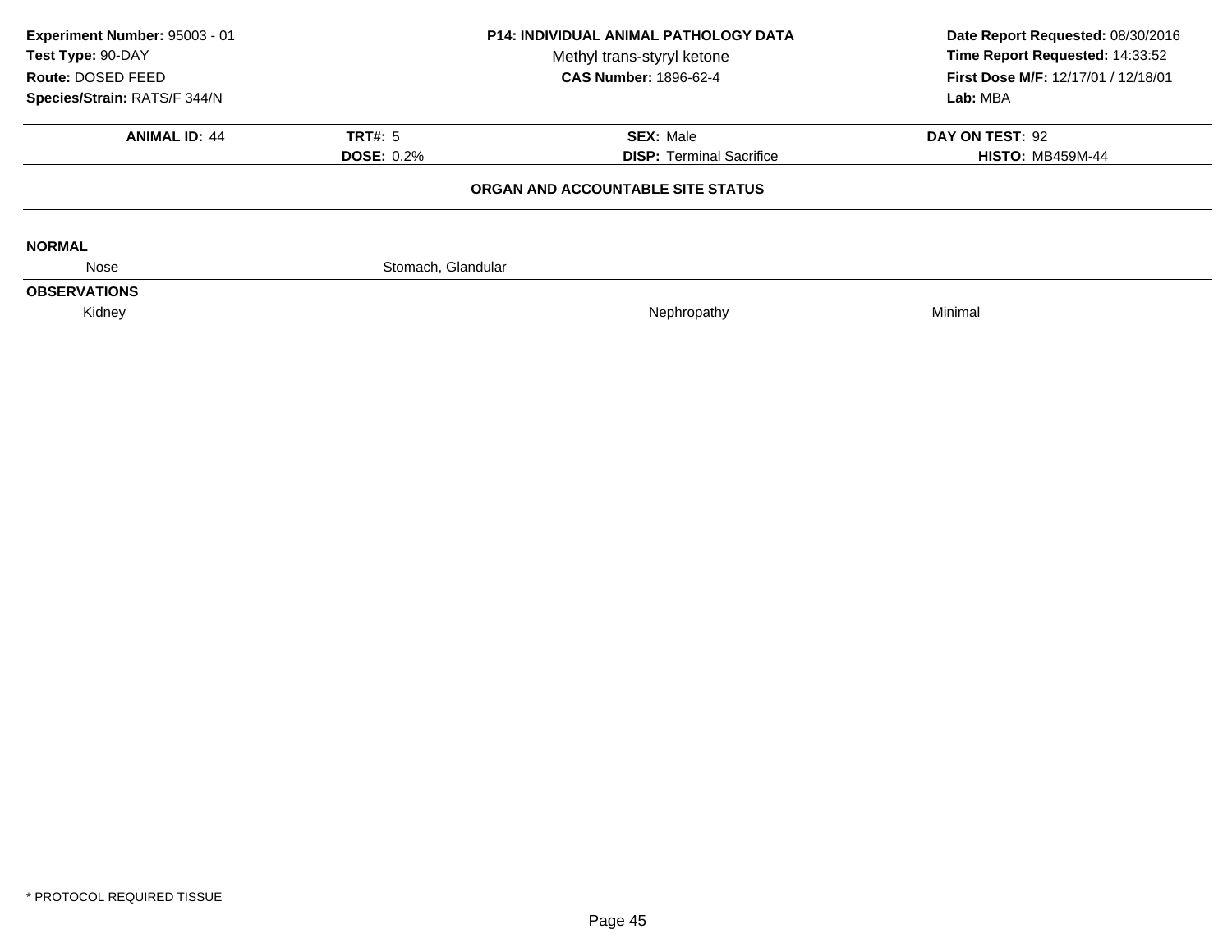**Experiment Number:** 95003 - 01
**Test Type:** 90-DAY
**Route:** DOSED FEED
**Species/Strain:** RATS/F 344/N

**P14: INDIVIDUAL ANIMAL PATHOLOGY DATA**
Methyl trans-styryl ketone
**CAS Number:** 1896-62-4

**Date Report Requested:** 08/30/2016
**Time Report Requested:** 14:33:52
**First Dose M/F:** 12/17/01 / 12/18/01
**Lab:** MBA

| **ANIMAL ID:** 44 | **TRT#:** 5 | **SEX:** Male | **DAY ON TEST:** 92 |
|---|---|---|---|
| | **DOSE:** 0.2% | **DISP:** Terminal Sacrifice | **HISTO:** MB459M-44 |

**ORGAN AND ACCOUNTABLE SITE STATUS**

**NORMAL**

| | | | |
|---|---|---|---|
| Nose | Stomach, Glandular | | |

**OBSERVATIONS**

| | | | |
|---|---|---|---|
| Kidney | | Nephropathy | Minimal |

* PROTOCOL REQUIRED TISSUE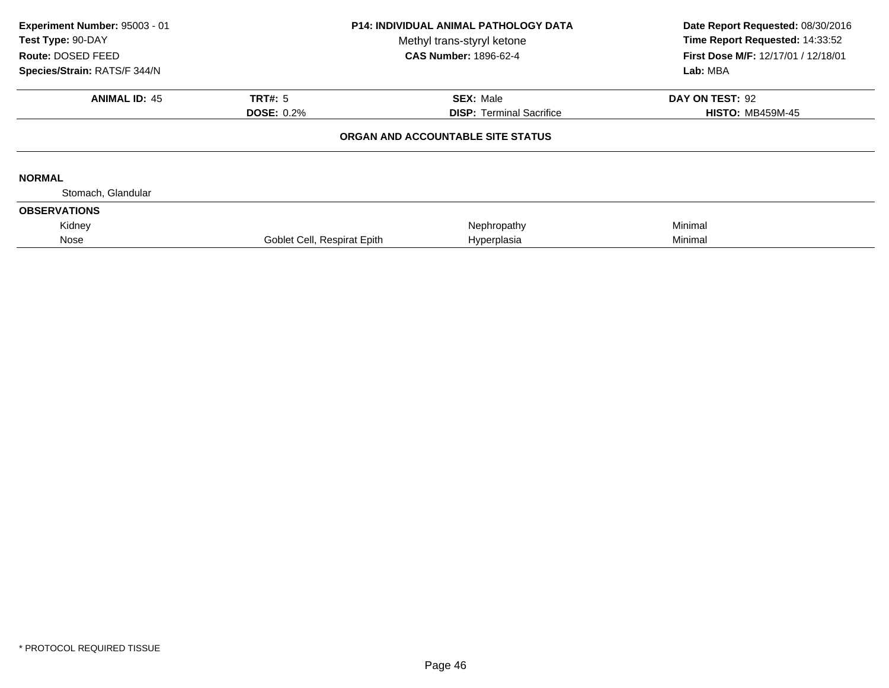**Experiment Number:** 95003 - 01
**Test Type:** 90-DAY
**Route:** DOSED FEED
**Species/Strain:** RATS/F 344/N

**P14: INDIVIDUAL ANIMAL PATHOLOGY DATA**
Methyl trans-styryl ketone
**CAS Number:** 1896-62-4

**Date Report Requested:** 08/30/2016
**Time Report Requested:** 14:33:52
**First Dose M/F:** 12/17/01 / 12/18/01
**Lab:** MBA

| **ANIMAL ID:** 45 | **TRT#:** 5 | **SEX:** Male | **DAY ON TEST:** 92 |
|---|---|---|---|
| | **DOSE:** 0.2% | **DISP:** Terminal Sacrifice | **HISTO:** MB459M-45 |

**ORGAN AND ACCOUNTABLE SITE STATUS**

**NORMAL**

Stomach, Glandular

**OBSERVATIONS**

| Organ | Site | Finding | Severity |
|---|---|---|---|
| Kidney | | Nephropathy | Minimal |
| Nose | Goblet Cell, Respirat Epith | Hyperplasia | Minimal |

* PROTOCOL REQUIRED TISSUE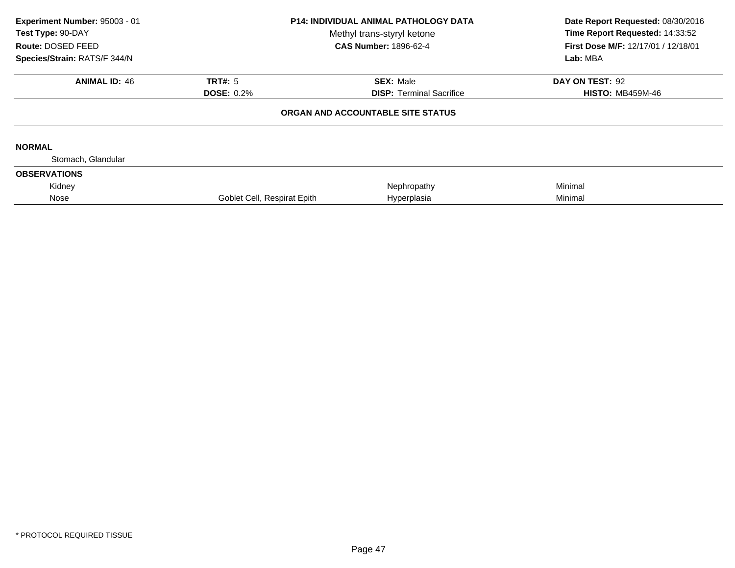**Experiment Number:** 95003 - 01
**Test Type:** 90-DAY
**Route:** DOSED FEED
**Species/Strain:** RATS/F 344/N

**P14: INDIVIDUAL ANIMAL PATHOLOGY DATA**
Methyl trans-styryl ketone
**CAS Number:** 1896-62-4

**Date Report Requested:** 08/30/2016
**Time Report Requested:** 14:33:52
**First Dose M/F:** 12/17/01 / 12/18/01
**Lab:** MBA

| **ANIMAL ID:** 46 | **TRT#:** 5 | **SEX:** Male | **DAY ON TEST:** 92 |
|---|---|---|---|
| | **DOSE:** 0.2% | **DISP:** Terminal Sacrifice | **HISTO:** MB459M-46 |

**ORGAN AND ACCOUNTABLE SITE STATUS**

**NORMAL**

Stomach, Glandular

**OBSERVATIONS**

| | | | |
|---|---|---|---|
| Kidney | | Nephropathy | Minimal |
| Nose | Goblet Cell, Respirat Epith | Hyperplasia | Minimal |

* PROTOCOL REQUIRED TISSUE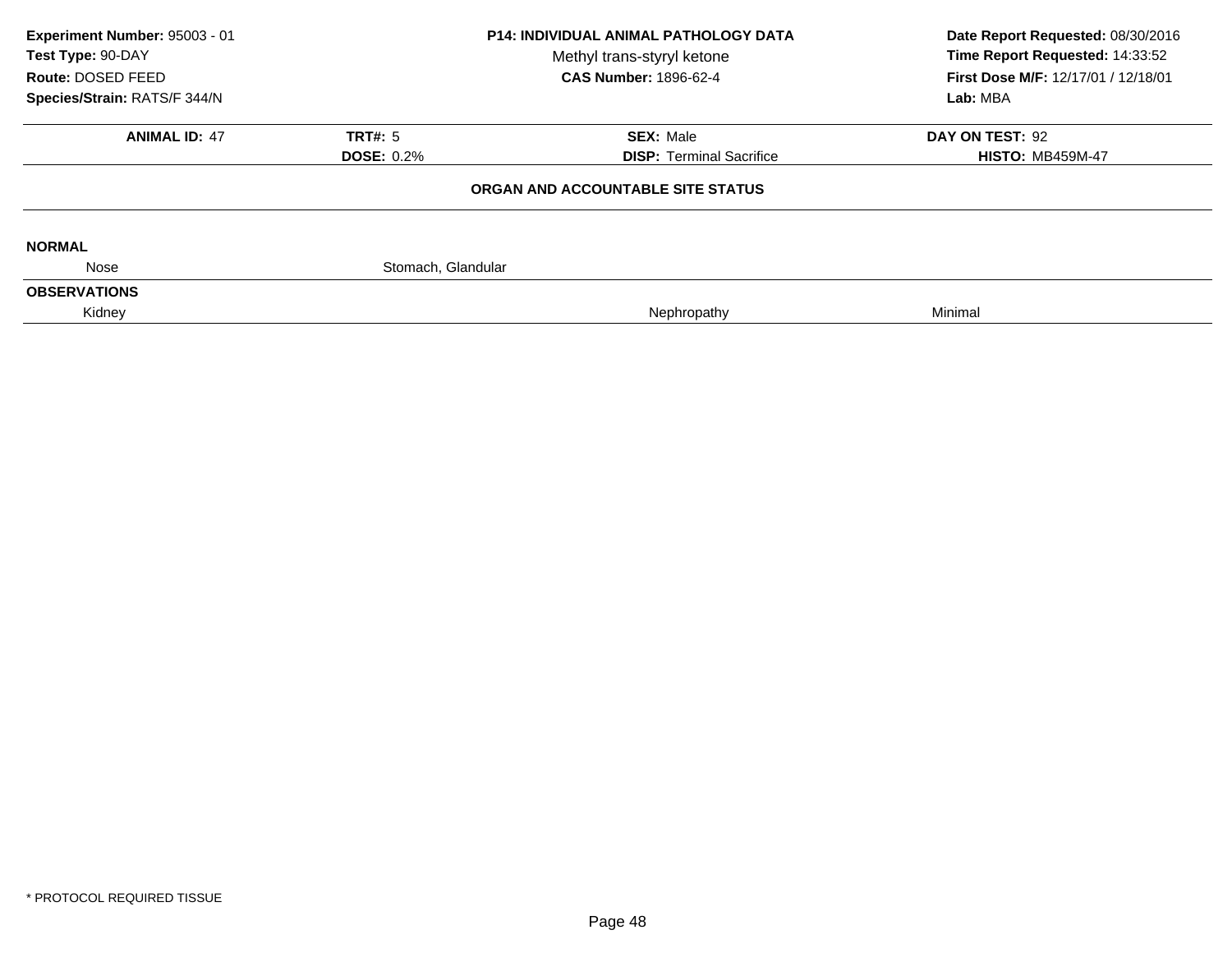**Experiment Number:** 95003 - 01
**Test Type:** 90-DAY
**Route:** DOSED FEED
**Species/Strain:** RATS/F 344/N

**P14: INDIVIDUAL ANIMAL PATHOLOGY DATA**
Methyl trans-styryl ketone
**CAS Number:** 1896-62-4

**Date Report Requested:** 08/30/2016
**Time Report Requested:** 14:33:52
**First Dose M/F:** 12/17/01 / 12/18/01
**Lab:** MBA

| **ANIMAL ID:** 47 | **TRT#:** 5 | **SEX:** Male | **DAY ON TEST:** 92 |
|---|---|---|---|
| | **DOSE:** 0.2% | **DISP:** Terminal Sacrifice | **HISTO:** MB459M-47 |

## ORGAN AND ACCOUNTABLE SITE STATUS

**NORMAL**

| Nose | Stomach, Glandular | | |
|---|---|---|---|

**OBSERVATIONS**

| Kidney | | Nephropathy | Minimal |
|---|---|---|---|

* PROTOCOL REQUIRED TISSUE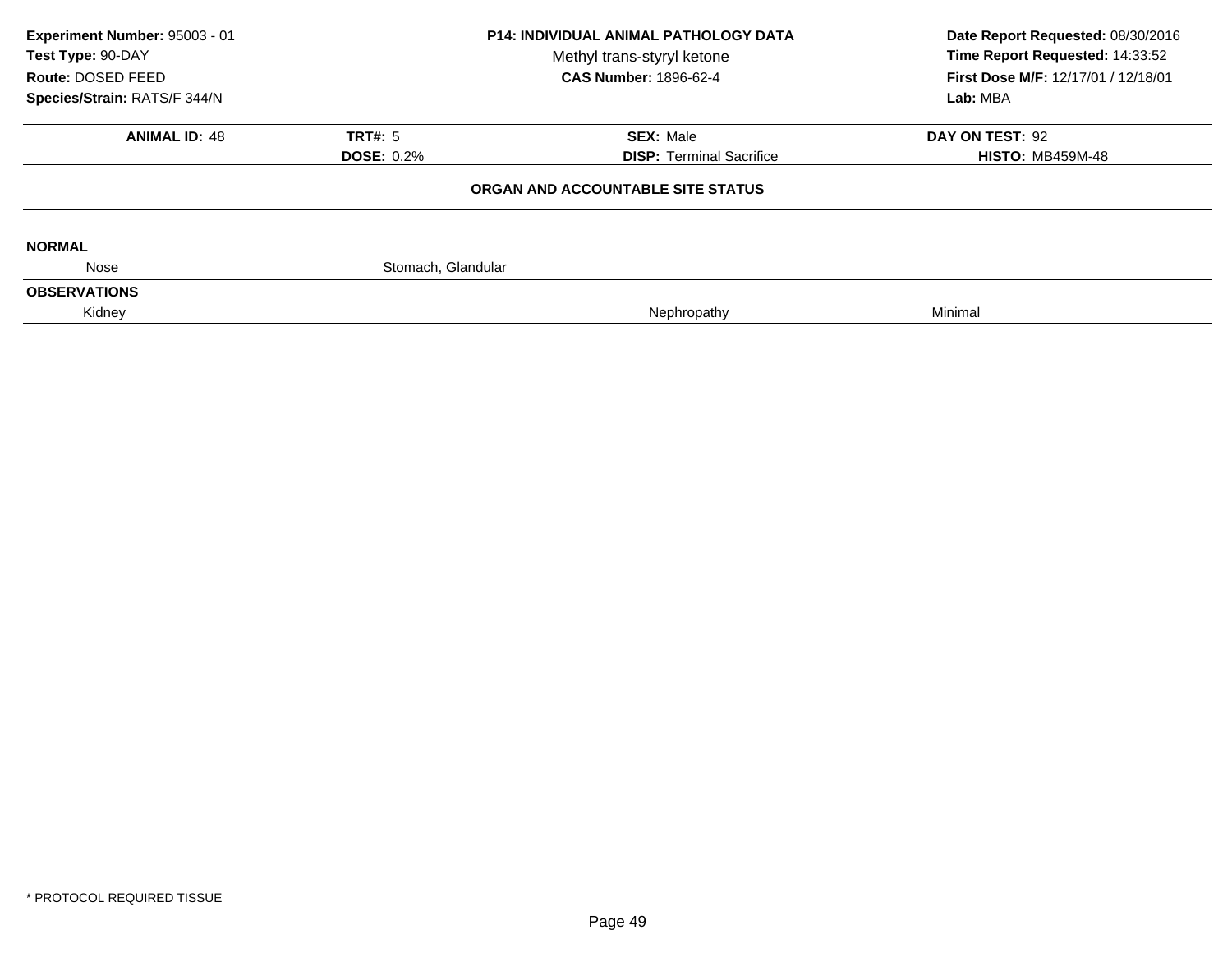**Experiment Number:** 95003 - 01
**Test Type:** 90-DAY
**Route:** DOSED FEED
**Species/Strain:** RATS/F 344/N

**P14: INDIVIDUAL ANIMAL PATHOLOGY DATA**
Methyl trans-styryl ketone
**CAS Number:** 1896-62-4

**Date Report Requested:** 08/30/2016
**Time Report Requested:** 14:33:52
**First Dose M/F:** 12/17/01 / 12/18/01
**Lab:** MBA

| **ANIMAL ID:** 48 | **TRT#:** 5 | **SEX:** Male | **DAY ON TEST:** 92 |
|---|---|---|---|
| | **DOSE:** 0.2% | **DISP:** Terminal Sacrifice | **HISTO:** MB459M-48 |

**ORGAN AND ACCOUNTABLE SITE STATUS**

**NORMAL**

| | |
|---|---|
| Nose | Stomach, Glandular |

**OBSERVATIONS**

| | | |
|---|---|---|
| Kidney | Nephropathy | Minimal |

* PROTOCOL REQUIRED TISSUE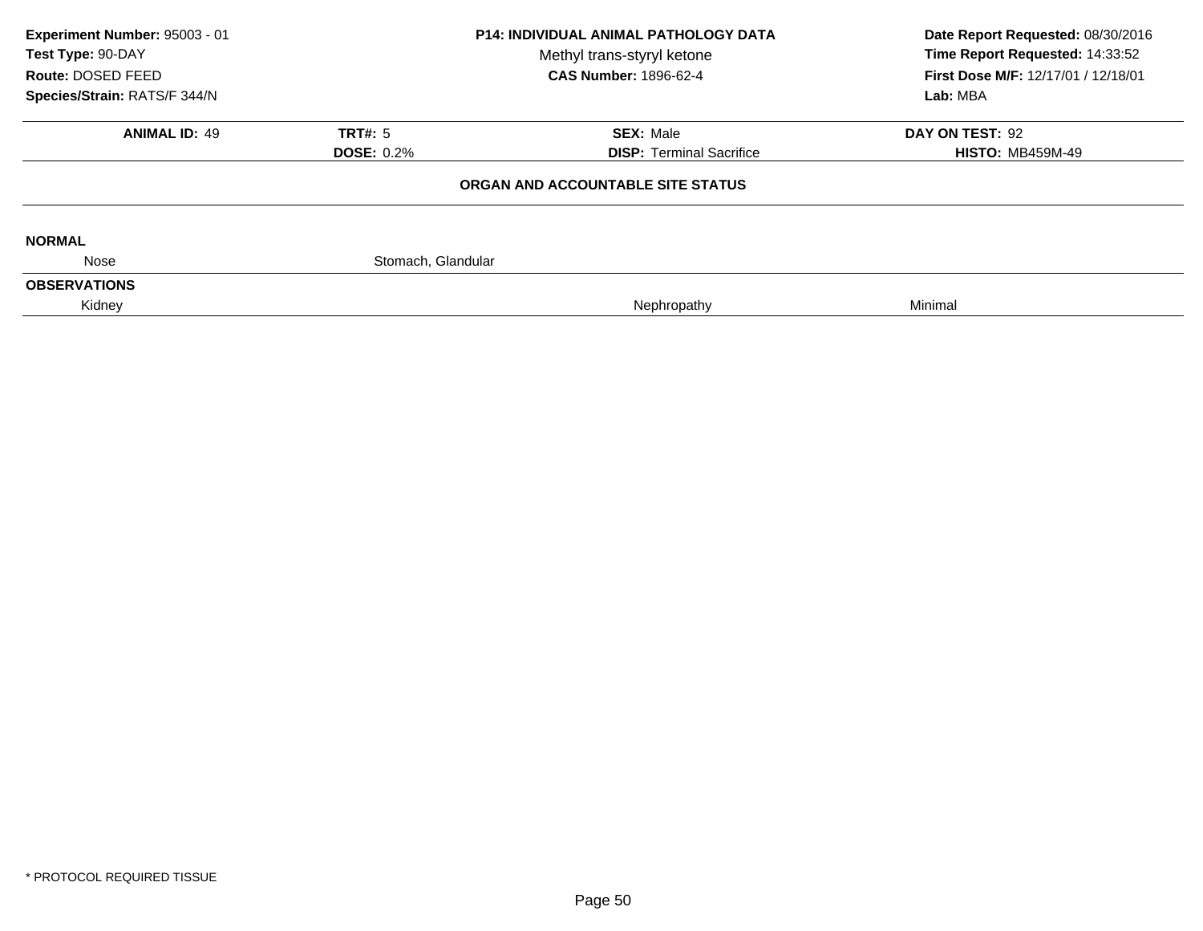**Experiment Number:** 95003 - 01
**Test Type:** 90-DAY
**Route:** DOSED FEED
**Species/Strain:** RATS/F 344/N

**P14: INDIVIDUAL ANIMAL PATHOLOGY DATA**
Methyl trans-styryl ketone
**CAS Number:** 1896-62-4

**Date Report Requested:** 08/30/2016
**Time Report Requested:** 14:33:52
**First Dose M/F:** 12/17/01 / 12/18/01
**Lab:** MBA

| **ANIMAL ID:** 49 | **TRT#:** 5 | **SEX:** Male | **DAY ON TEST:** 92 |
|---|---|---|---|
| | **DOSE:** 0.2% | **DISP:** Terminal Sacrifice | **HISTO:** MB459M-49 |

## ORGAN AND ACCOUNTABLE SITE STATUS

**NORMAL**

| | | | |
|---|---|---|---|
| Nose | Stomach, Glandular | | |

**OBSERVATIONS**

| | | | |
|---|---|---|---|
| Kidney | | Nephropathy | Minimal |

* PROTOCOL REQUIRED TISSUE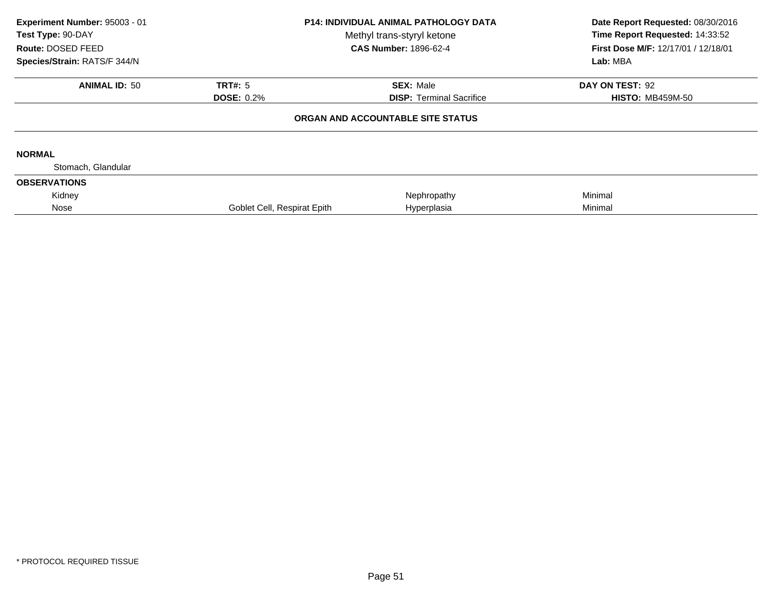**Experiment Number:** 95003 - 01
**Test Type:** 90-DAY
**Route:** DOSED FEED
**Species/Strain:** RATS/F 344/N

**P14: INDIVIDUAL ANIMAL PATHOLOGY DATA**
Methyl trans-styryl ketone
**CAS Number:** 1896-62-4

**Date Report Requested:** 08/30/2016
**Time Report Requested:** 14:33:52
**First Dose M/F:** 12/17/01 / 12/18/01
**Lab:** MBA

| **ANIMAL ID:** 50 | **TRT#:** 5 | **SEX:** Male | **DAY ON TEST:** 92 |
|---|---|---|---|
| | **DOSE:** 0.2% | **DISP:** Terminal Sacrifice | **HISTO:** MB459M-50 |

**ORGAN AND ACCOUNTABLE SITE STATUS**

**NORMAL**

Stomach, Glandular

**OBSERVATIONS**

| Organ | Site | Finding | Severity |
|---|---|---|---|
| Kidney | | Nephropathy | Minimal |
| Nose | Goblet Cell, Respirat Epith | Hyperplasia | Minimal |

\* PROTOCOL REQUIRED TISSUE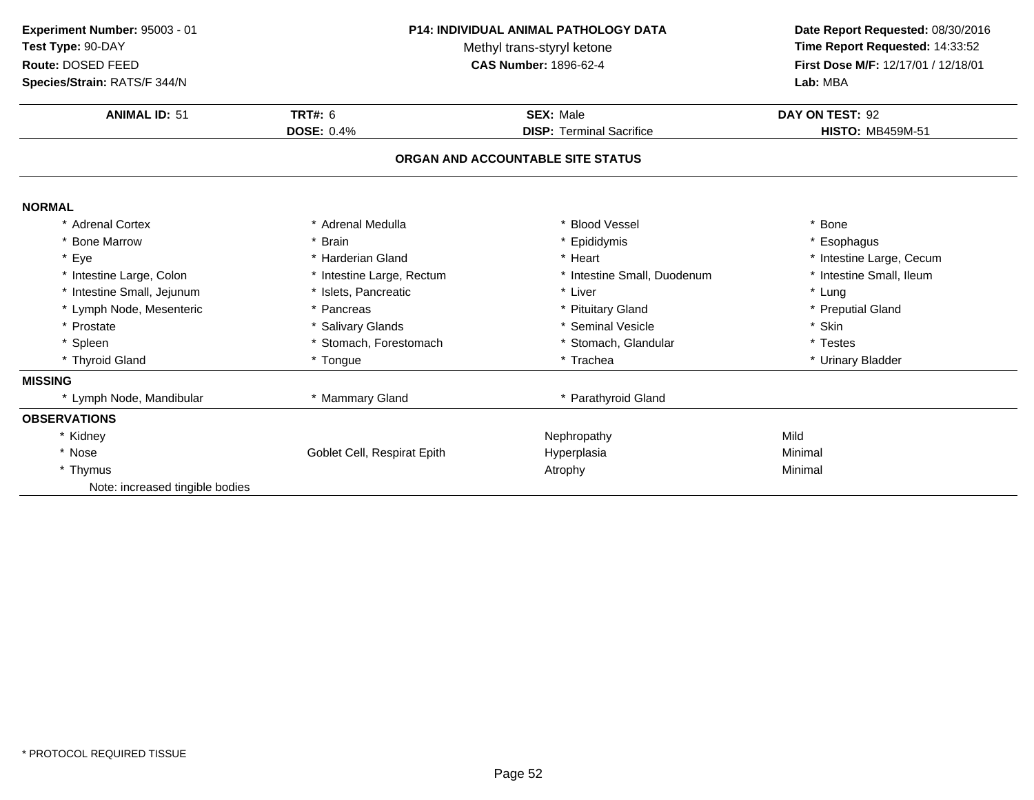**Experiment Number:** 95003 - 01
**Test Type:** 90-DAY
**Route:** DOSED FEED
**Species/Strain:** RATS/F 344/N

**P14: INDIVIDUAL ANIMAL PATHOLOGY DATA**
Methyl trans-styryl ketone
**CAS Number:** 1896-62-4

**Date Report Requested:** 08/30/2016
**Time Report Requested:** 14:33:52
**First Dose M/F:** 12/17/01 / 12/18/01
**Lab:** MBA

| **ANIMAL ID:** 51 | **TRT#:** 6 | **SEX:** Male | **DAY ON TEST:** 92 |
|---|---|---|---|
| | **DOSE:** 0.4% | **DISP:** Terminal Sacrifice | **HISTO:** MB459M-51 |

## ORGAN AND ACCOUNTABLE SITE STATUS

**NORMAL**

| | | | |
|---|---|---|---|
| * Adrenal Cortex | * Adrenal Medulla | * Blood Vessel | * Bone |
| * Bone Marrow | * Brain | * Epididymis | * Esophagus |
| * Eye | * Harderian Gland | * Heart | * Intestine Large, Cecum |
| * Intestine Large, Colon | * Intestine Large, Rectum | * Intestine Small, Duodenum | * Intestine Small, Ileum |
| * Intestine Small, Jejunum | * Islets, Pancreatic | * Liver | * Lung |
| * Lymph Node, Mesenteric | * Pancreas | * Pituitary Gland | * Preputial Gland |
| * Prostate | * Salivary Glands | * Seminal Vesicle | * Skin |
| * Spleen | * Stomach, Forestomach | * Stomach, Glandular | * Testes |
| * Thyroid Gland | * Tongue | * Trachea | * Urinary Bladder |

**MISSING**

| | | |
|---|---|---|
| * Lymph Node, Mandibular | * Mammary Gland | * Parathyroid Gland |

**OBSERVATIONS**

| | | | |
|---|---|---|---|
| * Kidney | | Nephropathy | Mild |
| * Nose | Goblet Cell, Respirat Epith | Hyperplasia | Minimal |
| * Thymus | | Atrophy | Minimal |
| Note: increased tingible bodies | | | |

* PROTOCOL REQUIRED TISSUE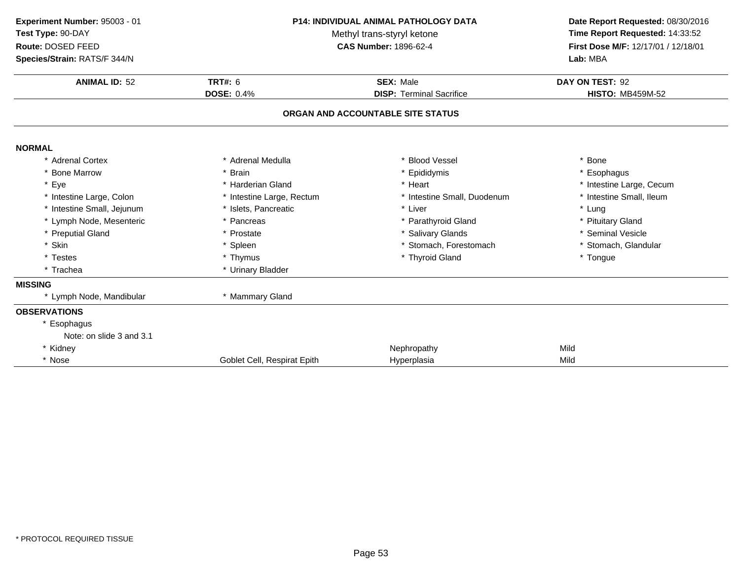**Experiment Number:** 95003 - 01
**Test Type:** 90-DAY
**Route:** DOSED FEED
**Species/Strain:** RATS/F 344/N

**P14: INDIVIDUAL ANIMAL PATHOLOGY DATA**
Methyl trans-styryl ketone
**CAS Number:** 1896-62-4

**Date Report Requested:** 08/30/2016
**Time Report Requested:** 14:33:52
**First Dose M/F:** 12/17/01 / 12/18/01
**Lab:** MBA

| **ANIMAL ID:** 52 | **TRT#:** 6 | **SEX:** Male | **DAY ON TEST:** 92 |
|---|---|---|---|
| | **DOSE:** 0.4% | **DISP:** Terminal Sacrifice | **HISTO:** MB459M-52 |

## ORGAN AND ACCOUNTABLE SITE STATUS

**NORMAL**

| | | | |
|---|---|---|---|
| * Adrenal Cortex | * Adrenal Medulla | * Blood Vessel | * Bone |
| * Bone Marrow | * Brain | * Epididymis | * Esophagus |
| * Eye | * Harderian Gland | * Heart | * Intestine Large, Cecum |
| * Intestine Large, Colon | * Intestine Large, Rectum | * Intestine Small, Duodenum | * Intestine Small, Ileum |
| * Intestine Small, Jejunum | * Islets, Pancreatic | * Liver | * Lung |
| * Lymph Node, Mesenteric | * Pancreas | * Parathyroid Gland | * Pituitary Gland |
| * Preputial Gland | * Prostate | * Salivary Glands | * Seminal Vesicle |
| * Skin | * Spleen | * Stomach, Forestomach | * Stomach, Glandular |
| * Testes | * Thymus | * Thyroid Gland | * Tongue |
| * Trachea | * Urinary Bladder | | |

**MISSING**

| | | | |
|---|---|---|---|
| * Lymph Node, Mandibular | * Mammary Gland | | |

**OBSERVATIONS**

| | | | |
|---|---|---|---|
| * Esophagus | | | |
| Note: on slide 3 and 3.1 | | | |
| * Kidney | | Nephropathy | Mild |
| * Nose | Goblet Cell, Respirat Epith | Hyperplasia | Mild |

* PROTOCOL REQUIRED TISSUE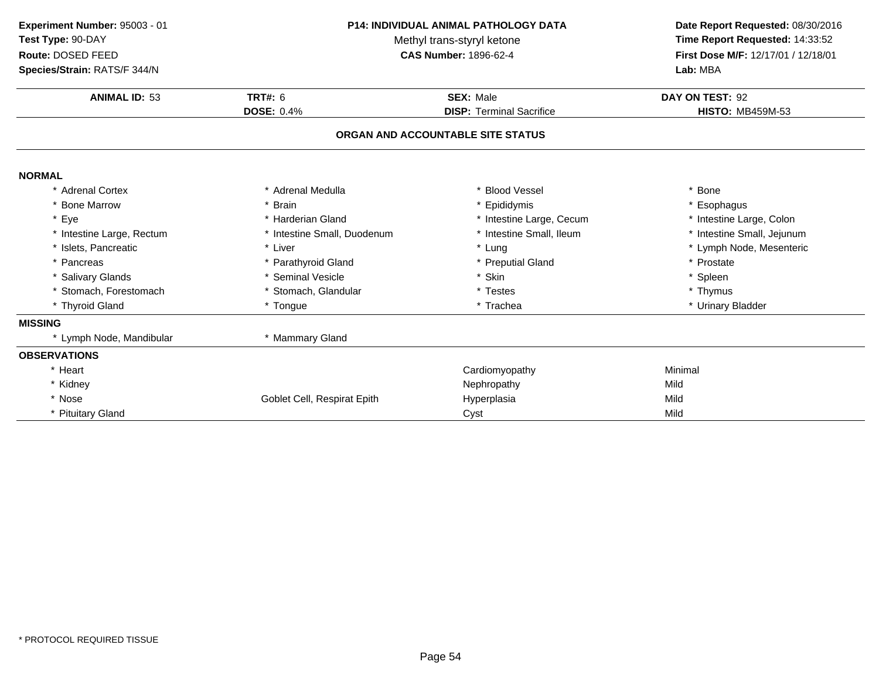**Experiment Number:** 95003 - 01
**Test Type:** 90-DAY
**Route:** DOSED FEED
**Species/Strain:** RATS/F 344/N

**P14: INDIVIDUAL ANIMAL PATHOLOGY DATA**
Methyl trans-styryl ketone
**CAS Number:** 1896-62-4

**Date Report Requested:** 08/30/2016
**Time Report Requested:** 14:33:52
**First Dose M/F:** 12/17/01 / 12/18/01
**Lab:** MBA

| **ANIMAL ID:** 53 | **TRT#:** 6 | **SEX:** Male | **DAY ON TEST:** 92 |
|---|---|---|---|
| | **DOSE:** 0.4% | **DISP:** Terminal Sacrifice | **HISTO:** MB459M-53 |

**ORGAN AND ACCOUNTABLE SITE STATUS**

**NORMAL**

| | | | |
|---|---|---|---|
| * Adrenal Cortex | * Adrenal Medulla | * Blood Vessel | * Bone |
| * Bone Marrow | * Brain | * Epididymis | * Esophagus |
| * Eye | * Harderian Gland | * Intestine Large, Cecum | * Intestine Large, Colon |
| * Intestine Large, Rectum | * Intestine Small, Duodenum | * Intestine Small, Ileum | * Intestine Small, Jejunum |
| * Islets, Pancreatic | * Liver | * Lung | * Lymph Node, Mesenteric |
| * Pancreas | * Parathyroid Gland | * Preputial Gland | * Prostate |
| * Salivary Glands | * Seminal Vesicle | * Skin | * Spleen |
| * Stomach, Forestomach | * Stomach, Glandular | * Testes | * Thymus |
| * Thyroid Gland | * Tongue | * Trachea | * Urinary Bladder |

**MISSING**

| | |
|---|---|
| * Lymph Node, Mandibular | * Mammary Gland |

**OBSERVATIONS**

| | | | |
|---|---|---|---|
| * Heart | | Cardiomyopathy | Minimal |
| * Kidney | | Nephropathy | Mild |
| * Nose | Goblet Cell, Respirat Epith | Hyperplasia | Mild |
| * Pituitary Gland | | Cyst | Mild |

* PROTOCOL REQUIRED TISSUE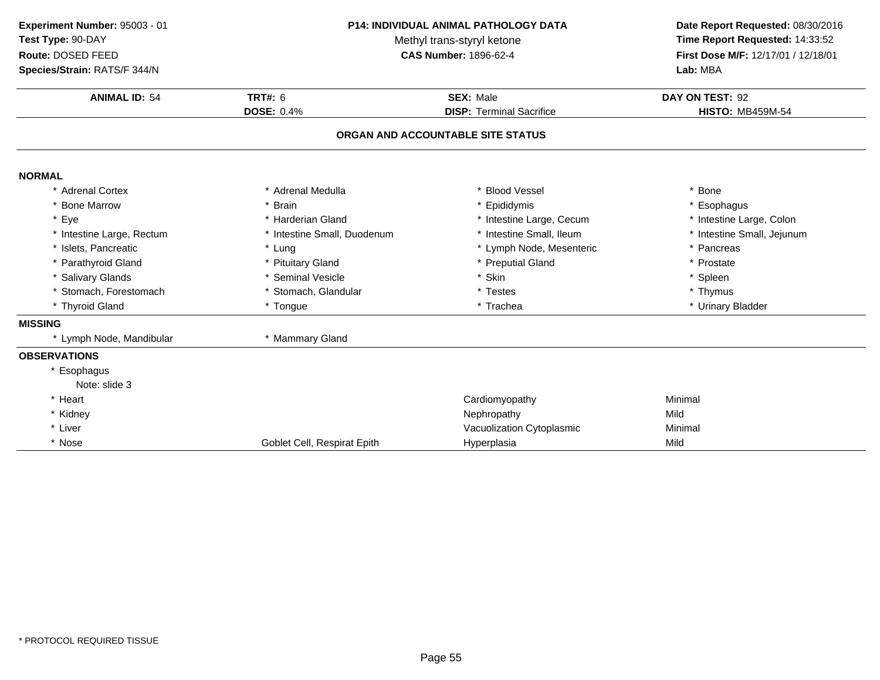**Experiment Number:** 95003 - 01
**Test Type:** 90-DAY
**Route:** DOSED FEED
**Species/Strain:** RATS/F 344/N

**P14: INDIVIDUAL ANIMAL PATHOLOGY DATA**
Methyl trans-styryl ketone
**CAS Number:** 1896-62-4

**Date Report Requested:** 08/30/2016
**Time Report Requested:** 14:33:52
**First Dose M/F:** 12/17/01 / 12/18/01
**Lab:** MBA

| **ANIMAL ID:** 54 | **TRT#:** 6 | **SEX:** Male | **DAY ON TEST:** 92 |
|---|---|---|---|
| | **DOSE:** 0.4% | **DISP:** Terminal Sacrifice | **HISTO:** MB459M-54 |

## ORGAN AND ACCOUNTABLE SITE STATUS

### NORMAL

| | | | |
|---|---|---|---|
| * Adrenal Cortex | * Adrenal Medulla | * Blood Vessel | * Bone |
| * Bone Marrow | * Brain | * Epididymis | * Esophagus |
| * Eye | * Harderian Gland | * Intestine Large, Cecum | * Intestine Large, Colon |
| * Intestine Large, Rectum | * Intestine Small, Duodenum | * Intestine Small, Ileum | * Intestine Small, Jejunum |
| * Islets, Pancreatic | * Lung | * Lymph Node, Mesenteric | * Pancreas |
| * Parathyroid Gland | * Pituitary Gland | * Preputial Gland | * Prostate |
| * Salivary Glands | * Seminal Vesicle | * Skin | * Spleen |
| * Stomach, Forestomach | * Stomach, Glandular | * Testes | * Thymus |
| * Thyroid Gland | * Tongue | * Trachea | * Urinary Bladder |

### MISSING

| | |
|---|---|
| * Lymph Node, Mandibular | * Mammary Gland |

### OBSERVATIONS

| | | | |
|---|---|---|---|
| * Esophagus<br>Note: slide 3 | | | |
| * Heart | | Cardiomyopathy | Minimal |
| * Kidney | | Nephropathy | Mild |
| * Liver | | Vacuolization Cytoplasmic | Minimal |
| * Nose | Goblet Cell, Respirat Epith | Hyperplasia | Mild |

* PROTOCOL REQUIRED TISSUE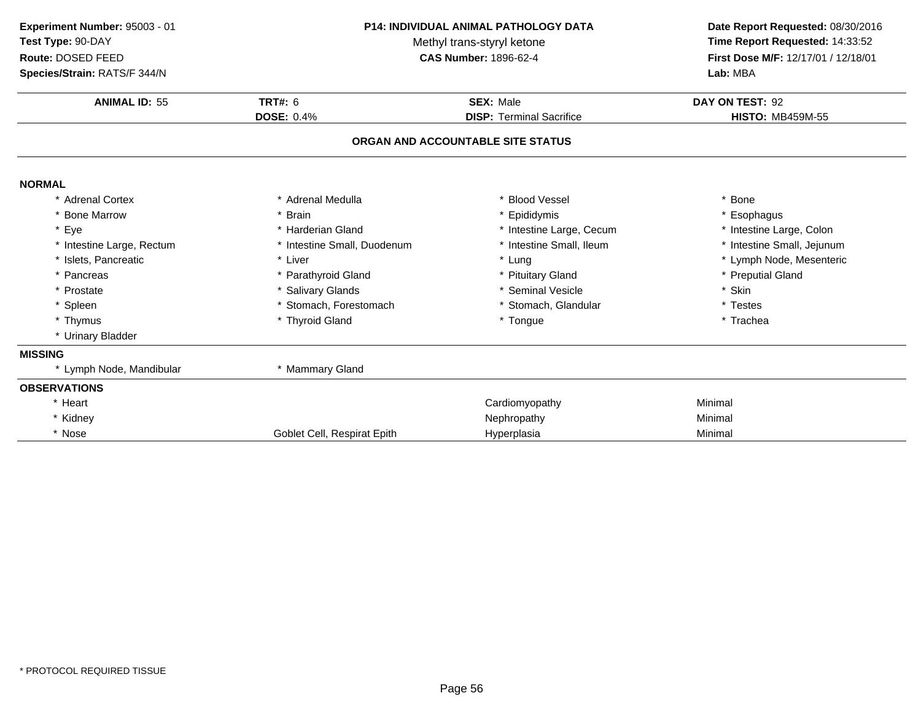**Experiment Number:** 95003 - 01
**Test Type:** 90-DAY
**Route:** DOSED FEED
**Species/Strain:** RATS/F 344/N

**P14: INDIVIDUAL ANIMAL PATHOLOGY DATA**
Methyl trans-styryl ketone
**CAS Number:** 1896-62-4

**Date Report Requested:** 08/30/2016
**Time Report Requested:** 14:33:52
**First Dose M/F:** 12/17/01 / 12/18/01
**Lab:** MBA

| **ANIMAL ID:** 55 | **TRT#:** 6 | **SEX:** Male | **DAY ON TEST:** 92 |
|---|---|---|---|
| | **DOSE:** 0.4% | **DISP:** Terminal Sacrifice | **HISTO:** MB459M-55 |

## ORGAN AND ACCOUNTABLE SITE STATUS

**NORMAL**

| | | | |
|---|---|---|---|
| * Adrenal Cortex | * Adrenal Medulla | * Blood Vessel | * Bone |
| * Bone Marrow | * Brain | * Epididymis | * Esophagus |
| * Eye | * Harderian Gland | * Intestine Large, Cecum | * Intestine Large, Colon |
| * Intestine Large, Rectum | * Intestine Small, Duodenum | * Intestine Small, Ileum | * Intestine Small, Jejunum |
| * Islets, Pancreatic | * Liver | * Lung | * Lymph Node, Mesenteric |
| * Pancreas | * Parathyroid Gland | * Pituitary Gland | * Preputial Gland |
| * Prostate | * Salivary Glands | * Seminal Vesicle | * Skin |
| * Spleen | * Stomach, Forestomach | * Stomach, Glandular | * Testes |
| * Thymus | * Thyroid Gland | * Tongue | * Trachea |
| * Urinary Bladder | | | |

**MISSING**

| | |
|---|---|
| * Lymph Node, Mandibular | * Mammary Gland |

**OBSERVATIONS**

| | | | |
|---|---|---|---|
| * Heart | | Cardiomyopathy | Minimal |
| * Kidney | | Nephropathy | Minimal |
| * Nose | Goblet Cell, Respirat Epith | Hyperplasia | Minimal |

\* PROTOCOL REQUIRED TISSUE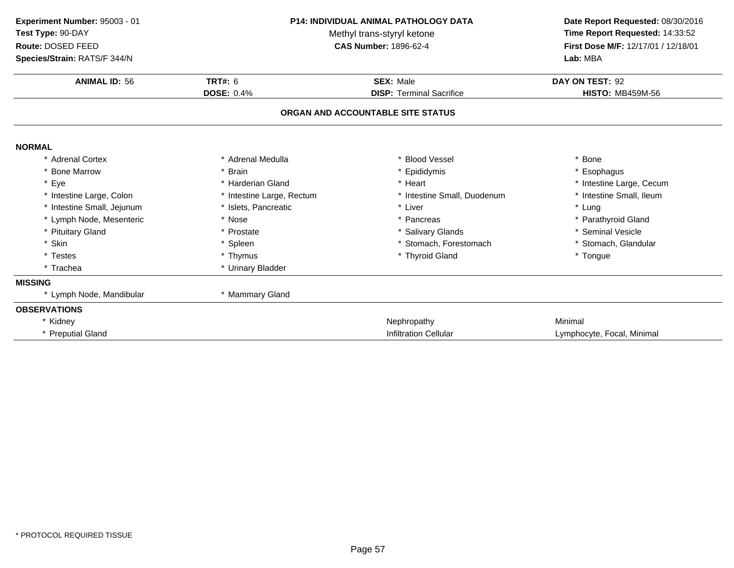**Experiment Number:** 95003 - 01
**Test Type:** 90-DAY
**Route:** DOSED FEED
**Species/Strain:** RATS/F 344/N

**P14: INDIVIDUAL ANIMAL PATHOLOGY DATA**
Methyl trans-styryl ketone
**CAS Number:** 1896-62-4

**Date Report Requested:** 08/30/2016
**Time Report Requested:** 14:33:52
**First Dose M/F:** 12/17/01 / 12/18/01
**Lab:** MBA

| **ANIMAL ID:** 56 | **TRT#:** 6 | **SEX:** Male | **DAY ON TEST:** 92 |
|---|---|---|---|
| | **DOSE:** 0.4% | **DISP:** Terminal Sacrifice | **HISTO:** MB459M-56 |

## ORGAN AND ACCOUNTABLE SITE STATUS

**NORMAL**

| | | | |
|---|---|---|---|
| * Adrenal Cortex | * Adrenal Medulla | * Blood Vessel | * Bone |
| * Bone Marrow | * Brain | * Epididymis | * Esophagus |
| * Eye | * Harderian Gland | * Heart | * Intestine Large, Cecum |
| * Intestine Large, Colon | * Intestine Large, Rectum | * Intestine Small, Duodenum | * Intestine Small, Ileum |
| * Intestine Small, Jejunum | * Islets, Pancreatic | * Liver | * Lung |
| * Lymph Node, Mesenteric | * Nose | * Pancreas | * Parathyroid Gland |
| * Pituitary Gland | * Prostate | * Salivary Glands | * Seminal Vesicle |
| * Skin | * Spleen | * Stomach, Forestomach | * Stomach, Glandular |
| * Testes | * Thymus | * Thyroid Gland | * Tongue |
| * Trachea | * Urinary Bladder | | |

**MISSING**

| | |
|---|---|
| * Lymph Node, Mandibular | * Mammary Gland |

**OBSERVATIONS**

| | | |
|---|---|---|
| * Kidney | Nephropathy | Minimal |
| * Preputial Gland | Infiltration Cellular | Lymphocyte, Focal, Minimal |

* PROTOCOL REQUIRED TISSUE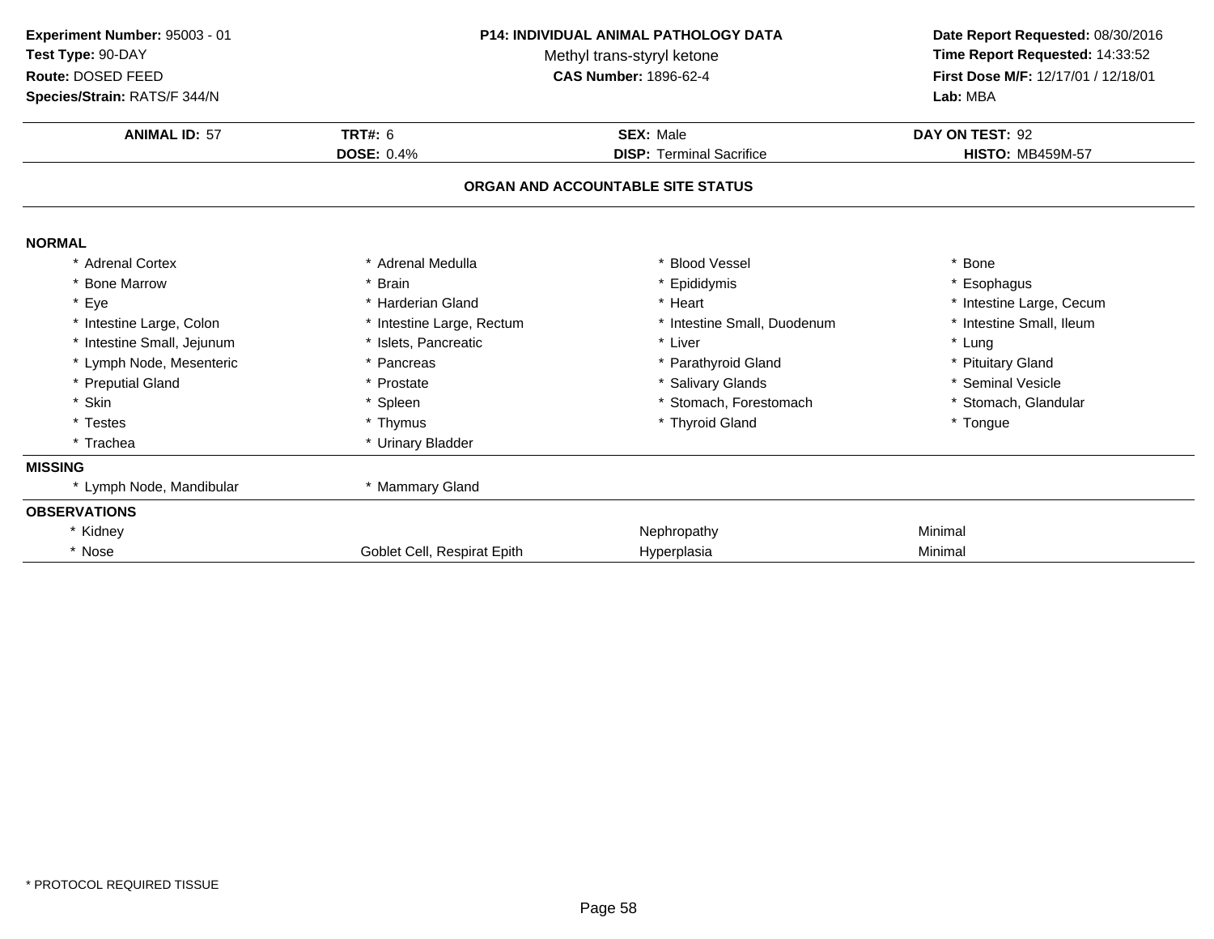**Experiment Number:** 95003 - 01
**Test Type:** 90-DAY
**Route:** DOSED FEED
**Species/Strain:** RATS/F 344/N

**P14: INDIVIDUAL ANIMAL PATHOLOGY DATA**
Methyl trans-styryl ketone
**CAS Number:** 1896-62-4

**Date Report Requested:** 08/30/2016
**Time Report Requested:** 14:33:52
**First Dose M/F:** 12/17/01 / 12/18/01
**Lab:** MBA

| **ANIMAL ID:** 57 | **TRT#:** 6 | **SEX:** Male | **DAY ON TEST:** 92 |
|---|---|---|---|
| | **DOSE:** 0.4% | **DISP:** Terminal Sacrifice | **HISTO:** MB459M-57 |

## ORGAN AND ACCOUNTABLE SITE STATUS

**NORMAL**

| | | | |
|---|---|---|---|
| * Adrenal Cortex | * Adrenal Medulla | * Blood Vessel | * Bone |
| * Bone Marrow | * Brain | * Epididymis | * Esophagus |
| * Eye | * Harderian Gland | * Heart | * Intestine Large, Cecum |
| * Intestine Large, Colon | * Intestine Large, Rectum | * Intestine Small, Duodenum | * Intestine Small, Ileum |
| * Intestine Small, Jejunum | * Islets, Pancreatic | * Liver | * Lung |
| * Lymph Node, Mesenteric | * Pancreas | * Parathyroid Gland | * Pituitary Gland |
| * Preputial Gland | * Prostate | * Salivary Glands | * Seminal Vesicle |
| * Skin | * Spleen | * Stomach, Forestomach | * Stomach, Glandular |
| * Testes | * Thymus | * Thyroid Gland | * Tongue |
| * Trachea | * Urinary Bladder | | |

**MISSING**

| | |
|---|---|
| * Lymph Node, Mandibular | * Mammary Gland |

**OBSERVATIONS**

| | | | |
|---|---|---|---|
| * Kidney | | Nephropathy | Minimal |
| * Nose | Goblet Cell, Respirat Epith | Hyperplasia | Minimal |

* PROTOCOL REQUIRED TISSUE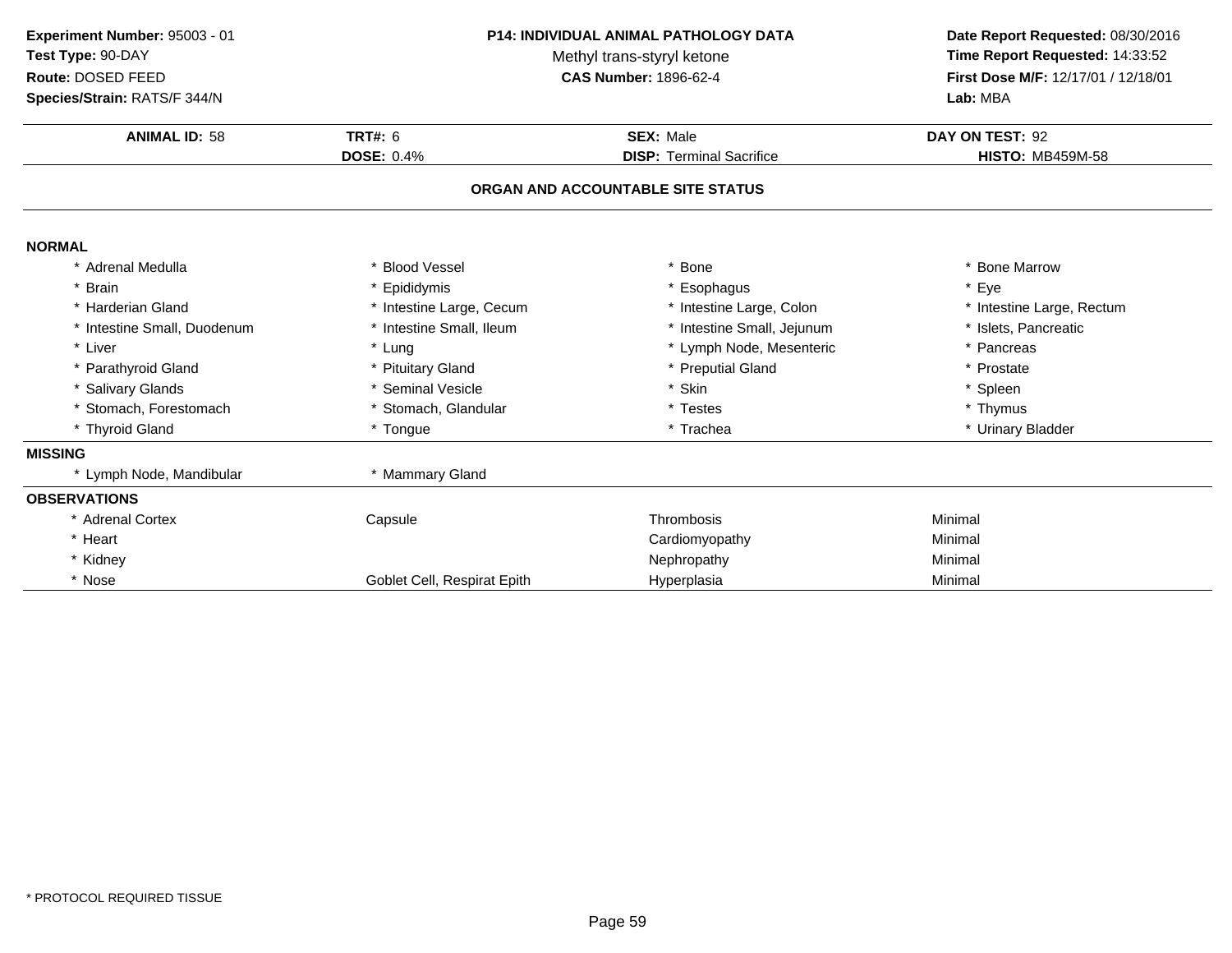**Experiment Number:** 95003 - 01
**Test Type:** 90-DAY
**Route:** DOSED FEED
**Species/Strain:** RATS/F 344/N

**P14: INDIVIDUAL ANIMAL PATHOLOGY DATA**
Methyl trans-styryl ketone
**CAS Number:** 1896-62-4

**Date Report Requested:** 08/30/2016
**Time Report Requested:** 14:33:52
**First Dose M/F:** 12/17/01 / 12/18/01
**Lab:** MBA

| **ANIMAL ID:** 58 | **TRT#:** 6 | **SEX:** Male | **DAY ON TEST:** 92 |
|---|---|---|---|
| | **DOSE:** 0.4% | **DISP:** Terminal Sacrifice | **HISTO:** MB459M-58 |

## ORGAN AND ACCOUNTABLE SITE STATUS

**NORMAL**

| | | | |
|---|---|---|---|
| * Adrenal Medulla | * Blood Vessel | * Bone | * Bone Marrow |
| * Brain | * Epididymis | * Esophagus | * Eye |
| * Harderian Gland | * Intestine Large, Cecum | * Intestine Large, Colon | * Intestine Large, Rectum |
| * Intestine Small, Duodenum | * Intestine Small, Ileum | * Intestine Small, Jejunum | * Islets, Pancreatic |
| * Liver | * Lung | * Lymph Node, Mesenteric | * Pancreas |
| * Parathyroid Gland | * Pituitary Gland | * Preputial Gland | * Prostate |
| * Salivary Glands | * Seminal Vesicle | * Skin | * Spleen |
| * Stomach, Forestomach | * Stomach, Glandular | * Testes | * Thymus |
| * Thyroid Gland | * Tongue | * Trachea | * Urinary Bladder |

**MISSING**

| | |
|---|---|
| * Lymph Node, Mandibular | * Mammary Gland |

**OBSERVATIONS**

| | | | |
|---|---|---|---|
| * Adrenal Cortex | Capsule | Thrombosis | Minimal |
| * Heart | | Cardiomyopathy | Minimal |
| * Kidney | | Nephropathy | Minimal |
| * Nose | Goblet Cell, Respirat Epith | Hyperplasia | Minimal |

* PROTOCOL REQUIRED TISSUE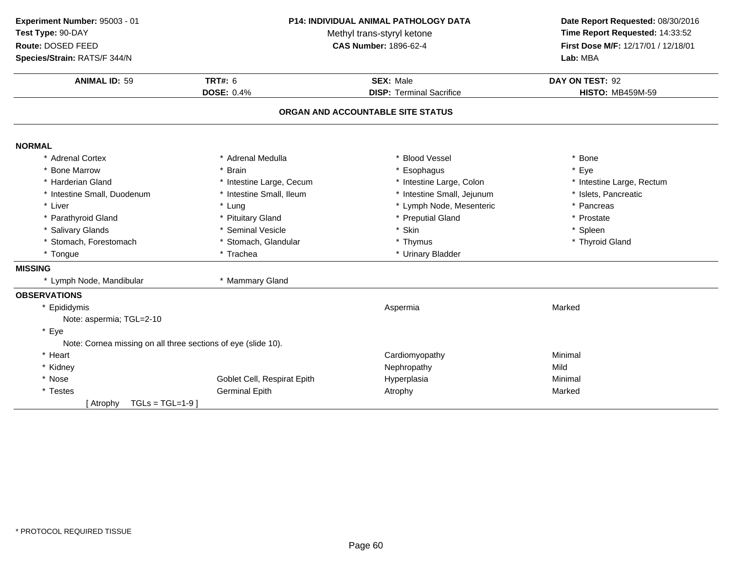**Experiment Number:** 95003 - 01
**Test Type:** 90-DAY
**Route:** DOSED FEED
**Species/Strain:** RATS/F 344/N

**P14: INDIVIDUAL ANIMAL PATHOLOGY DATA**
Methyl trans-styryl ketone
**CAS Number:** 1896-62-4

**Date Report Requested:** 08/30/2016
**Time Report Requested:** 14:33:52
**First Dose M/F:** 12/17/01 / 12/18/01
**Lab:** MBA

| **ANIMAL ID:** 59 | **TRT#:** 6 | **SEX:** Male | **DAY ON TEST:** 92 |
|---|---|---|---|
| | **DOSE:** 0.4% | **DISP:** Terminal Sacrifice | **HISTO:** MB459M-59 |

## ORGAN AND ACCOUNTABLE SITE STATUS

### NORMAL

| | | | |
|---|---|---|---|
| * Adrenal Cortex | * Adrenal Medulla | * Blood Vessel | * Bone |
| * Bone Marrow | * Brain | * Esophagus | * Eye |
| * Harderian Gland | * Intestine Large, Cecum | * Intestine Large, Colon | * Intestine Large, Rectum |
| * Intestine Small, Duodenum | * Intestine Small, Ileum | * Intestine Small, Jejunum | * Islets, Pancreatic |
| * Liver | * Lung | * Lymph Node, Mesenteric | * Pancreas |
| * Parathyroid Gland | * Pituitary Gland | * Preputial Gland | * Prostate |
| * Salivary Glands | * Seminal Vesicle | * Skin | * Spleen |
| * Stomach, Forestomach | * Stomach, Glandular | * Thymus | * Thyroid Gland |
| * Tongue | * Trachea | * Urinary Bladder | |

### MISSING

| | |
|---|---|
| * Lymph Node, Mandibular | * Mammary Gland |

### OBSERVATIONS

| | | | |
|---|---|---|---|
| * Epididymis | | Aspermia | Marked |
| Note: aspermia; TGL=2-10 | | | |
| * Eye | | | |
| Note: Cornea missing on all three sections of eye (slide 10). | | | |
| * Heart | | Cardiomyopathy | Minimal |
| * Kidney | | Nephropathy | Mild |
| * Nose | Goblet Cell, Respirat Epith | Hyperplasia | Minimal |
| * Testes | Germinal Epith | Atrophy | Marked |
| [ Atrophy TGLs = TGL=1-9 ] | | | |

* PROTOCOL REQUIRED TISSUE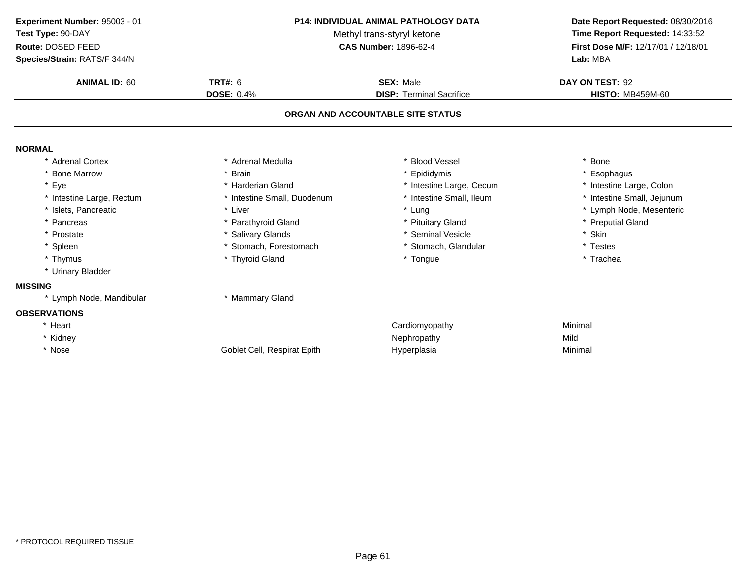**Experiment Number:** 95003 - 01
**Test Type:** 90-DAY
**Route:** DOSED FEED
**Species/Strain:** RATS/F 344/N

**P14: INDIVIDUAL ANIMAL PATHOLOGY DATA**
Methyl trans-styryl ketone
**CAS Number:** 1896-62-4

**Date Report Requested:** 08/30/2016
**Time Report Requested:** 14:33:52
**First Dose M/F:** 12/17/01 / 12/18/01
**Lab:** MBA

| **ANIMAL ID:** 60 | **TRT#:** 6 | **SEX:** Male | **DAY ON TEST:** 92 |
|---|---|---|---|
| | **DOSE:** 0.4% | **DISP:** Terminal Sacrifice | **HISTO:** MB459M-60 |

**ORGAN AND ACCOUNTABLE SITE STATUS**

**NORMAL**

| | | | |
|---|---|---|---|
| * Adrenal Cortex | * Adrenal Medulla | * Blood Vessel | * Bone |
| * Bone Marrow | * Brain | * Epididymis | * Esophagus |
| * Eye | * Harderian Gland | * Intestine Large, Cecum | * Intestine Large, Colon |
| * Intestine Large, Rectum | * Intestine Small, Duodenum | * Intestine Small, Ileum | * Intestine Small, Jejunum |
| * Islets, Pancreatic | * Liver | * Lung | * Lymph Node, Mesenteric |
| * Pancreas | * Parathyroid Gland | * Pituitary Gland | * Preputial Gland |
| * Prostate | * Salivary Glands | * Seminal Vesicle | * Skin |
| * Spleen | * Stomach, Forestomach | * Stomach, Glandular | * Testes |
| * Thymus | * Thyroid Gland | * Tongue | * Trachea |
| * Urinary Bladder | | | |

**MISSING**

| | |
|---|---|
| * Lymph Node, Mandibular | * Mammary Gland |

**OBSERVATIONS**

| | | | |
|---|---|---|---|
| * Heart | | Cardiomyopathy | Minimal |
| * Kidney | | Nephropathy | Mild |
| * Nose | Goblet Cell, Respirat Epith | Hyperplasia | Minimal |

* PROTOCOL REQUIRED TISSUE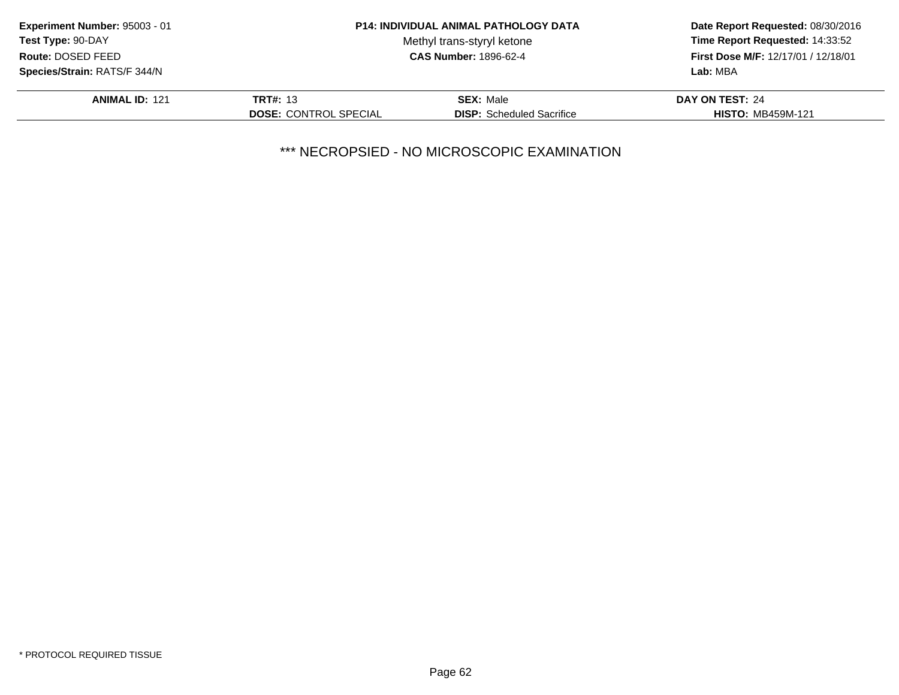**Experiment Number:** 95003 - 01
**Test Type:** 90-DAY
**Route:** DOSED FEED
**Species/Strain:** RATS/F 344/N

**P14: INDIVIDUAL ANIMAL PATHOLOGY DATA**
Methyl trans-styryl ketone
**CAS Number:** 1896-62-4

**Date Report Requested:** 08/30/2016
**Time Report Requested:** 14:33:52
**First Dose M/F:** 12/17/01 / 12/18/01
**Lab:** MBA

| **ANIMAL ID:** 121 | **TRT#:** 13 | **SEX:** Male | **DAY ON TEST:** 24 |
|---|---|---|---|
| | **DOSE:** CONTROL SPECIAL | **DISP:** Scheduled Sacrifice | **HISTO:** MB459M-121 |

*** NECROPSIED - NO MICROSCOPIC EXAMINATION

* PROTOCOL REQUIRED TISSUE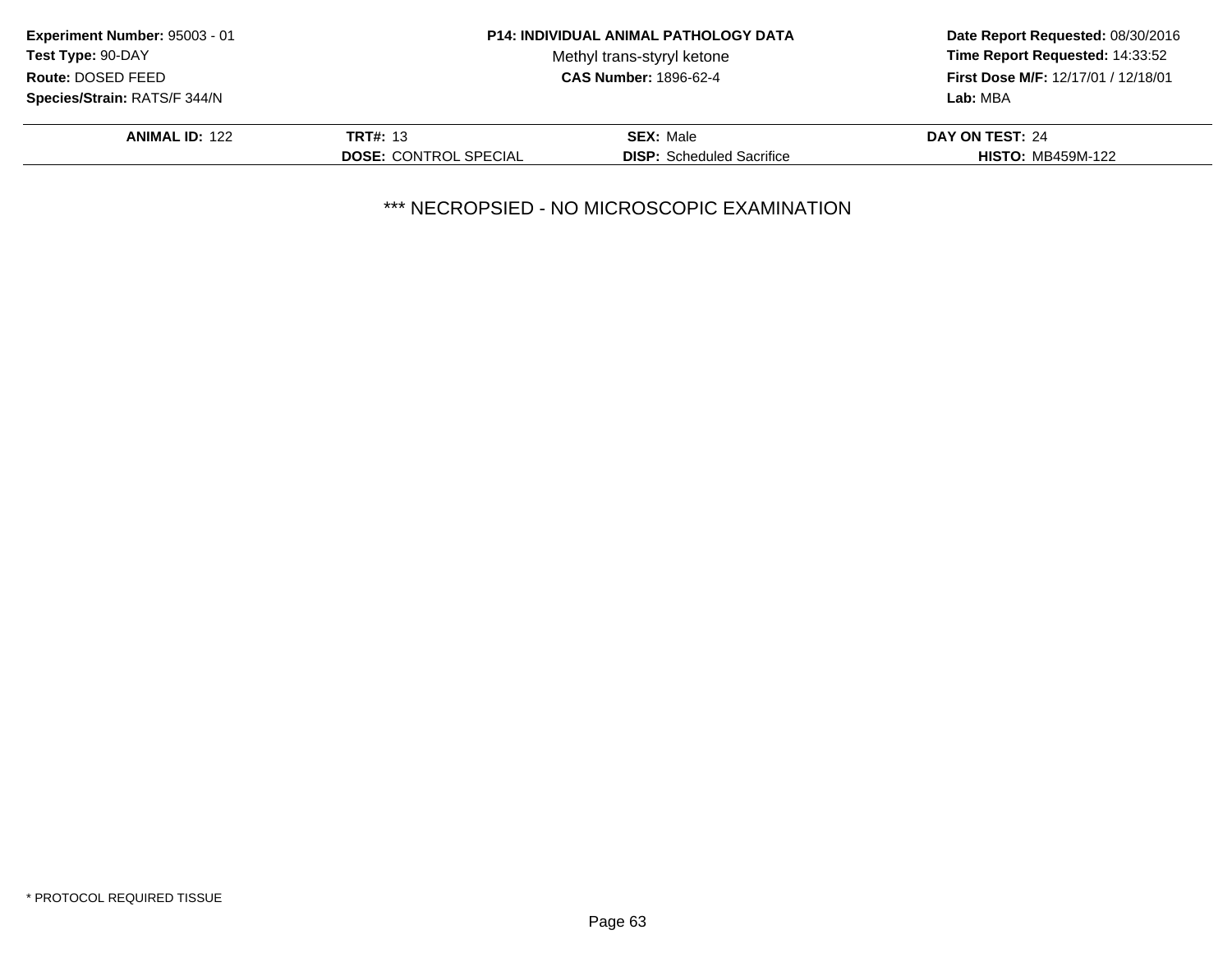**Experiment Number:** 95003 - 01
**Test Type:** 90-DAY
**Route:** DOSED FEED
**Species/Strain:** RATS/F 344/N

**P14: INDIVIDUAL ANIMAL PATHOLOGY DATA**
Methyl trans-styryl ketone
**CAS Number:** 1896-62-4

**Date Report Requested:** 08/30/2016
**Time Report Requested:** 14:33:52
**First Dose M/F:** 12/17/01 / 12/18/01
**Lab:** MBA

| **ANIMAL ID:** 122 | **TRT#:** 13 | **SEX:** Male | **DAY ON TEST:** 24 |
|---|---|---|---|
| | **DOSE:** CONTROL SPECIAL | **DISP:** Scheduled Sacrifice | **HISTO:** MB459M-122 |

*** NECROPSIED - NO MICROSCOPIC EXAMINATION

* PROTOCOL REQUIRED TISSUE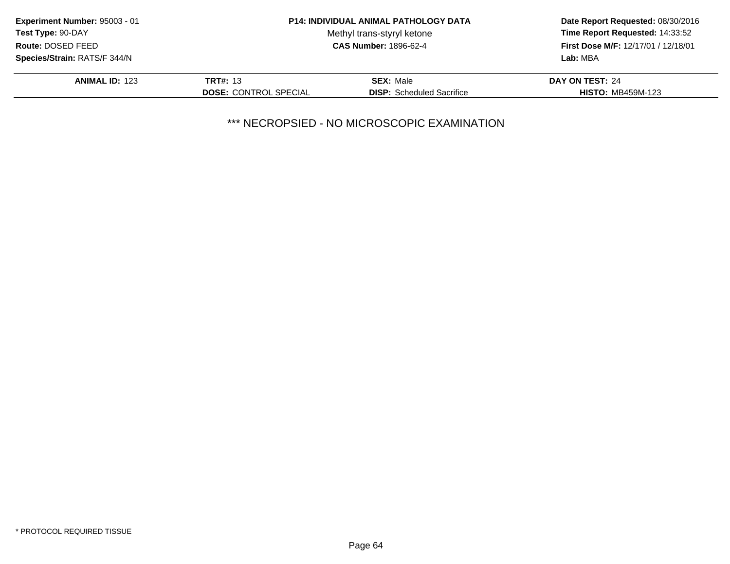**Experiment Number:** 95003 - 01
**Test Type:** 90-DAY
**Route:** DOSED FEED
**Species/Strain:** RATS/F 344/N

**P14: INDIVIDUAL ANIMAL PATHOLOGY DATA**
Methyl trans-styryl ketone
**CAS Number:** 1896-62-4

**Date Report Requested:** 08/30/2016
**Time Report Requested:** 14:33:52
**First Dose M/F:** 12/17/01 / 12/18/01
**Lab:** MBA

| **ANIMAL ID:** 123 | **TRT#:** 13 | **SEX:** Male | **DAY ON TEST:** 24 |
|---|---|---|---|
| | **DOSE:** CONTROL SPECIAL | **DISP:** Scheduled Sacrifice | **HISTO:** MB459M-123 |

*** NECROPSIED - NO MICROSCOPIC EXAMINATION

* PROTOCOL REQUIRED TISSUE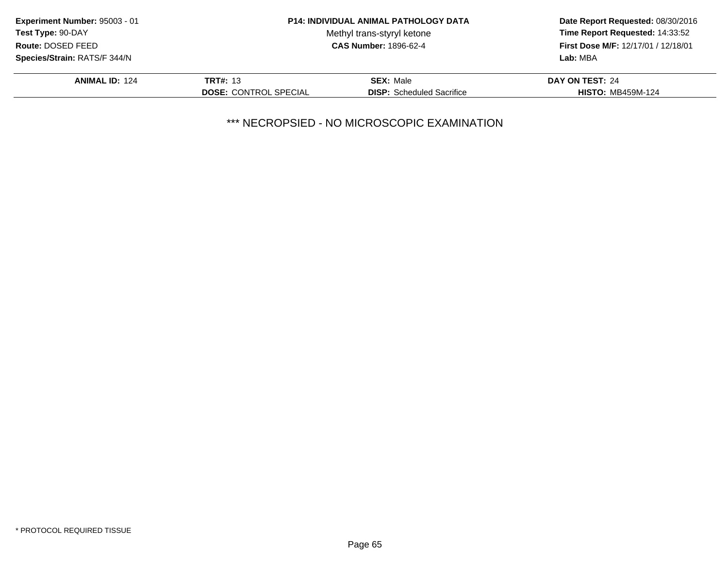**Experiment Number:** 95003 - 01
**Test Type:** 90-DAY
**Route:** DOSED FEED
**Species/Strain:** RATS/F 344/N

**P14: INDIVIDUAL ANIMAL PATHOLOGY DATA**
Methyl trans-styryl ketone
**CAS Number:** 1896-62-4

**Date Report Requested:** 08/30/2016
**Time Report Requested:** 14:33:52
**First Dose M/F:** 12/17/01 / 12/18/01
**Lab:** MBA

| **ANIMAL ID:** 124 | **TRT#:** 13 | **SEX:** Male | **DAY ON TEST:** 24 |
|---|---|---|---|
| | **DOSE:** CONTROL SPECIAL | **DISP:** Scheduled Sacrifice | **HISTO:** MB459M-124 |

*** NECROPSIED - NO MICROSCOPIC EXAMINATION

* PROTOCOL REQUIRED TISSUE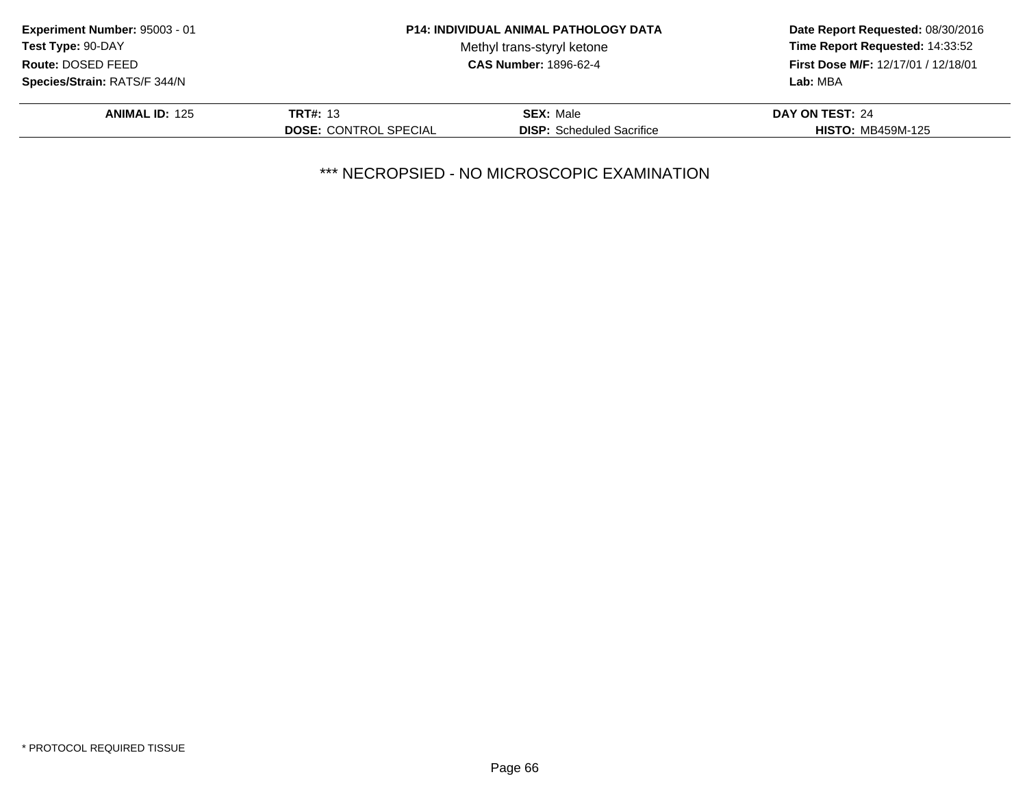**Experiment Number:** 95003 - 01
**Test Type:** 90-DAY
**Route:** DOSED FEED
**Species/Strain:** RATS/F 344/N

**P14: INDIVIDUAL ANIMAL PATHOLOGY DATA**
Methyl trans-styryl ketone
**CAS Number:** 1896-62-4

**Date Report Requested:** 08/30/2016
**Time Report Requested:** 14:33:52
**First Dose M/F:** 12/17/01 / 12/18/01
**Lab:** MBA

| **ANIMAL ID:** 125 | **TRT#:** 13 | **SEX:** Male | **DAY ON TEST:** 24 |
|---|---|---|---|
| | **DOSE:** CONTROL SPECIAL | **DISP:** Scheduled Sacrifice | **HISTO:** MB459M-125 |

*** NECROPSIED - NO MICROSCOPIC EXAMINATION

* PROTOCOL REQUIRED TISSUE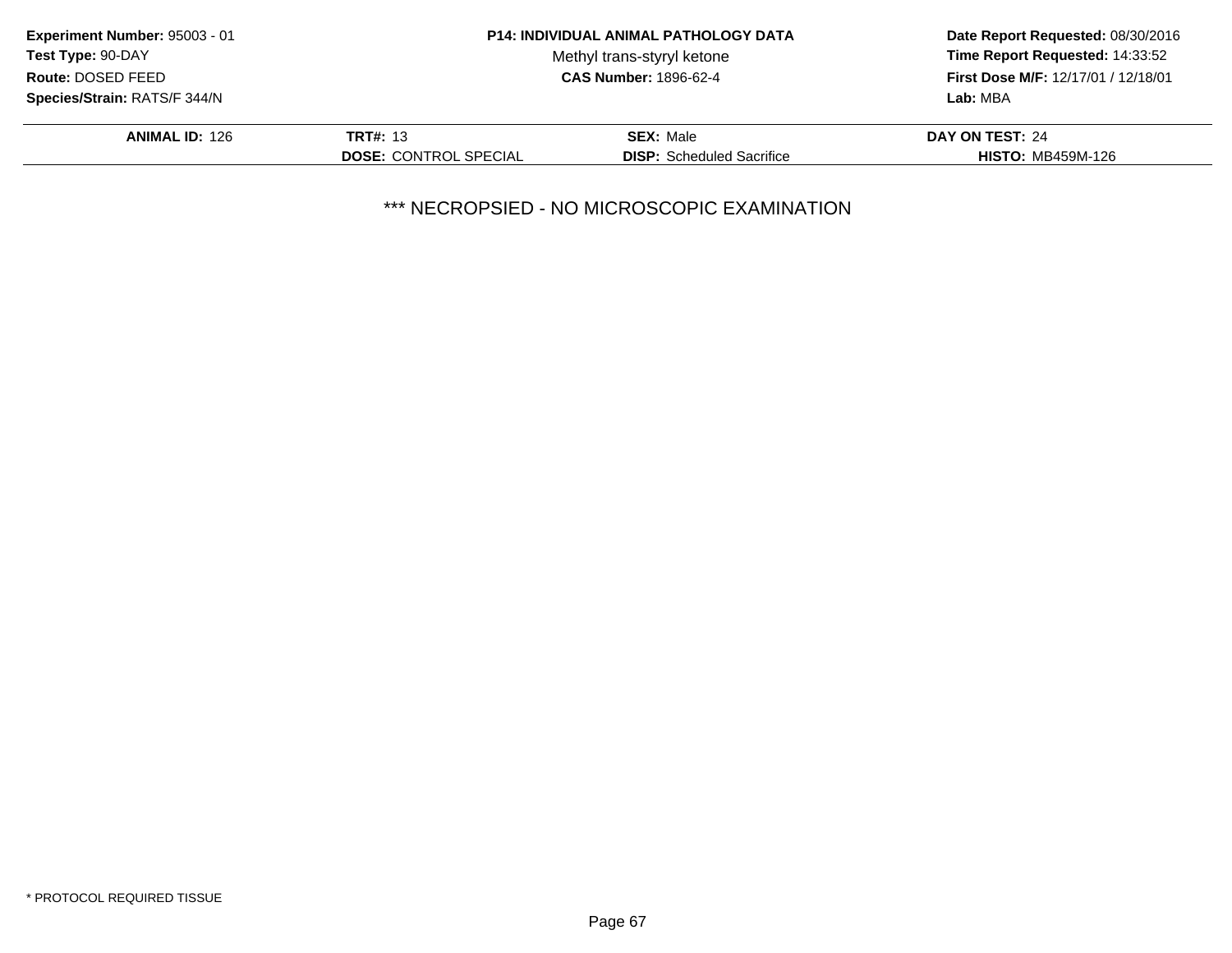**Experiment Number:** 95003 - 01
**Test Type:** 90-DAY
**Route:** DOSED FEED
**Species/Strain:** RATS/F 344/N

**P14: INDIVIDUAL ANIMAL PATHOLOGY DATA**
Methyl trans-styryl ketone
**CAS Number:** 1896-62-4

**Date Report Requested:** 08/30/2016
**Time Report Requested:** 14:33:52
**First Dose M/F:** 12/17/01 / 12/18/01
**Lab:** MBA

| **ANIMAL ID:** 126 | **TRT#:** 13 | **SEX:** Male | **DAY ON TEST:** 24 |
|---|---|---|---|
| | **DOSE:** CONTROL SPECIAL | **DISP:** Scheduled Sacrifice | **HISTO:** MB459M-126 |

*** NECROPSIED - NO MICROSCOPIC EXAMINATION

* PROTOCOL REQUIRED TISSUE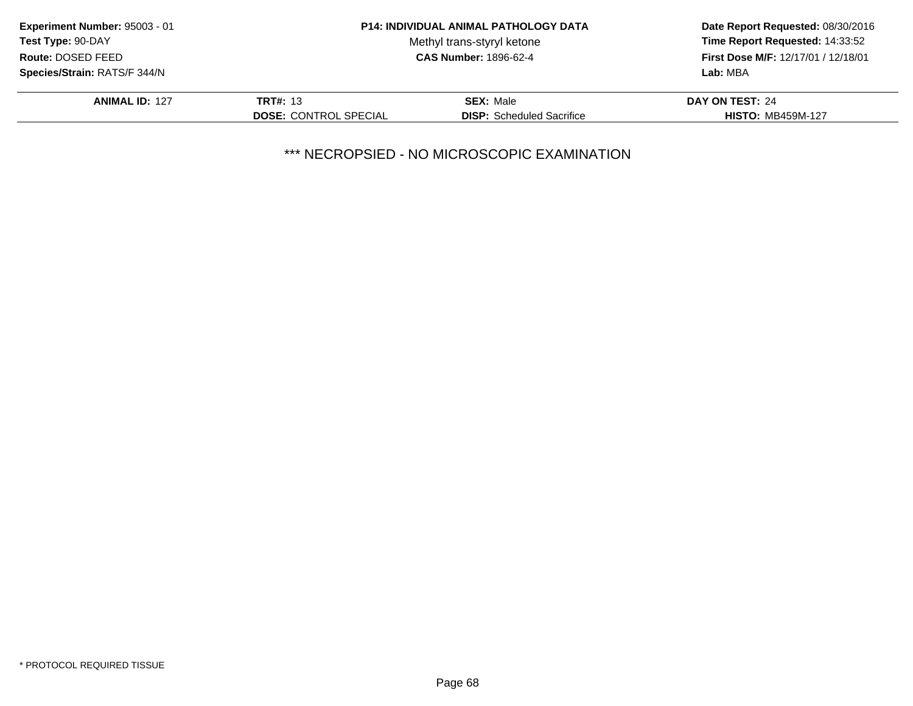**Experiment Number:** 95003 - 01
**Test Type:** 90-DAY
**Route:** DOSED FEED
**Species/Strain:** RATS/F 344/N

**P14: INDIVIDUAL ANIMAL PATHOLOGY DATA**
Methyl trans-styryl ketone
**CAS Number:** 1896-62-4

**Date Report Requested:** 08/30/2016
**Time Report Requested:** 14:33:52
**First Dose M/F:** 12/17/01 / 12/18/01
**Lab:** MBA

| **ANIMAL ID:** 127 | **TRT#:** 13 | **SEX:** Male | **DAY ON TEST:** 24 |
|---|---|---|---|
| | **DOSE:** CONTROL SPECIAL | **DISP:** Scheduled Sacrifice | **HISTO:** MB459M-127 |

*** NECROPSIED - NO MICROSCOPIC EXAMINATION

* PROTOCOL REQUIRED TISSUE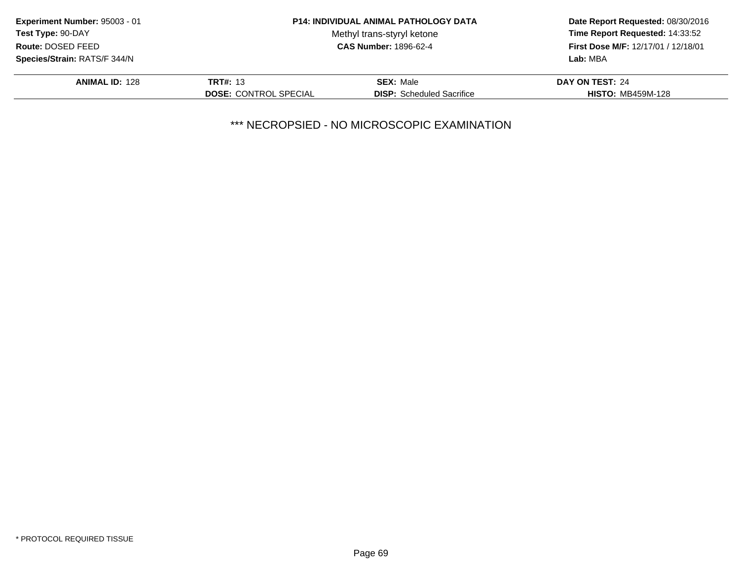**Experiment Number:** 95003 - 01
**Test Type:** 90-DAY
**Route:** DOSED FEED
**Species/Strain:** RATS/F 344/N

**P14: INDIVIDUAL ANIMAL PATHOLOGY DATA**
Methyl trans-styryl ketone
**CAS Number:** 1896-62-4

**Date Report Requested:** 08/30/2016
**Time Report Requested:** 14:33:52
**First Dose M/F:** 12/17/01 / 12/18/01
**Lab:** MBA

| **ANIMAL ID:** 128 | **TRT#:** 13 | **SEX:** Male | **DAY ON TEST:** 24 |
|---|---|---|---|
| | **DOSE:** CONTROL SPECIAL | **DISP:** Scheduled Sacrifice | **HISTO:** MB459M-128 |

*** NECROPSIED - NO MICROSCOPIC EXAMINATION

* PROTOCOL REQUIRED TISSUE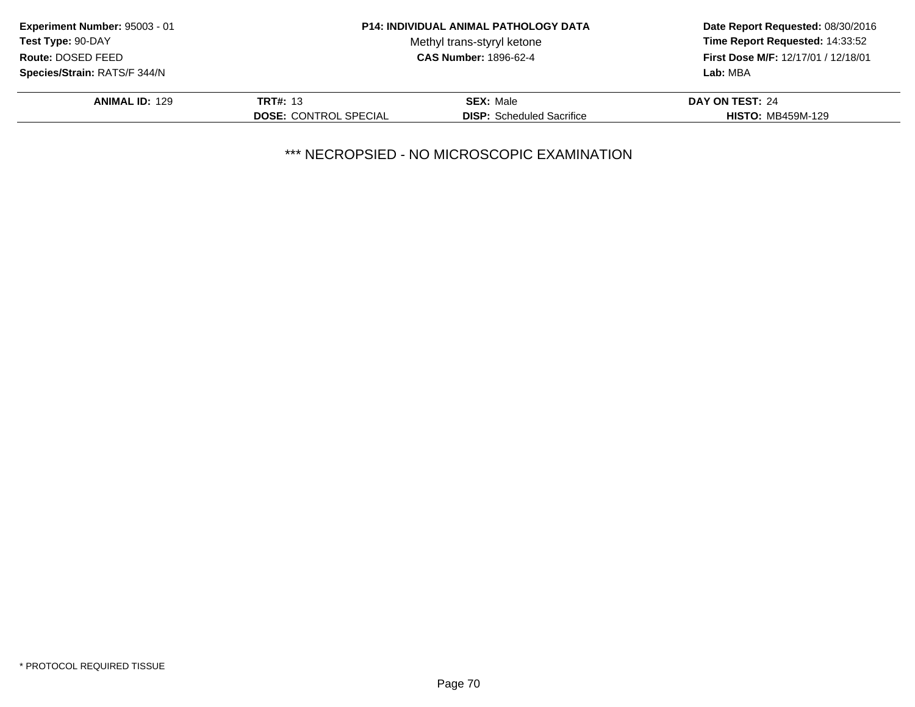**Experiment Number:** 95003 - 01
**Test Type:** 90-DAY
**Route:** DOSED FEED
**Species/Strain:** RATS/F 344/N

**P14: INDIVIDUAL ANIMAL PATHOLOGY DATA**
Methyl trans-styryl ketone
**CAS Number:** 1896-62-4

**Date Report Requested:** 08/30/2016
**Time Report Requested:** 14:33:52
**First Dose M/F:** 12/17/01 / 12/18/01
**Lab:** MBA

| **ANIMAL ID:** 129 | **TRT#:** 13 | **SEX:** Male | **DAY ON TEST:** 24 |
|---|---|---|---|
| | **DOSE:** CONTROL SPECIAL | **DISP:** Scheduled Sacrifice | **HISTO:** MB459M-129 |

*** NECROPSIED - NO MICROSCOPIC EXAMINATION

* PROTOCOL REQUIRED TISSUE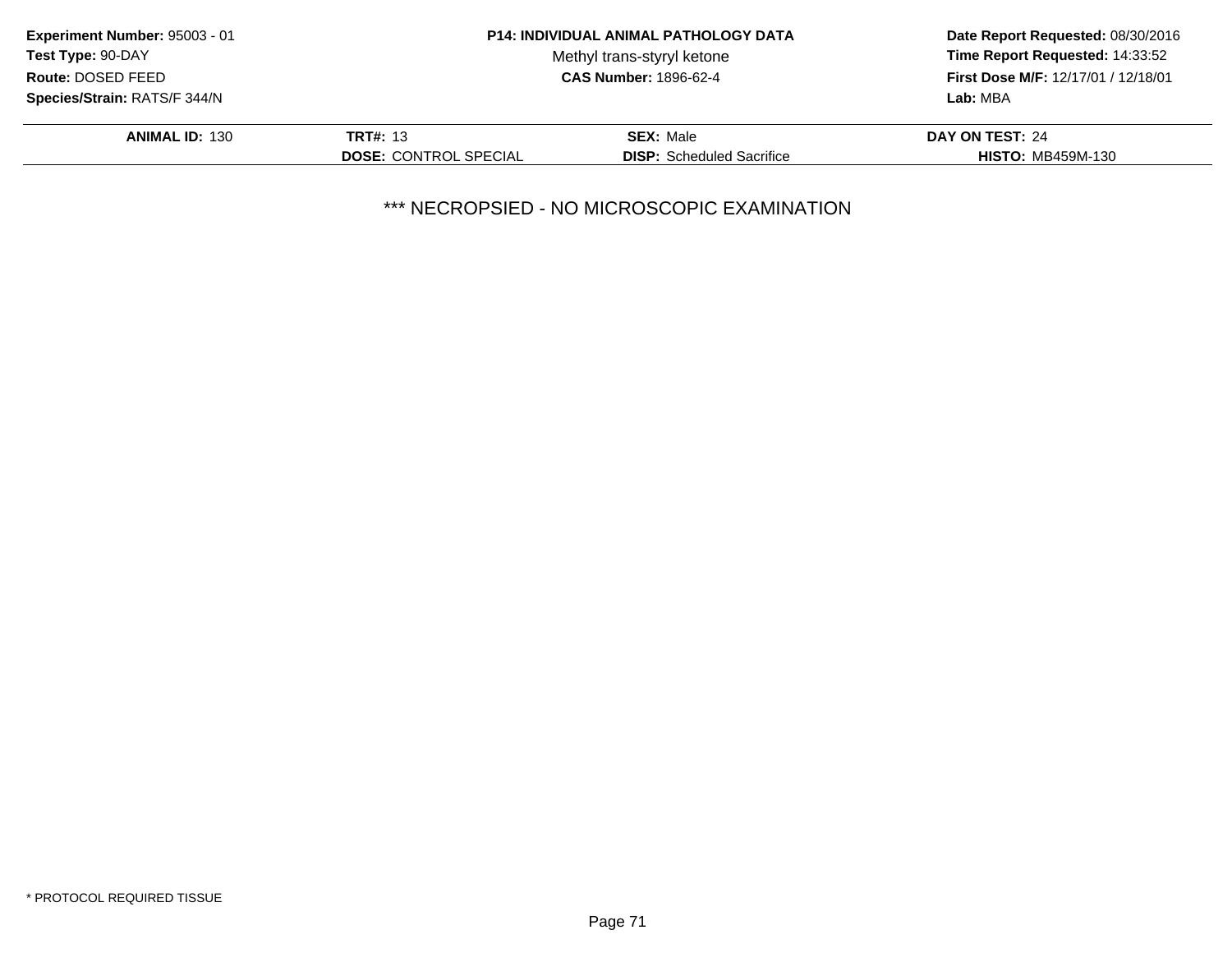**Experiment Number:** 95003 - 01
**Test Type:** 90-DAY
**Route:** DOSED FEED
**Species/Strain:** RATS/F 344/N

**P14: INDIVIDUAL ANIMAL PATHOLOGY DATA**
Methyl trans-styryl ketone
**CAS Number:** 1896-62-4

**Date Report Requested:** 08/30/2016
**Time Report Requested:** 14:33:52
**First Dose M/F:** 12/17/01 / 12/18/01
**Lab:** MBA

| **ANIMAL ID:** 130 | **TRT#:** 13 | **SEX:** Male | **DAY ON TEST:** 24 |
|---|---|---|---|
| | **DOSE:** CONTROL SPECIAL | **DISP:** Scheduled Sacrifice | **HISTO:** MB459M-130 |

*** NECROPSIED - NO MICROSCOPIC EXAMINATION

* PROTOCOL REQUIRED TISSUE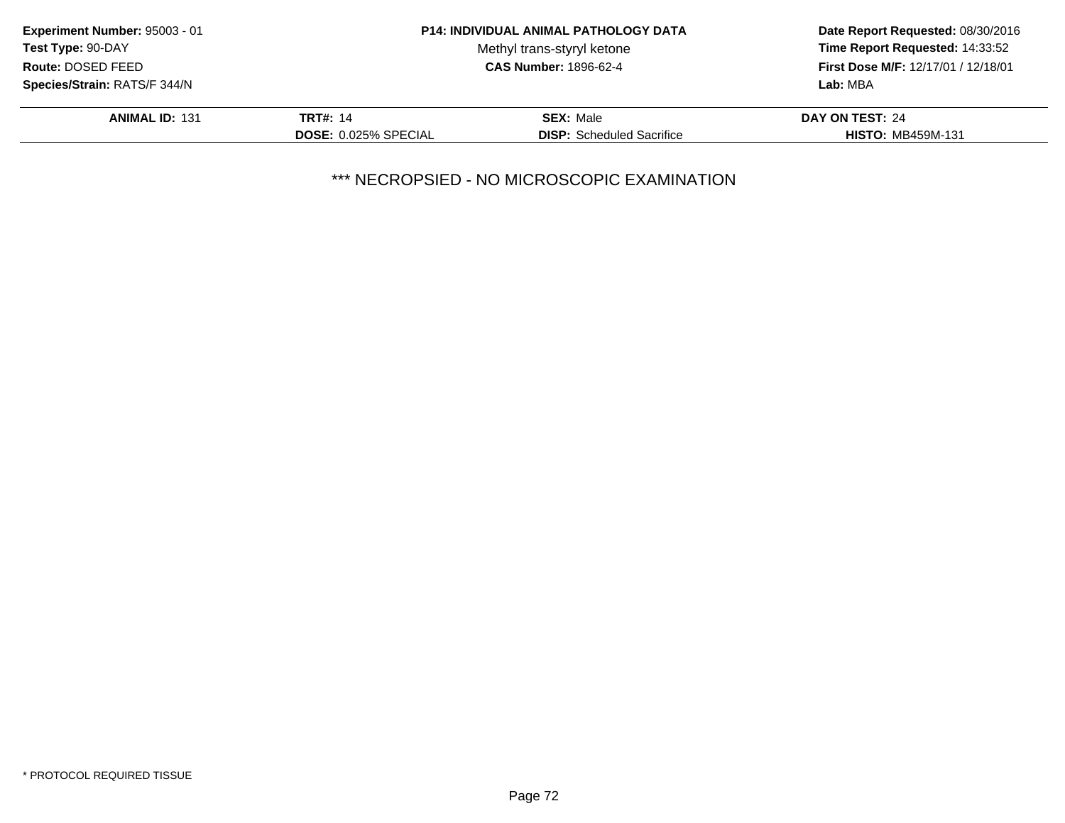**Experiment Number:** 95003 - 01
**Test Type:** 90-DAY
**Route:** DOSED FEED
**Species/Strain:** RATS/F 344/N

**P14: INDIVIDUAL ANIMAL PATHOLOGY DATA**
Methyl trans-styryl ketone
**CAS Number:** 1896-62-4

**Date Report Requested:** 08/30/2016
**Time Report Requested:** 14:33:52
**First Dose M/F:** 12/17/01 / 12/18/01
**Lab:** MBA

| **ANIMAL ID:** 131 | **TRT#:** 14 | **SEX:** Male | **DAY ON TEST:** 24 |
|---|---|---|---|
| | **DOSE:** 0.025% SPECIAL | **DISP:** Scheduled Sacrifice | **HISTO:** MB459M-131 |

*** NECROPSIED - NO MICROSCOPIC EXAMINATION

* PROTOCOL REQUIRED TISSUE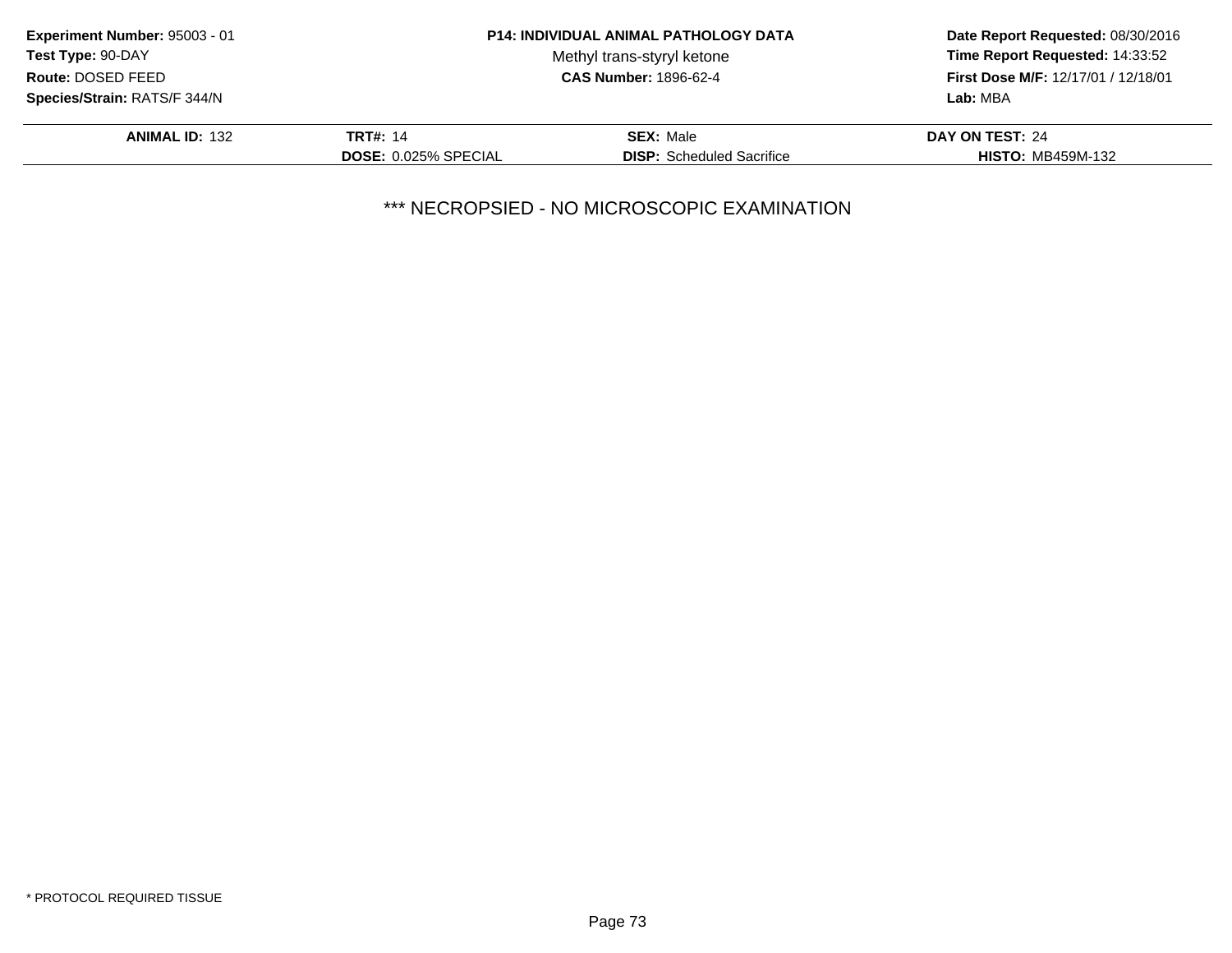**Experiment Number:** 95003 - 01
**Test Type:** 90-DAY
**Route:** DOSED FEED
**Species/Strain:** RATS/F 344/N

**P14: INDIVIDUAL ANIMAL PATHOLOGY DATA**
Methyl trans-styryl ketone
**CAS Number:** 1896-62-4

**Date Report Requested:** 08/30/2016
**Time Report Requested:** 14:33:52
**First Dose M/F:** 12/17/01 / 12/18/01
**Lab:** MBA

| **ANIMAL ID:** 132 | **TRT#:** 14 | **SEX:** Male | **DAY ON TEST:** 24 |
|---|---|---|---|
| | **DOSE:** 0.025% SPECIAL | **DISP:** Scheduled Sacrifice | **HISTO:** MB459M-132 |

*** NECROPSIED - NO MICROSCOPIC EXAMINATION

* PROTOCOL REQUIRED TISSUE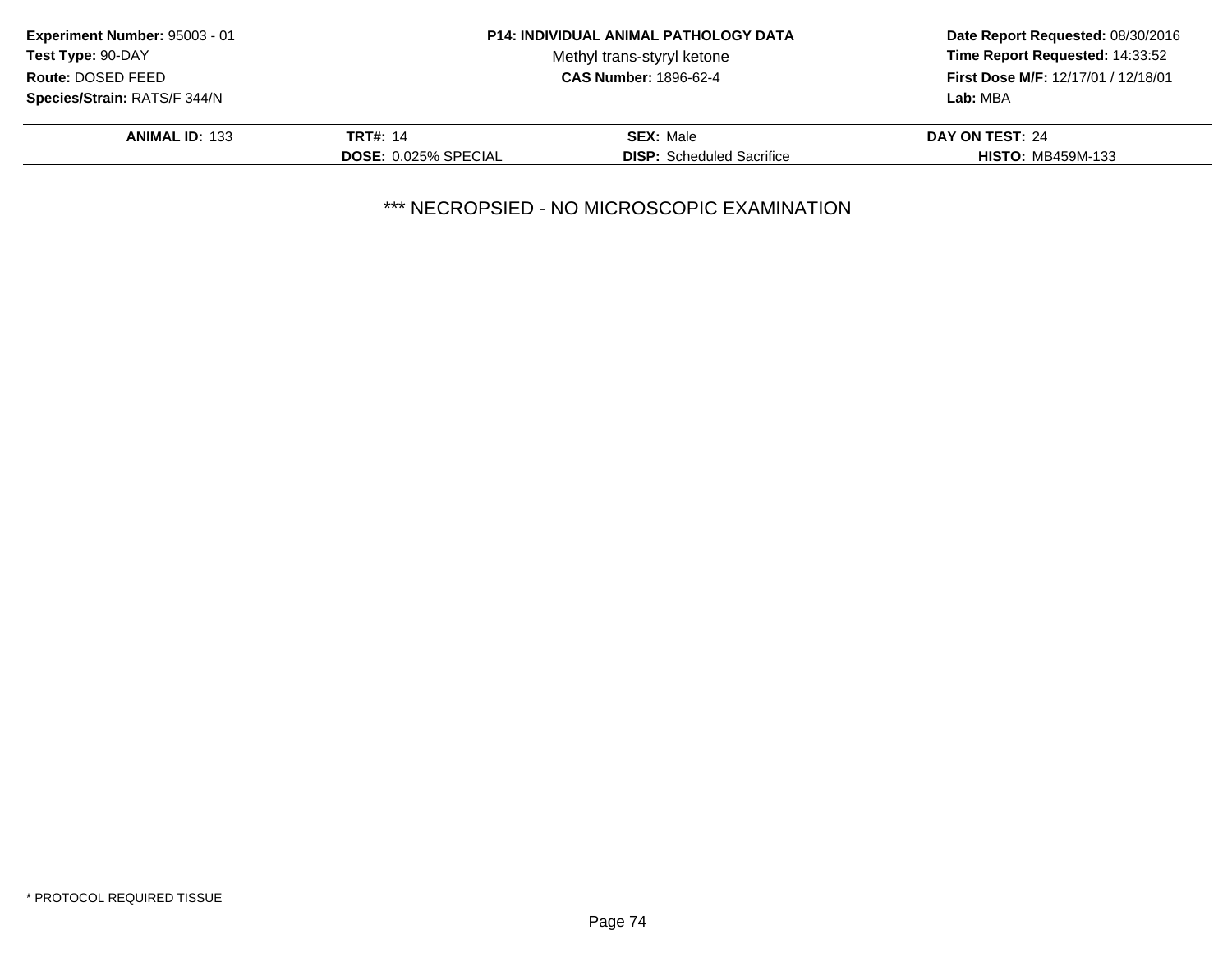**Experiment Number:** 95003 - 01
**Test Type:** 90-DAY
**Route:** DOSED FEED
**Species/Strain:** RATS/F 344/N

**P14: INDIVIDUAL ANIMAL PATHOLOGY DATA**
Methyl trans-styryl ketone
**CAS Number:** 1896-62-4

**Date Report Requested:** 08/30/2016
**Time Report Requested:** 14:33:52
**First Dose M/F:** 12/17/01 / 12/18/01
**Lab:** MBA

| **ANIMAL ID:** 133 | **TRT#:** 14 | **SEX:** Male | **DAY ON TEST:** 24 |
|---|---|---|---|
| | **DOSE:** 0.025% SPECIAL | **DISP:** Scheduled Sacrifice | **HISTO:** MB459M-133 |

*** NECROPSIED - NO MICROSCOPIC EXAMINATION

* PROTOCOL REQUIRED TISSUE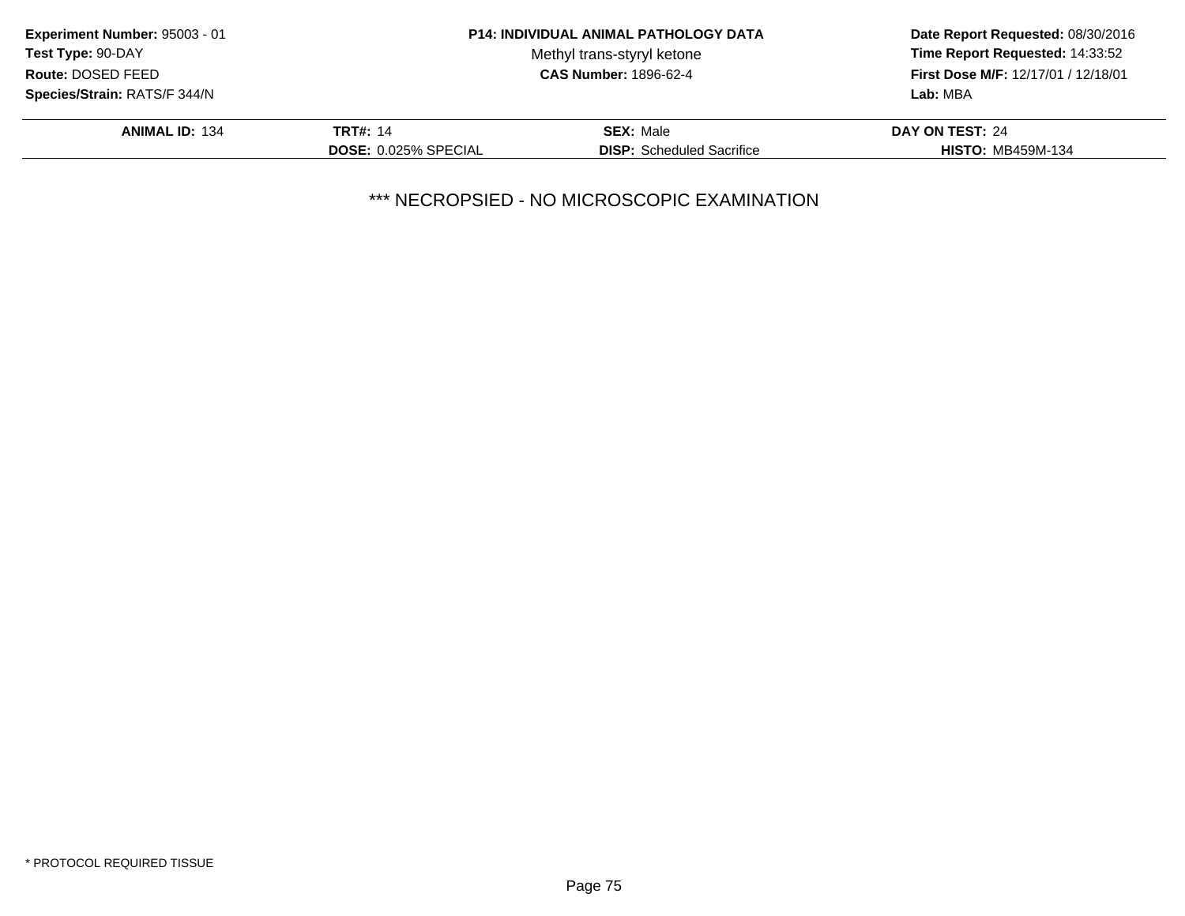**Experiment Number:** 95003 - 01
**Test Type:** 90-DAY
**Route:** DOSED FEED
**Species/Strain:** RATS/F 344/N

**P14: INDIVIDUAL ANIMAL PATHOLOGY DATA**
Methyl trans-styryl ketone
**CAS Number:** 1896-62-4

**Date Report Requested:** 08/30/2016
**Time Report Requested:** 14:33:52
**First Dose M/F:** 12/17/01 / 12/18/01
**Lab:** MBA

| **ANIMAL ID:** 134 | **TRT#:** 14 | **SEX:** Male | **DAY ON TEST:** 24 |
| --- | --- | --- | --- |
| | **DOSE:** 0.025% SPECIAL | **DISP:** Scheduled Sacrifice | **HISTO:** MB459M-134 |

*** NECROPSIED - NO MICROSCOPIC EXAMINATION

* PROTOCOL REQUIRED TISSUE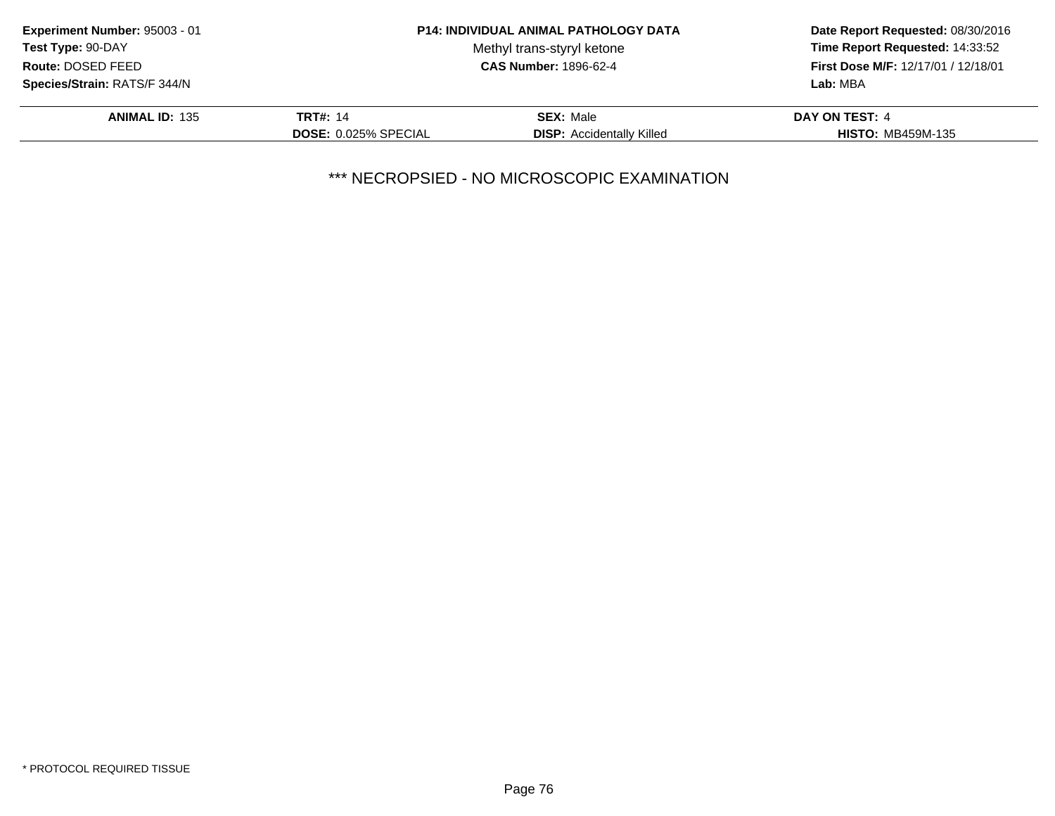**Experiment Number:** 95003 - 01
**Test Type:** 90-DAY
**Route:** DOSED FEED
**Species/Strain:** RATS/F 344/N

**P14: INDIVIDUAL ANIMAL PATHOLOGY DATA**
Methyl trans-styryl ketone
**CAS Number:** 1896-62-4

**Date Report Requested:** 08/30/2016
**Time Report Requested:** 14:33:52
**First Dose M/F:** 12/17/01 / 12/18/01
**Lab:** MBA

| **ANIMAL ID:** 135 | **TRT#:** 14 | **SEX:** Male | **DAY ON TEST:** 4 |
|---|---|---|---|
| | **DOSE:** 0.025% SPECIAL | **DISP:** Accidentally Killed | **HISTO:** MB459M-135 |

*** NECROPSIED - NO MICROSCOPIC EXAMINATION

* PROTOCOL REQUIRED TISSUE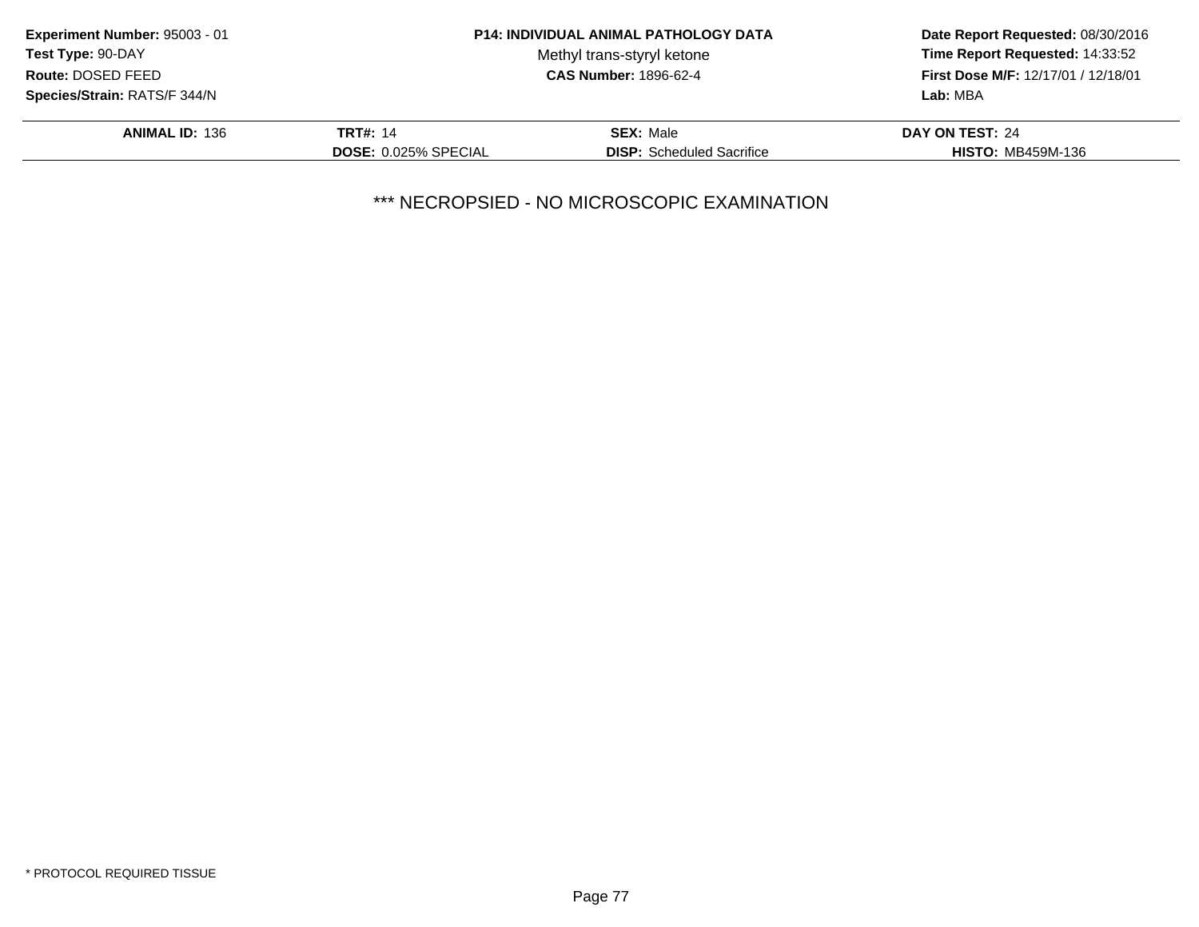**Experiment Number:** 95003 - 01
**Test Type:** 90-DAY
**Route:** DOSED FEED
**Species/Strain:** RATS/F 344/N

**P14: INDIVIDUAL ANIMAL PATHOLOGY DATA**
Methyl trans-styryl ketone
**CAS Number:** 1896-62-4

**Date Report Requested:** 08/30/2016
**Time Report Requested:** 14:33:52
**First Dose M/F:** 12/17/01 / 12/18/01
**Lab:** MBA

| **ANIMAL ID:** 136 | **TRT#:** 14 | **SEX:** Male | **DAY ON TEST:** 24 |
|---|---|---|---|
| | **DOSE:** 0.025% SPECIAL | **DISP:** Scheduled Sacrifice | **HISTO:** MB459M-136 |

*** NECROPSIED - NO MICROSCOPIC EXAMINATION

* PROTOCOL REQUIRED TISSUE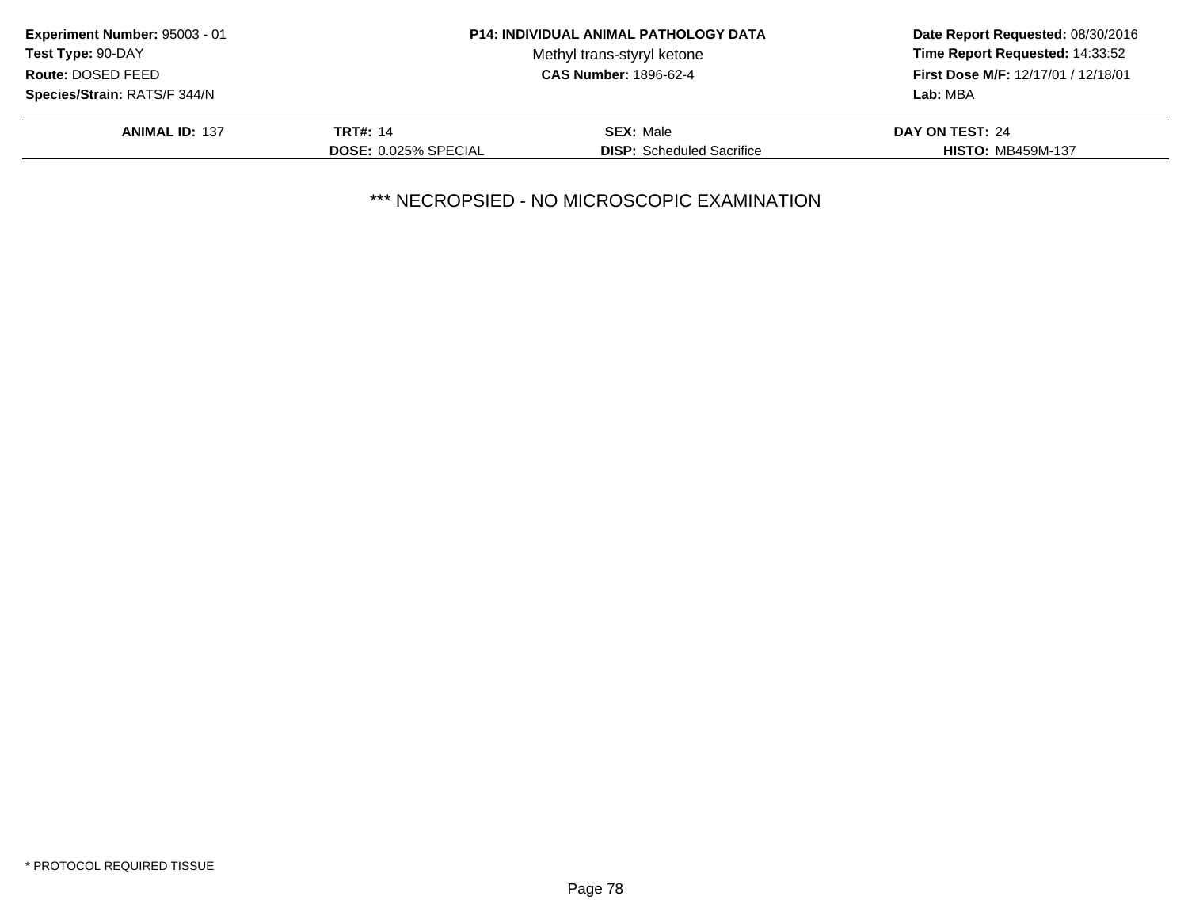**Experiment Number:** 95003 - 01
**Test Type:** 90-DAY
**Route:** DOSED FEED
**Species/Strain:** RATS/F 344/N

**P14: INDIVIDUAL ANIMAL PATHOLOGY DATA**
Methyl trans-styryl ketone
**CAS Number:** 1896-62-4

**Date Report Requested:** 08/30/2016
**Time Report Requested:** 14:33:52
**First Dose M/F:** 12/17/01 / 12/18/01
**Lab:** MBA

| **ANIMAL ID:** 137 | **TRT#:** 14 | **SEX:** Male | **DAY ON TEST:** 24 |
|---|---|---|---|
| | **DOSE:** 0.025% SPECIAL | **DISP:** Scheduled Sacrifice | **HISTO:** MB459M-137 |

*** NECROPSIED - NO MICROSCOPIC EXAMINATION

* PROTOCOL REQUIRED TISSUE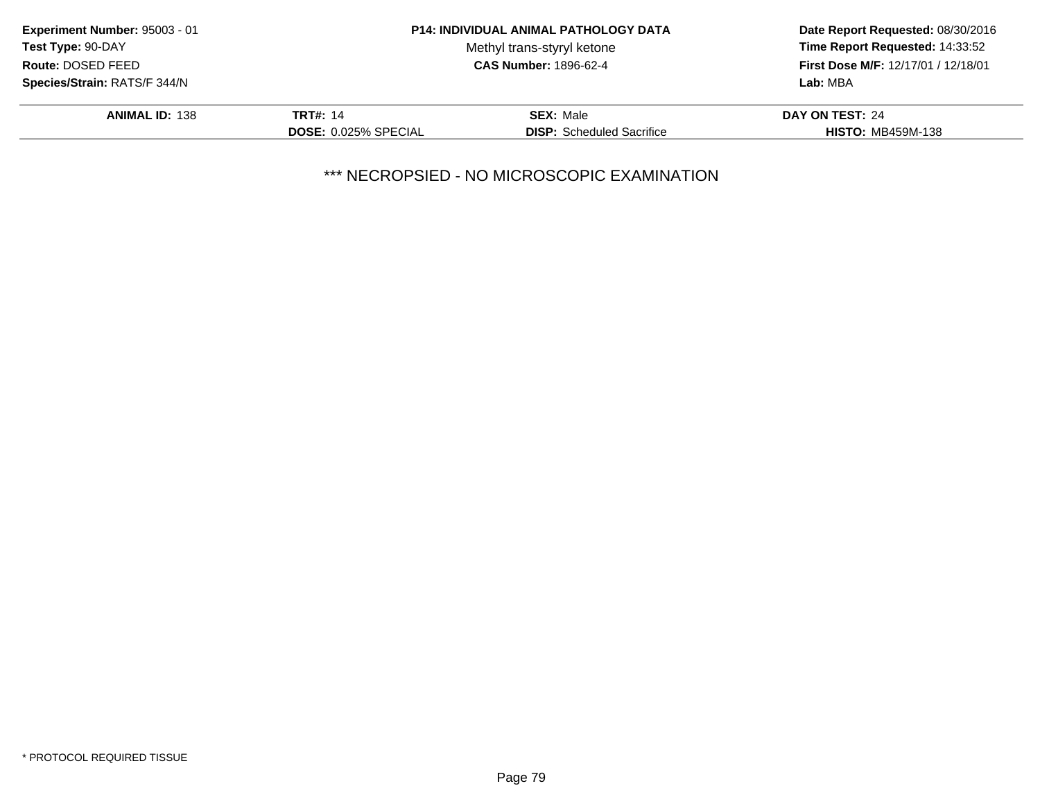**Experiment Number:** 95003 - 01
**Test Type:** 90-DAY
**Route:** DOSED FEED
**Species/Strain:** RATS/F 344/N

**P14: INDIVIDUAL ANIMAL PATHOLOGY DATA**
Methyl trans-styryl ketone
**CAS Number:** 1896-62-4

**Date Report Requested:** 08/30/2016
**Time Report Requested:** 14:33:52
**First Dose M/F:** 12/17/01 / 12/18/01
**Lab:** MBA

| **ANIMAL ID:** 138 | **TRT#:** 14 | **SEX:** Male | **DAY ON TEST:** 24 |
|---|---|---|---|
| | **DOSE:** 0.025% SPECIAL | **DISP:** Scheduled Sacrifice | **HISTO:** MB459M-138 |

*** NECROPSIED - NO MICROSCOPIC EXAMINATION

* PROTOCOL REQUIRED TISSUE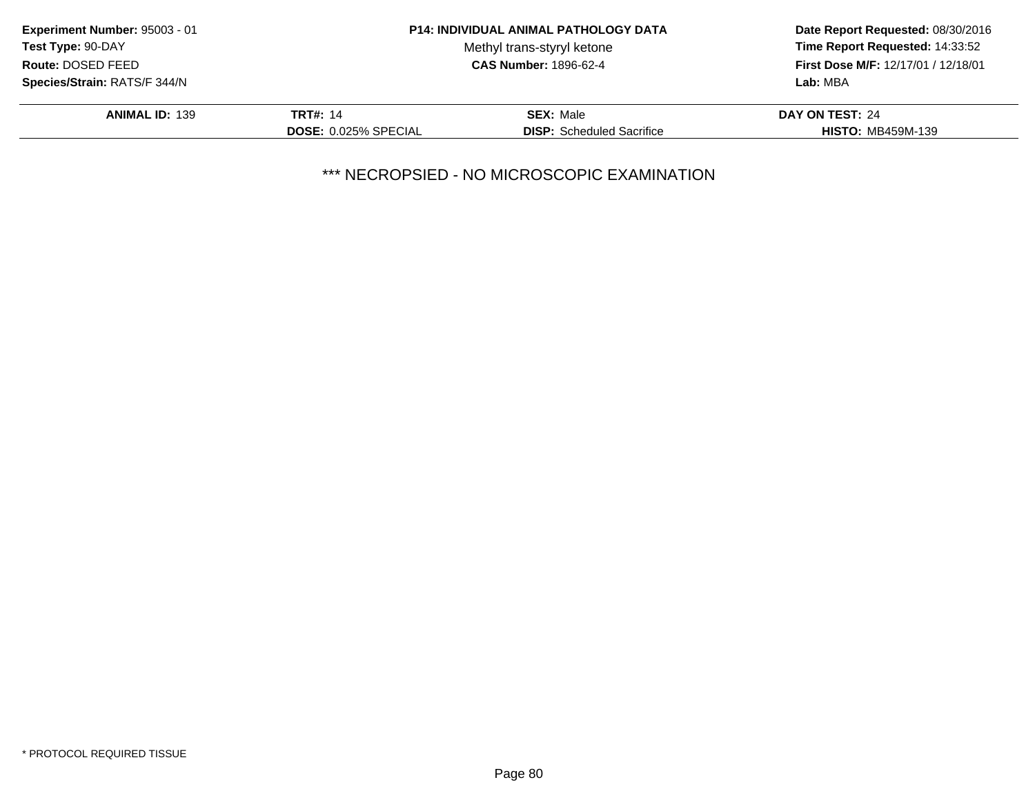**Experiment Number:** 95003 - 01
**Test Type:** 90-DAY
**Route:** DOSED FEED
**Species/Strain:** RATS/F 344/N

**P14: INDIVIDUAL ANIMAL PATHOLOGY DATA**
Methyl trans-styryl ketone
**CAS Number:** 1896-62-4

**Date Report Requested:** 08/30/2016
**Time Report Requested:** 14:33:52
**First Dose M/F:** 12/17/01 / 12/18/01
**Lab:** MBA

| **ANIMAL ID:** 139 | **TRT#:** 14 | **SEX:** Male | **DAY ON TEST:** 24 |
|---|---|---|---|
| | **DOSE:** 0.025% SPECIAL | **DISP:** Scheduled Sacrifice | **HISTO:** MB459M-139 |

*** NECROPSIED - NO MICROSCOPIC EXAMINATION

* PROTOCOL REQUIRED TISSUE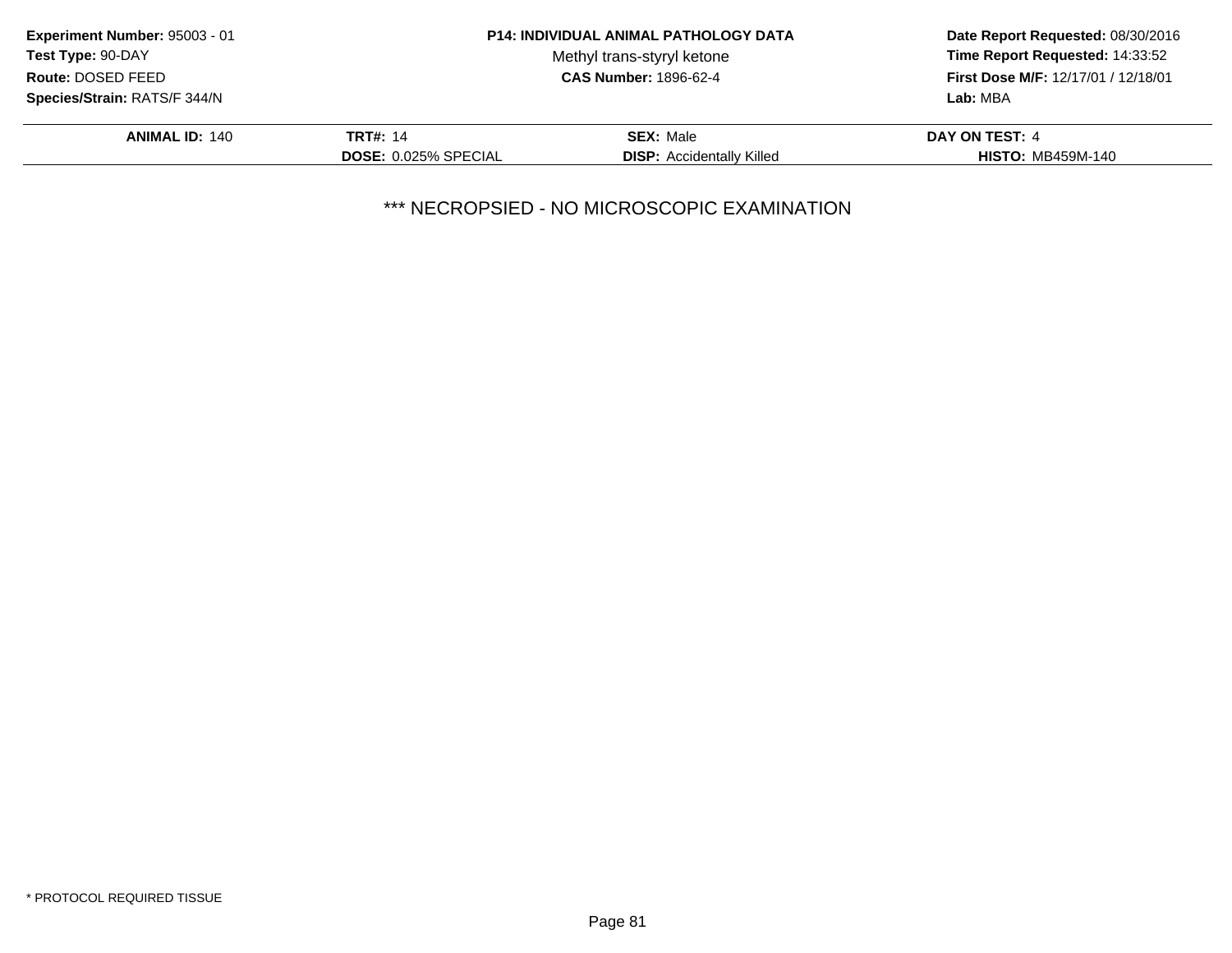**Experiment Number:** 95003 - 01
**Test Type:** 90-DAY
**Route:** DOSED FEED
**Species/Strain:** RATS/F 344/N

**P14: INDIVIDUAL ANIMAL PATHOLOGY DATA**
Methyl trans-styryl ketone
**CAS Number:** 1896-62-4

**Date Report Requested:** 08/30/2016
**Time Report Requested:** 14:33:52
**First Dose M/F:** 12/17/01 / 12/18/01
**Lab:** MBA

| **ANIMAL ID:** 140 | **TRT#:** 14 | **SEX:** Male | **DAY ON TEST:** 4 |
|---|---|---|---|
| | **DOSE:** 0.025% SPECIAL | **DISP:** Accidentally Killed | **HISTO:** MB459M-140 |

*** NECROPSIED - NO MICROSCOPIC EXAMINATION

* PROTOCOL REQUIRED TISSUE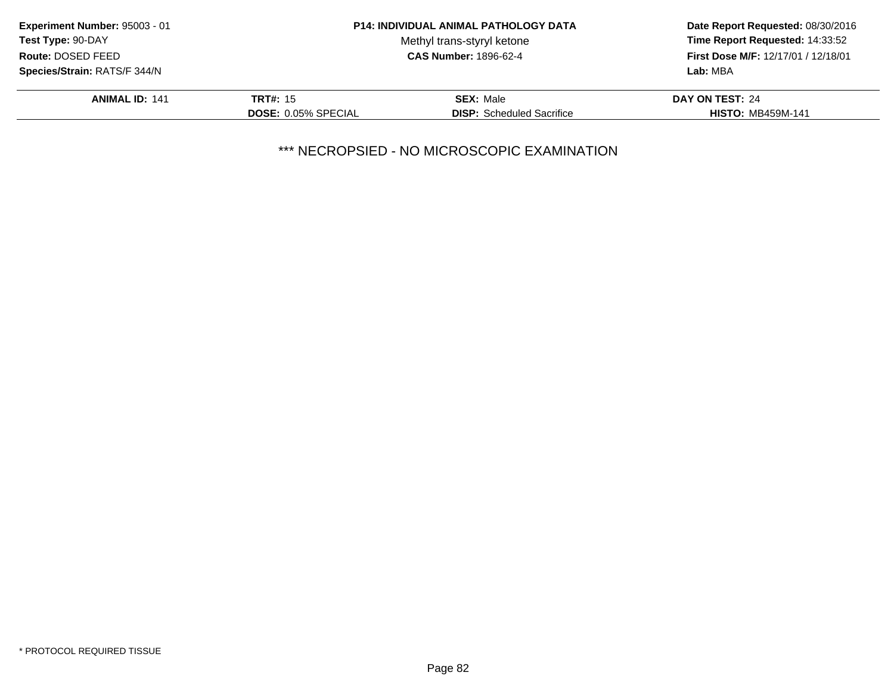**Experiment Number:** 95003 - 01
**Test Type:** 90-DAY
**Route:** DOSED FEED
**Species/Strain:** RATS/F 344/N

**P14: INDIVIDUAL ANIMAL PATHOLOGY DATA**
Methyl trans-styryl ketone
**CAS Number:** 1896-62-4

**Date Report Requested:** 08/30/2016
**Time Report Requested:** 14:33:52
**First Dose M/F:** 12/17/01 / 12/18/01
**Lab:** MBA

| **ANIMAL ID:** 141 | **TRT#:** 15 | **SEX:** Male | **DAY ON TEST:** 24 |
|---|---|---|---|
| | **DOSE:** 0.05% SPECIAL | **DISP:** Scheduled Sacrifice | **HISTO:** MB459M-141 |

*** NECROPSIED - NO MICROSCOPIC EXAMINATION

* PROTOCOL REQUIRED TISSUE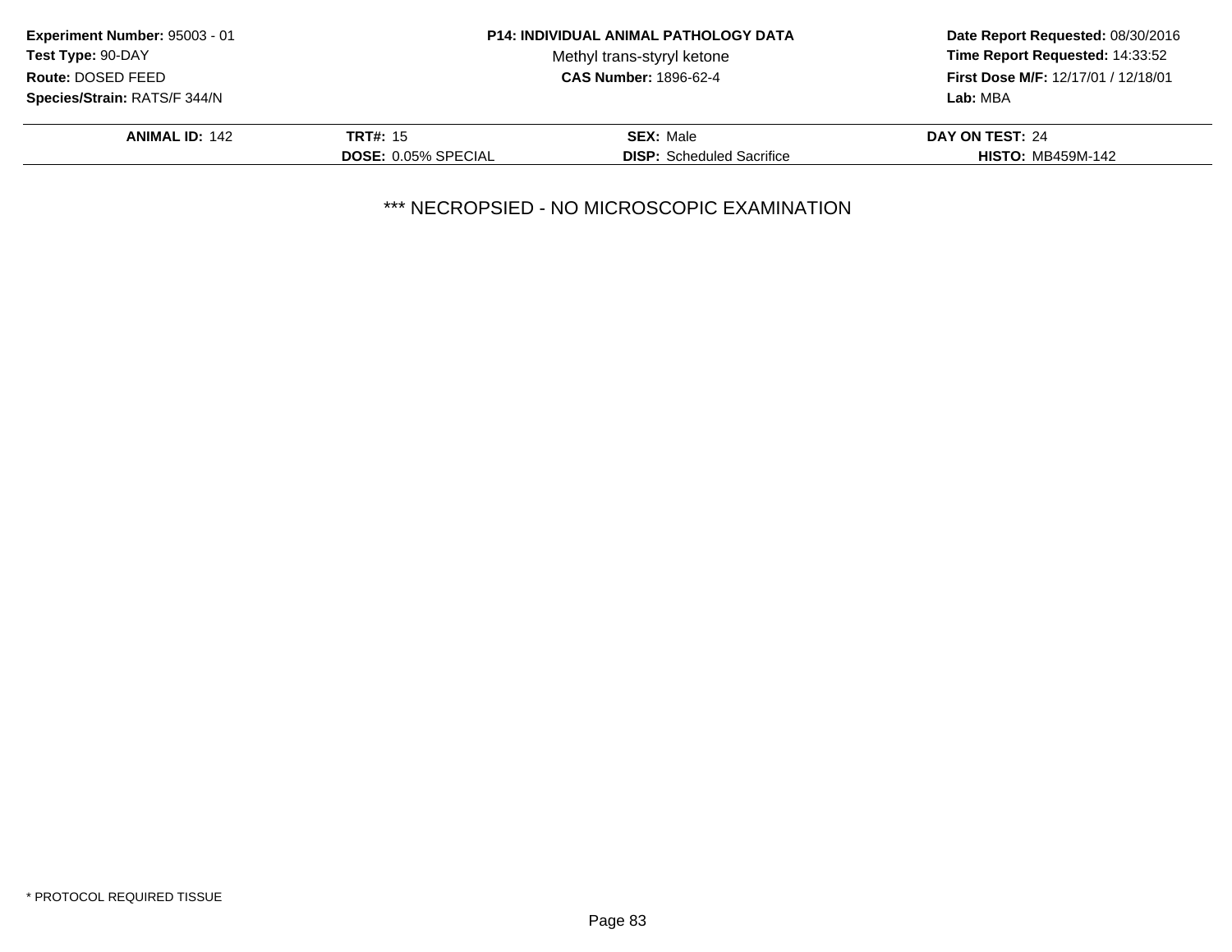**Experiment Number:** 95003 - 01
**Test Type:** 90-DAY
**Route:** DOSED FEED
**Species/Strain:** RATS/F 344/N

**P14: INDIVIDUAL ANIMAL PATHOLOGY DATA**
Methyl trans-styryl ketone
**CAS Number:** 1896-62-4

**Date Report Requested:** 08/30/2016
**Time Report Requested:** 14:33:52
**First Dose M/F:** 12/17/01 / 12/18/01
**Lab:** MBA

| **ANIMAL ID:** 142 | **TRT#:** 15 | **SEX:** Male | **DAY ON TEST:** 24 |
|---|---|---|---|
| | **DOSE:** 0.05% SPECIAL | **DISP:** Scheduled Sacrifice | **HISTO:** MB459M-142 |

*** NECROPSIED - NO MICROSCOPIC EXAMINATION

* PROTOCOL REQUIRED TISSUE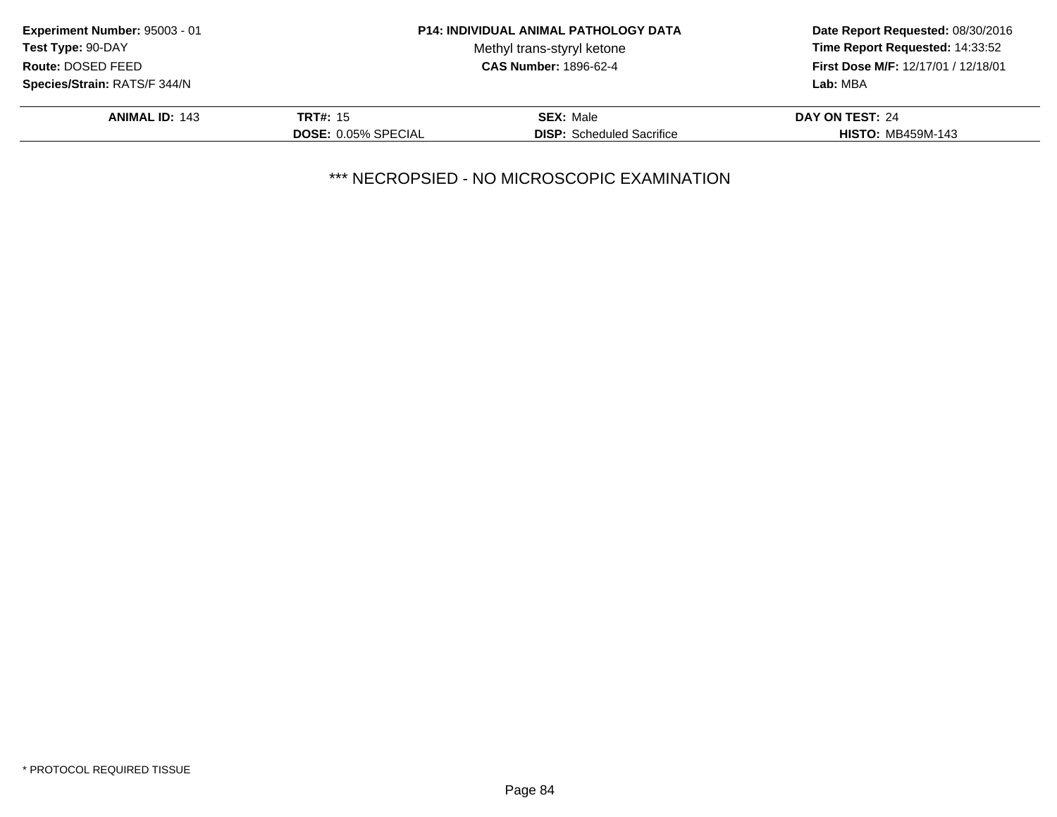**Experiment Number:** 95003 - 01
**Test Type:** 90-DAY
**Route:** DOSED FEED
**Species/Strain:** RATS/F 344/N

**P14: INDIVIDUAL ANIMAL PATHOLOGY DATA**
Methyl trans-styryl ketone
**CAS Number:** 1896-62-4

**Date Report Requested:** 08/30/2016
**Time Report Requested:** 14:33:52
**First Dose M/F:** 12/17/01 / 12/18/01
**Lab:** MBA

| **ANIMAL ID:** 143 | **TRT#:** 15 | **SEX:** Male | **DAY ON TEST:** 24 |
|---|---|---|---|
| | **DOSE:** 0.05% SPECIAL | **DISP:** Scheduled Sacrifice | **HISTO:** MB459M-143 |

*** NECROPSIED - NO MICROSCOPIC EXAMINATION

* PROTOCOL REQUIRED TISSUE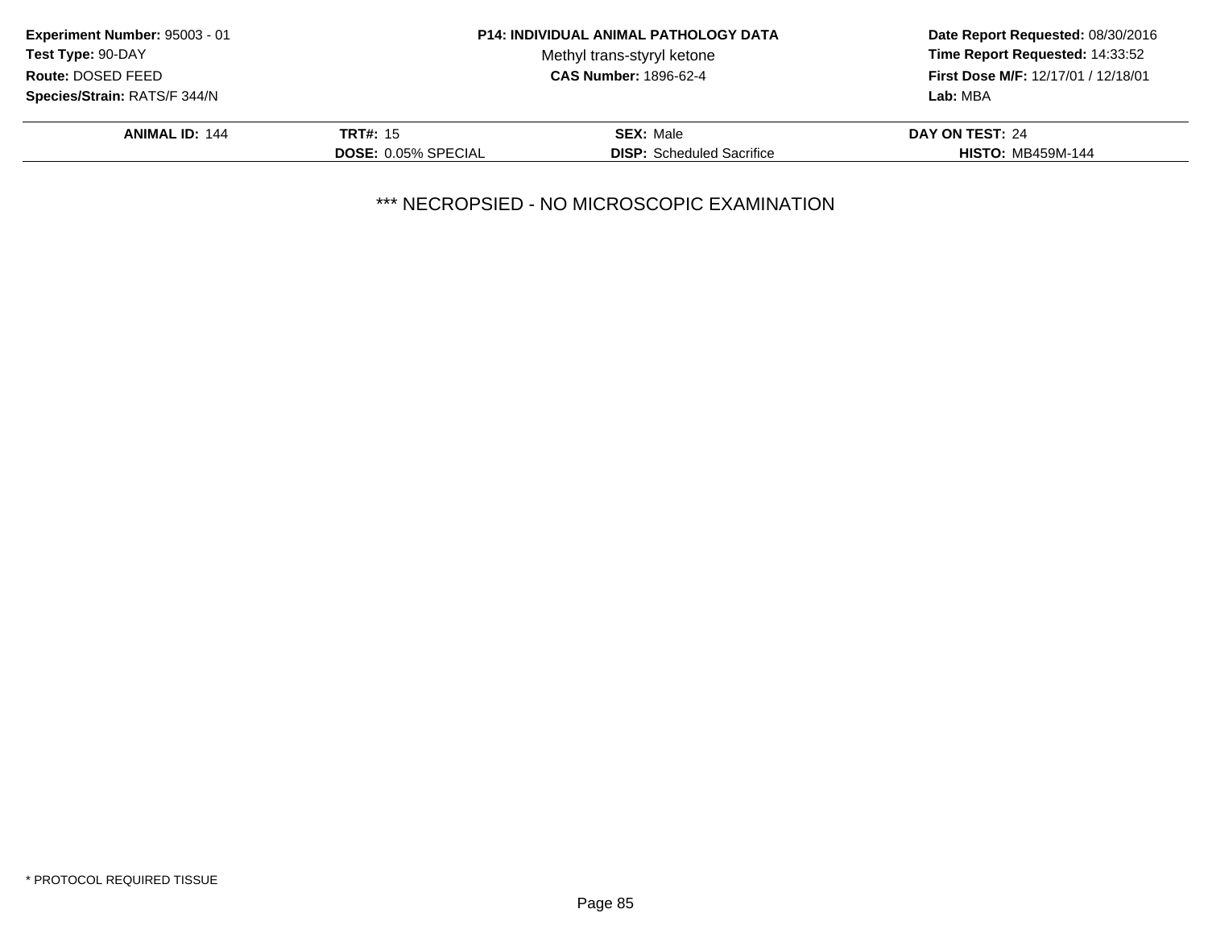**Experiment Number:** 95003 - 01
**Test Type:** 90-DAY
**Route:** DOSED FEED
**Species/Strain:** RATS/F 344/N

**P14: INDIVIDUAL ANIMAL PATHOLOGY DATA**
Methyl trans-styryl ketone
**CAS Number:** 1896-62-4

**Date Report Requested:** 08/30/2016
**Time Report Requested:** 14:33:52
**First Dose M/F:** 12/17/01 / 12/18/01
**Lab:** MBA

| **ANIMAL ID:** 144 | **TRT#:** 15 | **SEX:** Male | **DAY ON TEST:** 24 |
|---|---|---|---|
| | **DOSE:** 0.05% SPECIAL | **DISP:** Scheduled Sacrifice | **HISTO:** MB459M-144 |

*** NECROPSIED - NO MICROSCOPIC EXAMINATION

* PROTOCOL REQUIRED TISSUE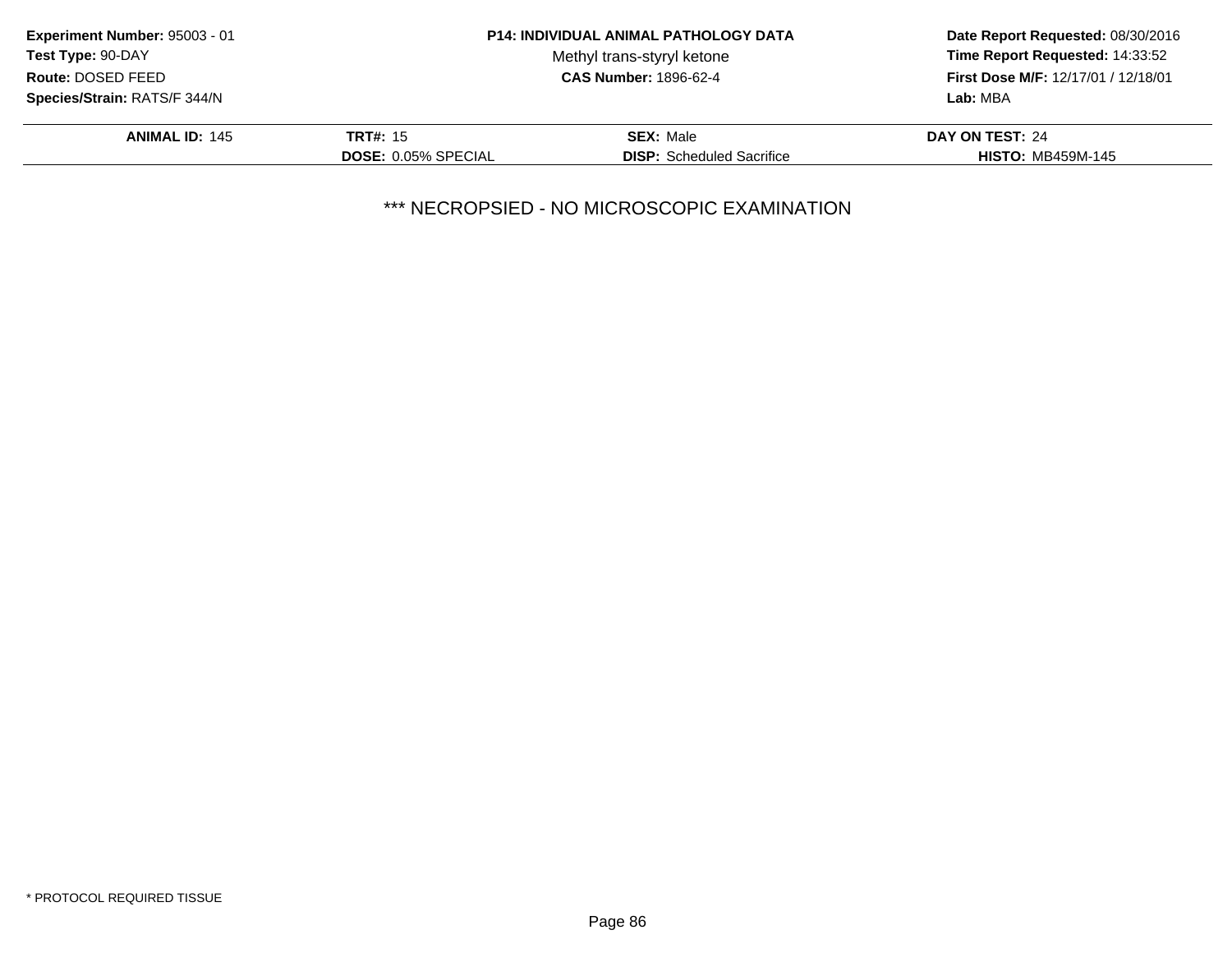**Experiment Number:** 95003 - 01
**Test Type:** 90-DAY
**Route:** DOSED FEED
**Species/Strain:** RATS/F 344/N

**P14: INDIVIDUAL ANIMAL PATHOLOGY DATA**
Methyl trans-styryl ketone
**CAS Number:** 1896-62-4

**Date Report Requested:** 08/30/2016
**Time Report Requested:** 14:33:52
**First Dose M/F:** 12/17/01 / 12/18/01
**Lab:** MBA

| **ANIMAL ID:** 145 | **TRT#:** 15 | **SEX:** Male | **DAY ON TEST:** 24 |
|---|---|---|---|
| | **DOSE:** 0.05% SPECIAL | **DISP:** Scheduled Sacrifice | **HISTO:** MB459M-145 |

*** NECROPSIED - NO MICROSCOPIC EXAMINATION

* PROTOCOL REQUIRED TISSUE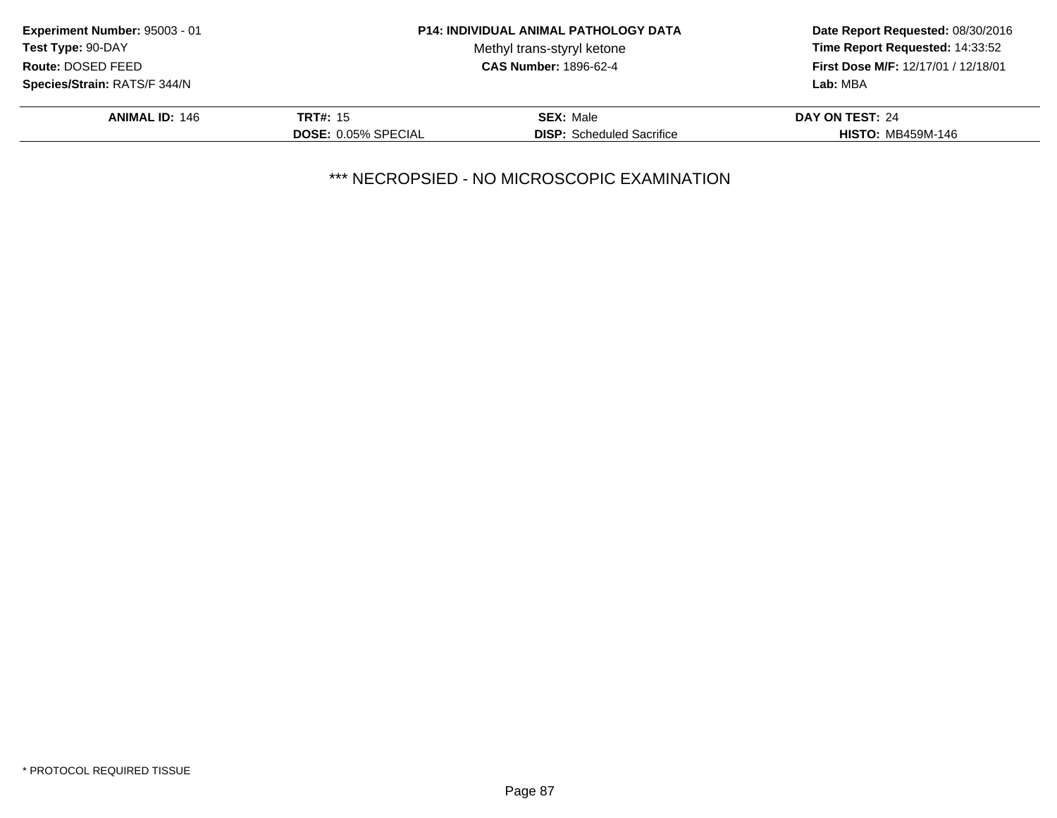**Experiment Number:** 95003 - 01
**Test Type:** 90-DAY
**Route:** DOSED FEED
**Species/Strain:** RATS/F 344/N

**P14: INDIVIDUAL ANIMAL PATHOLOGY DATA**
Methyl trans-styryl ketone
**CAS Number:** 1896-62-4

**Date Report Requested:** 08/30/2016
**Time Report Requested:** 14:33:52
**First Dose M/F:** 12/17/01 / 12/18/01
**Lab:** MBA

| **ANIMAL ID:** 146 | **TRT#:** 15 | **SEX:** Male | **DAY ON TEST:** 24 |
|---|---|---|---|
| | **DOSE:** 0.05% SPECIAL | **DISP:** Scheduled Sacrifice | **HISTO:** MB459M-146 |

*** NECROPSIED - NO MICROSCOPIC EXAMINATION

* PROTOCOL REQUIRED TISSUE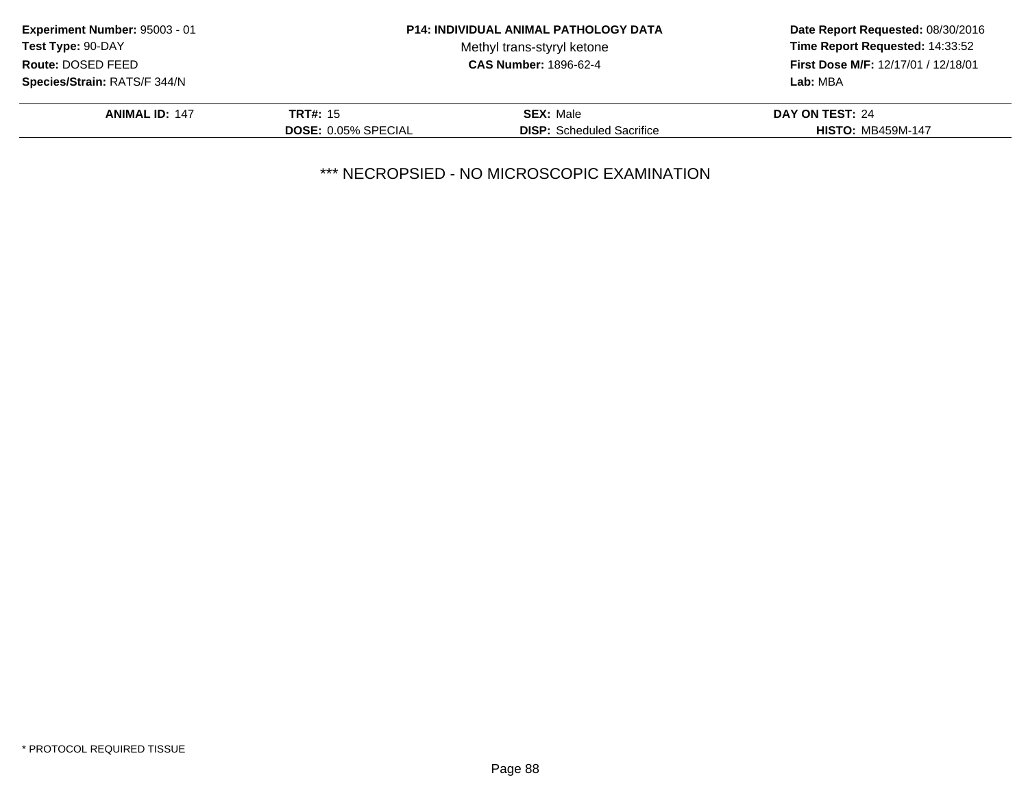**Experiment Number:** 95003 - 01
**Test Type:** 90-DAY
**Route:** DOSED FEED
**Species/Strain:** RATS/F 344/N

**P14: INDIVIDUAL ANIMAL PATHOLOGY DATA**
Methyl trans-styryl ketone
**CAS Number:** 1896-62-4

**Date Report Requested:** 08/30/2016
**Time Report Requested:** 14:33:52
**First Dose M/F:** 12/17/01 / 12/18/01
**Lab:** MBA

| **ANIMAL ID:** 147 | **TRT#:** 15 | **SEX:** Male | **DAY ON TEST:** 24 |
|---|---|---|---|
| | **DOSE:** 0.05% SPECIAL | **DISP:** Scheduled Sacrifice | **HISTO:** MB459M-147 |

*** NECROPSIED - NO MICROSCOPIC EXAMINATION

* PROTOCOL REQUIRED TISSUE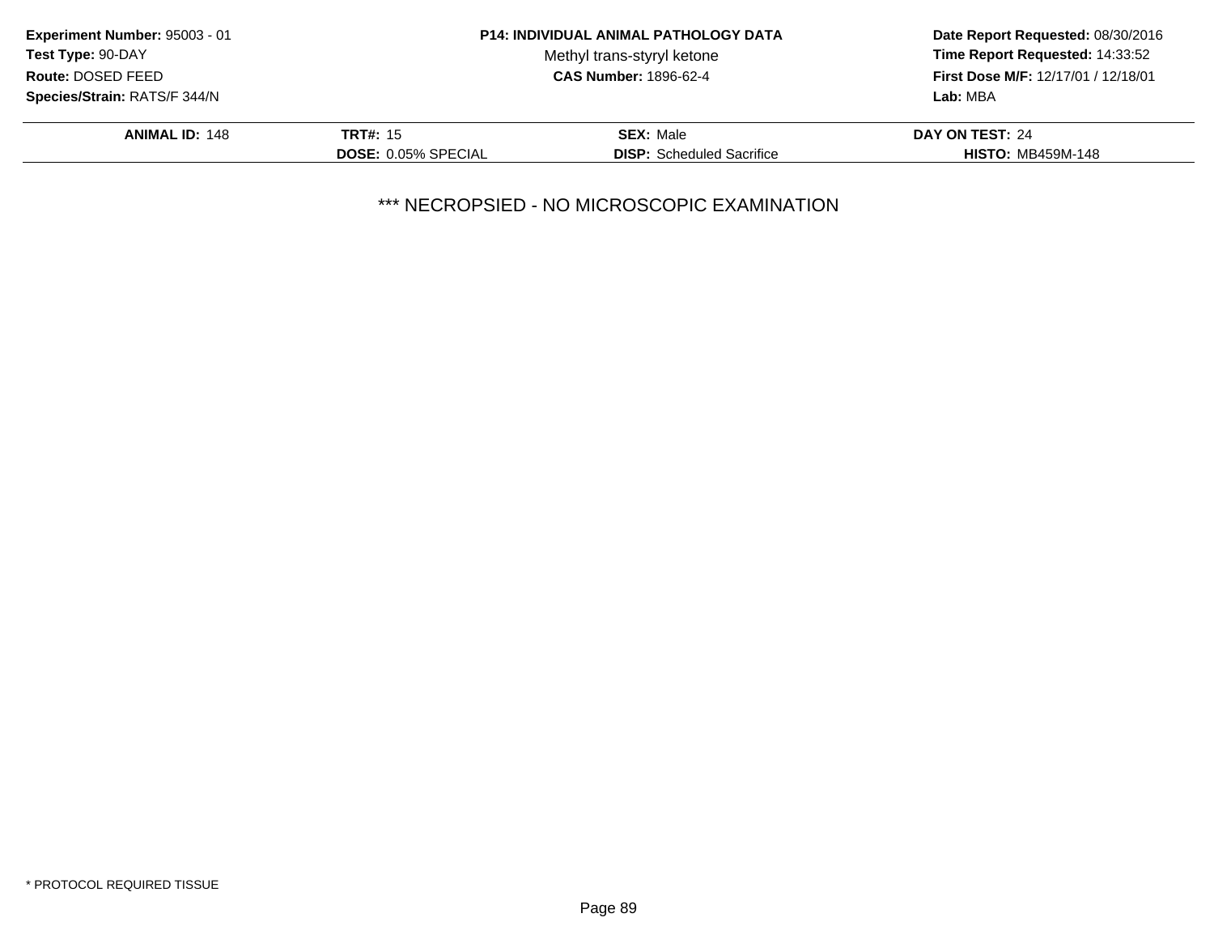**Experiment Number:** 95003 - 01
**Test Type:** 90-DAY
**Route:** DOSED FEED
**Species/Strain:** RATS/F 344/N

**P14: INDIVIDUAL ANIMAL PATHOLOGY DATA**
Methyl trans-styryl ketone
**CAS Number:** 1896-62-4

**Date Report Requested:** 08/30/2016
**Time Report Requested:** 14:33:52
**First Dose M/F:** 12/17/01 / 12/18/01
**Lab:** MBA

| **ANIMAL ID:** 148 | **TRT#:** 15 | **SEX:** Male | **DAY ON TEST:** 24 |
|---|---|---|---|
| | **DOSE:** 0.05% SPECIAL | **DISP:** Scheduled Sacrifice | **HISTO:** MB459M-148 |

*** NECROPSIED - NO MICROSCOPIC EXAMINATION

* PROTOCOL REQUIRED TISSUE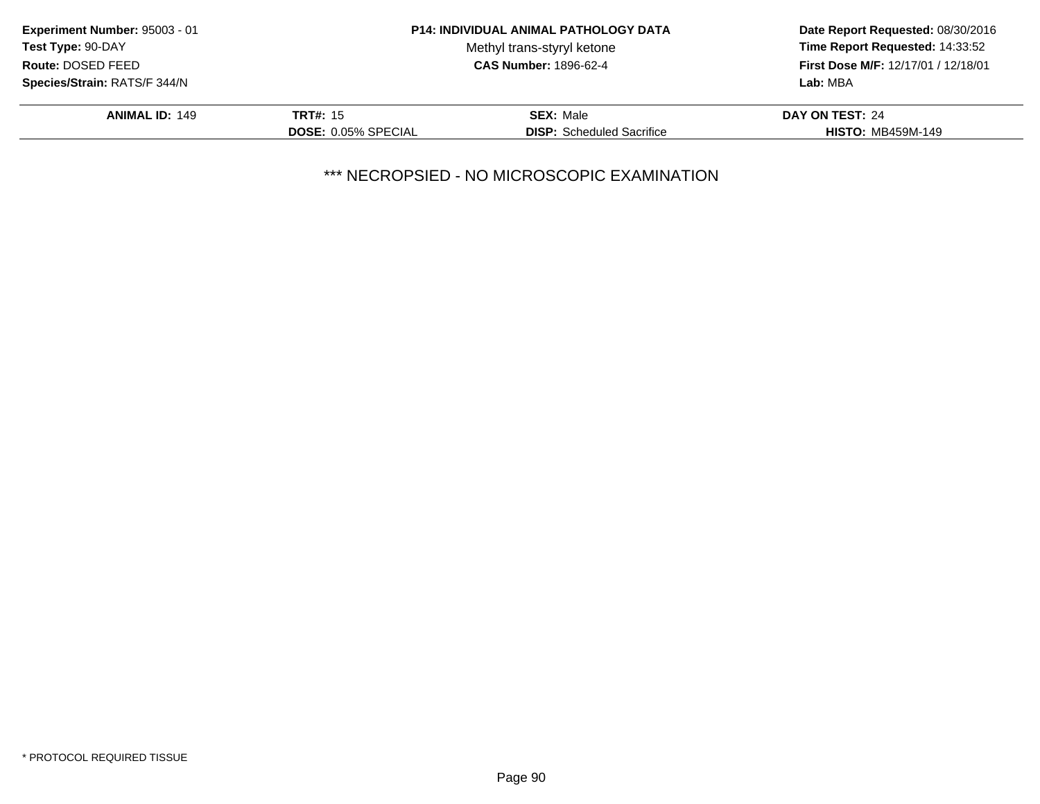**Experiment Number:** 95003 - 01
**Test Type:** 90-DAY
**Route:** DOSED FEED
**Species/Strain:** RATS/F 344/N

**P14: INDIVIDUAL ANIMAL PATHOLOGY DATA**
Methyl trans-styryl ketone
**CAS Number:** 1896-62-4

**Date Report Requested:** 08/30/2016
**Time Report Requested:** 14:33:52
**First Dose M/F:** 12/17/01 / 12/18/01
**Lab:** MBA

| **ANIMAL ID:** 149 | **TRT#:** 15 | **SEX:** Male | **DAY ON TEST:** 24 |
|---|---|---|---|
| | **DOSE:** 0.05% SPECIAL | **DISP:** Scheduled Sacrifice | **HISTO:** MB459M-149 |

*** NECROPSIED - NO MICROSCOPIC EXAMINATION

* PROTOCOL REQUIRED TISSUE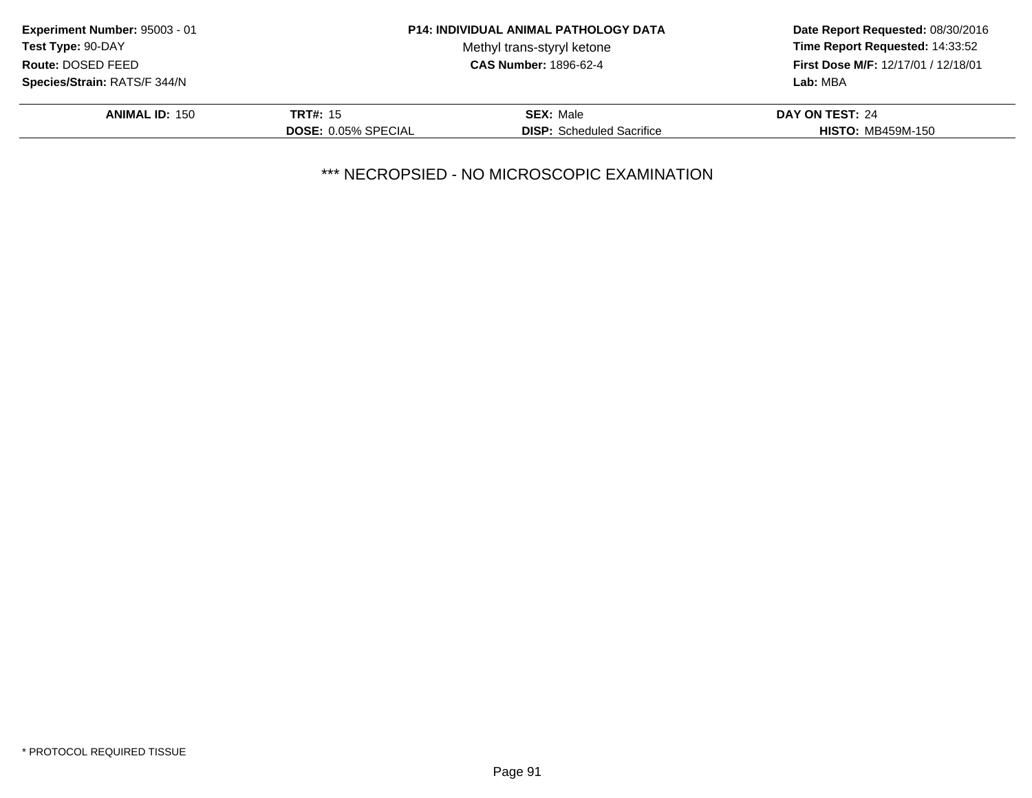**Experiment Number:** 95003 - 01
**Test Type:** 90-DAY
**Route:** DOSED FEED
**Species/Strain:** RATS/F 344/N

**P14: INDIVIDUAL ANIMAL PATHOLOGY DATA**
Methyl trans-styryl ketone
**CAS Number:** 1896-62-4

**Date Report Requested:** 08/30/2016
**Time Report Requested:** 14:33:52
**First Dose M/F:** 12/17/01 / 12/18/01
**Lab:** MBA

| **ANIMAL ID:** 150 | **TRT#:** 15 | **SEX:** Male | **DAY ON TEST:** 24 |
|---|---|---|---|
| | **DOSE:** 0.05% SPECIAL | **DISP:** Scheduled Sacrifice | **HISTO:** MB459M-150 |

*** NECROPSIED - NO MICROSCOPIC EXAMINATION

* PROTOCOL REQUIRED TISSUE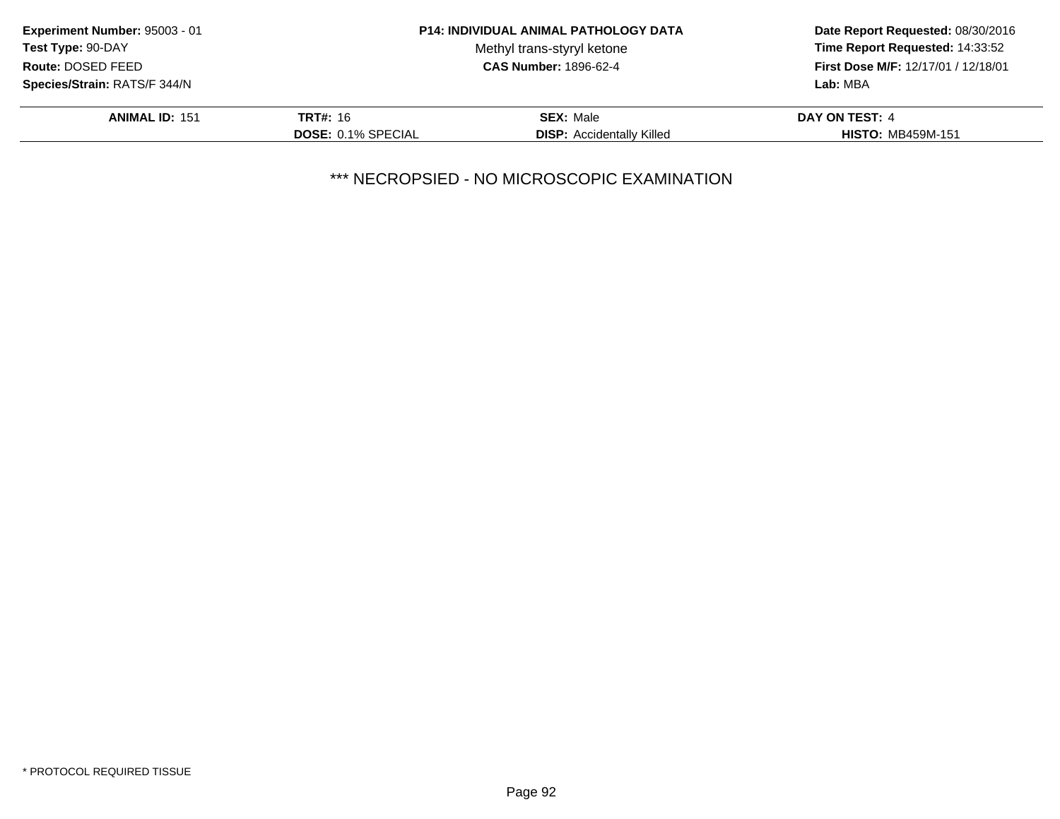**Experiment Number:** 95003 - 01
**Test Type:** 90-DAY
**Route:** DOSED FEED
**Species/Strain:** RATS/F 344/N

**P14: INDIVIDUAL ANIMAL PATHOLOGY DATA**
Methyl trans-styryl ketone
**CAS Number:** 1896-62-4

**Date Report Requested:** 08/30/2016
**Time Report Requested:** 14:33:52
**First Dose M/F:** 12/17/01 / 12/18/01
**Lab:** MBA

| **ANIMAL ID:** 151 | **TRT#:** 16 | **SEX:** Male | **DAY ON TEST:** 4 |
|---|---|---|---|
| | **DOSE:** 0.1% SPECIAL | **DISP:** Accidentally Killed | **HISTO:** MB459M-151 |

*** NECROPSIED - NO MICROSCOPIC EXAMINATION

* PROTOCOL REQUIRED TISSUE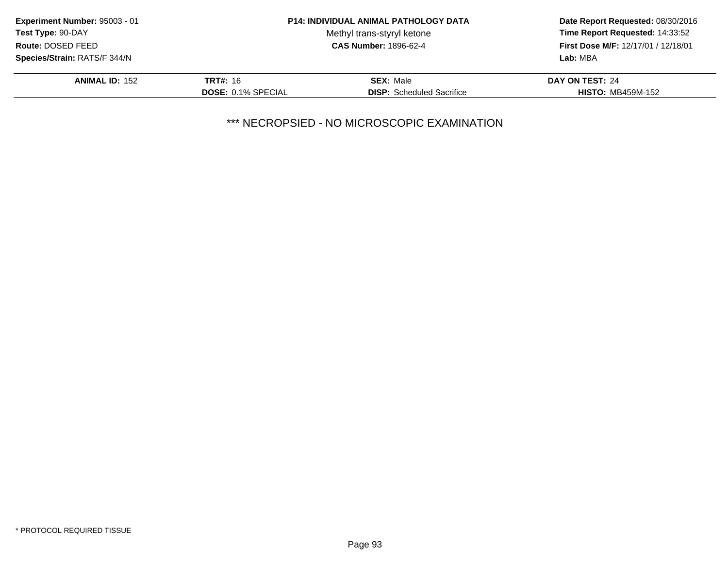**Experiment Number:** 95003 - 01
**Test Type:** 90-DAY
**Route:** DOSED FEED
**Species/Strain:** RATS/F 344/N

**P14: INDIVIDUAL ANIMAL PATHOLOGY DATA**
Methyl trans-styryl ketone
**CAS Number:** 1896-62-4

**Date Report Requested:** 08/30/2016
**Time Report Requested:** 14:33:52
**First Dose M/F:** 12/17/01 / 12/18/01
**Lab:** MBA

| **ANIMAL ID:** 152 | **TRT#:** 16 | **SEX:** Male | **DAY ON TEST:** 24 |
|---|---|---|---|
| | **DOSE:** 0.1% SPECIAL | **DISP:** Scheduled Sacrifice | **HISTO:** MB459M-152 |

*** NECROPSIED - NO MICROSCOPIC EXAMINATION

* PROTOCOL REQUIRED TISSUE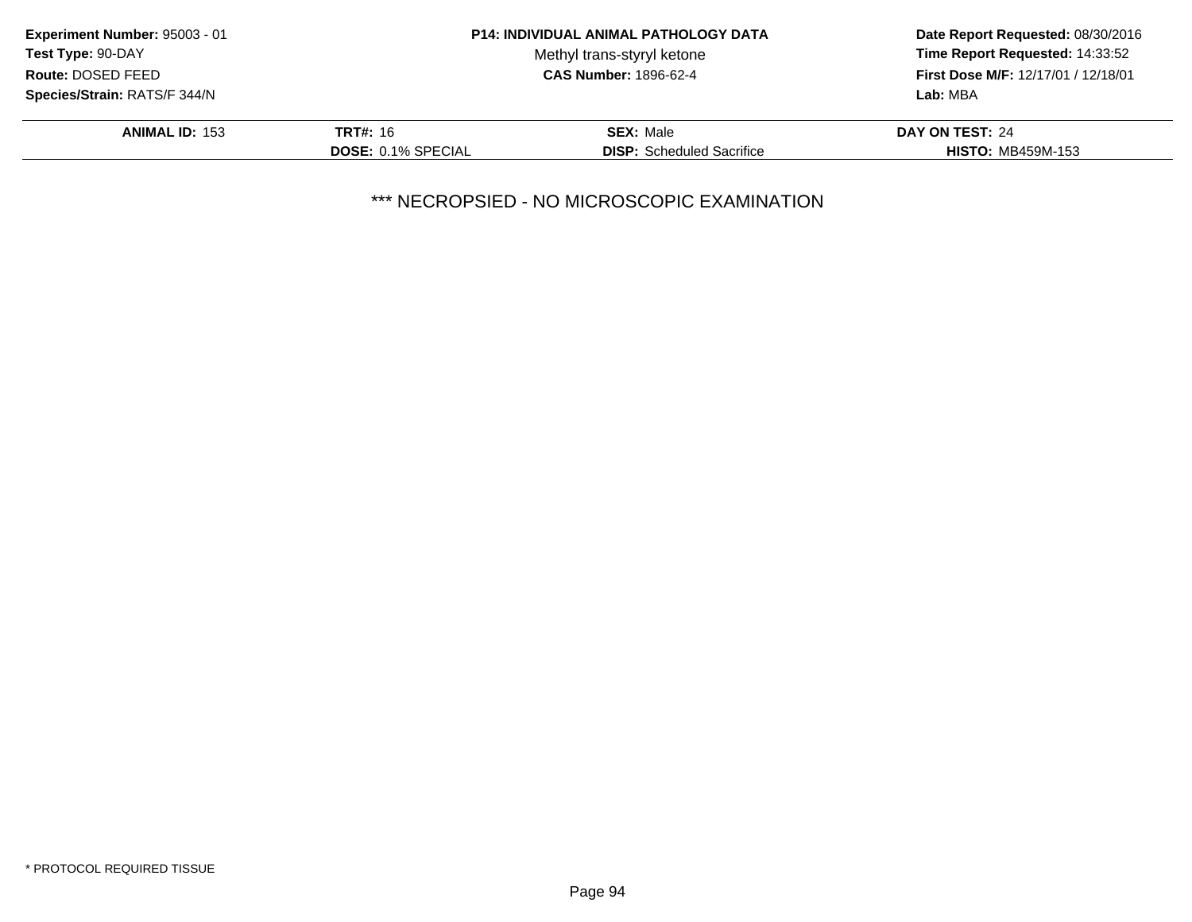**Experiment Number:** 95003 - 01
**Test Type:** 90-DAY
**Route:** DOSED FEED
**Species/Strain:** RATS/F 344/N

**P14: INDIVIDUAL ANIMAL PATHOLOGY DATA**
Methyl trans-styryl ketone
**CAS Number:** 1896-62-4

**Date Report Requested:** 08/30/2016
**Time Report Requested:** 14:33:52
**First Dose M/F:** 12/17/01 / 12/18/01
**Lab:** MBA

| **ANIMAL ID:** 153 | **TRT#:** 16 | **SEX:** Male | **DAY ON TEST:** 24 |
|---|---|---|---|
| | **DOSE:** 0.1% SPECIAL | **DISP:** Scheduled Sacrifice | **HISTO:** MB459M-153 |

*** NECROPSIED - NO MICROSCOPIC EXAMINATION

* PROTOCOL REQUIRED TISSUE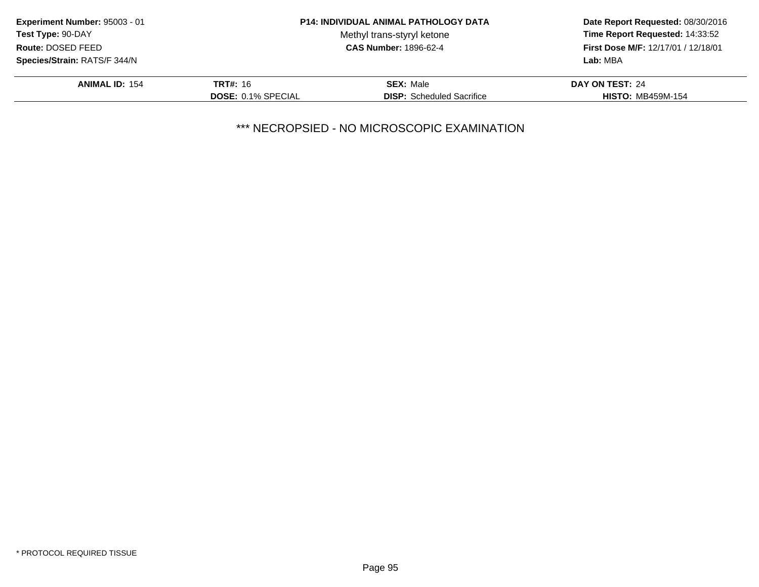**Experiment Number:** 95003 - 01
**Test Type:** 90-DAY
**Route:** DOSED FEED
**Species/Strain:** RATS/F 344/N

**P14: INDIVIDUAL ANIMAL PATHOLOGY DATA**
Methyl trans-styryl ketone
**CAS Number:** 1896-62-4

**Date Report Requested:** 08/30/2016
**Time Report Requested:** 14:33:52
**First Dose M/F:** 12/17/01 / 12/18/01
**Lab:** MBA

| **ANIMAL ID:** 154 | **TRT#:** 16 | **SEX:** Male | **DAY ON TEST:** 24 |
|---|---|---|---|
| | **DOSE:** 0.1% SPECIAL | **DISP:** Scheduled Sacrifice | **HISTO:** MB459M-154 |

*** NECROPSIED - NO MICROSCOPIC EXAMINATION

* PROTOCOL REQUIRED TISSUE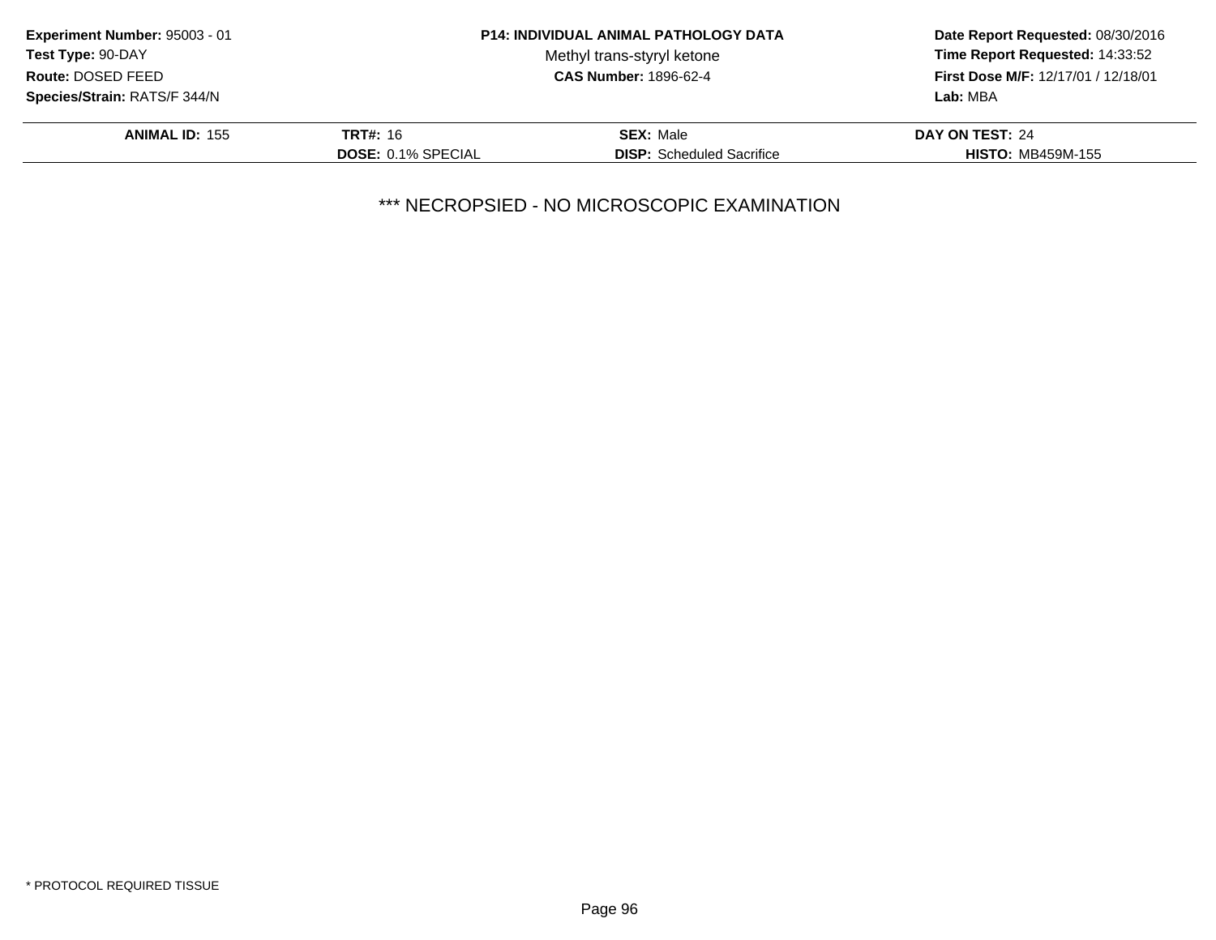**Experiment Number:** 95003 - 01
**Test Type:** 90-DAY
**Route:** DOSED FEED
**Species/Strain:** RATS/F 344/N

**P14: INDIVIDUAL ANIMAL PATHOLOGY DATA**
Methyl trans-styryl ketone
**CAS Number:** 1896-62-4

**Date Report Requested:** 08/30/2016
**Time Report Requested:** 14:33:52
**First Dose M/F:** 12/17/01 / 12/18/01
**Lab:** MBA

| | | | |
|---|---|---|---|
| **ANIMAL ID:** 155 | **TRT#:** 16 | **SEX:** Male | **DAY ON TEST:** 24 |
| | **DOSE:** 0.1% SPECIAL | **DISP:** Scheduled Sacrifice | **HISTO:** MB459M-155 |

*** NECROPSIED - NO MICROSCOPIC EXAMINATION

* PROTOCOL REQUIRED TISSUE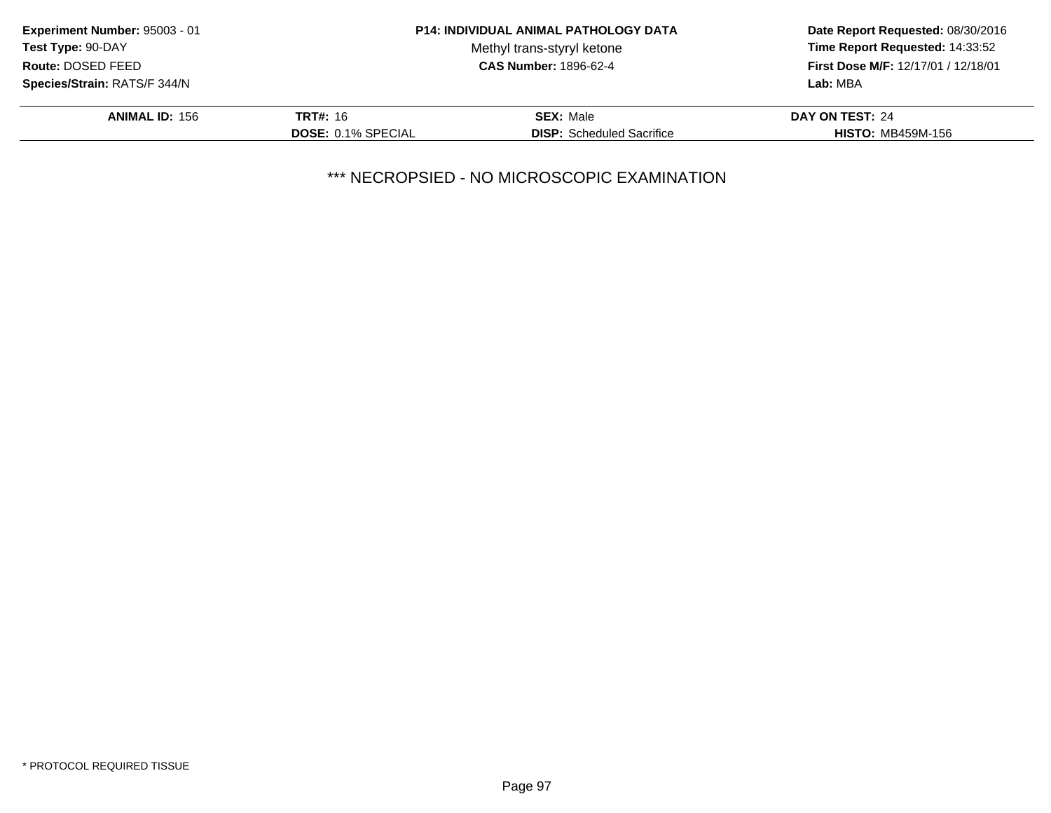**Experiment Number:** 95003 - 01
**Test Type:** 90-DAY
**Route:** DOSED FEED
**Species/Strain:** RATS/F 344/N

**P14: INDIVIDUAL ANIMAL PATHOLOGY DATA**
Methyl trans-styryl ketone
**CAS Number:** 1896-62-4

**Date Report Requested:** 08/30/2016
**Time Report Requested:** 14:33:52
**First Dose M/F:** 12/17/01 / 12/18/01
**Lab:** MBA

| | | | |
|---|---|---|---|
| **ANIMAL ID:** 156 | **TRT#:** 16 | **SEX:** Male | **DAY ON TEST:** 24 |
| | **DOSE:** 0.1% SPECIAL | **DISP:** Scheduled Sacrifice | **HISTO:** MB459M-156 |

*** NECROPSIED - NO MICROSCOPIC EXAMINATION

* PROTOCOL REQUIRED TISSUE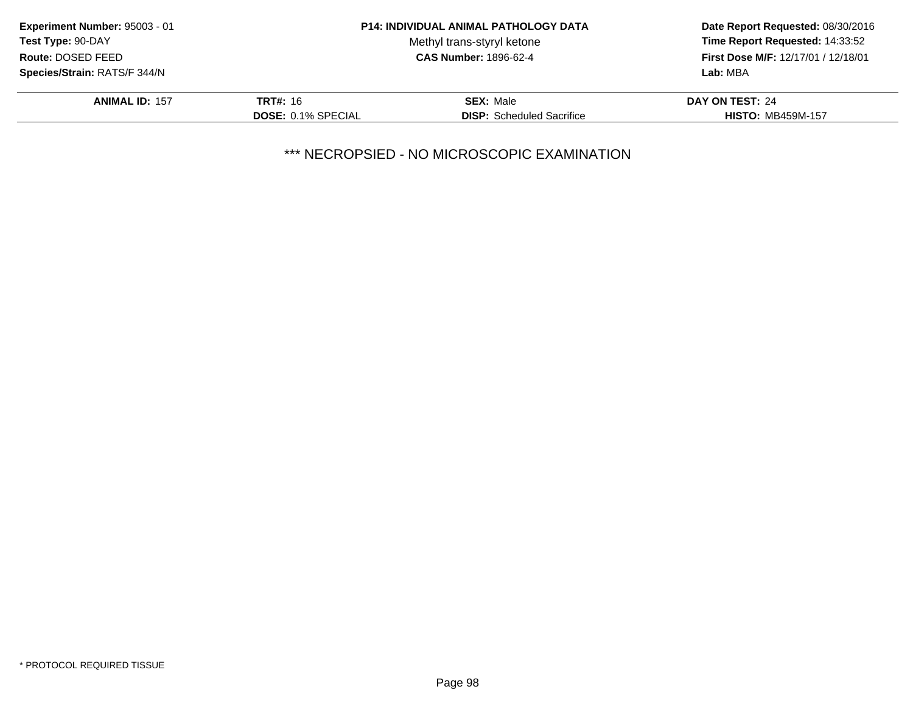**Experiment Number:** 95003 - 01
**Test Type:** 90-DAY
**Route:** DOSED FEED
**Species/Strain:** RATS/F 344/N

**P14: INDIVIDUAL ANIMAL PATHOLOGY DATA**
Methyl trans-styryl ketone
**CAS Number:** 1896-62-4

**Date Report Requested:** 08/30/2016
**Time Report Requested:** 14:33:52
**First Dose M/F:** 12/17/01 / 12/18/01
**Lab:** MBA

| **ANIMAL ID:** 157 | **TRT#:** 16 | **SEX:** Male | **DAY ON TEST:** 24 |
|---|---|---|---|
| | **DOSE:** 0.1% SPECIAL | **DISP:** Scheduled Sacrifice | **HISTO:** MB459M-157 |

*** NECROPSIED - NO MICROSCOPIC EXAMINATION

* PROTOCOL REQUIRED TISSUE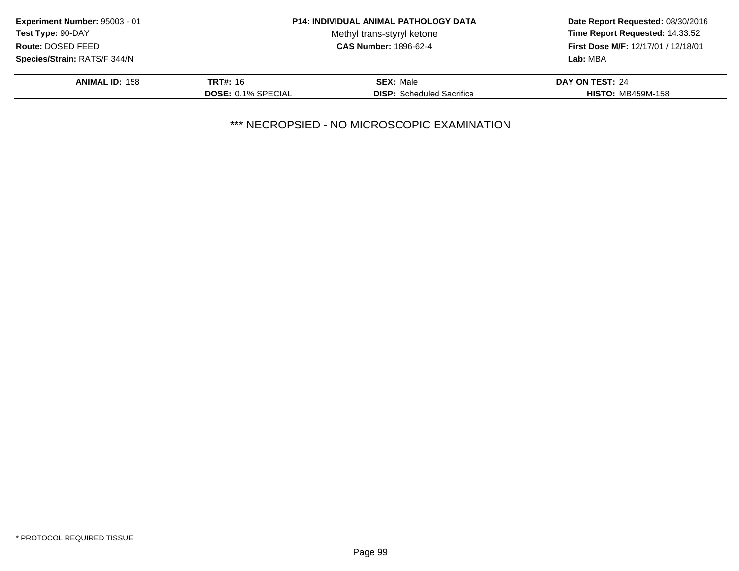**Experiment Number:** 95003 - 01
**Test Type:** 90-DAY
**Route:** DOSED FEED
**Species/Strain:** RATS/F 344/N

**P14: INDIVIDUAL ANIMAL PATHOLOGY DATA**
Methyl trans-styryl ketone
**CAS Number:** 1896-62-4

**Date Report Requested:** 08/30/2016
**Time Report Requested:** 14:33:52
**First Dose M/F:** 12/17/01 / 12/18/01
**Lab:** MBA

| **ANIMAL ID:** 158 | **TRT#:** 16 | **SEX:** Male | **DAY ON TEST:** 24 |
|---|---|---|---|
| | **DOSE:** 0.1% SPECIAL | **DISP:** Scheduled Sacrifice | **HISTO:** MB459M-158 |

*** NECROPSIED - NO MICROSCOPIC EXAMINATION

* PROTOCOL REQUIRED TISSUE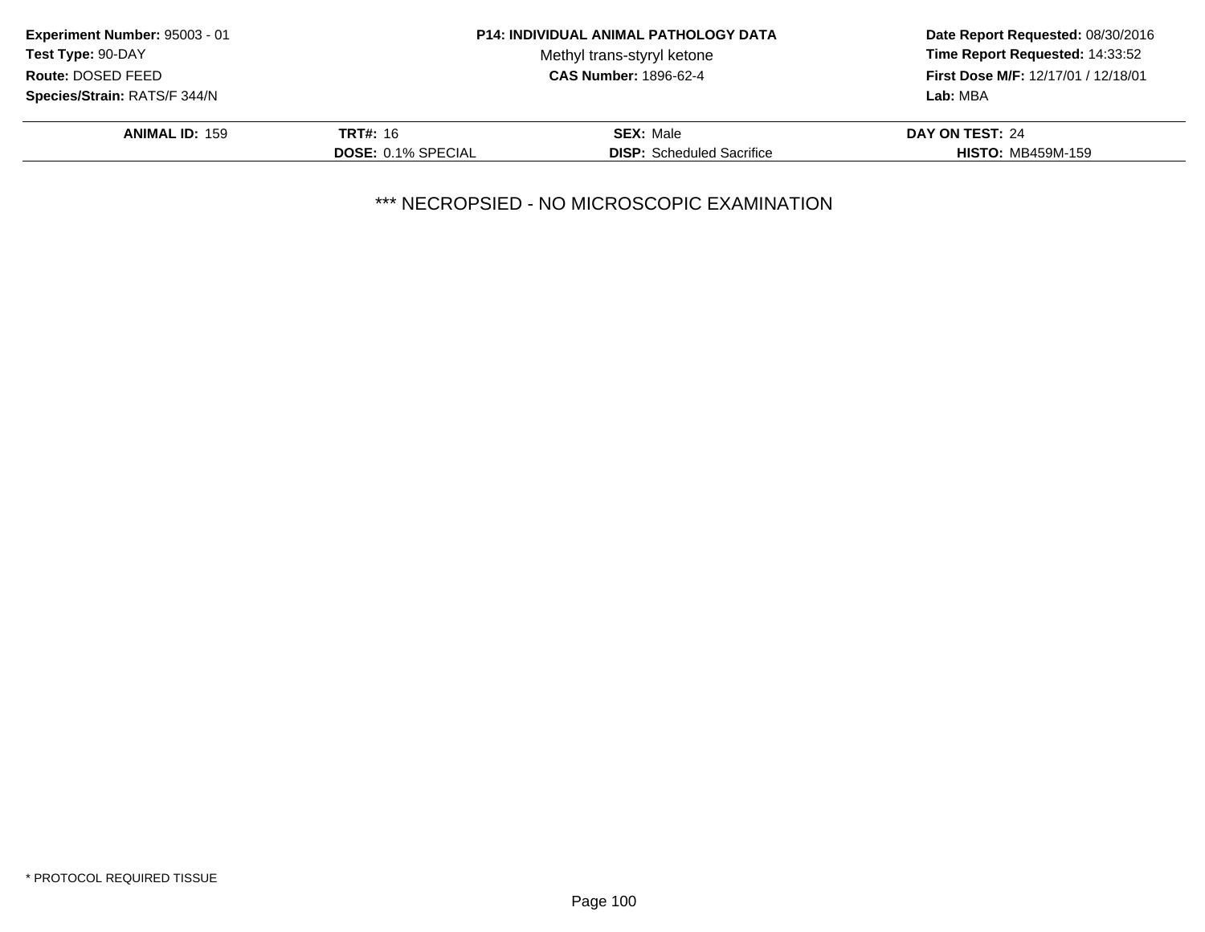**Experiment Number:** 95003 - 01
**Test Type:** 90-DAY
**Route:** DOSED FEED
**Species/Strain:** RATS/F 344/N

**P14: INDIVIDUAL ANIMAL PATHOLOGY DATA**
Methyl trans-styryl ketone
**CAS Number:** 1896-62-4

**Date Report Requested:** 08/30/2016
**Time Report Requested:** 14:33:52
**First Dose M/F:** 12/17/01 / 12/18/01
**Lab:** MBA

| **ANIMAL ID:** 159 | **TRT#:** 16 | **SEX:** Male | **DAY ON TEST:** 24 |
|---|---|---|---|
| | **DOSE:** 0.1% SPECIAL | **DISP:** Scheduled Sacrifice | **HISTO:** MB459M-159 |

*** NECROPSIED - NO MICROSCOPIC EXAMINATION

* PROTOCOL REQUIRED TISSUE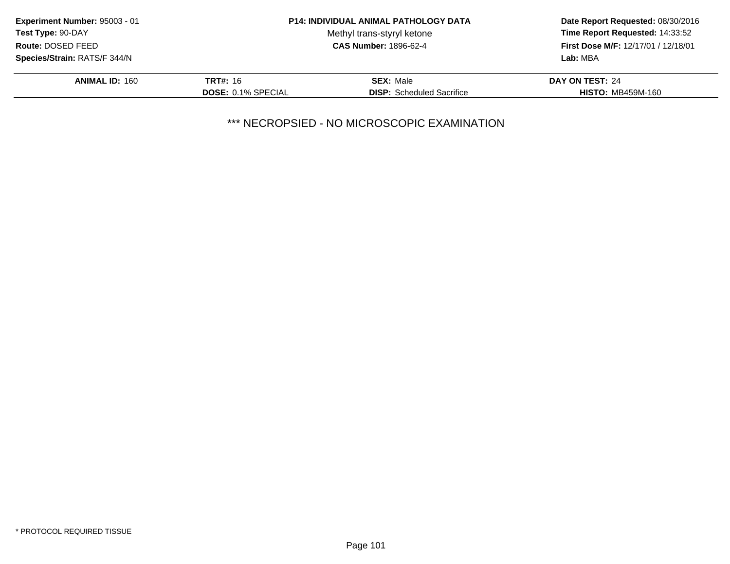**Experiment Number:** 95003 - 01
**Test Type:** 90-DAY
**Route:** DOSED FEED
**Species/Strain:** RATS/F 344/N

**P14: INDIVIDUAL ANIMAL PATHOLOGY DATA**
Methyl trans-styryl ketone
**CAS Number:** 1896-62-4

**Date Report Requested:** 08/30/2016
**Time Report Requested:** 14:33:52
**First Dose M/F:** 12/17/01 / 12/18/01
**Lab:** MBA

| **ANIMAL ID:** 160 | **TRT#:** 16 | **SEX:** Male | **DAY ON TEST:** 24 |
|---|---|---|---|
| | **DOSE:** 0.1% SPECIAL | **DISP:** Scheduled Sacrifice | **HISTO:** MB459M-160 |

*** NECROPSIED - NO MICROSCOPIC EXAMINATION

* PROTOCOL REQUIRED TISSUE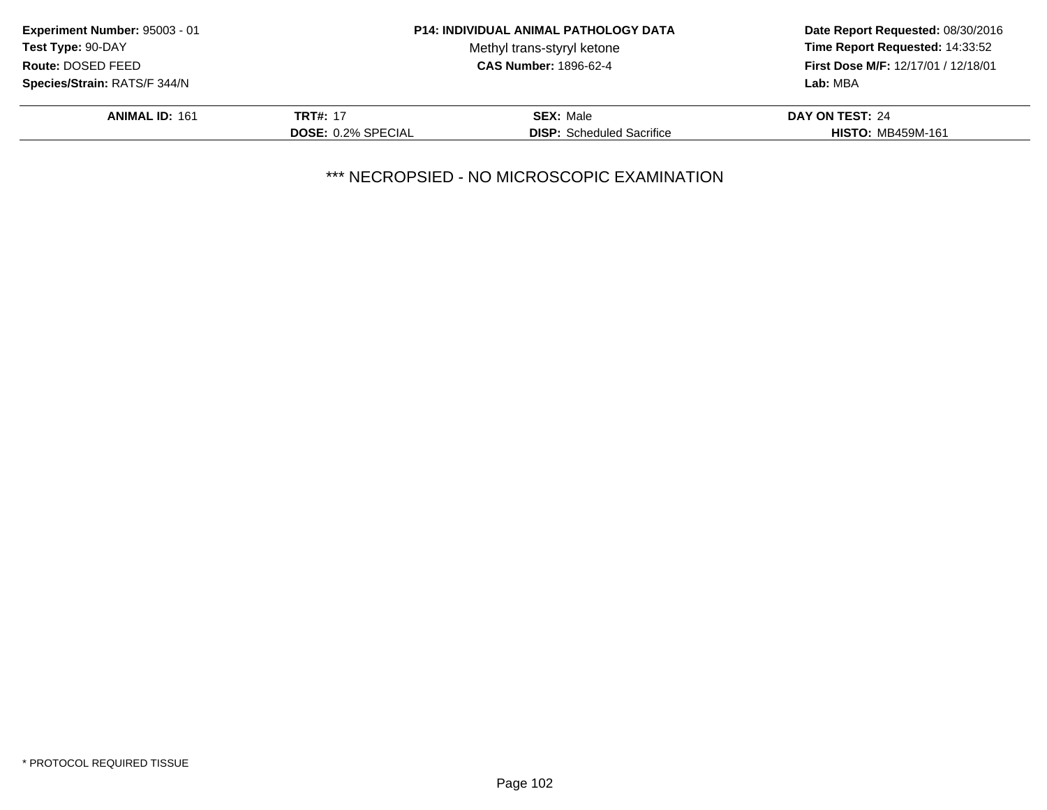**Experiment Number:** 95003 - 01
**Test Type:** 90-DAY
**Route:** DOSED FEED
**Species/Strain:** RATS/F 344/N

**P14: INDIVIDUAL ANIMAL PATHOLOGY DATA**
Methyl trans-styryl ketone
**CAS Number:** 1896-62-4

**Date Report Requested:** 08/30/2016
**Time Report Requested:** 14:33:52
**First Dose M/F:** 12/17/01 / 12/18/01
**Lab:** MBA

| **ANIMAL ID:** 161 | **TRT#:** 17 | **SEX:** Male | **DAY ON TEST:** 24 |
|---|---|---|---|
| | **DOSE:** 0.2% SPECIAL | **DISP:** Scheduled Sacrifice | **HISTO:** MB459M-161 |

*** NECROPSIED - NO MICROSCOPIC EXAMINATION

* PROTOCOL REQUIRED TISSUE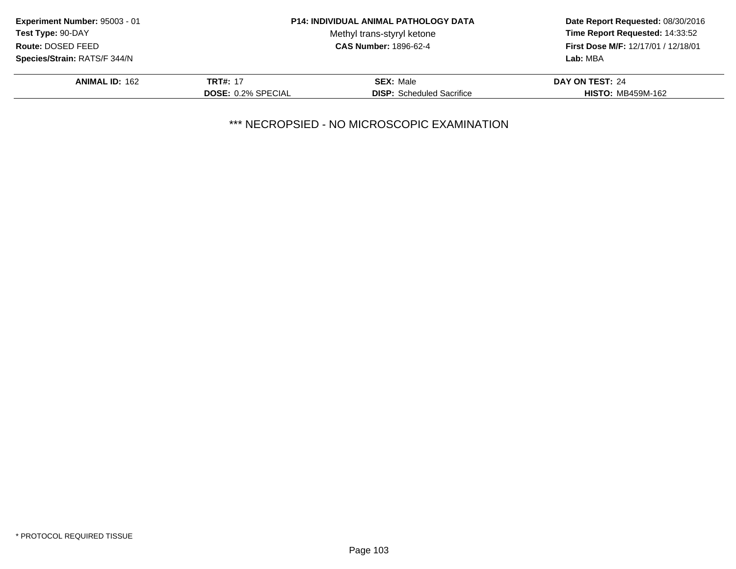**Experiment Number:** 95003 - 01
**Test Type:** 90-DAY
**Route:** DOSED FEED
**Species/Strain:** RATS/F 344/N

**P14: INDIVIDUAL ANIMAL PATHOLOGY DATA**
Methyl trans-styryl ketone
**CAS Number:** 1896-62-4

**Date Report Requested:** 08/30/2016
**Time Report Requested:** 14:33:52
**First Dose M/F:** 12/17/01 / 12/18/01
**Lab:** MBA

| **ANIMAL ID:** 162 | **TRT#:** 17 | **SEX:** Male | **DAY ON TEST:** 24 |
|---|---|---|---|
| | **DOSE:** 0.2% SPECIAL | **DISP:** Scheduled Sacrifice | **HISTO:** MB459M-162 |

*** NECROPSIED - NO MICROSCOPIC EXAMINATION

* PROTOCOL REQUIRED TISSUE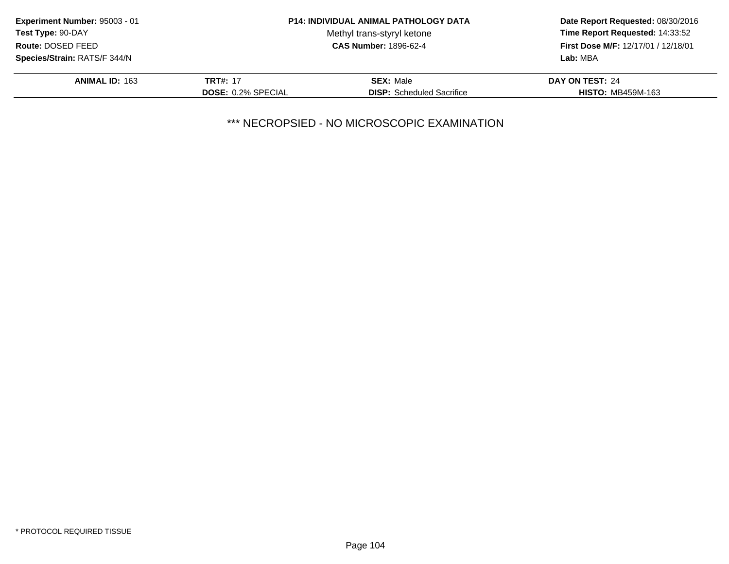**Experiment Number:** 95003 - 01
**Test Type:** 90-DAY
**Route:** DOSED FEED
**Species/Strain:** RATS/F 344/N

**P14: INDIVIDUAL ANIMAL PATHOLOGY DATA**
Methyl trans-styryl ketone
**CAS Number:** 1896-62-4

**Date Report Requested:** 08/30/2016
**Time Report Requested:** 14:33:52
**First Dose M/F:** 12/17/01 / 12/18/01
**Lab:** MBA

| **ANIMAL ID:** 163 | **TRT#:** 17 | **SEX:** Male | **DAY ON TEST:** 24 |
|---|---|---|---|
| | **DOSE:** 0.2% SPECIAL | **DISP:** Scheduled Sacrifice | **HISTO:** MB459M-163 |

*** NECROPSIED - NO MICROSCOPIC EXAMINATION

* PROTOCOL REQUIRED TISSUE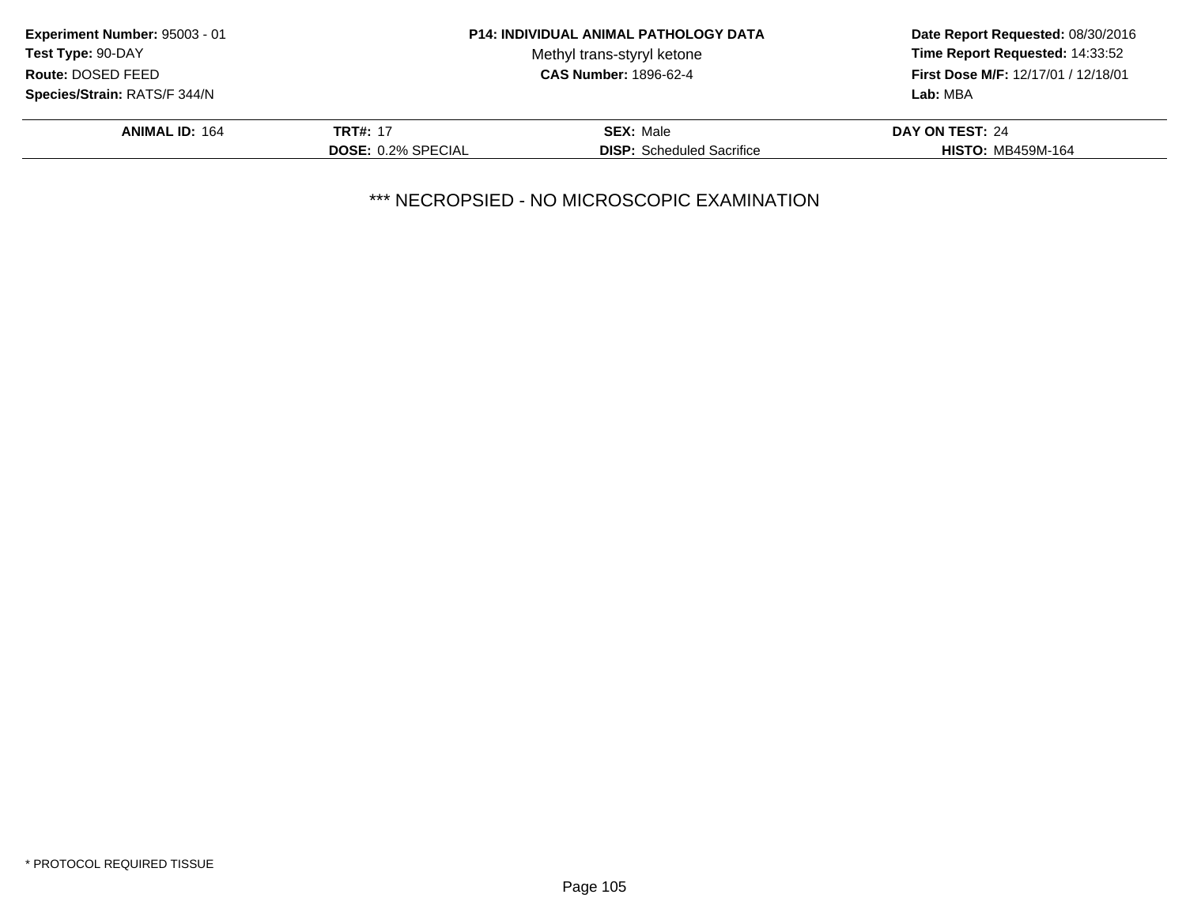**Experiment Number:** 95003 - 01
**Test Type:** 90-DAY
**Route:** DOSED FEED
**Species/Strain:** RATS/F 344/N

**P14: INDIVIDUAL ANIMAL PATHOLOGY DATA**
Methyl trans-styryl ketone
**CAS Number:** 1896-62-4

**Date Report Requested:** 08/30/2016
**Time Report Requested:** 14:33:52
**First Dose M/F:** 12/17/01 / 12/18/01
**Lab:** MBA

| **ANIMAL ID:** 164 | **TRT#:** 17 | **SEX:** Male | **DAY ON TEST:** 24 |
|---|---|---|---|
| | **DOSE:** 0.2% SPECIAL | **DISP:** Scheduled Sacrifice | **HISTO:** MB459M-164 |

*** NECROPSIED - NO MICROSCOPIC EXAMINATION

* PROTOCOL REQUIRED TISSUE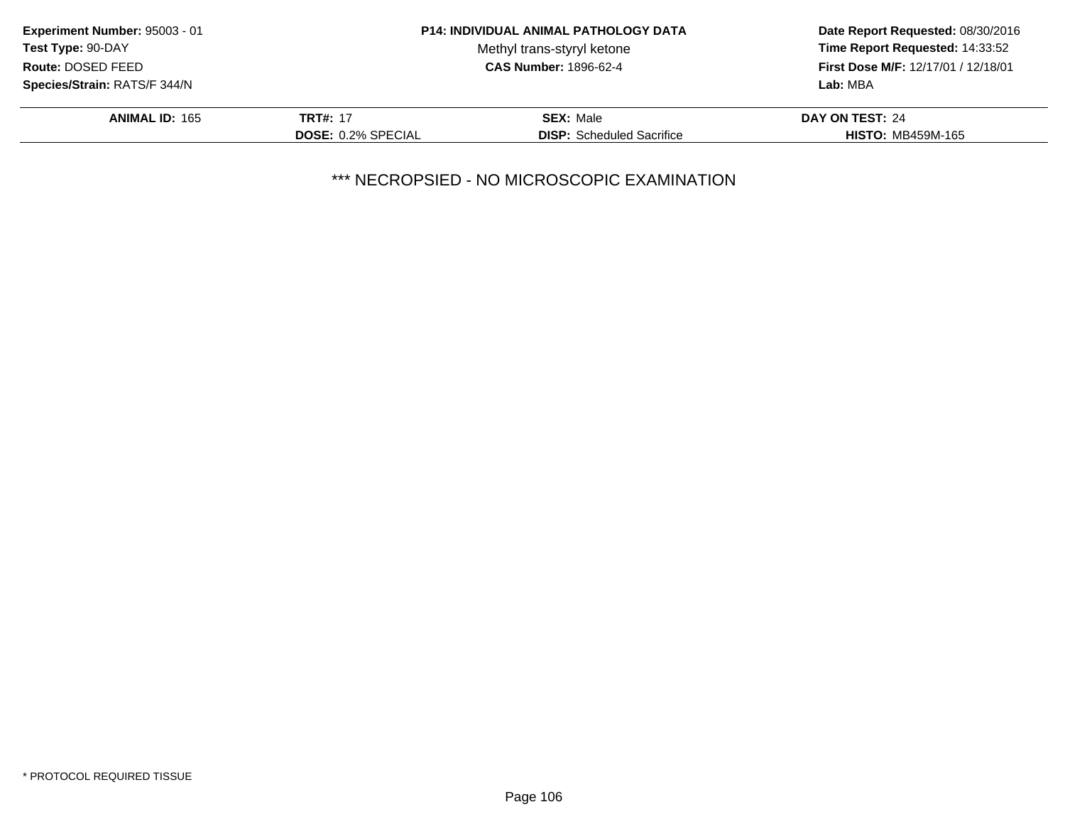**Experiment Number:** 95003 - 01
**Test Type:** 90-DAY
**Route:** DOSED FEED
**Species/Strain:** RATS/F 344/N

**P14: INDIVIDUAL ANIMAL PATHOLOGY DATA**
Methyl trans-styryl ketone
**CAS Number:** 1896-62-4

**Date Report Requested:** 08/30/2016
**Time Report Requested:** 14:33:52
**First Dose M/F:** 12/17/01 / 12/18/01
**Lab:** MBA

| **ANIMAL ID:** 165 | **TRT#:** 17 | **SEX:** Male | **DAY ON TEST:** 24 |
|---|---|---|---|
| | **DOSE:** 0.2% SPECIAL | **DISP:** Scheduled Sacrifice | **HISTO:** MB459M-165 |

*** NECROPSIED - NO MICROSCOPIC EXAMINATION

* PROTOCOL REQUIRED TISSUE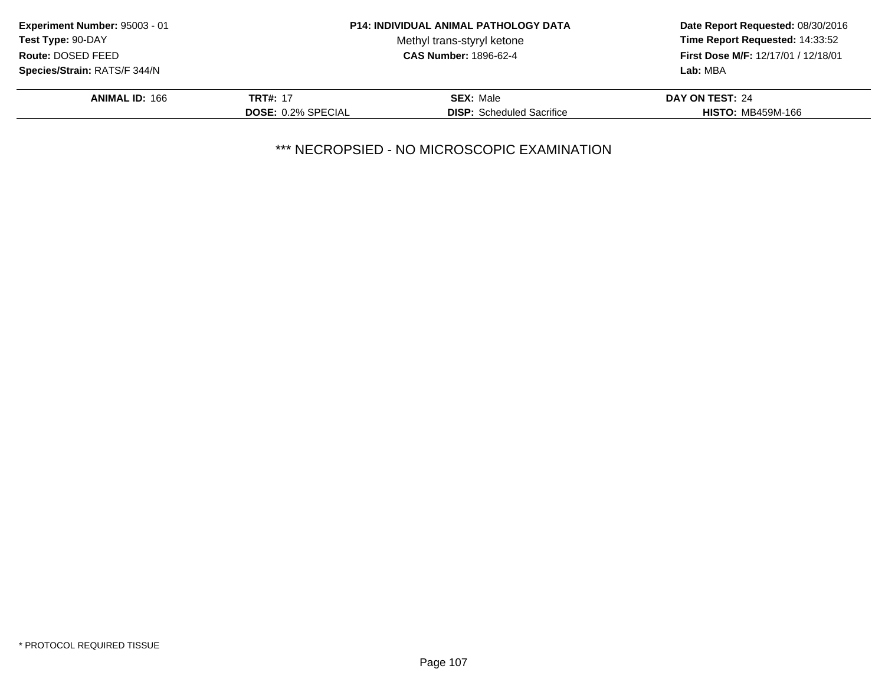**Experiment Number:** 95003 - 01
**Test Type:** 90-DAY
**Route:** DOSED FEED
**Species/Strain:** RATS/F 344/N

**P14: INDIVIDUAL ANIMAL PATHOLOGY DATA**
Methyl trans-styryl ketone
**CAS Number:** 1896-62-4

**Date Report Requested:** 08/30/2016
**Time Report Requested:** 14:33:52
**First Dose M/F:** 12/17/01 / 12/18/01
**Lab:** MBA

| **ANIMAL ID:** 166 | **TRT#:** 17 | **SEX:** Male | **DAY ON TEST:** 24 |
|---|---|---|---|
| | **DOSE:** 0.2% SPECIAL | **DISP:** Scheduled Sacrifice | **HISTO:** MB459M-166 |

*** NECROPSIED - NO MICROSCOPIC EXAMINATION

* PROTOCOL REQUIRED TISSUE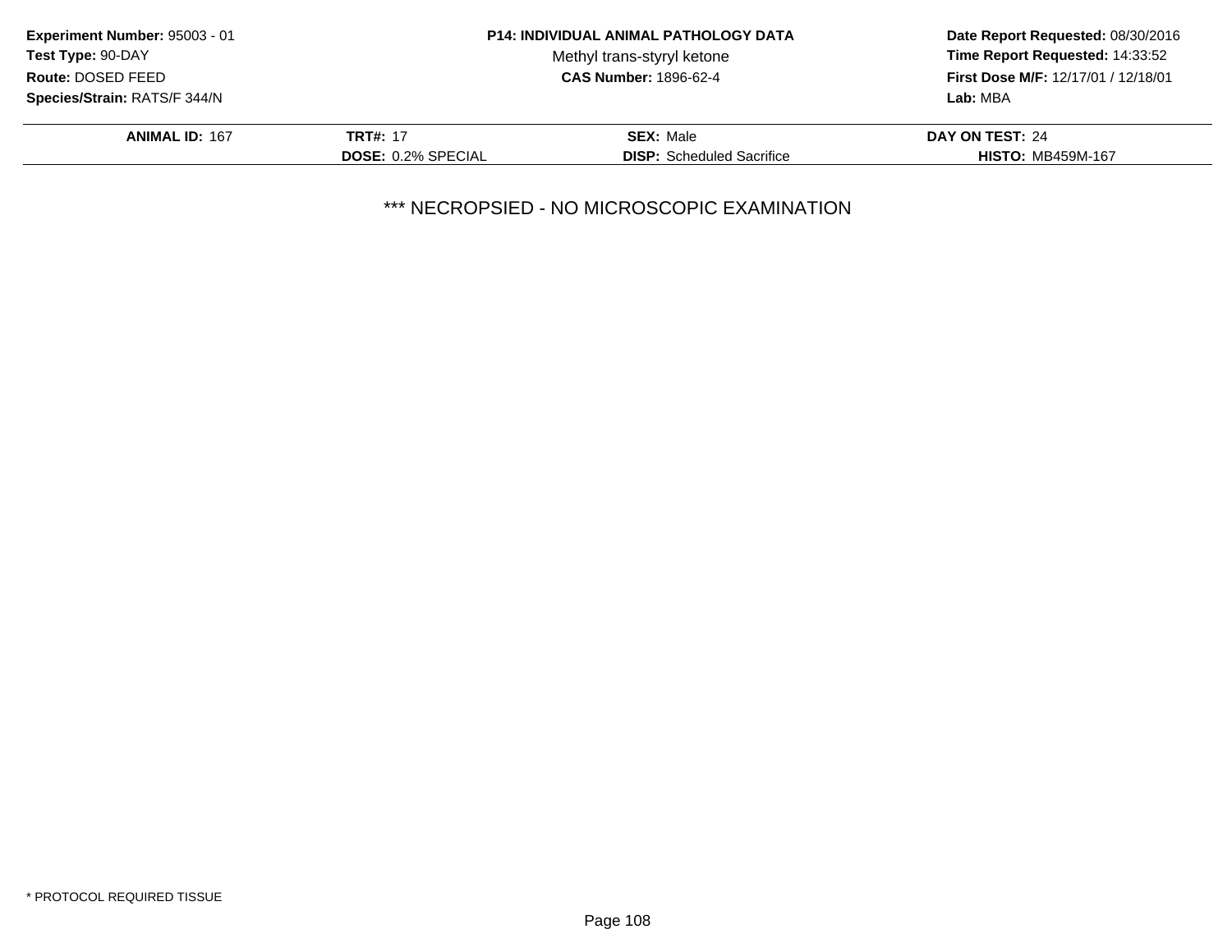**Experiment Number:** 95003 - 01
**Test Type:** 90-DAY
**Route:** DOSED FEED
**Species/Strain:** RATS/F 344/N

**P14: INDIVIDUAL ANIMAL PATHOLOGY DATA**
Methyl trans-styryl ketone
**CAS Number:** 1896-62-4

**Date Report Requested:** 08/30/2016
**Time Report Requested:** 14:33:52
**First Dose M/F:** 12/17/01 / 12/18/01
**Lab:** MBA

| **ANIMAL ID:** 167 | **TRT#:** 17 | **SEX:** Male | **DAY ON TEST:** 24 |
|---|---|---|---|
| | **DOSE:** 0.2% SPECIAL | **DISP:** Scheduled Sacrifice | **HISTO:** MB459M-167 |

*** NECROPSIED - NO MICROSCOPIC EXAMINATION

* PROTOCOL REQUIRED TISSUE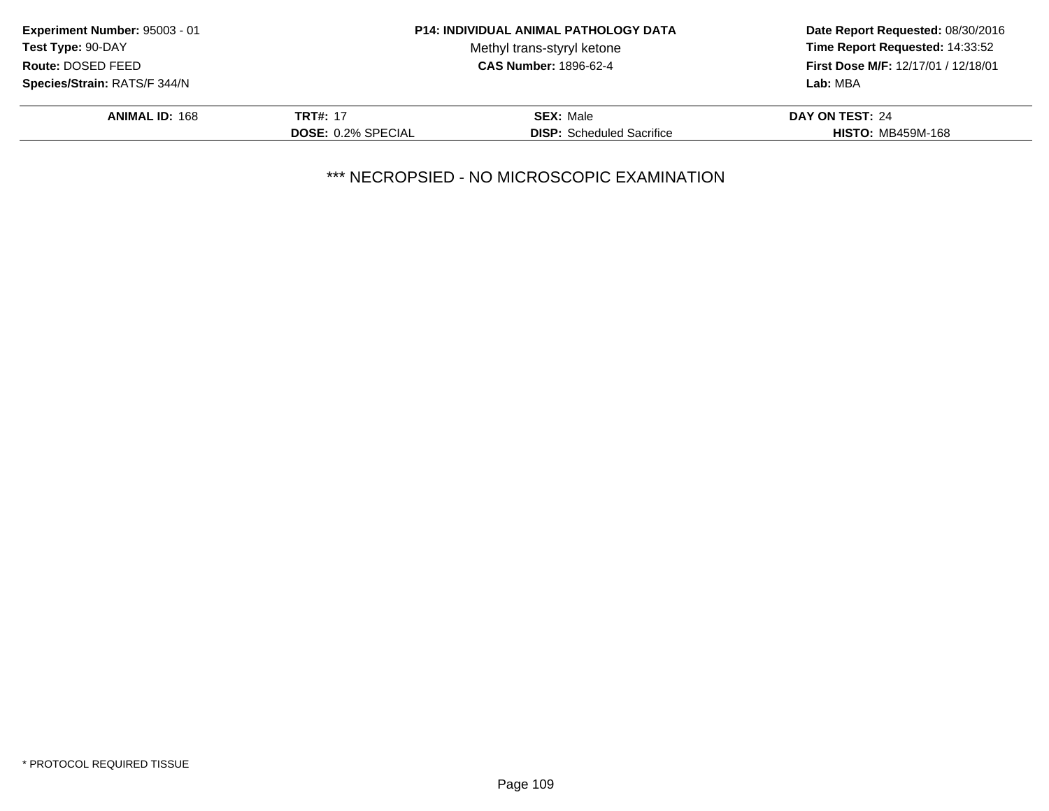**Experiment Number:** 95003 - 01
**Test Type:** 90-DAY
**Route:** DOSED FEED
**Species/Strain:** RATS/F 344/N

**P14: INDIVIDUAL ANIMAL PATHOLOGY DATA**
Methyl trans-styryl ketone
**CAS Number:** 1896-62-4

**Date Report Requested:** 08/30/2016
**Time Report Requested:** 14:33:52
**First Dose M/F:** 12/17/01 / 12/18/01
**Lab:** MBA

| **ANIMAL ID:** 168 | **TRT#:** 17 | **SEX:** Male | **DAY ON TEST:** 24 |
|---|---|---|---|
| | **DOSE:** 0.2% SPECIAL | **DISP:** Scheduled Sacrifice | **HISTO:** MB459M-168 |

*** NECROPSIED - NO MICROSCOPIC EXAMINATION

* PROTOCOL REQUIRED TISSUE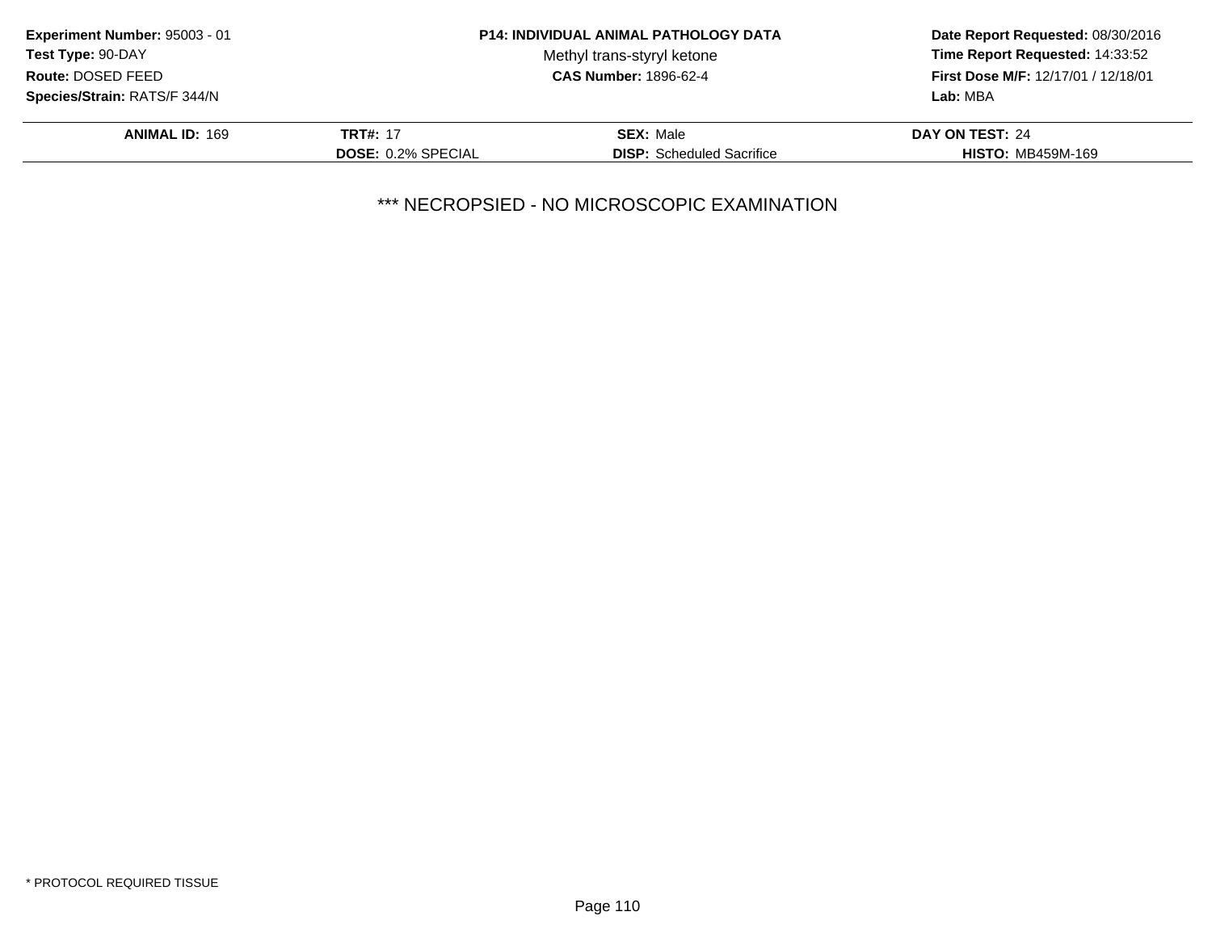**Experiment Number:** 95003 - 01
**Test Type:** 90-DAY
**Route:** DOSED FEED
**Species/Strain:** RATS/F 344/N

**P14: INDIVIDUAL ANIMAL PATHOLOGY DATA**
Methyl trans-styryl ketone
**CAS Number:** 1896-62-4

**Date Report Requested:** 08/30/2016
**Time Report Requested:** 14:33:52
**First Dose M/F:** 12/17/01 / 12/18/01
**Lab:** MBA

| **ANIMAL ID:** 169 | **TRT#:** 17 | **SEX:** Male | **DAY ON TEST:** 24 |
|---|---|---|---|
| | **DOSE:** 0.2% SPECIAL | **DISP:** Scheduled Sacrifice | **HISTO:** MB459M-169 |

\*\*\* NECROPSIED - NO MICROSCOPIC EXAMINATION

\* PROTOCOL REQUIRED TISSUE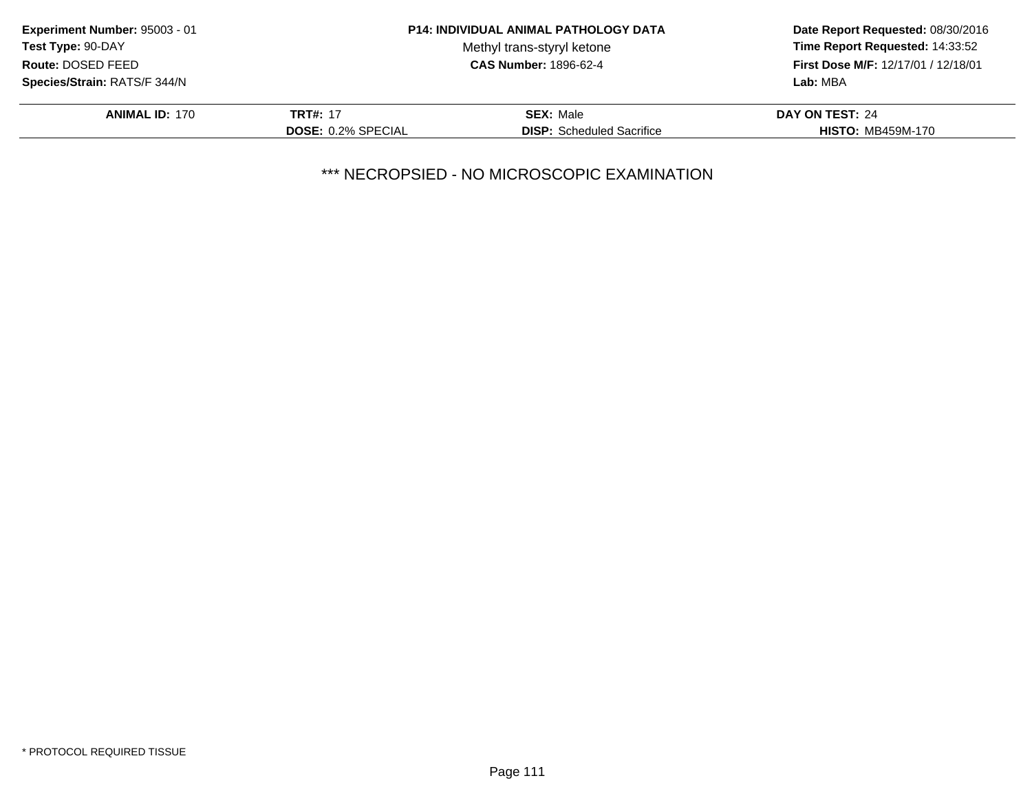**Experiment Number:** 95003 - 01
**Test Type:** 90-DAY
**Route:** DOSED FEED
**Species/Strain:** RATS/F 344/N

**P14: INDIVIDUAL ANIMAL PATHOLOGY DATA**
Methyl trans-styryl ketone
**CAS Number:** 1896-62-4

**Date Report Requested:** 08/30/2016
**Time Report Requested:** 14:33:52
**First Dose M/F:** 12/17/01 / 12/18/01
**Lab:** MBA

| **ANIMAL ID:** 170 | **TRT#:** 17 | **SEX:** Male | **DAY ON TEST:** 24 |
|---|---|---|---|
| | **DOSE:** 0.2% SPECIAL | **DISP:** Scheduled Sacrifice | **HISTO:** MB459M-170 |

\*\*\* NECROPSIED - NO MICROSCOPIC EXAMINATION

\* PROTOCOL REQUIRED TISSUE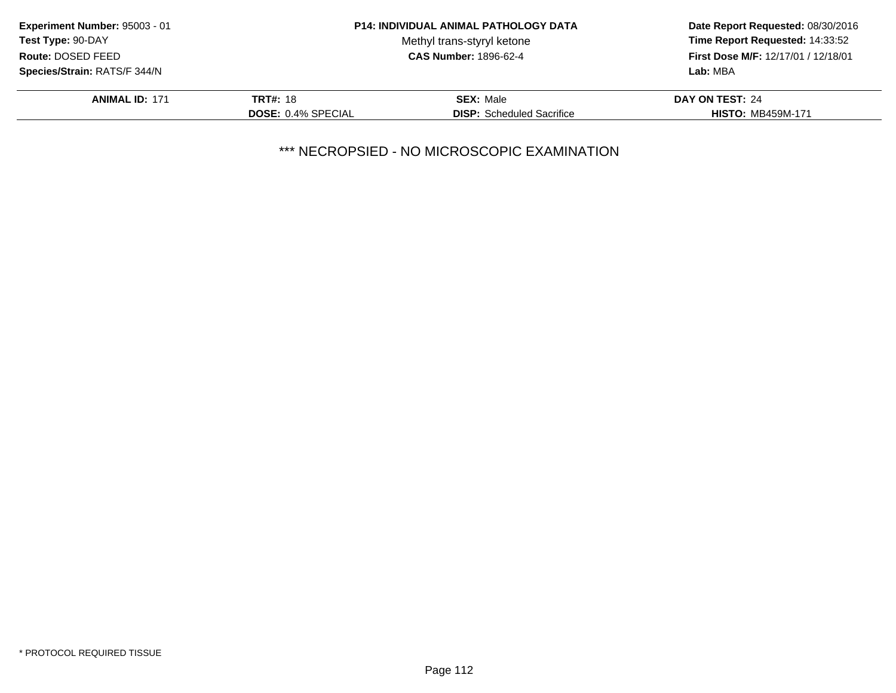**Experiment Number:** 95003 - 01
**Test Type:** 90-DAY
**Route:** DOSED FEED
**Species/Strain:** RATS/F 344/N

**P14: INDIVIDUAL ANIMAL PATHOLOGY DATA**
Methyl trans-styryl ketone
**CAS Number:** 1896-62-4

**Date Report Requested:** 08/30/2016
**Time Report Requested:** 14:33:52
**First Dose M/F:** 12/17/01 / 12/18/01
**Lab:** MBA

| **ANIMAL ID:** 171 | **TRT#:** 18 | **SEX:** Male | **DAY ON TEST:** 24 |
|---|---|---|---|
| | **DOSE:** 0.4% SPECIAL | **DISP:** Scheduled Sacrifice | **HISTO:** MB459M-171 |

*** NECROPSIED - NO MICROSCOPIC EXAMINATION

* PROTOCOL REQUIRED TISSUE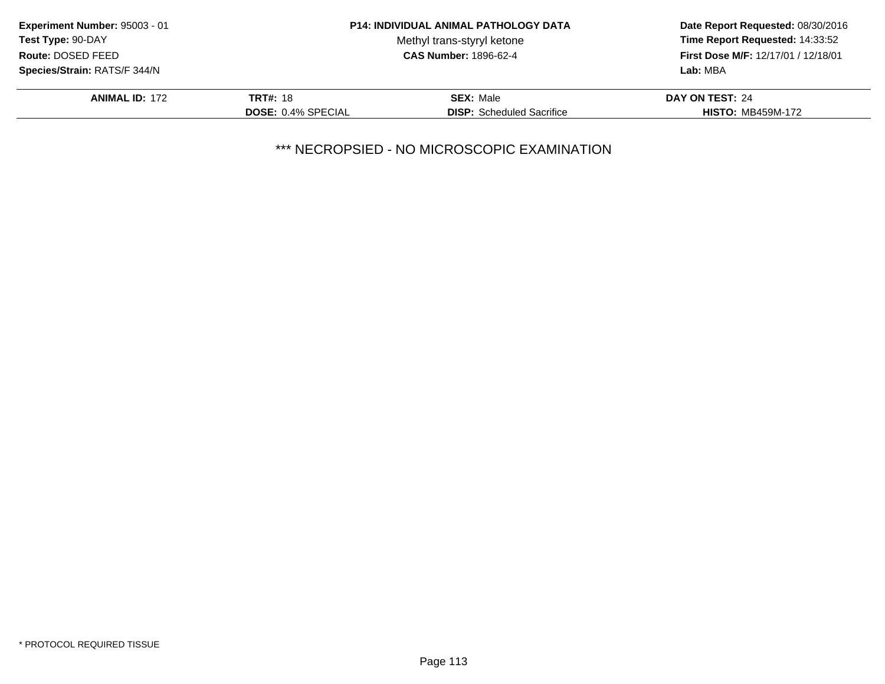**Experiment Number:** 95003 - 01
**Test Type:** 90-DAY
**Route:** DOSED FEED
**Species/Strain:** RATS/F 344/N

**P14: INDIVIDUAL ANIMAL PATHOLOGY DATA**
Methyl trans-styryl ketone
**CAS Number:** 1896-62-4

**Date Report Requested:** 08/30/2016
**Time Report Requested:** 14:33:52
**First Dose M/F:** 12/17/01 / 12/18/01
**Lab:** MBA

| **ANIMAL ID:** 172 | **TRT#:** 18 | **SEX:** Male | **DAY ON TEST:** 24 |
|---|---|---|---|
| | **DOSE:** 0.4% SPECIAL | **DISP:** Scheduled Sacrifice | **HISTO:** MB459M-172 |

*** NECROPSIED - NO MICROSCOPIC EXAMINATION

* PROTOCOL REQUIRED TISSUE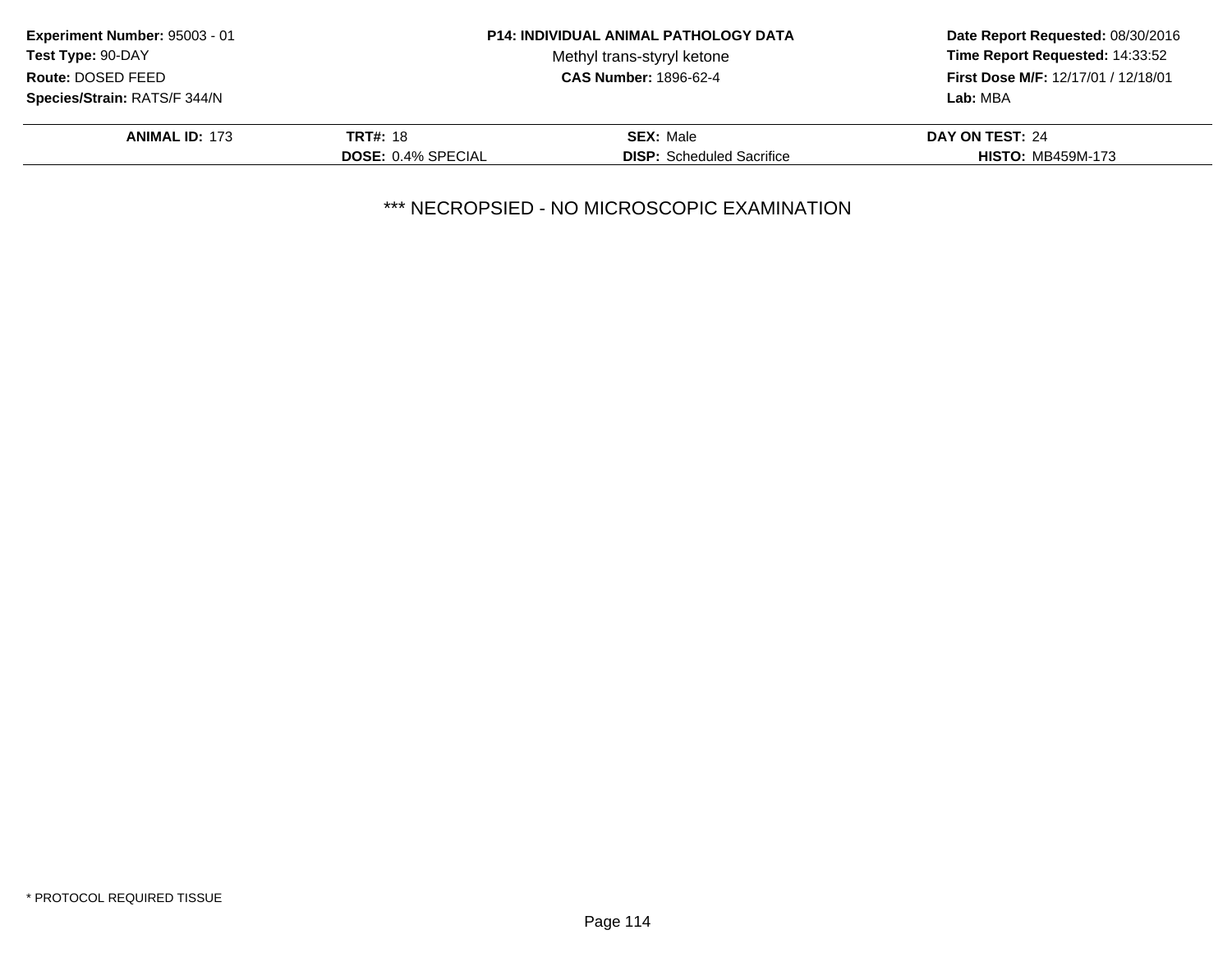**Experiment Number:** 95003 - 01
**Test Type:** 90-DAY
**Route:** DOSED FEED
**Species/Strain:** RATS/F 344/N

**P14: INDIVIDUAL ANIMAL PATHOLOGY DATA**
Methyl trans-styryl ketone
**CAS Number:** 1896-62-4

**Date Report Requested:** 08/30/2016
**Time Report Requested:** 14:33:52
**First Dose M/F:** 12/17/01 / 12/18/01
**Lab:** MBA

| **ANIMAL ID:** 173 | **TRT#:** 18 | **SEX:** Male | **DAY ON TEST:** 24 |
|---|---|---|---|
| | **DOSE:** 0.4% SPECIAL | **DISP:** Scheduled Sacrifice | **HISTO:** MB459M-173 |

*** NECROPSIED - NO MICROSCOPIC EXAMINATION

* PROTOCOL REQUIRED TISSUE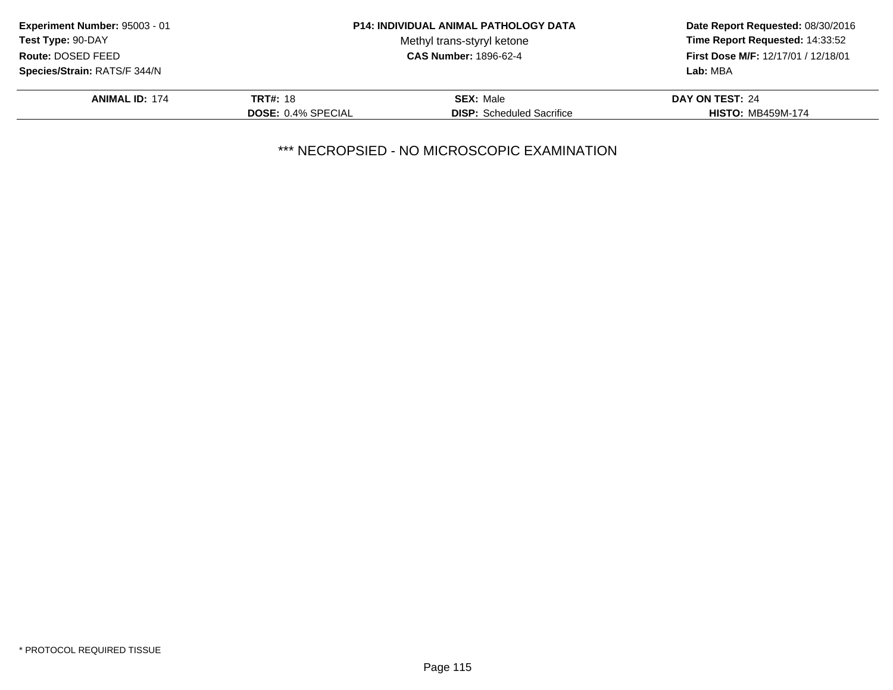**Experiment Number:** 95003 - 01
**Test Type:** 90-DAY
**Route:** DOSED FEED
**Species/Strain:** RATS/F 344/N

**P14: INDIVIDUAL ANIMAL PATHOLOGY DATA**
Methyl trans-styryl ketone
**CAS Number:** 1896-62-4

**Date Report Requested:** 08/30/2016
**Time Report Requested:** 14:33:52
**First Dose M/F:** 12/17/01 / 12/18/01
**Lab:** MBA

| **ANIMAL ID:** 174 | **TRT#:** 18 | **SEX:** Male | **DAY ON TEST:** 24 |
|---|---|---|---|
| | **DOSE:** 0.4% SPECIAL | **DISP:** Scheduled Sacrifice | **HISTO:** MB459M-174 |

*** NECROPSIED - NO MICROSCOPIC EXAMINATION

* PROTOCOL REQUIRED TISSUE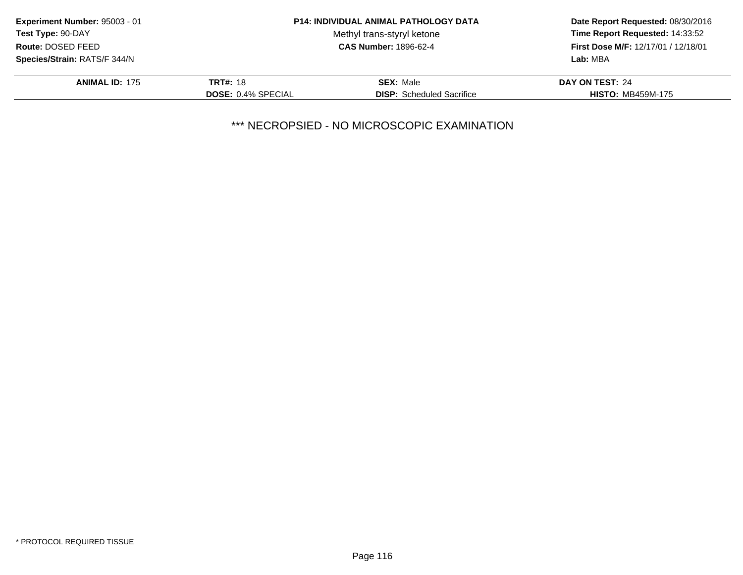**Experiment Number:** 95003 - 01
**Test Type:** 90-DAY
**Route:** DOSED FEED
**Species/Strain:** RATS/F 344/N

**P14: INDIVIDUAL ANIMAL PATHOLOGY DATA**
Methyl trans-styryl ketone
**CAS Number:** 1896-62-4

**Date Report Requested:** 08/30/2016
**Time Report Requested:** 14:33:52
**First Dose M/F:** 12/17/01 / 12/18/01
**Lab:** MBA

| **ANIMAL ID:** 175 | **TRT#:** 18 | **SEX:** Male | **DAY ON TEST:** 24 |
|---|---|---|---|
| | **DOSE:** 0.4% SPECIAL | **DISP:** Scheduled Sacrifice | **HISTO:** MB459M-175 |

*** NECROPSIED - NO MICROSCOPIC EXAMINATION

* PROTOCOL REQUIRED TISSUE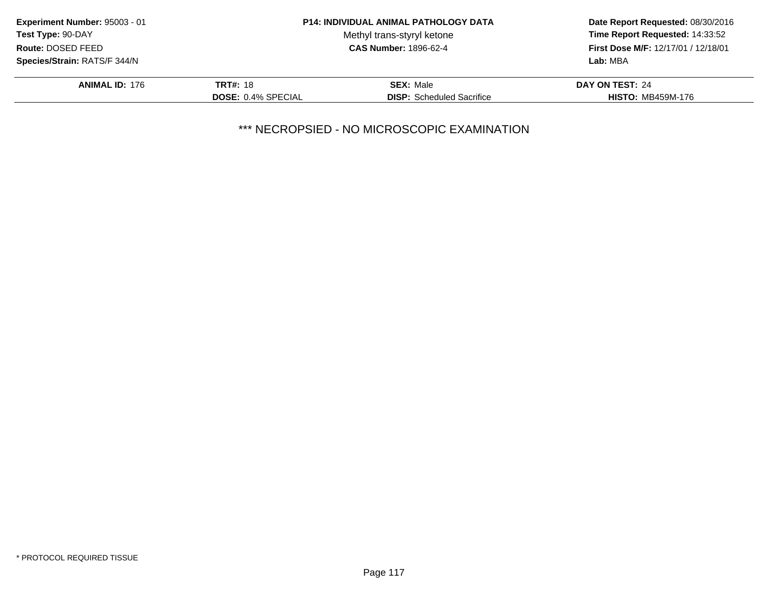**Experiment Number:** 95003 - 01
**Test Type:** 90-DAY
**Route:** DOSED FEED
**Species/Strain:** RATS/F 344/N

**P14: INDIVIDUAL ANIMAL PATHOLOGY DATA**
Methyl trans-styryl ketone
**CAS Number:** 1896-62-4

**Date Report Requested:** 08/30/2016
**Time Report Requested:** 14:33:52
**First Dose M/F:** 12/17/01 / 12/18/01
**Lab:** MBA

| **ANIMAL ID:** 176 | **TRT#:** 18 | **SEX:** Male | **DAY ON TEST:** 24 |
|---|---|---|---|
| | **DOSE:** 0.4% SPECIAL | **DISP:** Scheduled Sacrifice | **HISTO:** MB459M-176 |

*** NECROPSIED - NO MICROSCOPIC EXAMINATION

* PROTOCOL REQUIRED TISSUE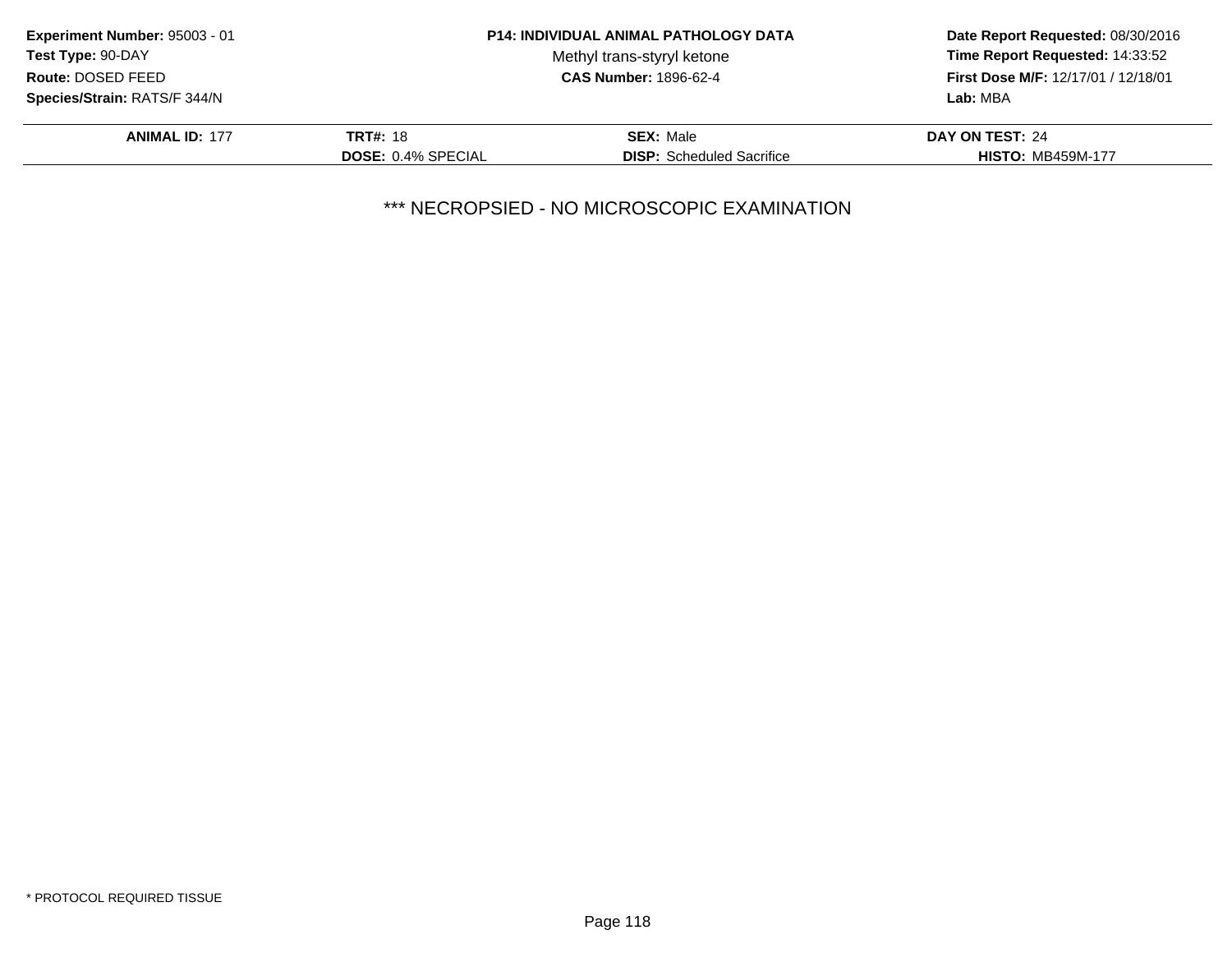**Experiment Number:** 95003 - 01
**Test Type:** 90-DAY
**Route:** DOSED FEED
**Species/Strain:** RATS/F 344/N

**P14: INDIVIDUAL ANIMAL PATHOLOGY DATA**
Methyl trans-styryl ketone
**CAS Number:** 1896-62-4

**Date Report Requested:** 08/30/2016
**Time Report Requested:** 14:33:52
**First Dose M/F:** 12/17/01 / 12/18/01
**Lab:** MBA

| **ANIMAL ID:** 177 | **TRT#:** 18 | **SEX:** Male | **DAY ON TEST:** 24 |
|---|---|---|---|
| | **DOSE:** 0.4% SPECIAL | **DISP:** Scheduled Sacrifice | **HISTO:** MB459M-177 |

*** NECROPSIED - NO MICROSCOPIC EXAMINATION

* PROTOCOL REQUIRED TISSUE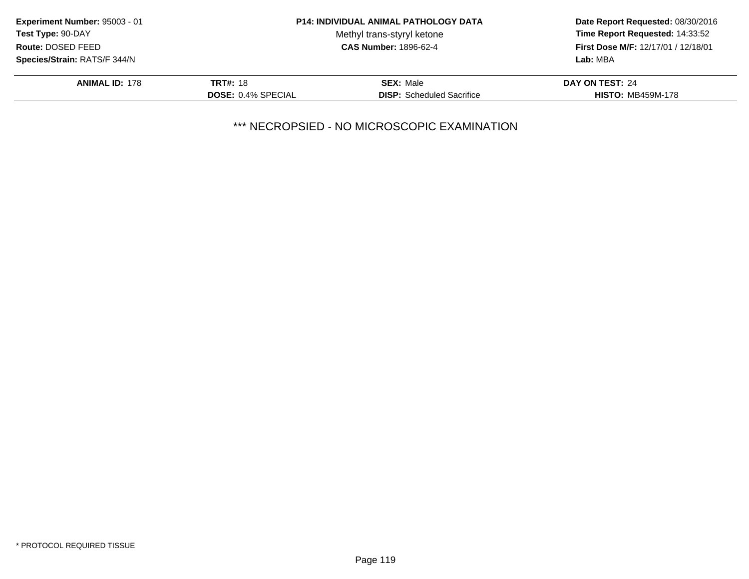**Experiment Number:** 95003 - 01
**Test Type:** 90-DAY
**Route:** DOSED FEED
**Species/Strain:** RATS/F 344/N

**P14: INDIVIDUAL ANIMAL PATHOLOGY DATA**
Methyl trans-styryl ketone
**CAS Number:** 1896-62-4

**Date Report Requested:** 08/30/2016
**Time Report Requested:** 14:33:52
**First Dose M/F:** 12/17/01 / 12/18/01
**Lab:** MBA

| **ANIMAL ID:** 178 | **TRT#:** 18 | **SEX:** Male | **DAY ON TEST:** 24 |
|---|---|---|---|
| | **DOSE:** 0.4% SPECIAL | **DISP:** Scheduled Sacrifice | **HISTO:** MB459M-178 |

*** NECROPSIED - NO MICROSCOPIC EXAMINATION

* PROTOCOL REQUIRED TISSUE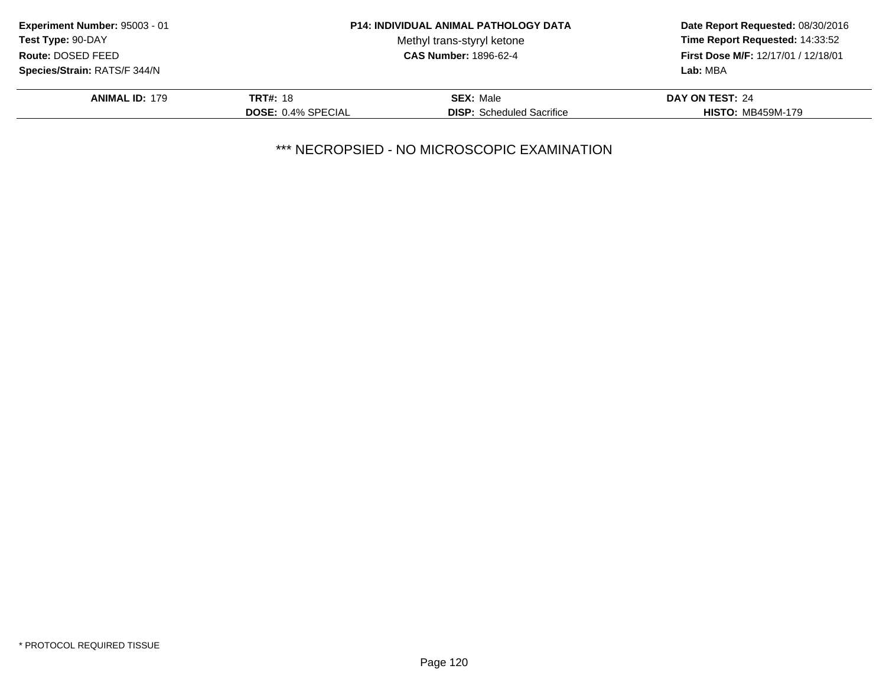**Experiment Number:** 95003 - 01
**Test Type:** 90-DAY
**Route:** DOSED FEED
**Species/Strain:** RATS/F 344/N

**P14: INDIVIDUAL ANIMAL PATHOLOGY DATA**
Methyl trans-styryl ketone
**CAS Number:** 1896-62-4

**Date Report Requested:** 08/30/2016
**Time Report Requested:** 14:33:52
**First Dose M/F:** 12/17/01 / 12/18/01
**Lab:** MBA

| **ANIMAL ID:** 179 | **TRT#:** 18 | **SEX:** Male | **DAY ON TEST:** 24 |
|---|---|---|---|
| | **DOSE:** 0.4% SPECIAL | **DISP:** Scheduled Sacrifice | **HISTO:** MB459M-179 |

*** NECROPSIED - NO MICROSCOPIC EXAMINATION

* PROTOCOL REQUIRED TISSUE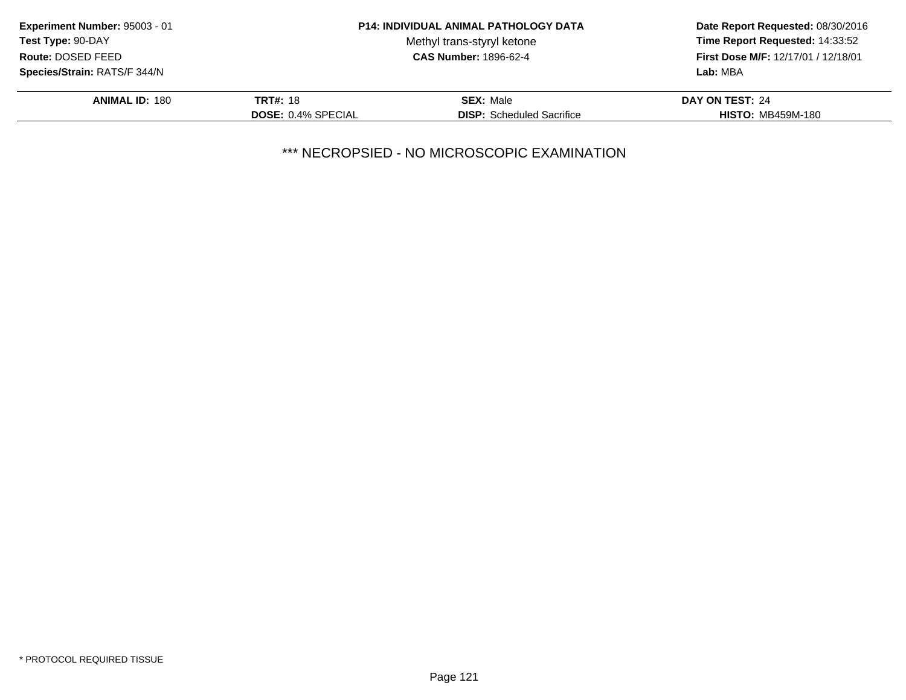**Experiment Number:** 95003 - 01
**Test Type:** 90-DAY
**Route:** DOSED FEED
**Species/Strain:** RATS/F 344/N

**P14: INDIVIDUAL ANIMAL PATHOLOGY DATA**
Methyl trans-styryl ketone
**CAS Number:** 1896-62-4

**Date Report Requested:** 08/30/2016
**Time Report Requested:** 14:33:52
**First Dose M/F:** 12/17/01 / 12/18/01
**Lab:** MBA

| **ANIMAL ID:** 180 | **TRT#:** 18 | **SEX:** Male | **DAY ON TEST:** 24 |
|---|---|---|---|
| | **DOSE:** 0.4% SPECIAL | **DISP:** Scheduled Sacrifice | **HISTO:** MB459M-180 |

*** NECROPSIED - NO MICROSCOPIC EXAMINATION

* PROTOCOL REQUIRED TISSUE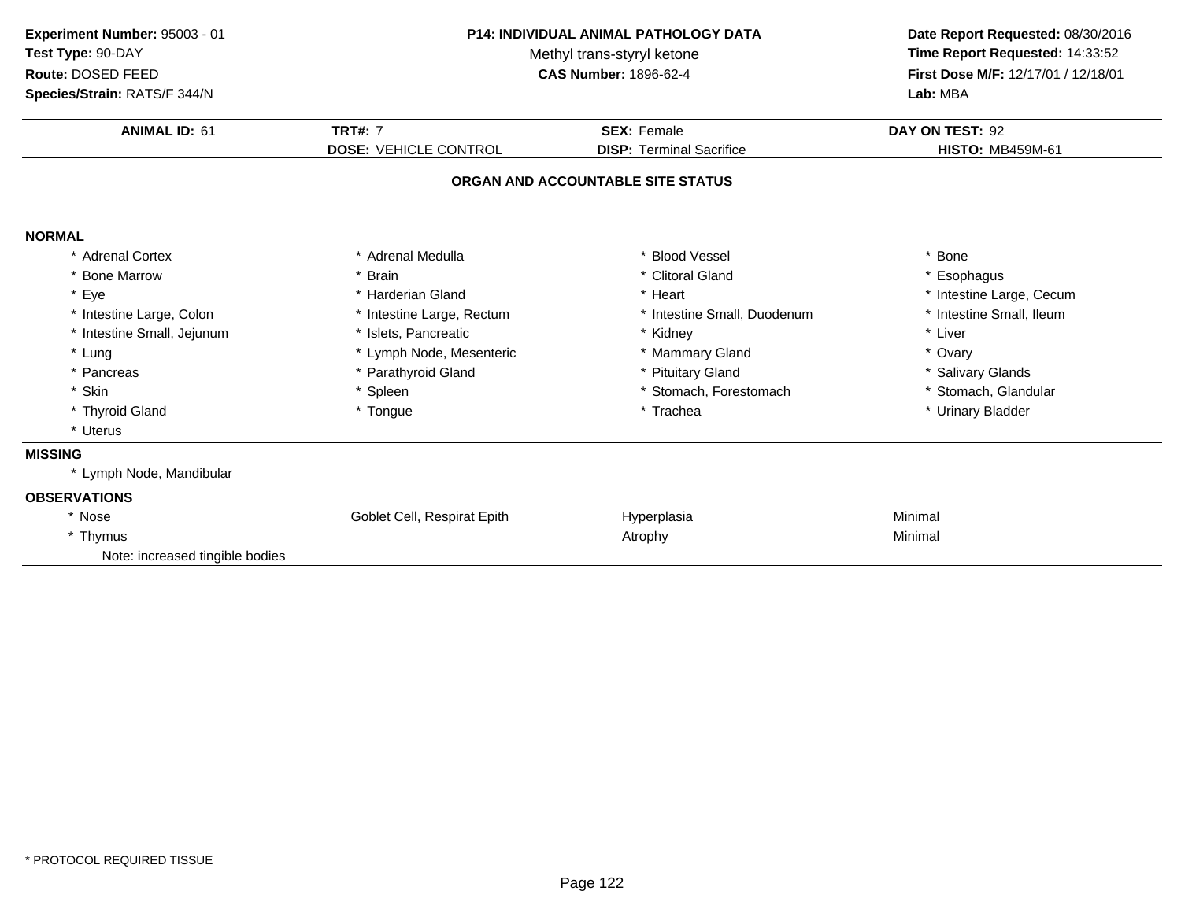**Experiment Number:** 95003 - 01
**Test Type:** 90-DAY
**Route:** DOSED FEED
**Species/Strain:** RATS/F 344/N

**P14: INDIVIDUAL ANIMAL PATHOLOGY DATA**
Methyl trans-styryl ketone
**CAS Number:** 1896-62-4

**Date Report Requested:** 08/30/2016
**Time Report Requested:** 14:33:52
**First Dose M/F:** 12/17/01 / 12/18/01
**Lab:** MBA

| **ANIMAL ID:** 61 | **TRT#:** 7 | **SEX:** Female | **DAY ON TEST:** 92 |
|---|---|---|---|
| | **DOSE:** VEHICLE CONTROL | **DISP:** Terminal Sacrifice | **HISTO:** MB459M-61 |

## ORGAN AND ACCOUNTABLE SITE STATUS

**NORMAL**

| | | | |
|---|---|---|---|
| * Adrenal Cortex | * Adrenal Medulla | * Blood Vessel | * Bone |
| * Bone Marrow | * Brain | * Clitoral Gland | * Esophagus |
| * Eye | * Harderian Gland | * Heart | * Intestine Large, Cecum |
| * Intestine Large, Colon | * Intestine Large, Rectum | * Intestine Small, Duodenum | * Intestine Small, Ileum |
| * Intestine Small, Jejunum | * Islets, Pancreatic | * Kidney | * Liver |
| * Lung | * Lymph Node, Mesenteric | * Mammary Gland | * Ovary |
| * Pancreas | * Parathyroid Gland | * Pituitary Gland | * Salivary Glands |
| * Skin | * Spleen | * Stomach, Forestomach | * Stomach, Glandular |
| * Thyroid Gland | * Tongue | * Trachea | * Urinary Bladder |
| * Uterus | | | |

**MISSING**

* Lymph Node, Mandibular

**OBSERVATIONS**

| | | | |
|---|---|---|---|
| * Nose | Goblet Cell, Respirat Epith | Hyperplasia | Minimal |
| * Thymus | | Atrophy | Minimal |
| Note: increased tingible bodies | | | |

* PROTOCOL REQUIRED TISSUE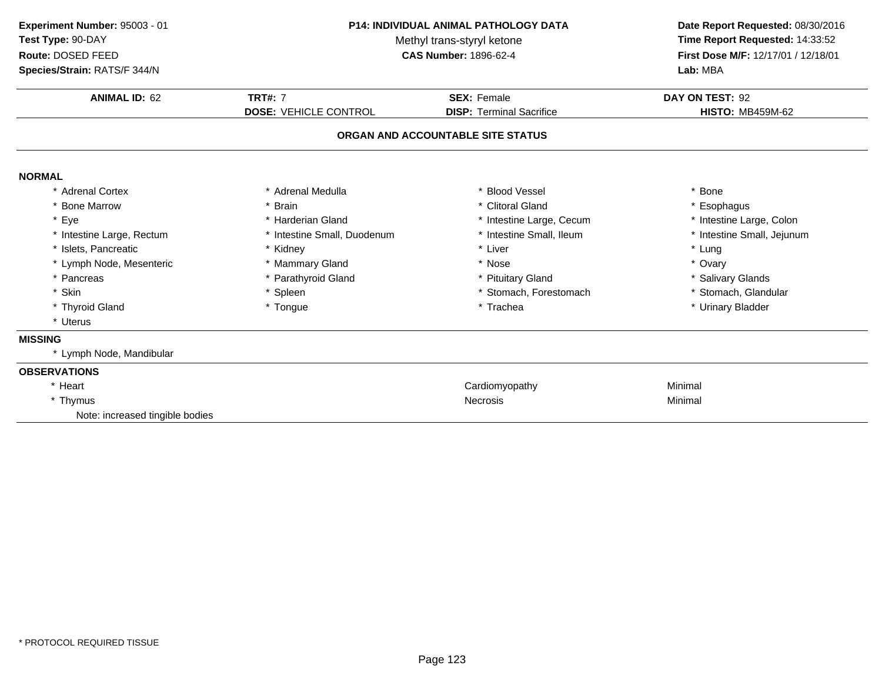**Experiment Number:** 95003 - 01
**Test Type:** 90-DAY
**Route:** DOSED FEED
**Species/Strain:** RATS/F 344/N

**P14: INDIVIDUAL ANIMAL PATHOLOGY DATA**
Methyl trans-styryl ketone
**CAS Number:** 1896-62-4

**Date Report Requested:** 08/30/2016
**Time Report Requested:** 14:33:52
**First Dose M/F:** 12/17/01 / 12/18/01
**Lab:** MBA

| **ANIMAL ID:** 62 | **TRT#:** 7 | **SEX:** Female | **DAY ON TEST:** 92 |
|---|---|---|---|
| | **DOSE:** VEHICLE CONTROL | **DISP:** Terminal Sacrifice | **HISTO:** MB459M-62 |

## ORGAN AND ACCOUNTABLE SITE STATUS

**NORMAL**

| | | | |
|---|---|---|---|
| * Adrenal Cortex | * Adrenal Medulla | * Blood Vessel | * Bone |
| * Bone Marrow | * Brain | * Clitoral Gland | * Esophagus |
| * Eye | * Harderian Gland | * Intestine Large, Cecum | * Intestine Large, Colon |
| * Intestine Large, Rectum | * Intestine Small, Duodenum | * Intestine Small, Ileum | * Intestine Small, Jejunum |
| * Islets, Pancreatic | * Kidney | * Liver | * Lung |
| * Lymph Node, Mesenteric | * Mammary Gland | * Nose | * Ovary |
| * Pancreas | * Parathyroid Gland | * Pituitary Gland | * Salivary Glands |
| * Skin | * Spleen | * Stomach, Forestomach | * Stomach, Glandular |
| * Thyroid Gland | * Tongue | * Trachea | * Urinary Bladder |
| * Uterus | | | |

**MISSING**

* Lymph Node, Mandibular

**OBSERVATIONS**

| | | |
|---|---|---|
| * Heart | Cardiomyopathy | Minimal |
| * Thymus | Necrosis | Minimal |
| Note: increased tingible bodies | | |

* PROTOCOL REQUIRED TISSUE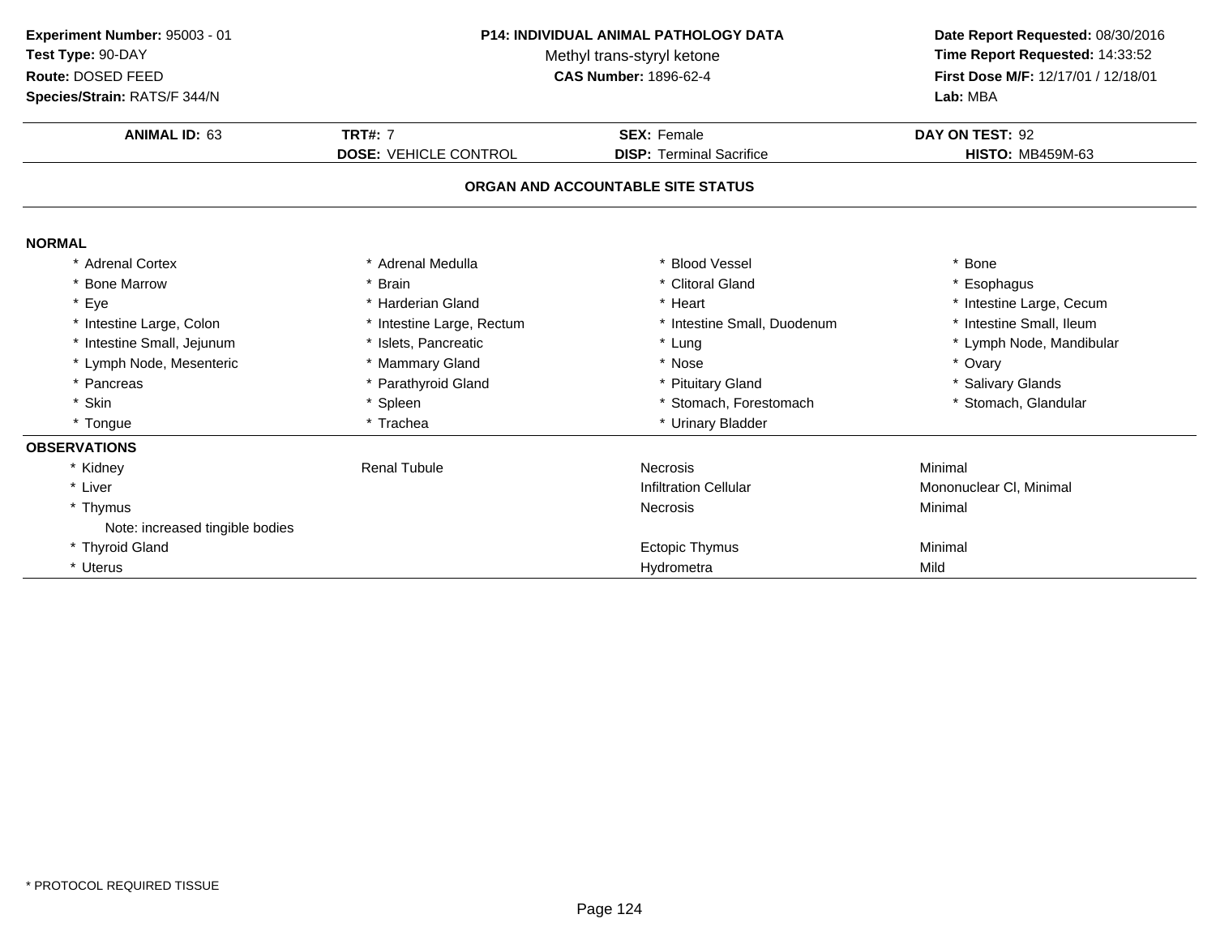**Experiment Number:** 95003 - 01
**Test Type:** 90-DAY
**Route:** DOSED FEED
**Species/Strain:** RATS/F 344/N

**P14: INDIVIDUAL ANIMAL PATHOLOGY DATA**
Methyl trans-styryl ketone
**CAS Number:** 1896-62-4

**Date Report Requested:** 08/30/2016
**Time Report Requested:** 14:33:52
**First Dose M/F:** 12/17/01 / 12/18/01
**Lab:** MBA

| **ANIMAL ID:** 63 | **TRT#:** 7 | **SEX:** Female | **DAY ON TEST:** 92 |
|---|---|---|---|
| | **DOSE:** VEHICLE CONTROL | **DISP:** Terminal Sacrifice | **HISTO:** MB459M-63 |

**ORGAN AND ACCOUNTABLE SITE STATUS**

**NORMAL**

| | | | |
|---|---|---|---|
| * Adrenal Cortex | * Adrenal Medulla | * Blood Vessel | * Bone |
| * Bone Marrow | * Brain | * Clitoral Gland | * Esophagus |
| * Eye | * Harderian Gland | * Heart | * Intestine Large, Cecum |
| * Intestine Large, Colon | * Intestine Large, Rectum | * Intestine Small, Duodenum | * Intestine Small, Ileum |
| * Intestine Small, Jejunum | * Islets, Pancreatic | * Lung | * Lymph Node, Mandibular |
| * Lymph Node, Mesenteric | * Mammary Gland | * Nose | * Ovary |
| * Pancreas | * Parathyroid Gland | * Pituitary Gland | * Salivary Glands |
| * Skin | * Spleen | * Stomach, Forestomach | * Stomach, Glandular |
| * Tongue | * Trachea | * Urinary Bladder | |

**OBSERVATIONS**

| | | | |
|---|---|---|---|
| * Kidney | Renal Tubule | Necrosis | Minimal |
| * Liver | | Infiltration Cellular | Mononuclear Cl, Minimal |
| * Thymus | | Necrosis | Minimal |
| Note: increased tingible bodies | | | |
| * Thyroid Gland | | Ectopic Thymus | Minimal |
| * Uterus | | Hydrometra | Mild |

* PROTOCOL REQUIRED TISSUE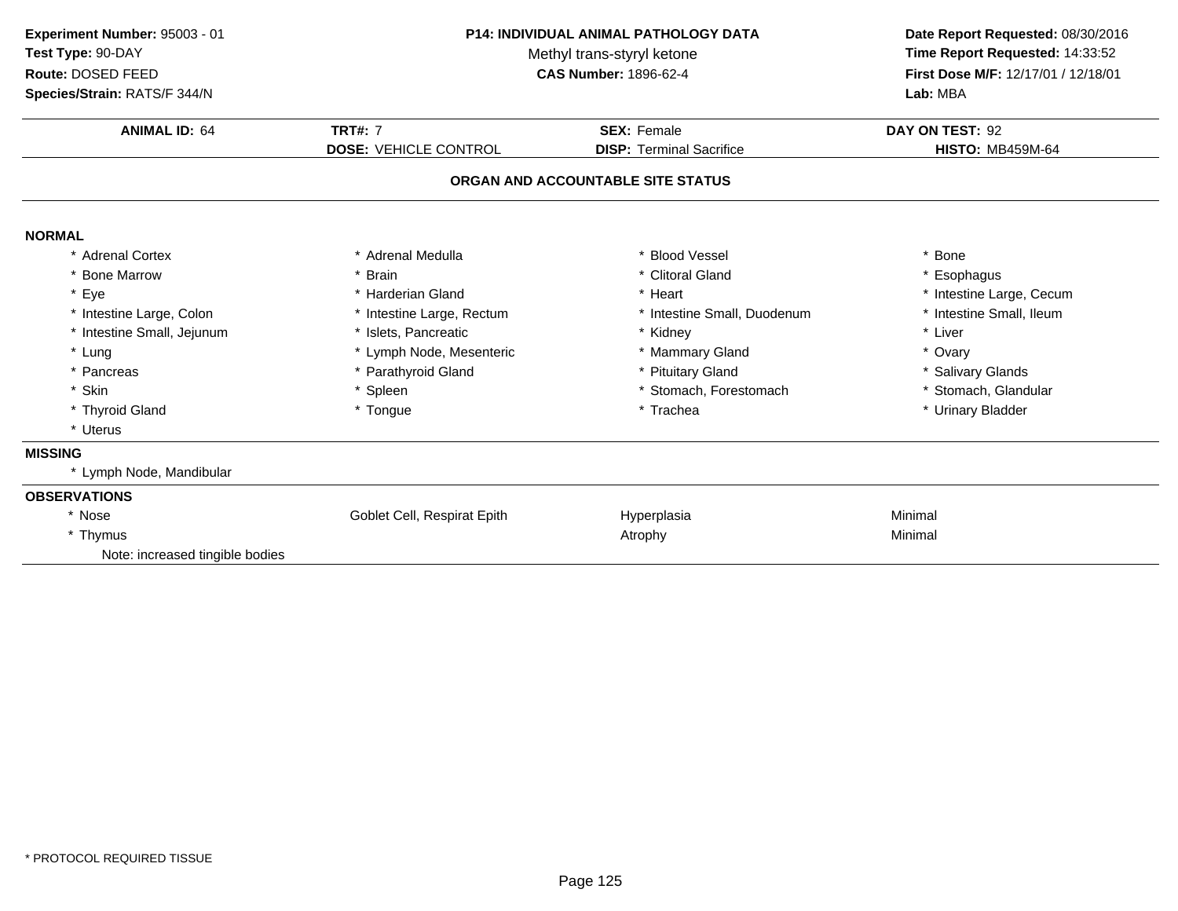**Experiment Number:** 95003 - 01
**Test Type:** 90-DAY
**Route:** DOSED FEED
**Species/Strain:** RATS/F 344/N

**P14: INDIVIDUAL ANIMAL PATHOLOGY DATA**
Methyl trans-styryl ketone
**CAS Number:** 1896-62-4

**Date Report Requested:** 08/30/2016
**Time Report Requested:** 14:33:52
**First Dose M/F:** 12/17/01 / 12/18/01
**Lab:** MBA

| **ANIMAL ID:** 64 | **TRT#:** 7 | **SEX:** Female | **DAY ON TEST:** 92 |
|---|---|---|---|
| | **DOSE:** VEHICLE CONTROL | **DISP:** Terminal Sacrifice | **HISTO:** MB459M-64 |

## ORGAN AND ACCOUNTABLE SITE STATUS

**NORMAL**

| | | | |
|---|---|---|---|
| * Adrenal Cortex | * Adrenal Medulla | * Blood Vessel | * Bone |
| * Bone Marrow | * Brain | * Clitoral Gland | * Esophagus |
| * Eye | * Harderian Gland | * Heart | * Intestine Large, Cecum |
| * Intestine Large, Colon | * Intestine Large, Rectum | * Intestine Small, Duodenum | * Intestine Small, Ileum |
| * Intestine Small, Jejunum | * Islets, Pancreatic | * Kidney | * Liver |
| * Lung | * Lymph Node, Mesenteric | * Mammary Gland | * Ovary |
| * Pancreas | * Parathyroid Gland | * Pituitary Gland | * Salivary Glands |
| * Skin | * Spleen | * Stomach, Forestomach | * Stomach, Glandular |
| * Thyroid Gland | * Tongue | * Trachea | * Urinary Bladder |
| * Uterus | | | |

**MISSING**

* Lymph Node, Mandibular

**OBSERVATIONS**

| | | | |
|---|---|---|---|
| * Nose | Goblet Cell, Respirat Epith | Hyperplasia | Minimal |
| * Thymus | | Atrophy | Minimal |
| Note: increased tingible bodies | | | |

* PROTOCOL REQUIRED TISSUE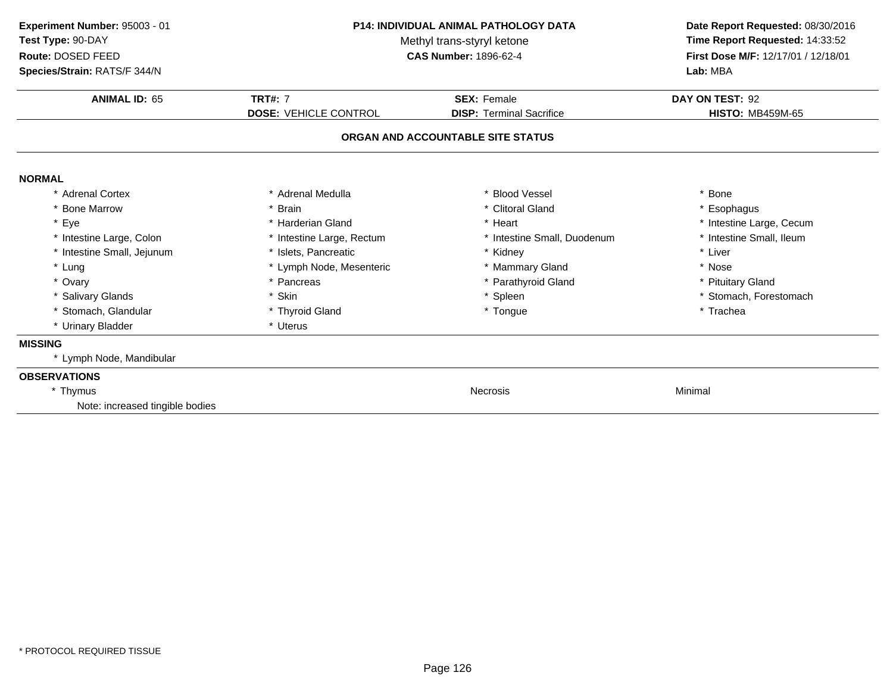**Experiment Number:** 95003 - 01
**Test Type:** 90-DAY
**Route:** DOSED FEED
**Species/Strain:** RATS/F 344/N

**P14: INDIVIDUAL ANIMAL PATHOLOGY DATA**
Methyl trans-styryl ketone
**CAS Number:** 1896-62-4

**Date Report Requested:** 08/30/2016
**Time Report Requested:** 14:33:52
**First Dose M/F:** 12/17/01 / 12/18/01
**Lab:** MBA

| **ANIMAL ID:** 65 | **TRT#:** 7 | **SEX:** Female | **DAY ON TEST:** 92 |
|---|---|---|---|
| | **DOSE:** VEHICLE CONTROL | **DISP:** Terminal Sacrifice | **HISTO:** MB459M-65 |

## ORGAN AND ACCOUNTABLE SITE STATUS

### NORMAL

| | | | |
|---|---|---|---|
| * Adrenal Cortex | * Adrenal Medulla | * Blood Vessel | * Bone |
| * Bone Marrow | * Brain | * Clitoral Gland | * Esophagus |
| * Eye | * Harderian Gland | * Heart | * Intestine Large, Cecum |
| * Intestine Large, Colon | * Intestine Large, Rectum | * Intestine Small, Duodenum | * Intestine Small, Ileum |
| * Intestine Small, Jejunum | * Islets, Pancreatic | * Kidney | * Liver |
| * Lung | * Lymph Node, Mesenteric | * Mammary Gland | * Nose |
| * Ovary | * Pancreas | * Parathyroid Gland | * Pituitary Gland |
| * Salivary Glands | * Skin | * Spleen | * Stomach, Forestomach |
| * Stomach, Glandular | * Thyroid Gland | * Tongue | * Trachea |
| * Urinary Bladder | * Uterus | | |

### MISSING

* Lymph Node, Mandibular

### OBSERVATIONS

| | | |
|---|---|---|
| * Thymus | Necrosis | Minimal |
| Note: increased tingible bodies | | |

* PROTOCOL REQUIRED TISSUE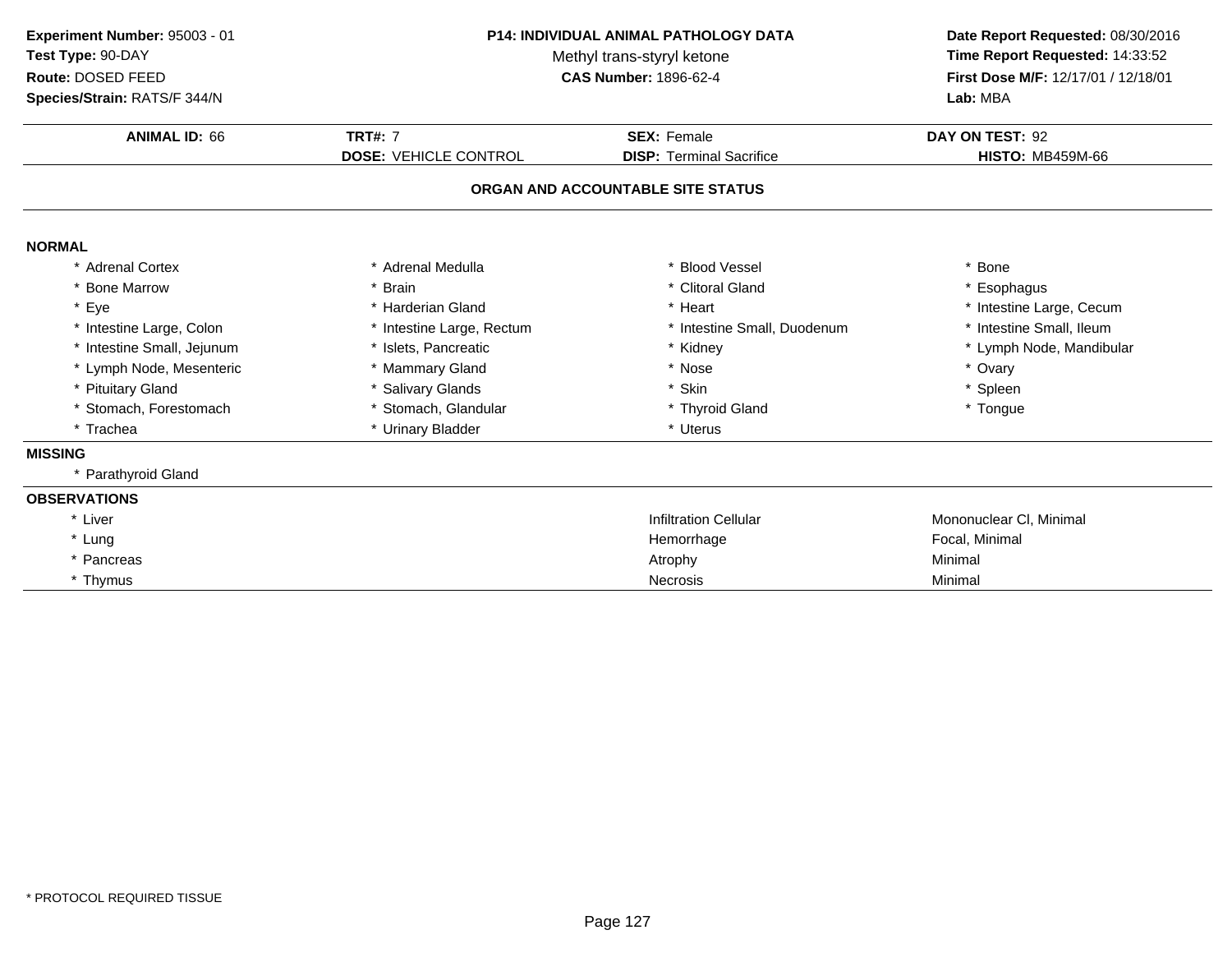**Experiment Number:** 95003 - 01
**Test Type:** 90-DAY
**Route:** DOSED FEED
**Species/Strain:** RATS/F 344/N

**P14: INDIVIDUAL ANIMAL PATHOLOGY DATA**
Methyl trans-styryl ketone
**CAS Number:** 1896-62-4

**Date Report Requested:** 08/30/2016
**Time Report Requested:** 14:33:52
**First Dose M/F:** 12/17/01 / 12/18/01
**Lab:** MBA

| **ANIMAL ID:** 66 | **TRT#:** 7 | **SEX:** Female | **DAY ON TEST:** 92 |
|---|---|---|---|
| | **DOSE:** VEHICLE CONTROL | **DISP:** Terminal Sacrifice | **HISTO:** MB459M-66 |

## ORGAN AND ACCOUNTABLE SITE STATUS

**NORMAL**

| | | | |
|---|---|---|---|
| * Adrenal Cortex | * Adrenal Medulla | * Blood Vessel | * Bone |
| * Bone Marrow | * Brain | * Clitoral Gland | * Esophagus |
| * Eye | * Harderian Gland | * Heart | * Intestine Large, Cecum |
| * Intestine Large, Colon | * Intestine Large, Rectum | * Intestine Small, Duodenum | * Intestine Small, Ileum |
| * Intestine Small, Jejunum | * Islets, Pancreatic | * Kidney | * Lymph Node, Mandibular |
| * Lymph Node, Mesenteric | * Mammary Gland | * Nose | * Ovary |
| * Pituitary Gland | * Salivary Glands | * Skin | * Spleen |
| * Stomach, Forestomach | * Stomach, Glandular | * Thyroid Gland | * Tongue |
| * Trachea | * Urinary Bladder | * Uterus | |

**MISSING**

* Parathyroid Gland

**OBSERVATIONS**

| | | |
|---|---|---|
| * Liver | Infiltration Cellular | Mononuclear Cl, Minimal |
| * Lung | Hemorrhage | Focal, Minimal |
| * Pancreas | Atrophy | Minimal |
| * Thymus | Necrosis | Minimal |

\* PROTOCOL REQUIRED TISSUE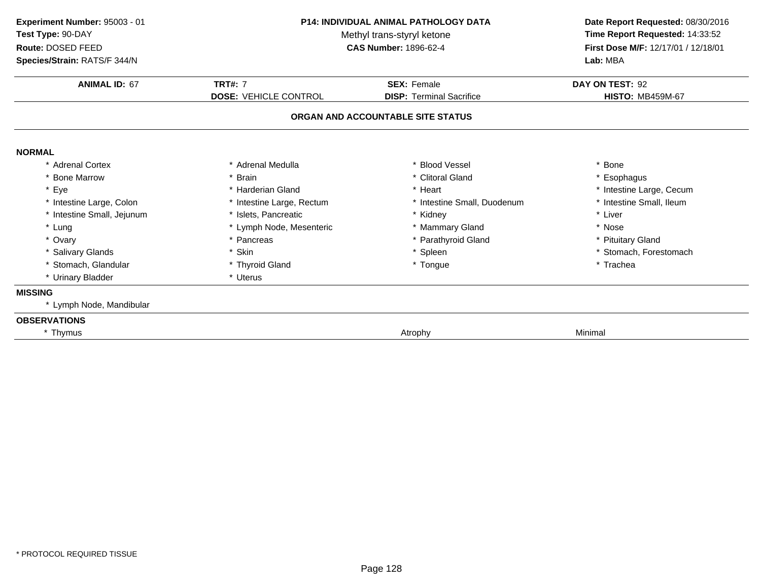**Experiment Number:** 95003 - 01
**Test Type:** 90-DAY
**Route:** DOSED FEED
**Species/Strain:** RATS/F 344/N

**P14: INDIVIDUAL ANIMAL PATHOLOGY DATA**
Methyl trans-styryl ketone
**CAS Number:** 1896-62-4

**Date Report Requested:** 08/30/2016
**Time Report Requested:** 14:33:52
**First Dose M/F:** 12/17/01 / 12/18/01
**Lab:** MBA

| **ANIMAL ID:** 67 | **TRT#:** 7 | **SEX:** Female | **DAY ON TEST:** 92 |
|---|---|---|---|
| | **DOSE:** VEHICLE CONTROL | **DISP:** Terminal Sacrifice | **HISTO:** MB459M-67 |

## ORGAN AND ACCOUNTABLE SITE STATUS

**NORMAL**

| | | | |
|---|---|---|---|
| * Adrenal Cortex | * Adrenal Medulla | * Blood Vessel | * Bone |
| * Bone Marrow | * Brain | * Clitoral Gland | * Esophagus |
| * Eye | * Harderian Gland | * Heart | * Intestine Large, Cecum |
| * Intestine Large, Colon | * Intestine Large, Rectum | * Intestine Small, Duodenum | * Intestine Small, Ileum |
| * Intestine Small, Jejunum | * Islets, Pancreatic | * Kidney | * Liver |
| * Lung | * Lymph Node, Mesenteric | * Mammary Gland | * Nose |
| * Ovary | * Pancreas | * Parathyroid Gland | * Pituitary Gland |
| * Salivary Glands | * Skin | * Spleen | * Stomach, Forestomach |
| * Stomach, Glandular | * Thyroid Gland | * Tongue | * Trachea |
| * Urinary Bladder | * Uterus | | |

**MISSING**

* Lymph Node, Mandibular

**OBSERVATIONS**

| | | |
|---|---|---|
| * Thymus | Atrophy | Minimal |

* PROTOCOL REQUIRED TISSUE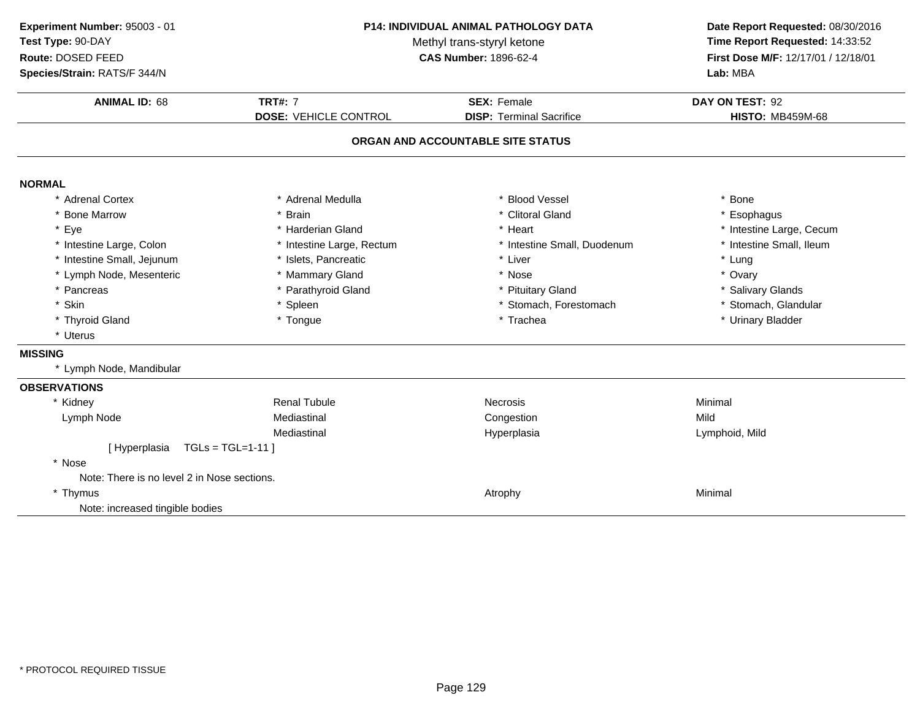**Experiment Number:** 95003 - 01
**Test Type:** 90-DAY
**Route:** DOSED FEED
**Species/Strain:** RATS/F 344/N

**P14: INDIVIDUAL ANIMAL PATHOLOGY DATA**
Methyl trans-styryl ketone
**CAS Number:** 1896-62-4

**Date Report Requested:** 08/30/2016
**Time Report Requested:** 14:33:52
**First Dose M/F:** 12/17/01 / 12/18/01
**Lab:** MBA

| **ANIMAL ID:** 68 | **TRT#:** 7 | **SEX:** Female | **DAY ON TEST:** 92 |
|---|---|---|---|
| | **DOSE:** VEHICLE CONTROL | **DISP:** Terminal Sacrifice | **HISTO:** MB459M-68 |

## ORGAN AND ACCOUNTABLE SITE STATUS

### NORMAL

| | | | |
|---|---|---|---|
| * Adrenal Cortex | * Adrenal Medulla | * Blood Vessel | * Bone |
| * Bone Marrow | * Brain | * Clitoral Gland | * Esophagus |
| * Eye | * Harderian Gland | * Heart | * Intestine Large, Cecum |
| * Intestine Large, Colon | * Intestine Large, Rectum | * Intestine Small, Duodenum | * Intestine Small, Ileum |
| * Intestine Small, Jejunum | * Islets, Pancreatic | * Liver | * Lung |
| * Lymph Node, Mesenteric | * Mammary Gland | * Nose | * Ovary |
| * Pancreas | * Parathyroid Gland | * Pituitary Gland | * Salivary Glands |
| * Skin | * Spleen | * Stomach, Forestomach | * Stomach, Glandular |
| * Thyroid Gland | * Tongue | * Trachea | * Urinary Bladder |
| * Uterus | | | |

### MISSING

* Lymph Node, Mandibular

### OBSERVATIONS

| | | | |
|---|---|---|---|
| * Kidney | Renal Tubule | Necrosis | Minimal |
| Lymph Node | Mediastinal | Congestion | Mild |
| | Mediastinal | Hyperplasia | Lymphoid, Mild |
| [ Hyperplasia TGLs = TGL=1-11 ] | | | |
| * Nose | | | |
| Note: There is no level 2 in Nose sections. | | | |
| * Thymus | | Atrophy | Minimal |
| Note: increased tingible bodies | | | |

* PROTOCOL REQUIRED TISSUE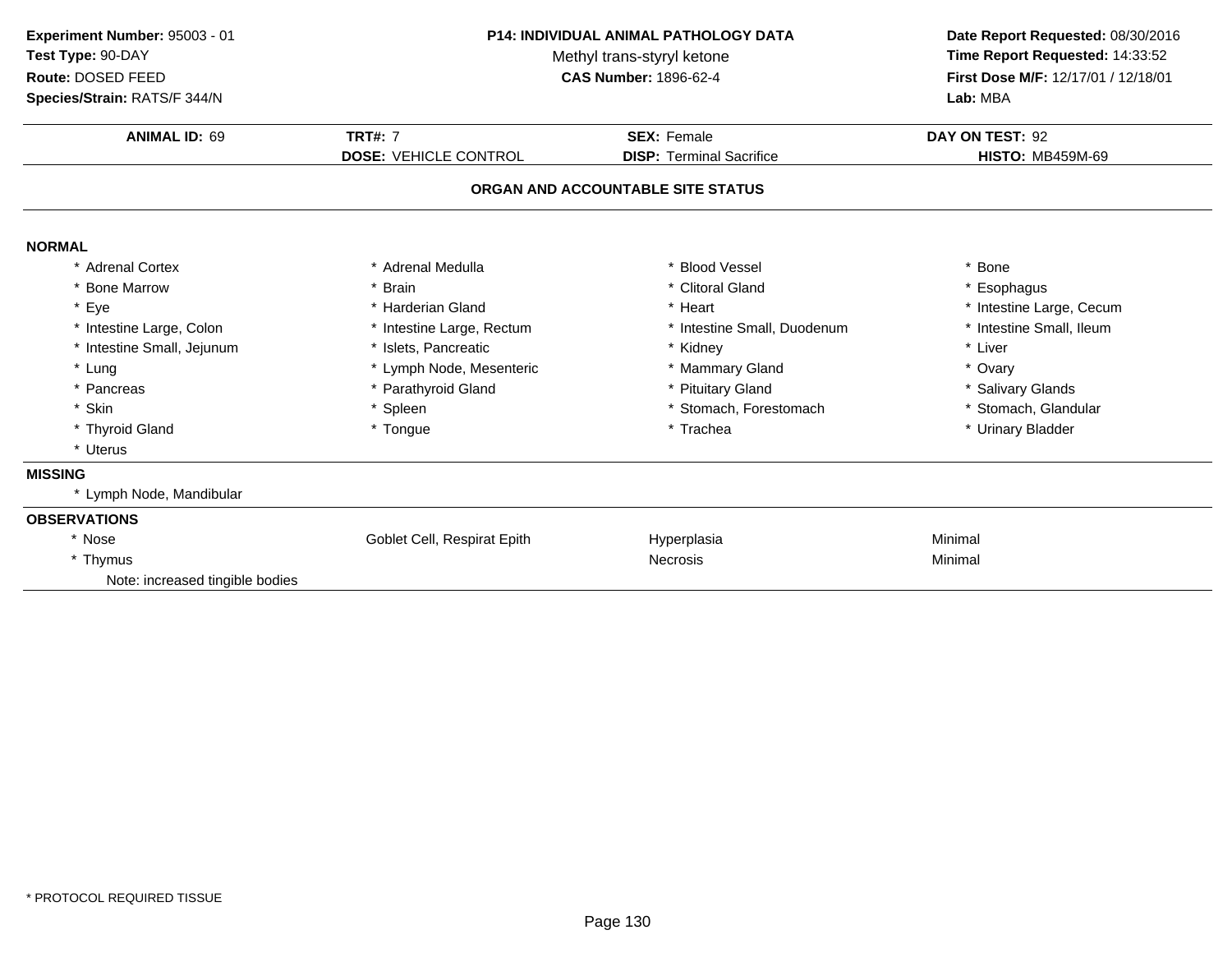**Experiment Number:** 95003 - 01
**Test Type:** 90-DAY
**Route:** DOSED FEED
**Species/Strain:** RATS/F 344/N

**P14: INDIVIDUAL ANIMAL PATHOLOGY DATA**
Methyl trans-styryl ketone
**CAS Number:** 1896-62-4

**Date Report Requested:** 08/30/2016
**Time Report Requested:** 14:33:52
**First Dose M/F:** 12/17/01 / 12/18/01
**Lab:** MBA

| **ANIMAL ID:** 69 | **TRT#:** 7 | **SEX:** Female | **DAY ON TEST:** 92 |
|---|---|---|---|
| | **DOSE:** VEHICLE CONTROL | **DISP:** Terminal Sacrifice | **HISTO:** MB459M-69 |

## ORGAN AND ACCOUNTABLE SITE STATUS

**NORMAL**

| | | | |
|---|---|---|---|
| * Adrenal Cortex | * Adrenal Medulla | * Blood Vessel | * Bone |
| * Bone Marrow | * Brain | * Clitoral Gland | * Esophagus |
| * Eye | * Harderian Gland | * Heart | * Intestine Large, Cecum |
| * Intestine Large, Colon | * Intestine Large, Rectum | * Intestine Small, Duodenum | * Intestine Small, Ileum |
| * Intestine Small, Jejunum | * Islets, Pancreatic | * Kidney | * Liver |
| * Lung | * Lymph Node, Mesenteric | * Mammary Gland | * Ovary |
| * Pancreas | * Parathyroid Gland | * Pituitary Gland | * Salivary Glands |
| * Skin | * Spleen | * Stomach, Forestomach | * Stomach, Glandular |
| * Thyroid Gland | * Tongue | * Trachea | * Urinary Bladder |
| * Uterus | | | |

**MISSING**

* Lymph Node, Mandibular

**OBSERVATIONS**

| | | | |
|---|---|---|---|
| * Nose | Goblet Cell, Respirat Epith | Hyperplasia | Minimal |
| * Thymus | | Necrosis | Minimal |
| Note: increased tingible bodies | | | |

* PROTOCOL REQUIRED TISSUE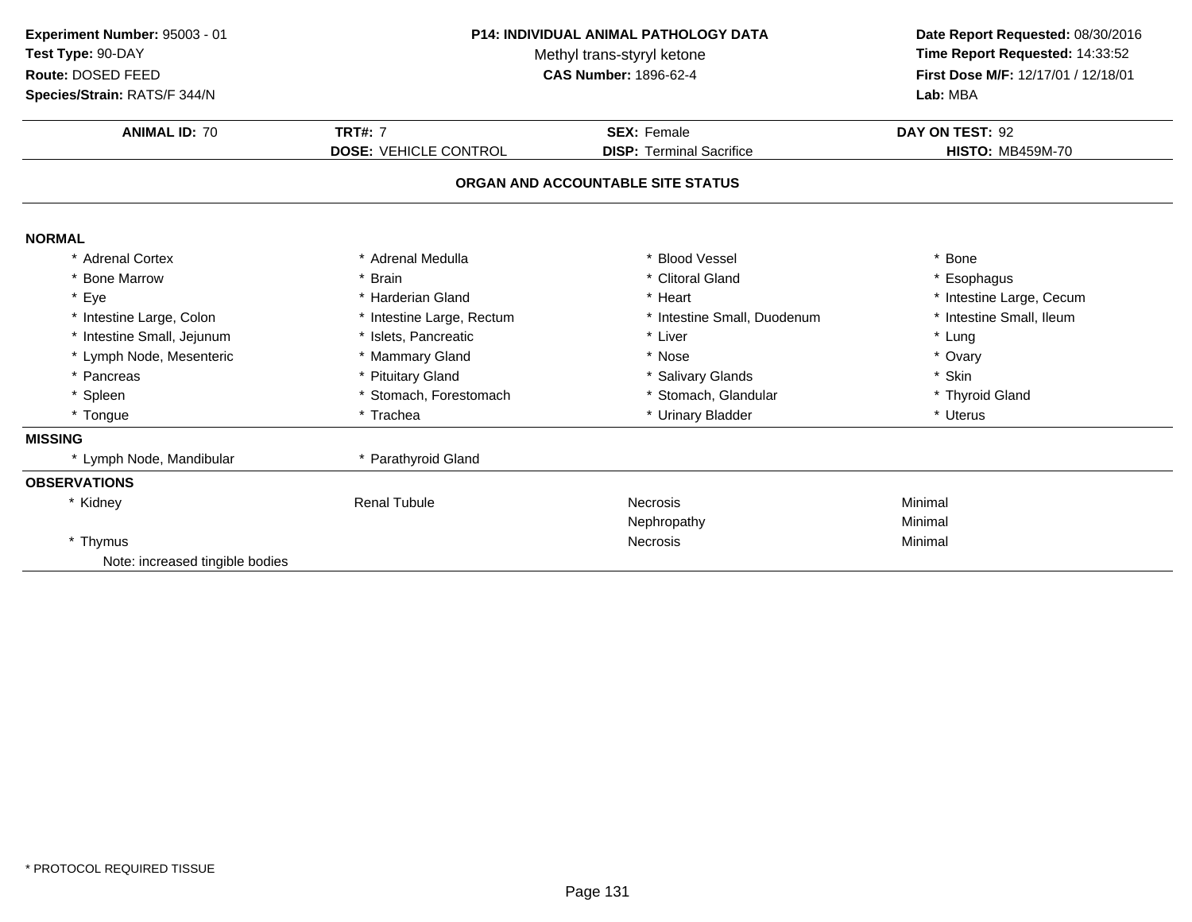**Experiment Number:** 95003 - 01
**Test Type:** 90-DAY
**Route:** DOSED FEED
**Species/Strain:** RATS/F 344/N

**P14: INDIVIDUAL ANIMAL PATHOLOGY DATA**
Methyl trans-styryl ketone
**CAS Number:** 1896-62-4

**Date Report Requested:** 08/30/2016
**Time Report Requested:** 14:33:52
**First Dose M/F:** 12/17/01 / 12/18/01
**Lab:** MBA

| **ANIMAL ID:** 70 | **TRT#:** 7 | **SEX:** Female | **DAY ON TEST:** 92 |
|---|---|---|---|
| | **DOSE:** VEHICLE CONTROL | **DISP:** Terminal Sacrifice | **HISTO:** MB459M-70 |

## ORGAN AND ACCOUNTABLE SITE STATUS

**NORMAL**

| | | | |
|---|---|---|---|
| * Adrenal Cortex | * Adrenal Medulla | * Blood Vessel | * Bone |
| * Bone Marrow | * Brain | * Clitoral Gland | * Esophagus |
| * Eye | * Harderian Gland | * Heart | * Intestine Large, Cecum |
| * Intestine Large, Colon | * Intestine Large, Rectum | * Intestine Small, Duodenum | * Intestine Small, Ileum |
| * Intestine Small, Jejunum | * Islets, Pancreatic | * Liver | * Lung |
| * Lymph Node, Mesenteric | * Mammary Gland | * Nose | * Ovary |
| * Pancreas | * Pituitary Gland | * Salivary Glands | * Skin |
| * Spleen | * Stomach, Forestomach | * Stomach, Glandular | * Thyroid Gland |
| * Tongue | * Trachea | * Urinary Bladder | * Uterus |

**MISSING**

| | |
|---|---|
| * Lymph Node, Mandibular | * Parathyroid Gland |

**OBSERVATIONS**

| | | | |
|---|---|---|---|
| * Kidney | Renal Tubule | Necrosis | Minimal |
| | | Nephropathy | Minimal |
| * Thymus | | Necrosis | Minimal |

Note: increased tingible bodies

* PROTOCOL REQUIRED TISSUE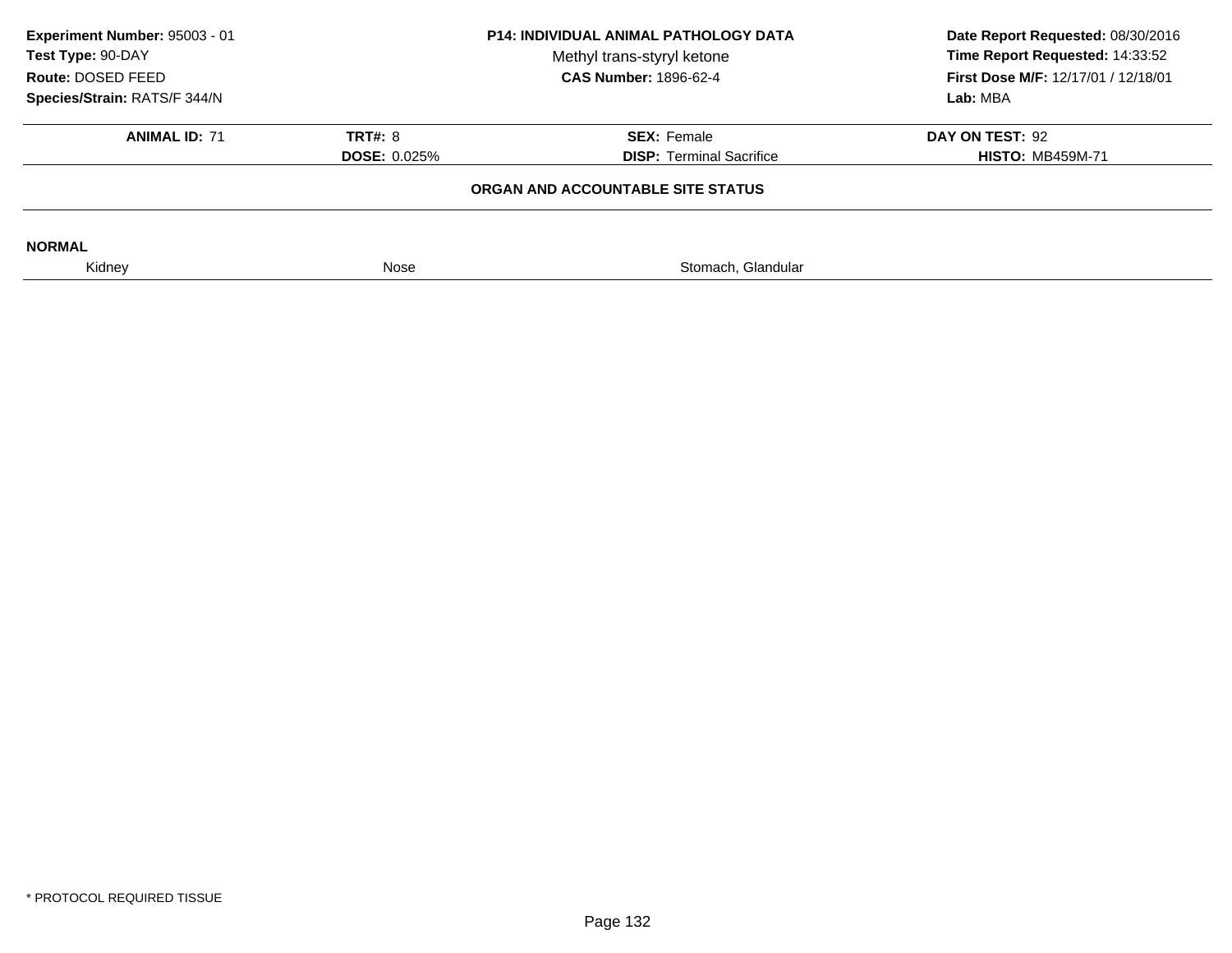**Experiment Number:** 95003 - 01
**Test Type:** 90-DAY
**Route:** DOSED FEED
**Species/Strain:** RATS/F 344/N

**P14: INDIVIDUAL ANIMAL PATHOLOGY DATA**
Methyl trans-styryl ketone
**CAS Number:** 1896-62-4

**Date Report Requested:** 08/30/2016
**Time Report Requested:** 14:33:52
**First Dose M/F:** 12/17/01 / 12/18/01
**Lab:** MBA

| **ANIMAL ID:** 71 | **TRT#:** 8 | **SEX:** Female | **DAY ON TEST:** 92 |
|---|---|---|---|
| | **DOSE:** 0.025% | **DISP:** Terminal Sacrifice | **HISTO:** MB459M-71 |

**ORGAN AND ACCOUNTABLE SITE STATUS**

**NORMAL**

| Kidney | Nose | Stomach, Glandular |
|---|---|---|

\* PROTOCOL REQUIRED TISSUE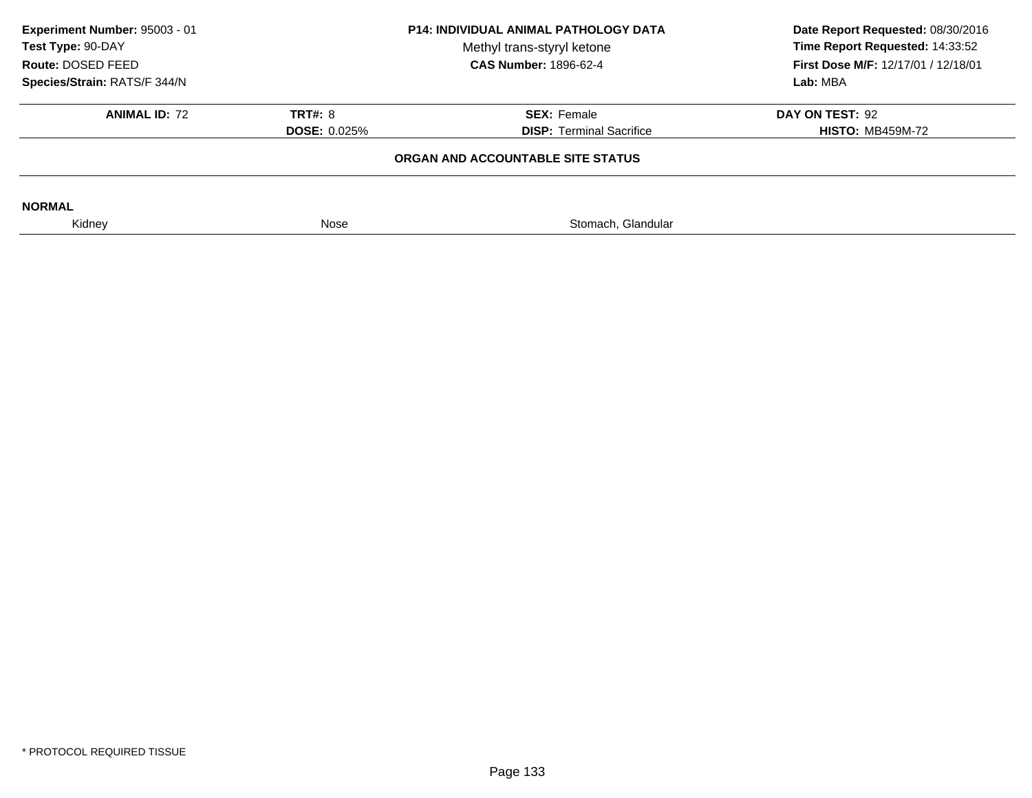**Experiment Number:** 95003 - 01
**Test Type:** 90-DAY
**Route:** DOSED FEED
**Species/Strain:** RATS/F 344/N

**P14: INDIVIDUAL ANIMAL PATHOLOGY DATA**
Methyl trans-styryl ketone
**CAS Number:** 1896-62-4

**Date Report Requested:** 08/30/2016
**Time Report Requested:** 14:33:52
**First Dose M/F:** 12/17/01 / 12/18/01
**Lab:** MBA

| **ANIMAL ID:** 72 | **TRT#:** 8 | **SEX:** Female | **DAY ON TEST:** 92 |
|---|---|---|---|
| | **DOSE:** 0.025% | **DISP:** Terminal Sacrifice | **HISTO:** MB459M-72 |

**ORGAN AND ACCOUNTABLE SITE STATUS**

**NORMAL**

| Kidney | Nose | Stomach, Glandular |
|---|---|---|

\* PROTOCOL REQUIRED TISSUE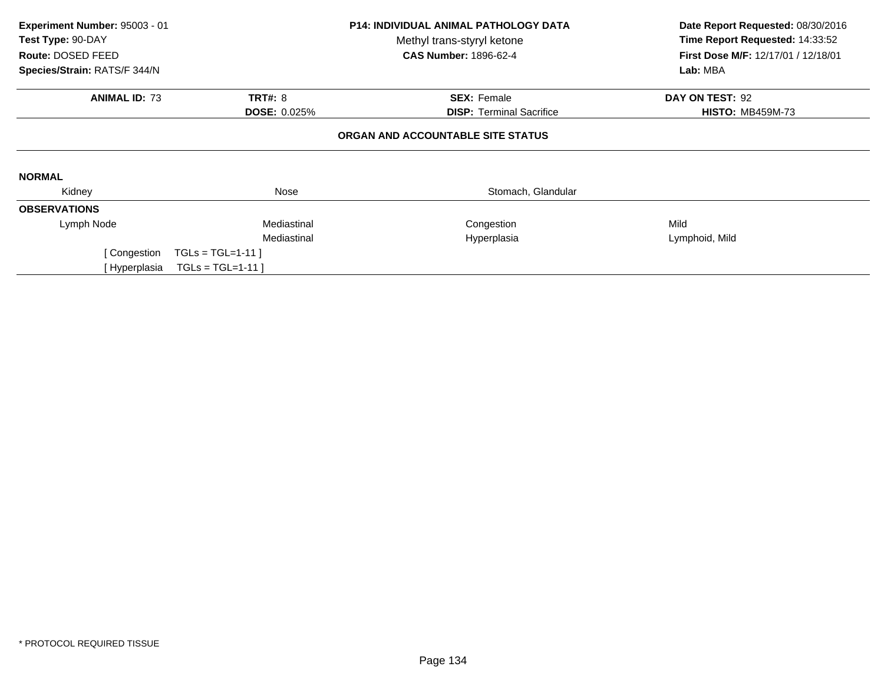**Experiment Number:** 95003 - 01
**Test Type:** 90-DAY
**Route:** DOSED FEED
**Species/Strain:** RATS/F 344/N

**P14: INDIVIDUAL ANIMAL PATHOLOGY DATA**
Methyl trans-styryl ketone
**CAS Number:** 1896-62-4

**Date Report Requested:** 08/30/2016
**Time Report Requested:** 14:33:52
**First Dose M/F:** 12/17/01 / 12/18/01
**Lab:** MBA

| **ANIMAL ID:** 73 | **TRT#:** 8 | **SEX:** Female | **DAY ON TEST:** 92 |
|---|---|---|---|
| | **DOSE:** 0.025% | **DISP:** Terminal Sacrifice | **HISTO:** MB459M-73 |

## ORGAN AND ACCOUNTABLE SITE STATUS

**NORMAL**

| Kidney | Nose | Stomach, Glandular | |
|---|---|---|---|

**OBSERVATIONS**

| | | | |
|---|---|---|---|
| Lymph Node | Mediastinal | Congestion | Mild |
| | Mediastinal | Hyperplasia | Lymphoid, Mild |

[ Congestion TGLs = TGL=1-11 ]
[ Hyperplasia TGLs = TGL=1-11 ]

* PROTOCOL REQUIRED TISSUE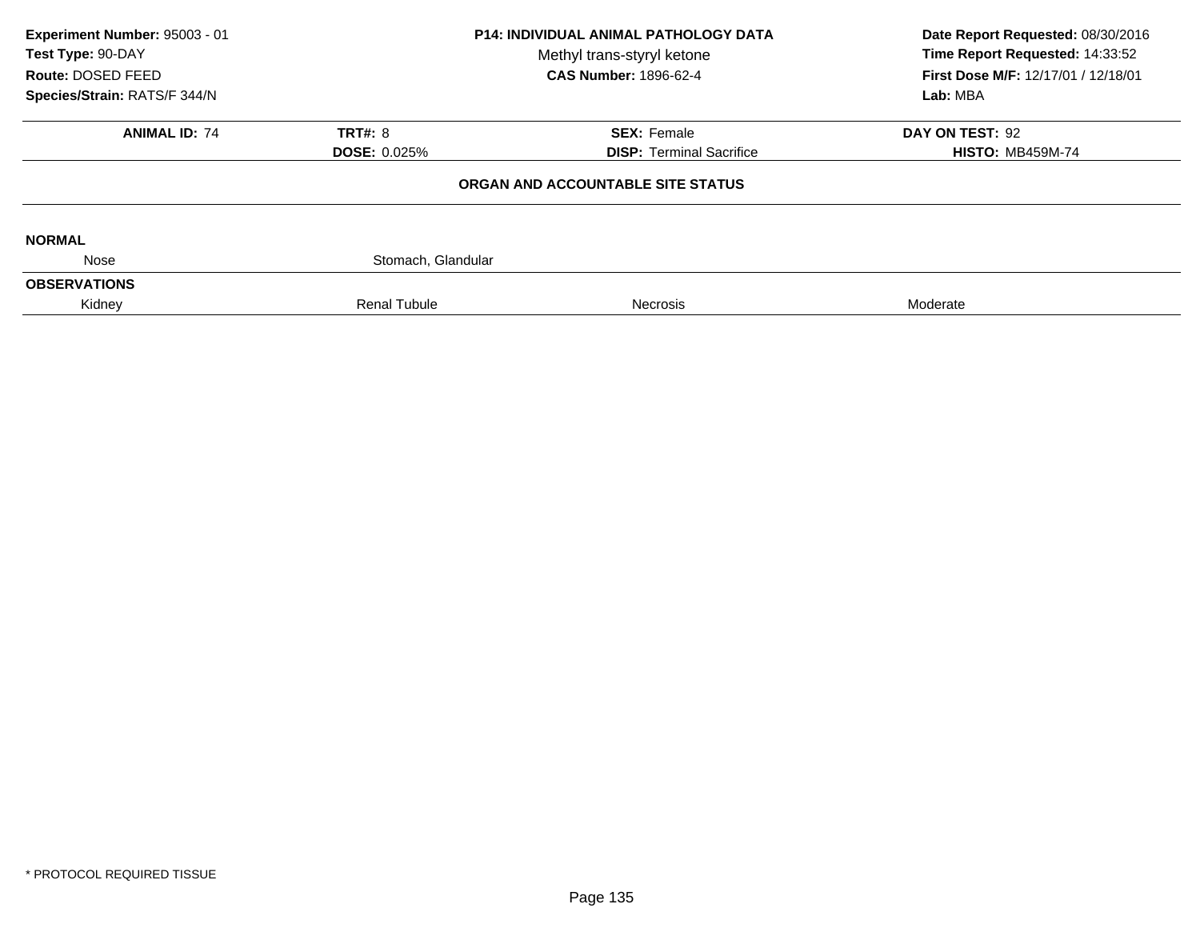**Experiment Number:** 95003 - 01
**Test Type:** 90-DAY
**Route:** DOSED FEED
**Species/Strain:** RATS/F 344/N

**P14: INDIVIDUAL ANIMAL PATHOLOGY DATA**
Methyl trans-styryl ketone
**CAS Number:** 1896-62-4

**Date Report Requested:** 08/30/2016
**Time Report Requested:** 14:33:52
**First Dose M/F:** 12/17/01 / 12/18/01
**Lab:** MBA

| **ANIMAL ID:** 74 | **TRT#:** 8 | **SEX:** Female | **DAY ON TEST:** 92 |
|---|---|---|---|
| | **DOSE:** 0.025% | **DISP:** Terminal Sacrifice | **HISTO:** MB459M-74 |

**ORGAN AND ACCOUNTABLE SITE STATUS**

**NORMAL**

| Nose | Stomach, Glandular | | |
|---|---|---|---|

**OBSERVATIONS**

| Kidney | Renal Tubule | Necrosis | Moderate |
|---|---|---|---|

* PROTOCOL REQUIRED TISSUE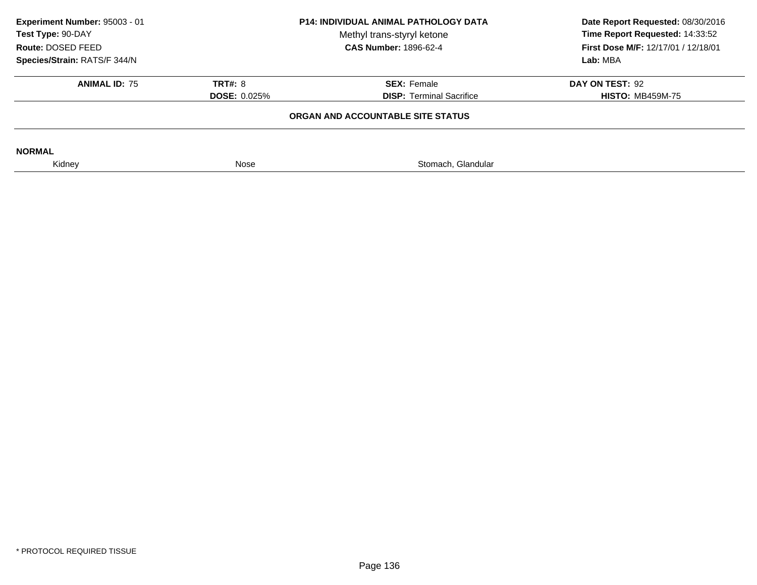**Experiment Number:** 95003 - 01
**Test Type:** 90-DAY
**Route:** DOSED FEED
**Species/Strain:** RATS/F 344/N

**P14: INDIVIDUAL ANIMAL PATHOLOGY DATA**
Methyl trans-styryl ketone
**CAS Number:** 1896-62-4

**Date Report Requested:** 08/30/2016
**Time Report Requested:** 14:33:52
**First Dose M/F:** 12/17/01 / 12/18/01
**Lab:** MBA

| **ANIMAL ID:** 75 | **TRT#:** 8 | **SEX:** Female | **DAY ON TEST:** 92 |
|---|---|---|---|
| | **DOSE:** 0.025% | **DISP:** Terminal Sacrifice | **HISTO:** MB459M-75 |

**ORGAN AND ACCOUNTABLE SITE STATUS**

**NORMAL**

| Kidney | Nose | Stomach, Glandular |
|---|---|---|

* PROTOCOL REQUIRED TISSUE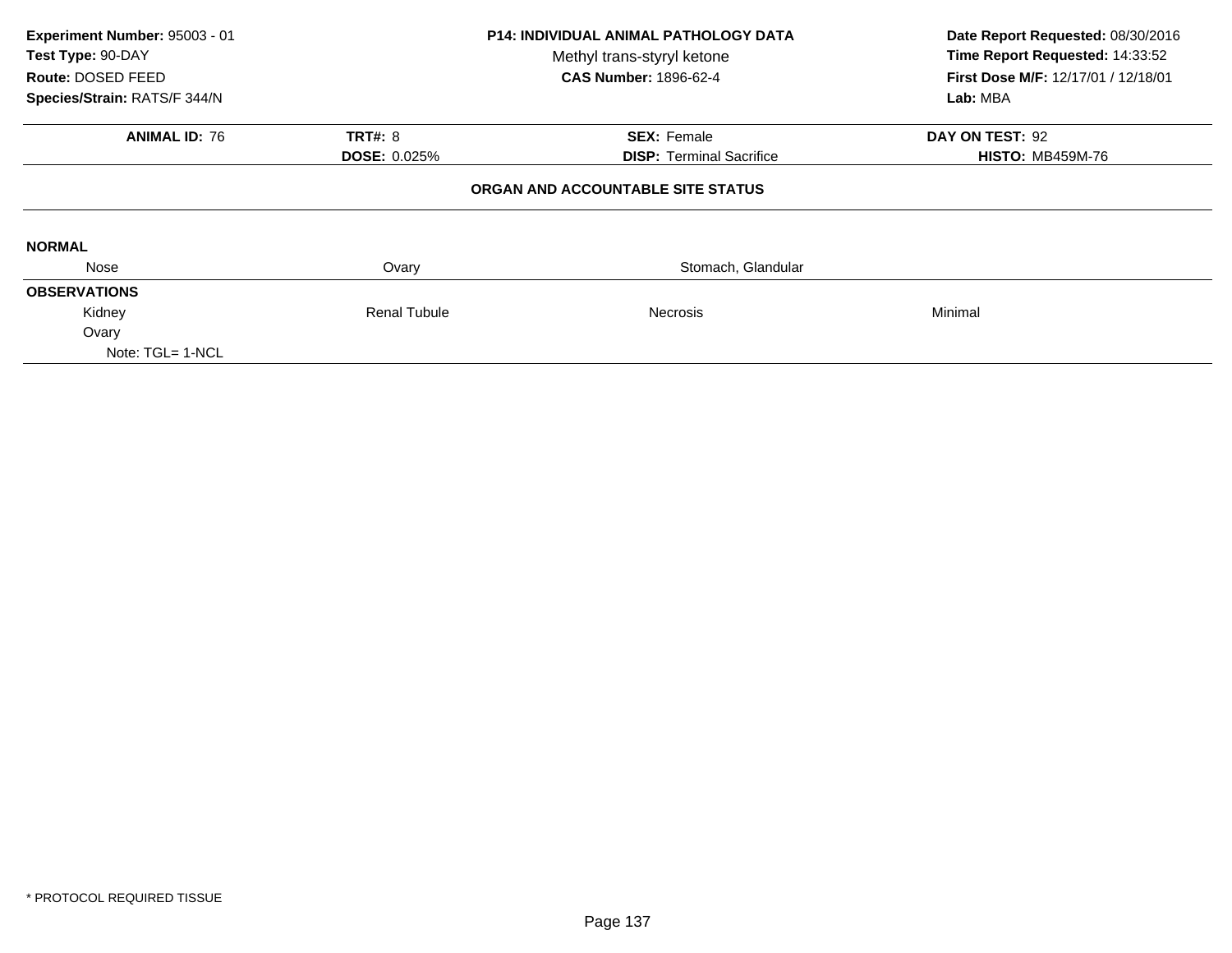**Experiment Number:** 95003 - 01
**Test Type:** 90-DAY
**Route:** DOSED FEED
**Species/Strain:** RATS/F 344/N

**P14: INDIVIDUAL ANIMAL PATHOLOGY DATA**
Methyl trans-styryl ketone
**CAS Number:** 1896-62-4

**Date Report Requested:** 08/30/2016
**Time Report Requested:** 14:33:52
**First Dose M/F:** 12/17/01 / 12/18/01
**Lab:** MBA

| **ANIMAL ID:** 76 | **TRT#:** 8 | **SEX:** Female | **DAY ON TEST:** 92 |
|---|---|---|---|
| | **DOSE:** 0.025% | **DISP:** Terminal Sacrifice | **HISTO:** MB459M-76 |

**ORGAN AND ACCOUNTABLE SITE STATUS**

**NORMAL**

| Nose | Ovary | Stomach, Glandular | |
|---|---|---|---|

**OBSERVATIONS**

| | | | |
|---|---|---|---|
| Kidney | Renal Tubule | Necrosis | Minimal |
| Ovary | | | |
| Note: TGL= 1-NCL | | | |

* PROTOCOL REQUIRED TISSUE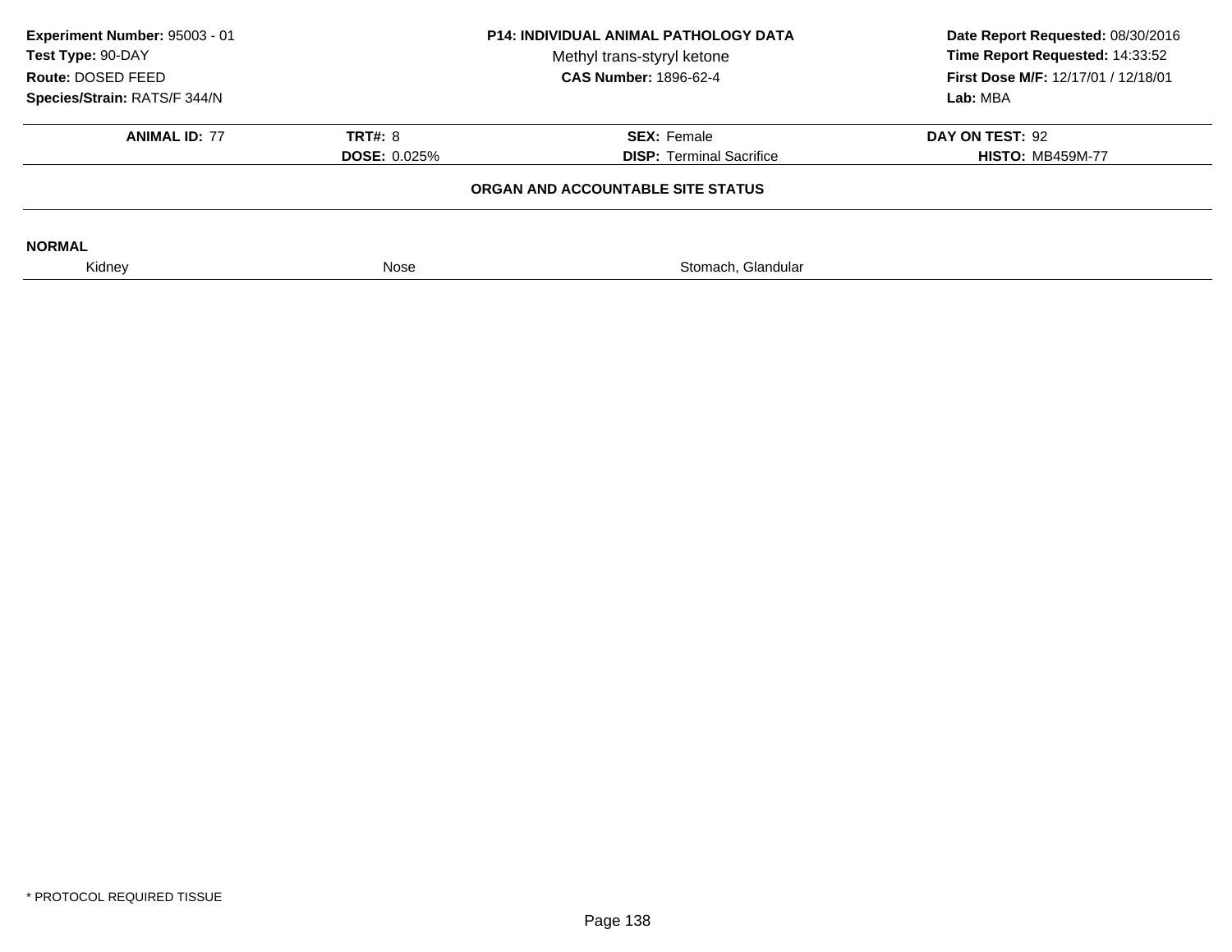**Experiment Number:** 95003 - 01
**Test Type:** 90-DAY
**Route:** DOSED FEED
**Species/Strain:** RATS/F 344/N

**P14: INDIVIDUAL ANIMAL PATHOLOGY DATA**
Methyl trans-styryl ketone
**CAS Number:** 1896-62-4

**Date Report Requested:** 08/30/2016
**Time Report Requested:** 14:33:52
**First Dose M/F:** 12/17/01 / 12/18/01
**Lab:** MBA

| **ANIMAL ID:** 77 | **TRT#:** 8 | **SEX:** Female | **DAY ON TEST:** 92 |
|---|---|---|---|
| | **DOSE:** 0.025% | **DISP:** Terminal Sacrifice | **HISTO:** MB459M-77 |

**ORGAN AND ACCOUNTABLE SITE STATUS**

**NORMAL**

| Kidney | Nose | Stomach, Glandular |
|---|---|---|

\* PROTOCOL REQUIRED TISSUE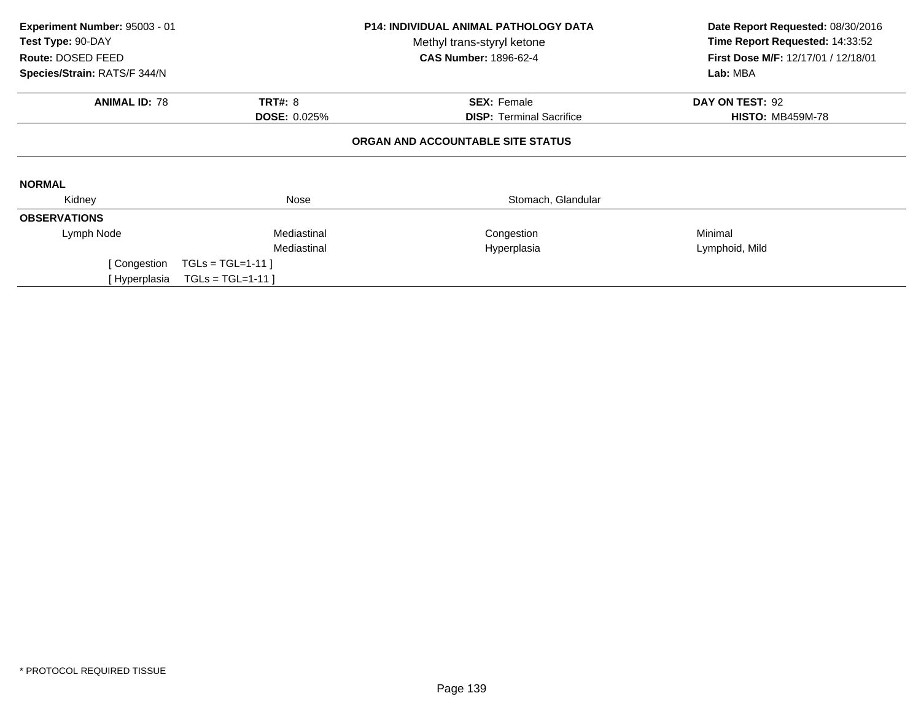**Experiment Number:** 95003 - 01
**Test Type:** 90-DAY
**Route:** DOSED FEED
**Species/Strain:** RATS/F 344/N

**P14: INDIVIDUAL ANIMAL PATHOLOGY DATA**
Methyl trans-styryl ketone
**CAS Number:** 1896-62-4

**Date Report Requested:** 08/30/2016
**Time Report Requested:** 14:33:52
**First Dose M/F:** 12/17/01 / 12/18/01
**Lab:** MBA

| **ANIMAL ID:** 78 | **TRT#:** 8 | **SEX:** Female | **DAY ON TEST:** 92 |
|---|---|---|---|
| | **DOSE:** 0.025% | **DISP:** Terminal Sacrifice | **HISTO:** MB459M-78 |

**ORGAN AND ACCOUNTABLE SITE STATUS**

**NORMAL**

| Kidney | Nose | Stomach, Glandular | |
|---|---|---|---|

**OBSERVATIONS**

| Lymph Node | Mediastinal | Congestion | Minimal |
|---|---|---|---|
| | Mediastinal | Hyperplasia | Lymphoid, Mild |

[ Congestion TGLs = TGL=1-11 ]
[ Hyperplasia TGLs = TGL=1-11 ]

* PROTOCOL REQUIRED TISSUE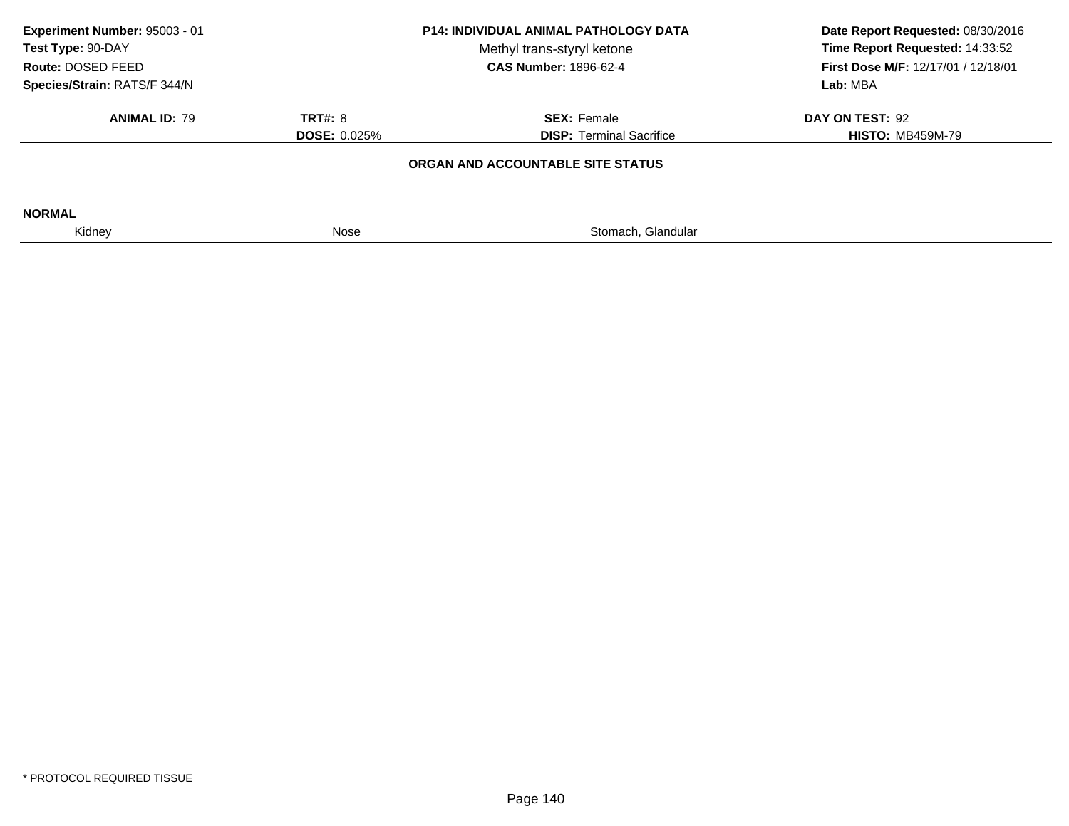**Experiment Number:** 95003 - 01
**Test Type:** 90-DAY
**Route:** DOSED FEED
**Species/Strain:** RATS/F 344/N

**P14: INDIVIDUAL ANIMAL PATHOLOGY DATA**
Methyl trans-styryl ketone
**CAS Number:** 1896-62-4

**Date Report Requested:** 08/30/2016
**Time Report Requested:** 14:33:52
**First Dose M/F:** 12/17/01 / 12/18/01
**Lab:** MBA

| **ANIMAL ID:** 79 | **TRT#:** 8 | **SEX:** Female | **DAY ON TEST:** 92 |
|---|---|---|---|
| | **DOSE:** 0.025% | **DISP:** Terminal Sacrifice | **HISTO:** MB459M-79 |

**ORGAN AND ACCOUNTABLE SITE STATUS**

**NORMAL**

| Kidney | Nose | Stomach, Glandular |
|---|---|---|

* PROTOCOL REQUIRED TISSUE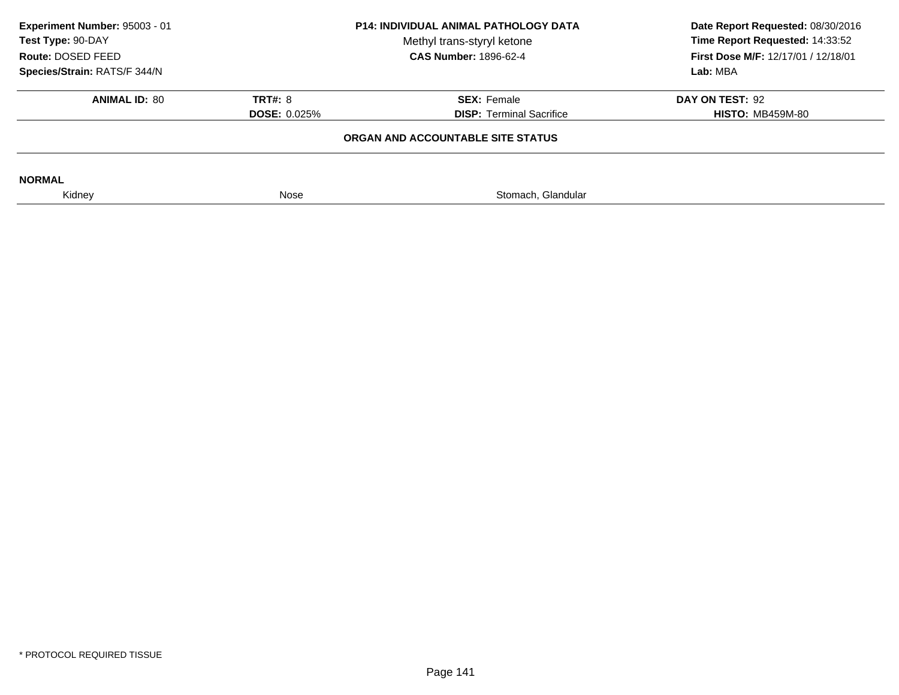**Experiment Number:** 95003 - 01
**Test Type:** 90-DAY
**Route:** DOSED FEED
**Species/Strain:** RATS/F 344/N

**P14: INDIVIDUAL ANIMAL PATHOLOGY DATA**
Methyl trans-styryl ketone
**CAS Number:** 1896-62-4

**Date Report Requested:** 08/30/2016
**Time Report Requested:** 14:33:52
**First Dose M/F:** 12/17/01 / 12/18/01
**Lab:** MBA

| **ANIMAL ID:** 80 | **TRT#:** 8 | **SEX:** Female | **DAY ON TEST:** 92 |
|---|---|---|---|
| | **DOSE:** 0.025% | **DISP:** Terminal Sacrifice | **HISTO:** MB459M-80 |

**ORGAN AND ACCOUNTABLE SITE STATUS**

**NORMAL**

| Kidney | Nose | Stomach, Glandular |
|---|---|---|

* PROTOCOL REQUIRED TISSUE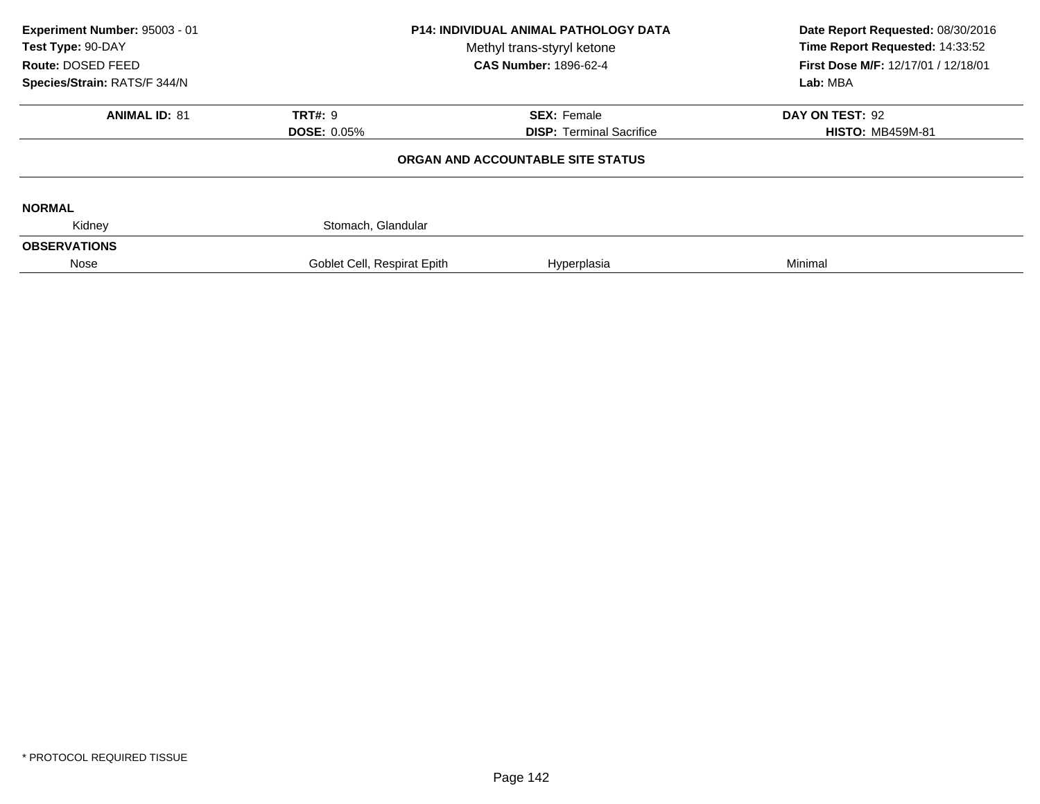**Experiment Number:** 95003 - 01
**Test Type:** 90-DAY
**Route:** DOSED FEED
**Species/Strain:** RATS/F 344/N

**P14: INDIVIDUAL ANIMAL PATHOLOGY DATA**
Methyl trans-styryl ketone
**CAS Number:** 1896-62-4

**Date Report Requested:** 08/30/2016
**Time Report Requested:** 14:33:52
**First Dose M/F:** 12/17/01 / 12/18/01
**Lab:** MBA

| **ANIMAL ID:** 81 | **TRT#:** 9 | **SEX:** Female | **DAY ON TEST:** 92 |
|---|---|---|---|
| | **DOSE:** 0.05% | **DISP:** Terminal Sacrifice | **HISTO:** MB459M-81 |

**ORGAN AND ACCOUNTABLE SITE STATUS**

**NORMAL**

| Kidney | Stomach, Glandular | | |
|---|---|---|---|

**OBSERVATIONS**

| Nose | Goblet Cell, Respirat Epith | Hyperplasia | Minimal |
|---|---|---|---|

* PROTOCOL REQUIRED TISSUE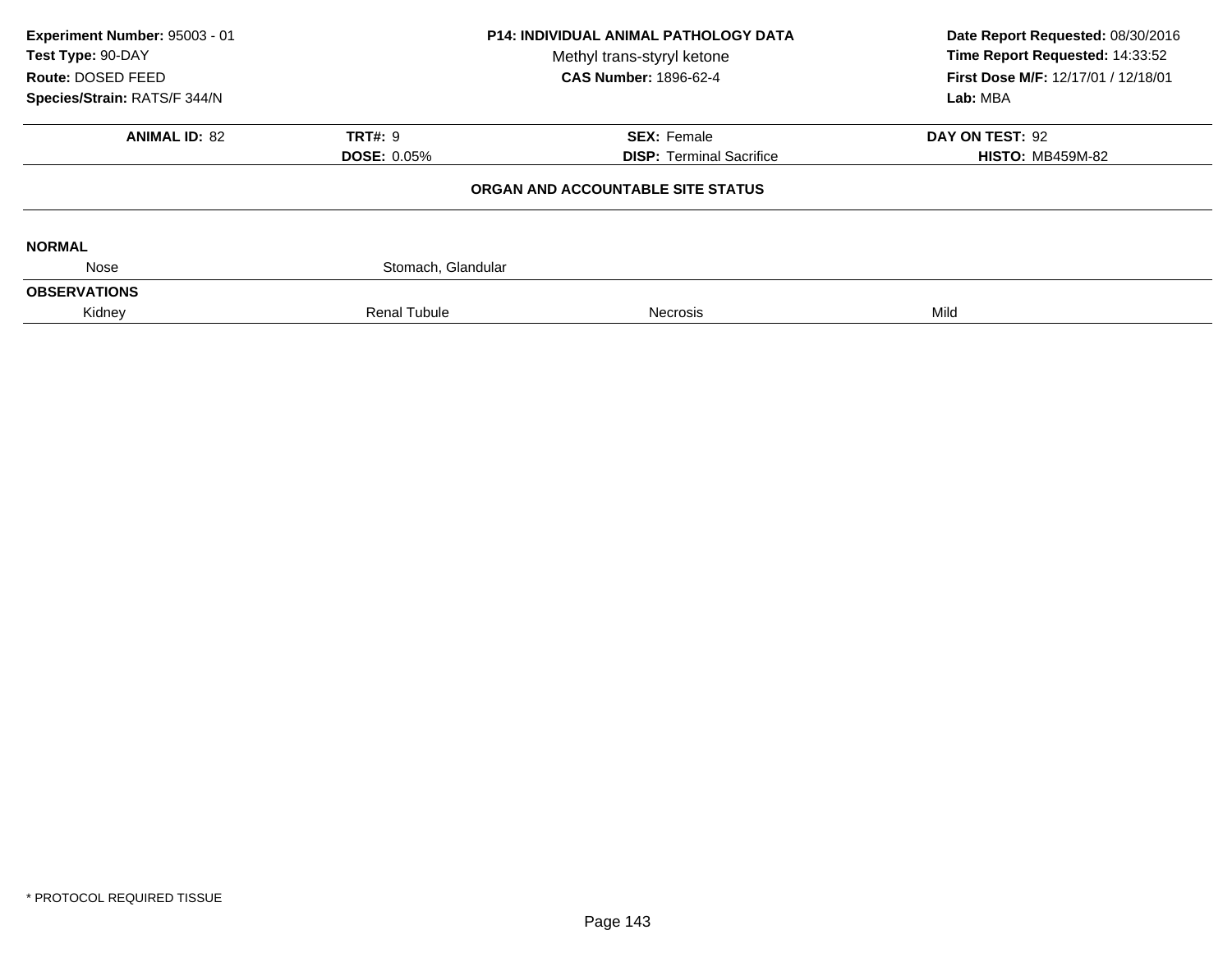**Experiment Number:** 95003 - 01
**Test Type:** 90-DAY
**Route:** DOSED FEED
**Species/Strain:** RATS/F 344/N

**P14: INDIVIDUAL ANIMAL PATHOLOGY DATA**
Methyl trans-styryl ketone
**CAS Number:** 1896-62-4

**Date Report Requested:** 08/30/2016
**Time Report Requested:** 14:33:52
**First Dose M/F:** 12/17/01 / 12/18/01
**Lab:** MBA

| **ANIMAL ID:** 82 | **TRT#:** 9 | **SEX:** Female | **DAY ON TEST:** 92 |
|---|---|---|---|
| | **DOSE:** 0.05% | **DISP:** Terminal Sacrifice | **HISTO:** MB459M-82 |

## ORGAN AND ACCOUNTABLE SITE STATUS

**NORMAL**

| Nose | Stomach, Glandular | | |
|---|---|---|---|

**OBSERVATIONS**

| Kidney | Renal Tubule | Necrosis | Mild |
|---|---|---|---|

* PROTOCOL REQUIRED TISSUE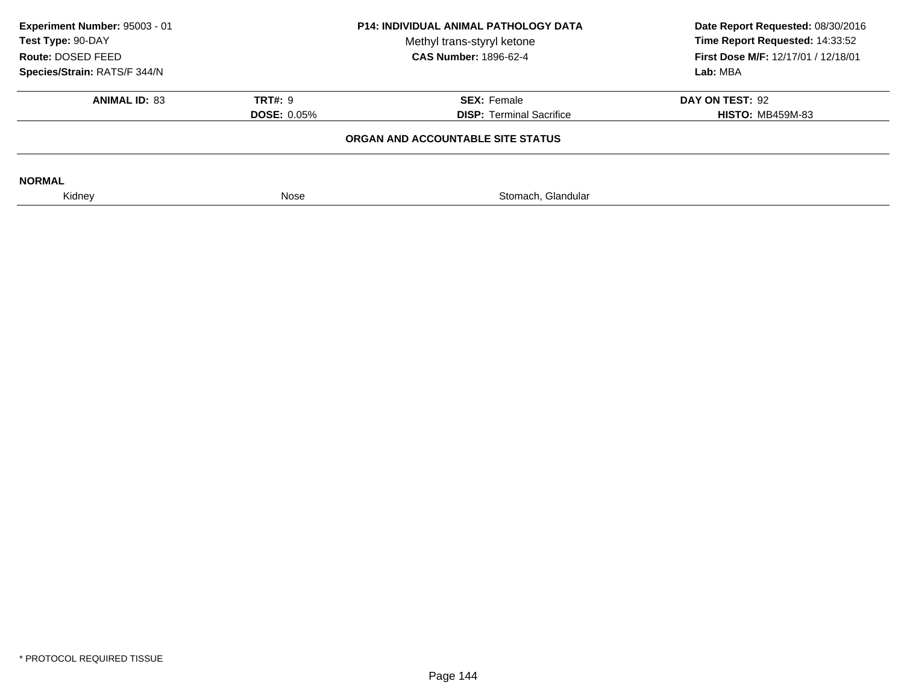**Experiment Number:** 95003 - 01
**Test Type:** 90-DAY
**Route:** DOSED FEED
**Species/Strain:** RATS/F 344/N

**P14: INDIVIDUAL ANIMAL PATHOLOGY DATA**
Methyl trans-styryl ketone
**CAS Number:** 1896-62-4

**Date Report Requested:** 08/30/2016
**Time Report Requested:** 14:33:52
**First Dose M/F:** 12/17/01 / 12/18/01
**Lab:** MBA

| **ANIMAL ID:** 83 | **TRT#:** 9 | **SEX:** Female | **DAY ON TEST:** 92 |
|---|---|---|---|
| | **DOSE:** 0.05% | **DISP:** Terminal Sacrifice | **HISTO:** MB459M-83 |

**ORGAN AND ACCOUNTABLE SITE STATUS**

**NORMAL**

| Kidney | Nose | Stomach, Glandular |
|---|---|---|

* PROTOCOL REQUIRED TISSUE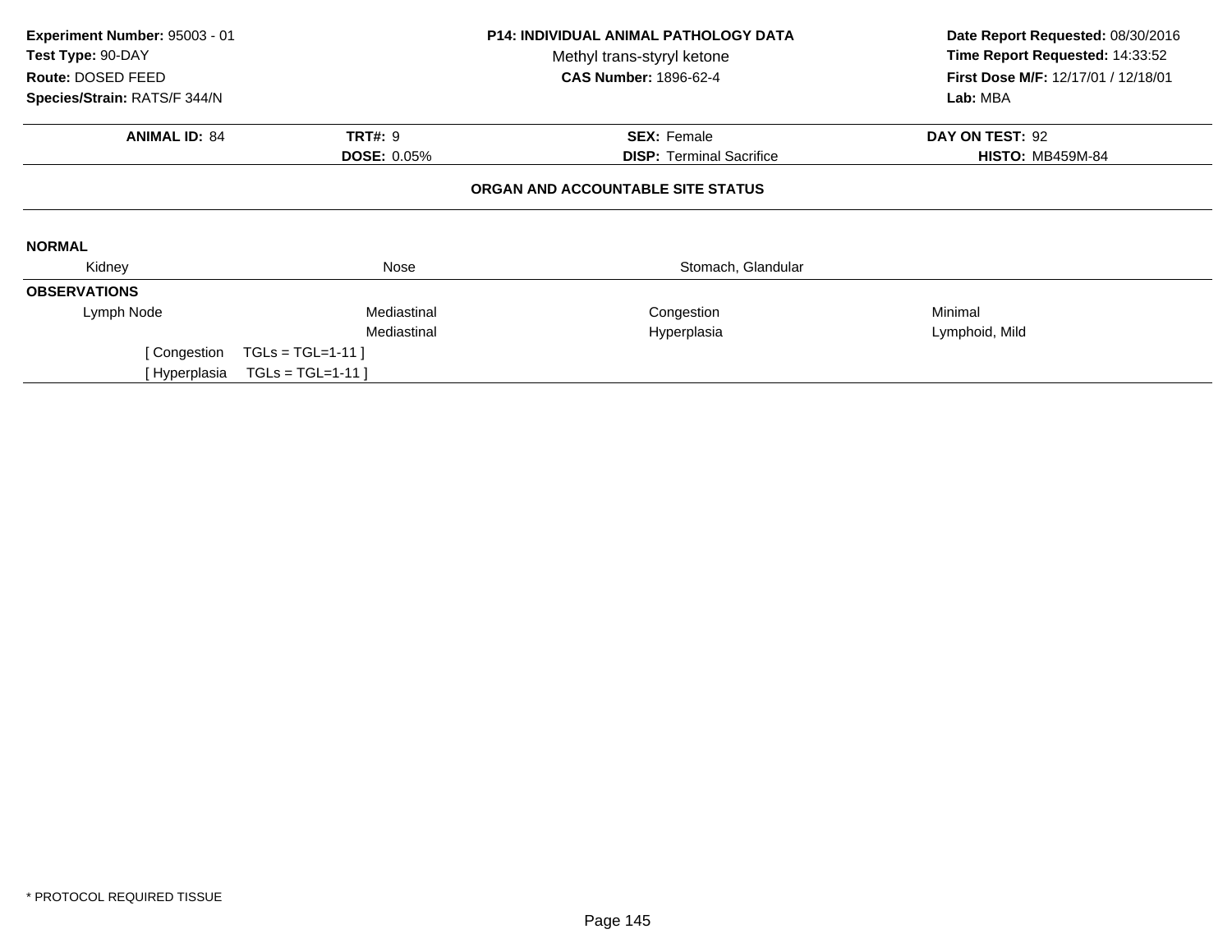**Experiment Number:** 95003 - 01
**Test Type:** 90-DAY
**Route:** DOSED FEED
**Species/Strain:** RATS/F 344/N

**P14: INDIVIDUAL ANIMAL PATHOLOGY DATA**
Methyl trans-styryl ketone
**CAS Number:** 1896-62-4

**Date Report Requested:** 08/30/2016
**Time Report Requested:** 14:33:52
**First Dose M/F:** 12/17/01 / 12/18/01
**Lab:** MBA

| **ANIMAL ID:** 84 | **TRT#:** 9 | **SEX:** Female | **DAY ON TEST:** 92 |
|---|---|---|---|
| | **DOSE:** 0.05% | **DISP:** Terminal Sacrifice | **HISTO:** MB459M-84 |

**ORGAN AND ACCOUNTABLE SITE STATUS**

**NORMAL**

| Kidney | Nose | Stomach, Glandular | |
|---|---|---|---|

**OBSERVATIONS**

| | | | |
|---|---|---|---|
| Lymph Node | Mediastinal | Congestion | Minimal |
| | Mediastinal | Hyperplasia | Lymphoid, Mild |

[ Congestion TGLs = TGL=1-11 ]
[ Hyperplasia TGLs = TGL=1-11 ]

* PROTOCOL REQUIRED TISSUE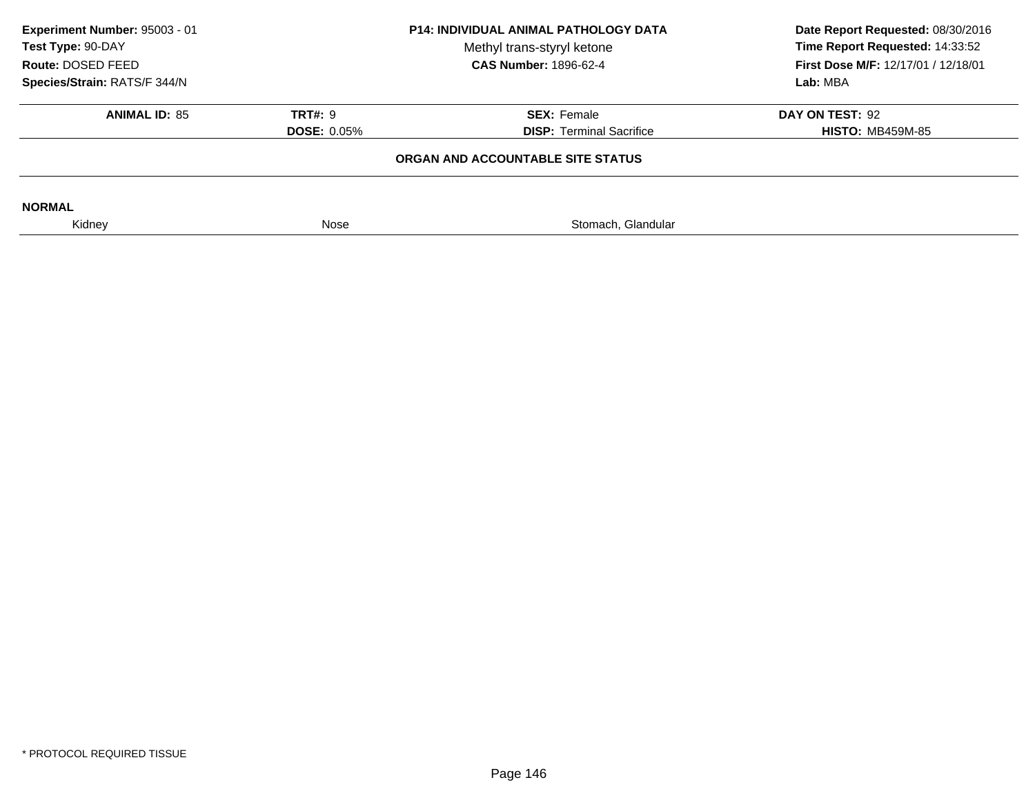**Experiment Number:** 95003 - 01
**Test Type:** 90-DAY
**Route:** DOSED FEED
**Species/Strain:** RATS/F 344/N

**P14: INDIVIDUAL ANIMAL PATHOLOGY DATA**
Methyl trans-styryl ketone
**CAS Number:** 1896-62-4

**Date Report Requested:** 08/30/2016
**Time Report Requested:** 14:33:52
**First Dose M/F:** 12/17/01 / 12/18/01
**Lab:** MBA

| **ANIMAL ID:** 85 | **TRT#:** 9 | **SEX:** Female | **DAY ON TEST:** 92 |
|---|---|---|---|
| | **DOSE:** 0.05% | **DISP:** Terminal Sacrifice | **HISTO:** MB459M-85 |

**ORGAN AND ACCOUNTABLE SITE STATUS**

**NORMAL**

| Kidney | Nose | Stomach, Glandular |
|---|---|---|

* PROTOCOL REQUIRED TISSUE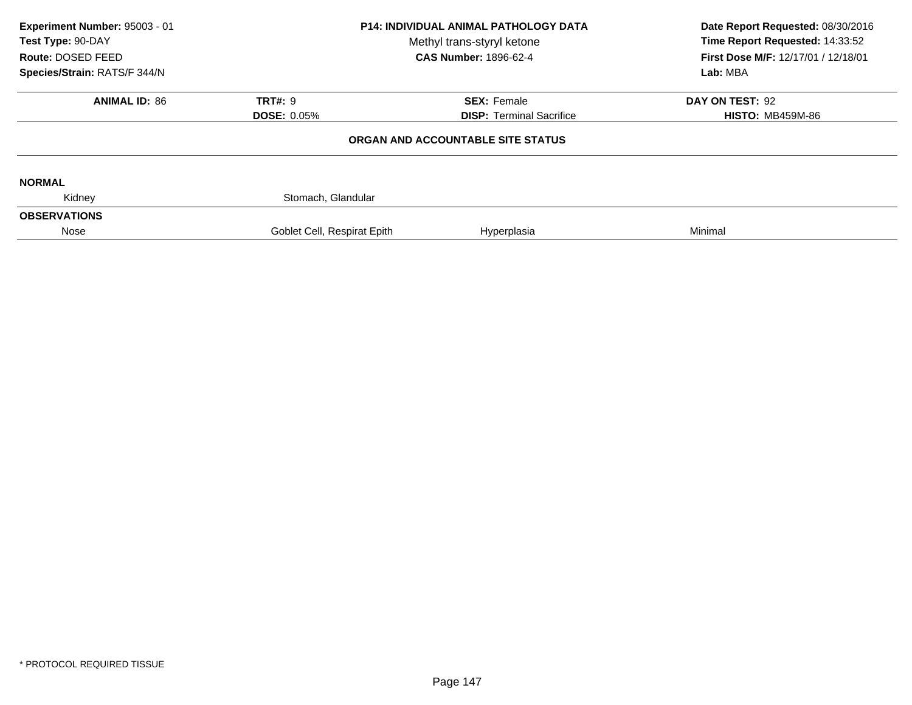**Experiment Number:** 95003 - 01
**Test Type:** 90-DAY
**Route:** DOSED FEED
**Species/Strain:** RATS/F 344/N

**P14: INDIVIDUAL ANIMAL PATHOLOGY DATA**
Methyl trans-styryl ketone
**CAS Number:** 1896-62-4

**Date Report Requested:** 08/30/2016
**Time Report Requested:** 14:33:52
**First Dose M/F:** 12/17/01 / 12/18/01
**Lab:** MBA

| **ANIMAL ID:** 86 | **TRT#:** 9 | **SEX:** Female | **DAY ON TEST:** 92 |
|---|---|---|---|
| | **DOSE:** 0.05% | **DISP:** Terminal Sacrifice | **HISTO:** MB459M-86 |

## ORGAN AND ACCOUNTABLE SITE STATUS

**NORMAL**

| | | | |
|---|---|---|---|
| Kidney | Stomach, Glandular | | |

**OBSERVATIONS**

| | | | |
|---|---|---|---|
| Nose | Goblet Cell, Respirat Epith | Hyperplasia | Minimal |

\* PROTOCOL REQUIRED TISSUE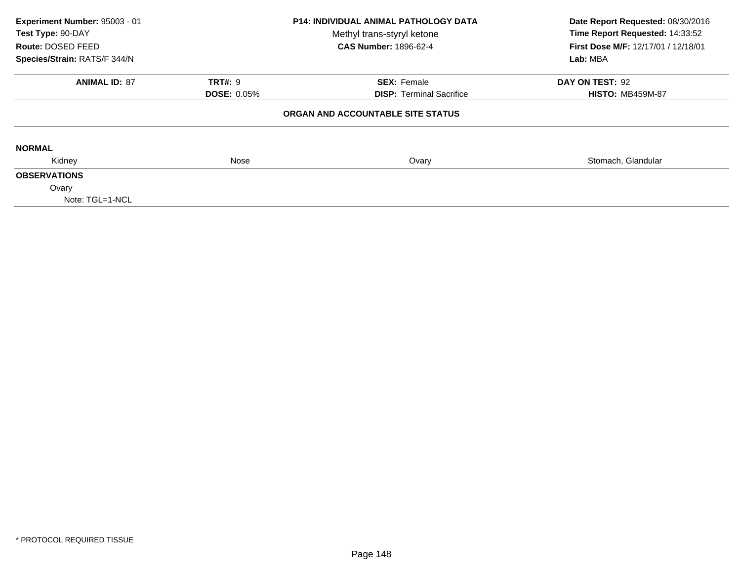**Experiment Number:** 95003 - 01
**Test Type:** 90-DAY
**Route:** DOSED FEED
**Species/Strain:** RATS/F 344/N

**P14: INDIVIDUAL ANIMAL PATHOLOGY DATA**
Methyl trans-styryl ketone
**CAS Number:** 1896-62-4

**Date Report Requested:** 08/30/2016
**Time Report Requested:** 14:33:52
**First Dose M/F:** 12/17/01 / 12/18/01
**Lab:** MBA

| **ANIMAL ID:** 87 | **TRT#:** 9 | **SEX:** Female | **DAY ON TEST:** 92 |
|---|---|---|---|
| | **DOSE:** 0.05% | **DISP:** Terminal Sacrifice | **HISTO:** MB459M-87 |

**ORGAN AND ACCOUNTABLE SITE STATUS**

**NORMAL**

| Kidney | Nose | Ovary | Stomach, Glandular |
|---|---|---|---|

**OBSERVATIONS**

Ovary
Note: TGL=1-NCL

* PROTOCOL REQUIRED TISSUE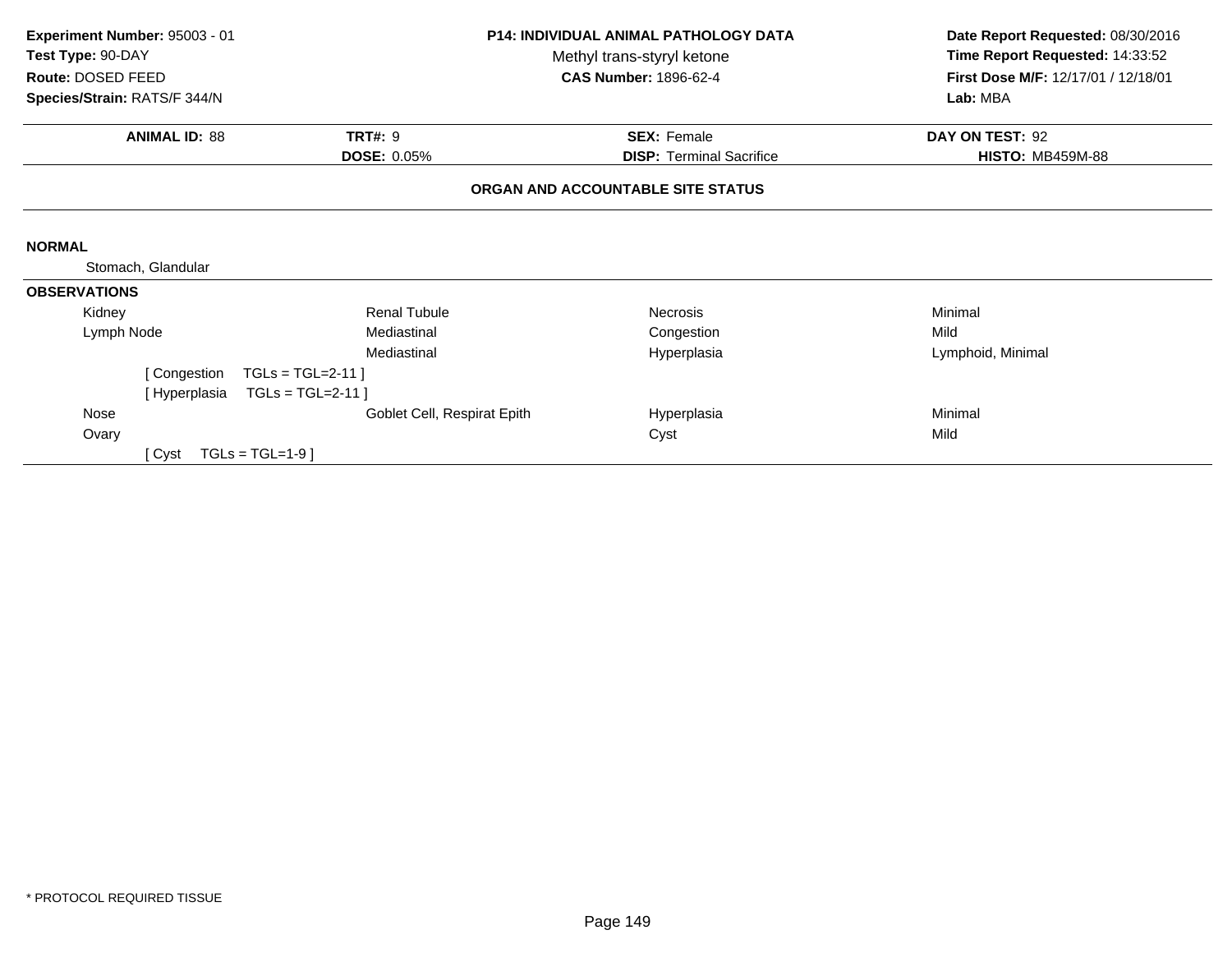**Experiment Number:** 95003 - 01
**Test Type:** 90-DAY
**Route:** DOSED FEED
**Species/Strain:** RATS/F 344/N

**P14: INDIVIDUAL ANIMAL PATHOLOGY DATA**
Methyl trans-styryl ketone
**CAS Number:** 1896-62-4

**Date Report Requested:** 08/30/2016
**Time Report Requested:** 14:33:52
**First Dose M/F:** 12/17/01 / 12/18/01
**Lab:** MBA

| **ANIMAL ID:** 88 | **TRT#:** 9 | **SEX:** Female | **DAY ON TEST:** 92 |
|---|---|---|---|
| | **DOSE:** 0.05% | **DISP:** Terminal Sacrifice | **HISTO:** MB459M-88 |

**ORGAN AND ACCOUNTABLE SITE STATUS**

**NORMAL**

Stomach, Glandular

**OBSERVATIONS**

| Organ | Site | Observation | Severity |
|---|---|---|---|
| Kidney | Renal Tubule | Necrosis | Minimal |
| Lymph Node | Mediastinal | Congestion | Mild |
| | Mediastinal | Hyperplasia | Lymphoid, Minimal |
| [ Congestion TGLs = TGL=2-11 ] | | | |
| [ Hyperplasia TGLs = TGL=2-11 ] | | | |
| Nose | Goblet Cell, Respirat Epith | Hyperplasia | Minimal |
| Ovary | | Cyst | Mild |
| [ Cyst TGLs = TGL=1-9 ] | | | |

* PROTOCOL REQUIRED TISSUE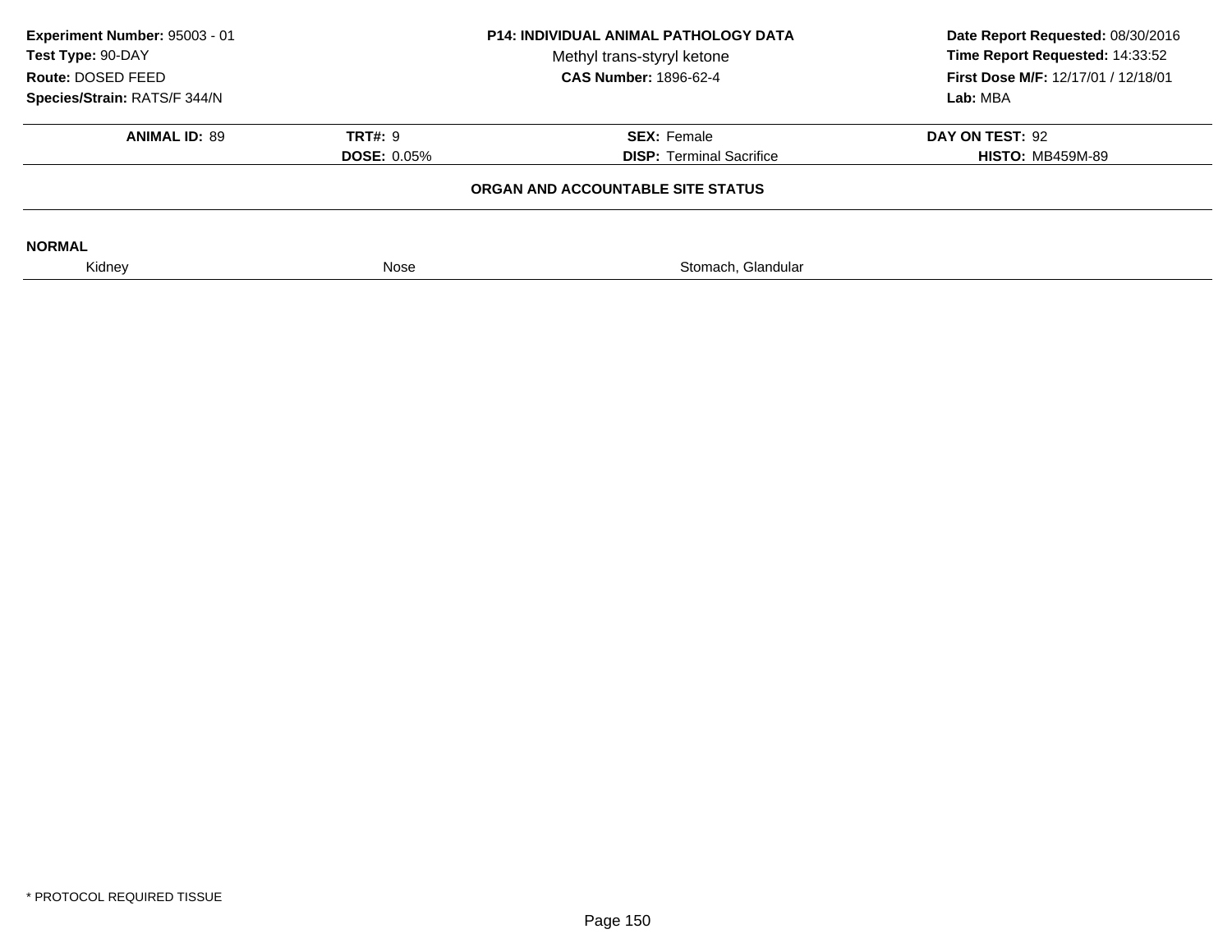**Experiment Number:** 95003 - 01
**Test Type:** 90-DAY
**Route:** DOSED FEED
**Species/Strain:** RATS/F 344/N

**P14: INDIVIDUAL ANIMAL PATHOLOGY DATA**
Methyl trans-styryl ketone
**CAS Number:** 1896-62-4

**Date Report Requested:** 08/30/2016
**Time Report Requested:** 14:33:52
**First Dose M/F:** 12/17/01 / 12/18/01
**Lab:** MBA

| **ANIMAL ID:** 89 | **TRT#:** 9 | **SEX:** Female | **DAY ON TEST:** 92 |
|---|---|---|---|
| | **DOSE:** 0.05% | **DISP:** Terminal Sacrifice | **HISTO:** MB459M-89 |

### ORGAN AND ACCOUNTABLE SITE STATUS

**NORMAL**

| Kidney | Nose | Stomach, Glandular |
|---|---|---|

\* PROTOCOL REQUIRED TISSUE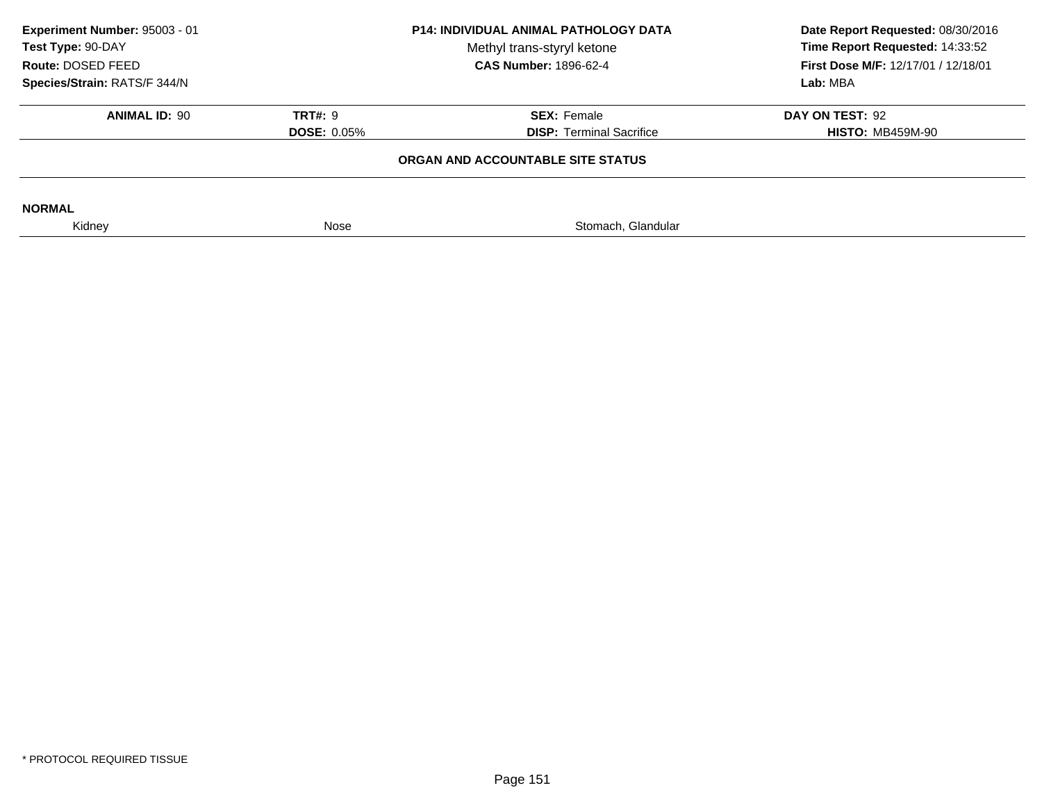**Experiment Number:** 95003 - 01
**Test Type:** 90-DAY
**Route:** DOSED FEED
**Species/Strain:** RATS/F 344/N

**P14: INDIVIDUAL ANIMAL PATHOLOGY DATA**
Methyl trans-styryl ketone
**CAS Number:** 1896-62-4

**Date Report Requested:** 08/30/2016
**Time Report Requested:** 14:33:52
**First Dose M/F:** 12/17/01 / 12/18/01
**Lab:** MBA

| **ANIMAL ID:** 90 | **TRT#:** 9 | **SEX:** Female | **DAY ON TEST:** 92 |
|---|---|---|---|
| | **DOSE:** 0.05% | **DISP:** Terminal Sacrifice | **HISTO:** MB459M-90 |

**ORGAN AND ACCOUNTABLE SITE STATUS**

**NORMAL**

| Kidney | Nose | Stomach, Glandular |
|---|---|---|

* PROTOCOL REQUIRED TISSUE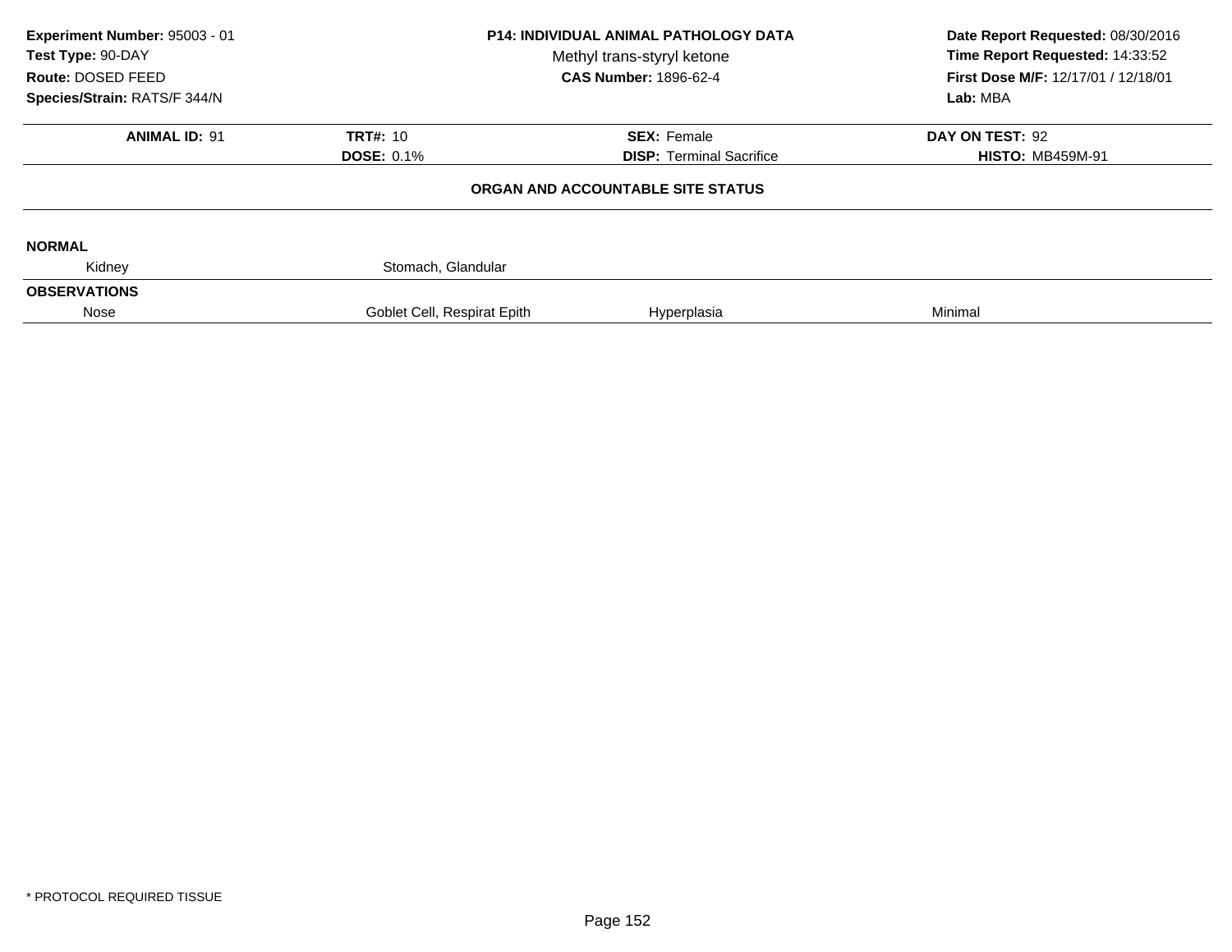**Experiment Number:** 95003 - 01
**Test Type:** 90-DAY
**Route:** DOSED FEED
**Species/Strain:** RATS/F 344/N

**P14: INDIVIDUAL ANIMAL PATHOLOGY DATA**
Methyl trans-styryl ketone
**CAS Number:** 1896-62-4

**Date Report Requested:** 08/30/2016
**Time Report Requested:** 14:33:52
**First Dose M/F:** 12/17/01 / 12/18/01
**Lab:** MBA

| **ANIMAL ID:** 91 | **TRT#:** 10 | **SEX:** Female | **DAY ON TEST:** 92 |
|---|---|---|---|
| | **DOSE:** 0.1% | **DISP:** Terminal Sacrifice | **HISTO:** MB459M-91 |

**ORGAN AND ACCOUNTABLE SITE STATUS**

**NORMAL**

| Kidney | Stomach, Glandular | | |
|---|---|---|---|

**OBSERVATIONS**

| Nose | Goblet Cell, Respirat Epith | Hyperplasia | Minimal |
|---|---|---|---|

* PROTOCOL REQUIRED TISSUE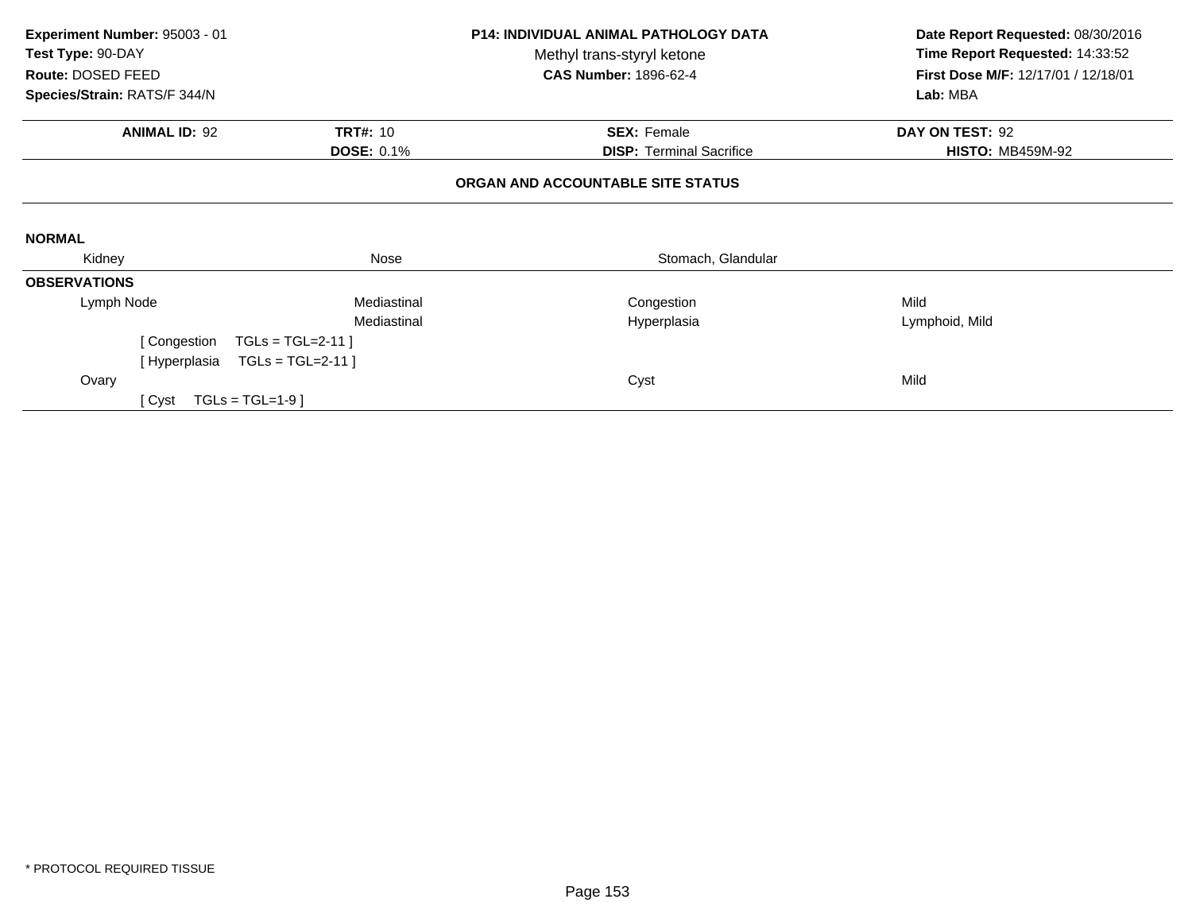**Experiment Number:** 95003 - 01
**Test Type:** 90-DAY
**Route:** DOSED FEED
**Species/Strain:** RATS/F 344/N

**P14: INDIVIDUAL ANIMAL PATHOLOGY DATA**
Methyl trans-styryl ketone
**CAS Number:** 1896-62-4

**Date Report Requested:** 08/30/2016
**Time Report Requested:** 14:33:52
**First Dose M/F:** 12/17/01 / 12/18/01
**Lab:** MBA

| **ANIMAL ID:** 92 | **TRT#:** 10 | **SEX:** Female | **DAY ON TEST:** 92 |
|---|---|---|---|
| | **DOSE:** 0.1% | **DISP:** Terminal Sacrifice | **HISTO:** MB459M-92 |

### ORGAN AND ACCOUNTABLE SITE STATUS

**NORMAL**

| Kidney | Nose | Stomach, Glandular | |
|---|---|---|---|

**OBSERVATIONS**

| | | | |
|---|---|---|---|
| Lymph Node | Mediastinal | Congestion | Mild |
| | Mediastinal | Hyperplasia | Lymphoid, Mild |
| [ Congestion TGLs = TGL=2-11 ] | | | |
| [ Hyperplasia TGLs = TGL=2-11 ] | | | |
| Ovary | | Cyst | Mild |
| [ Cyst TGLs = TGL=1-9 ] | | | |

* PROTOCOL REQUIRED TISSUE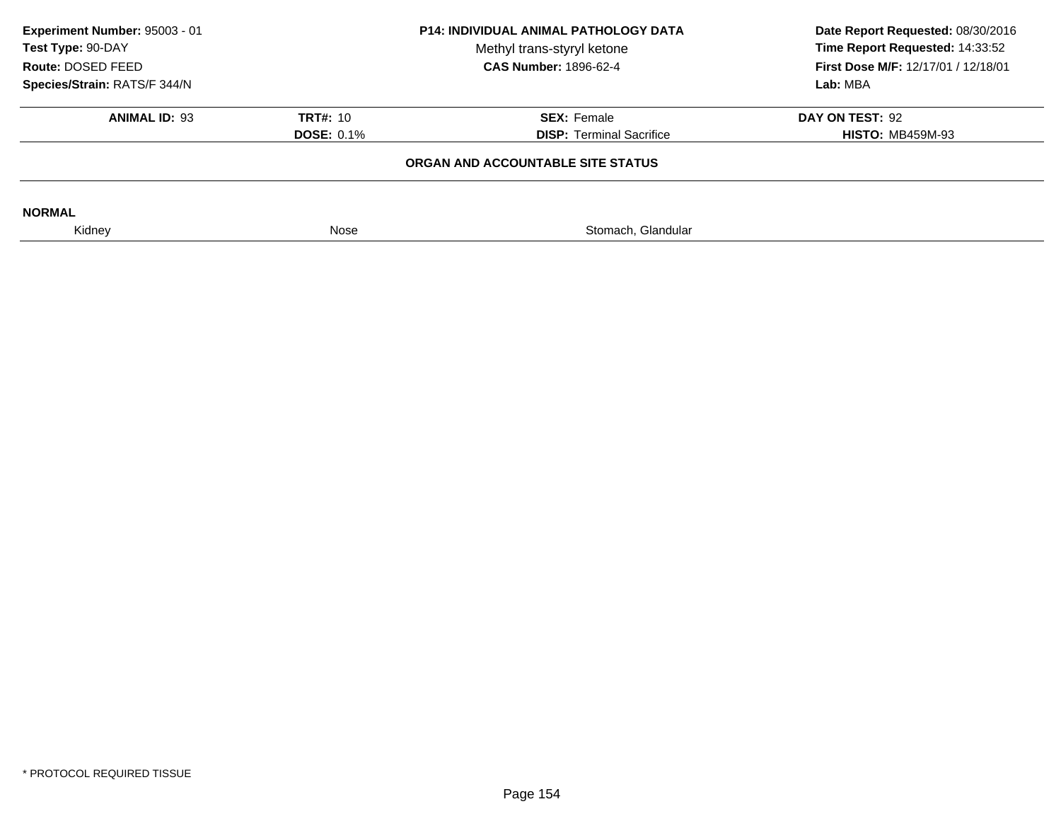**Experiment Number:** 95003 - 01
**Test Type:** 90-DAY
**Route:** DOSED FEED
**Species/Strain:** RATS/F 344/N

**P14: INDIVIDUAL ANIMAL PATHOLOGY DATA**
Methyl trans-styryl ketone
**CAS Number:** 1896-62-4

**Date Report Requested:** 08/30/2016
**Time Report Requested:** 14:33:52
**First Dose M/F:** 12/17/01 / 12/18/01
**Lab:** MBA

| **ANIMAL ID:** 93 | **TRT#:** 10 | **SEX:** Female | **DAY ON TEST:** 92 |
|---|---|---|---|
| | **DOSE:** 0.1% | **DISP:** Terminal Sacrifice | **HISTO:** MB459M-93 |

**ORGAN AND ACCOUNTABLE SITE STATUS**

**NORMAL**

| Kidney | Nose | Stomach, Glandular |
|---|---|---|

* PROTOCOL REQUIRED TISSUE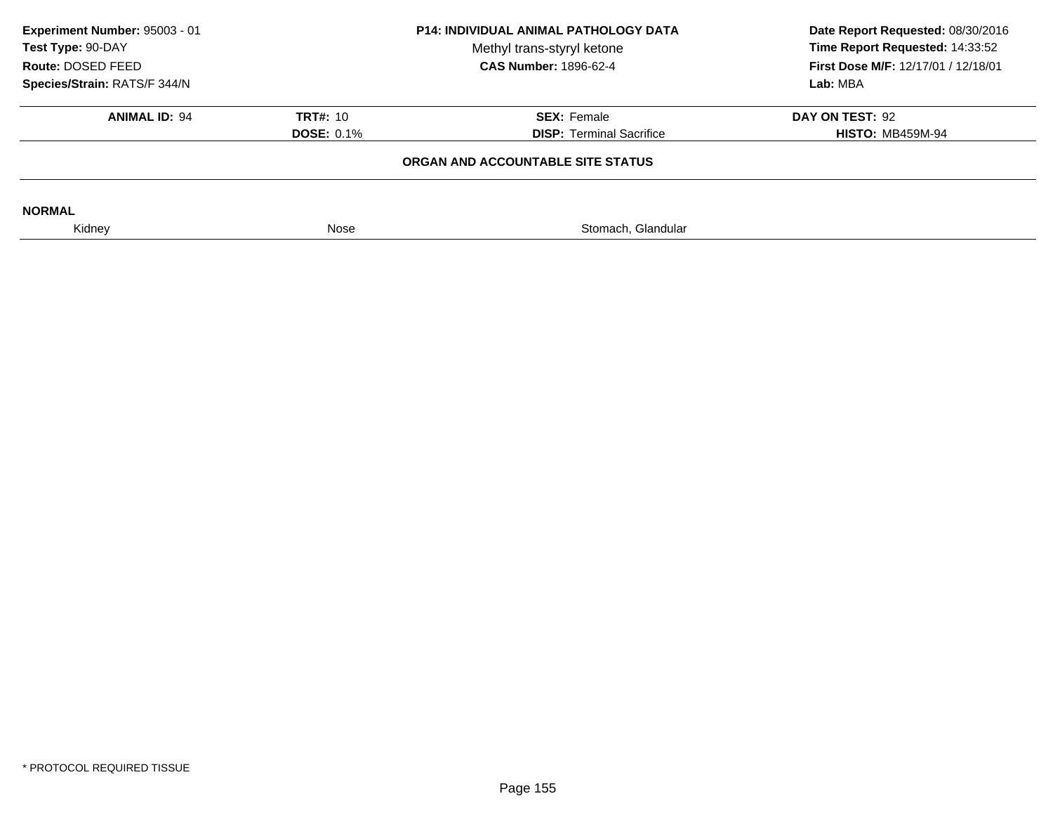**Experiment Number:** 95003 - 01
**Test Type:** 90-DAY
**Route:** DOSED FEED
**Species/Strain:** RATS/F 344/N

**P14: INDIVIDUAL ANIMAL PATHOLOGY DATA**
Methyl trans-styryl ketone
**CAS Number:** 1896-62-4

**Date Report Requested:** 08/30/2016
**Time Report Requested:** 14:33:52
**First Dose M/F:** 12/17/01 / 12/18/01
**Lab:** MBA

| **ANIMAL ID:** 94 | **TRT#:** 10 | **SEX:** Female | **DAY ON TEST:** 92 |
|---|---|---|---|
| | **DOSE:** 0.1% | **DISP:** Terminal Sacrifice | **HISTO:** MB459M-94 |

**ORGAN AND ACCOUNTABLE SITE STATUS**

**NORMAL**

| Kidney | Nose | Stomach, Glandular |
|---|---|---|

* PROTOCOL REQUIRED TISSUE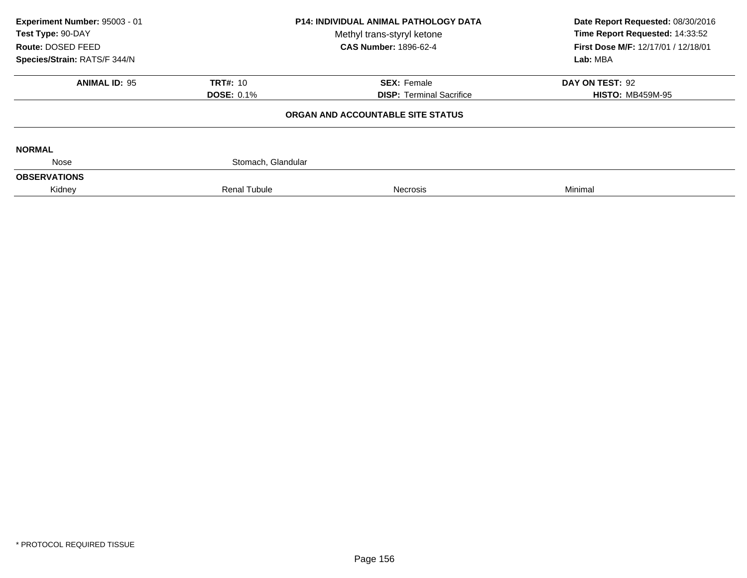**Experiment Number:** 95003 - 01
**Test Type:** 90-DAY
**Route:** DOSED FEED
**Species/Strain:** RATS/F 344/N

**P14: INDIVIDUAL ANIMAL PATHOLOGY DATA**
Methyl trans-styryl ketone
**CAS Number:** 1896-62-4

**Date Report Requested:** 08/30/2016
**Time Report Requested:** 14:33:52
**First Dose M/F:** 12/17/01 / 12/18/01
**Lab:** MBA

| **ANIMAL ID:** 95 | **TRT#:** 10 | **SEX:** Female | **DAY ON TEST:** 92 |
|---|---|---|---|
| | **DOSE:** 0.1% | **DISP:** Terminal Sacrifice | **HISTO:** MB459M-95 |

**ORGAN AND ACCOUNTABLE SITE STATUS**

**NORMAL**

| | | | |
|---|---|---|---|
| Nose | Stomach, Glandular | | |

**OBSERVATIONS**

| | | | |
|---|---|---|---|
| Kidney | Renal Tubule | Necrosis | Minimal |

* PROTOCOL REQUIRED TISSUE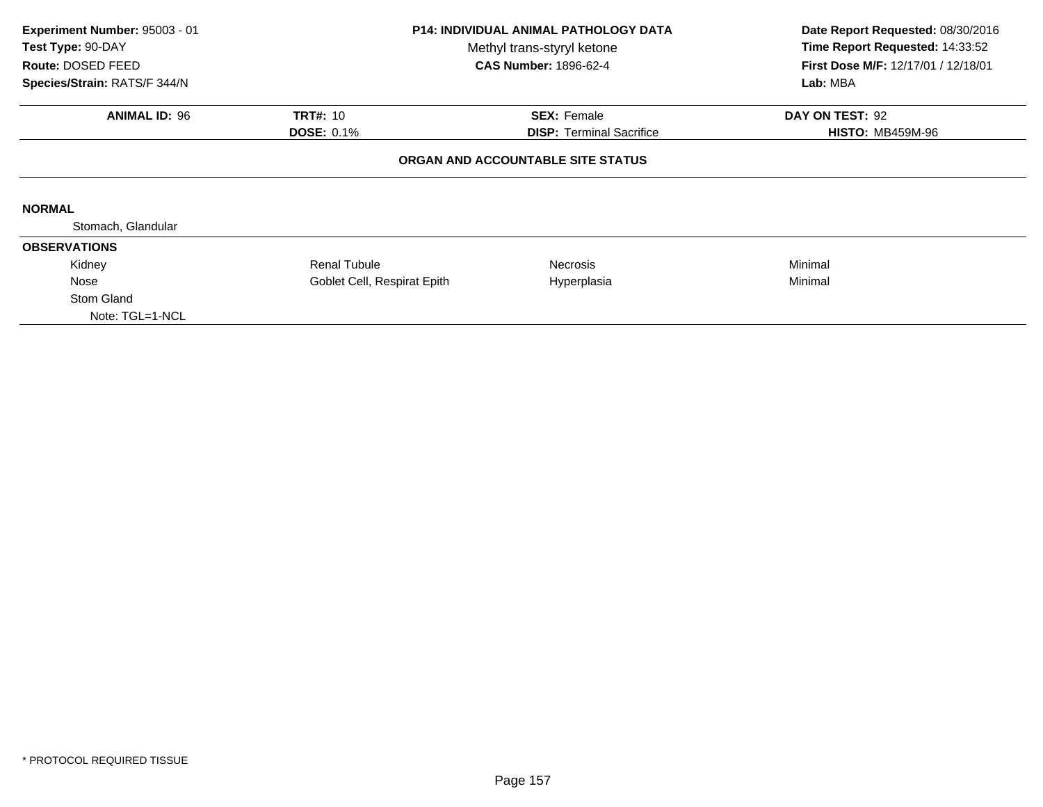**Experiment Number:** 95003 - 01
**Test Type:** 90-DAY
**Route:** DOSED FEED
**Species/Strain:** RATS/F 344/N

**P14: INDIVIDUAL ANIMAL PATHOLOGY DATA**
Methyl trans-styryl ketone
**CAS Number:** 1896-62-4

**Date Report Requested:** 08/30/2016
**Time Report Requested:** 14:33:52
**First Dose M/F:** 12/17/01 / 12/18/01
**Lab:** MBA

| **ANIMAL ID:** 96 | **TRT#:** 10 | **SEX:** Female | **DAY ON TEST:** 92 |
|---|---|---|---|
| | **DOSE:** 0.1% | **DISP:** Terminal Sacrifice | **HISTO:** MB459M-96 |

**ORGAN AND ACCOUNTABLE SITE STATUS**

**NORMAL**

Stomach, Glandular

**OBSERVATIONS**

| | | | |
|---|---|---|---|
| Kidney | Renal Tubule | Necrosis | Minimal |
| Nose | Goblet Cell, Respirat Epith | Hyperplasia | Minimal |
| Stom Gland | | | |
| Note: TGL=1-NCL | | | |

\* PROTOCOL REQUIRED TISSUE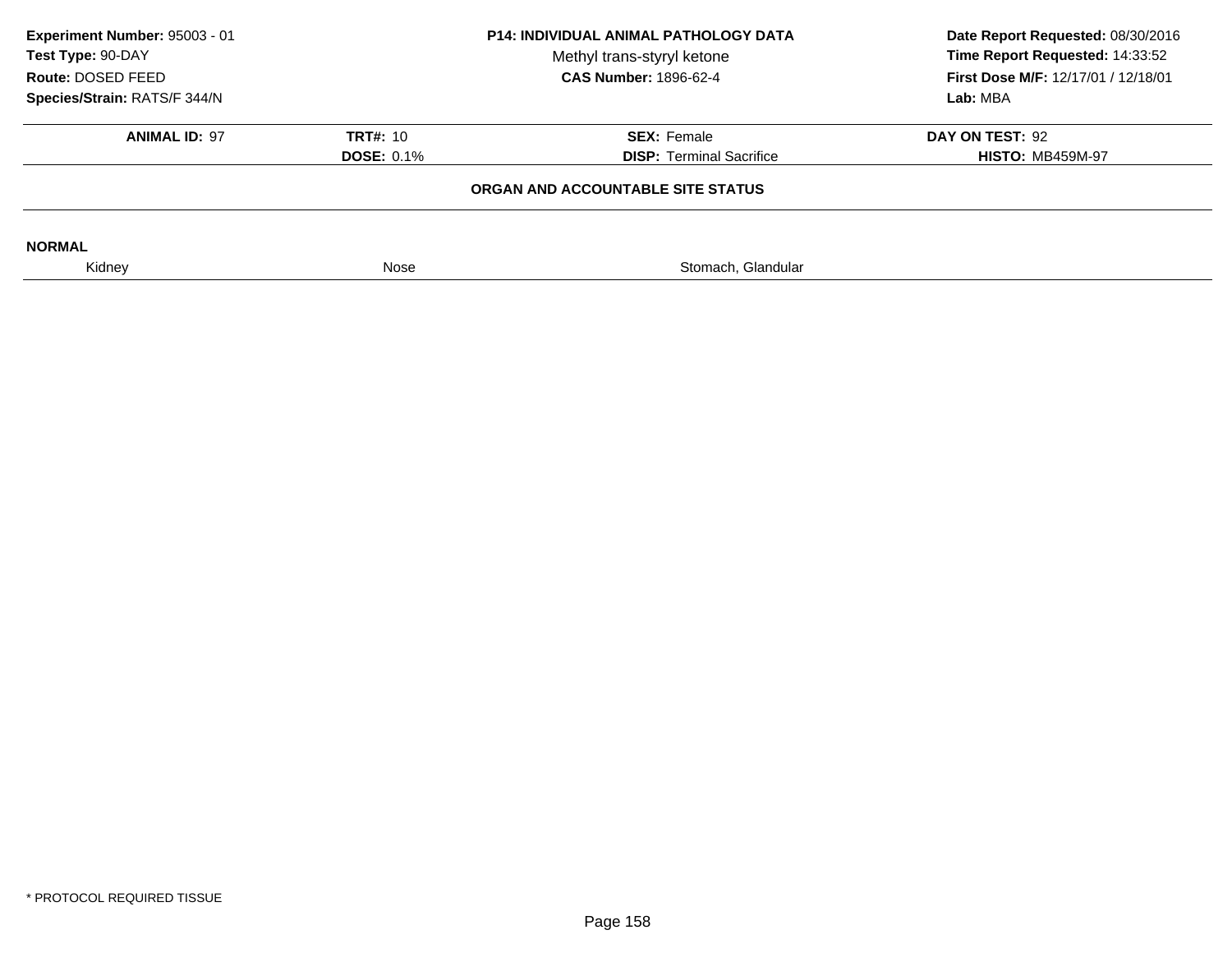**Experiment Number:** 95003 - 01
**Test Type:** 90-DAY
**Route:** DOSED FEED
**Species/Strain:** RATS/F 344/N

**P14: INDIVIDUAL ANIMAL PATHOLOGY DATA**
Methyl trans-styryl ketone
**CAS Number:** 1896-62-4

**Date Report Requested:** 08/30/2016
**Time Report Requested:** 14:33:52
**First Dose M/F:** 12/17/01 / 12/18/01
**Lab:** MBA

| **ANIMAL ID:** 97 | **TRT#:** 10 | **SEX:** Female | **DAY ON TEST:** 92 |
|---|---|---|---|
| | **DOSE:** 0.1% | **DISP:** Terminal Sacrifice | **HISTO:** MB459M-97 |

**ORGAN AND ACCOUNTABLE SITE STATUS**

**NORMAL**

| Kidney | Nose | Stomach, Glandular |
|---|---|---|

\* PROTOCOL REQUIRED TISSUE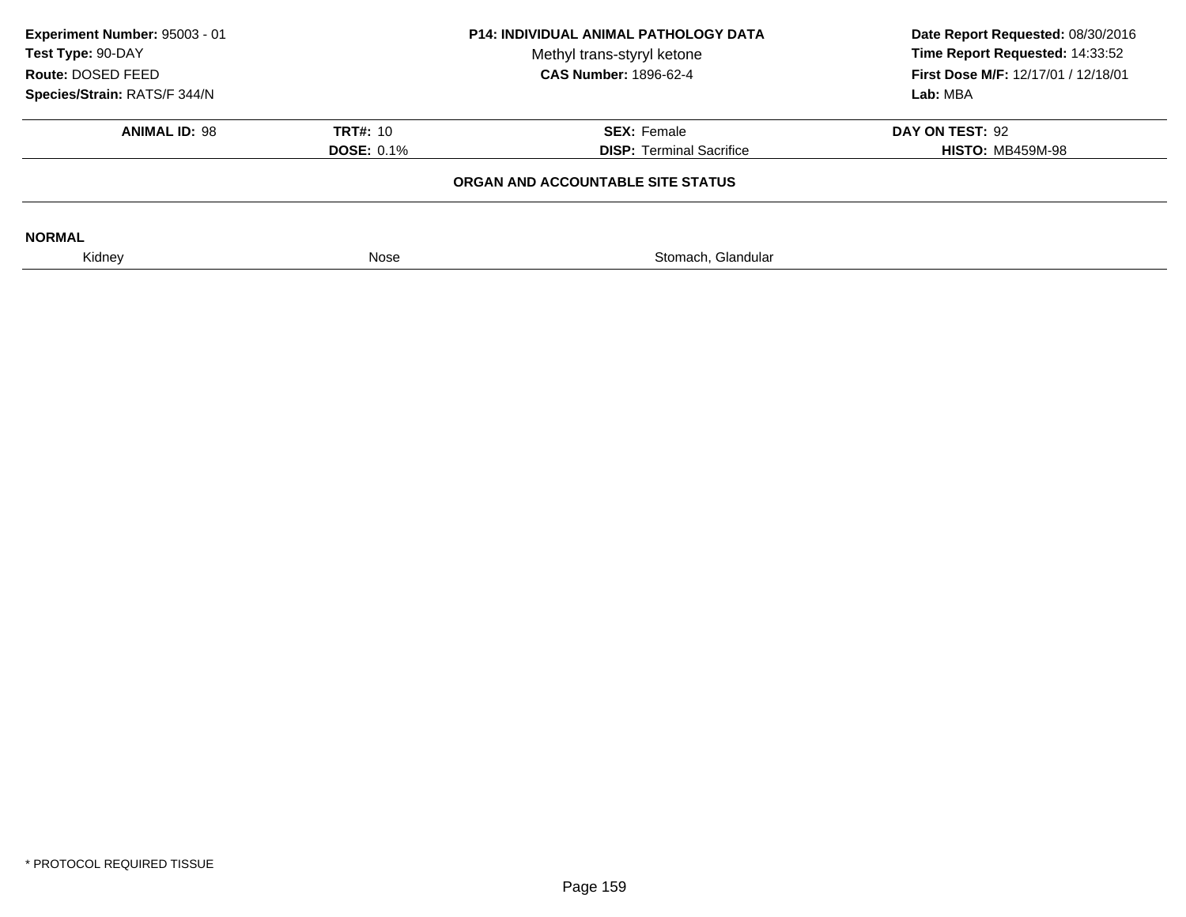**Experiment Number:** 95003 - 01
**Test Type:** 90-DAY
**Route:** DOSED FEED
**Species/Strain:** RATS/F 344/N

**P14: INDIVIDUAL ANIMAL PATHOLOGY DATA**
Methyl trans-styryl ketone
**CAS Number:** 1896-62-4

**Date Report Requested:** 08/30/2016
**Time Report Requested:** 14:33:52
**First Dose M/F:** 12/17/01 / 12/18/01
**Lab:** MBA

| **ANIMAL ID:** 98 | **TRT#:** 10 | **SEX:** Female | **DAY ON TEST:** 92 |
|---|---|---|---|
| | **DOSE:** 0.1% | **DISP:** Terminal Sacrifice | **HISTO:** MB459M-98 |

**ORGAN AND ACCOUNTABLE SITE STATUS**

**NORMAL**

| Kidney | Nose | Stomach, Glandular |
|---|---|---|

* PROTOCOL REQUIRED TISSUE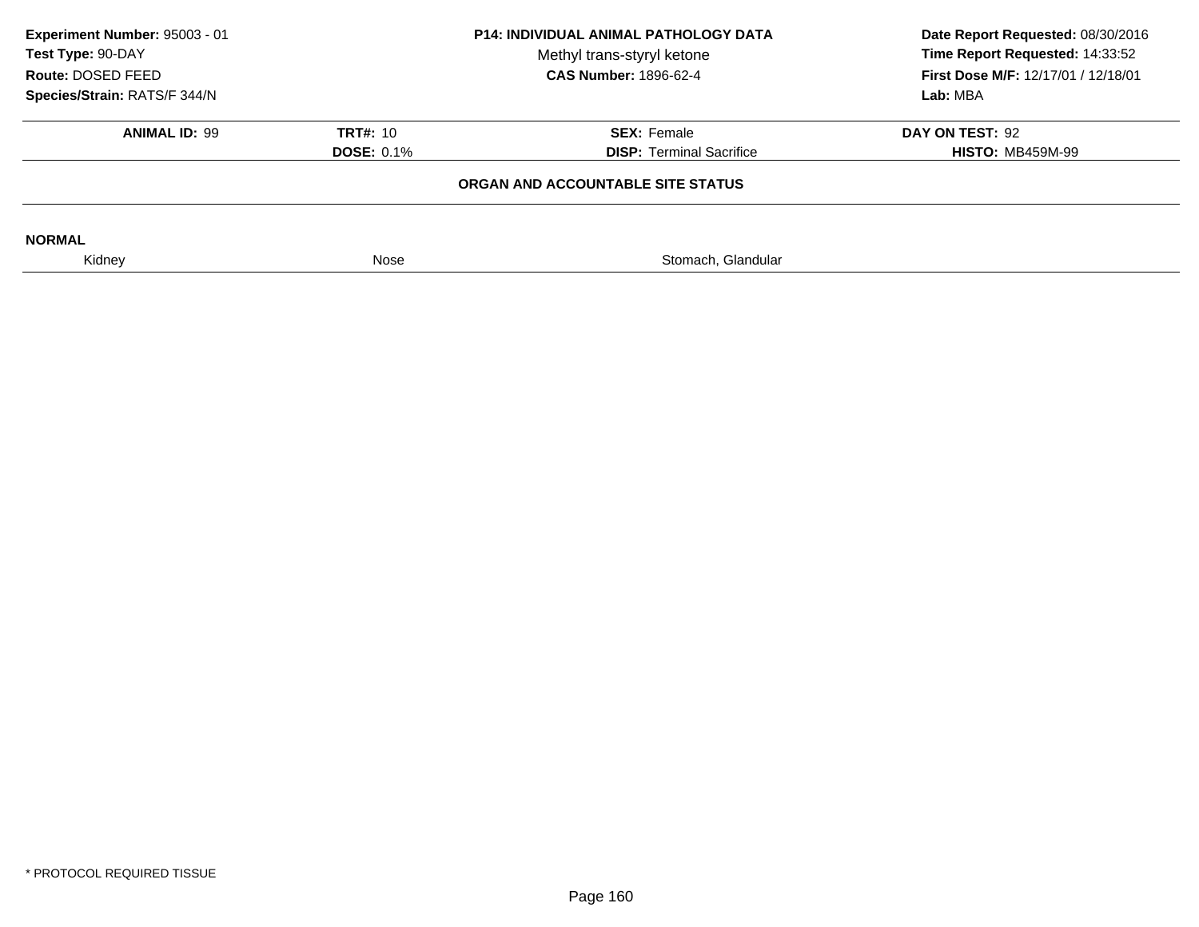**Experiment Number:** 95003 - 01
**Test Type:** 90-DAY
**Route:** DOSED FEED
**Species/Strain:** RATS/F 344/N

**P14: INDIVIDUAL ANIMAL PATHOLOGY DATA**
Methyl trans-styryl ketone
**CAS Number:** 1896-62-4

**Date Report Requested:** 08/30/2016
**Time Report Requested:** 14:33:52
**First Dose M/F:** 12/17/01 / 12/18/01
**Lab:** MBA

| **ANIMAL ID:** 99 | **TRT#:** 10 | **SEX:** Female | **DAY ON TEST:** 92 |
|---|---|---|---|
| | **DOSE:** 0.1% | **DISP:** Terminal Sacrifice | **HISTO:** MB459M-99 |

**ORGAN AND ACCOUNTABLE SITE STATUS**

**NORMAL**

| Kidney | Nose | Stomach, Glandular |
|---|---|---|

\* PROTOCOL REQUIRED TISSUE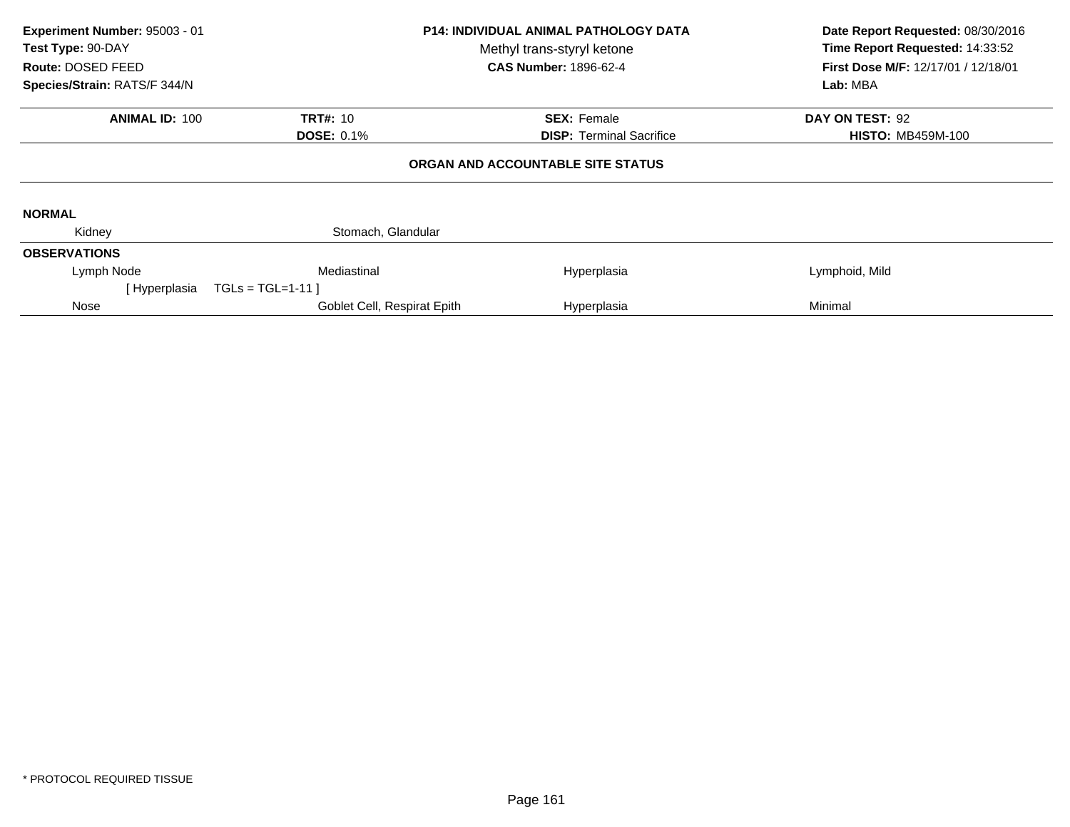**Experiment Number:** 95003 - 01
**Test Type:** 90-DAY
**Route:** DOSED FEED
**Species/Strain:** RATS/F 344/N

**P14: INDIVIDUAL ANIMAL PATHOLOGY DATA**
Methyl trans-styryl ketone
**CAS Number:** 1896-62-4

**Date Report Requested:** 08/30/2016
**Time Report Requested:** 14:33:52
**First Dose M/F:** 12/17/01 / 12/18/01
**Lab:** MBA

| **ANIMAL ID:** 100 | **TRT#:** 10 | **SEX:** Female | **DAY ON TEST:** 92 |
|---|---|---|---|
| | **DOSE:** 0.1% | **DISP:** Terminal Sacrifice | **HISTO:** MB459M-100 |

**ORGAN AND ACCOUNTABLE SITE STATUS**

**NORMAL**

| Kidney | Stomach, Glandular | | |
|---|---|---|---|

**OBSERVATIONS**

| | | | |
|---|---|---|---|
| Lymph Node | Mediastinal | Hyperplasia | Lymphoid, Mild |
| [ Hyperplasia TGLs = TGL=1-11 ] | | | |
| Nose | Goblet Cell, Respirat Epith | Hyperplasia | Minimal |

* PROTOCOL REQUIRED TISSUE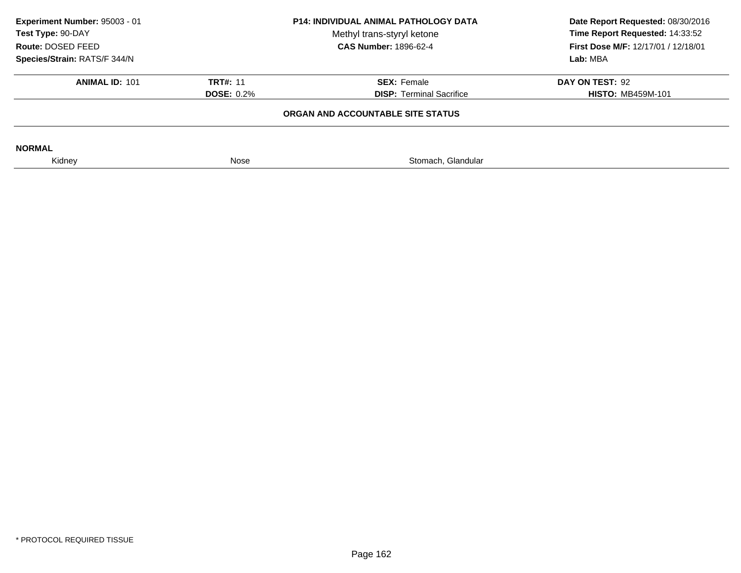**Experiment Number:** 95003 - 01
**Test Type:** 90-DAY
**Route:** DOSED FEED
**Species/Strain:** RATS/F 344/N

**P14: INDIVIDUAL ANIMAL PATHOLOGY DATA**
Methyl trans-styryl ketone
**CAS Number:** 1896-62-4

**Date Report Requested:** 08/30/2016
**Time Report Requested:** 14:33:52
**First Dose M/F:** 12/17/01 / 12/18/01
**Lab:** MBA

| **ANIMAL ID:** 101 | **TRT#:** 11 | **SEX:** Female | **DAY ON TEST:** 92 |
|---|---|---|---|
| | **DOSE:** 0.2% | **DISP:** Terminal Sacrifice | **HISTO:** MB459M-101 |

**ORGAN AND ACCOUNTABLE SITE STATUS**

**NORMAL**

| Kidney | Nose | Stomach, Glandular |
|---|---|---|

* PROTOCOL REQUIRED TISSUE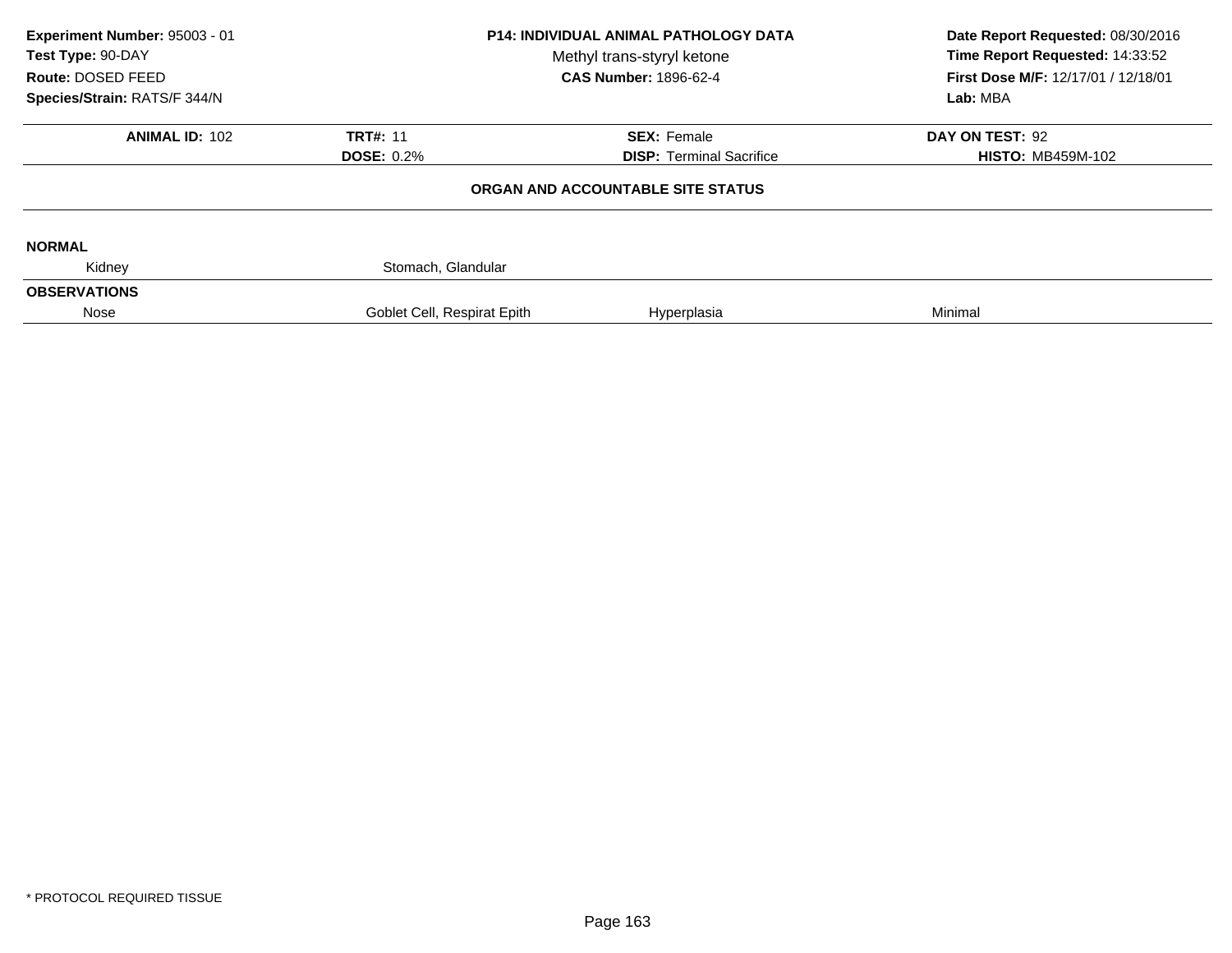**Experiment Number:** 95003 - 01
**Test Type:** 90-DAY
**Route:** DOSED FEED
**Species/Strain:** RATS/F 344/N

**P14: INDIVIDUAL ANIMAL PATHOLOGY DATA**
Methyl trans-styryl ketone
**CAS Number:** 1896-62-4

**Date Report Requested:** 08/30/2016
**Time Report Requested:** 14:33:52
**First Dose M/F:** 12/17/01 / 12/18/01
**Lab:** MBA

| **ANIMAL ID:** 102 | **TRT#:** 11 | **SEX:** Female | **DAY ON TEST:** 92 |
|---|---|---|---|
| | **DOSE:** 0.2% | **DISP:** Terminal Sacrifice | **HISTO:** MB459M-102 |

**ORGAN AND ACCOUNTABLE SITE STATUS**

**NORMAL**

| | | | |
|---|---|---|---|
| Kidney | Stomach, Glandular | | |

**OBSERVATIONS**

| | | | |
|---|---|---|---|
| Nose | Goblet Cell, Respirat Epith | Hyperplasia | Minimal |

* PROTOCOL REQUIRED TISSUE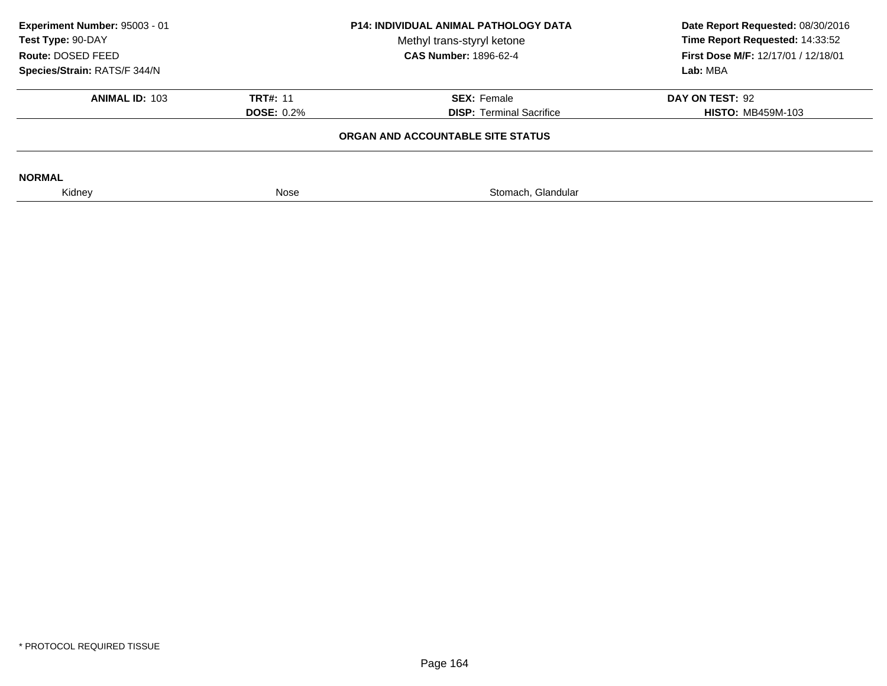**Experiment Number:** 95003 - 01
**Test Type:** 90-DAY
**Route:** DOSED FEED
**Species/Strain:** RATS/F 344/N

**P14: INDIVIDUAL ANIMAL PATHOLOGY DATA**
Methyl trans-styryl ketone
**CAS Number:** 1896-62-4

**Date Report Requested:** 08/30/2016
**Time Report Requested:** 14:33:52
**First Dose M/F:** 12/17/01 / 12/18/01
**Lab:** MBA

| **ANIMAL ID:** 103 | **TRT#:** 11 | **SEX:** Female | **DAY ON TEST:** 92 |
|---|---|---|---|
| | **DOSE:** 0.2% | **DISP:** Terminal Sacrifice | **HISTO:** MB459M-103 |

**ORGAN AND ACCOUNTABLE SITE STATUS**

**NORMAL**

| Kidney | Nose | Stomach, Glandular |
|---|---|---|

* PROTOCOL REQUIRED TISSUE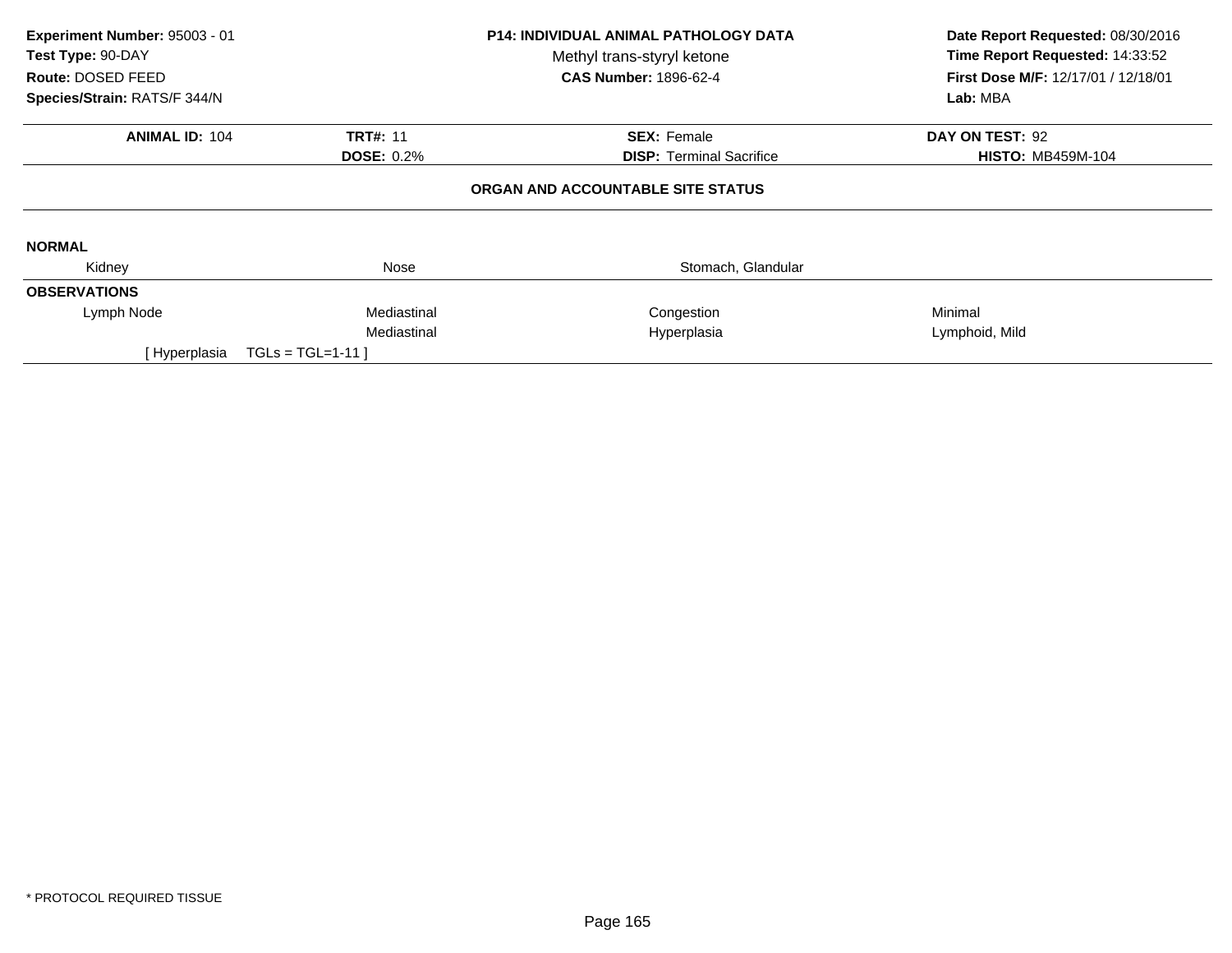**Experiment Number:** 95003 - 01
**Test Type:** 90-DAY
**Route:** DOSED FEED
**Species/Strain:** RATS/F 344/N

**P14: INDIVIDUAL ANIMAL PATHOLOGY DATA**
Methyl trans-styryl ketone
**CAS Number:** 1896-62-4

**Date Report Requested:** 08/30/2016
**Time Report Requested:** 14:33:52
**First Dose M/F:** 12/17/01 / 12/18/01
**Lab:** MBA

| **ANIMAL ID:** 104 | **TRT#:** 11 | **SEX:** Female | **DAY ON TEST:** 92 |
|---|---|---|---|
| | **DOSE:** 0.2% | **DISP:** Terminal Sacrifice | **HISTO:** MB459M-104 |

### ORGAN AND ACCOUNTABLE SITE STATUS

**NORMAL**

| Kidney | Nose | Stomach, Glandular | |
|---|---|---|---|

**OBSERVATIONS**

| | | | |
|---|---|---|---|
| Lymph Node | Mediastinal | Congestion | Minimal |
| | Mediastinal | Hyperplasia | Lymphoid, Mild |

[ Hyperplasia TGLs = TGL=1-11 ]

* PROTOCOL REQUIRED TISSUE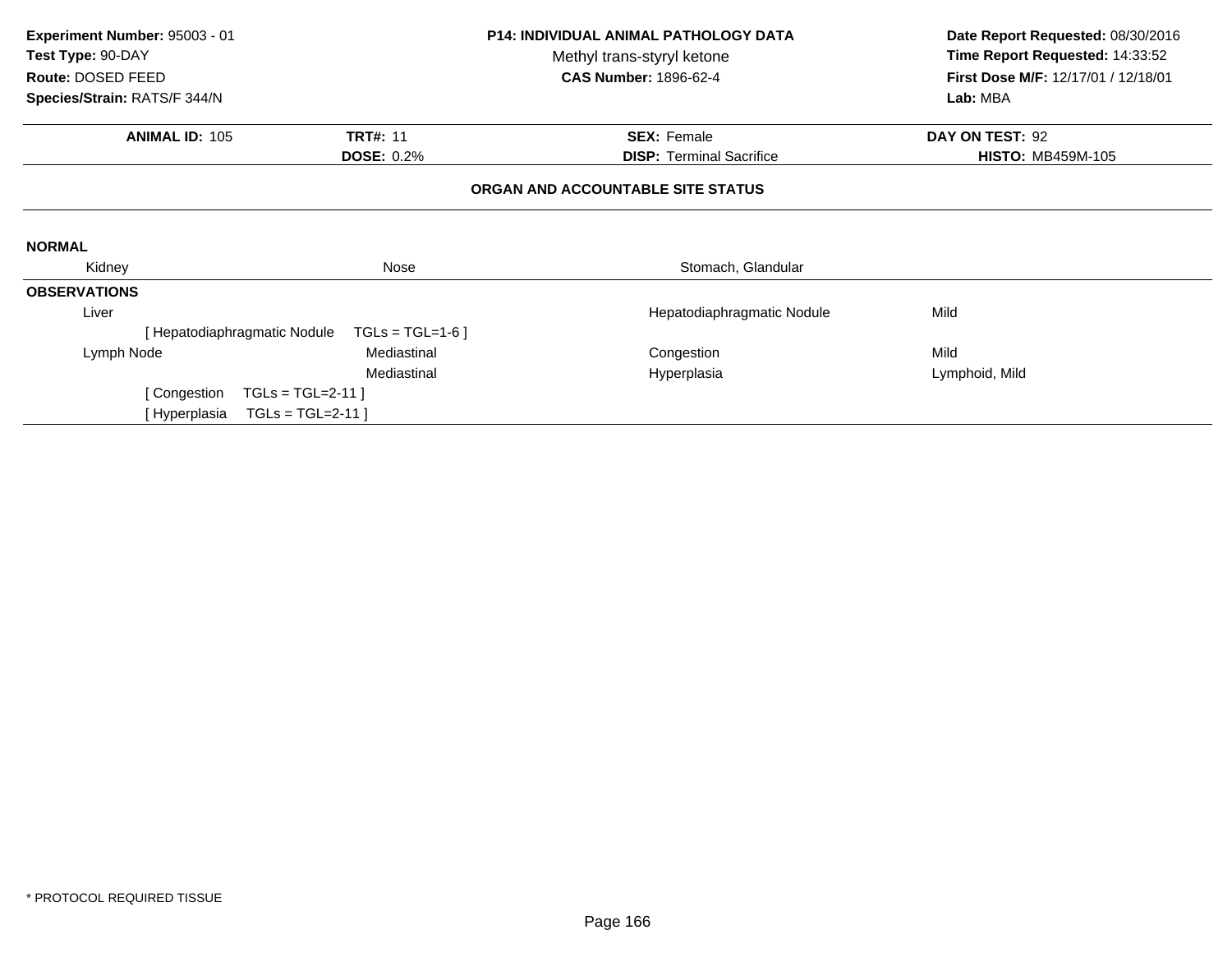**Experiment Number:** 95003 - 01
**Test Type:** 90-DAY
**Route:** DOSED FEED
**Species/Strain:** RATS/F 344/N

**P14: INDIVIDUAL ANIMAL PATHOLOGY DATA**
Methyl trans-styryl ketone
**CAS Number:** 1896-62-4

**Date Report Requested:** 08/30/2016
**Time Report Requested:** 14:33:52
**First Dose M/F:** 12/17/01 / 12/18/01
**Lab:** MBA

| **ANIMAL ID:** 105 | **TRT#:** 11 | **SEX:** Female | **DAY ON TEST:** 92 |
|---|---|---|---|
| | **DOSE:** 0.2% | **DISP:** Terminal Sacrifice | **HISTO:** MB459M-105 |

## ORGAN AND ACCOUNTABLE SITE STATUS

**NORMAL**

Kidney | Nose | Stomach, Glandular

**OBSERVATIONS**

| Organ | Site | Observation | Qualifier |
|---|---|---|---|
| Liver | | Hepatodiaphragmatic Nodule | Mild |
| [ Hepatodiaphragmatic Nodule TGLs = TGL=1-6 ] | | | |
| Lymph Node | Mediastinal | Congestion | Mild |
| | Mediastinal | Hyperplasia | Lymphoid, Mild |
| [ Congestion TGLs = TGL=2-11 ] | | | |
| [ Hyperplasia TGLs = TGL=2-11 ] | | | |

* PROTOCOL REQUIRED TISSUE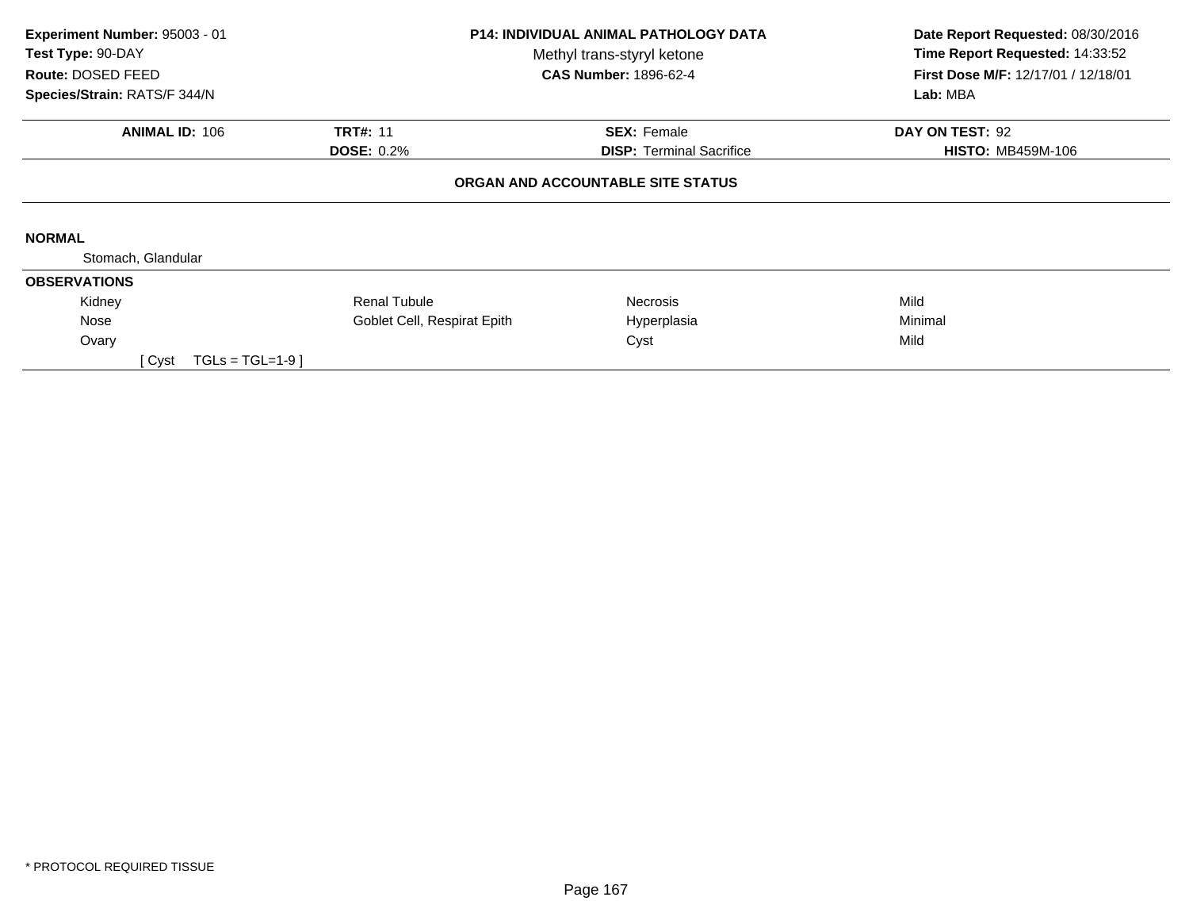**Experiment Number:** 95003 - 01
**Test Type:** 90-DAY
**Route:** DOSED FEED
**Species/Strain:** RATS/F 344/N

**P14: INDIVIDUAL ANIMAL PATHOLOGY DATA**
Methyl trans-styryl ketone
**CAS Number:** 1896-62-4

**Date Report Requested:** 08/30/2016
**Time Report Requested:** 14:33:52
**First Dose M/F:** 12/17/01 / 12/18/01
**Lab:** MBA

| **ANIMAL ID:** 106 | **TRT#:** 11 | **SEX:** Female | **DAY ON TEST:** 92 |
|---|---|---|---|
| | **DOSE:** 0.2% | **DISP:** Terminal Sacrifice | **HISTO:** MB459M-106 |

**ORGAN AND ACCOUNTABLE SITE STATUS**

**NORMAL**

Stomach, Glandular

**OBSERVATIONS**

| | | | |
|---|---|---|---|
| Kidney | Renal Tubule | Necrosis | Mild |
| Nose | Goblet Cell, Respirat Epith | Hyperplasia | Minimal |
| Ovary | | Cyst | Mild |
| [ Cyst TGLs = TGL=1-9 ] | | | |

* PROTOCOL REQUIRED TISSUE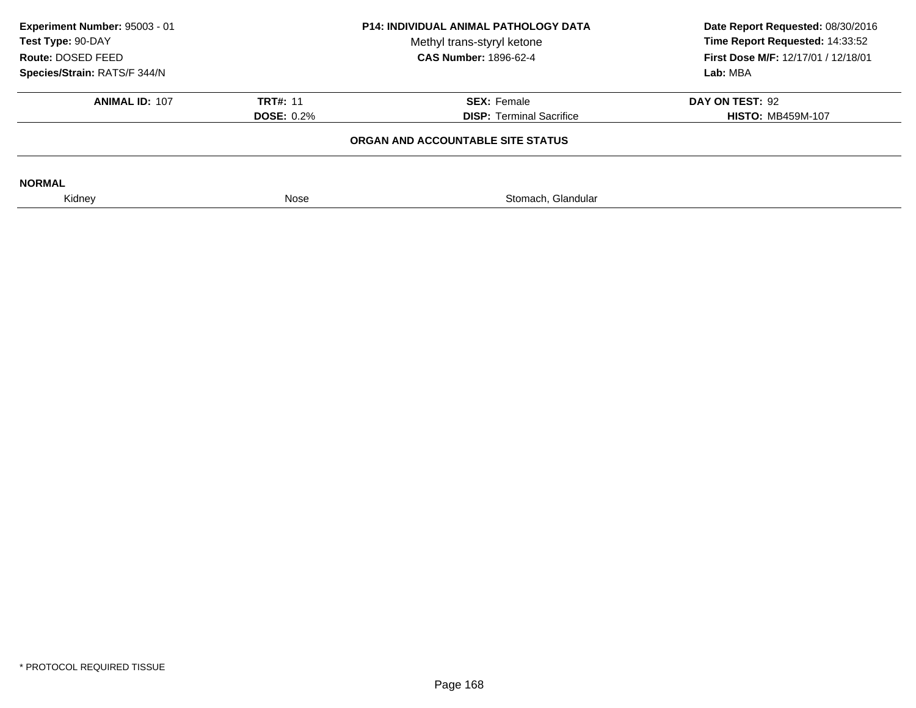**Experiment Number:** 95003 - 01
**Test Type:** 90-DAY
**Route:** DOSED FEED
**Species/Strain:** RATS/F 344/N

**P14: INDIVIDUAL ANIMAL PATHOLOGY DATA**
Methyl trans-styryl ketone
**CAS Number:** 1896-62-4

**Date Report Requested:** 08/30/2016
**Time Report Requested:** 14:33:52
**First Dose M/F:** 12/17/01 / 12/18/01
**Lab:** MBA

| **ANIMAL ID:** 107 | **TRT#:** 11 | **SEX:** Female | **DAY ON TEST:** 92 |
|---|---|---|---|
| | **DOSE:** 0.2% | **DISP:** Terminal Sacrifice | **HISTO:** MB459M-107 |

**ORGAN AND ACCOUNTABLE SITE STATUS**

**NORMAL**

| Kidney | Nose | Stomach, Glandular |
|---|---|---|

* PROTOCOL REQUIRED TISSUE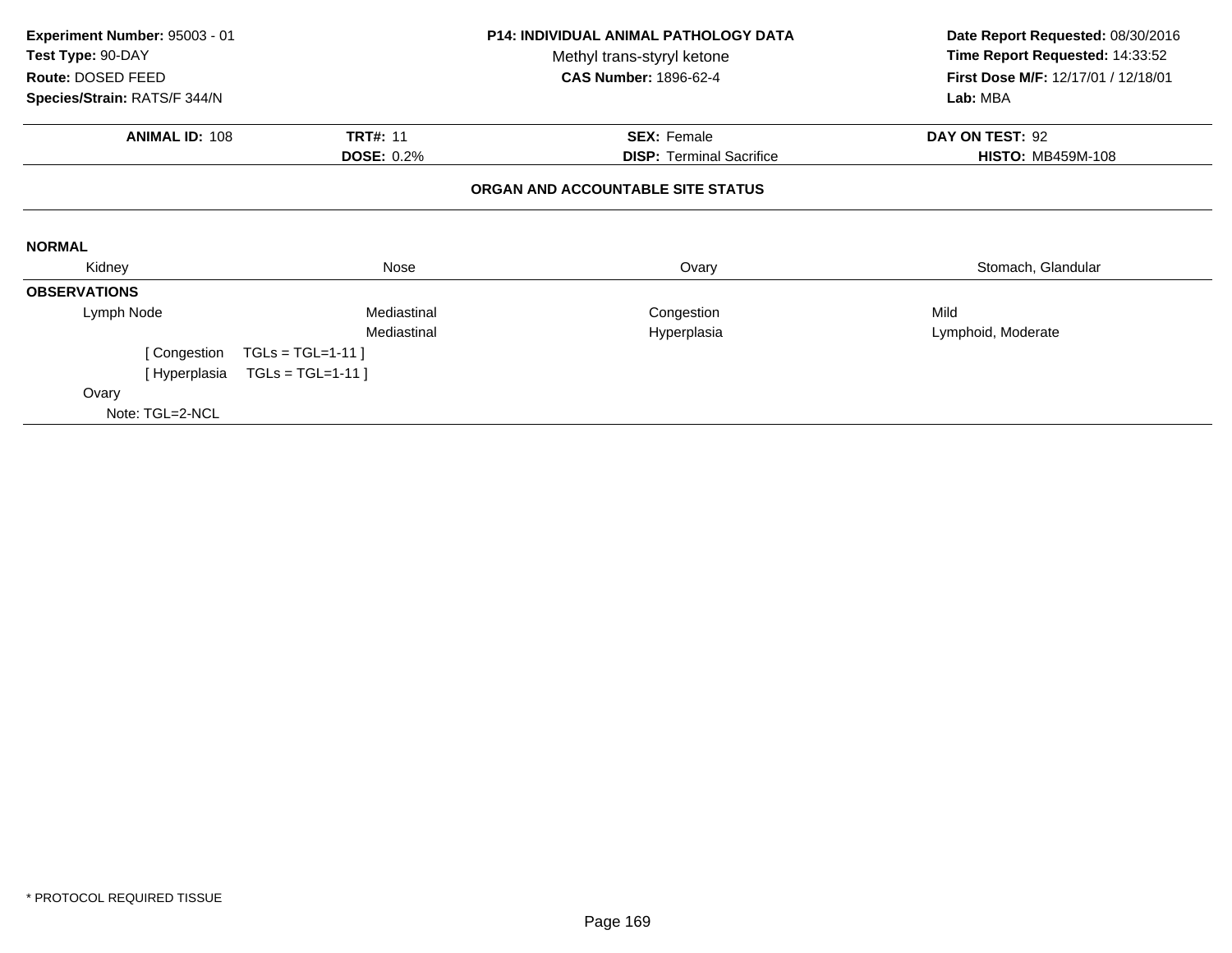**Experiment Number:** 95003 - 01
**Test Type:** 90-DAY
**Route:** DOSED FEED
**Species/Strain:** RATS/F 344/N

**P14: INDIVIDUAL ANIMAL PATHOLOGY DATA**
Methyl trans-styryl ketone
**CAS Number:** 1896-62-4

**Date Report Requested:** 08/30/2016
**Time Report Requested:** 14:33:52
**First Dose M/F:** 12/17/01 / 12/18/01
**Lab:** MBA

| **ANIMAL ID:** 108 | **TRT#:** 11 | **SEX:** Female | **DAY ON TEST:** 92 |
|---|---|---|---|
| | **DOSE:** 0.2% | **DISP:** Terminal Sacrifice | **HISTO:** MB459M-108 |

**ORGAN AND ACCOUNTABLE SITE STATUS**

**NORMAL**

| Kidney | Nose | Ovary | Stomach, Glandular |
|---|---|---|---|

**OBSERVATIONS**

| | | | |
|---|---|---|---|
| Lymph Node | Mediastinal | Congestion | Mild |
| | Mediastinal | Hyperplasia | Lymphoid, Moderate |

[ Congestion TGLs = TGL=1-11 ]
[ Hyperplasia TGLs = TGL=1-11 ]

Ovary
Note: TGL=2-NCL

* PROTOCOL REQUIRED TISSUE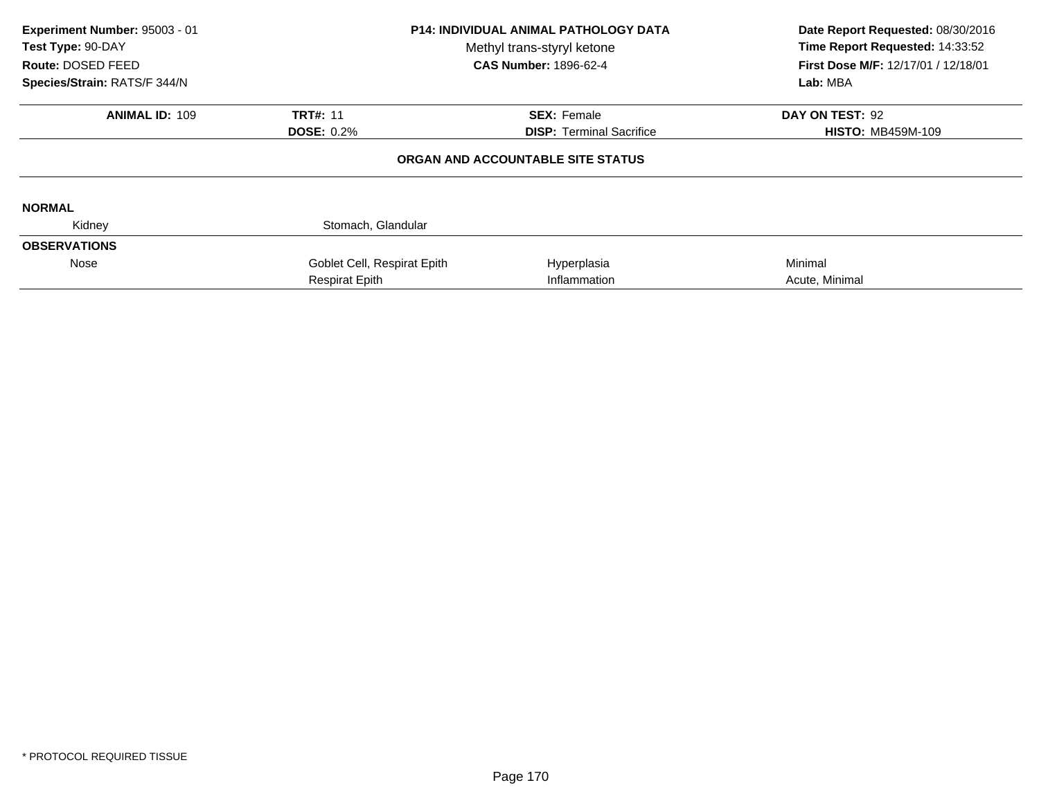**Experiment Number:** 95003 - 01
**Test Type:** 90-DAY
**Route:** DOSED FEED
**Species/Strain:** RATS/F 344/N

**P14: INDIVIDUAL ANIMAL PATHOLOGY DATA**
Methyl trans-styryl ketone
**CAS Number:** 1896-62-4

**Date Report Requested:** 08/30/2016
**Time Report Requested:** 14:33:52
**First Dose M/F:** 12/17/01 / 12/18/01
**Lab:** MBA

| **ANIMAL ID:** 109 | **TRT#:** 11 | **SEX:** Female | **DAY ON TEST:** 92 |
|---|---|---|---|
| | **DOSE:** 0.2% | **DISP:** Terminal Sacrifice | **HISTO:** MB459M-109 |

**ORGAN AND ACCOUNTABLE SITE STATUS**

**NORMAL**

| | | | |
|---|---|---|---|
| Kidney | Stomach, Glandular | | |

**OBSERVATIONS**

| | | | |
|---|---|---|---|
| Nose | Goblet Cell, Respirat Epith | Hyperplasia | Minimal |
| | Respirat Epith | Inflammation | Acute, Minimal |

* PROTOCOL REQUIRED TISSUE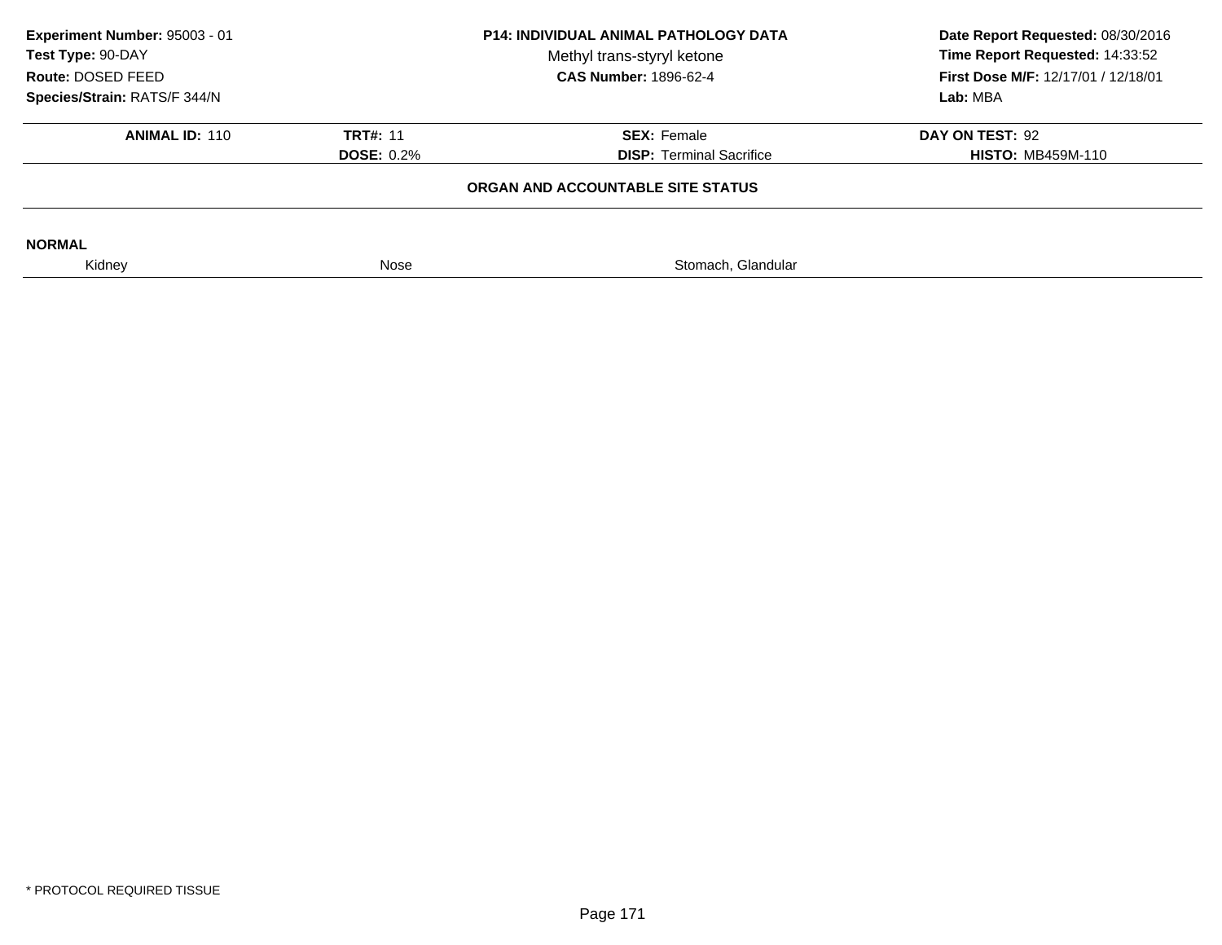**Experiment Number:** 95003 - 01
**Test Type:** 90-DAY
**Route:** DOSED FEED
**Species/Strain:** RATS/F 344/N

**P14: INDIVIDUAL ANIMAL PATHOLOGY DATA**
Methyl trans-styryl ketone
**CAS Number:** 1896-62-4

**Date Report Requested:** 08/30/2016
**Time Report Requested:** 14:33:52
**First Dose M/F:** 12/17/01 / 12/18/01
**Lab:** MBA

| **ANIMAL ID:** 110 | **TRT#:** 11 | **SEX:** Female | **DAY ON TEST:** 92 |
|---|---|---|---|
| | **DOSE:** 0.2% | **DISP:** Terminal Sacrifice | **HISTO:** MB459M-110 |

**ORGAN AND ACCOUNTABLE SITE STATUS**

**NORMAL**

| Kidney | Nose | Stomach, Glandular |
|---|---|---|

* PROTOCOL REQUIRED TISSUE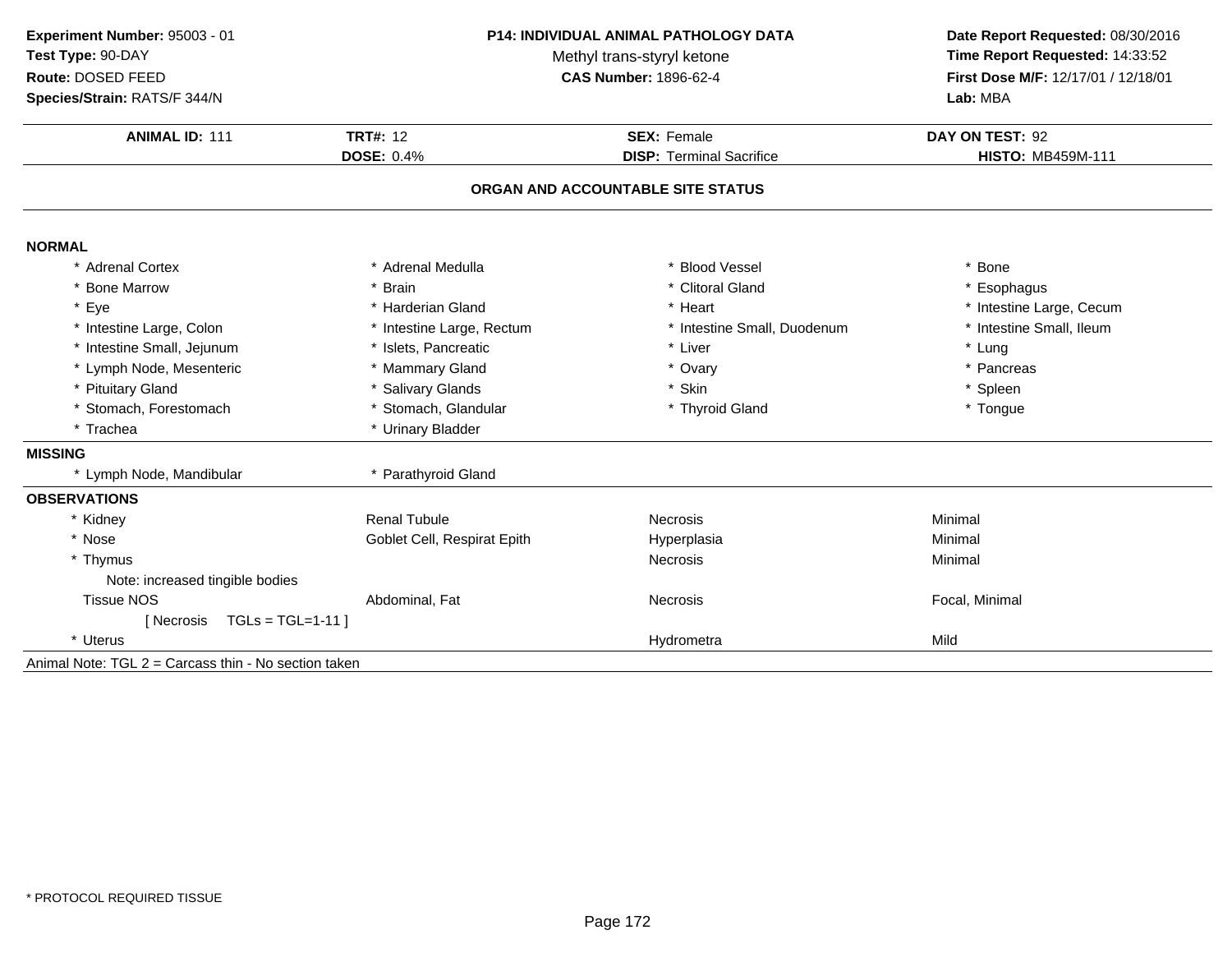**Experiment Number:** 95003 - 01
**Test Type:** 90-DAY
**Route:** DOSED FEED
**Species/Strain:** RATS/F 344/N

**P14: INDIVIDUAL ANIMAL PATHOLOGY DATA**
Methyl trans-styryl ketone
**CAS Number:** 1896-62-4

**Date Report Requested:** 08/30/2016
**Time Report Requested:** 14:33:52
**First Dose M/F:** 12/17/01 / 12/18/01
**Lab:** MBA

| **ANIMAL ID:** 111 | **TRT#:** 12 | **SEX:** Female | **DAY ON TEST:** 92 |
|---|---|---|---|
| | **DOSE:** 0.4% | **DISP:** Terminal Sacrifice | **HISTO:** MB459M-111 |

## ORGAN AND ACCOUNTABLE SITE STATUS

**NORMAL**

| | | | |
|---|---|---|---|
| * Adrenal Cortex | * Adrenal Medulla | * Blood Vessel | * Bone |
| * Bone Marrow | * Brain | * Clitoral Gland | * Esophagus |
| * Eye | * Harderian Gland | * Heart | * Intestine Large, Cecum |
| * Intestine Large, Colon | * Intestine Large, Rectum | * Intestine Small, Duodenum | * Intestine Small, Ileum |
| * Intestine Small, Jejunum | * Islets, Pancreatic | * Liver | * Lung |
| * Lymph Node, Mesenteric | * Mammary Gland | * Ovary | * Pancreas |
| * Pituitary Gland | * Salivary Glands | * Skin | * Spleen |
| * Stomach, Forestomach | * Stomach, Glandular | * Thyroid Gland | * Tongue |
| * Trachea | * Urinary Bladder | | |

**MISSING**

| | |
|---|---|
| * Lymph Node, Mandibular | * Parathyroid Gland |

**OBSERVATIONS**

| | | | |
|---|---|---|---|
| * Kidney | Renal Tubule | Necrosis | Minimal |
| * Nose | Goblet Cell, Respirat Epith | Hyperplasia | Minimal |
| * Thymus | | Necrosis | Minimal |
| Note: increased tingible bodies | | | |
| Tissue NOS | Abdominal, Fat | Necrosis | Focal, Minimal |
| [ Necrosis TGLs = TGL=1-11 ] | | | |
| * Uterus | | Hydrometra | Mild |

Animal Note: TGL 2 = Carcass thin - No section taken

* PROTOCOL REQUIRED TISSUE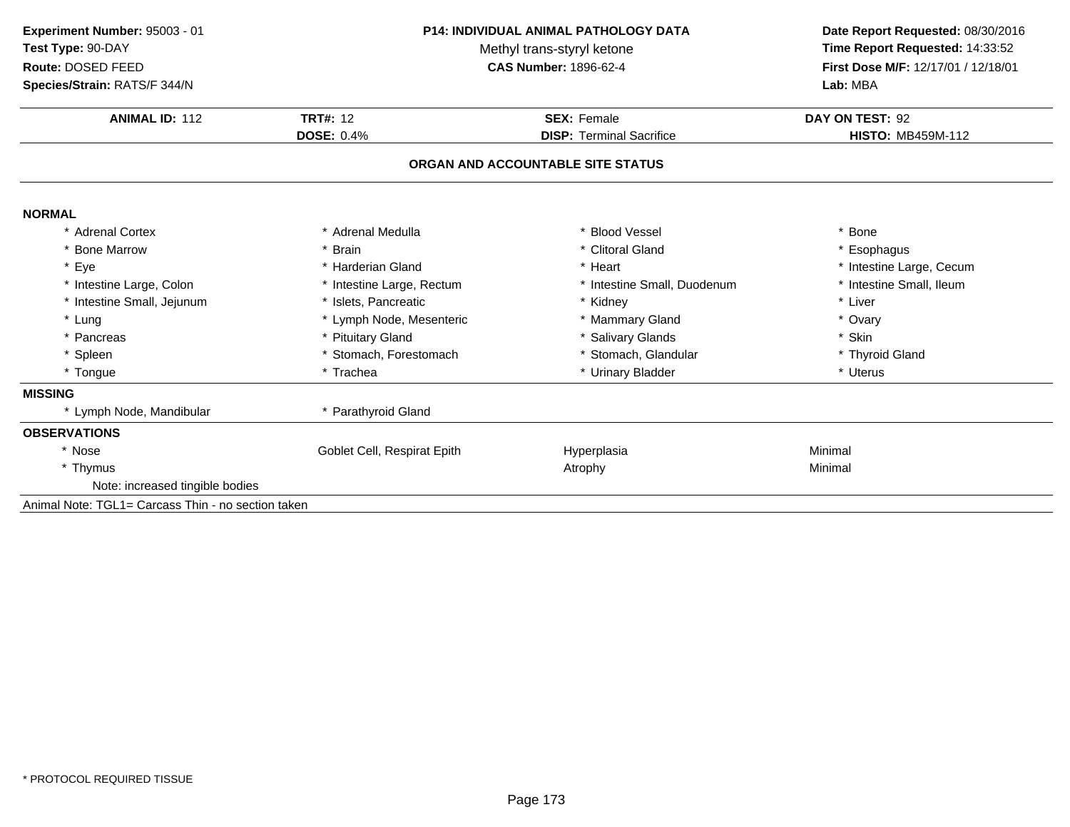**Experiment Number:** 95003 - 01
**Test Type:** 90-DAY
**Route:** DOSED FEED
**Species/Strain:** RATS/F 344/N

**P14: INDIVIDUAL ANIMAL PATHOLOGY DATA**
Methyl trans-styryl ketone
**CAS Number:** 1896-62-4

**Date Report Requested:** 08/30/2016
**Time Report Requested:** 14:33:52
**First Dose M/F:** 12/17/01 / 12/18/01
**Lab:** MBA

| **ANIMAL ID:** 112 | **TRT#:** 12 | **SEX:** Female | **DAY ON TEST:** 92 |
|---|---|---|---|
| | **DOSE:** 0.4% | **DISP:** Terminal Sacrifice | **HISTO:** MB459M-112 |

## ORGAN AND ACCOUNTABLE SITE STATUS

**NORMAL**

| | | | |
|---|---|---|---|
| * Adrenal Cortex | * Adrenal Medulla | * Blood Vessel | * Bone |
| * Bone Marrow | * Brain | * Clitoral Gland | * Esophagus |
| * Eye | * Harderian Gland | * Heart | * Intestine Large, Cecum |
| * Intestine Large, Colon | * Intestine Large, Rectum | * Intestine Small, Duodenum | * Intestine Small, Ileum |
| * Intestine Small, Jejunum | * Islets, Pancreatic | * Kidney | * Liver |
| * Lung | * Lymph Node, Mesenteric | * Mammary Gland | * Ovary |
| * Pancreas | * Pituitary Gland | * Salivary Glands | * Skin |
| * Spleen | * Stomach, Forestomach | * Stomach, Glandular | * Thyroid Gland |
| * Tongue | * Trachea | * Urinary Bladder | * Uterus |

**MISSING**

* Lymph Node, Mandibular
* Parathyroid Gland

**OBSERVATIONS**

| | | | |
|---|---|---|---|
| * Nose | Goblet Cell, Respirat Epith | Hyperplasia | Minimal |
| * Thymus | | Atrophy | Minimal |

Note: increased tingible bodies

Animal Note: TGL1= Carcass Thin - no section taken

* PROTOCOL REQUIRED TISSUE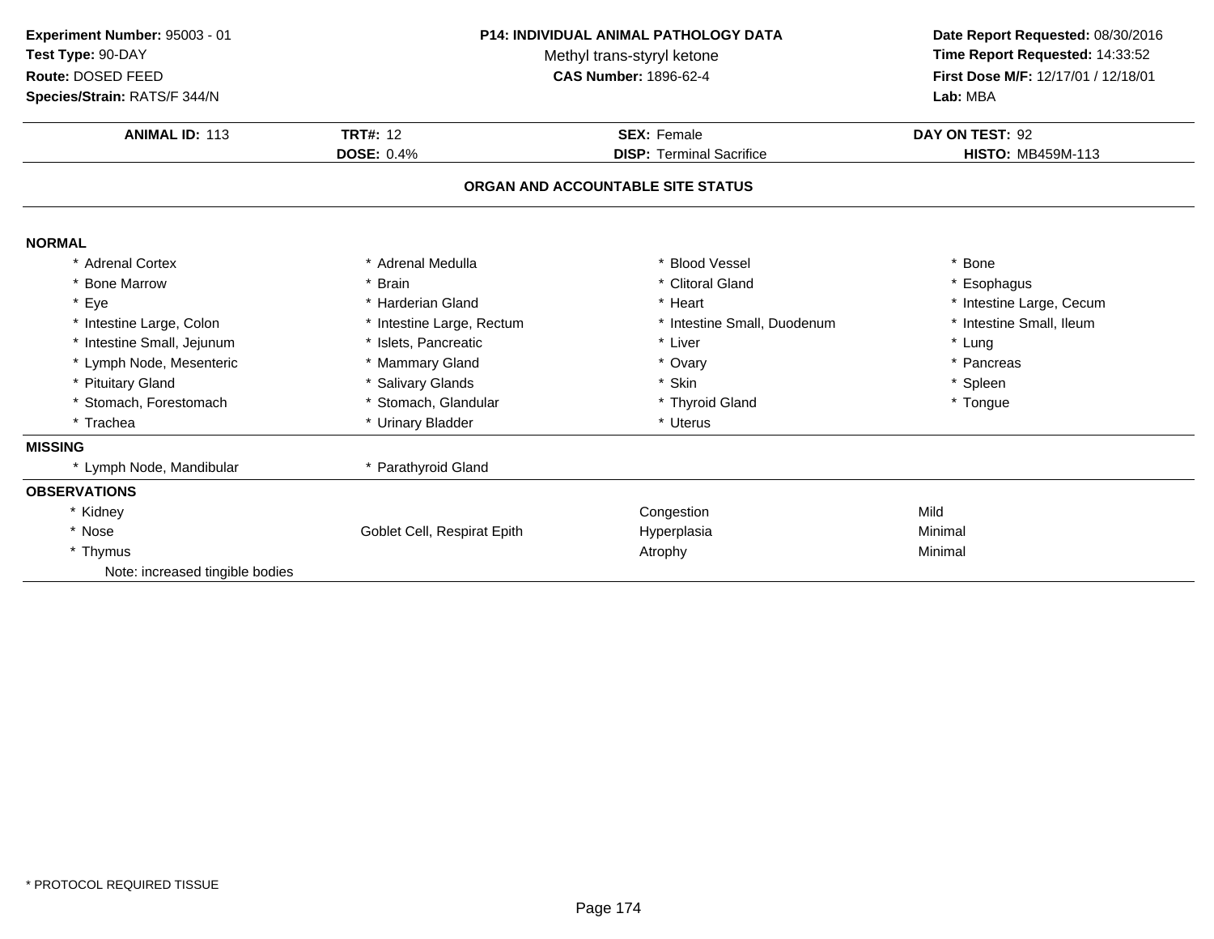**Experiment Number:** 95003 - 01
**Test Type:** 90-DAY
**Route:** DOSED FEED
**Species/Strain:** RATS/F 344/N

**P14: INDIVIDUAL ANIMAL PATHOLOGY DATA**
Methyl trans-styryl ketone
**CAS Number:** 1896-62-4

**Date Report Requested:** 08/30/2016
**Time Report Requested:** 14:33:52
**First Dose M/F:** 12/17/01 / 12/18/01
**Lab:** MBA

| **ANIMAL ID:** 113 | **TRT#:** 12 | **SEX:** Female | **DAY ON TEST:** 92 |
|---|---|---|---|
| | **DOSE:** 0.4% | **DISP:** Terminal Sacrifice | **HISTO:** MB459M-113 |

## ORGAN AND ACCOUNTABLE SITE STATUS

**NORMAL**

| | | | |
|---|---|---|---|
| * Adrenal Cortex | * Adrenal Medulla | * Blood Vessel | * Bone |
| * Bone Marrow | * Brain | * Clitoral Gland | * Esophagus |
| * Eye | * Harderian Gland | * Heart | * Intestine Large, Cecum |
| * Intestine Large, Colon | * Intestine Large, Rectum | * Intestine Small, Duodenum | * Intestine Small, Ileum |
| * Intestine Small, Jejunum | * Islets, Pancreatic | * Liver | * Lung |
| * Lymph Node, Mesenteric | * Mammary Gland | * Ovary | * Pancreas |
| * Pituitary Gland | * Salivary Glands | * Skin | * Spleen |
| * Stomach, Forestomach | * Stomach, Glandular | * Thyroid Gland | * Tongue |
| * Trachea | * Urinary Bladder | * Uterus | |

**MISSING**

| | |
|---|---|
| * Lymph Node, Mandibular | * Parathyroid Gland |

**OBSERVATIONS**

| | | | |
|---|---|---|---|
| * Kidney | | Congestion | Mild |
| * Nose | Goblet Cell, Respirat Epith | Hyperplasia | Minimal |
| * Thymus | | Atrophy | Minimal |
| Note: increased tingible bodies | | | |

* PROTOCOL REQUIRED TISSUE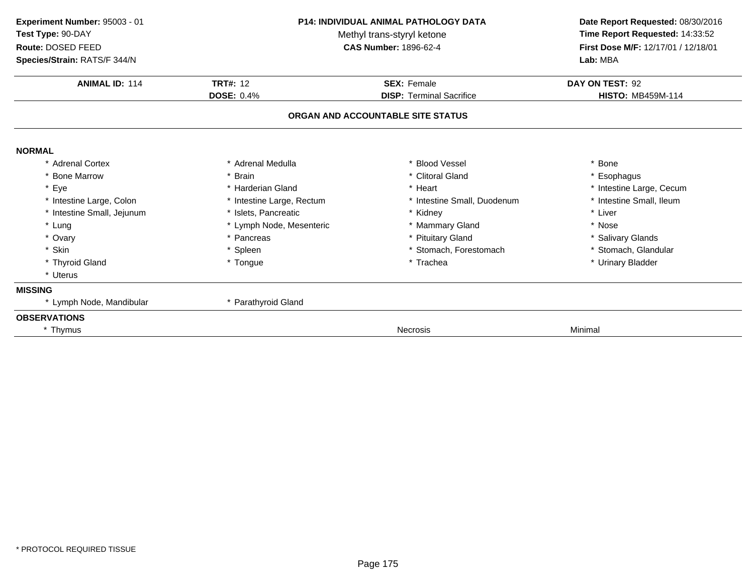**Experiment Number:** 95003 - 01
**Test Type:** 90-DAY
**Route:** DOSED FEED
**Species/Strain:** RATS/F 344/N

**P14: INDIVIDUAL ANIMAL PATHOLOGY DATA**
Methyl trans-styryl ketone
**CAS Number:** 1896-62-4

**Date Report Requested:** 08/30/2016
**Time Report Requested:** 14:33:52
**First Dose M/F:** 12/17/01 / 12/18/01
**Lab:** MBA

| **ANIMAL ID:** 114 | **TRT#:** 12 | **SEX:** Female | **DAY ON TEST:** 92 |
|---|---|---|---|
| | **DOSE:** 0.4% | **DISP:** Terminal Sacrifice | **HISTO:** MB459M-114 |

## ORGAN AND ACCOUNTABLE SITE STATUS

**NORMAL**

| | | | |
|---|---|---|---|
| * Adrenal Cortex | * Adrenal Medulla | * Blood Vessel | * Bone |
| * Bone Marrow | * Brain | * Clitoral Gland | * Esophagus |
| * Eye | * Harderian Gland | * Heart | * Intestine Large, Cecum |
| * Intestine Large, Colon | * Intestine Large, Rectum | * Intestine Small, Duodenum | * Intestine Small, Ileum |
| * Intestine Small, Jejunum | * Islets, Pancreatic | * Kidney | * Liver |
| * Lung | * Lymph Node, Mesenteric | * Mammary Gland | * Nose |
| * Ovary | * Pancreas | * Pituitary Gland | * Salivary Glands |
| * Skin | * Spleen | * Stomach, Forestomach | * Stomach, Glandular |
| * Thyroid Gland | * Tongue | * Trachea | * Urinary Bladder |
| * Uterus | | | |

**MISSING**

| | |
|---|---|
| * Lymph Node, Mandibular | * Parathyroid Gland |

**OBSERVATIONS**

| | | |
|---|---|---|
| * Thymus | Necrosis | Minimal |

* PROTOCOL REQUIRED TISSUE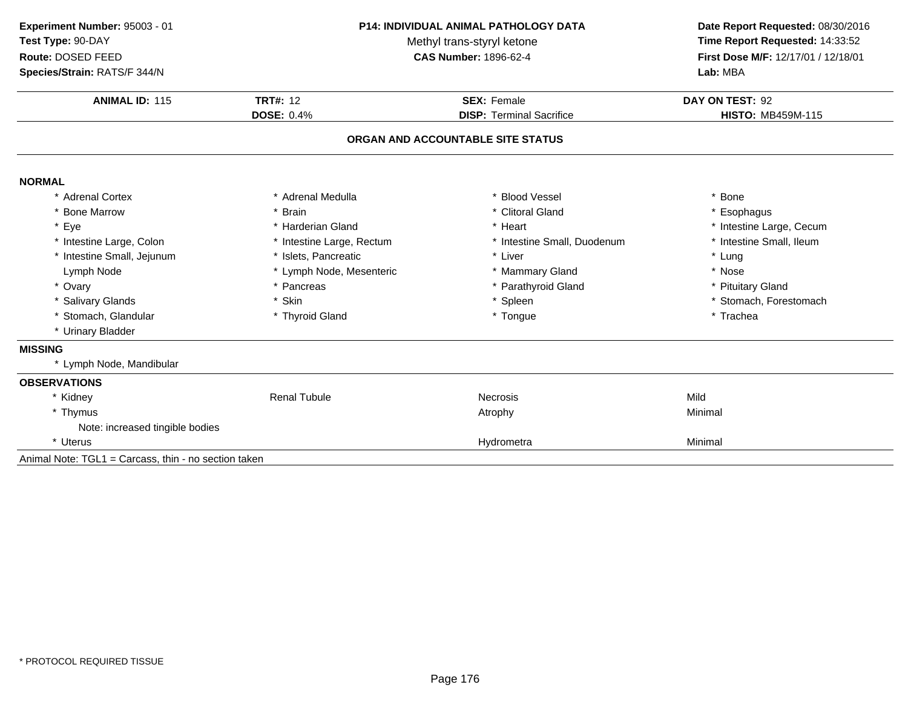**Experiment Number:** 95003 - 01
**Test Type:** 90-DAY
**Route:** DOSED FEED
**Species/Strain:** RATS/F 344/N

**P14: INDIVIDUAL ANIMAL PATHOLOGY DATA**
Methyl trans-styryl ketone
**CAS Number:** 1896-62-4

**Date Report Requested:** 08/30/2016
**Time Report Requested:** 14:33:52
**First Dose M/F:** 12/17/01 / 12/18/01
**Lab:** MBA

| **ANIMAL ID:** 115 | **TRT#:** 12 | **SEX:** Female | **DAY ON TEST:** 92 |
|---|---|---|---|
| | **DOSE:** 0.4% | **DISP:** Terminal Sacrifice | **HISTO:** MB459M-115 |

## ORGAN AND ACCOUNTABLE SITE STATUS

**NORMAL**

| | | | |
|---|---|---|---|
| * Adrenal Cortex | * Adrenal Medulla | * Blood Vessel | * Bone |
| * Bone Marrow | * Brain | * Clitoral Gland | * Esophagus |
| * Eye | * Harderian Gland | * Heart | * Intestine Large, Cecum |
| * Intestine Large, Colon | * Intestine Large, Rectum | * Intestine Small, Duodenum | * Intestine Small, Ileum |
| * Intestine Small, Jejunum | * Islets, Pancreatic | * Liver | * Lung |
| Lymph Node | * Lymph Node, Mesenteric | * Mammary Gland | * Nose |
| * Ovary | * Pancreas | * Parathyroid Gland | * Pituitary Gland |
| * Salivary Glands | * Skin | * Spleen | * Stomach, Forestomach |
| * Stomach, Glandular | * Thyroid Gland | * Tongue | * Trachea |
| * Urinary Bladder | | | |

**MISSING**

* Lymph Node, Mandibular

**OBSERVATIONS**

| | | | |
|---|---|---|---|
| * Kidney | Renal Tubule | Necrosis | Mild |
| * Thymus | | Atrophy | Minimal |
| Note: increased tingible bodies | | | |
| * Uterus | | Hydrometra | Minimal |

Animal Note: TGL1 = Carcass, thin - no section taken

\* PROTOCOL REQUIRED TISSUE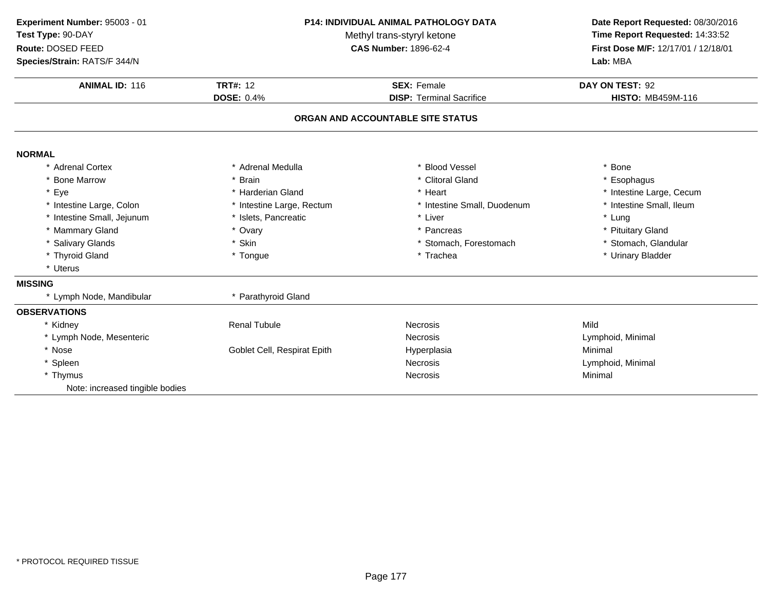**Experiment Number:** 95003 - 01
**Test Type:** 90-DAY
**Route:** DOSED FEED
**Species/Strain:** RATS/F 344/N

**P14: INDIVIDUAL ANIMAL PATHOLOGY DATA**
Methyl trans-styryl ketone
**CAS Number:** 1896-62-4

**Date Report Requested:** 08/30/2016
**Time Report Requested:** 14:33:52
**First Dose M/F:** 12/17/01 / 12/18/01
**Lab:** MBA

| **ANIMAL ID:** 116 | **TRT#:** 12 | **SEX:** Female | **DAY ON TEST:** 92 |
|---|---|---|---|
| | **DOSE:** 0.4% | **DISP:** Terminal Sacrifice | **HISTO:** MB459M-116 |

## ORGAN AND ACCOUNTABLE SITE STATUS

**NORMAL**

| | | | |
|---|---|---|---|
| * Adrenal Cortex | * Adrenal Medulla | * Blood Vessel | * Bone |
| * Bone Marrow | * Brain | * Clitoral Gland | * Esophagus |
| * Eye | * Harderian Gland | * Heart | * Intestine Large, Cecum |
| * Intestine Large, Colon | * Intestine Large, Rectum | * Intestine Small, Duodenum | * Intestine Small, Ileum |
| * Intestine Small, Jejunum | * Islets, Pancreatic | * Liver | * Lung |
| * Mammary Gland | * Ovary | * Pancreas | * Pituitary Gland |
| * Salivary Glands | * Skin | * Stomach, Forestomach | * Stomach, Glandular |
| * Thyroid Gland | * Tongue | * Trachea | * Urinary Bladder |
| * Uterus | | | |

**MISSING**

| | |
|---|---|
| * Lymph Node, Mandibular | * Parathyroid Gland |

**OBSERVATIONS**

| | | | |
|---|---|---|---|
| * Kidney | Renal Tubule | Necrosis | Mild |
| * Lymph Node, Mesenteric | | Necrosis | Lymphoid, Minimal |
| * Nose | Goblet Cell, Respirat Epith | Hyperplasia | Minimal |
| * Spleen | | Necrosis | Lymphoid, Minimal |
| * Thymus | | Necrosis | Minimal |
| Note: increased tingible bodies | | | |

\* PROTOCOL REQUIRED TISSUE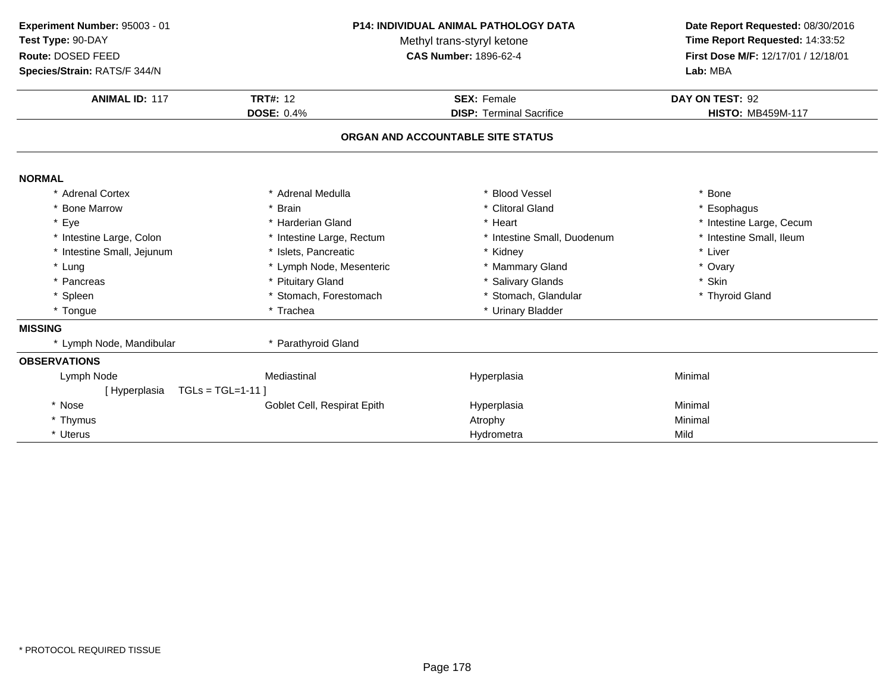**Experiment Number:** 95003 - 01
**Test Type:** 90-DAY
**Route:** DOSED FEED
**Species/Strain:** RATS/F 344/N

**P14: INDIVIDUAL ANIMAL PATHOLOGY DATA**
Methyl trans-styryl ketone
**CAS Number:** 1896-62-4

**Date Report Requested:** 08/30/2016
**Time Report Requested:** 14:33:52
**First Dose M/F:** 12/17/01 / 12/18/01
**Lab:** MBA

| **ANIMAL ID:** 117 | **TRT#:** 12 | **SEX:** Female | **DAY ON TEST:** 92 |
|---|---|---|---|
| | **DOSE:** 0.4% | **DISP:** Terminal Sacrifice | **HISTO:** MB459M-117 |

## ORGAN AND ACCOUNTABLE SITE STATUS

**NORMAL**

| | | | |
|---|---|---|---|
| * Adrenal Cortex | * Adrenal Medulla | * Blood Vessel | * Bone |
| * Bone Marrow | * Brain | * Clitoral Gland | * Esophagus |
| * Eye | * Harderian Gland | * Heart | * Intestine Large, Cecum |
| * Intestine Large, Colon | * Intestine Large, Rectum | * Intestine Small, Duodenum | * Intestine Small, Ileum |
| * Intestine Small, Jejunum | * Islets, Pancreatic | * Kidney | * Liver |
| * Lung | * Lymph Node, Mesenteric | * Mammary Gland | * Ovary |
| * Pancreas | * Pituitary Gland | * Salivary Glands | * Skin |
| * Spleen | * Stomach, Forestomach | * Stomach, Glandular | * Thyroid Gland |
| * Tongue | * Trachea | * Urinary Bladder | |

**MISSING**

| | |
|---|---|
| * Lymph Node, Mandibular | * Parathyroid Gland |

**OBSERVATIONS**

| | | | |
|---|---|---|---|
| Lymph Node | Mediastinal | Hyperplasia | Minimal |
| [ Hyperplasia TGLs = TGL=1-11 ] | | | |
| * Nose | Goblet Cell, Respirat Epith | Hyperplasia | Minimal |
| * Thymus | | Atrophy | Minimal |
| * Uterus | | Hydrometra | Mild |

\* PROTOCOL REQUIRED TISSUE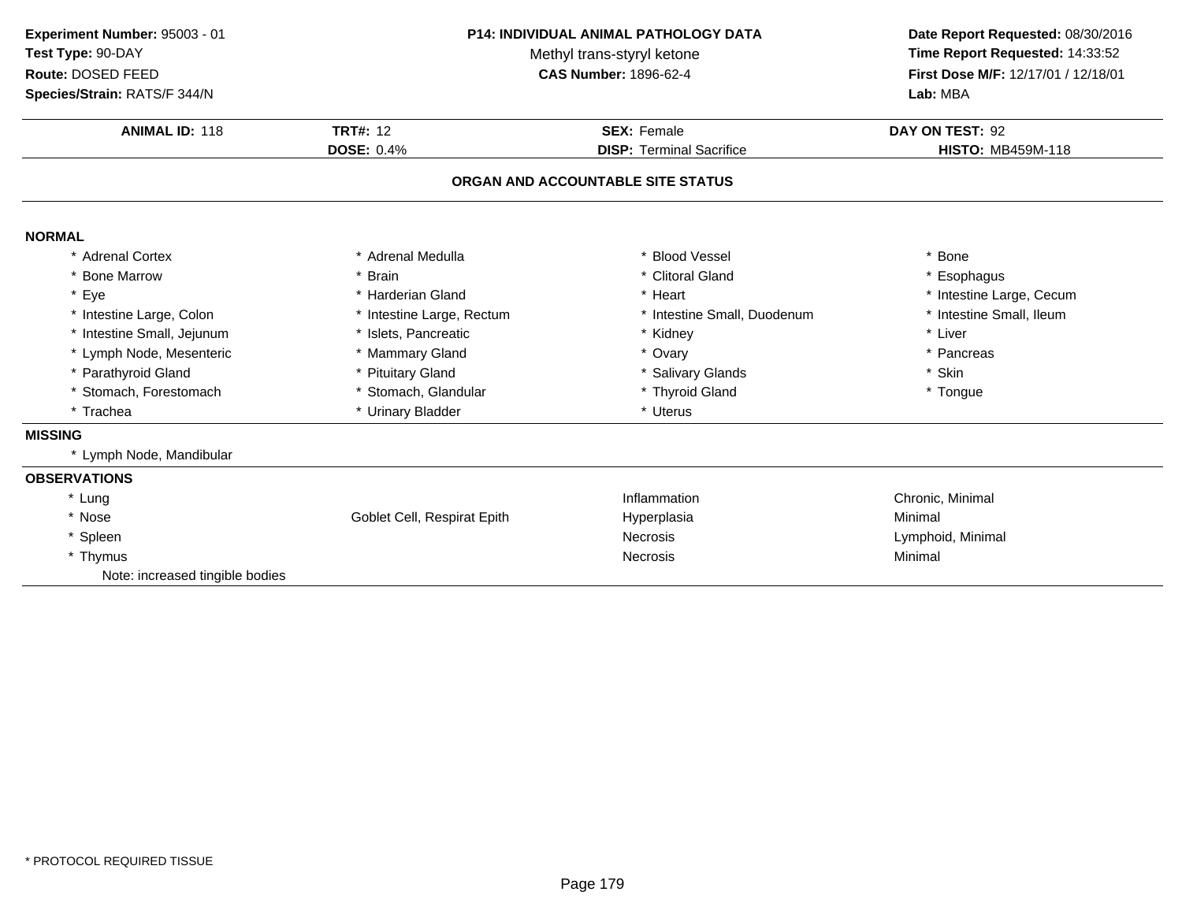**Experiment Number:** 95003 - 01
**Test Type:** 90-DAY
**Route:** DOSED FEED
**Species/Strain:** RATS/F 344/N

**P14: INDIVIDUAL ANIMAL PATHOLOGY DATA**
Methyl trans-styryl ketone
**CAS Number:** 1896-62-4

**Date Report Requested:** 08/30/2016
**Time Report Requested:** 14:33:52
**First Dose M/F:** 12/17/01 / 12/18/01
**Lab:** MBA

| **ANIMAL ID:** 118 | **TRT#:** 12 | **SEX:** Female | **DAY ON TEST:** 92 |
|---|---|---|---|
| | **DOSE:** 0.4% | **DISP:** Terminal Sacrifice | **HISTO:** MB459M-118 |

## ORGAN AND ACCOUNTABLE SITE STATUS

### NORMAL

| | | | |
|---|---|---|---|
| * Adrenal Cortex | * Adrenal Medulla | * Blood Vessel | * Bone |
| * Bone Marrow | * Brain | * Clitoral Gland | * Esophagus |
| * Eye | * Harderian Gland | * Heart | * Intestine Large, Cecum |
| * Intestine Large, Colon | * Intestine Large, Rectum | * Intestine Small, Duodenum | * Intestine Small, Ileum |
| * Intestine Small, Jejunum | * Islets, Pancreatic | * Kidney | * Liver |
| * Lymph Node, Mesenteric | * Mammary Gland | * Ovary | * Pancreas |
| * Parathyroid Gland | * Pituitary Gland | * Salivary Glands | * Skin |
| * Stomach, Forestomach | * Stomach, Glandular | * Thyroid Gland | * Tongue |
| * Trachea | * Urinary Bladder | * Uterus | |

### MISSING

* Lymph Node, Mandibular

### OBSERVATIONS

| | | | |
|---|---|---|---|
| * Lung | | Inflammation | Chronic, Minimal |
| * Nose | Goblet Cell, Respirat Epith | Hyperplasia | Minimal |
| * Spleen | | Necrosis | Lymphoid, Minimal |
| * Thymus | | Necrosis | Minimal |

Note: increased tingible bodies

* PROTOCOL REQUIRED TISSUE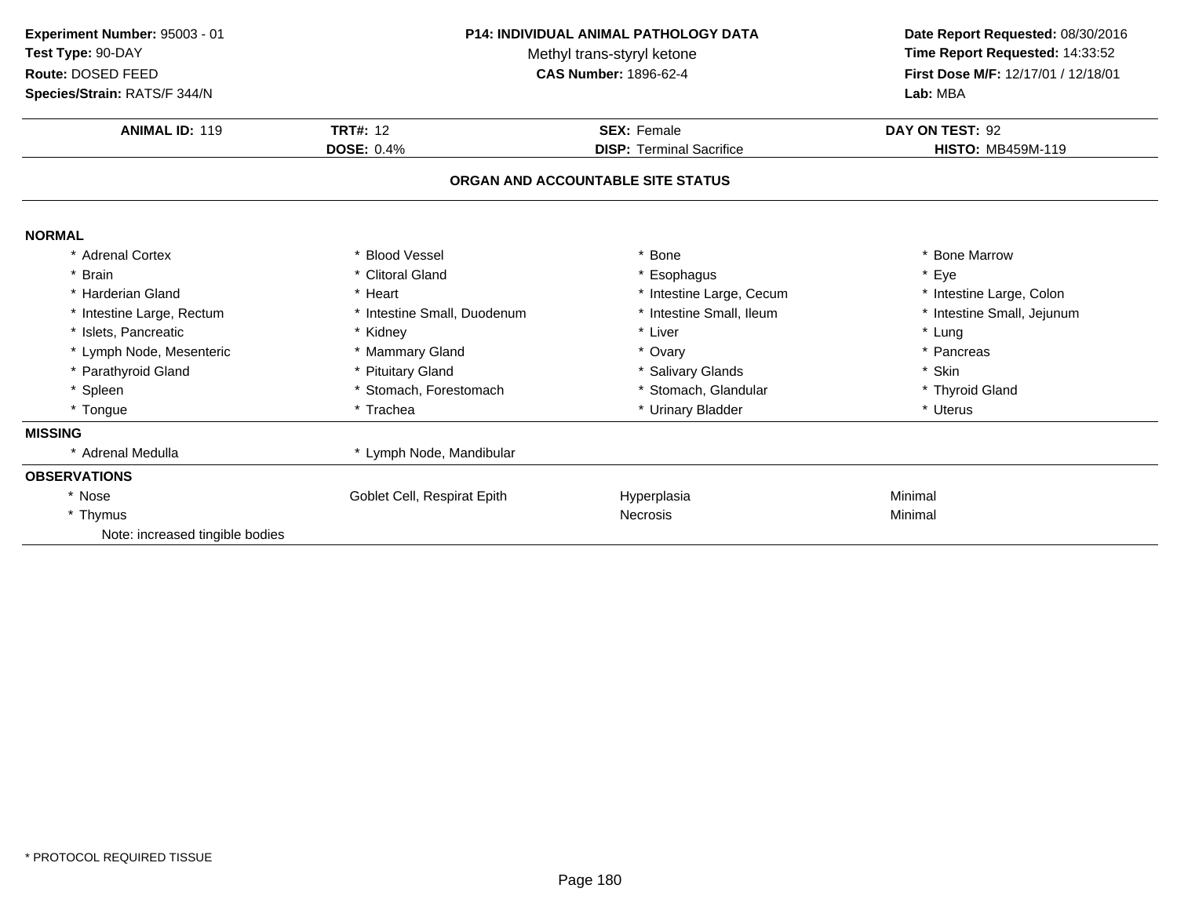**Experiment Number:** 95003 - 01
**Test Type:** 90-DAY
**Route:** DOSED FEED
**Species/Strain:** RATS/F 344/N

**P14: INDIVIDUAL ANIMAL PATHOLOGY DATA**
Methyl trans-styryl ketone
**CAS Number:** 1896-62-4

**Date Report Requested:** 08/30/2016
**Time Report Requested:** 14:33:52
**First Dose M/F:** 12/17/01 / 12/18/01
**Lab:** MBA

| **ANIMAL ID:** 119 | **TRT#:** 12 | **SEX:** Female | **DAY ON TEST:** 92 |
|---|---|---|---|
| | **DOSE:** 0.4% | **DISP:** Terminal Sacrifice | **HISTO:** MB459M-119 |

## ORGAN AND ACCOUNTABLE SITE STATUS

**NORMAL**

| | | | |
|---|---|---|---|
| * Adrenal Cortex | * Blood Vessel | * Bone | * Bone Marrow |
| * Brain | * Clitoral Gland | * Esophagus | * Eye |
| * Harderian Gland | * Heart | * Intestine Large, Cecum | * Intestine Large, Colon |
| * Intestine Large, Rectum | * Intestine Small, Duodenum | * Intestine Small, Ileum | * Intestine Small, Jejunum |
| * Islets, Pancreatic | * Kidney | * Liver | * Lung |
| * Lymph Node, Mesenteric | * Mammary Gland | * Ovary | * Pancreas |
| * Parathyroid Gland | * Pituitary Gland | * Salivary Glands | * Skin |
| * Spleen | * Stomach, Forestomach | * Stomach, Glandular | * Thyroid Gland |
| * Tongue | * Trachea | * Urinary Bladder | * Uterus |

**MISSING**

| | |
|---|---|
| * Adrenal Medulla | * Lymph Node, Mandibular |

**OBSERVATIONS**

| | | | |
|---|---|---|---|
| * Nose | Goblet Cell, Respirat Epith | Hyperplasia | Minimal |
| * Thymus | | Necrosis | Minimal |
| Note: increased tingible bodies | | | |

* PROTOCOL REQUIRED TISSUE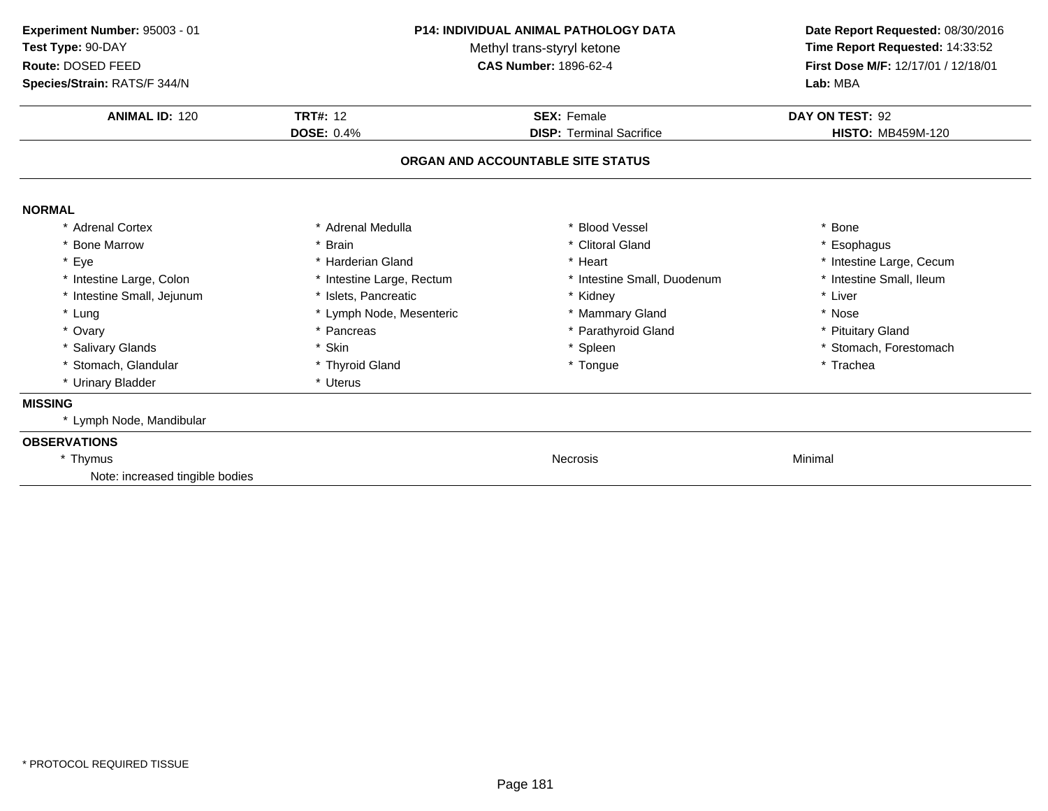**Experiment Number:** 95003 - 01
**Test Type:** 90-DAY
**Route:** DOSED FEED
**Species/Strain:** RATS/F 344/N

**P14: INDIVIDUAL ANIMAL PATHOLOGY DATA**
Methyl trans-styryl ketone
**CAS Number:** 1896-62-4

**Date Report Requested:** 08/30/2016
**Time Report Requested:** 14:33:52
**First Dose M/F:** 12/17/01 / 12/18/01
**Lab:** MBA

| **ANIMAL ID:** 120 | **TRT#:** 12 | **SEX:** Female | **DAY ON TEST:** 92 |
|---|---|---|---|
| | **DOSE:** 0.4% | **DISP:** Terminal Sacrifice | **HISTO:** MB459M-120 |

## ORGAN AND ACCOUNTABLE SITE STATUS

**NORMAL**

| | | | |
|---|---|---|---|
| * Adrenal Cortex | * Adrenal Medulla | * Blood Vessel | * Bone |
| * Bone Marrow | * Brain | * Clitoral Gland | * Esophagus |
| * Eye | * Harderian Gland | * Heart | * Intestine Large, Cecum |
| * Intestine Large, Colon | * Intestine Large, Rectum | * Intestine Small, Duodenum | * Intestine Small, Ileum |
| * Intestine Small, Jejunum | * Islets, Pancreatic | * Kidney | * Liver |
| * Lung | * Lymph Node, Mesenteric | * Mammary Gland | * Nose |
| * Ovary | * Pancreas | * Parathyroid Gland | * Pituitary Gland |
| * Salivary Glands | * Skin | * Spleen | * Stomach, Forestomach |
| * Stomach, Glandular | * Thyroid Gland | * Tongue | * Trachea |
| * Urinary Bladder | * Uterus | | |

**MISSING**

* Lymph Node, Mandibular

**OBSERVATIONS**

| | | |
|---|---|---|
| * Thymus | Necrosis | Minimal |

Note: increased tingible bodies

* PROTOCOL REQUIRED TISSUE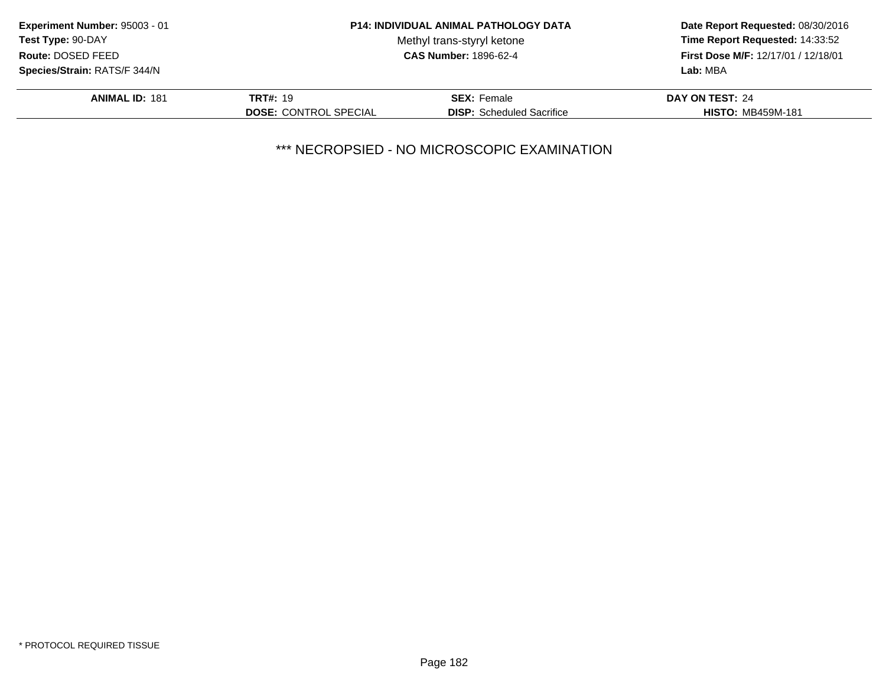**Experiment Number:** 95003 - 01
**Test Type:** 90-DAY
**Route:** DOSED FEED
**Species/Strain:** RATS/F 344/N

**P14: INDIVIDUAL ANIMAL PATHOLOGY DATA**
Methyl trans-styryl ketone
**CAS Number:** 1896-62-4

**Date Report Requested:** 08/30/2016
**Time Report Requested:** 14:33:52
**First Dose M/F:** 12/17/01 / 12/18/01
**Lab:** MBA

| **ANIMAL ID:** 181 | **TRT#:** 19 | **SEX:** Female | **DAY ON TEST:** 24 |
|---|---|---|---|
| | **DOSE:** CONTROL SPECIAL | **DISP:** Scheduled Sacrifice | **HISTO:** MB459M-181 |

*** NECROPSIED - NO MICROSCOPIC EXAMINATION

* PROTOCOL REQUIRED TISSUE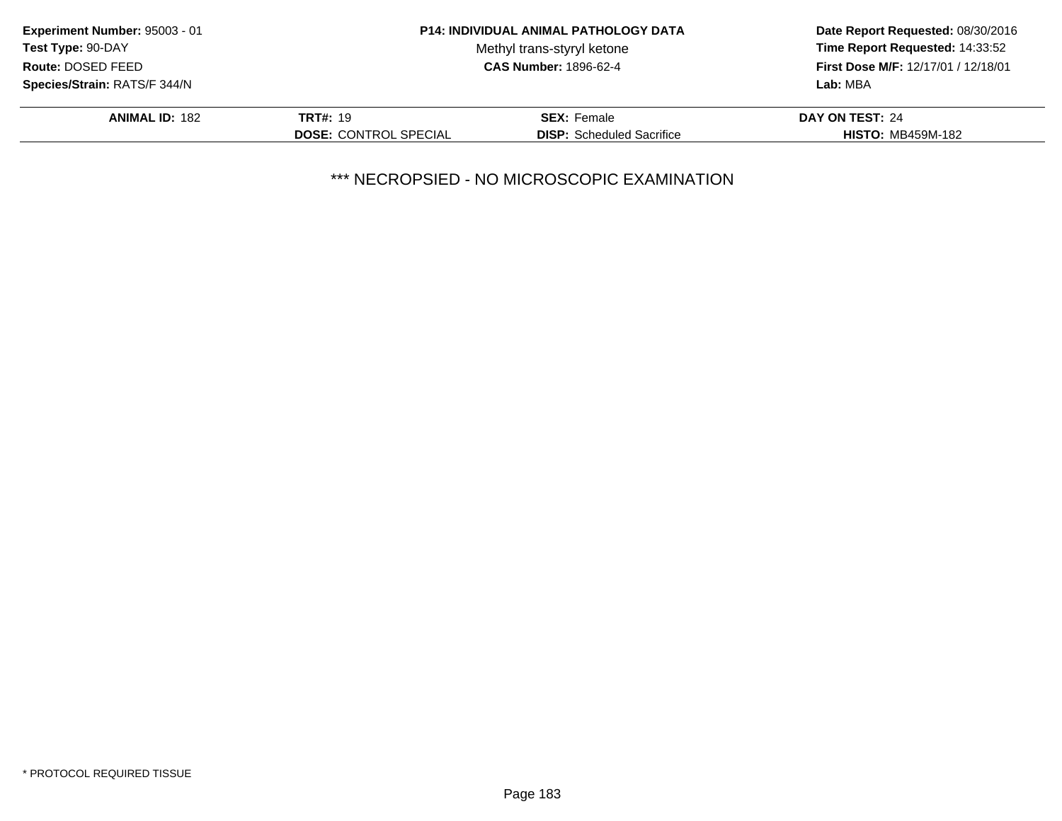**Experiment Number:** 95003 - 01
**Test Type:** 90-DAY
**Route:** DOSED FEED
**Species/Strain:** RATS/F 344/N

**P14: INDIVIDUAL ANIMAL PATHOLOGY DATA**
Methyl trans-styryl ketone
**CAS Number:** 1896-62-4

**Date Report Requested:** 08/30/2016
**Time Report Requested:** 14:33:52
**First Dose M/F:** 12/17/01 / 12/18/01
**Lab:** MBA

| **ANIMAL ID:** 182 | **TRT#:** 19 | **SEX:** Female | **DAY ON TEST:** 24 |
|---|---|---|---|
| | **DOSE:** CONTROL SPECIAL | **DISP:** Scheduled Sacrifice | **HISTO:** MB459M-182 |

*** NECROPSIED - NO MICROSCOPIC EXAMINATION

* PROTOCOL REQUIRED TISSUE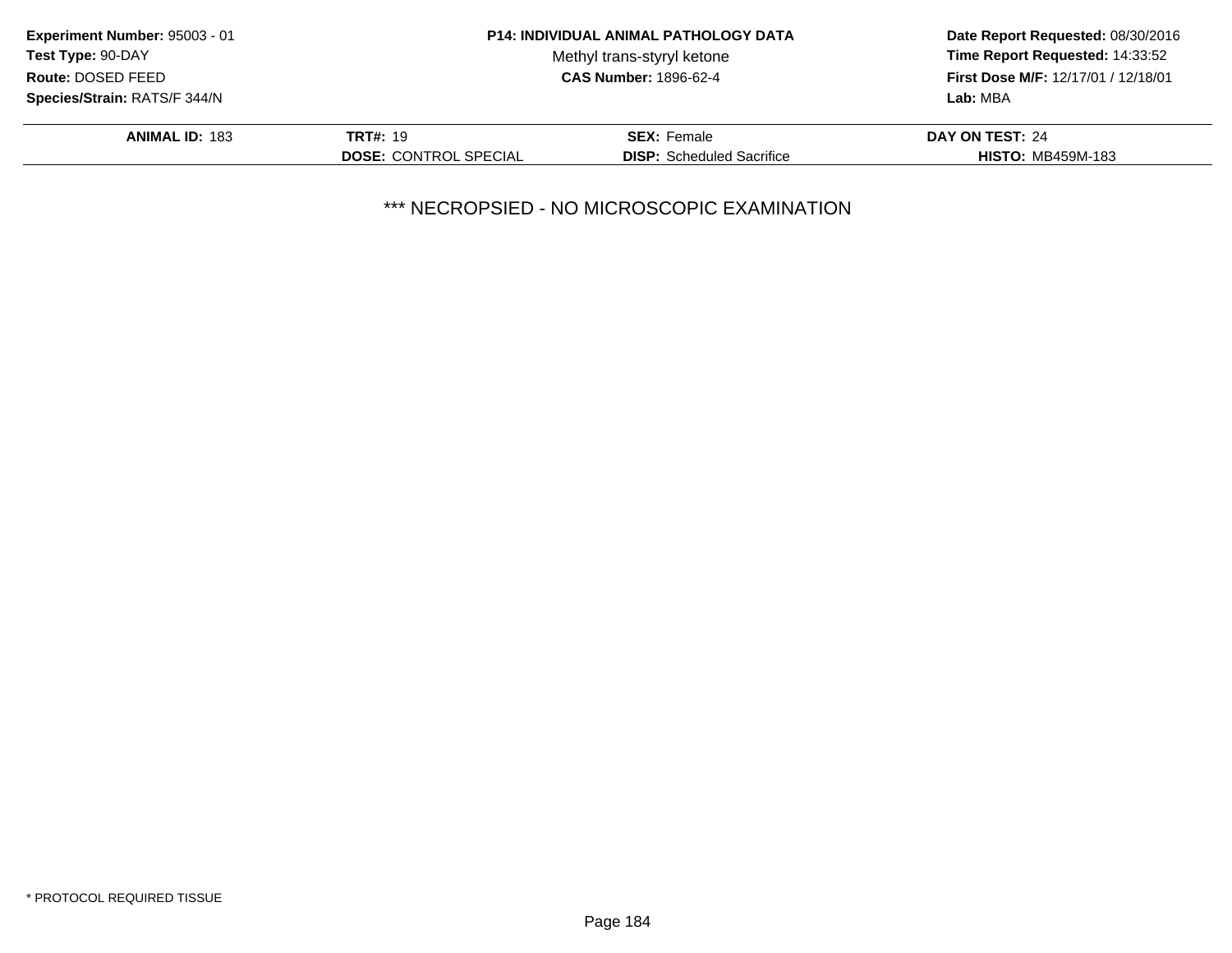**Experiment Number:** 95003 - 01
**Test Type:** 90-DAY
**Route:** DOSED FEED
**Species/Strain:** RATS/F 344/N

**P14: INDIVIDUAL ANIMAL PATHOLOGY DATA**
Methyl trans-styryl ketone
**CAS Number:** 1896-62-4

**Date Report Requested:** 08/30/2016
**Time Report Requested:** 14:33:52
**First Dose M/F:** 12/17/01 / 12/18/01
**Lab:** MBA

| **ANIMAL ID:** 183 | **TRT#:** 19 | **SEX:** Female | **DAY ON TEST:** 24 |
|---|---|---|---|
| | **DOSE:** CONTROL SPECIAL | **DISP:** Scheduled Sacrifice | **HISTO:** MB459M-183 |

*** NECROPSIED - NO MICROSCOPIC EXAMINATION

* PROTOCOL REQUIRED TISSUE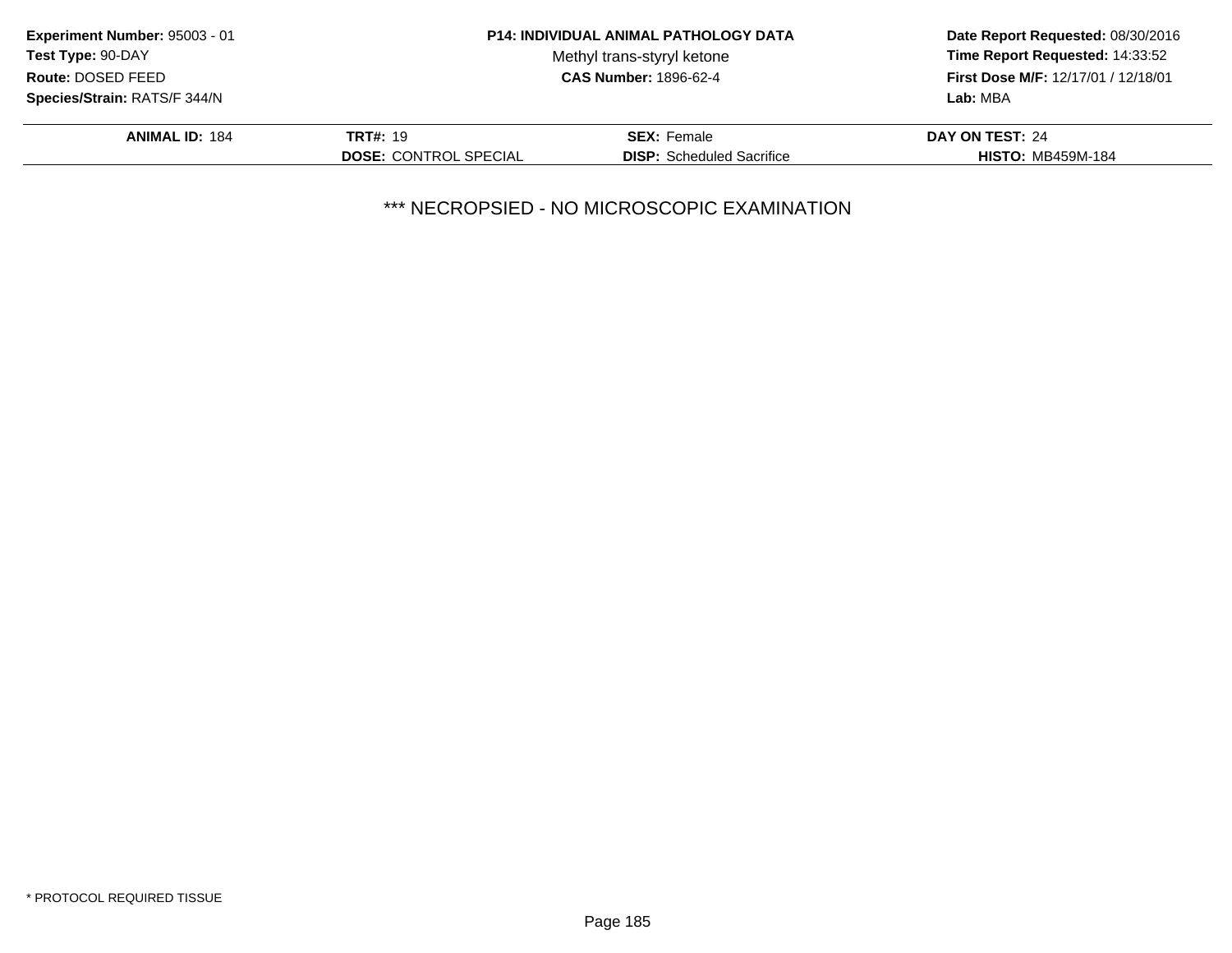**Experiment Number:** 95003 - 01
**Test Type:** 90-DAY
**Route:** DOSED FEED
**Species/Strain:** RATS/F 344/N

**P14: INDIVIDUAL ANIMAL PATHOLOGY DATA**
Methyl trans-styryl ketone
**CAS Number:** 1896-62-4

**Date Report Requested:** 08/30/2016
**Time Report Requested:** 14:33:52
**First Dose M/F:** 12/17/01 / 12/18/01
**Lab:** MBA

| **ANIMAL ID:** 184 | **TRT#:** 19 | **SEX:** Female | **DAY ON TEST:** 24 |
|---|---|---|---|
| | **DOSE:** CONTROL SPECIAL | **DISP:** Scheduled Sacrifice | **HISTO:** MB459M-184 |

*** NECROPSIED - NO MICROSCOPIC EXAMINATION

* PROTOCOL REQUIRED TISSUE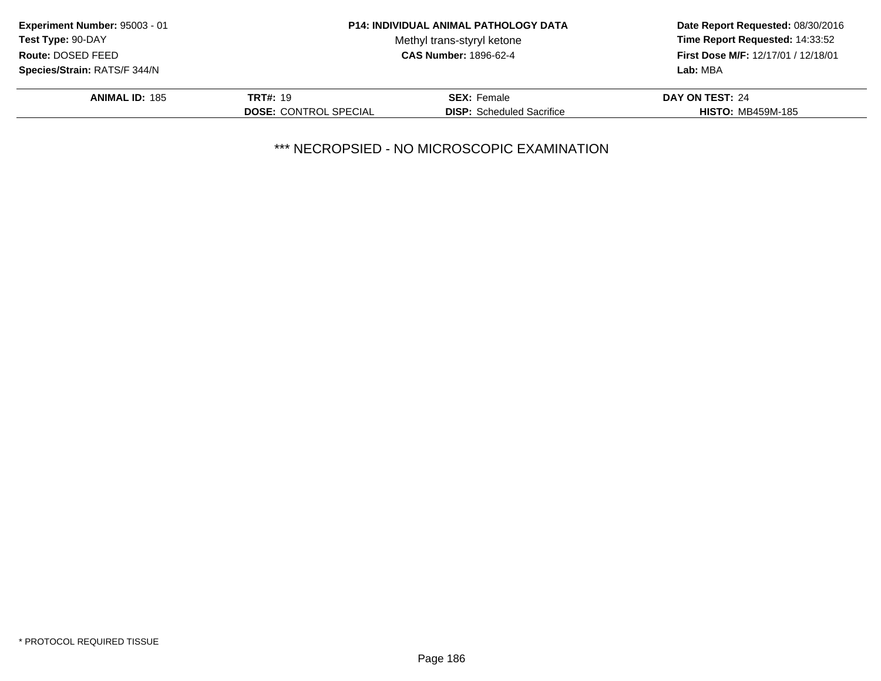**Experiment Number:** 95003 - 01
**Test Type:** 90-DAY
**Route:** DOSED FEED
**Species/Strain:** RATS/F 344/N

**P14: INDIVIDUAL ANIMAL PATHOLOGY DATA**
Methyl trans-styryl ketone
**CAS Number:** 1896-62-4

**Date Report Requested:** 08/30/2016
**Time Report Requested:** 14:33:52
**First Dose M/F:** 12/17/01 / 12/18/01
**Lab:** MBA

| **ANIMAL ID:** 185 | **TRT#:** 19 | **SEX:** Female | **DAY ON TEST:** 24 |
|---|---|---|---|
| | **DOSE:** CONTROL SPECIAL | **DISP:** Scheduled Sacrifice | **HISTO:** MB459M-185 |

*** NECROPSIED - NO MICROSCOPIC EXAMINATION

* PROTOCOL REQUIRED TISSUE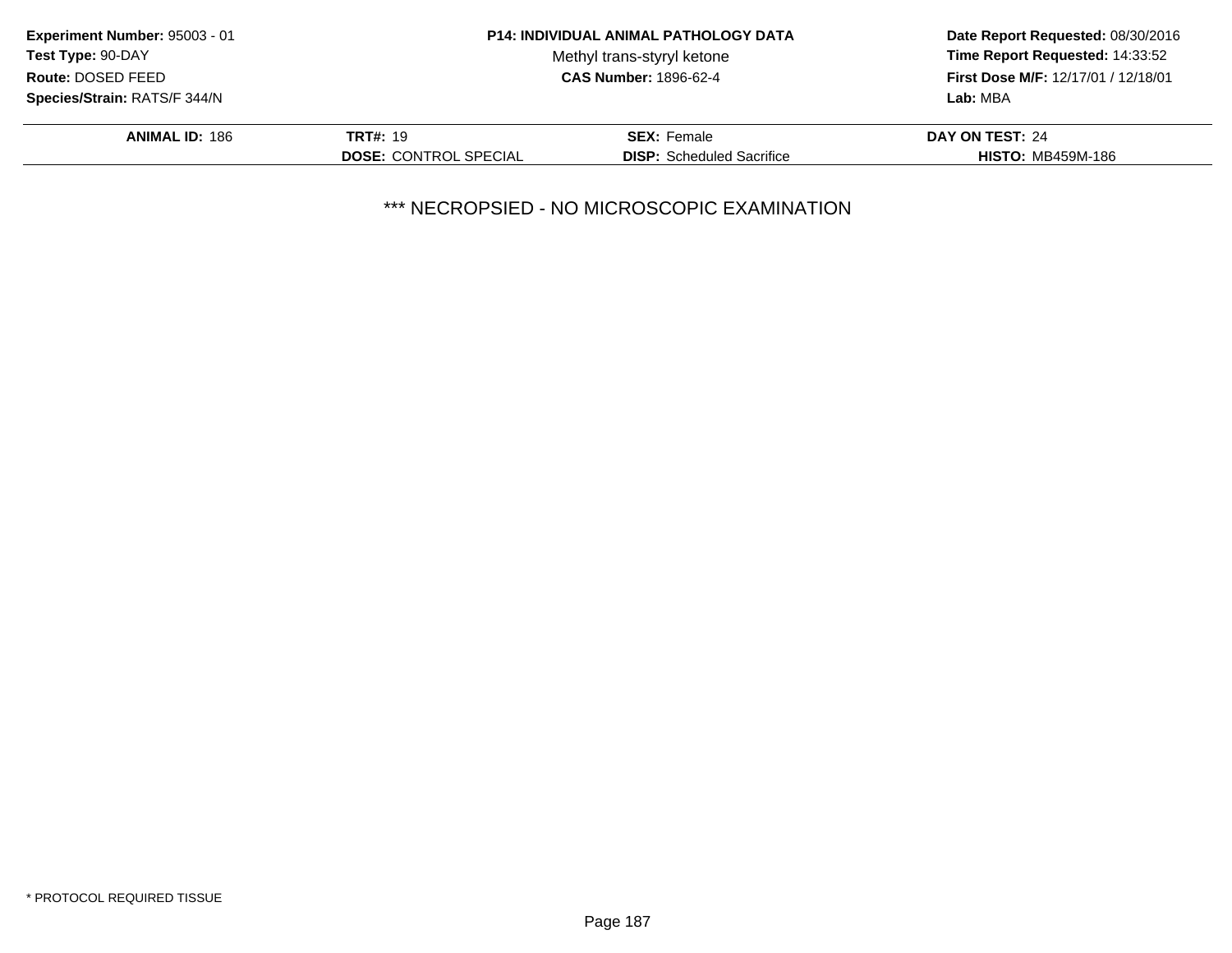**Experiment Number:** 95003 - 01
**Test Type:** 90-DAY
**Route:** DOSED FEED
**Species/Strain:** RATS/F 344/N

**P14: INDIVIDUAL ANIMAL PATHOLOGY DATA**
Methyl trans-styryl ketone
**CAS Number:** 1896-62-4

**Date Report Requested:** 08/30/2016
**Time Report Requested:** 14:33:52
**First Dose M/F:** 12/17/01 / 12/18/01
**Lab:** MBA

| **ANIMAL ID:** 186 | **TRT#:** 19 | **SEX:** Female | **DAY ON TEST:** 24 |
|---|---|---|---|
| | **DOSE:** CONTROL SPECIAL | **DISP:** Scheduled Sacrifice | **HISTO:** MB459M-186 |

*** NECROPSIED - NO MICROSCOPIC EXAMINATION

* PROTOCOL REQUIRED TISSUE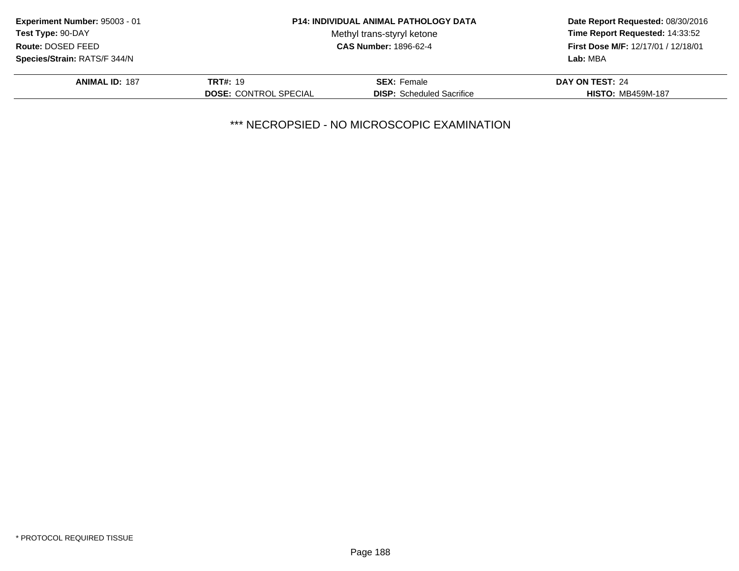**Experiment Number:** 95003 - 01
**Test Type:** 90-DAY
**Route:** DOSED FEED
**Species/Strain:** RATS/F 344/N

**P14: INDIVIDUAL ANIMAL PATHOLOGY DATA**
Methyl trans-styryl ketone
**CAS Number:** 1896-62-4

**Date Report Requested:** 08/30/2016
**Time Report Requested:** 14:33:52
**First Dose M/F:** 12/17/01 / 12/18/01
**Lab:** MBA

| **ANIMAL ID:** 187 | **TRT#:** 19 | **SEX:** Female | **DAY ON TEST:** 24 |
|---|---|---|---|
| | **DOSE:** CONTROL SPECIAL | **DISP:** Scheduled Sacrifice | **HISTO:** MB459M-187 |

*** NECROPSIED - NO MICROSCOPIC EXAMINATION

* PROTOCOL REQUIRED TISSUE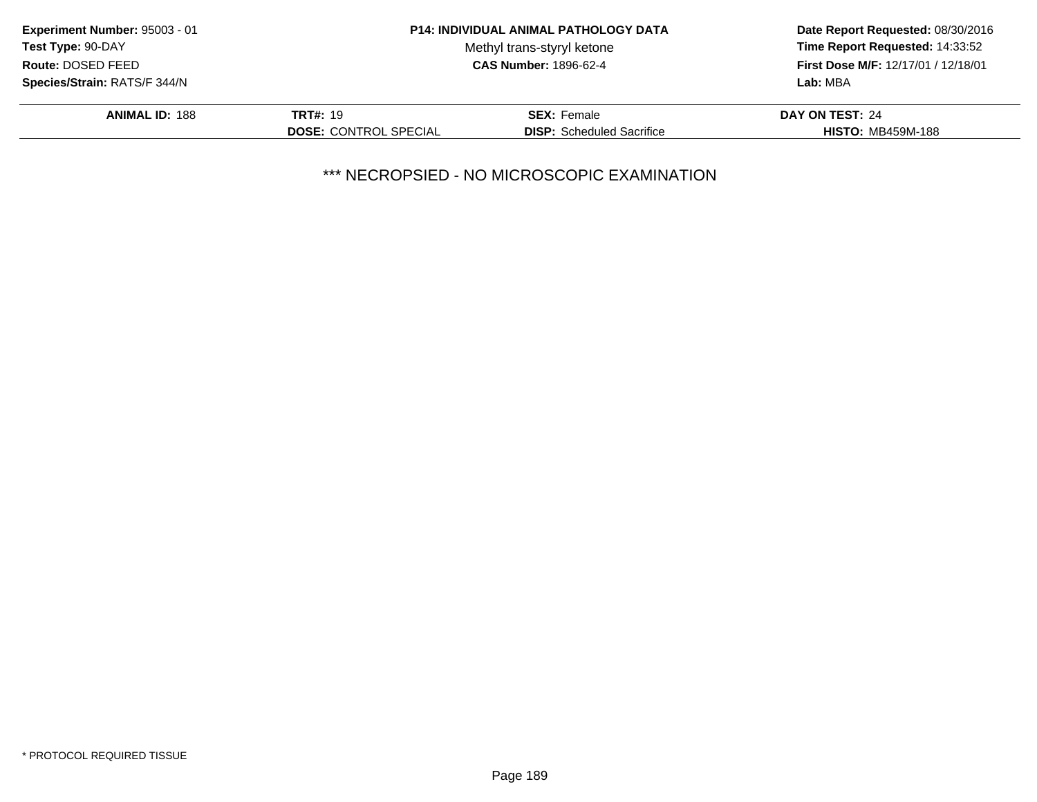**Experiment Number:** 95003 - 01
**Test Type:** 90-DAY
**Route:** DOSED FEED
**Species/Strain:** RATS/F 344/N

**P14: INDIVIDUAL ANIMAL PATHOLOGY DATA**
Methyl trans-styryl ketone
**CAS Number:** 1896-62-4

**Date Report Requested:** 08/30/2016
**Time Report Requested:** 14:33:52
**First Dose M/F:** 12/17/01 / 12/18/01
**Lab:** MBA

| **ANIMAL ID:** 188 | **TRT#:** 19 | **SEX:** Female | **DAY ON TEST:** 24 |
|---|---|---|---|
| | **DOSE:** CONTROL SPECIAL | **DISP:** Scheduled Sacrifice | **HISTO:** MB459M-188 |

*** NECROPSIED - NO MICROSCOPIC EXAMINATION

* PROTOCOL REQUIRED TISSUE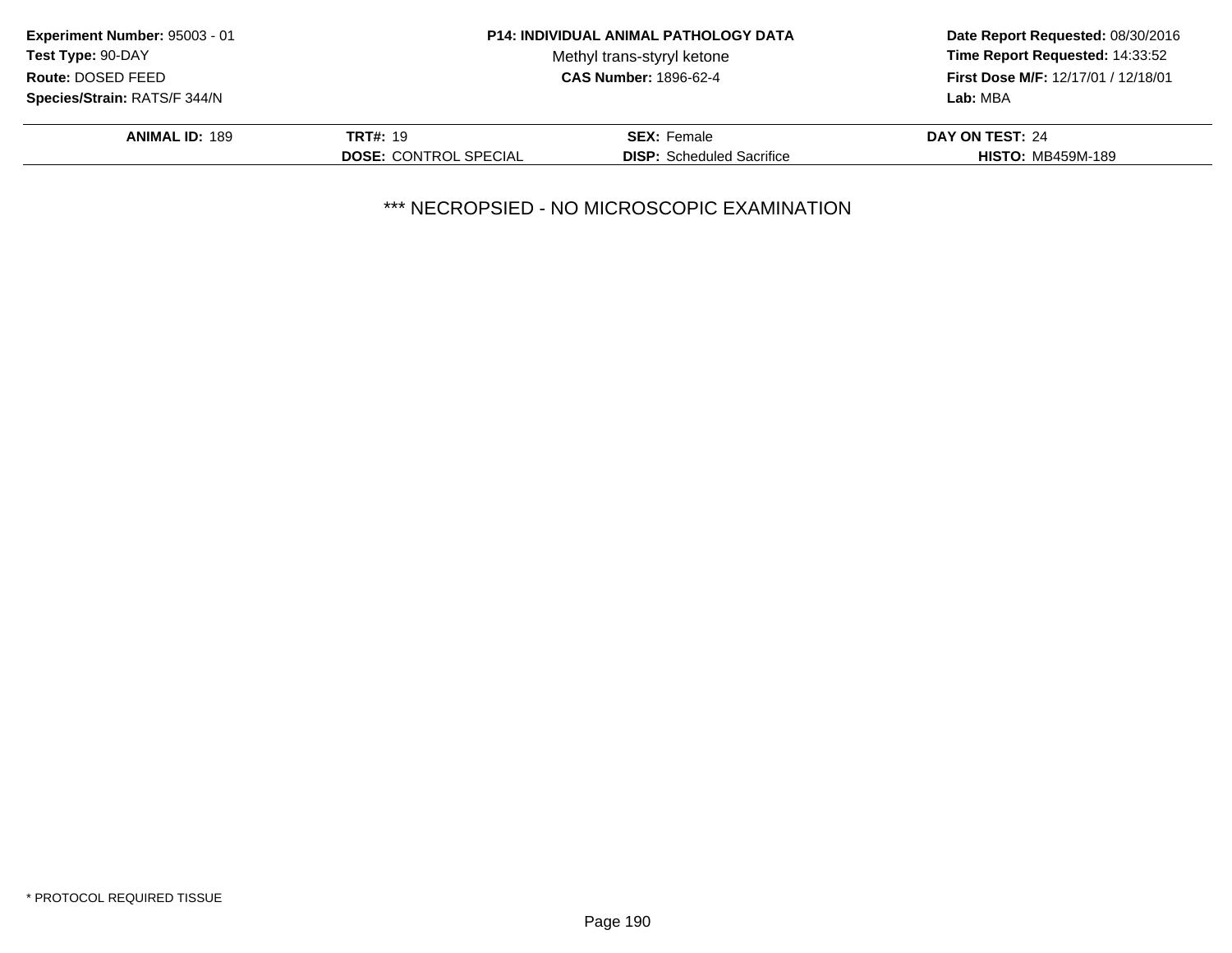**Experiment Number:** 95003 - 01
**Test Type:** 90-DAY
**Route:** DOSED FEED
**Species/Strain:** RATS/F 344/N

**P14: INDIVIDUAL ANIMAL PATHOLOGY DATA**
Methyl trans-styryl ketone
**CAS Number:** 1896-62-4

**Date Report Requested:** 08/30/2016
**Time Report Requested:** 14:33:52
**First Dose M/F:** 12/17/01 / 12/18/01
**Lab:** MBA

| **ANIMAL ID:** 189 | **TRT#:** 19 | **SEX:** Female | **DAY ON TEST:** 24 |
|---|---|---|---|
| | **DOSE:** CONTROL SPECIAL | **DISP:** Scheduled Sacrifice | **HISTO:** MB459M-189 |

*** NECROPSIED - NO MICROSCOPIC EXAMINATION

* PROTOCOL REQUIRED TISSUE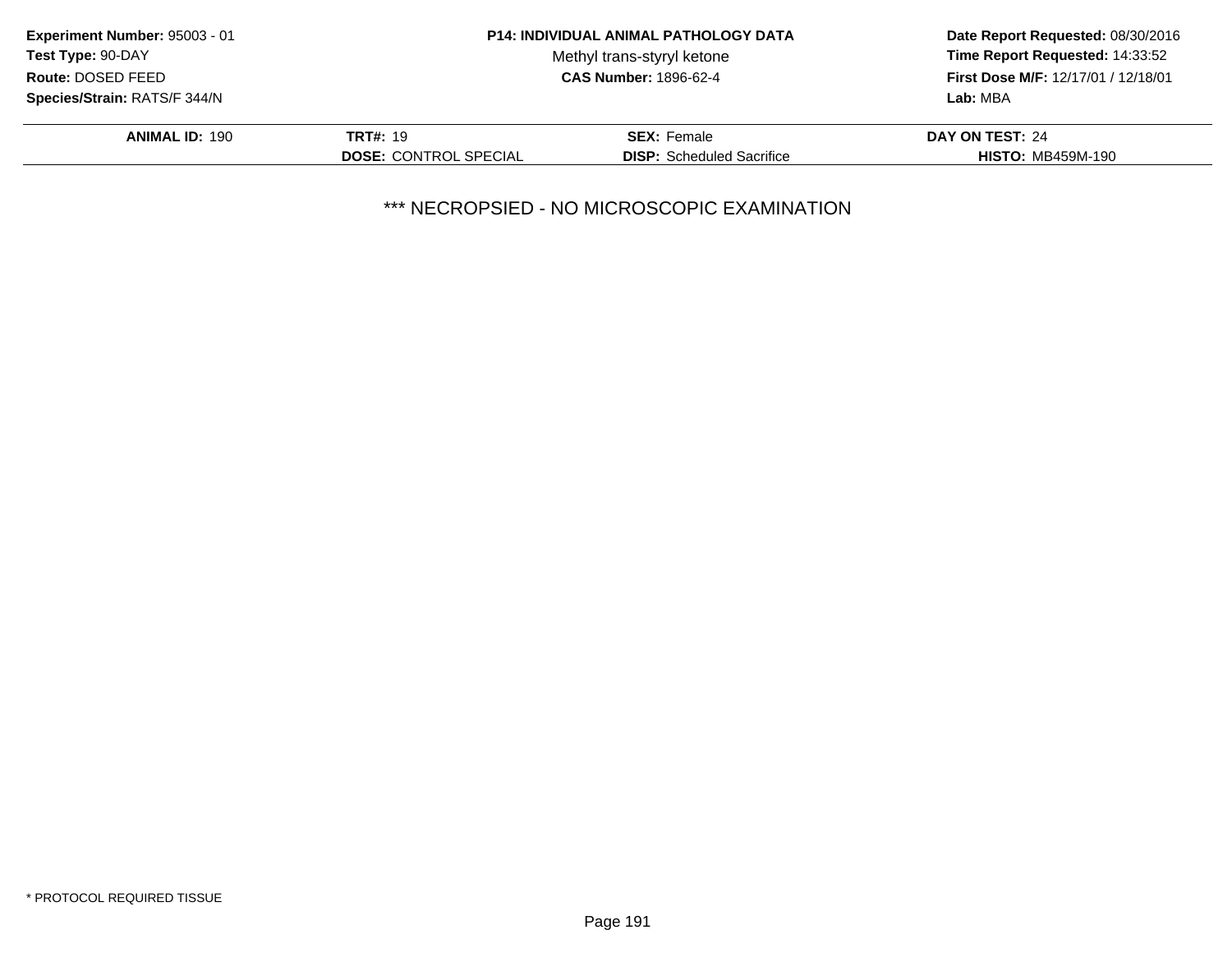**Experiment Number:** 95003 - 01
**Test Type:** 90-DAY
**Route:** DOSED FEED
**Species/Strain:** RATS/F 344/N

**P14: INDIVIDUAL ANIMAL PATHOLOGY DATA**
Methyl trans-styryl ketone
**CAS Number:** 1896-62-4

**Date Report Requested:** 08/30/2016
**Time Report Requested:** 14:33:52
**First Dose M/F:** 12/17/01 / 12/18/01
**Lab:** MBA

| **ANIMAL ID:** 190 | **TRT#:** 19 | **SEX:** Female | **DAY ON TEST:** 24 |
|---|---|---|---|
| | **DOSE:** CONTROL SPECIAL | **DISP:** Scheduled Sacrifice | **HISTO:** MB459M-190 |

*** NECROPSIED - NO MICROSCOPIC EXAMINATION

* PROTOCOL REQUIRED TISSUE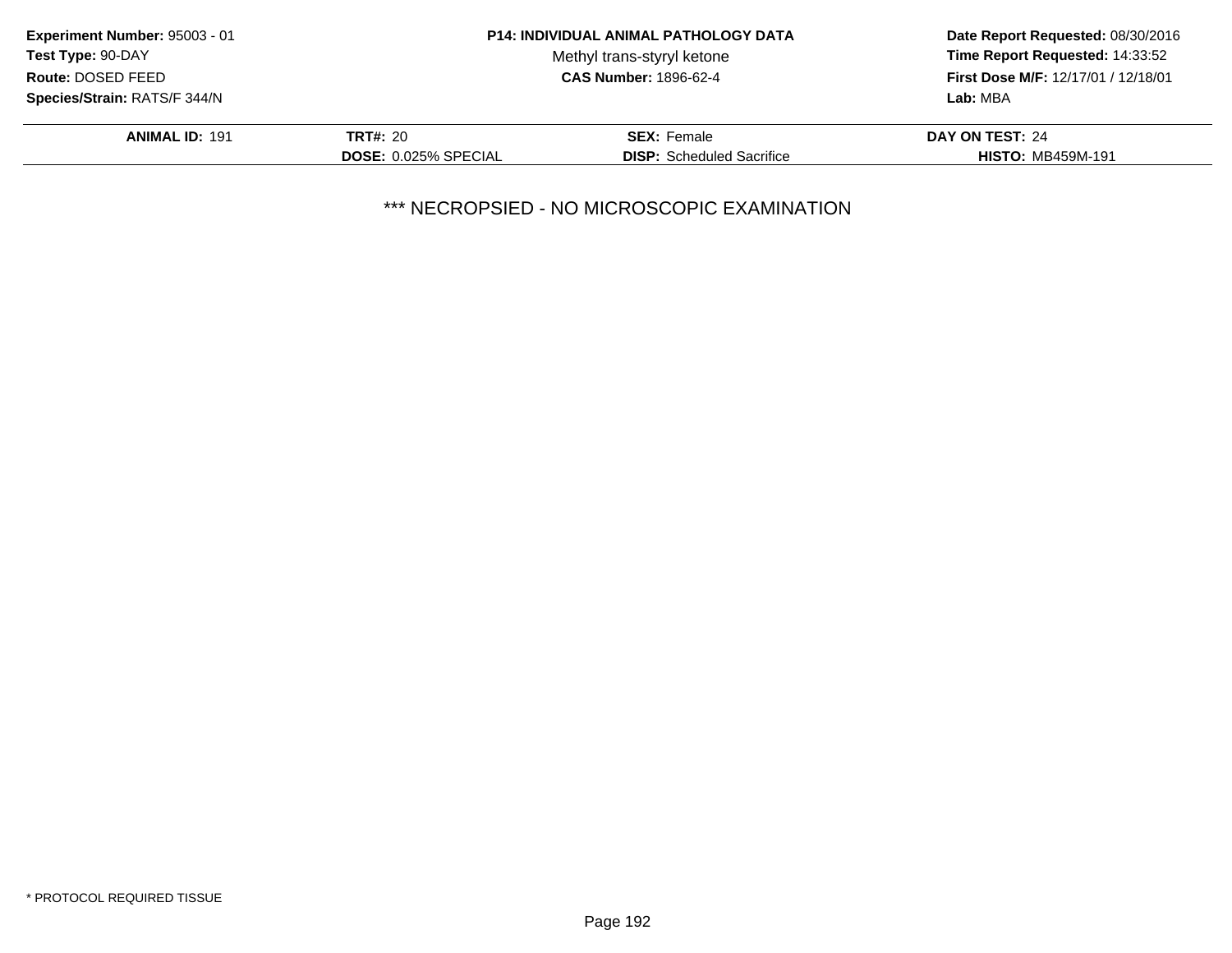**Experiment Number:** 95003 - 01
**Test Type:** 90-DAY
**Route:** DOSED FEED
**Species/Strain:** RATS/F 344/N

**P14: INDIVIDUAL ANIMAL PATHOLOGY DATA**
Methyl trans-styryl ketone
**CAS Number:** 1896-62-4

**Date Report Requested:** 08/30/2016
**Time Report Requested:** 14:33:52
**First Dose M/F:** 12/17/01 / 12/18/01
**Lab:** MBA

| **ANIMAL ID:** 191 | **TRT#:** 20 | **SEX:** Female | **DAY ON TEST:** 24 |
|---|---|---|---|
| | **DOSE:** 0.025% SPECIAL | **DISP:** Scheduled Sacrifice | **HISTO:** MB459M-191 |

*** NECROPSIED - NO MICROSCOPIC EXAMINATION

* PROTOCOL REQUIRED TISSUE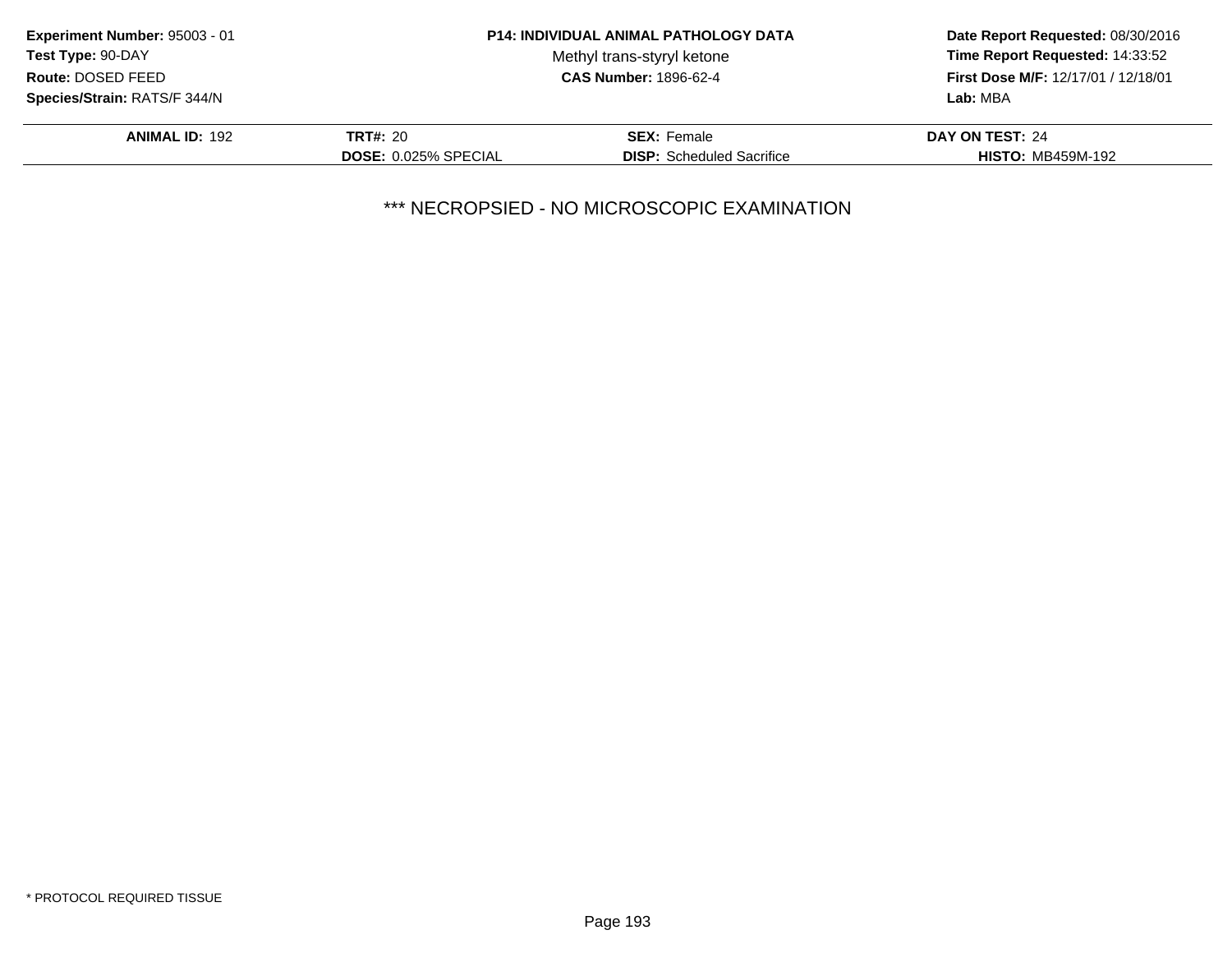**Experiment Number:** 95003 - 01
**Test Type:** 90-DAY
**Route:** DOSED FEED
**Species/Strain:** RATS/F 344/N

**P14: INDIVIDUAL ANIMAL PATHOLOGY DATA**
Methyl trans-styryl ketone
**CAS Number:** 1896-62-4

**Date Report Requested:** 08/30/2016
**Time Report Requested:** 14:33:52
**First Dose M/F:** 12/17/01 / 12/18/01
**Lab:** MBA

| **ANIMAL ID:** 192 | **TRT#:** 20 | **SEX:** Female | **DAY ON TEST:** 24 |
|---|---|---|---|
| | **DOSE:** 0.025% SPECIAL | **DISP:** Scheduled Sacrifice | **HISTO:** MB459M-192 |

*** NECROPSIED - NO MICROSCOPIC EXAMINATION

* PROTOCOL REQUIRED TISSUE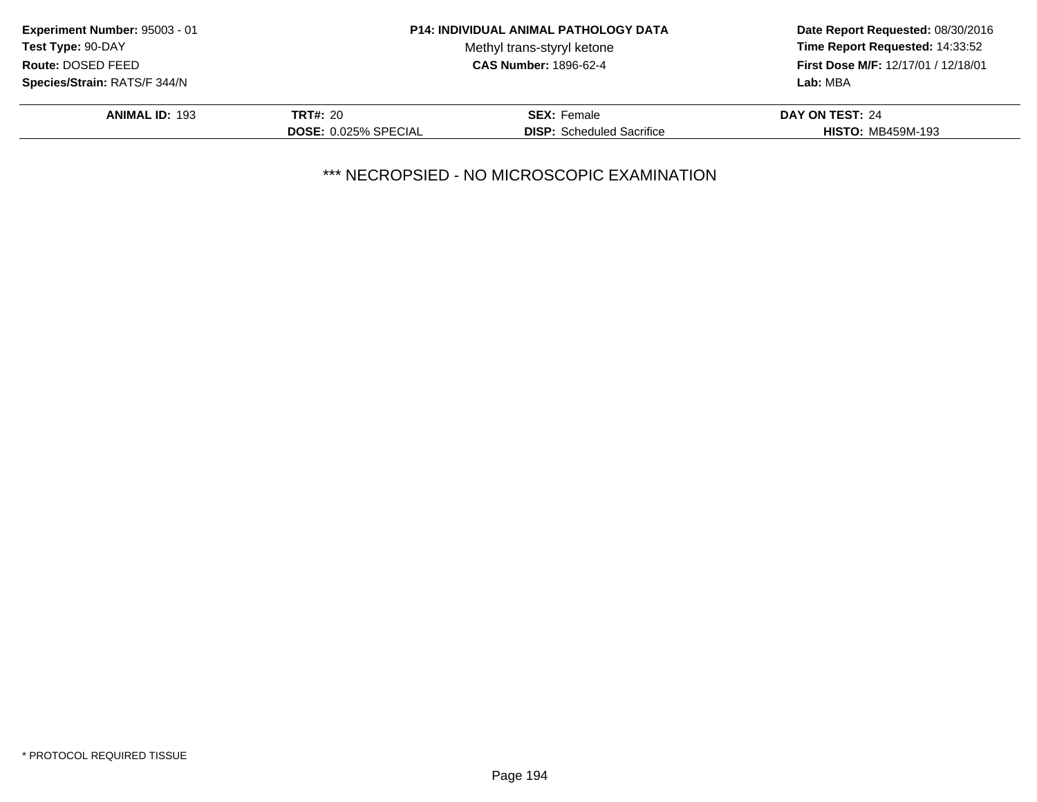**Experiment Number:** 95003 - 01
**Test Type:** 90-DAY
**Route:** DOSED FEED
**Species/Strain:** RATS/F 344/N

**P14: INDIVIDUAL ANIMAL PATHOLOGY DATA**
Methyl trans-styryl ketone
**CAS Number:** 1896-62-4

**Date Report Requested:** 08/30/2016
**Time Report Requested:** 14:33:52
**First Dose M/F:** 12/17/01 / 12/18/01
**Lab:** MBA

| **ANIMAL ID:** 193 | **TRT#:** 20 | **SEX:** Female | **DAY ON TEST:** 24 |
|---|---|---|---|
| | **DOSE:** 0.025% SPECIAL | **DISP:** Scheduled Sacrifice | **HISTO:** MB459M-193 |

*** NECROPSIED - NO MICROSCOPIC EXAMINATION

* PROTOCOL REQUIRED TISSUE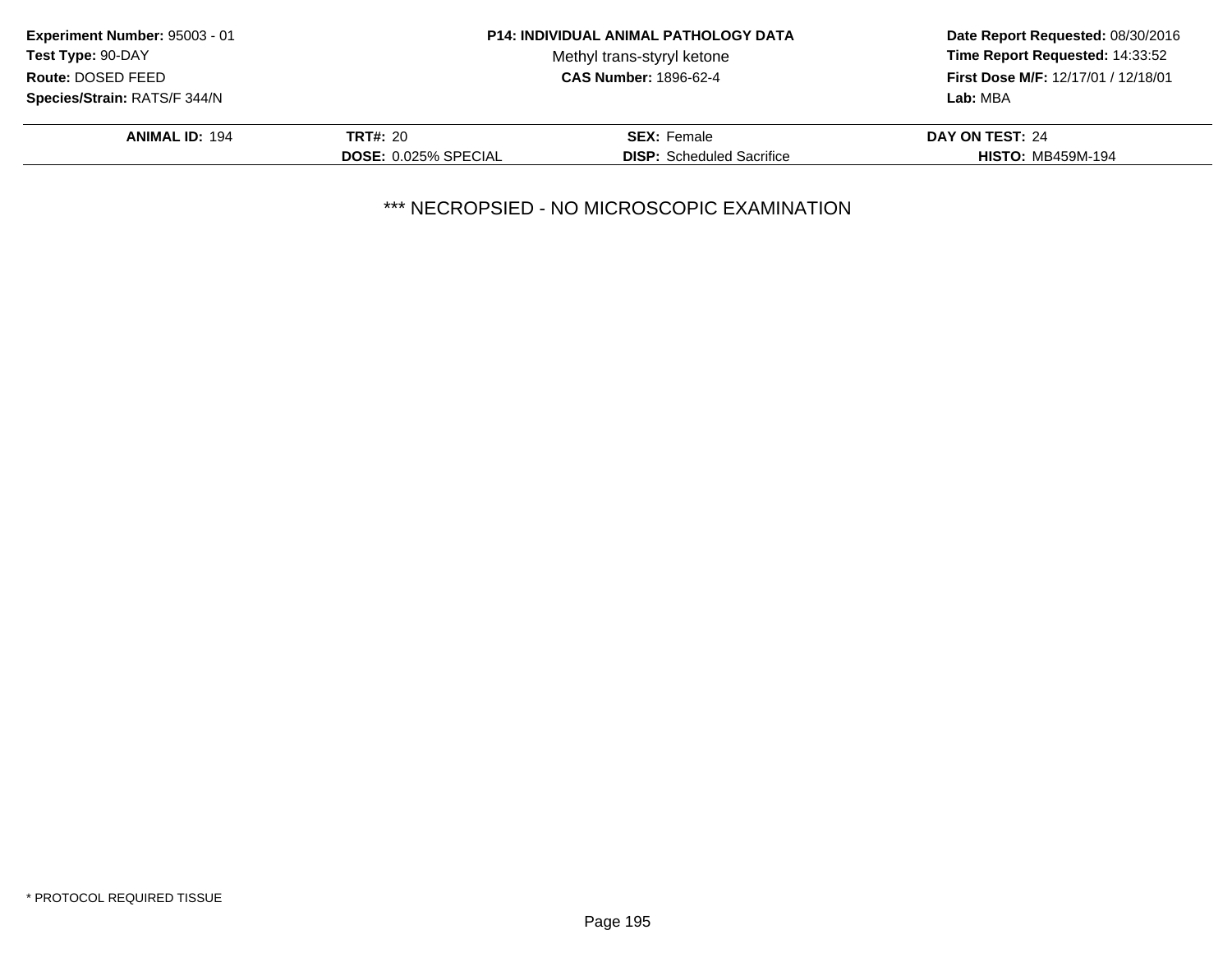**Experiment Number:** 95003 - 01
**Test Type:** 90-DAY
**Route:** DOSED FEED
**Species/Strain:** RATS/F 344/N

**P14: INDIVIDUAL ANIMAL PATHOLOGY DATA**
Methyl trans-styryl ketone
**CAS Number:** 1896-62-4

**Date Report Requested:** 08/30/2016
**Time Report Requested:** 14:33:52
**First Dose M/F:** 12/17/01 / 12/18/01
**Lab:** MBA

| **ANIMAL ID:** 194 | **TRT#:** 20 | **SEX:** Female | **DAY ON TEST:** 24 |
|---|---|---|---|
| | **DOSE:** 0.025% SPECIAL | **DISP:** Scheduled Sacrifice | **HISTO:** MB459M-194 |

*** NECROPSIED - NO MICROSCOPIC EXAMINATION

* PROTOCOL REQUIRED TISSUE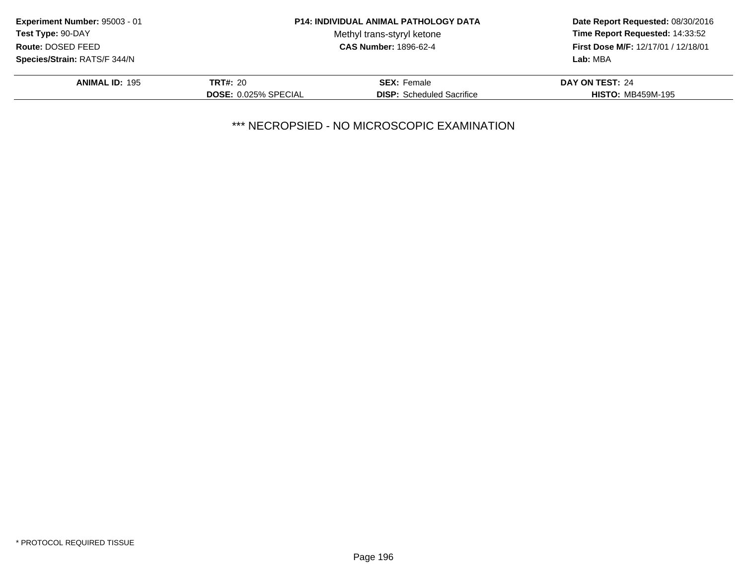**Experiment Number:** 95003 - 01
**Test Type:** 90-DAY
**Route:** DOSED FEED
**Species/Strain:** RATS/F 344/N

**P14: INDIVIDUAL ANIMAL PATHOLOGY DATA**
Methyl trans-styryl ketone
**CAS Number:** 1896-62-4

**Date Report Requested:** 08/30/2016
**Time Report Requested:** 14:33:52
**First Dose M/F:** 12/17/01 / 12/18/01
**Lab:** MBA

| **ANIMAL ID:** 195 | **TRT#:** 20 | **SEX:** Female | **DAY ON TEST:** 24 |
|---|---|---|---|
| | **DOSE:** 0.025% SPECIAL | **DISP:** Scheduled Sacrifice | **HISTO:** MB459M-195 |

*** NECROPSIED - NO MICROSCOPIC EXAMINATION

* PROTOCOL REQUIRED TISSUE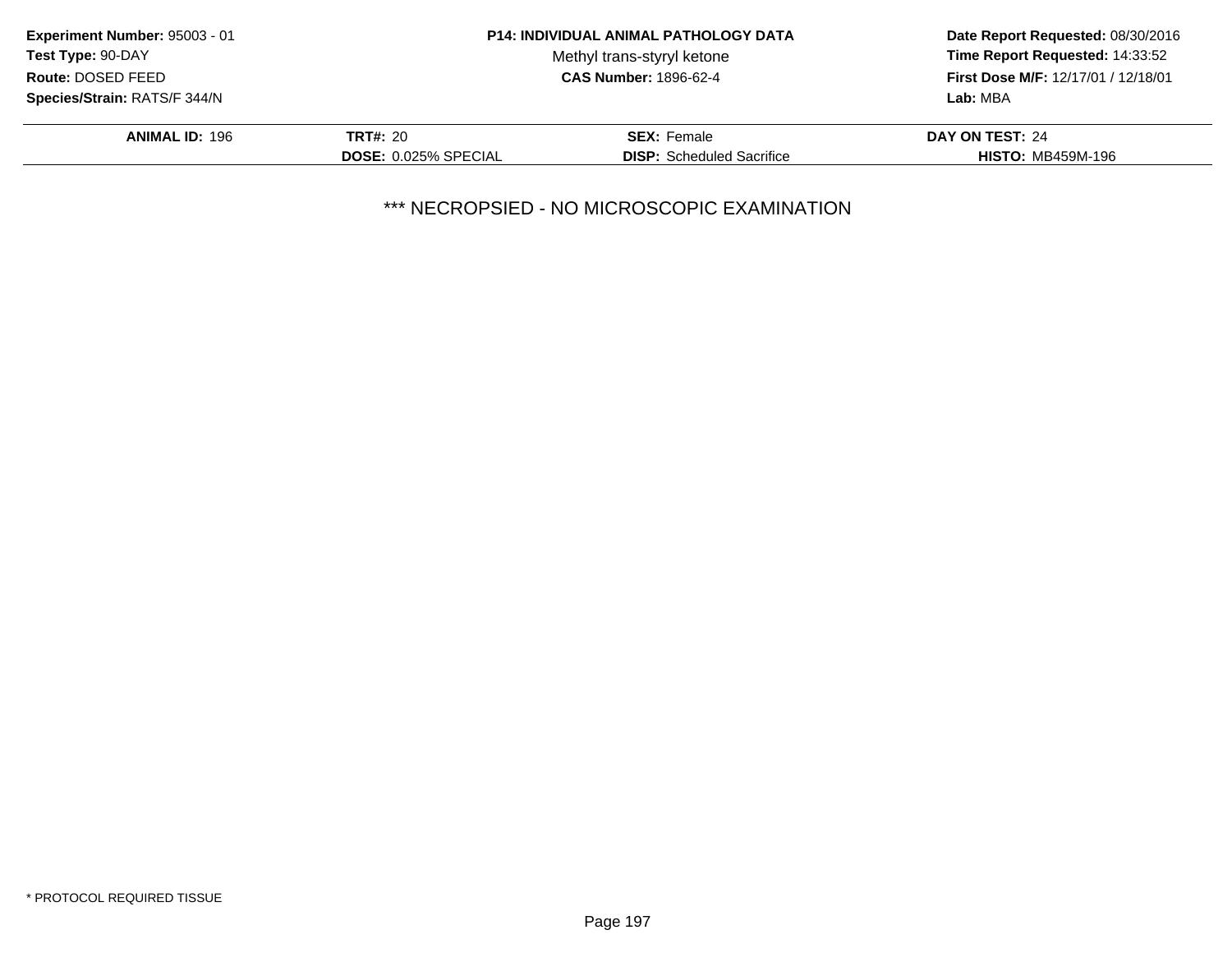**Experiment Number:** 95003 - 01
**Test Type:** 90-DAY
**Route:** DOSED FEED
**Species/Strain:** RATS/F 344/N

**P14: INDIVIDUAL ANIMAL PATHOLOGY DATA**
Methyl trans-styryl ketone
**CAS Number:** 1896-62-4

**Date Report Requested:** 08/30/2016
**Time Report Requested:** 14:33:52
**First Dose M/F:** 12/17/01 / 12/18/01
**Lab:** MBA

| **ANIMAL ID:** 196 | **TRT#:** 20 | **SEX:** Female | **DAY ON TEST:** 24 |
|---|---|---|---|
| | **DOSE:** 0.025% SPECIAL | **DISP:** Scheduled Sacrifice | **HISTO:** MB459M-196 |

*** NECROPSIED - NO MICROSCOPIC EXAMINATION

* PROTOCOL REQUIRED TISSUE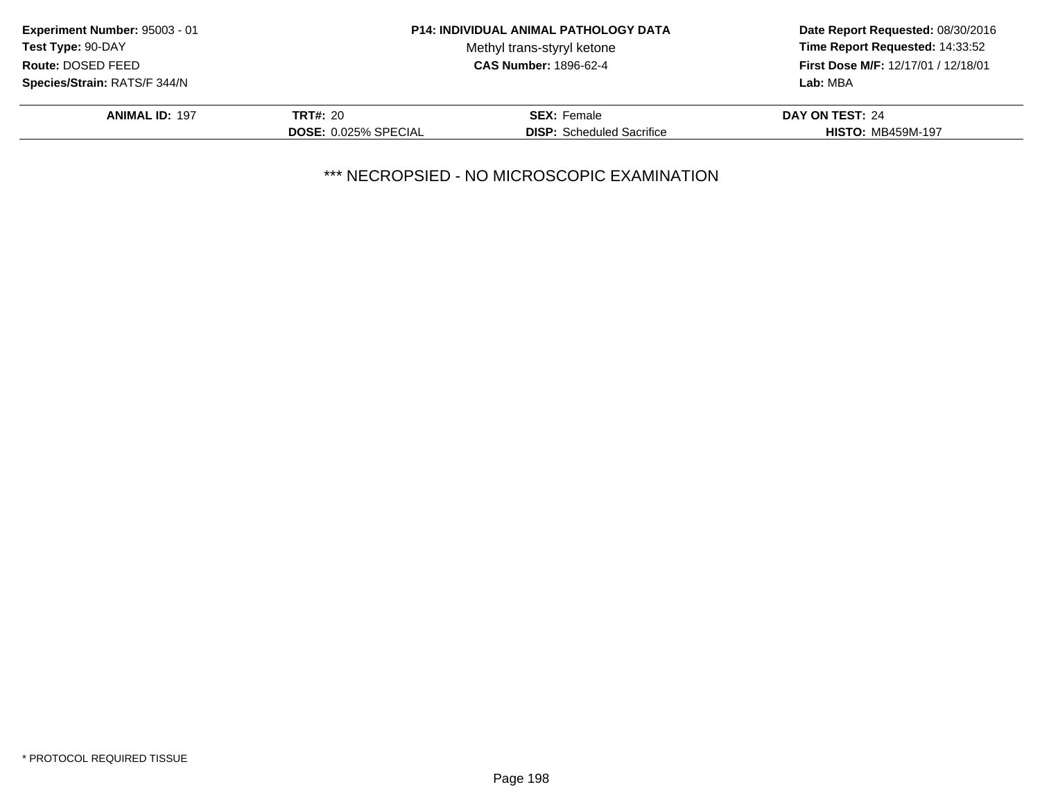**Experiment Number:** 95003 - 01
**Test Type:** 90-DAY
**Route:** DOSED FEED
**Species/Strain:** RATS/F 344/N

**P14: INDIVIDUAL ANIMAL PATHOLOGY DATA**
Methyl trans-styryl ketone
**CAS Number:** 1896-62-4

**Date Report Requested:** 08/30/2016
**Time Report Requested:** 14:33:52
**First Dose M/F:** 12/17/01 / 12/18/01
**Lab:** MBA

| **ANIMAL ID:** 197 | **TRT#:** 20 | **SEX:** Female | **DAY ON TEST:** 24 |
|---|---|---|---|
| | **DOSE:** 0.025% SPECIAL | **DISP:** Scheduled Sacrifice | **HISTO:** MB459M-197 |

*** NECROPSIED - NO MICROSCOPIC EXAMINATION

* PROTOCOL REQUIRED TISSUE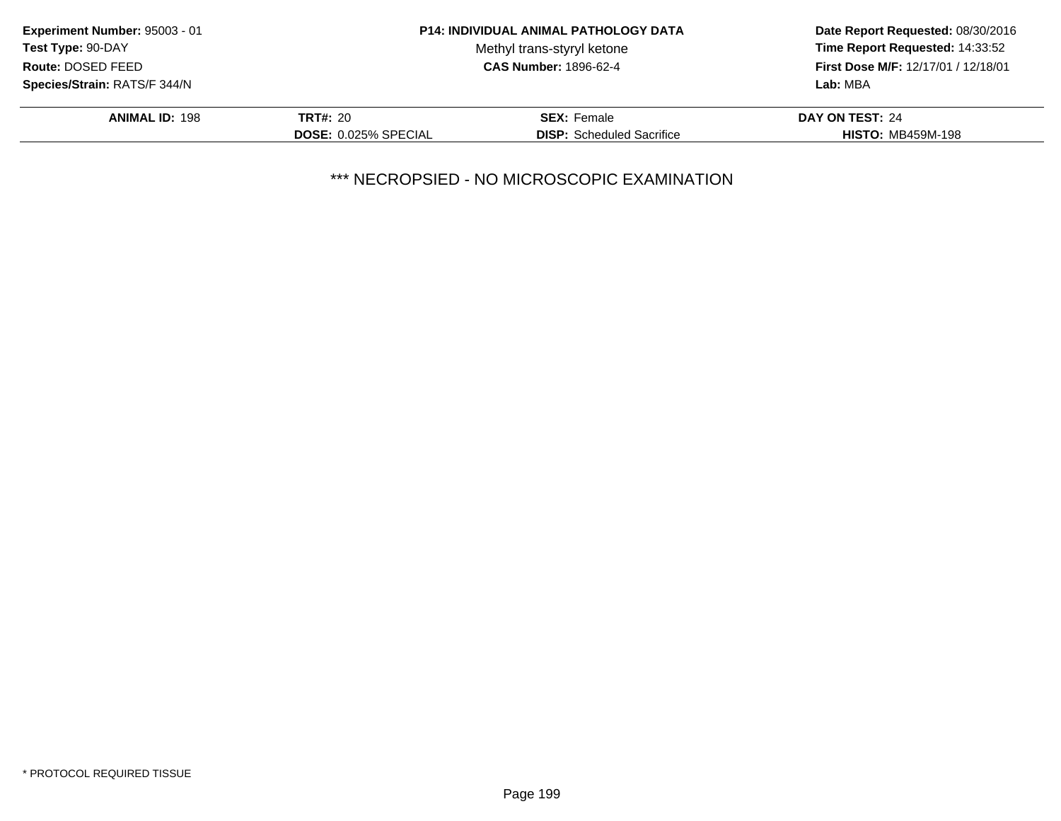**Experiment Number:** 95003 - 01
**Test Type:** 90-DAY
**Route:** DOSED FEED
**Species/Strain:** RATS/F 344/N

**P14: INDIVIDUAL ANIMAL PATHOLOGY DATA**
Methyl trans-styryl ketone
**CAS Number:** 1896-62-4

**Date Report Requested:** 08/30/2016
**Time Report Requested:** 14:33:52
**First Dose M/F:** 12/17/01 / 12/18/01
**Lab:** MBA

| **ANIMAL ID:** 198 | **TRT#:** 20 | **SEX:** Female | **DAY ON TEST:** 24 |
|---|---|---|---|
| | **DOSE:** 0.025% SPECIAL | **DISP:** Scheduled Sacrifice | **HISTO:** MB459M-198 |

*** NECROPSIED - NO MICROSCOPIC EXAMINATION

* PROTOCOL REQUIRED TISSUE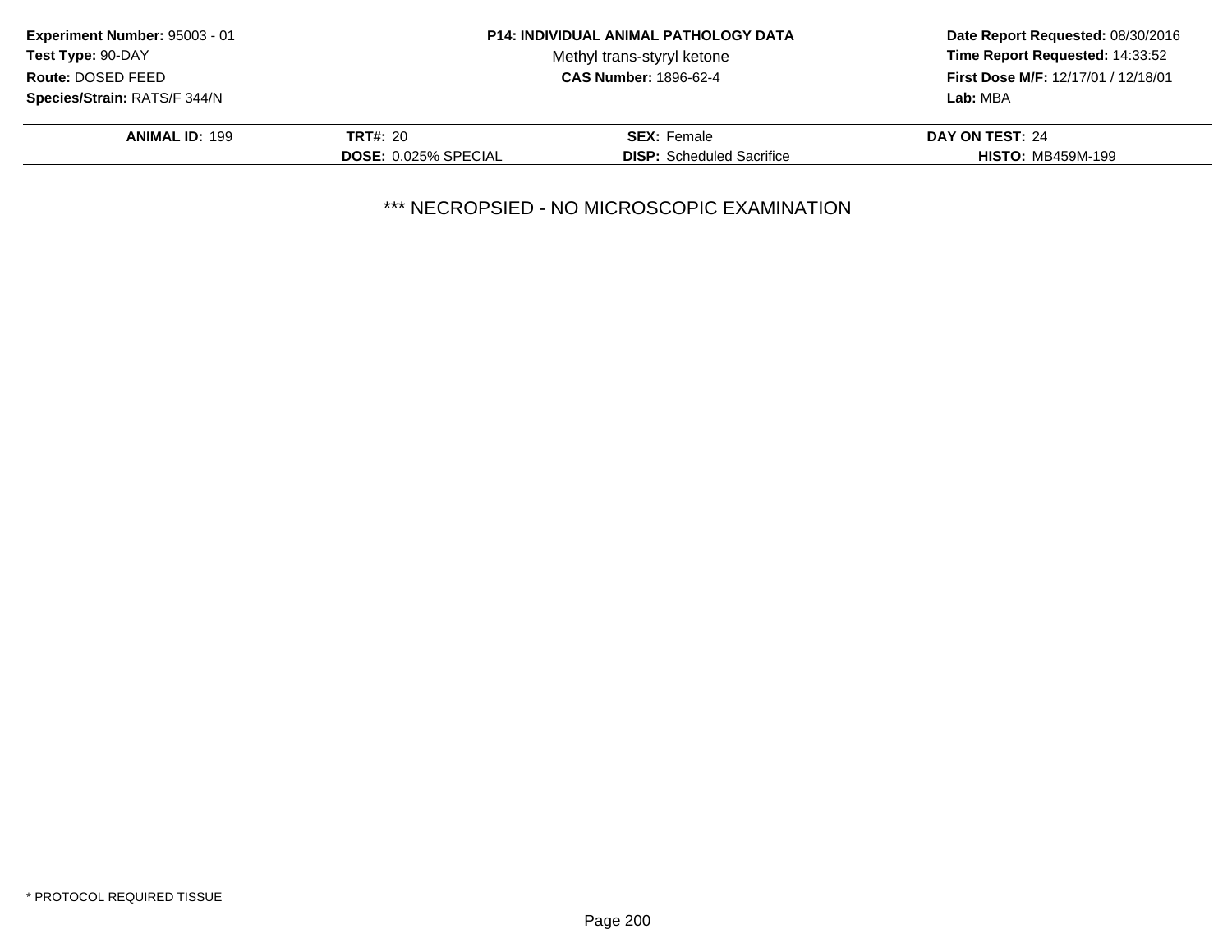**Experiment Number:** 95003 - 01
**Test Type:** 90-DAY
**Route:** DOSED FEED
**Species/Strain:** RATS/F 344/N

**P14: INDIVIDUAL ANIMAL PATHOLOGY DATA**
Methyl trans-styryl ketone
**CAS Number:** 1896-62-4

**Date Report Requested:** 08/30/2016
**Time Report Requested:** 14:33:52
**First Dose M/F:** 12/17/01 / 12/18/01
**Lab:** MBA

| **ANIMAL ID:** 199 | **TRT#:** 20 | **SEX:** Female | **DAY ON TEST:** 24 |
|---|---|---|---|
| | **DOSE:** 0.025% SPECIAL | **DISP:** Scheduled Sacrifice | **HISTO:** MB459M-199 |

*** NECROPSIED - NO MICROSCOPIC EXAMINATION

* PROTOCOL REQUIRED TISSUE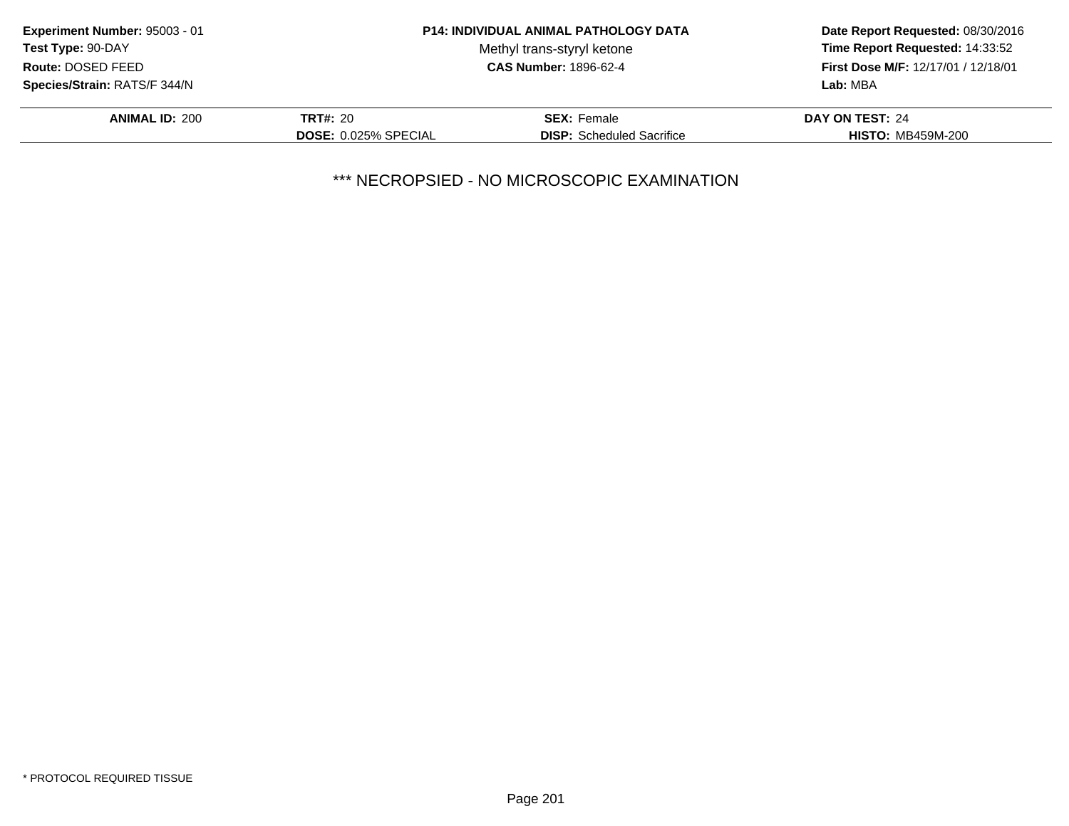**Experiment Number:** 95003 - 01
**Test Type:** 90-DAY
**Route:** DOSED FEED
**Species/Strain:** RATS/F 344/N

**P14: INDIVIDUAL ANIMAL PATHOLOGY DATA**
Methyl trans-styryl ketone
**CAS Number:** 1896-62-4

**Date Report Requested:** 08/30/2016
**Time Report Requested:** 14:33:52
**First Dose M/F:** 12/17/01 / 12/18/01
**Lab:** MBA

| **ANIMAL ID:** 200 | **TRT#:** 20 | **SEX:** Female | **DAY ON TEST:** 24 |
|---|---|---|---|
| | **DOSE:** 0.025% SPECIAL | **DISP:** Scheduled Sacrifice | **HISTO:** MB459M-200 |

*** NECROPSIED - NO MICROSCOPIC EXAMINATION

* PROTOCOL REQUIRED TISSUE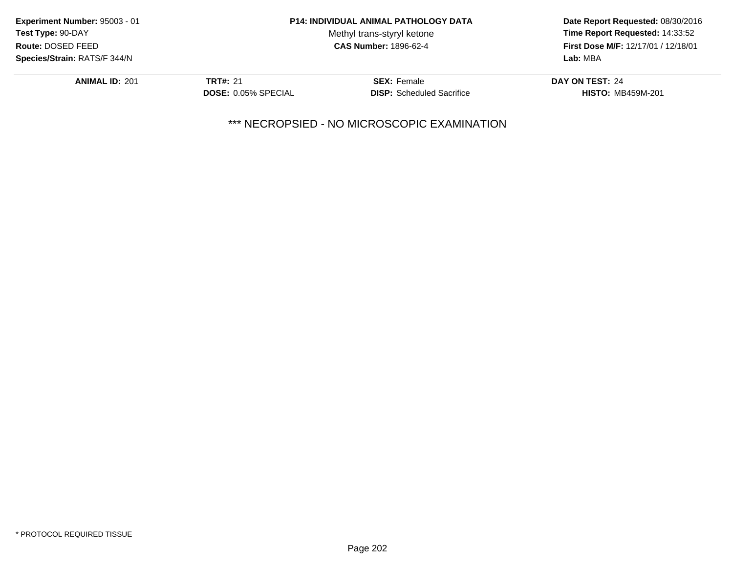**Experiment Number:** 95003 - 01
**Test Type:** 90-DAY
**Route:** DOSED FEED
**Species/Strain:** RATS/F 344/N

**P14: INDIVIDUAL ANIMAL PATHOLOGY DATA**
Methyl trans-styryl ketone
**CAS Number:** 1896-62-4

**Date Report Requested:** 08/30/2016
**Time Report Requested:** 14:33:52
**First Dose M/F:** 12/17/01 / 12/18/01
**Lab:** MBA

| **ANIMAL ID:** 201 | **TRT#:** 21 | **SEX:** Female | **DAY ON TEST:** 24 |
|---|---|---|---|
| | **DOSE:** 0.05% SPECIAL | **DISP:** Scheduled Sacrifice | **HISTO:** MB459M-201 |

*** NECROPSIED - NO MICROSCOPIC EXAMINATION

* PROTOCOL REQUIRED TISSUE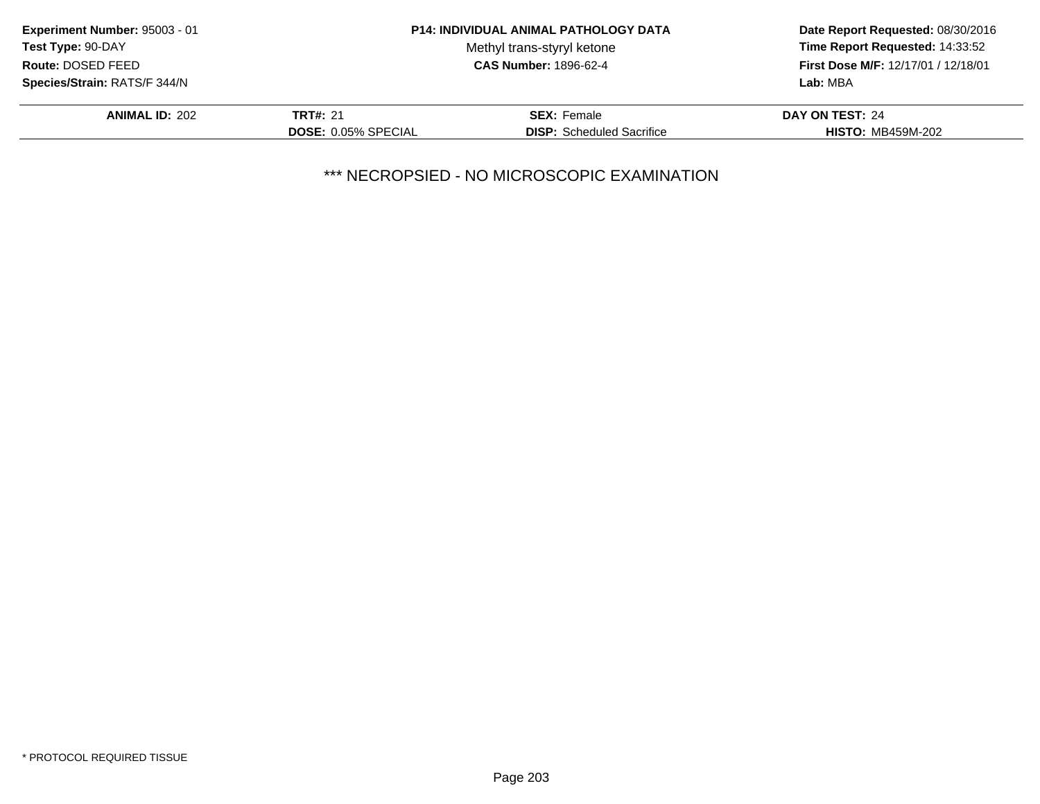**Experiment Number:** 95003 - 01
**Test Type:** 90-DAY
**Route:** DOSED FEED
**Species/Strain:** RATS/F 344/N

**P14: INDIVIDUAL ANIMAL PATHOLOGY DATA**
Methyl trans-styryl ketone
**CAS Number:** 1896-62-4

**Date Report Requested:** 08/30/2016
**Time Report Requested:** 14:33:52
**First Dose M/F:** 12/17/01 / 12/18/01
**Lab:** MBA

| **ANIMAL ID:** 202 | **TRT#:** 21 | **SEX:** Female | **DAY ON TEST:** 24 |
|---|---|---|---|
| | **DOSE:** 0.05% SPECIAL | **DISP:** Scheduled Sacrifice | **HISTO:** MB459M-202 |

*** NECROPSIED - NO MICROSCOPIC EXAMINATION

* PROTOCOL REQUIRED TISSUE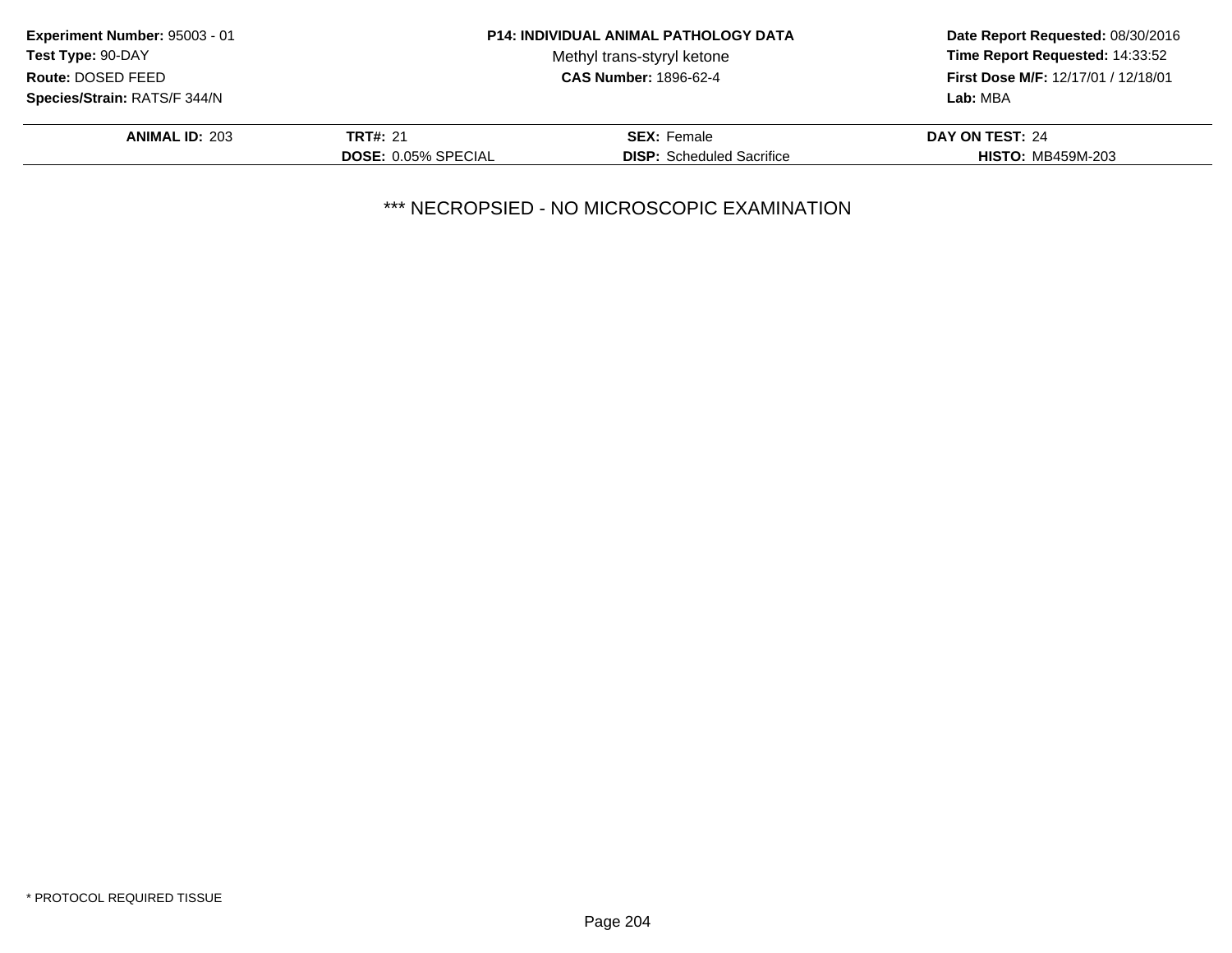**Experiment Number:** 95003 - 01
**Test Type:** 90-DAY
**Route:** DOSED FEED
**Species/Strain:** RATS/F 344/N

**P14: INDIVIDUAL ANIMAL PATHOLOGY DATA**
Methyl trans-styryl ketone
**CAS Number:** 1896-62-4

**Date Report Requested:** 08/30/2016
**Time Report Requested:** 14:33:52
**First Dose M/F:** 12/17/01 / 12/18/01
**Lab:** MBA

| **ANIMAL ID:** 203 | **TRT#:** 21 | **SEX:** Female | **DAY ON TEST:** 24 |
|---|---|---|---|
| | **DOSE:** 0.05% SPECIAL | **DISP:** Scheduled Sacrifice | **HISTO:** MB459M-203 |

*** NECROPSIED - NO MICROSCOPIC EXAMINATION

* PROTOCOL REQUIRED TISSUE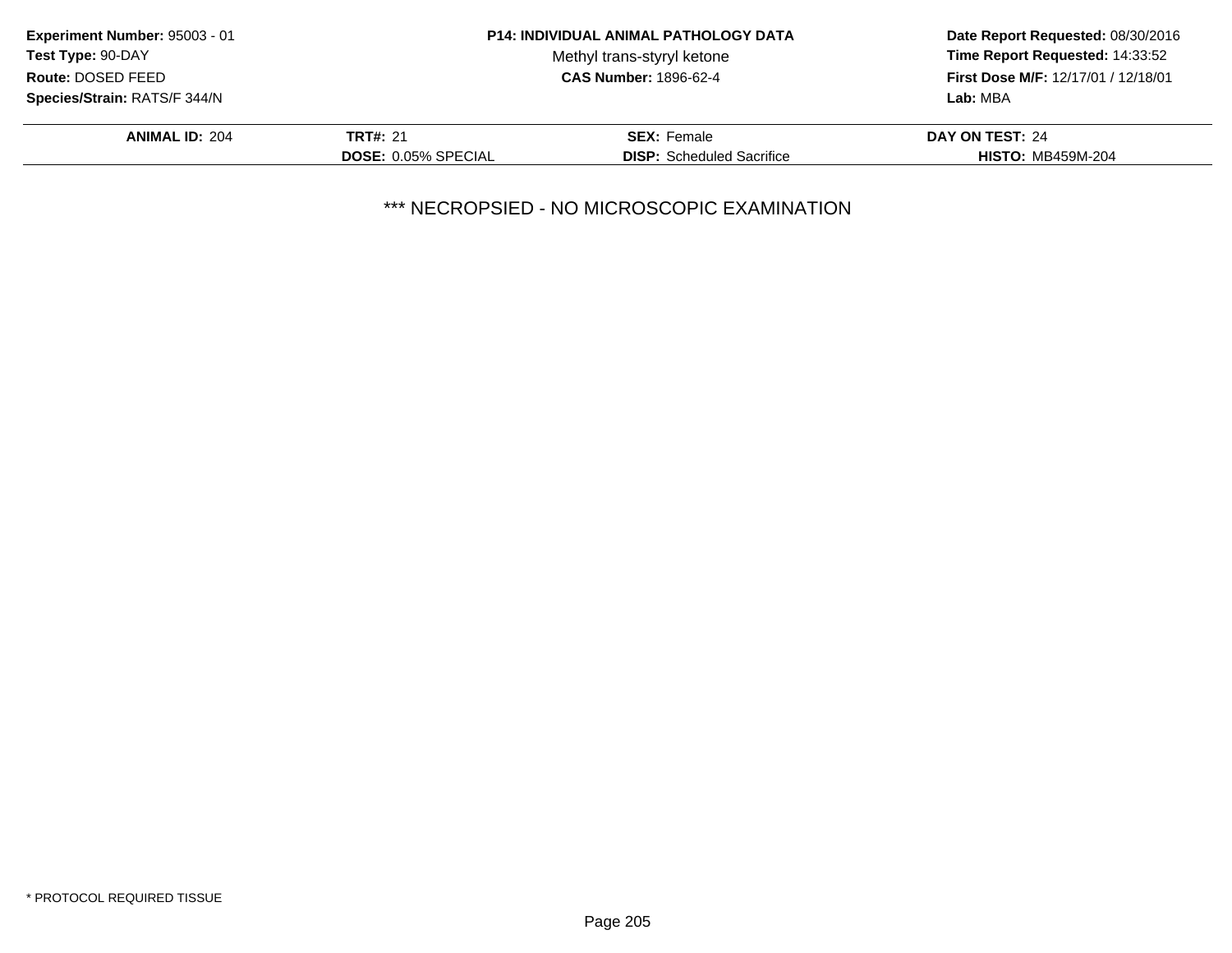**Experiment Number:** 95003 - 01
**Test Type:** 90-DAY
**Route:** DOSED FEED
**Species/Strain:** RATS/F 344/N

**P14: INDIVIDUAL ANIMAL PATHOLOGY DATA**
Methyl trans-styryl ketone
**CAS Number:** 1896-62-4

**Date Report Requested:** 08/30/2016
**Time Report Requested:** 14:33:52
**First Dose M/F:** 12/17/01 / 12/18/01
**Lab:** MBA

| **ANIMAL ID:** 204 | **TRT#:** 21 | **SEX:** Female | **DAY ON TEST:** 24 |
|---|---|---|---|
| | **DOSE:** 0.05% SPECIAL | **DISP:** Scheduled Sacrifice | **HISTO:** MB459M-204 |

*** NECROPSIED - NO MICROSCOPIC EXAMINATION

* PROTOCOL REQUIRED TISSUE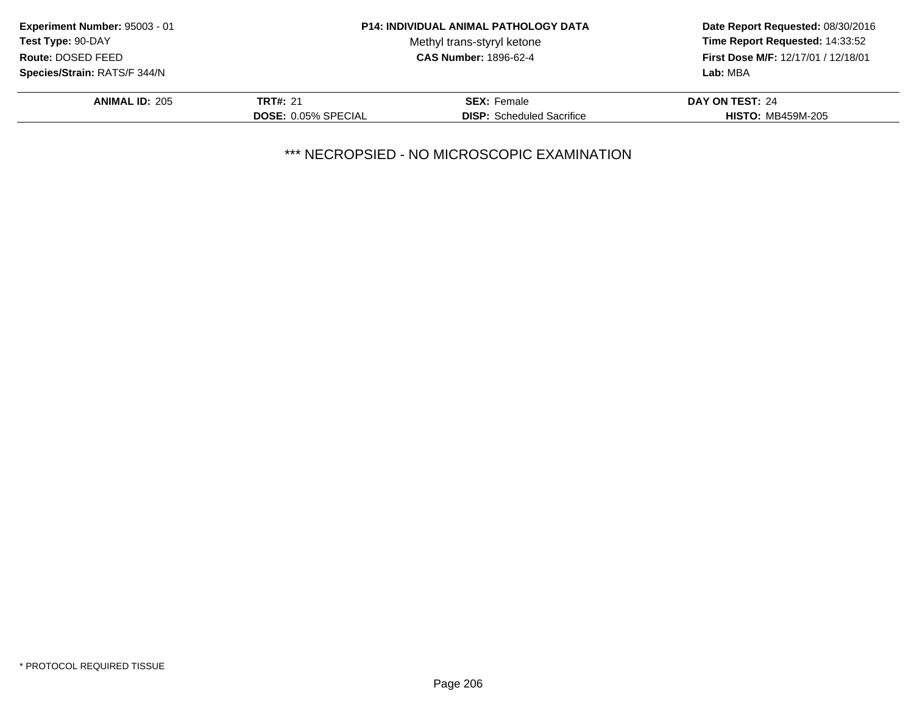**Experiment Number:** 95003 - 01
**Test Type:** 90-DAY
**Route:** DOSED FEED
**Species/Strain:** RATS/F 344/N

**P14: INDIVIDUAL ANIMAL PATHOLOGY DATA**
Methyl trans-styryl ketone
**CAS Number:** 1896-62-4

**Date Report Requested:** 08/30/2016
**Time Report Requested:** 14:33:52
**First Dose M/F:** 12/17/01 / 12/18/01
**Lab:** MBA

| **ANIMAL ID:** 205 | **TRT#:** 21 | **SEX:** Female | **DAY ON TEST:** 24 |
|---|---|---|---|
| | **DOSE:** 0.05% SPECIAL | **DISP:** Scheduled Sacrifice | **HISTO:** MB459M-205 |

*** NECROPSIED - NO MICROSCOPIC EXAMINATION

* PROTOCOL REQUIRED TISSUE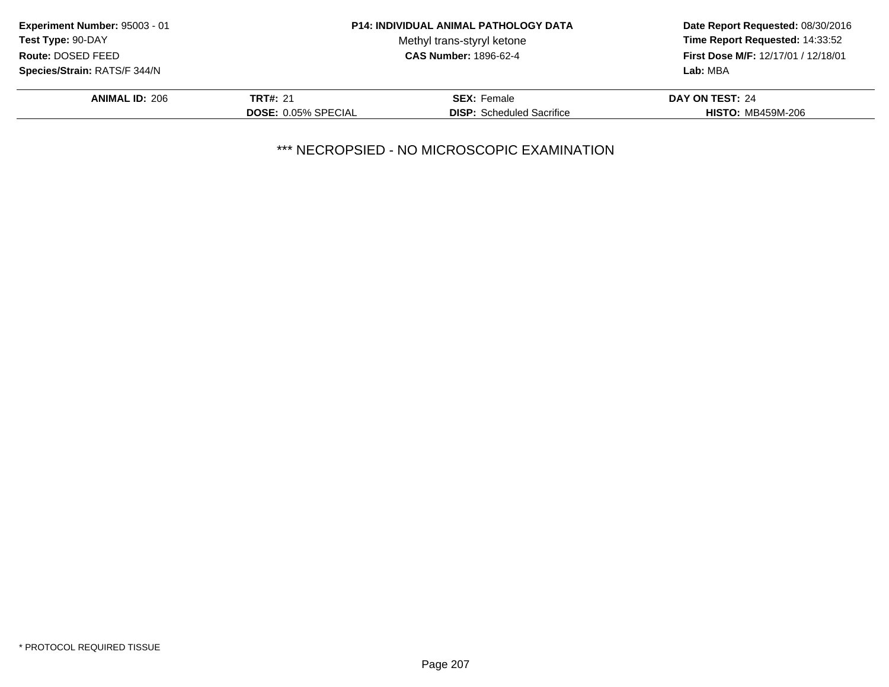**Experiment Number:** 95003 - 01
**Test Type:** 90-DAY
**Route:** DOSED FEED
**Species/Strain:** RATS/F 344/N

**P14: INDIVIDUAL ANIMAL PATHOLOGY DATA**
Methyl trans-styryl ketone
**CAS Number:** 1896-62-4

**Date Report Requested:** 08/30/2016
**Time Report Requested:** 14:33:52
**First Dose M/F:** 12/17/01 / 12/18/01
**Lab:** MBA

| **ANIMAL ID:** 206 | **TRT#:** 21 | **SEX:** Female | **DAY ON TEST:** 24 |
|---|---|---|---|
| | **DOSE:** 0.05% SPECIAL | **DISP:** Scheduled Sacrifice | **HISTO:** MB459M-206 |

*** NECROPSIED - NO MICROSCOPIC EXAMINATION

* PROTOCOL REQUIRED TISSUE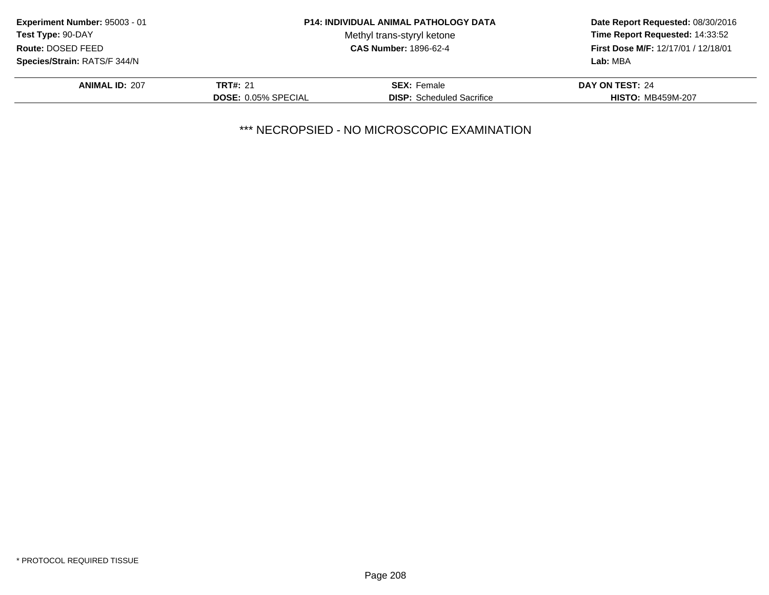**Experiment Number:** 95003 - 01
**Test Type:** 90-DAY
**Route:** DOSED FEED
**Species/Strain:** RATS/F 344/N

**P14: INDIVIDUAL ANIMAL PATHOLOGY DATA**
Methyl trans-styryl ketone
**CAS Number:** 1896-62-4

**Date Report Requested:** 08/30/2016
**Time Report Requested:** 14:33:52
**First Dose M/F:** 12/17/01 / 12/18/01
**Lab:** MBA

| **ANIMAL ID:** 207 | **TRT#:** 21 | **SEX:** Female | **DAY ON TEST:** 24 |
|---|---|---|---|
| | **DOSE:** 0.05% SPECIAL | **DISP:** Scheduled Sacrifice | **HISTO:** MB459M-207 |

*** NECROPSIED - NO MICROSCOPIC EXAMINATION

* PROTOCOL REQUIRED TISSUE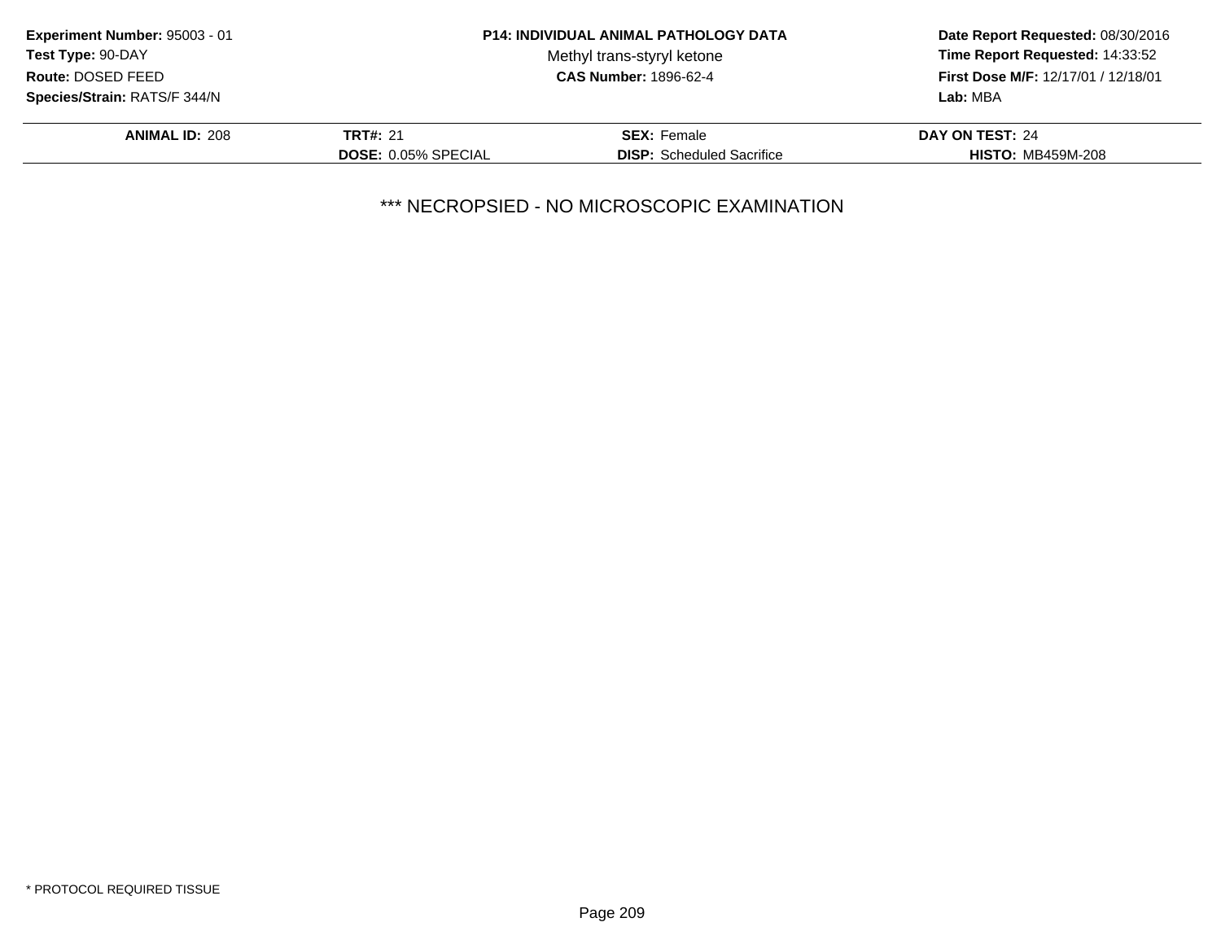**Experiment Number:** 95003 - 01
**Test Type:** 90-DAY
**Route:** DOSED FEED
**Species/Strain:** RATS/F 344/N

**P14: INDIVIDUAL ANIMAL PATHOLOGY DATA**
Methyl trans-styryl ketone
**CAS Number:** 1896-62-4

**Date Report Requested:** 08/30/2016
**Time Report Requested:** 14:33:52
**First Dose M/F:** 12/17/01 / 12/18/01
**Lab:** MBA

| **ANIMAL ID:** 208 | **TRT#:** 21 | **SEX:** Female | **DAY ON TEST:** 24 |
|---|---|---|---|
| | **DOSE:** 0.05% SPECIAL | **DISP:** Scheduled Sacrifice | **HISTO:** MB459M-208 |

*** NECROPSIED - NO MICROSCOPIC EXAMINATION

* PROTOCOL REQUIRED TISSUE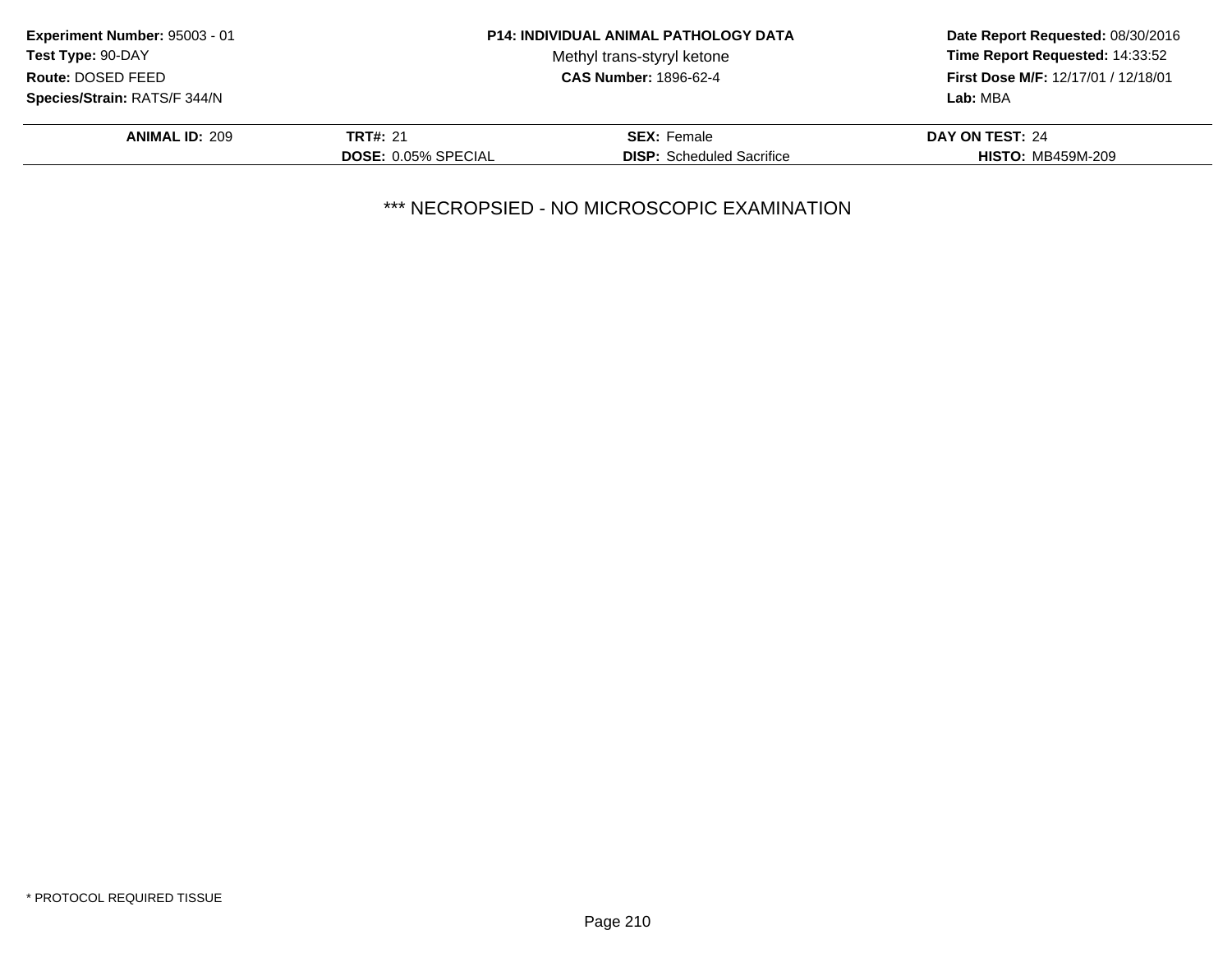**Experiment Number:** 95003 - 01
**Test Type:** 90-DAY
**Route:** DOSED FEED
**Species/Strain:** RATS/F 344/N

**P14: INDIVIDUAL ANIMAL PATHOLOGY DATA**
Methyl trans-styryl ketone
**CAS Number:** 1896-62-4

**Date Report Requested:** 08/30/2016
**Time Report Requested:** 14:33:52
**First Dose M/F:** 12/17/01 / 12/18/01
**Lab:** MBA

| **ANIMAL ID:** 209 | **TRT#:** 21 | **SEX:** Female | **DAY ON TEST:** 24 |
|---|---|---|---|
| | **DOSE:** 0.05% SPECIAL | **DISP:** Scheduled Sacrifice | **HISTO:** MB459M-209 |

*** NECROPSIED - NO MICROSCOPIC EXAMINATION

* PROTOCOL REQUIRED TISSUE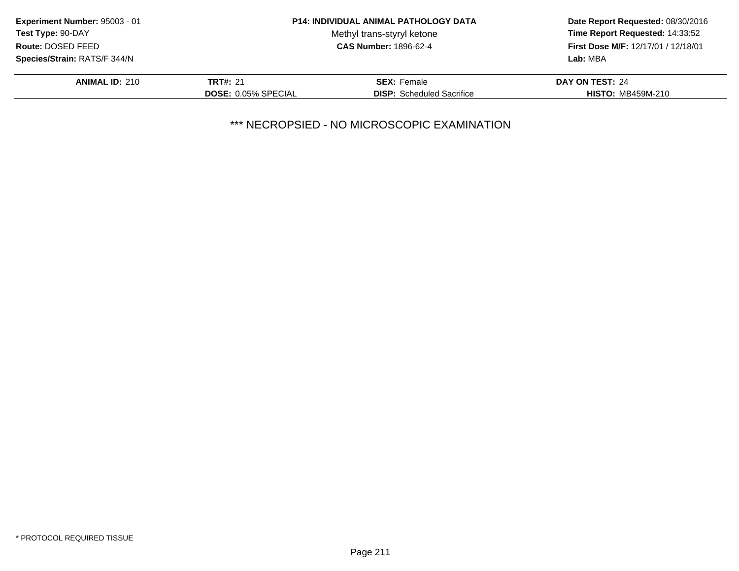**Experiment Number:** 95003 - 01
**Test Type:** 90-DAY
**Route:** DOSED FEED
**Species/Strain:** RATS/F 344/N

**P14: INDIVIDUAL ANIMAL PATHOLOGY DATA**
Methyl trans-styryl ketone
**CAS Number:** 1896-62-4

**Date Report Requested:** 08/30/2016
**Time Report Requested:** 14:33:52
**First Dose M/F:** 12/17/01 / 12/18/01
**Lab:** MBA

| **ANIMAL ID:** 210 | **TRT#:** 21 | **SEX:** Female | **DAY ON TEST:** 24 |
|---|---|---|---|
| | **DOSE:** 0.05% SPECIAL | **DISP:** Scheduled Sacrifice | **HISTO:** MB459M-210 |

*** NECROPSIED - NO MICROSCOPIC EXAMINATION

* PROTOCOL REQUIRED TISSUE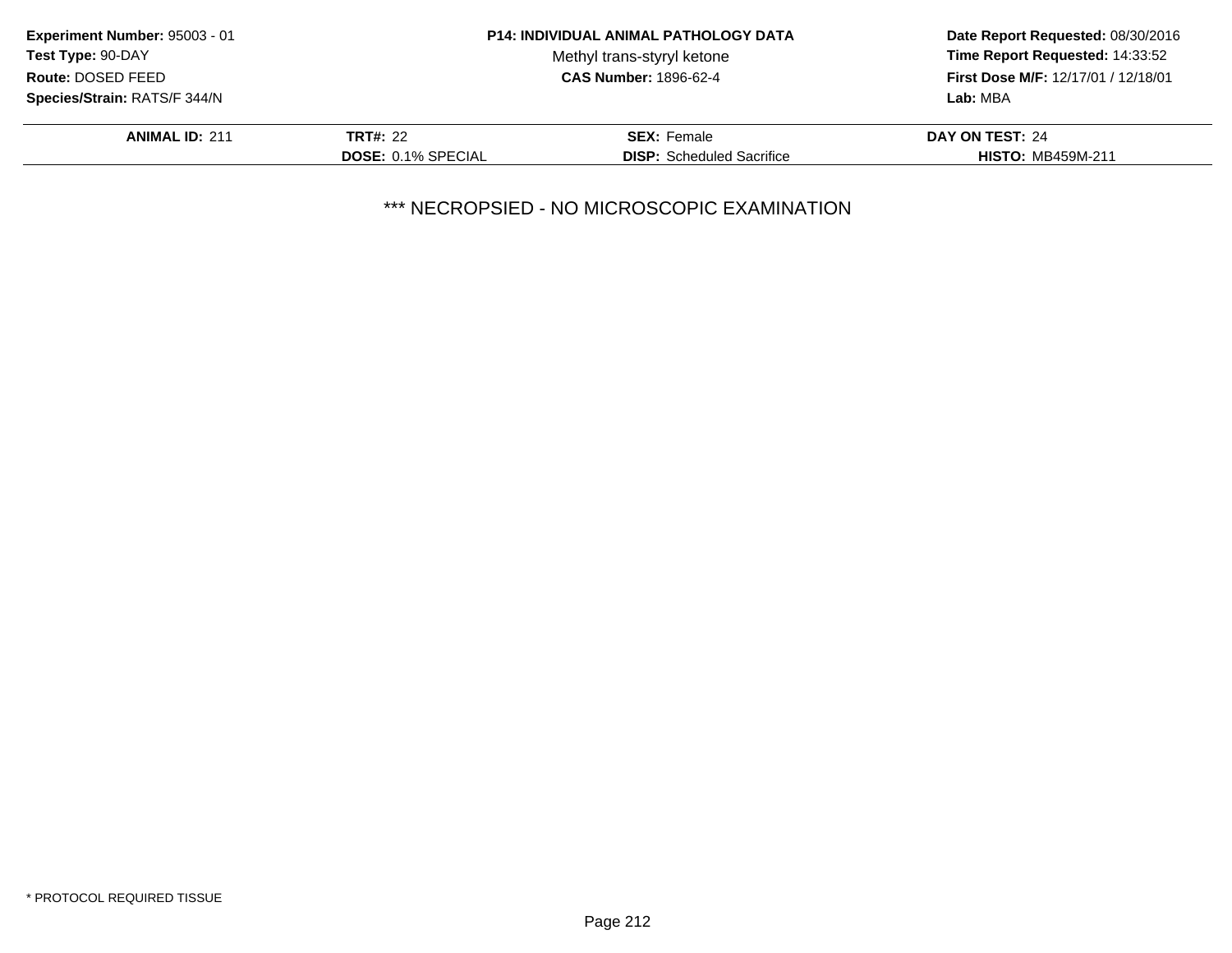**Experiment Number:** 95003 - 01
**Test Type:** 90-DAY
**Route:** DOSED FEED
**Species/Strain:** RATS/F 344/N

**P14: INDIVIDUAL ANIMAL PATHOLOGY DATA**
Methyl trans-styryl ketone
**CAS Number:** 1896-62-4

**Date Report Requested:** 08/30/2016
**Time Report Requested:** 14:33:52
**First Dose M/F:** 12/17/01 / 12/18/01
**Lab:** MBA

| **ANIMAL ID:** 211 | **TRT#:** 22 | **SEX:** Female | **DAY ON TEST:** 24 |
|---|---|---|---|
| | **DOSE:** 0.1% SPECIAL | **DISP:** Scheduled Sacrifice | **HISTO:** MB459M-211 |

*** NECROPSIED - NO MICROSCOPIC EXAMINATION

* PROTOCOL REQUIRED TISSUE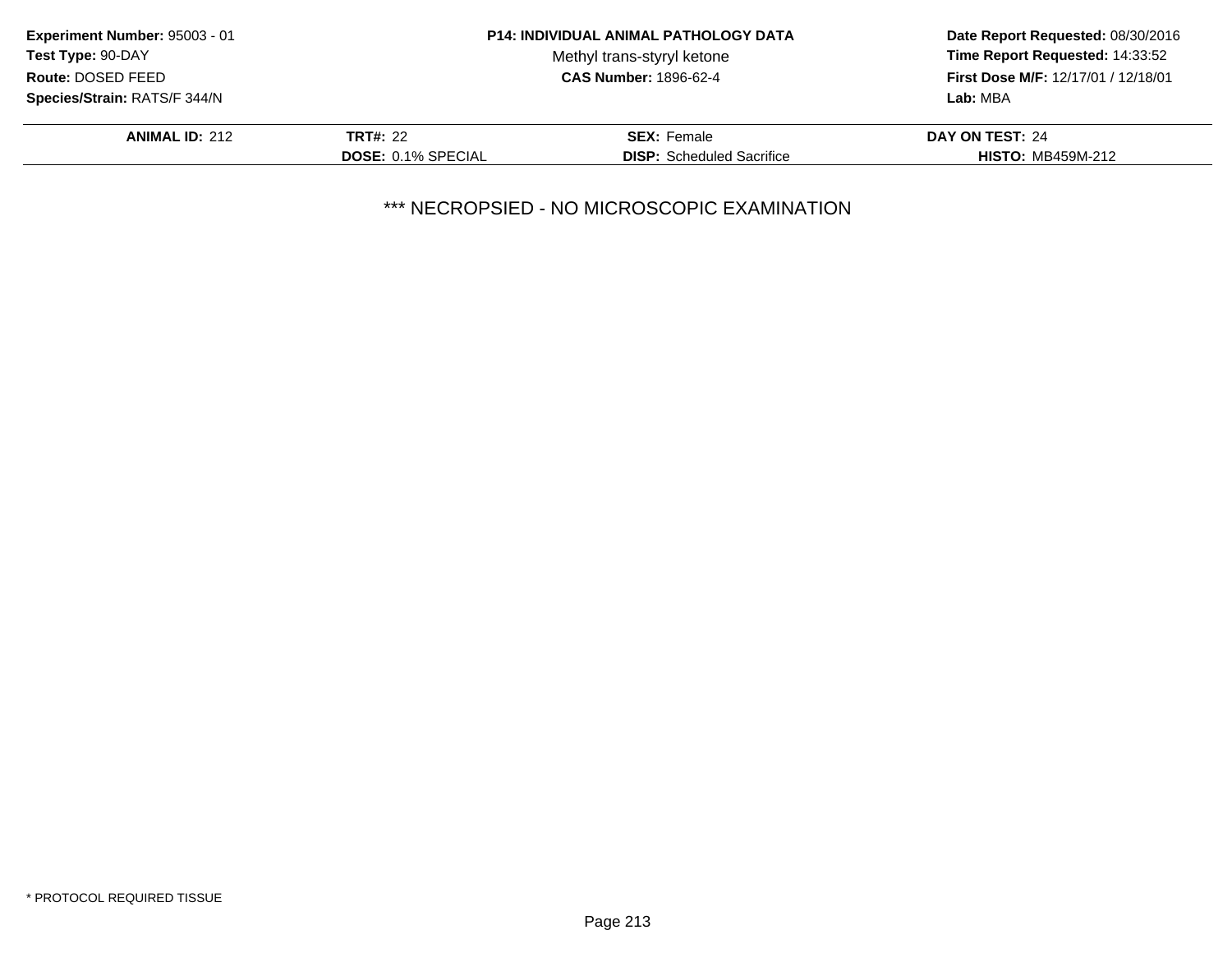**Experiment Number:** 95003 - 01
**Test Type:** 90-DAY
**Route:** DOSED FEED
**Species/Strain:** RATS/F 344/N

**P14: INDIVIDUAL ANIMAL PATHOLOGY DATA**
Methyl trans-styryl ketone
**CAS Number:** 1896-62-4

**Date Report Requested:** 08/30/2016
**Time Report Requested:** 14:33:52
**First Dose M/F:** 12/17/01 / 12/18/01
**Lab:** MBA

| **ANIMAL ID:** 212 | **TRT#:** 22 | **SEX:** Female | **DAY ON TEST:** 24 |
|---|---|---|---|
| | **DOSE:** 0.1% SPECIAL | **DISP:** Scheduled Sacrifice | **HISTO:** MB459M-212 |

*** NECROPSIED - NO MICROSCOPIC EXAMINATION

* PROTOCOL REQUIRED TISSUE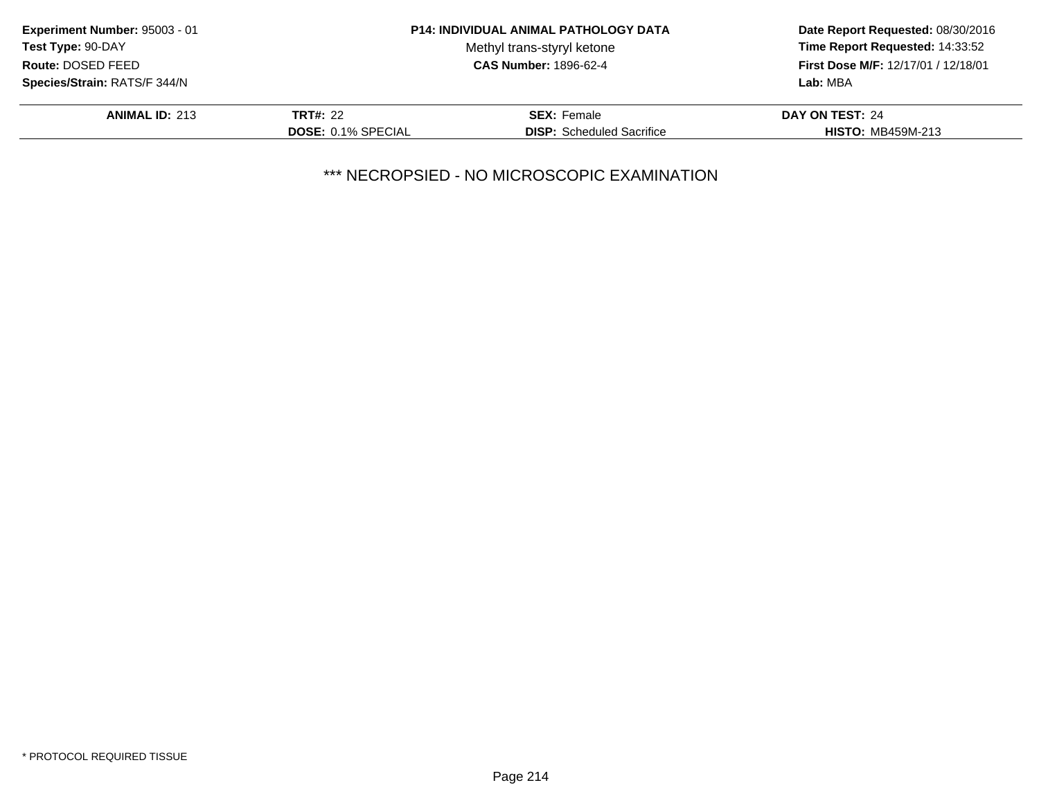**Experiment Number:** 95003 - 01
**Test Type:** 90-DAY
**Route:** DOSED FEED
**Species/Strain:** RATS/F 344/N

**P14: INDIVIDUAL ANIMAL PATHOLOGY DATA**
Methyl trans-styryl ketone
**CAS Number:** 1896-62-4

**Date Report Requested:** 08/30/2016
**Time Report Requested:** 14:33:52
**First Dose M/F:** 12/17/01 / 12/18/01
**Lab:** MBA

| **ANIMAL ID:** 213 | **TRT#:** 22 | **SEX:** Female | **DAY ON TEST:** 24 |
|---|---|---|---|
| | **DOSE:** 0.1% SPECIAL | **DISP:** Scheduled Sacrifice | **HISTO:** MB459M-213 |

*** NECROPSIED - NO MICROSCOPIC EXAMINATION

* PROTOCOL REQUIRED TISSUE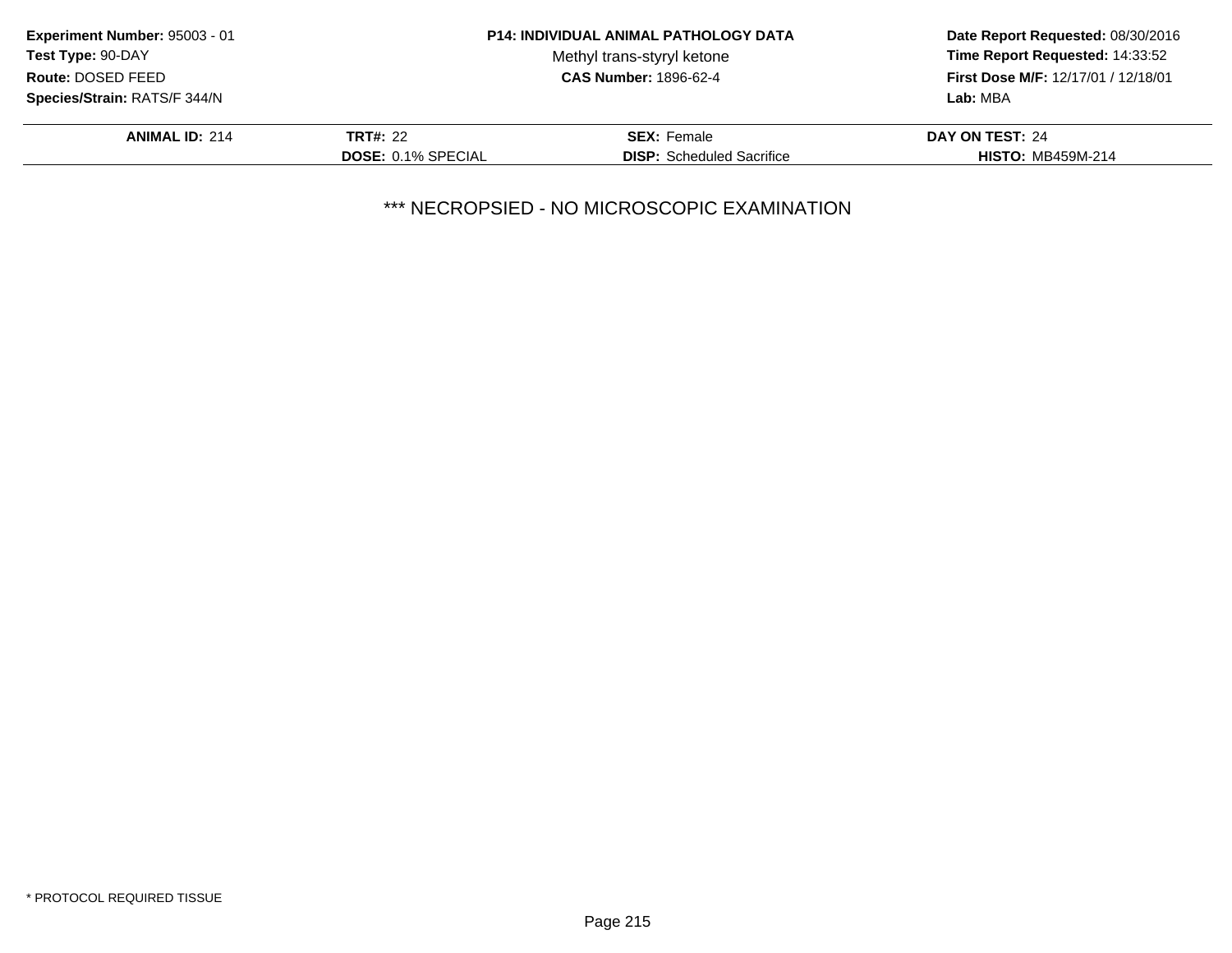**Experiment Number:** 95003 - 01
**Test Type:** 90-DAY
**Route:** DOSED FEED
**Species/Strain:** RATS/F 344/N

**P14: INDIVIDUAL ANIMAL PATHOLOGY DATA**
Methyl trans-styryl ketone
**CAS Number:** 1896-62-4

**Date Report Requested:** 08/30/2016
**Time Report Requested:** 14:33:52
**First Dose M/F:** 12/17/01 / 12/18/01
**Lab:** MBA

| **ANIMAL ID:** 214 | **TRT#:** 22 | **SEX:** Female | **DAY ON TEST:** 24 |
|---|---|---|---|
| | **DOSE:** 0.1% SPECIAL | **DISP:** Scheduled Sacrifice | **HISTO:** MB459M-214 |

*** NECROPSIED - NO MICROSCOPIC EXAMINATION

* PROTOCOL REQUIRED TISSUE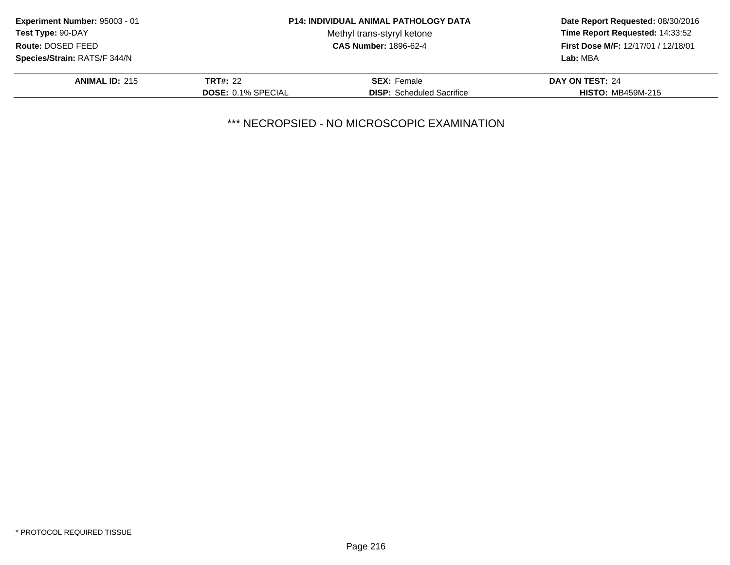**Experiment Number:** 95003 - 01
**Test Type:** 90-DAY
**Route:** DOSED FEED
**Species/Strain:** RATS/F 344/N

**P14: INDIVIDUAL ANIMAL PATHOLOGY DATA**
Methyl trans-styryl ketone
**CAS Number:** 1896-62-4

**Date Report Requested:** 08/30/2016
**Time Report Requested:** 14:33:52
**First Dose M/F:** 12/17/01 / 12/18/01
**Lab:** MBA

| **ANIMAL ID:** 215 | **TRT#:** 22 | **SEX:** Female | **DAY ON TEST:** 24 |
|---|---|---|---|
| | **DOSE:** 0.1% SPECIAL | **DISP:** Scheduled Sacrifice | **HISTO:** MB459M-215 |

*** NECROPSIED - NO MICROSCOPIC EXAMINATION

* PROTOCOL REQUIRED TISSUE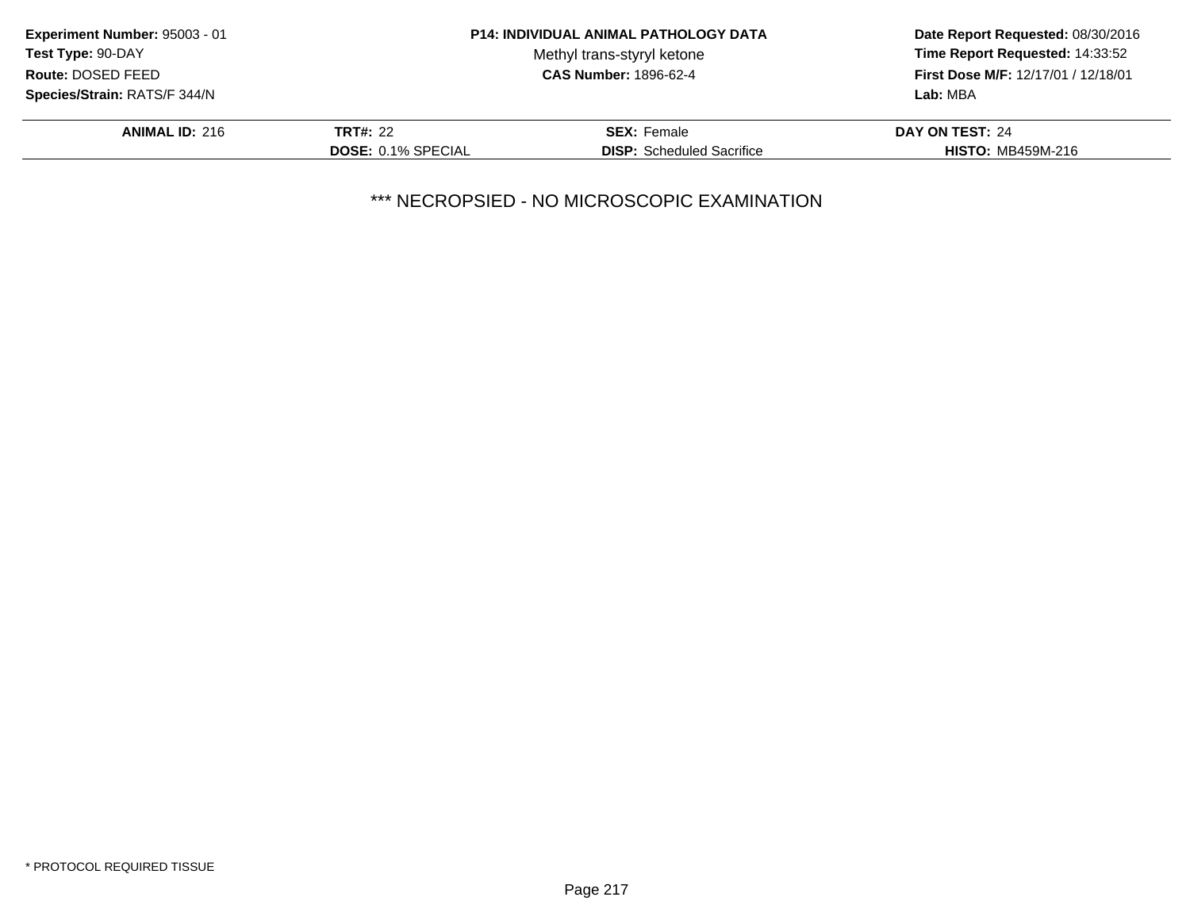**Experiment Number:** 95003 - 01
**Test Type:** 90-DAY
**Route:** DOSED FEED
**Species/Strain:** RATS/F 344/N

**P14: INDIVIDUAL ANIMAL PATHOLOGY DATA**
Methyl trans-styryl ketone
**CAS Number:** 1896-62-4

**Date Report Requested:** 08/30/2016
**Time Report Requested:** 14:33:52
**First Dose M/F:** 12/17/01 / 12/18/01
**Lab:** MBA

| **ANIMAL ID:** 216 | **TRT#:** 22 | **SEX:** Female | **DAY ON TEST:** 24 |
|---|---|---|---|
| | **DOSE:** 0.1% SPECIAL | **DISP:** Scheduled Sacrifice | **HISTO:** MB459M-216 |

*** NECROPSIED - NO MICROSCOPIC EXAMINATION

* PROTOCOL REQUIRED TISSUE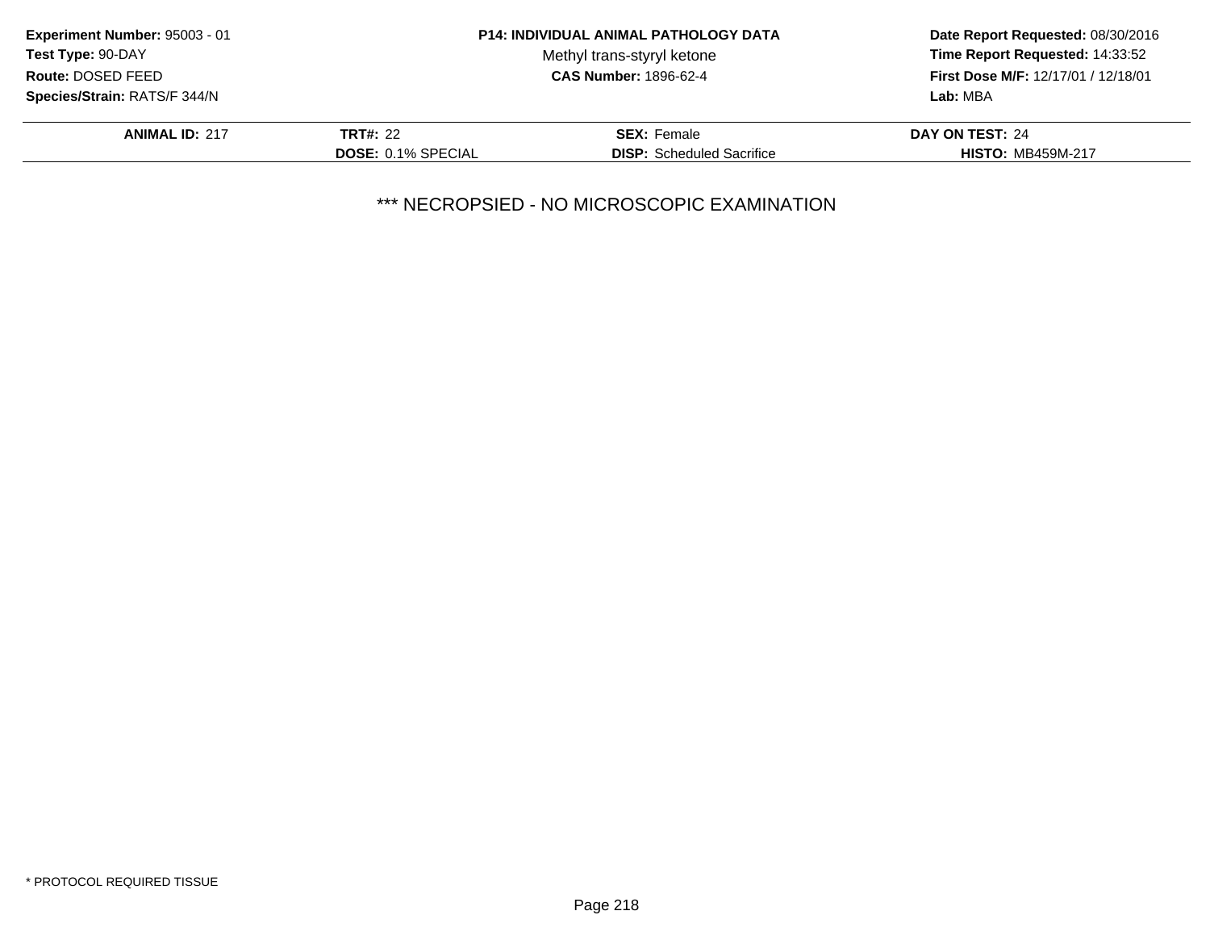**Experiment Number:** 95003 - 01
**Test Type:** 90-DAY
**Route:** DOSED FEED
**Species/Strain:** RATS/F 344/N

**P14: INDIVIDUAL ANIMAL PATHOLOGY DATA**
Methyl trans-styryl ketone
**CAS Number:** 1896-62-4

**Date Report Requested:** 08/30/2016
**Time Report Requested:** 14:33:52
**First Dose M/F:** 12/17/01 / 12/18/01
**Lab:** MBA

| **ANIMAL ID:** 217 | **TRT#:** 22 | **SEX:** Female | **DAY ON TEST:** 24 |
|---|---|---|---|
| | **DOSE:** 0.1% SPECIAL | **DISP:** Scheduled Sacrifice | **HISTO:** MB459M-217 |

*** NECROPSIED - NO MICROSCOPIC EXAMINATION

* PROTOCOL REQUIRED TISSUE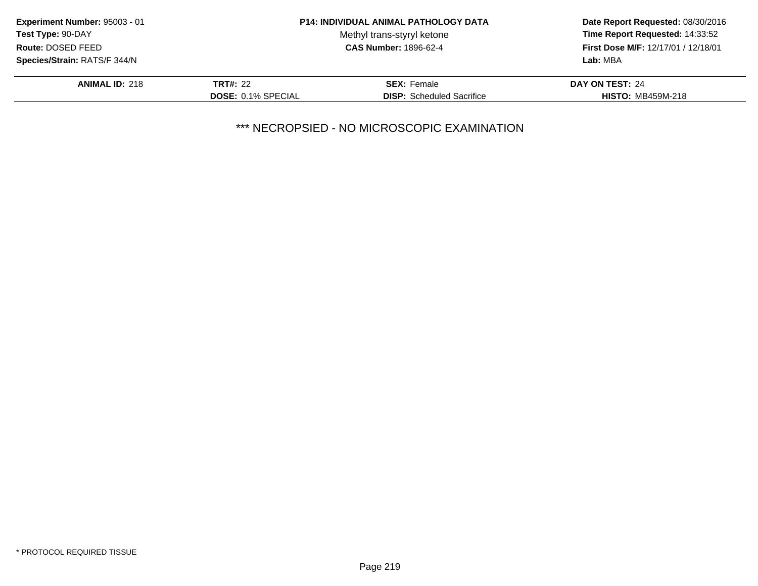**Experiment Number:** 95003 - 01
**Test Type:** 90-DAY
**Route:** DOSED FEED
**Species/Strain:** RATS/F 344/N

**P14: INDIVIDUAL ANIMAL PATHOLOGY DATA**
Methyl trans-styryl ketone
**CAS Number:** 1896-62-4

**Date Report Requested:** 08/30/2016
**Time Report Requested:** 14:33:52
**First Dose M/F:** 12/17/01 / 12/18/01
**Lab:** MBA

| **ANIMAL ID:** 218 | **TRT#:** 22 | **SEX:** Female | **DAY ON TEST:** 24 |
|---|---|---|---|
| | **DOSE:** 0.1% SPECIAL | **DISP:** Scheduled Sacrifice | **HISTO:** MB459M-218 |

*** NECROPSIED - NO MICROSCOPIC EXAMINATION

* PROTOCOL REQUIRED TISSUE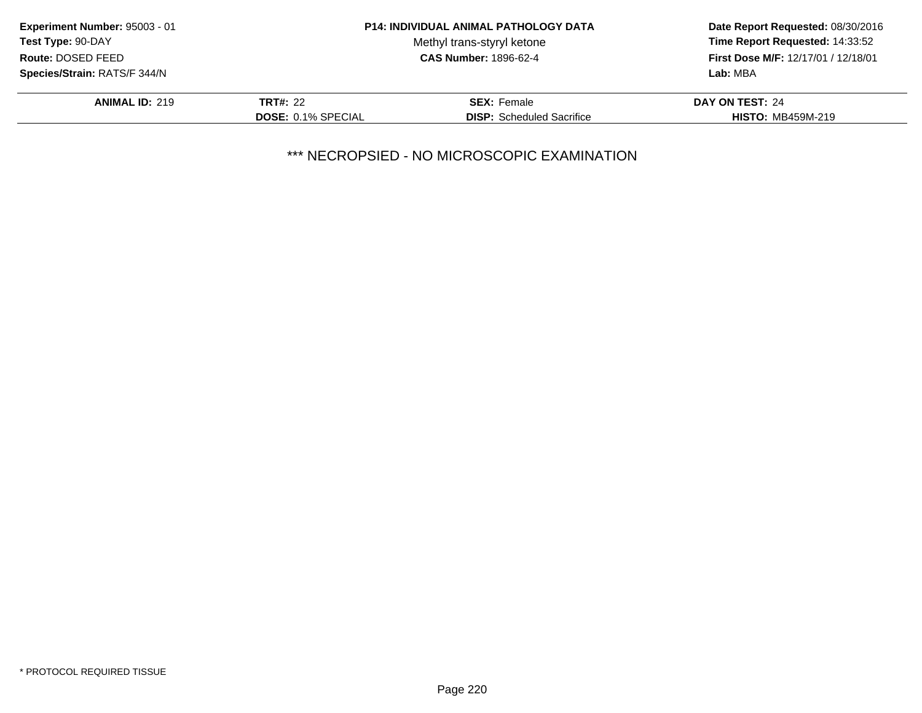**Experiment Number:** 95003 - 01
**Test Type:** 90-DAY
**Route:** DOSED FEED
**Species/Strain:** RATS/F 344/N

**P14: INDIVIDUAL ANIMAL PATHOLOGY DATA**
Methyl trans-styryl ketone
**CAS Number:** 1896-62-4

**Date Report Requested:** 08/30/2016
**Time Report Requested:** 14:33:52
**First Dose M/F:** 12/17/01 / 12/18/01
**Lab:** MBA

| **ANIMAL ID:** 219 | **TRT#:** 22 | **SEX:** Female | **DAY ON TEST:** 24 |
|---|---|---|---|
| | **DOSE:** 0.1% SPECIAL | **DISP:** Scheduled Sacrifice | **HISTO:** MB459M-219 |

*** NECROPSIED - NO MICROSCOPIC EXAMINATION

* PROTOCOL REQUIRED TISSUE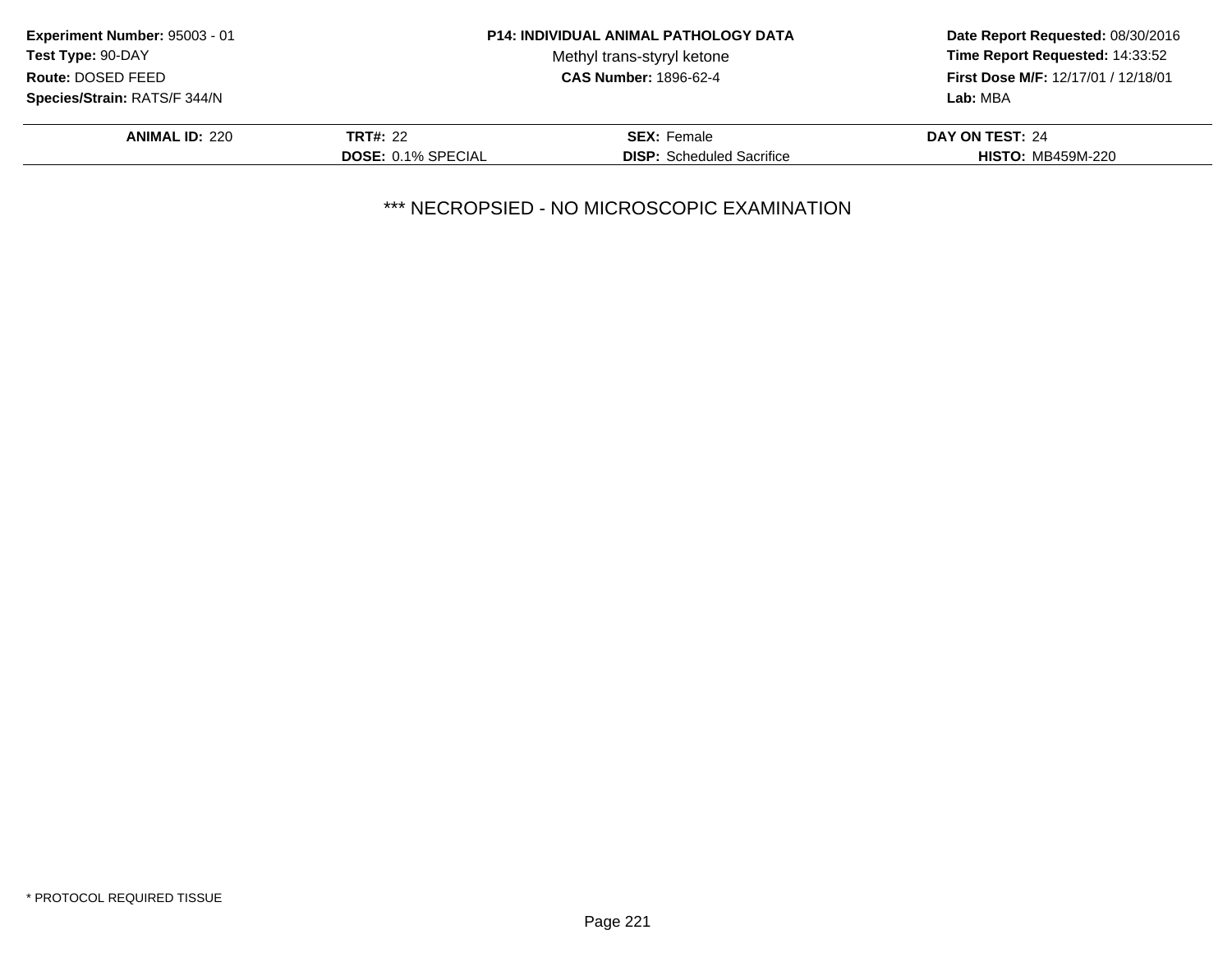**Experiment Number:** 95003 - 01
**Test Type:** 90-DAY
**Route:** DOSED FEED
**Species/Strain:** RATS/F 344/N

**P14: INDIVIDUAL ANIMAL PATHOLOGY DATA**
Methyl trans-styryl ketone
**CAS Number:** 1896-62-4

**Date Report Requested:** 08/30/2016
**Time Report Requested:** 14:33:52
**First Dose M/F:** 12/17/01 / 12/18/01
**Lab:** MBA

| **ANIMAL ID:** 220 | **TRT#:** 22 | **SEX:** Female | **DAY ON TEST:** 24 |
|---|---|---|---|
| | **DOSE:** 0.1% SPECIAL | **DISP:** Scheduled Sacrifice | **HISTO:** MB459M-220 |

*** NECROPSIED - NO MICROSCOPIC EXAMINATION

* PROTOCOL REQUIRED TISSUE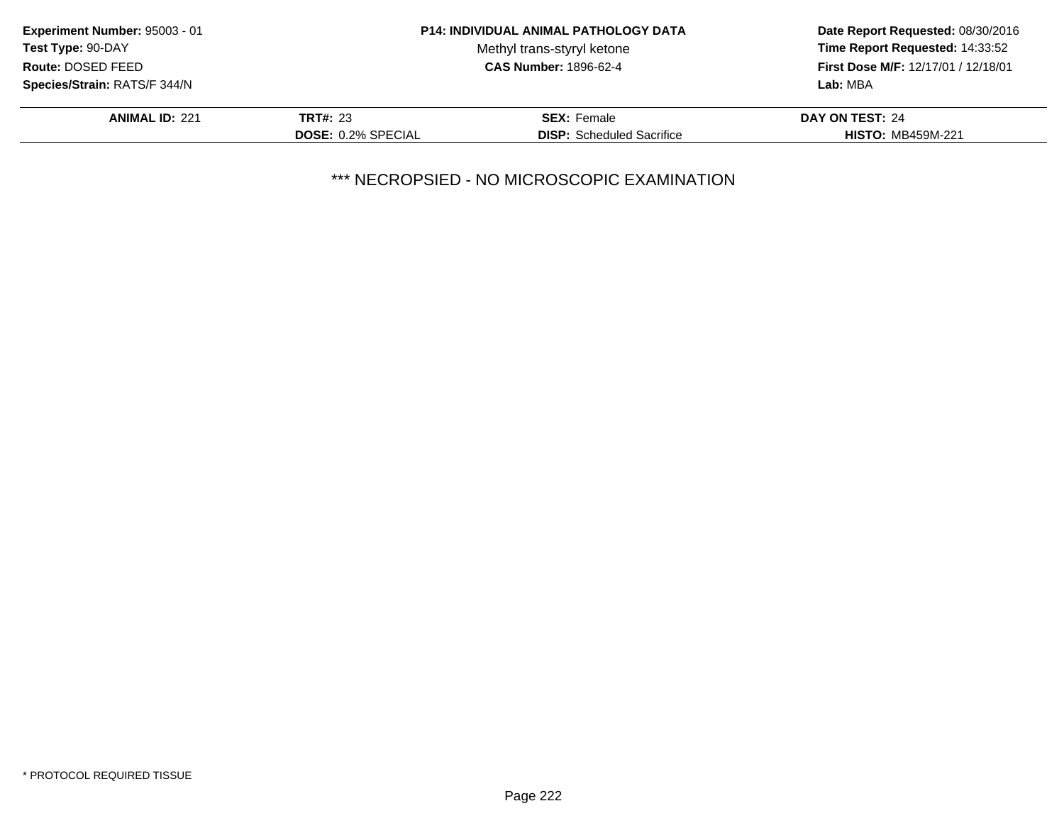**Experiment Number:** 95003 - 01
**Test Type:** 90-DAY
**Route:** DOSED FEED
**Species/Strain:** RATS/F 344/N

**P14: INDIVIDUAL ANIMAL PATHOLOGY DATA**
Methyl trans-styryl ketone
**CAS Number:** 1896-62-4

**Date Report Requested:** 08/30/2016
**Time Report Requested:** 14:33:52
**First Dose M/F:** 12/17/01 / 12/18/01
**Lab:** MBA

| **ANIMAL ID:** 221 | **TRT#:** 23 | **SEX:** Female | **DAY ON TEST:** 24 |
|---|---|---|---|
| | **DOSE:** 0.2% SPECIAL | **DISP:** Scheduled Sacrifice | **HISTO:** MB459M-221 |

*** NECROPSIED - NO MICROSCOPIC EXAMINATION

* PROTOCOL REQUIRED TISSUE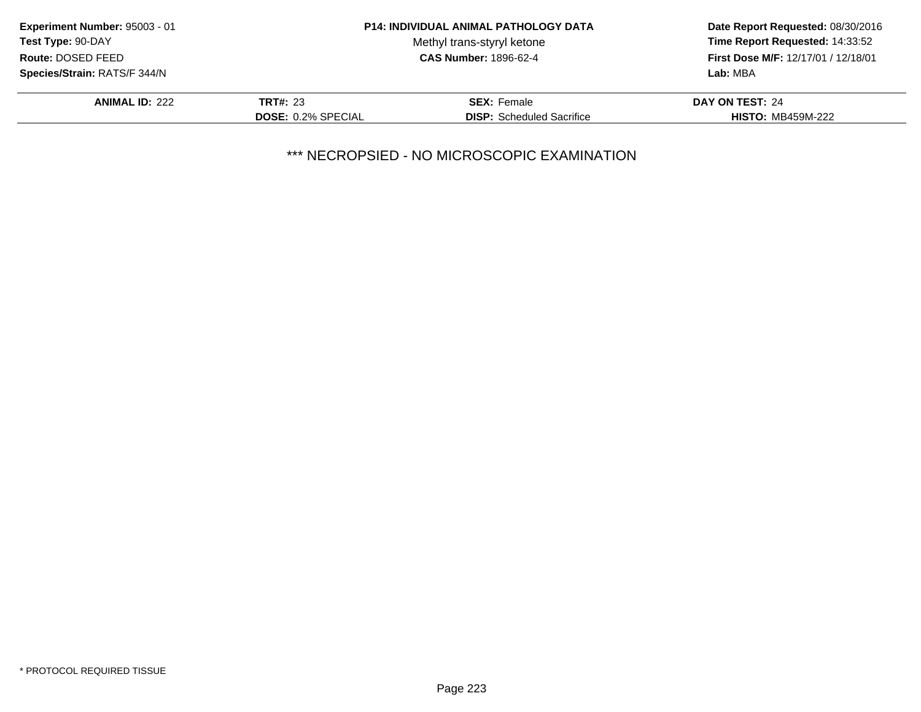**Experiment Number:** 95003 - 01
**Test Type:** 90-DAY
**Route:** DOSED FEED
**Species/Strain:** RATS/F 344/N

**P14: INDIVIDUAL ANIMAL PATHOLOGY DATA**
Methyl trans-styryl ketone
**CAS Number:** 1896-62-4

**Date Report Requested:** 08/30/2016
**Time Report Requested:** 14:33:52
**First Dose M/F:** 12/17/01 / 12/18/01
**Lab:** MBA

| **ANIMAL ID:** 222 | **TRT#:** 23 | **SEX:** Female | **DAY ON TEST:** 24 |
|---|---|---|---|
| | **DOSE:** 0.2% SPECIAL | **DISP:** Scheduled Sacrifice | **HISTO:** MB459M-222 |

*** NECROPSIED - NO MICROSCOPIC EXAMINATION

* PROTOCOL REQUIRED TISSUE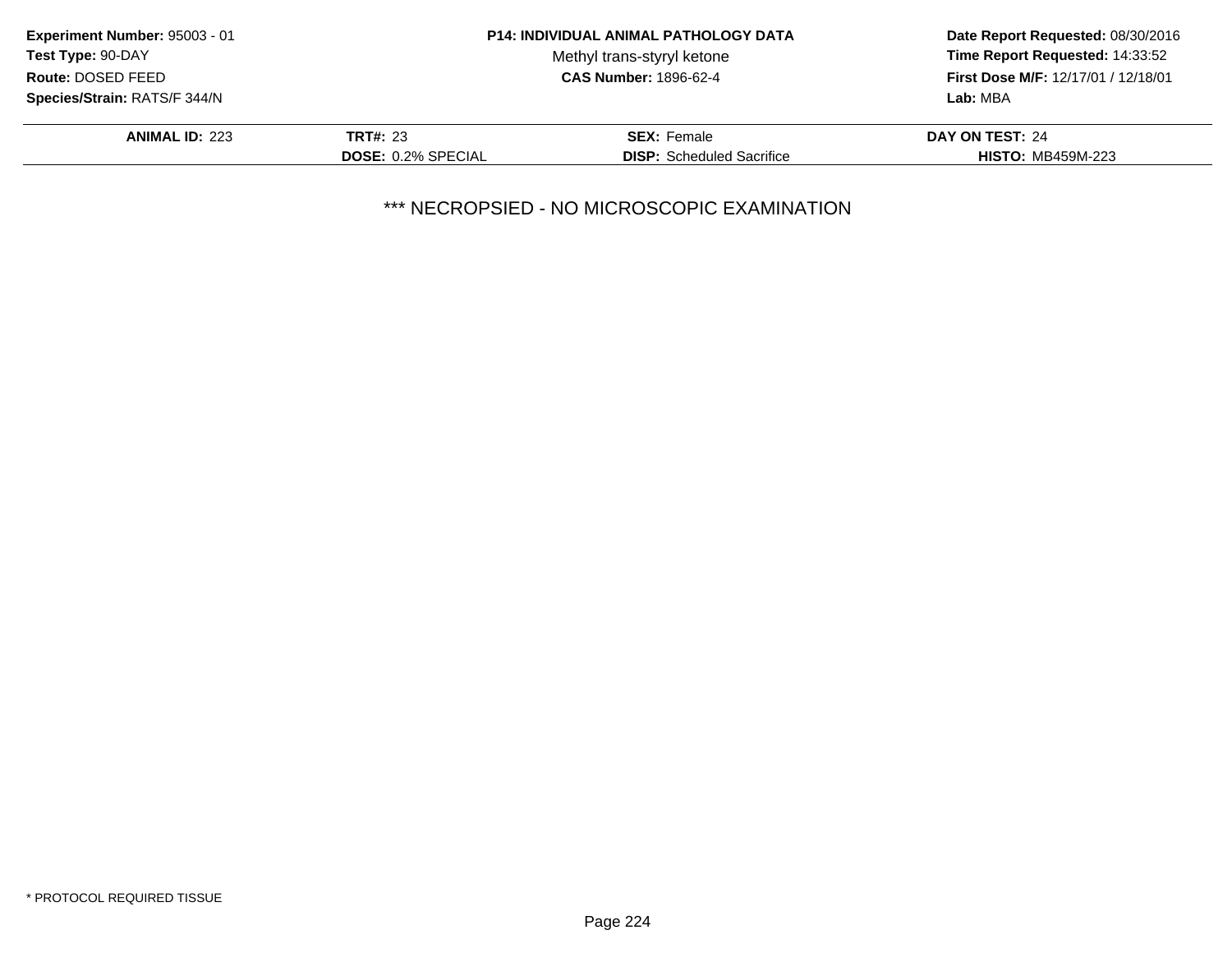**Experiment Number:** 95003 - 01
**Test Type:** 90-DAY
**Route:** DOSED FEED
**Species/Strain:** RATS/F 344/N

**P14: INDIVIDUAL ANIMAL PATHOLOGY DATA**
Methyl trans-styryl ketone
**CAS Number:** 1896-62-4

**Date Report Requested:** 08/30/2016
**Time Report Requested:** 14:33:52
**First Dose M/F:** 12/17/01 / 12/18/01
**Lab:** MBA

| **ANIMAL ID:** 223 | **TRT#:** 23 | **SEX:** Female | **DAY ON TEST:** 24 |
|---|---|---|---|
| | **DOSE:** 0.2% SPECIAL | **DISP:** Scheduled Sacrifice | **HISTO:** MB459M-223 |

*** NECROPSIED - NO MICROSCOPIC EXAMINATION

* PROTOCOL REQUIRED TISSUE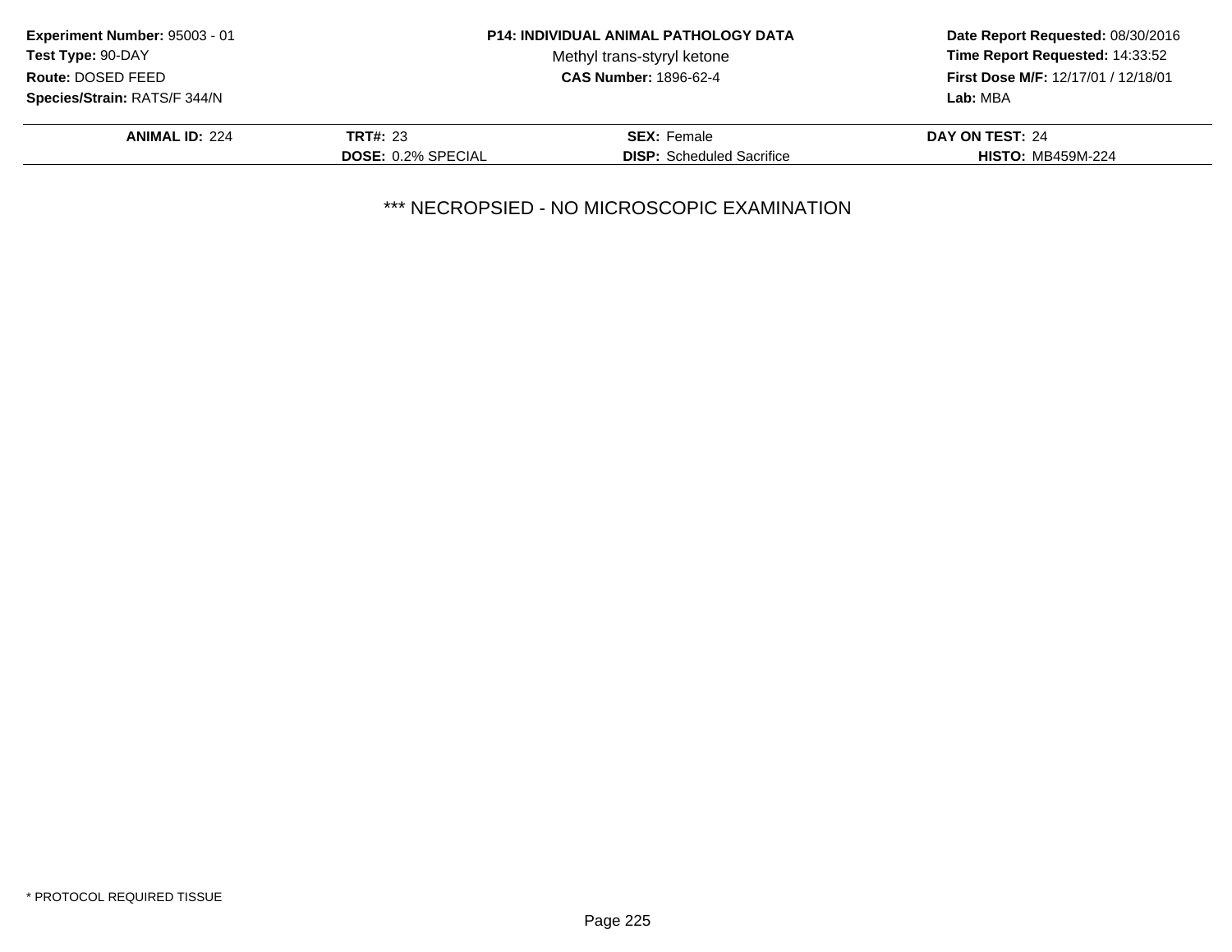**Experiment Number:** 95003 - 01
**Test Type:** 90-DAY
**Route:** DOSED FEED
**Species/Strain:** RATS/F 344/N

**P14: INDIVIDUAL ANIMAL PATHOLOGY DATA**
Methyl trans-styryl ketone
**CAS Number:** 1896-62-4

**Date Report Requested:** 08/30/2016
**Time Report Requested:** 14:33:52
**First Dose M/F:** 12/17/01 / 12/18/01
**Lab:** MBA

| ANIMAL ID: 224 | TRT#: 23 | SEX: Female | DAY ON TEST: 24 |
|---|---|---|---|
| | DOSE: 0.2% SPECIAL | DISP: Scheduled Sacrifice | HISTO: MB459M-224 |

*** NECROPSIED - NO MICROSCOPIC EXAMINATION

* PROTOCOL REQUIRED TISSUE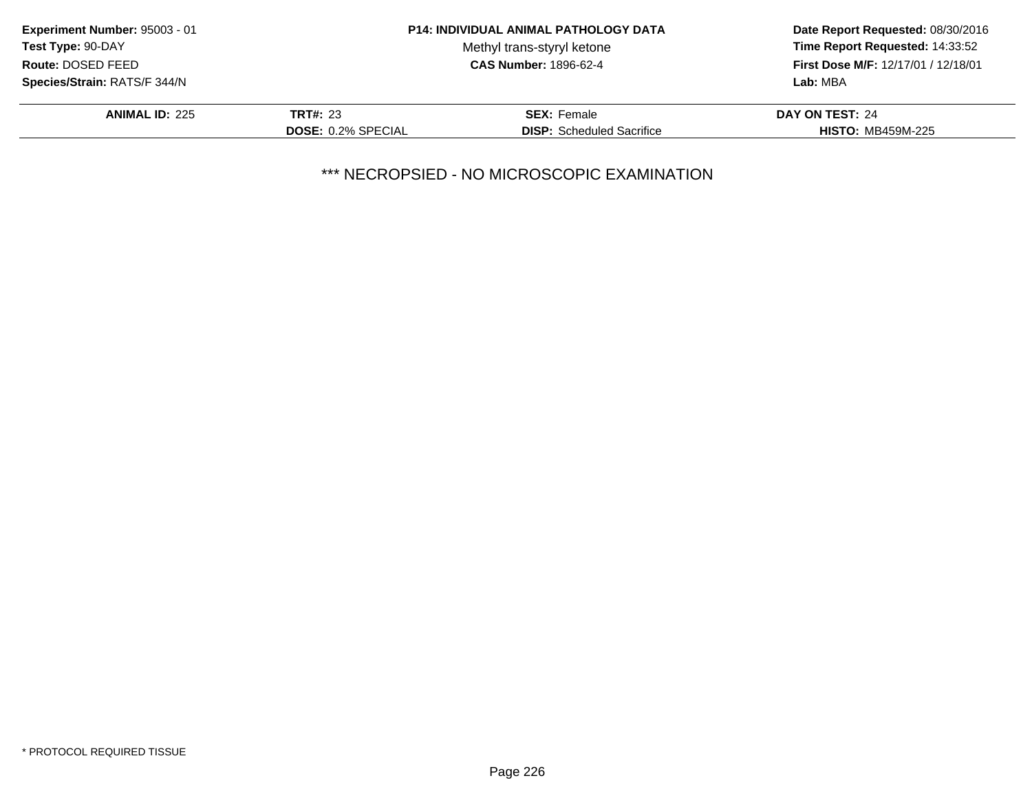**Experiment Number:** 95003 - 01
**Test Type:** 90-DAY
**Route:** DOSED FEED
**Species/Strain:** RATS/F 344/N

**P14: INDIVIDUAL ANIMAL PATHOLOGY DATA**
Methyl trans-styryl ketone
**CAS Number:** 1896-62-4

**Date Report Requested:** 08/30/2016
**Time Report Requested:** 14:33:52
**First Dose M/F:** 12/17/01 / 12/18/01
**Lab:** MBA

| **ANIMAL ID:** 225 | **TRT#:** 23 | **SEX:** Female | **DAY ON TEST:** 24 |
|---|---|---|---|
| | **DOSE:** 0.2% SPECIAL | **DISP:** Scheduled Sacrifice | **HISTO:** MB459M-225 |

*** NECROPSIED - NO MICROSCOPIC EXAMINATION

* PROTOCOL REQUIRED TISSUE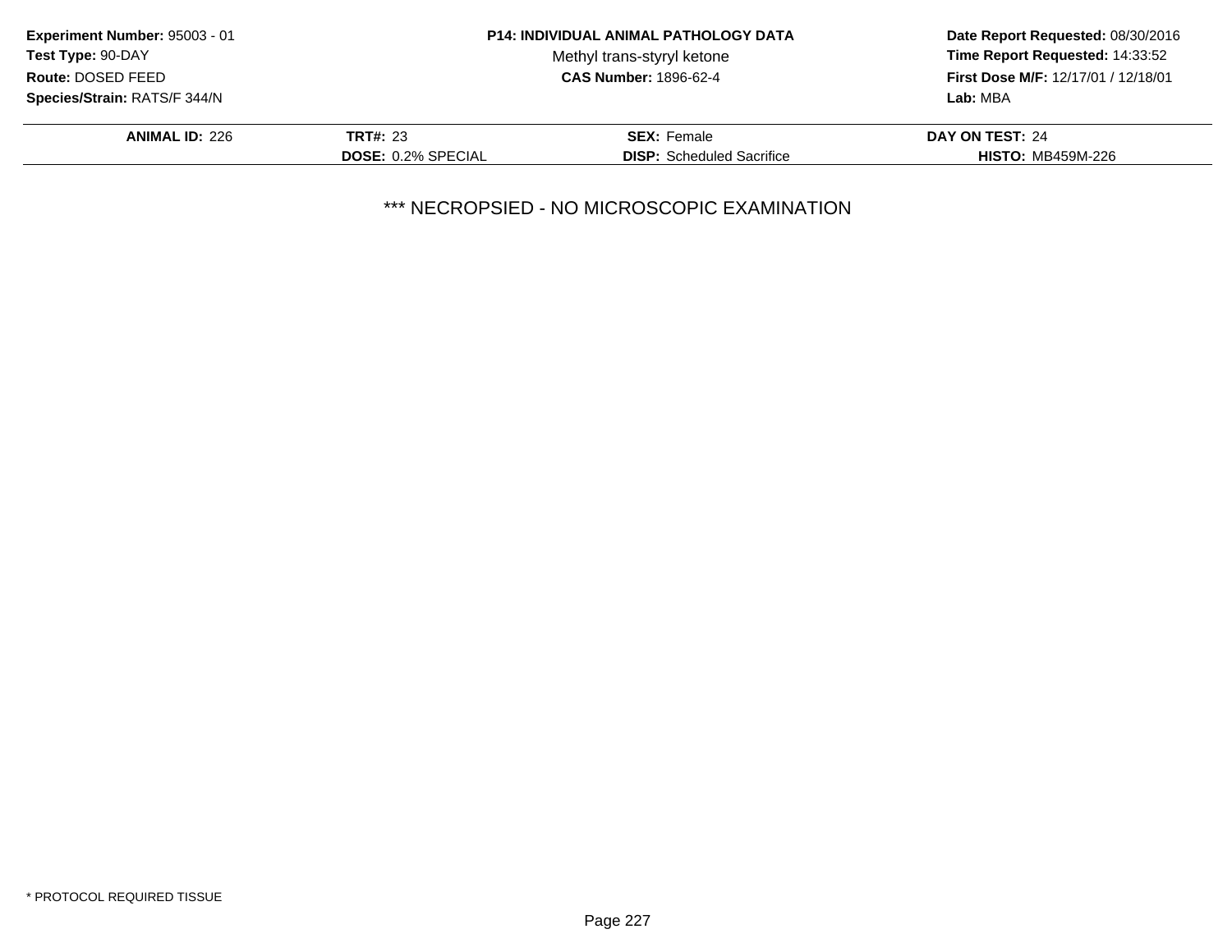**Experiment Number:** 95003 - 01
**Test Type:** 90-DAY
**Route:** DOSED FEED
**Species/Strain:** RATS/F 344/N

**P14: INDIVIDUAL ANIMAL PATHOLOGY DATA**
Methyl trans-styryl ketone
**CAS Number:** 1896-62-4

**Date Report Requested:** 08/30/2016
**Time Report Requested:** 14:33:52
**First Dose M/F:** 12/17/01 / 12/18/01
**Lab:** MBA

| **ANIMAL ID:** 226 | **TRT#:** 23 | **SEX:** Female | **DAY ON TEST:** 24 |
|---|---|---|---|
| | **DOSE:** 0.2% SPECIAL | **DISP:** Scheduled Sacrifice | **HISTO:** MB459M-226 |

*** NECROPSIED - NO MICROSCOPIC EXAMINATION

* PROTOCOL REQUIRED TISSUE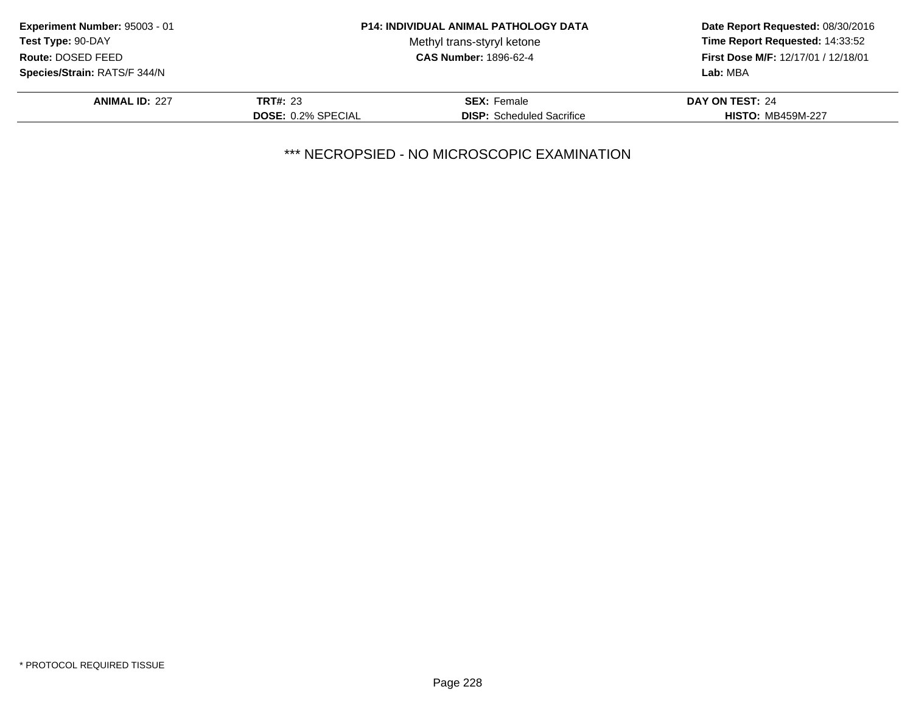**Experiment Number:** 95003 - 01
**Test Type:** 90-DAY
**Route:** DOSED FEED
**Species/Strain:** RATS/F 344/N

**P14: INDIVIDUAL ANIMAL PATHOLOGY DATA**
Methyl trans-styryl ketone
**CAS Number:** 1896-62-4

**Date Report Requested:** 08/30/2016
**Time Report Requested:** 14:33:52
**First Dose M/F:** 12/17/01 / 12/18/01
**Lab:** MBA

| **ANIMAL ID:** 227 | **TRT#:** 23 | **SEX:** Female | **DAY ON TEST:** 24 |
|---|---|---|---|
| | **DOSE:** 0.2% SPECIAL | **DISP:** Scheduled Sacrifice | **HISTO:** MB459M-227 |

*** NECROPSIED - NO MICROSCOPIC EXAMINATION

* PROTOCOL REQUIRED TISSUE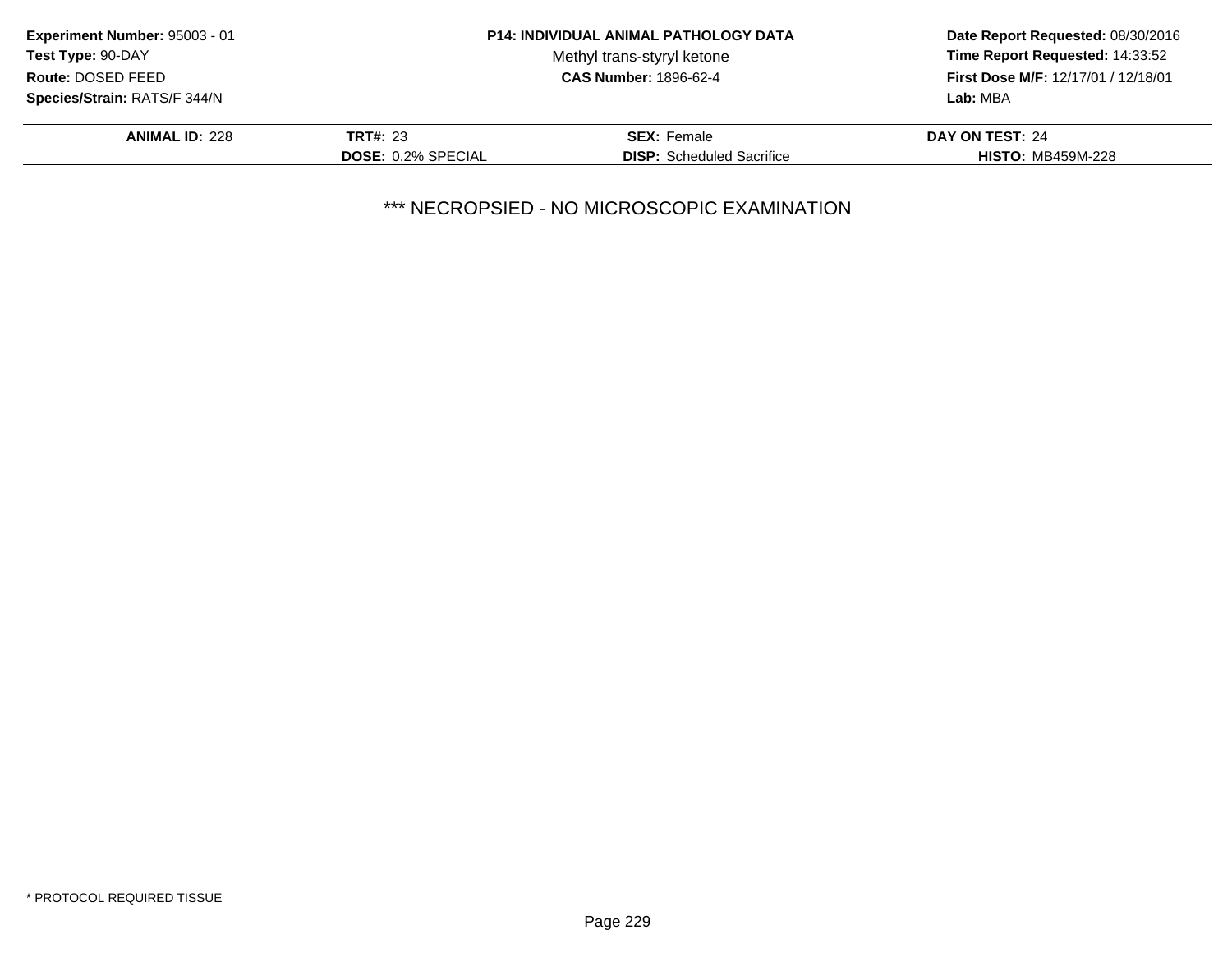**Experiment Number:** 95003 - 01
**Test Type:** 90-DAY
**Route:** DOSED FEED
**Species/Strain:** RATS/F 344/N

**P14: INDIVIDUAL ANIMAL PATHOLOGY DATA**
Methyl trans-styryl ketone
**CAS Number:** 1896-62-4

**Date Report Requested:** 08/30/2016
**Time Report Requested:** 14:33:52
**First Dose M/F:** 12/17/01 / 12/18/01
**Lab:** MBA

| **ANIMAL ID:** 228 | **TRT#:** 23 | **SEX:** Female | **DAY ON TEST:** 24 |
|---|---|---|---|
| | **DOSE:** 0.2% SPECIAL | **DISP:** Scheduled Sacrifice | **HISTO:** MB459M-228 |

*** NECROPSIED - NO MICROSCOPIC EXAMINATION

* PROTOCOL REQUIRED TISSUE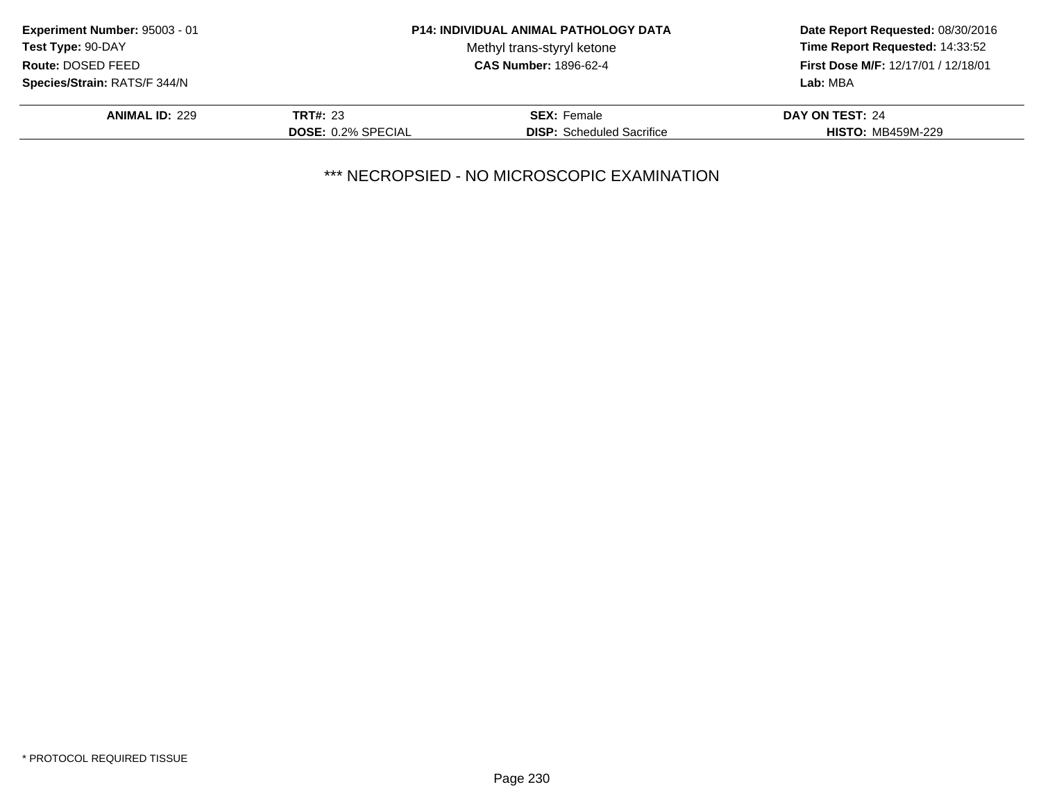**Experiment Number:** 95003 - 01
**Test Type:** 90-DAY
**Route:** DOSED FEED
**Species/Strain:** RATS/F 344/N

**P14: INDIVIDUAL ANIMAL PATHOLOGY DATA**
Methyl trans-styryl ketone
**CAS Number:** 1896-62-4

**Date Report Requested:** 08/30/2016
**Time Report Requested:** 14:33:52
**First Dose M/F:** 12/17/01 / 12/18/01
**Lab:** MBA

| **ANIMAL ID:** 229 | **TRT#:** 23 | **SEX:** Female | **DAY ON TEST:** 24 |
|---|---|---|---|
| | **DOSE:** 0.2% SPECIAL | **DISP:** Scheduled Sacrifice | **HISTO:** MB459M-229 |

*** NECROPSIED - NO MICROSCOPIC EXAMINATION

* PROTOCOL REQUIRED TISSUE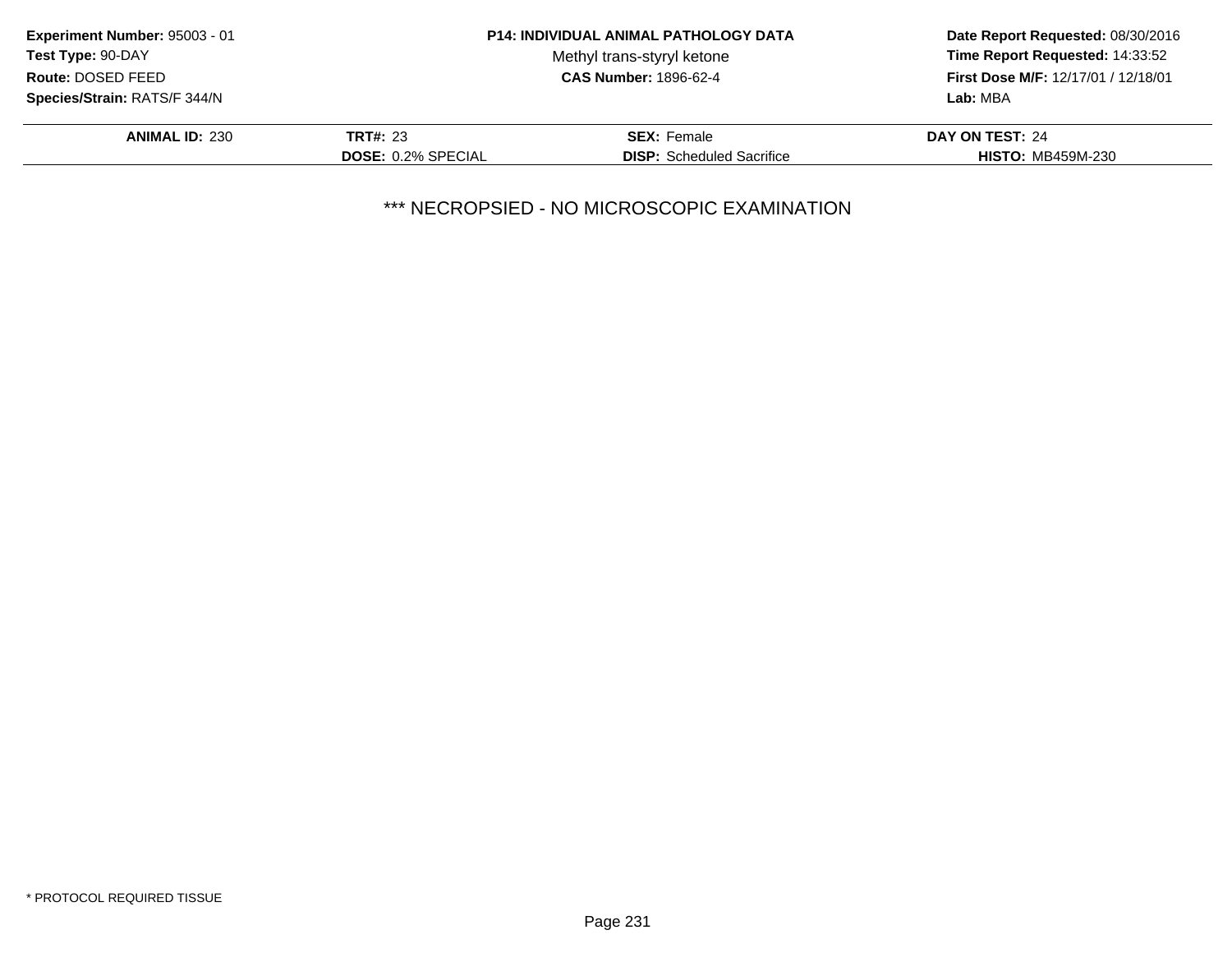**Experiment Number:** 95003 - 01
**Test Type:** 90-DAY
**Route:** DOSED FEED
**Species/Strain:** RATS/F 344/N

**P14: INDIVIDUAL ANIMAL PATHOLOGY DATA**
Methyl trans-styryl ketone
**CAS Number:** 1896-62-4

**Date Report Requested:** 08/30/2016
**Time Report Requested:** 14:33:52
**First Dose M/F:** 12/17/01 / 12/18/01
**Lab:** MBA

| **ANIMAL ID:** 230 | **TRT#:** 23 | **SEX:** Female | **DAY ON TEST:** 24 |
|---|---|---|---|
| | **DOSE:** 0.2% SPECIAL | **DISP:** Scheduled Sacrifice | **HISTO:** MB459M-230 |

*** NECROPSIED - NO MICROSCOPIC EXAMINATION

* PROTOCOL REQUIRED TISSUE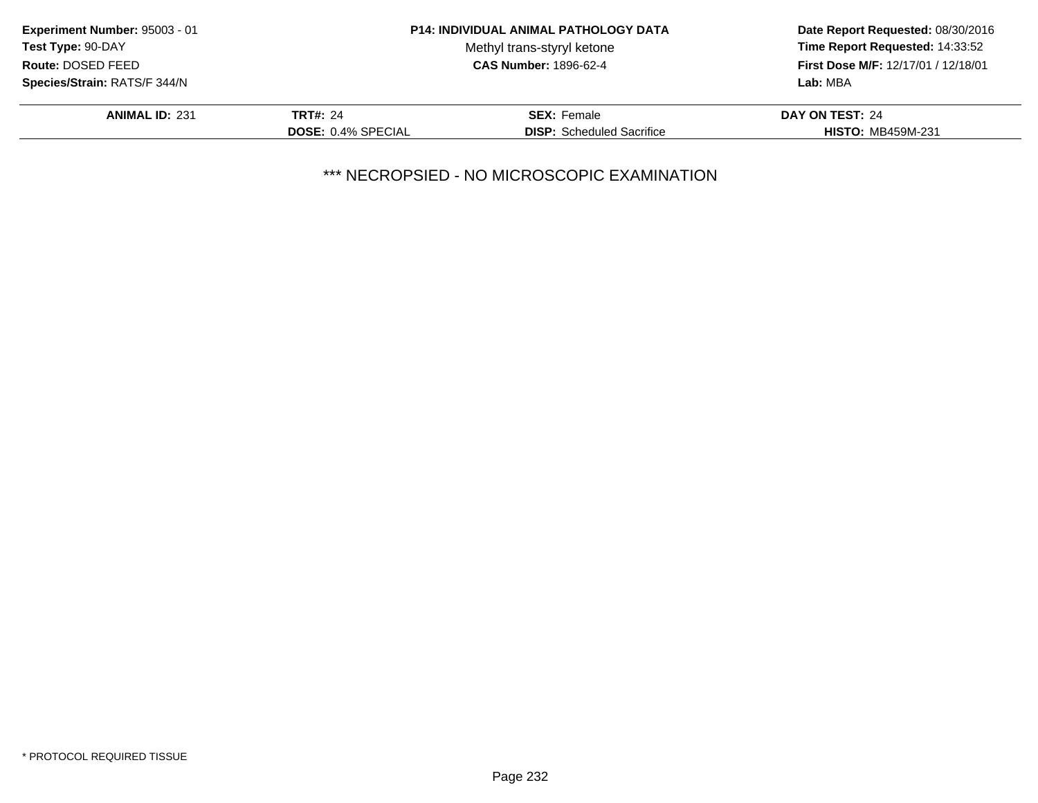**Experiment Number:** 95003 - 01
**Test Type:** 90-DAY
**Route:** DOSED FEED
**Species/Strain:** RATS/F 344/N

**P14: INDIVIDUAL ANIMAL PATHOLOGY DATA**
Methyl trans-styryl ketone
**CAS Number:** 1896-62-4

**Date Report Requested:** 08/30/2016
**Time Report Requested:** 14:33:52
**First Dose M/F:** 12/17/01 / 12/18/01
**Lab:** MBA

| **ANIMAL ID:** 231 | **TRT#:** 24 | **SEX:** Female | **DAY ON TEST:** 24 |
|---|---|---|---|
| | **DOSE:** 0.4% SPECIAL | **DISP:** Scheduled Sacrifice | **HISTO:** MB459M-231 |

*** NECROPSIED - NO MICROSCOPIC EXAMINATION

* PROTOCOL REQUIRED TISSUE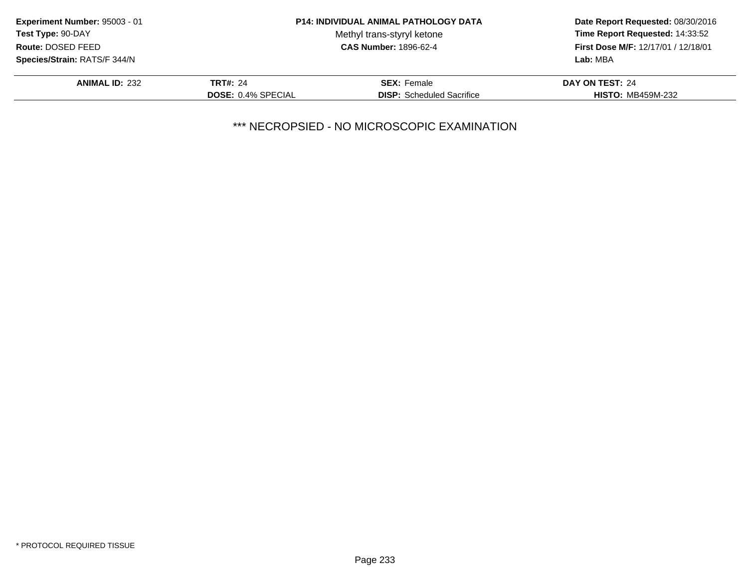**Experiment Number:** 95003 - 01
**Test Type:** 90-DAY
**Route:** DOSED FEED
**Species/Strain:** RATS/F 344/N

**P14: INDIVIDUAL ANIMAL PATHOLOGY DATA**
Methyl trans-styryl ketone
**CAS Number:** 1896-62-4

**Date Report Requested:** 08/30/2016
**Time Report Requested:** 14:33:52
**First Dose M/F:** 12/17/01 / 12/18/01
**Lab:** MBA

| **ANIMAL ID:** 232 | **TRT#:** 24 | **SEX:** Female | **DAY ON TEST:** 24 |
|---|---|---|---|
| | **DOSE:** 0.4% SPECIAL | **DISP:** Scheduled Sacrifice | **HISTO:** MB459M-232 |

*** NECROPSIED - NO MICROSCOPIC EXAMINATION

* PROTOCOL REQUIRED TISSUE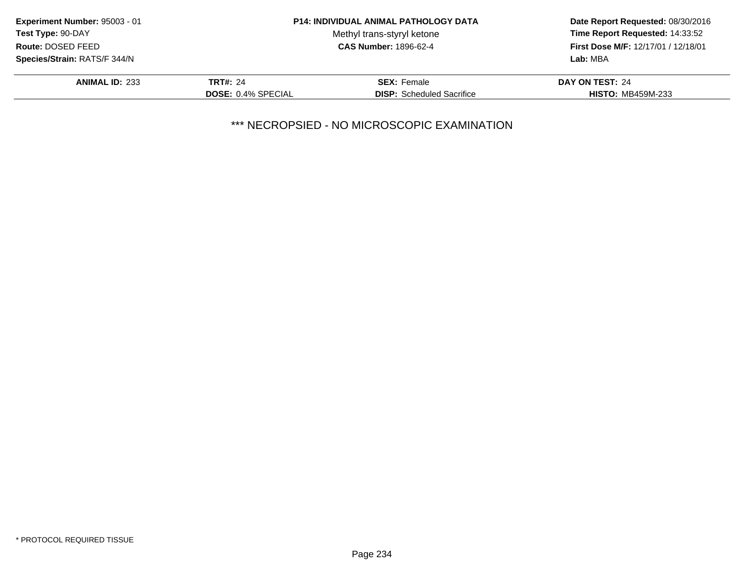**Experiment Number:** 95003 - 01
**Test Type:** 90-DAY
**Route:** DOSED FEED
**Species/Strain:** RATS/F 344/N

**P14: INDIVIDUAL ANIMAL PATHOLOGY DATA**
Methyl trans-styryl ketone
**CAS Number:** 1896-62-4

**Date Report Requested:** 08/30/2016
**Time Report Requested:** 14:33:52
**First Dose M/F:** 12/17/01 / 12/18/01
**Lab:** MBA

| | | | |
|---|---|---|---|
| **ANIMAL ID:** 233 | **TRT#:** 24 | **SEX:** Female | **DAY ON TEST:** 24 |
| | **DOSE:** 0.4% SPECIAL | **DISP:** Scheduled Sacrifice | **HISTO:** MB459M-233 |

*** NECROPSIED - NO MICROSCOPIC EXAMINATION

* PROTOCOL REQUIRED TISSUE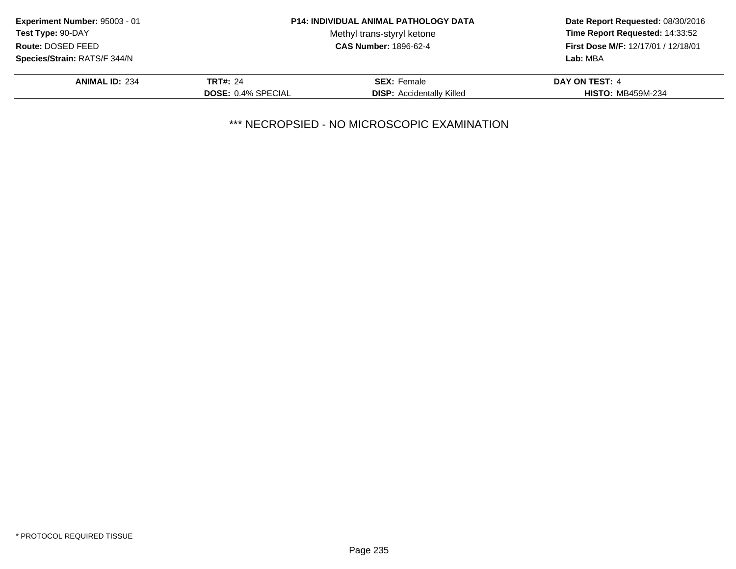**Experiment Number:** 95003 - 01
**Test Type:** 90-DAY
**Route:** DOSED FEED
**Species/Strain:** RATS/F 344/N

**P14: INDIVIDUAL ANIMAL PATHOLOGY DATA**
Methyl trans-styryl ketone
**CAS Number:** 1896-62-4

**Date Report Requested:** 08/30/2016
**Time Report Requested:** 14:33:52
**First Dose M/F:** 12/17/01 / 12/18/01
**Lab:** MBA

| **ANIMAL ID:** 234 | **TRT#:** 24 | **SEX:** Female | **DAY ON TEST:** 4 |
|---|---|---|---|
| | **DOSE:** 0.4% SPECIAL | **DISP:** Accidentally Killed | **HISTO:** MB459M-234 |

*** NECROPSIED - NO MICROSCOPIC EXAMINATION

* PROTOCOL REQUIRED TISSUE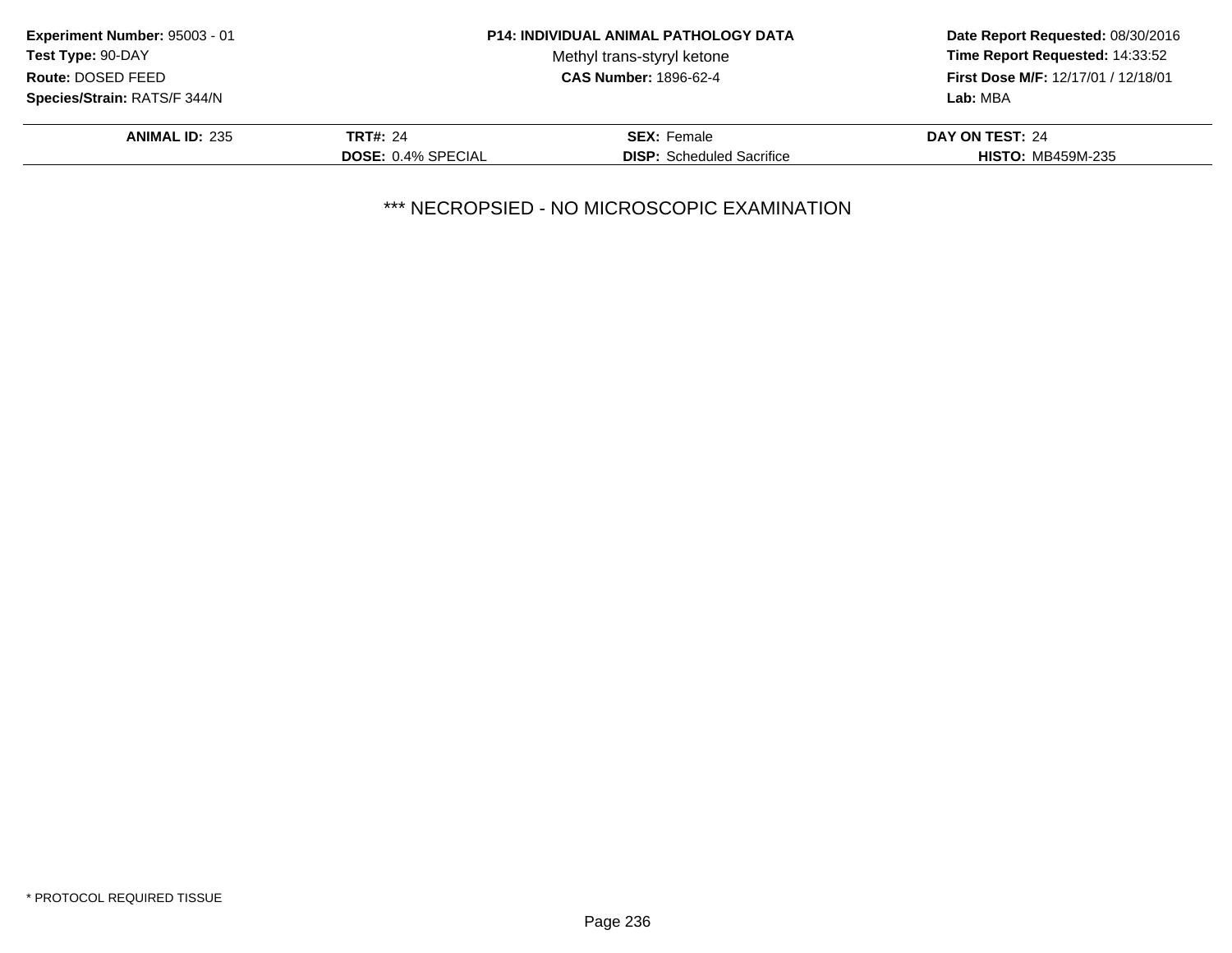**Experiment Number:** 95003 - 01
**Test Type:** 90-DAY
**Route:** DOSED FEED
**Species/Strain:** RATS/F 344/N

**P14: INDIVIDUAL ANIMAL PATHOLOGY DATA**
Methyl trans-styryl ketone
**CAS Number:** 1896-62-4

**Date Report Requested:** 08/30/2016
**Time Report Requested:** 14:33:52
**First Dose M/F:** 12/17/01 / 12/18/01
**Lab:** MBA

| **ANIMAL ID:** 235 | **TRT#:** 24 | **SEX:** Female | **DAY ON TEST:** 24 |
|---|---|---|---|
| | **DOSE:** 0.4% SPECIAL | **DISP:** Scheduled Sacrifice | **HISTO:** MB459M-235 |

*** NECROPSIED - NO MICROSCOPIC EXAMINATION

* PROTOCOL REQUIRED TISSUE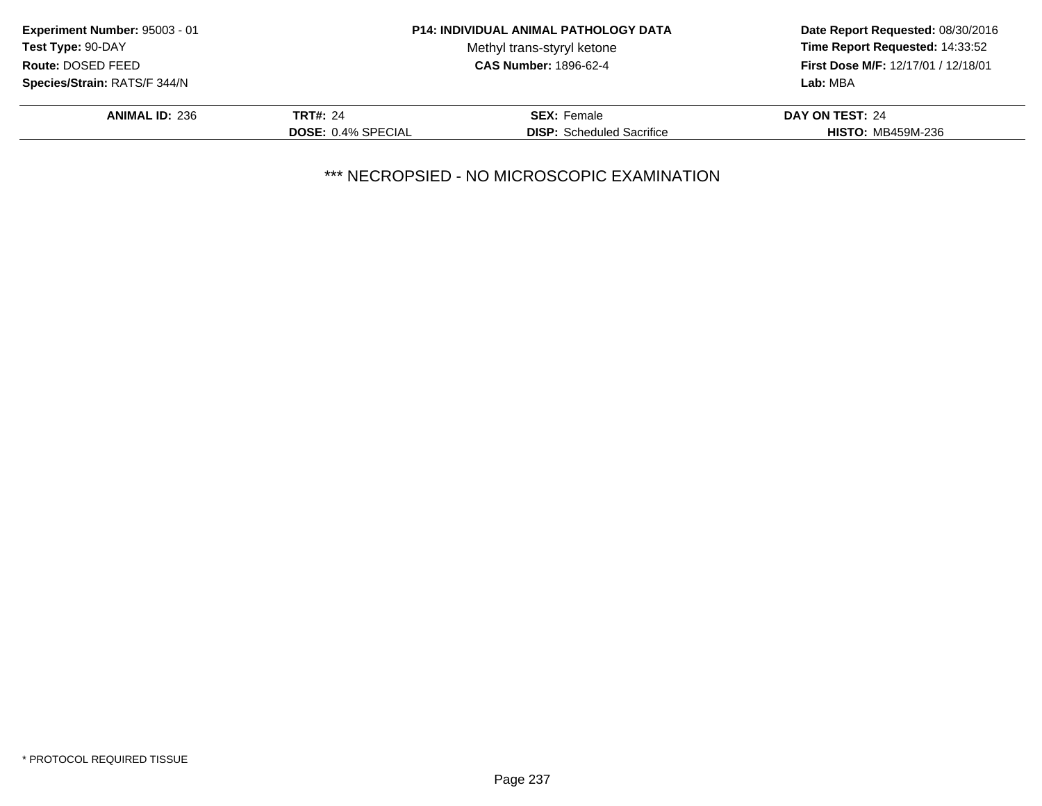**Experiment Number:** 95003 - 01
**Test Type:** 90-DAY
**Route:** DOSED FEED
**Species/Strain:** RATS/F 344/N

**P14: INDIVIDUAL ANIMAL PATHOLOGY DATA**
Methyl trans-styryl ketone
**CAS Number:** 1896-62-4

**Date Report Requested:** 08/30/2016
**Time Report Requested:** 14:33:52
**First Dose M/F:** 12/17/01 / 12/18/01
**Lab:** MBA

| **ANIMAL ID:** 236 | **TRT#:** 24 | **SEX:** Female | **DAY ON TEST:** 24 |
|---|---|---|---|
| | **DOSE:** 0.4% SPECIAL | **DISP:** Scheduled Sacrifice | **HISTO:** MB459M-236 |

*** NECROPSIED - NO MICROSCOPIC EXAMINATION

* PROTOCOL REQUIRED TISSUE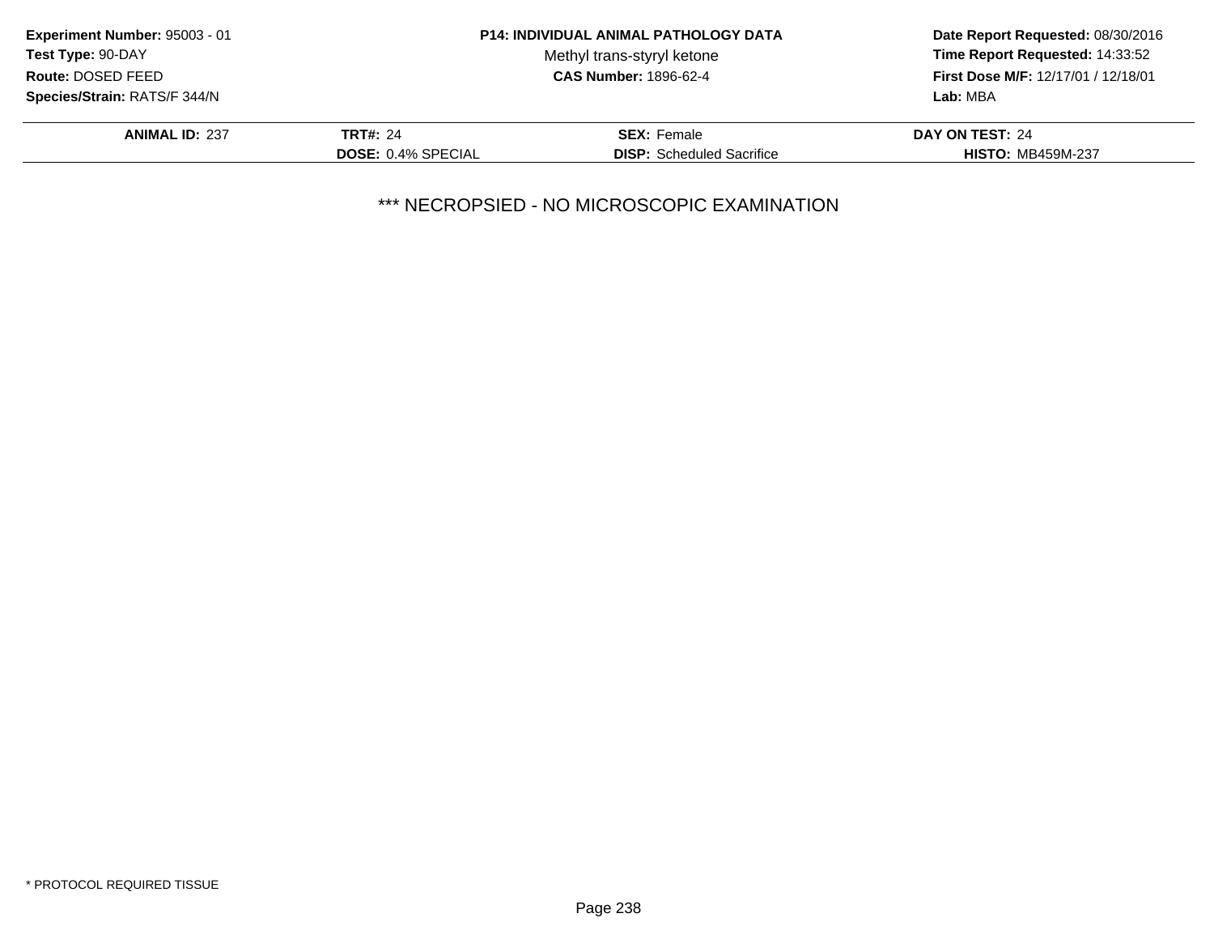**Experiment Number:** 95003 - 01
**Test Type:** 90-DAY
**Route:** DOSED FEED
**Species/Strain:** RATS/F 344/N

**P14: INDIVIDUAL ANIMAL PATHOLOGY DATA**
Methyl trans-styryl ketone
**CAS Number:** 1896-62-4

**Date Report Requested:** 08/30/2016
**Time Report Requested:** 14:33:52
**First Dose M/F:** 12/17/01 / 12/18/01
**Lab:** MBA

| **ANIMAL ID:** 237 | **TRT#:** 24 | **SEX:** Female | **DAY ON TEST:** 24 |
|---|---|---|---|
| | **DOSE:** 0.4% SPECIAL | **DISP:** Scheduled Sacrifice | **HISTO:** MB459M-237 |

*** NECROPSIED - NO MICROSCOPIC EXAMINATION

* PROTOCOL REQUIRED TISSUE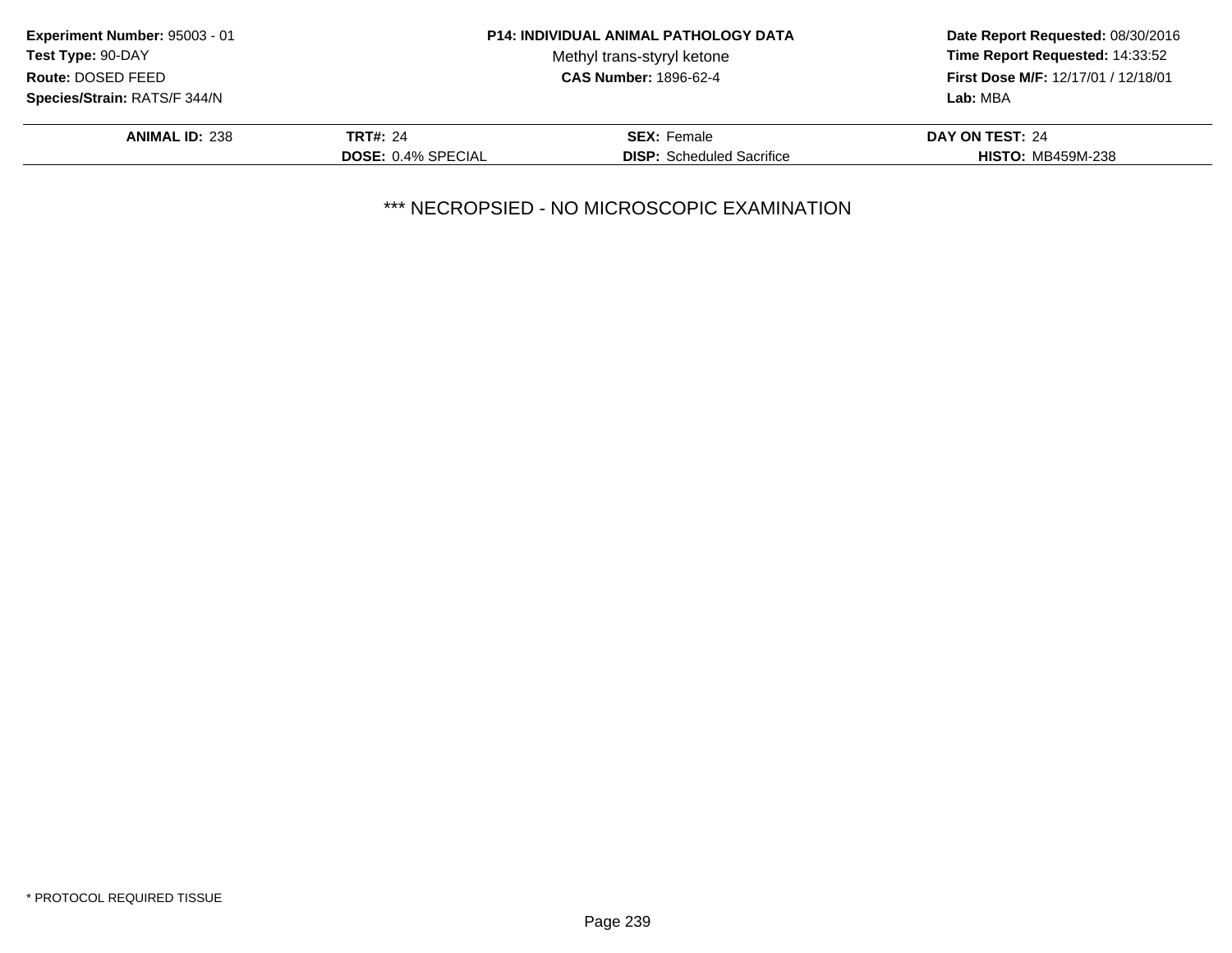**Experiment Number:** 95003 - 01
**Test Type:** 90-DAY
**Route:** DOSED FEED
**Species/Strain:** RATS/F 344/N

**P14: INDIVIDUAL ANIMAL PATHOLOGY DATA**
Methyl trans-styryl ketone
**CAS Number:** 1896-62-4

**Date Report Requested:** 08/30/2016
**Time Report Requested:** 14:33:52
**First Dose M/F:** 12/17/01 / 12/18/01
**Lab:** MBA

| **ANIMAL ID:** 238 | **TRT#:** 24 | **SEX:** Female | **DAY ON TEST:** 24 |
|---|---|---|---|
| | **DOSE:** 0.4% SPECIAL | **DISP:** Scheduled Sacrifice | **HISTO:** MB459M-238 |

*** NECROPSIED - NO MICROSCOPIC EXAMINATION

* PROTOCOL REQUIRED TISSUE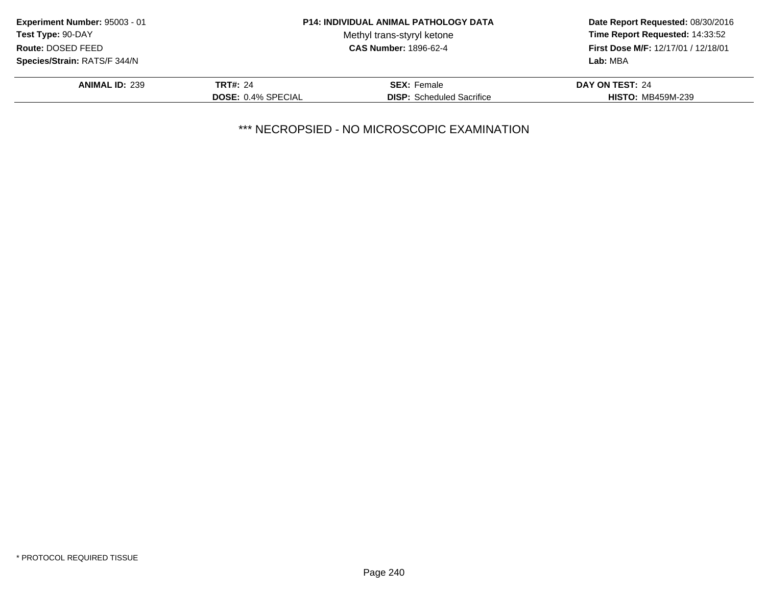**Experiment Number:** 95003 - 01
**Test Type:** 90-DAY
**Route:** DOSED FEED
**Species/Strain:** RATS/F 344/N

**P14: INDIVIDUAL ANIMAL PATHOLOGY DATA**
Methyl trans-styryl ketone
**CAS Number:** 1896-62-4

**Date Report Requested:** 08/30/2016
**Time Report Requested:** 14:33:52
**First Dose M/F:** 12/17/01 / 12/18/01
**Lab:** MBA

| **ANIMAL ID:** 239 | **TRT#:** 24 | **SEX:** Female | **DAY ON TEST:** 24 |
|---|---|---|---|
| | **DOSE:** 0.4% SPECIAL | **DISP:** Scheduled Sacrifice | **HISTO:** MB459M-239 |

*** NECROPSIED - NO MICROSCOPIC EXAMINATION

* PROTOCOL REQUIRED TISSUE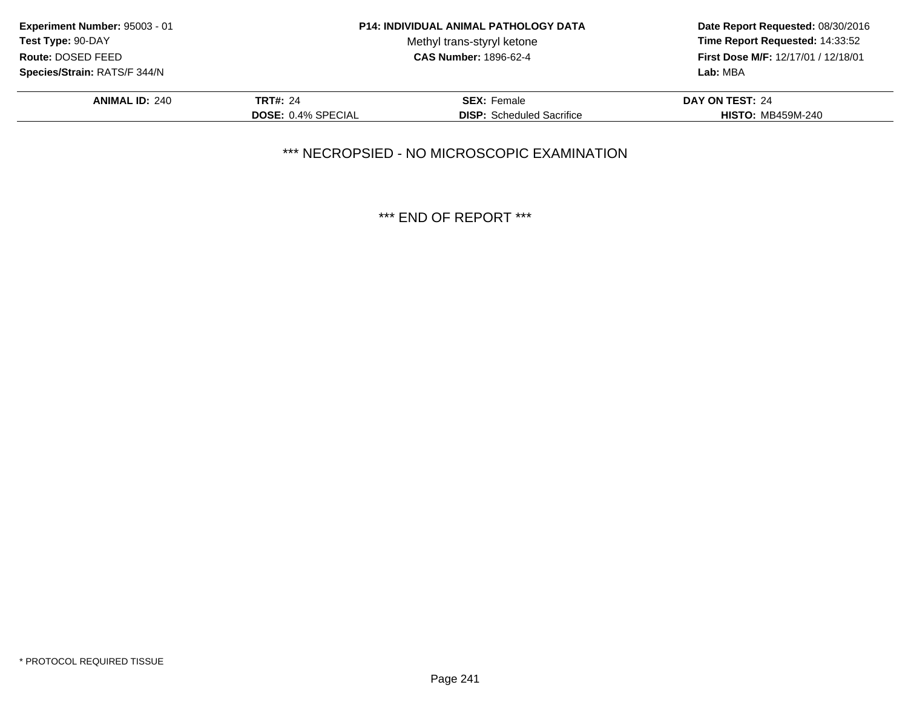**Experiment Number:** 95003 - 01
**Test Type:** 90-DAY
**Route:** DOSED FEED
**Species/Strain:** RATS/F 344/N

**P14: INDIVIDUAL ANIMAL PATHOLOGY DATA**
Methyl trans-styryl ketone
**CAS Number:** 1896-62-4

**Date Report Requested:** 08/30/2016
**Time Report Requested:** 14:33:52
**First Dose M/F:** 12/17/01 / 12/18/01
**Lab:** MBA

| | | | |
|---|---|---|---|
| **ANIMAL ID:** 240 | **TRT#:** 24 | **SEX:** Female | **DAY ON TEST:** 24 |
| | **DOSE:** 0.4% SPECIAL | **DISP:** Scheduled Sacrifice | **HISTO:** MB459M-240 |

*** NECROPSIED - NO MICROSCOPIC EXAMINATION

*** END OF REPORT ***

* PROTOCOL REQUIRED TISSUE